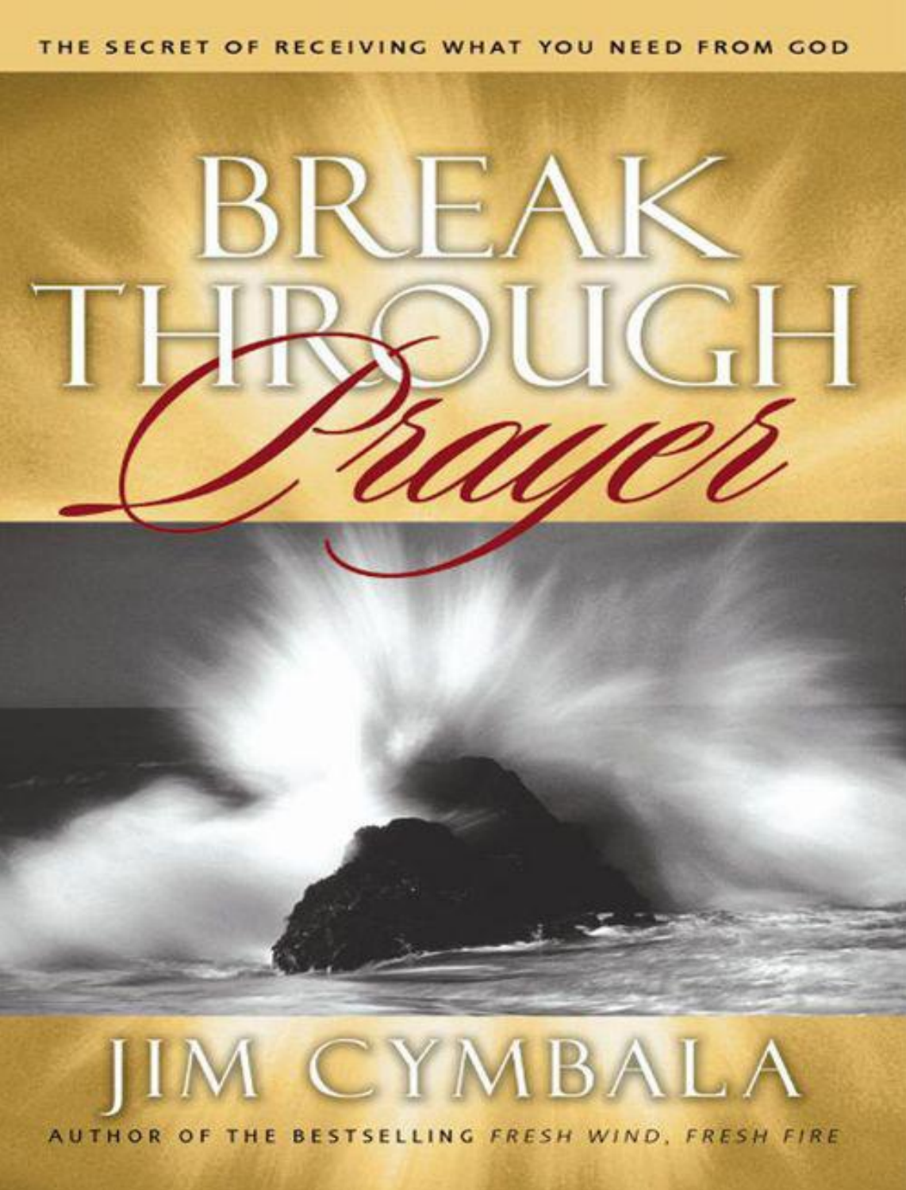THE SECRET OF RECEIVING WHAT YOU NEED FROM GOD

# BREAK THROUGH *Prayer*

## JIM CYMBALA

AUTHOR OF THE BESTSELLING *FRESH WIND, FRESH FIRE*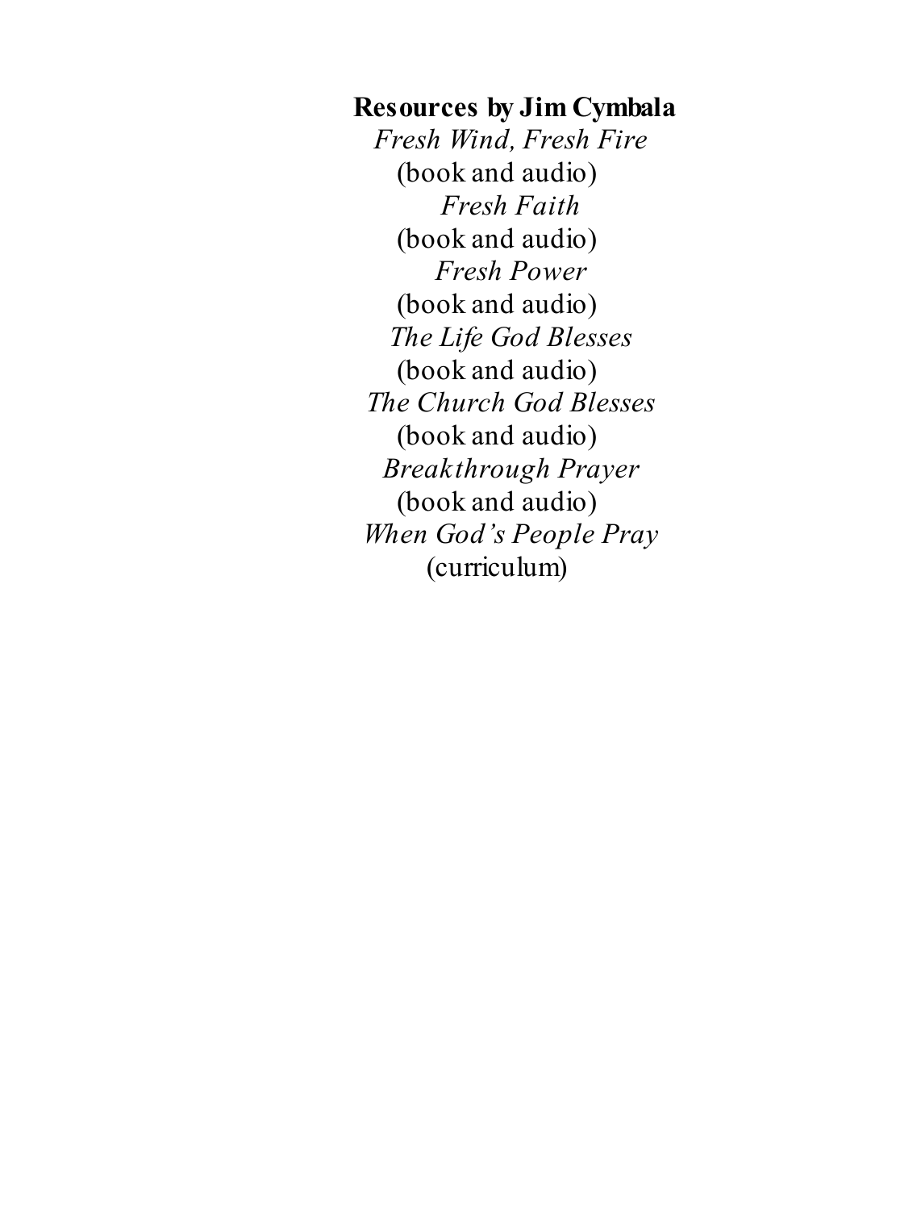**Resources by Jim Cymbala**

*Fresh Wind, Fresh Fire*
(book and audio)

*Fresh Faith*
(book and audio)

*Fresh Power*
(book and audio)

*The Life God Blesses*
(book and audio)

*The Church God Blesses*
(book and audio)

*Breakthrough Prayer*
(book and audio)

*When God's People Pray*
(curriculum)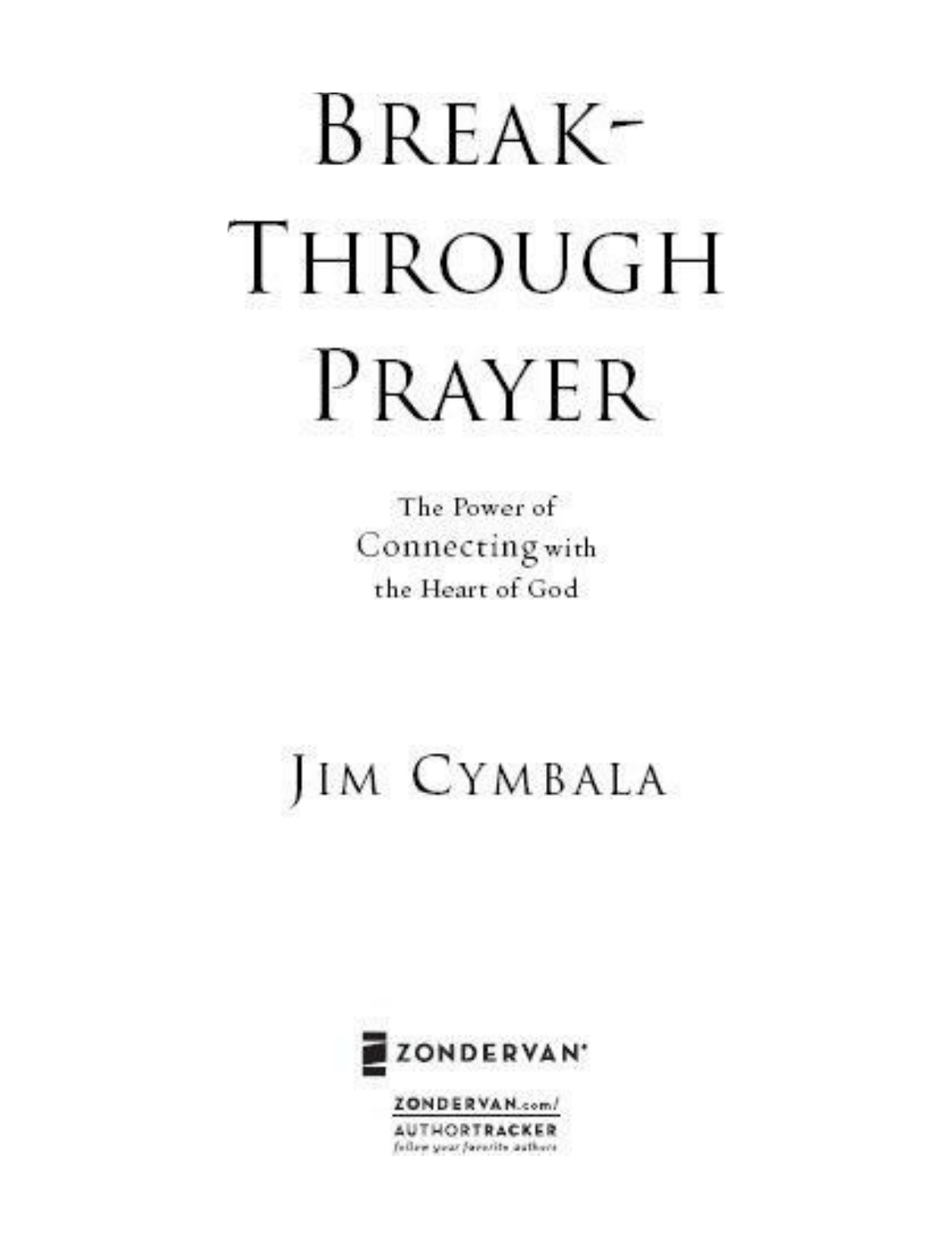# BREAK-THROUGH PRAYER

The Power of Connecting with the Heart of God

JIM CYMBALA

ZONDERVAN®

ZONDERVAN.com/
AUTHORTRACKER
follow your favorite authors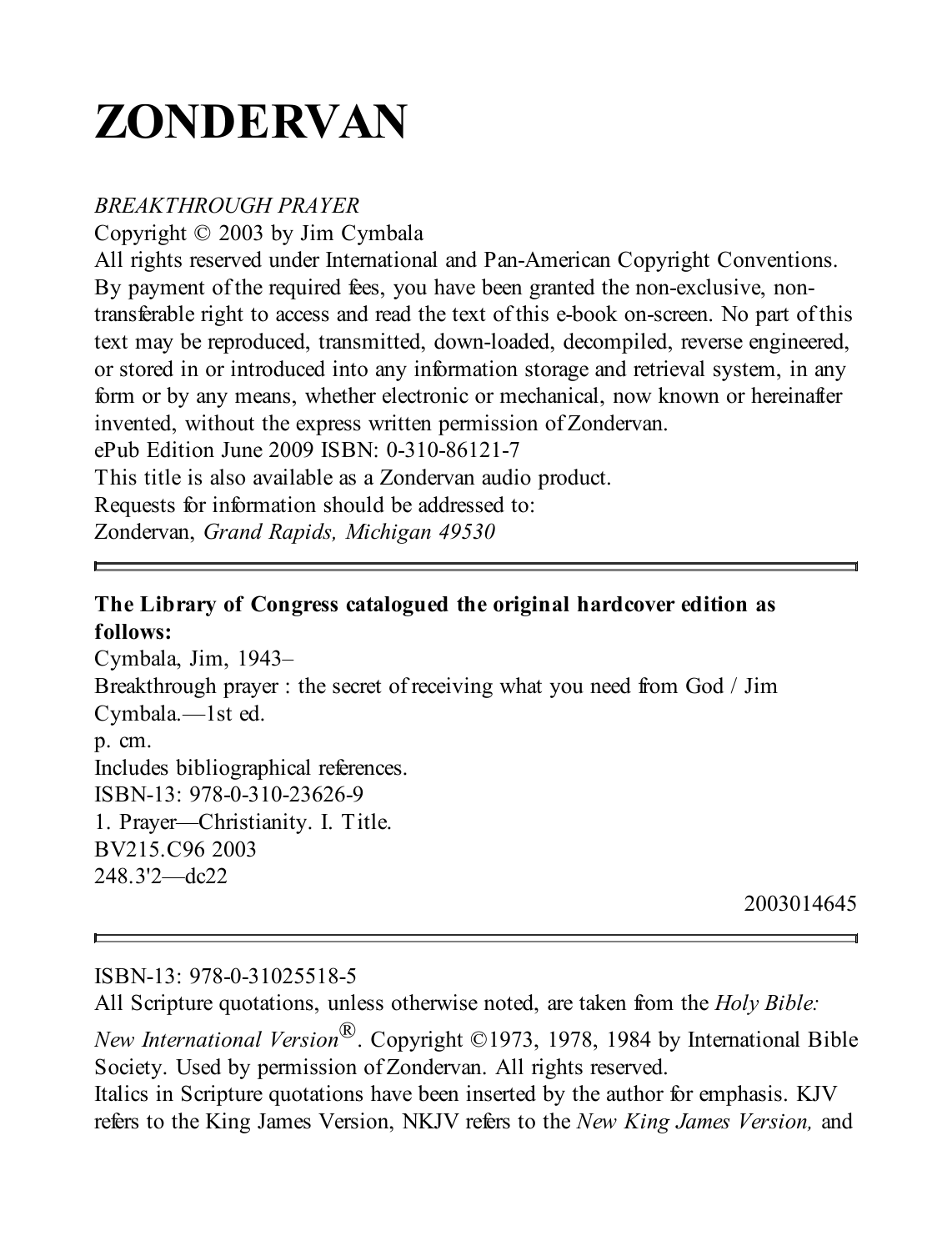# ZONDERVAN

*BREAKTHROUGH PRAYER*
Copyright © 2003 by Jim Cymbala
All rights reserved under International and Pan-American Copyright Conventions. By payment of the required fees, you have been granted the non-exclusive, non-transferable right to access and read the text of this e-book on-screen. No part of this text may be reproduced, transmitted, down-loaded, decompiled, reverse engineered, or stored in or introduced into any information storage and retrieval system, in any form or by any means, whether electronic or mechanical, now known or hereinafter invented, without the express written permission of Zondervan.
ePub Edition June 2009 ISBN: 0-310-86121-7
This title is also available as a Zondervan audio product.
Requests for information should be addressed to:
Zondervan, *Grand Rapids, Michigan 49530*

---

**The Library of Congress catalogued the original hardcover edition as follows:**
Cymbala, Jim, 1943–
Breakthrough prayer : the secret of receiving what you need from God / Jim Cymbala.—1st ed.
p. cm.
Includes bibliographical references.
ISBN-13: 978-0-310-23626-9
1. Prayer—Christianity. I. Title.
BV215.C96 2003
248.3'2—dc22

2003014645

---

ISBN-13: 978-0-31025518-5
All Scripture quotations, unless otherwise noted, are taken from the *Holy Bible: New International Version*®. Copyright ©1973, 1978, 1984 by International Bible Society. Used by permission of Zondervan. All rights reserved.
Italics in Scripture quotations have been inserted by the author for emphasis. KJV refers to the King James Version, NKJV refers to the *New King James Version,* and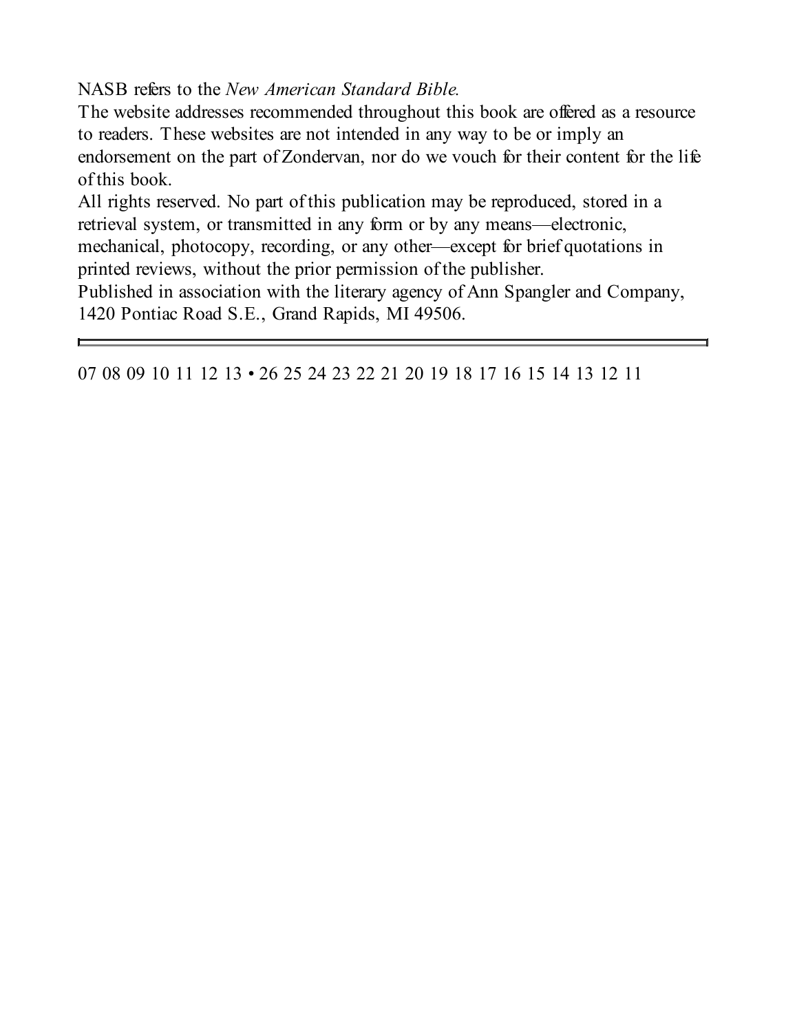NASB refers to the *New American Standard Bible.*

The website addresses recommended throughout this book are offered as a resource to readers. These websites are not intended in any way to be or imply an endorsement on the part of Zondervan, nor do we vouch for their content for the life of this book.

All rights reserved. No part of this publication may be reproduced, stored in a retrieval system, or transmitted in any form or by any means—electronic, mechanical, photocopy, recording, or any other—except for brief quotations in printed reviews, without the prior permission of the publisher.

Published in association with the literary agency of Ann Spangler and Company, 1420 Pontiac Road S.E., Grand Rapids, MI 49506.

---

07 08 09 10 11 12 13 • 26 25 24 23 22 21 20 19 18 17 16 15 14 13 12 11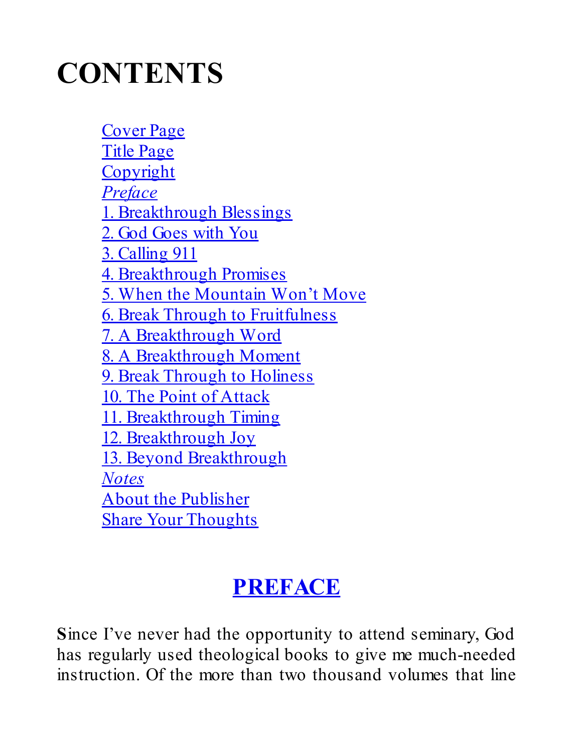# CONTENTS

Cover Page
Title Page
Copyright
*Preface*
1. Breakthrough Blessings
2. God Goes with You
3. Calling 911
4. Breakthrough Promises
5. When the Mountain Won't Move
6. Break Through to Fruitfulness
7. A Breakthrough Word
8. A Breakthrough Moment
9. Break Through to Holiness
10. The Point of Attack
11. Breakthrough Timing
12. Breakthrough Joy
13. Beyond Breakthrough
*Notes*
About the Publisher
Share Your Thoughts

## PREFACE

**S**ince I've never had the opportunity to attend seminary, God has regularly used theological books to give me much-needed instruction. Of the more than two thousand volumes that line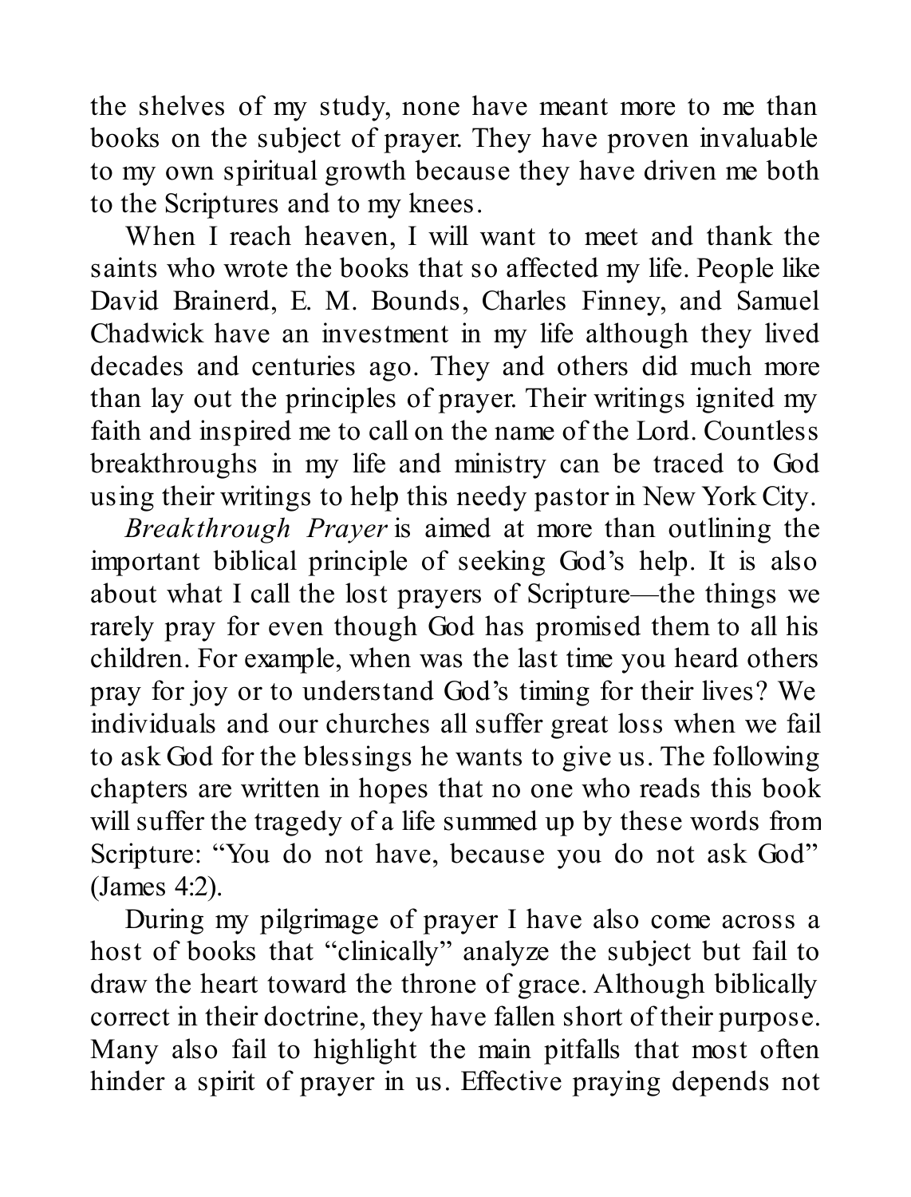the shelves of my study, none have meant more to me than books on the subject of prayer. They have proven invaluable to my own spiritual growth because they have driven me both to the Scriptures and to my knees.

When I reach heaven, I will want to meet and thank the saints who wrote the books that so affected my life. People like David Brainerd, E. M. Bounds, Charles Finney, and Samuel Chadwick have an investment in my life although they lived decades and centuries ago. They and others did much more than lay out the principles of prayer. Their writings ignited my faith and inspired me to call on the name of the Lord. Countless breakthroughs in my life and ministry can be traced to God using their writings to help this needy pastor in New York City.

*Breakthrough Prayer* is aimed at more than outlining the important biblical principle of seeking God's help. It is also about what I call the lost prayers of Scripture—the things we rarely pray for even though God has promised them to all his children. For example, when was the last time you heard others pray for joy or to understand God's timing for their lives? We individuals and our churches all suffer great loss when we fail to ask God for the blessings he wants to give us. The following chapters are written in hopes that no one who reads this book will suffer the tragedy of a life summed up by these words from Scripture: "You do not have, because you do not ask God" (James 4:2).

During my pilgrimage of prayer I have also come across a host of books that "clinically" analyze the subject but fail to draw the heart toward the throne of grace. Although biblically correct in their doctrine, they have fallen short of their purpose. Many also fail to highlight the main pitfalls that most often hinder a spirit of prayer in us. Effective praying depends not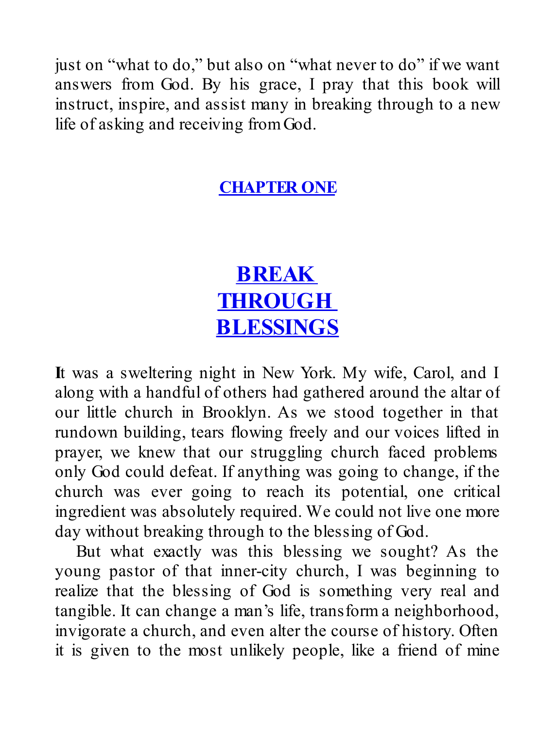just on "what to do," but also on "what never to do" if we want answers from God. By his grace, I pray that this book will instruct, inspire, and assist many in breaking through to a new life of asking and receiving from God.

## CHAPTER ONE

# BREAK THROUGH BLESSINGS

**I**t was a sweltering night in New York. My wife, Carol, and I along with a handful of others had gathered around the altar of our little church in Brooklyn. As we stood together in that rundown building, tears flowing freely and our voices lifted in prayer, we knew that our struggling church faced problems only God could defeat. If anything was going to change, if the church was ever going to reach its potential, one critical ingredient was absolutely required. We could not live one more day without breaking through to the blessing of God.

But what exactly was this blessing we sought? As the young pastor of that inner-city church, I was beginning to realize that the blessing of God is something very real and tangible. It can change a man's life, transform a neighborhood, invigorate a church, and even alter the course of history. Often it is given to the most unlikely people, like a friend of mine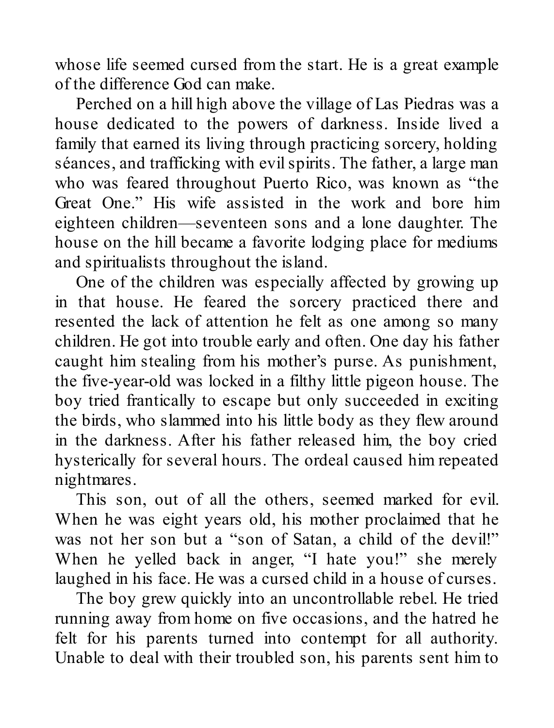whose life seemed cursed from the start. He is a great example of the difference God can make.

Perched on a hill high above the village of Las Piedras was a house dedicated to the powers of darkness. Inside lived a family that earned its living through practicing sorcery, holding séances, and trafficking with evil spirits. The father, a large man who was feared throughout Puerto Rico, was known as "the Great One." His wife assisted in the work and bore him eighteen children—seventeen sons and a lone daughter. The house on the hill became a favorite lodging place for mediums and spiritualists throughout the island.

One of the children was especially affected by growing up in that house. He feared the sorcery practiced there and resented the lack of attention he felt as one among so many children. He got into trouble early and often. One day his father caught him stealing from his mother's purse. As punishment, the five-year-old was locked in a filthy little pigeon house. The boy tried frantically to escape but only succeeded in exciting the birds, who slammed into his little body as they flew around in the darkness. After his father released him, the boy cried hysterically for several hours. The ordeal caused him repeated nightmares.

This son, out of all the others, seemed marked for evil. When he was eight years old, his mother proclaimed that he was not her son but a "son of Satan, a child of the devil!" When he yelled back in anger, "I hate you!" she merely laughed in his face. He was a cursed child in a house of curses.

The boy grew quickly into an uncontrollable rebel. He tried running away from home on five occasions, and the hatred he felt for his parents turned into contempt for all authority. Unable to deal with their troubled son, his parents sent him to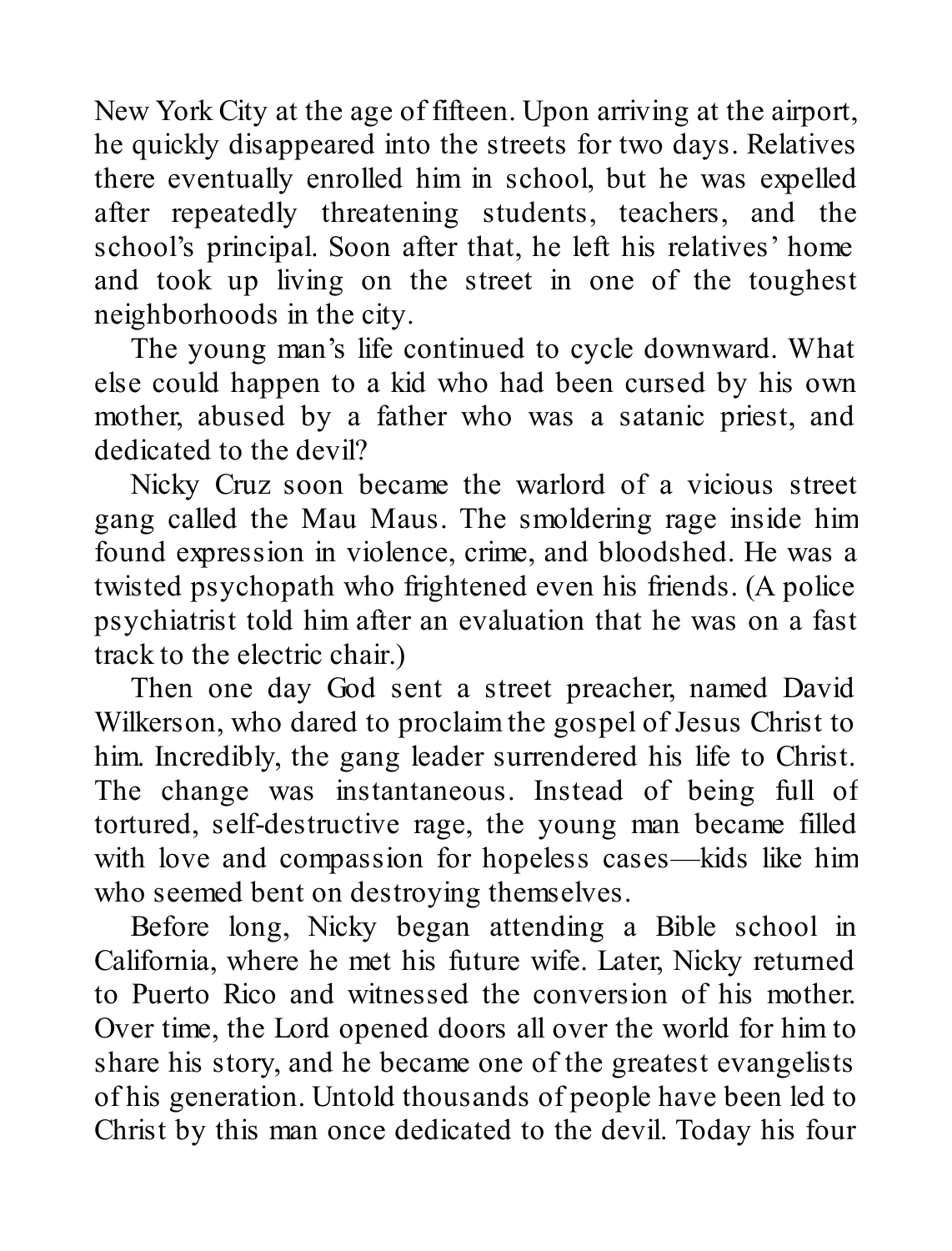New York City at the age of fifteen. Upon arriving at the airport, he quickly disappeared into the streets for two days. Relatives there eventually enrolled him in school, but he was expelled after repeatedly threatening students, teachers, and the school's principal. Soon after that, he left his relatives' home and took up living on the street in one of the toughest neighborhoods in the city.

The young man's life continued to cycle downward. What else could happen to a kid who had been cursed by his own mother, abused by a father who was a satanic priest, and dedicated to the devil?

Nicky Cruz soon became the warlord of a vicious street gang called the Mau Maus. The smoldering rage inside him found expression in violence, crime, and bloodshed. He was a twisted psychopath who frightened even his friends. (A police psychiatrist told him after an evaluation that he was on a fast track to the electric chair.)

Then one day God sent a street preacher, named David Wilkerson, who dared to proclaim the gospel of Jesus Christ to him. Incredibly, the gang leader surrendered his life to Christ. The change was instantaneous. Instead of being full of tortured, self-destructive rage, the young man became filled with love and compassion for hopeless cases—kids like him who seemed bent on destroying themselves.

Before long, Nicky began attending a Bible school in California, where he met his future wife. Later, Nicky returned to Puerto Rico and witnessed the conversion of his mother. Over time, the Lord opened doors all over the world for him to share his story, and he became one of the greatest evangelists of his generation. Untold thousands of people have been led to Christ by this man once dedicated to the devil. Today his four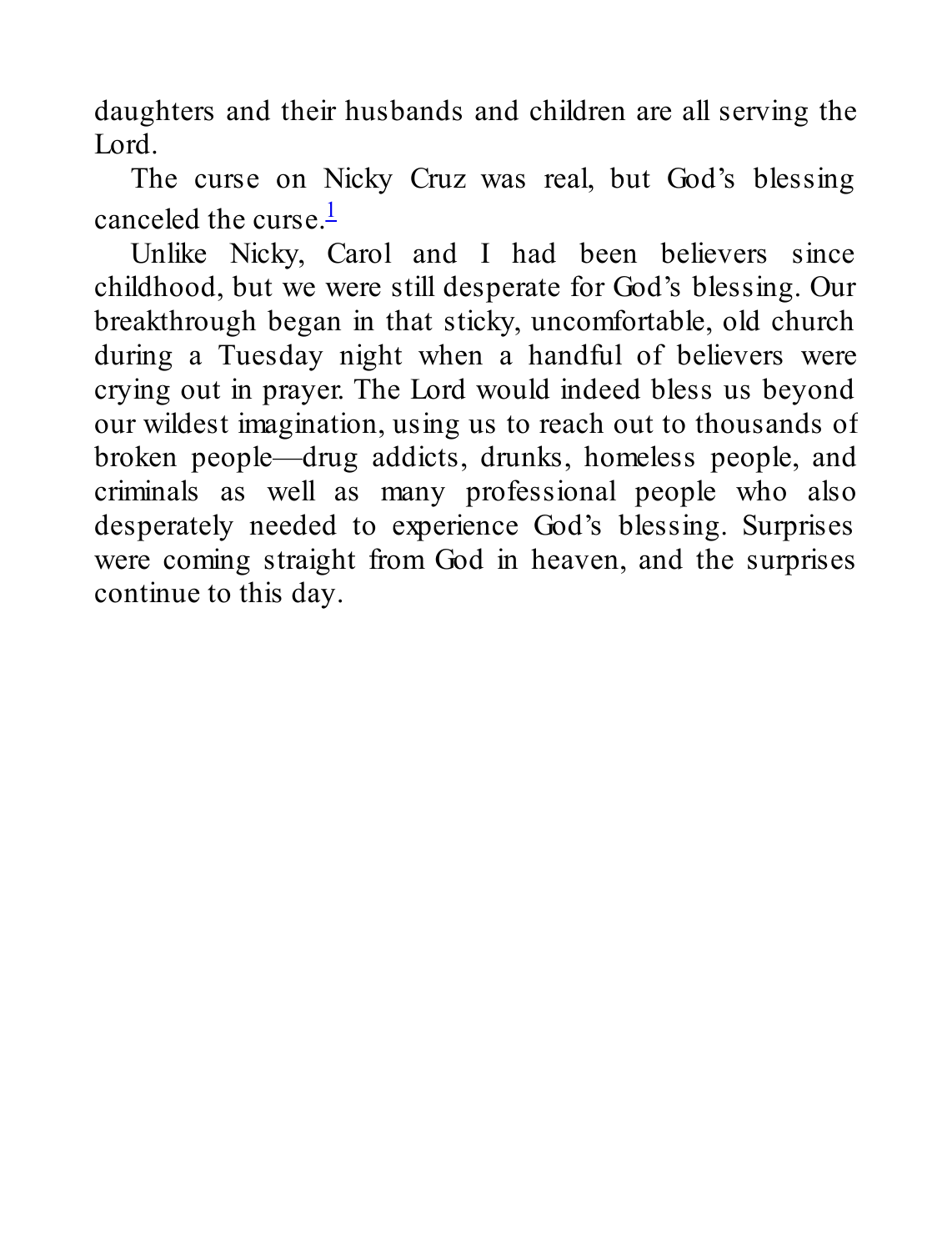daughters and their husbands and children are all serving the Lord.

The curse on Nicky Cruz was real, but God's blessing canceled the curse.[1]

Unlike Nicky, Carol and I had been believers since childhood, but we were still desperate for God's blessing. Our breakthrough began in that sticky, uncomfortable, old church during a Tuesday night when a handful of believers were crying out in prayer. The Lord would indeed bless us beyond our wildest imagination, using us to reach out to thousands of broken people—drug addicts, drunks, homeless people, and criminals as well as many professional people who also desperately needed to experience God's blessing. Surprises were coming straight from God in heaven, and the surprises continue to this day.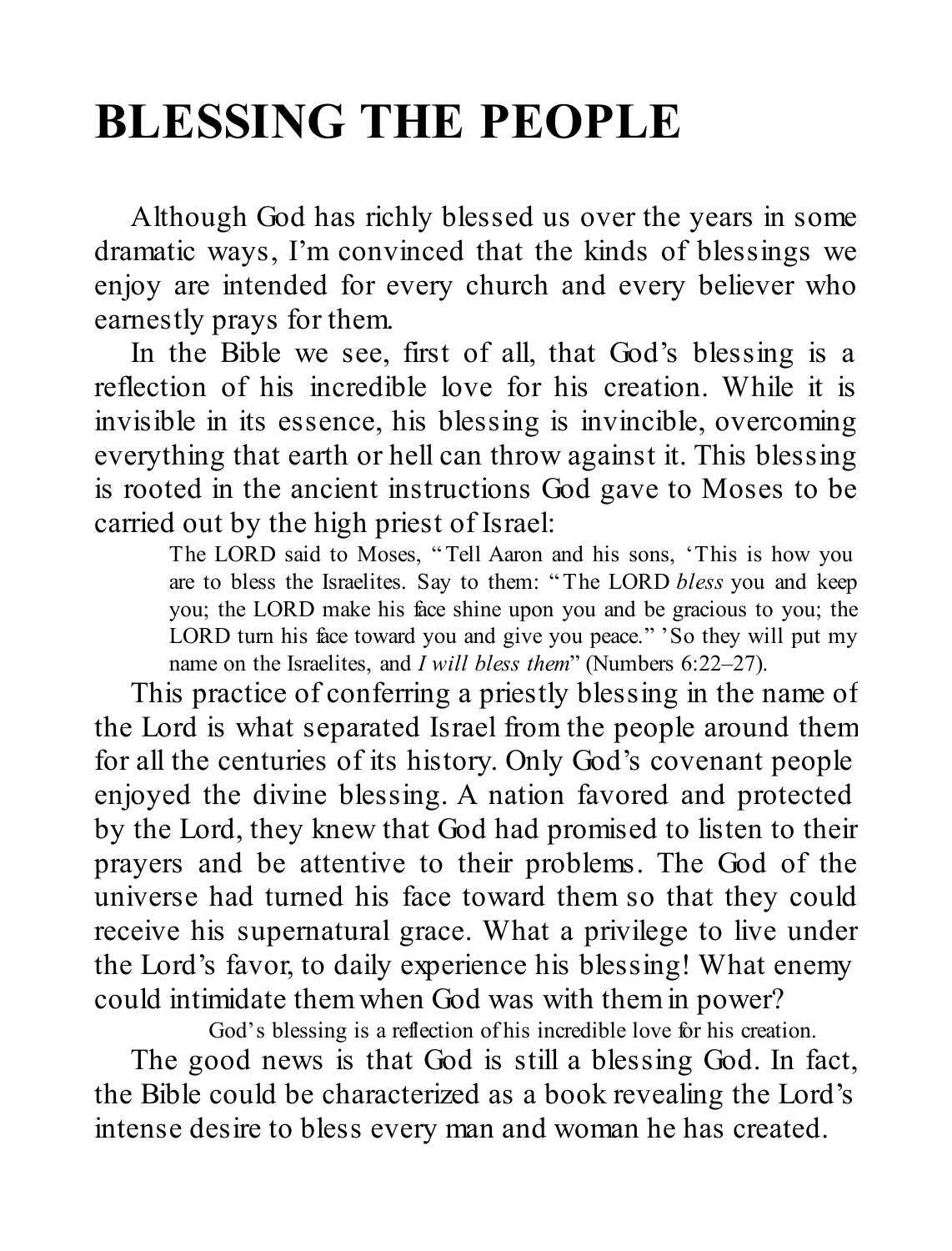# BLESSING THE PEOPLE

Although God has richly blessed us over the years in some dramatic ways, I'm convinced that the kinds of blessings we enjoy are intended for every church and every believer who earnestly prays for them.

In the Bible we see, first of all, that God's blessing is a reflection of his incredible love for his creation. While it is invisible in its essence, his blessing is invincible, overcoming everything that earth or hell can throw against it. This blessing is rooted in the ancient instructions God gave to Moses to be carried out by the high priest of Israel:

> The LORD said to Moses, "Tell Aaron and his sons, 'This is how you are to bless the Israelites. Say to them: "The LORD *bless* you and keep you; the LORD make his face shine upon you and be gracious to you; the LORD turn his face toward you and give you peace." 'So they will put my name on the Israelites, and *I will bless them*" (Numbers 6:22–27).

This practice of conferring a priestly blessing in the name of the Lord is what separated Israel from the people around them for all the centuries of its history. Only God's covenant people enjoyed the divine blessing. A nation favored and protected by the Lord, they knew that God had promised to listen to their prayers and be attentive to their problems. The God of the universe had turned his face toward them so that they could receive his supernatural grace. What a privilege to live under the Lord's favor, to daily experience his blessing! What enemy could intimidate them when God was with them in power?

God's blessing is a reflection of his incredible love for his creation.

The good news is that God is still a blessing God. In fact, the Bible could be characterized as a book revealing the Lord's intense desire to bless every man and woman he has created.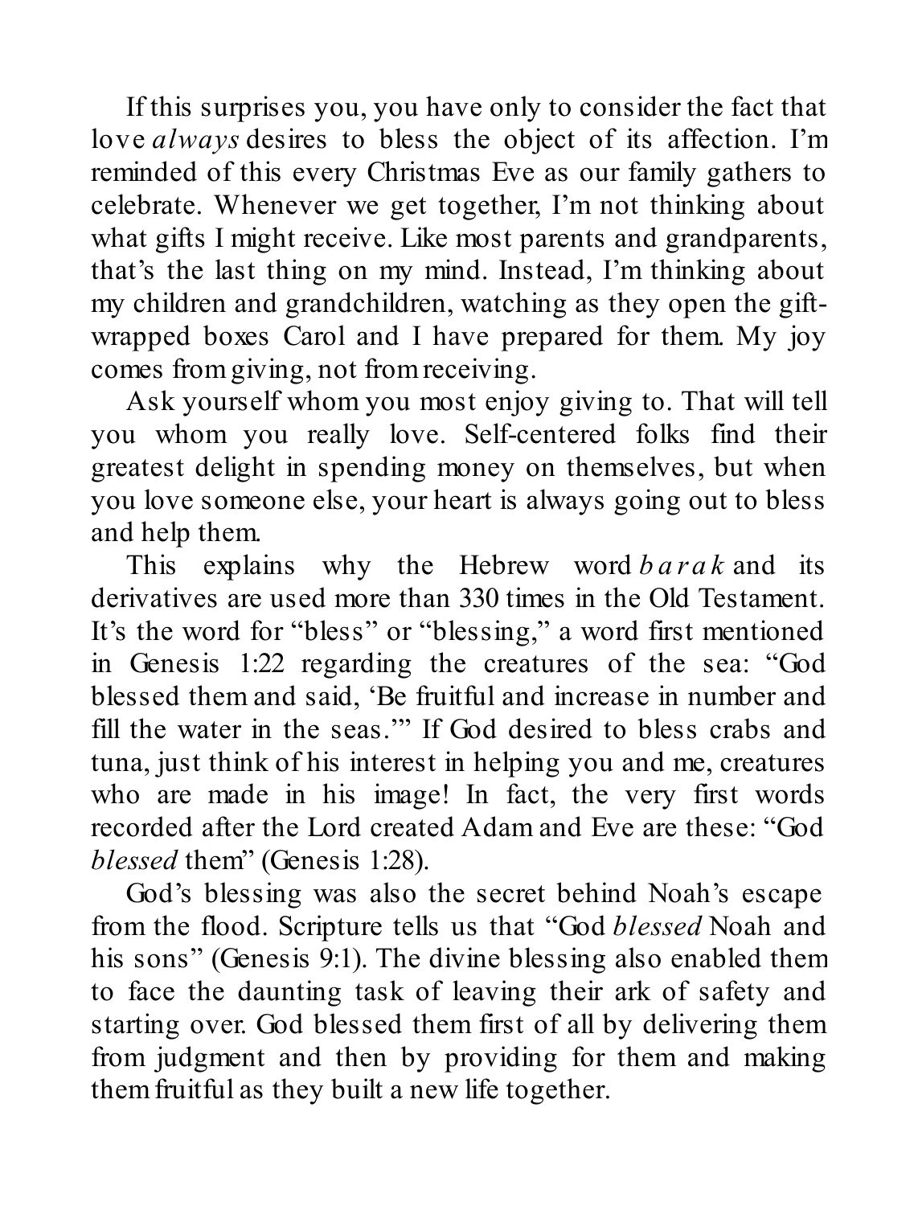If this surprises you, you have only to consider the fact that love *always* desires to bless the object of its affection. I'm reminded of this every Christmas Eve as our family gathers to celebrate. Whenever we get together, I'm not thinking about what gifts I might receive. Like most parents and grandparents, that's the last thing on my mind. Instead, I'm thinking about my children and grandchildren, watching as they open the gift-wrapped boxes Carol and I have prepared for them. My joy comes from giving, not from receiving.

Ask yourself whom you most enjoy giving to. That will tell you whom you really love. Self-centered folks find their greatest delight in spending money on themselves, but when you love someone else, your heart is always going out to bless and help them.

This explains why the Hebrew word *barak* and its derivatives are used more than 330 times in the Old Testament. It's the word for "bless" or "blessing," a word first mentioned in Genesis 1:22 regarding the creatures of the sea: "God blessed them and said, 'Be fruitful and increase in number and fill the water in the seas.'" If God desired to bless crabs and tuna, just think of his interest in helping you and me, creatures who are made in his image! In fact, the very first words recorded after the Lord created Adam and Eve are these: "God *blessed* them" (Genesis 1:28).

God's blessing was also the secret behind Noah's escape from the flood. Scripture tells us that "God *blessed* Noah and his sons" (Genesis 9:1). The divine blessing also enabled them to face the daunting task of leaving their ark of safety and starting over. God blessed them first of all by delivering them from judgment and then by providing for them and making them fruitful as they built a new life together.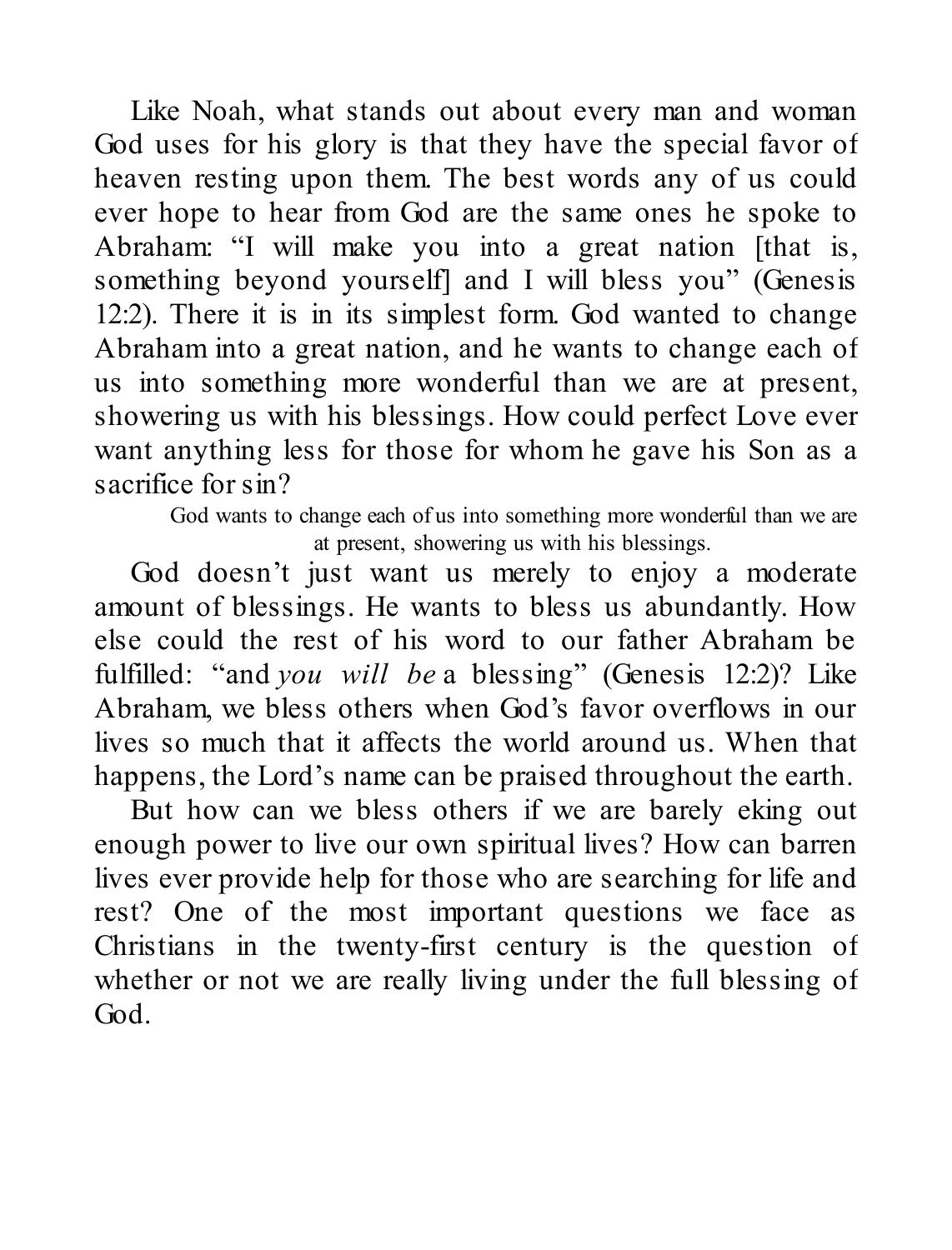Like Noah, what stands out about every man and woman God uses for his glory is that they have the special favor of heaven resting upon them. The best words any of us could ever hope to hear from God are the same ones he spoke to Abraham: "I will make you into a great nation [that is, something beyond yourself] and I will bless you" (Genesis 12:2). There it is in its simplest form. God wanted to change Abraham into a great nation, and he wants to change each of us into something more wonderful than we are at present, showering us with his blessings. How could perfect Love ever want anything less for those for whom he gave his Son as a sacrifice for sin?

> God wants to change each of us into something more wonderful than we are at present, showering us with his blessings.

God doesn't just want us merely to enjoy a moderate amount of blessings. He wants to bless us abundantly. How else could the rest of his word to our father Abraham be fulfilled: "and *you will be* a blessing" (Genesis 12:2)? Like Abraham, we bless others when God's favor overflows in our lives so much that it affects the world around us. When that happens, the Lord's name can be praised throughout the earth.

But how can we bless others if we are barely eking out enough power to live our own spiritual lives? How can barren lives ever provide help for those who are searching for life and rest? One of the most important questions we face as Christians in the twenty-first century is the question of whether or not we are really living under the full blessing of God.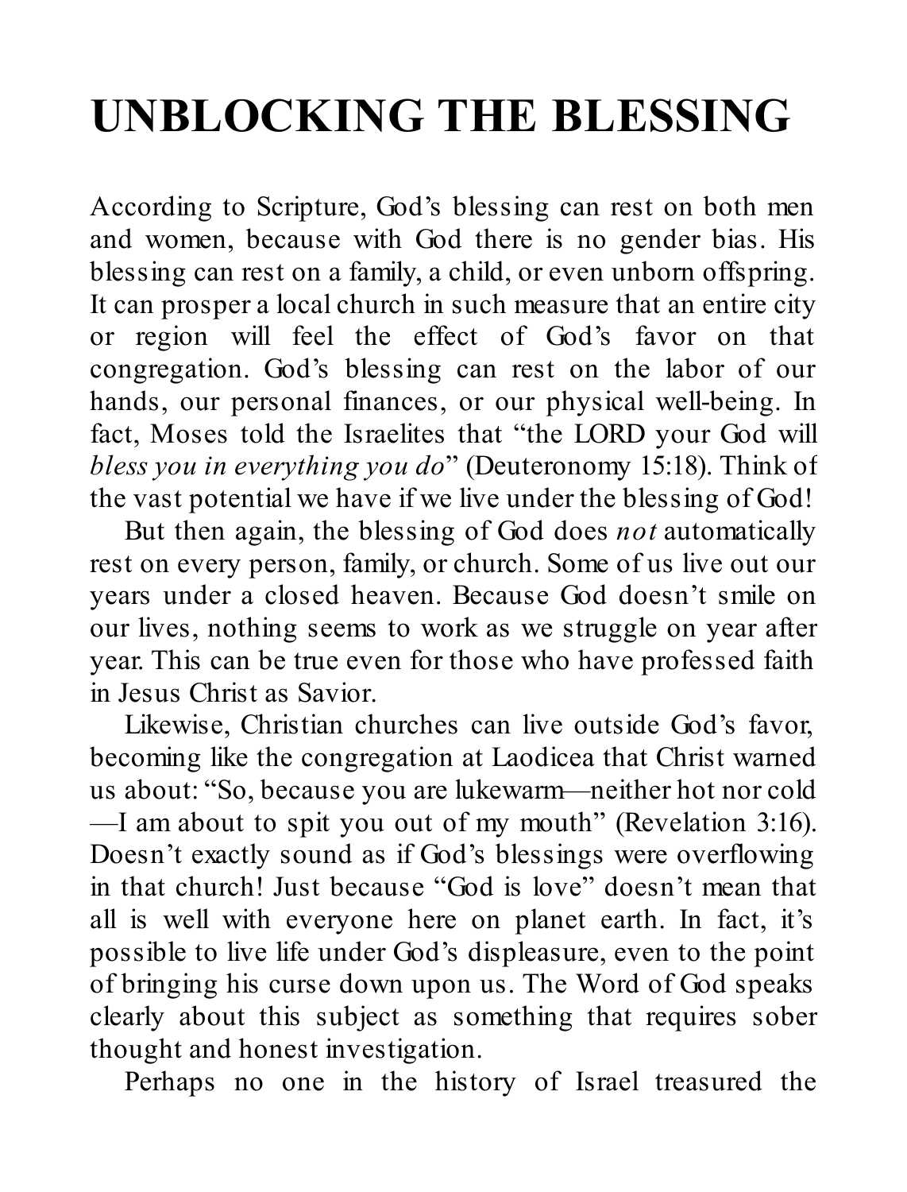# UNBLOCKING THE BLESSING

According to Scripture, God's blessing can rest on both men and women, because with God there is no gender bias. His blessing can rest on a family, a child, or even unborn offspring. It can prosper a local church in such measure that an entire city or region will feel the effect of God's favor on that congregation. God's blessing can rest on the labor of our hands, our personal finances, or our physical well-being. In fact, Moses told the Israelites that "the LORD your God will *bless you in everything you do*" (Deuteronomy 15:18). Think of the vast potential we have if we live under the blessing of God!

But then again, the blessing of God does *not* automatically rest on every person, family, or church. Some of us live out our years under a closed heaven. Because God doesn't smile on our lives, nothing seems to work as we struggle on year after year. This can be true even for those who have professed faith in Jesus Christ as Savior.

Likewise, Christian churches can live outside God's favor, becoming like the congregation at Laodicea that Christ warned us about: "So, because you are lukewarm—neither hot nor cold—I am about to spit you out of my mouth" (Revelation 3:16). Doesn't exactly sound as if God's blessings were overflowing in that church! Just because "God is love" doesn't mean that all is well with everyone here on planet earth. In fact, it's possible to live life under God's displeasure, even to the point of bringing his curse down upon us. The Word of God speaks clearly about this subject as something that requires sober thought and honest investigation.

Perhaps no one in the history of Israel treasured the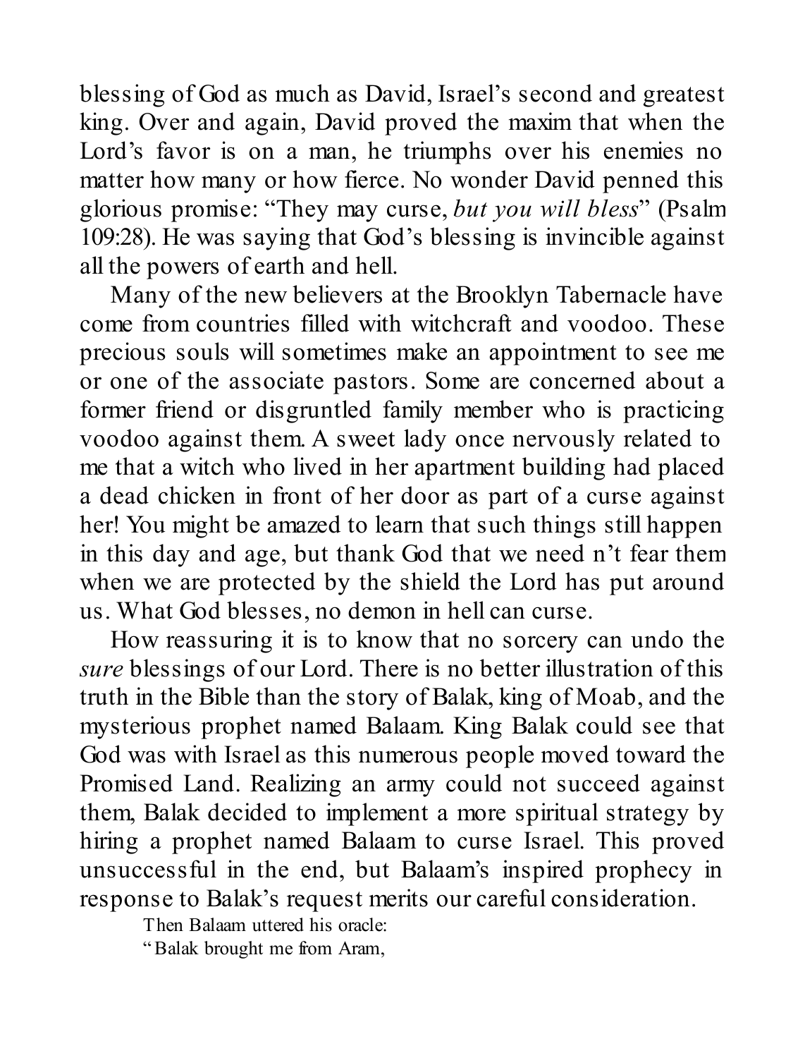blessing of God as much as David, Israel's second and greatest king. Over and again, David proved the maxim that when the Lord's favor is on a man, he triumphs over his enemies no matter how many or how fierce. No wonder David penned this glorious promise: "They may curse, *but you will bless*" (Psalm 109:28). He was saying that God's blessing is invincible against all the powers of earth and hell.

Many of the new believers at the Brooklyn Tabernacle have come from countries filled with witchcraft and voodoo. These precious souls will sometimes make an appointment to see me or one of the associate pastors. Some are concerned about a former friend or disgruntled family member who is practicing voodoo against them. A sweet lady once nervously related to me that a witch who lived in her apartment building had placed a dead chicken in front of her door as part of a curse against her! You might be amazed to learn that such things still happen in this day and age, but thank God that we need n't fear them when we are protected by the shield the Lord has put around us. What God blesses, no demon in hell can curse.

How reassuring it is to know that no sorcery can undo the *sure* blessings of our Lord. There is no better illustration of this truth in the Bible than the story of Balak, king of Moab, and the mysterious prophet named Balaam. King Balak could see that God was with Israel as this numerous people moved toward the Promised Land. Realizing an army could not succeed against them, Balak decided to implement a more spiritual strategy by hiring a prophet named Balaam to curse Israel. This proved unsuccessful in the end, but Balaam's inspired prophecy in response to Balak's request merits our careful consideration.

> Then Balaam uttered his oracle:
> "Balak brought me from Aram,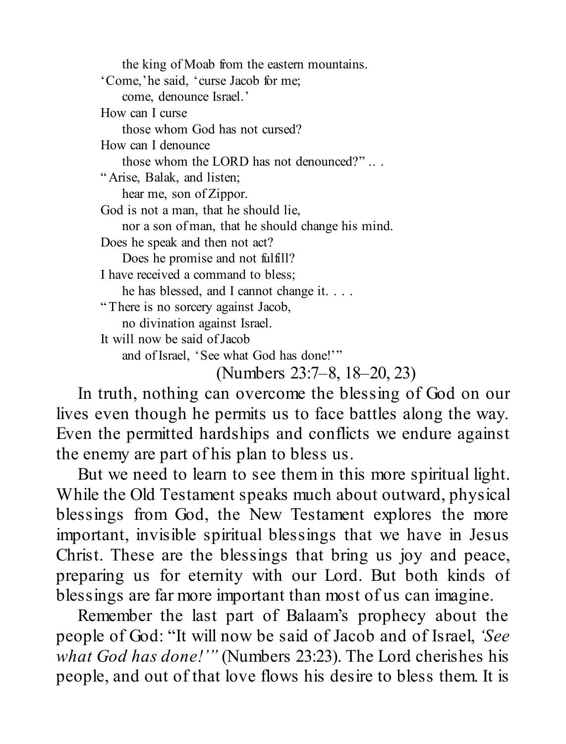the king of Moab from the eastern mountains.  
'Come,' he said, 'curse Jacob for me;  
come, denounce Israel.'  
How can I curse  
those whom God has not cursed?  
How can I denounce  
those whom the LORD has not denounced?" . . .  
"Arise, Balak, and listen;  
hear me, son of Zippor.  
God is not a man, that he should lie,  
nor a son of man, that he should change his mind.  
Does he speak and then not act?  
Does he promise and not fulfill?  
I have received a command to bless;  
he has blessed, and I cannot change it. . . .  
"There is no sorcery against Jacob,  
no divination against Israel.  
It will now be said of Jacob  
and of Israel, 'See what God has done!'"

(Numbers 23:7–8, 18–20, 23)

In truth, nothing can overcome the blessing of God on our lives even though he permits us to face battles along the way. Even the permitted hardships and conflicts we endure against the enemy are part of his plan to bless us.

But we need to learn to see them in this more spiritual light. While the Old Testament speaks much about outward, physical blessings from God, the New Testament explores the more important, invisible spiritual blessings that we have in Jesus Christ. These are the blessings that bring us joy and peace, preparing us for eternity with our Lord. But both kinds of blessings are far more important than most of us can imagine.

Remember the last part of Balaam's prophecy about the people of God: "It will now be said of Jacob and of Israel, *'See what God has done!'"* (Numbers 23:23). The Lord cherishes his people, and out of that love flows his desire to bless them. It is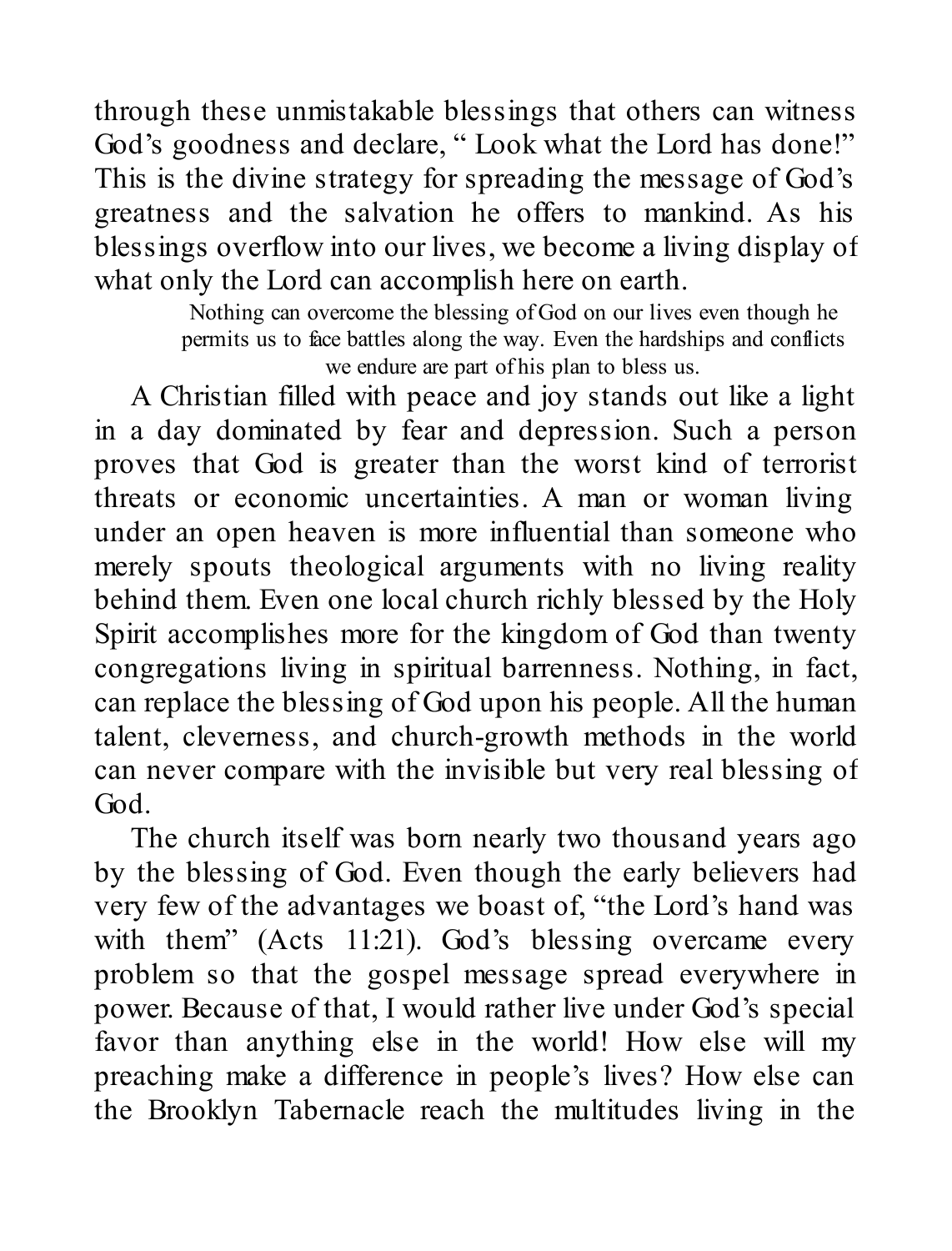through these unmistakable blessings that others can witness God's goodness and declare, " Look what the Lord has done!" This is the divine strategy for spreading the message of God's greatness and the salvation he offers to mankind. As his blessings overflow into our lives, we become a living display of what only the Lord can accomplish here on earth.

> Nothing can overcome the blessing of God on our lives even though he permits us to face battles along the way. Even the hardships and conflicts we endure are part of his plan to bless us.

A Christian filled with peace and joy stands out like a light in a day dominated by fear and depression. Such a person proves that God is greater than the worst kind of terrorist threats or economic uncertainties. A man or woman living under an open heaven is more influential than someone who merely spouts theological arguments with no living reality behind them. Even one local church richly blessed by the Holy Spirit accomplishes more for the kingdom of God than twenty congregations living in spiritual barrenness. Nothing, in fact, can replace the blessing of God upon his people. All the human talent, cleverness, and church-growth methods in the world can never compare with the invisible but very real blessing of God.

The church itself was born nearly two thousand years ago by the blessing of God. Even though the early believers had very few of the advantages we boast of, "the Lord's hand was with them" (Acts 11:21). God's blessing overcame every problem so that the gospel message spread everywhere in power. Because of that, I would rather live under God's special favor than anything else in the world! How else will my preaching make a difference in people's lives? How else can the Brooklyn Tabernacle reach the multitudes living in the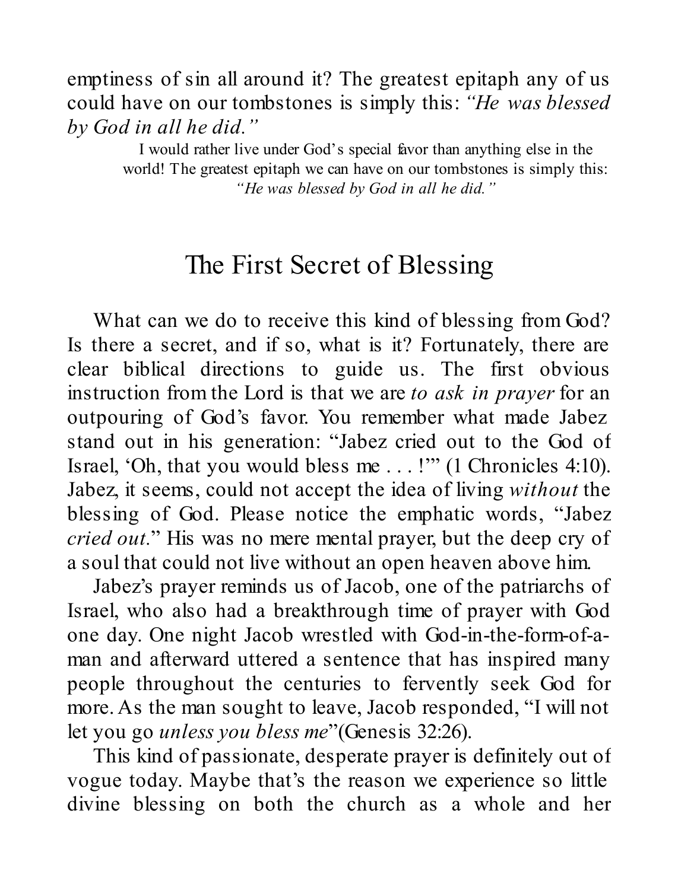emptiness of sin all around it? The greatest epitaph any of us could have on our tombstones is simply this: *"He was blessed by God in all he did."*

> I would rather live under God's special favor than anything else in the world! The greatest epitaph we can have on our tombstones is simply this: *"He was blessed by God in all he did."*

## The First Secret of Blessing

What can we do to receive this kind of blessing from God? Is there a secret, and if so, what is it? Fortunately, there are clear biblical directions to guide us. The first obvious instruction from the Lord is that we are *to ask in prayer* for an outpouring of God's favor. You remember what made Jabez stand out in his generation: "Jabez cried out to the God of Israel, 'Oh, that you would bless me . . . !'" (1 Chronicles 4:10). Jabez, it seems, could not accept the idea of living *without* the blessing of God. Please notice the emphatic words, "Jabez *cried out*." His was no mere mental prayer, but the deep cry of a soul that could not live without an open heaven above him.

Jabez's prayer reminds us of Jacob, one of the patriarchs of Israel, who also had a breakthrough time of prayer with God one day. One night Jacob wrestled with God-in-the-form-of-a-man and afterward uttered a sentence that has inspired many people throughout the centuries to fervently seek God for more. As the man sought to leave, Jacob responded, "I will not let you go *unless you bless me*"(Genesis 32:26).

This kind of passionate, desperate prayer is definitely out of vogue today. Maybe that's the reason we experience so little divine blessing on both the church as a whole and her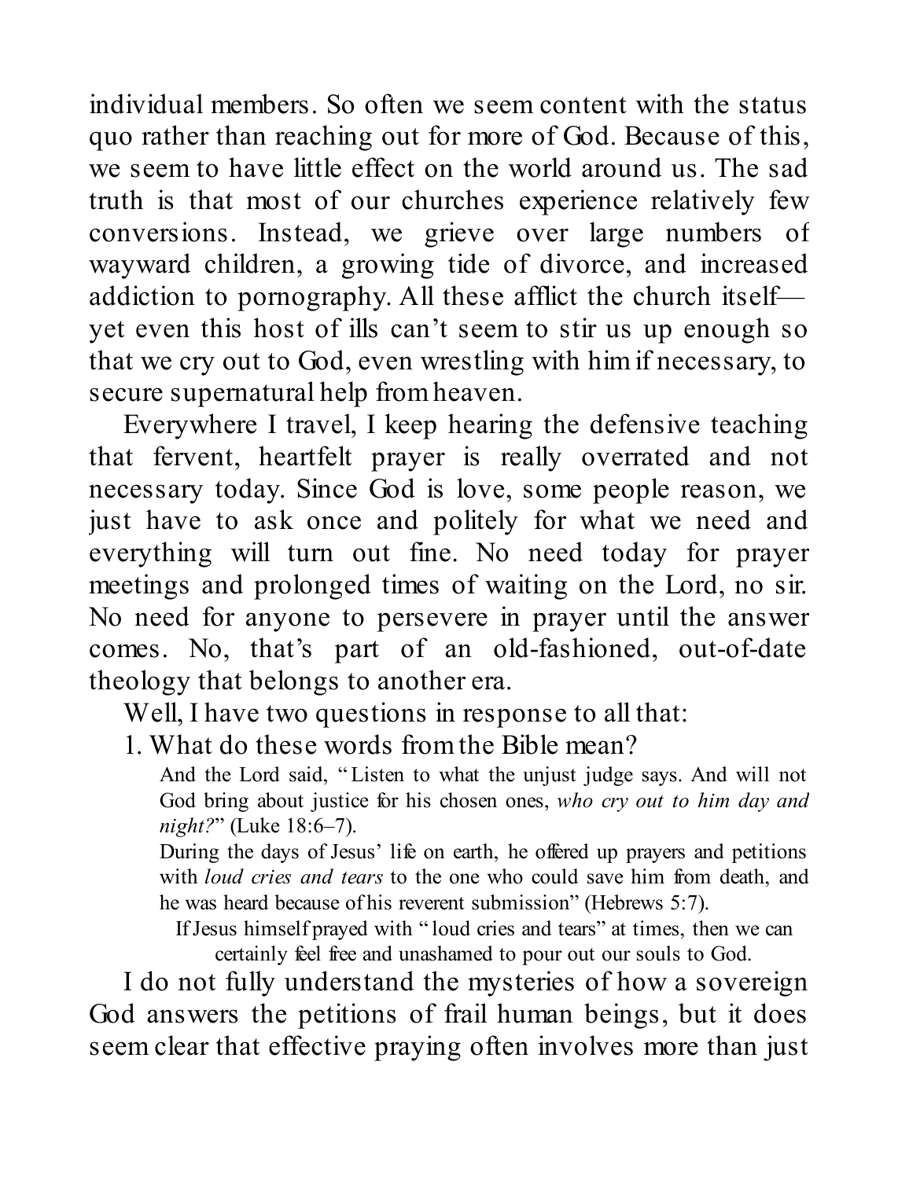individual members. So often we seem content with the status quo rather than reaching out for more of God. Because of this, we seem to have little effect on the world around us. The sad truth is that most of our churches experience relatively few conversions. Instead, we grieve over large numbers of wayward children, a growing tide of divorce, and increased addiction to pornography. All these afflict the church itself—yet even this host of ills can't seem to stir us up enough so that we cry out to God, even wrestling with him if necessary, to secure supernatural help from heaven.

Everywhere I travel, I keep hearing the defensive teaching that fervent, heartfelt prayer is really overrated and not necessary today. Since God is love, some people reason, we just have to ask once and politely for what we need and everything will turn out fine. No need today for prayer meetings and prolonged times of waiting on the Lord, no sir. No need for anyone to persevere in prayer until the answer comes. No, that's part of an old-fashioned, out-of-date theology that belongs to another era.

Well, I have two questions in response to all that:

1. What do these words from the Bible mean?

> And the Lord said, "Listen to what the unjust judge says. And will not God bring about justice for his chosen ones, *who cry out to him day and night?*" (Luke 18:6–7).
>
> During the days of Jesus' life on earth, he offered up prayers and petitions with *loud cries and tears* to the one who could save him from death, and he was heard because of his reverent submission" (Hebrews 5:7).

If Jesus himself prayed with "loud cries and tears" at times, then we can certainly feel free and unashamed to pour out our souls to God.

I do not fully understand the mysteries of how a sovereign God answers the petitions of frail human beings, but it does seem clear that effective praying often involves more than just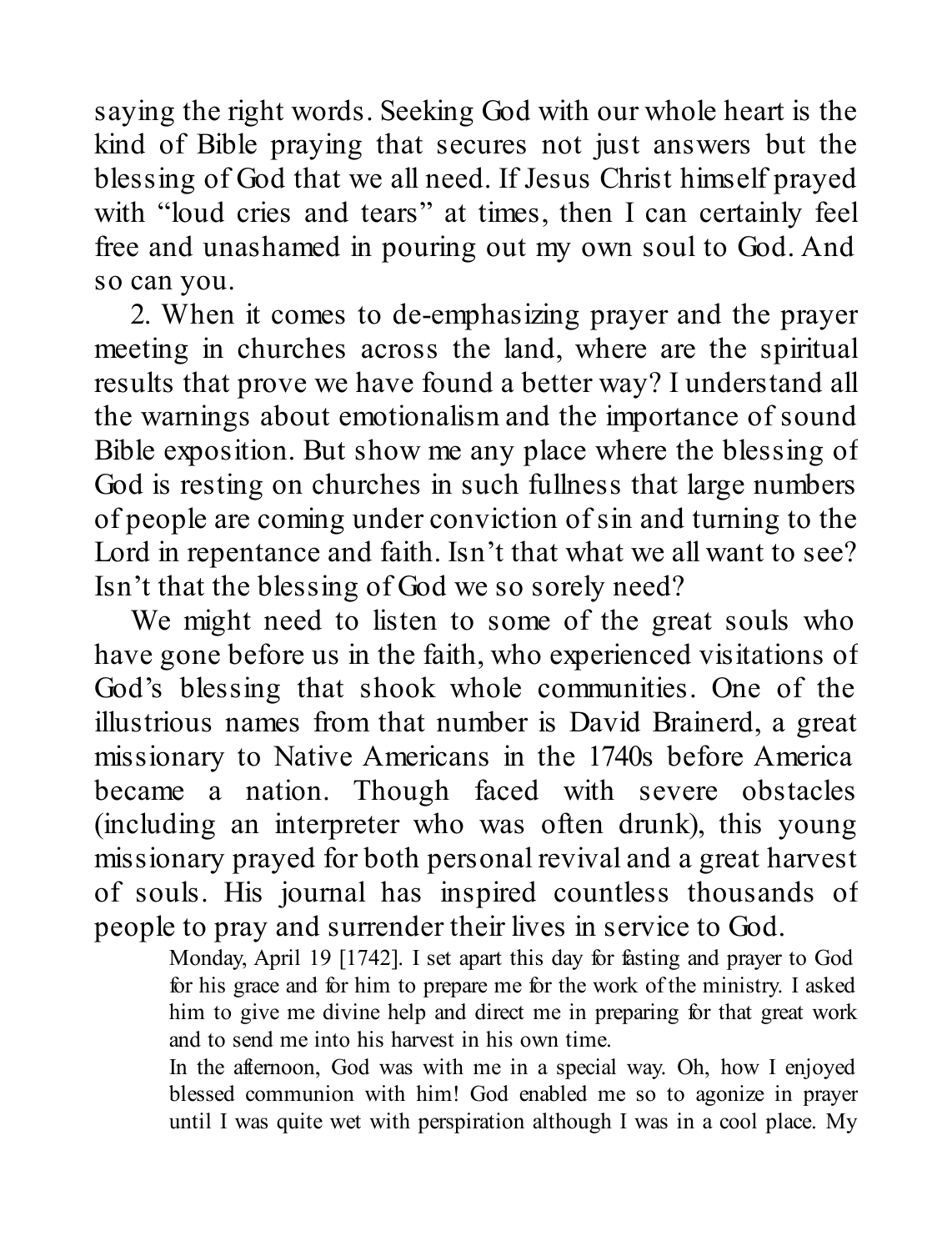saying the right words. Seeking God with our whole heart is the kind of Bible praying that secures not just answers but the blessing of God that we all need. If Jesus Christ himself prayed with "loud cries and tears" at times, then I can certainly feel free and unashamed in pouring out my own soul to God. And so can you.

2. When it comes to de-emphasizing prayer and the prayer meeting in churches across the land, where are the spiritual results that prove we have found a better way? I understand all the warnings about emotionalism and the importance of sound Bible exposition. But show me any place where the blessing of God is resting on churches in such fullness that large numbers of people are coming under conviction of sin and turning to the Lord in repentance and faith. Isn't that what we all want to see? Isn't that the blessing of God we so sorely need?

We might need to listen to some of the great souls who have gone before us in the faith, who experienced visitations of God's blessing that shook whole communities. One of the illustrious names from that number is David Brainerd, a great missionary to Native Americans in the 1740s before America became a nation. Though faced with severe obstacles (including an interpreter who was often drunk), this young missionary prayed for both personal revival and a great harvest of souls. His journal has inspired countless thousands of people to pray and surrender their lives in service to God.

> Monday, April 19 [1742]. I set apart this day for fasting and prayer to God for his grace and for him to prepare me for the work of the ministry. I asked him to give me divine help and direct me in preparing for that great work and to send me into his harvest in his own time.
>
> In the afternoon, God was with me in a special way. Oh, how I enjoyed blessed communion with him! God enabled me so to agonize in prayer until I was quite wet with perspiration although I was in a cool place. My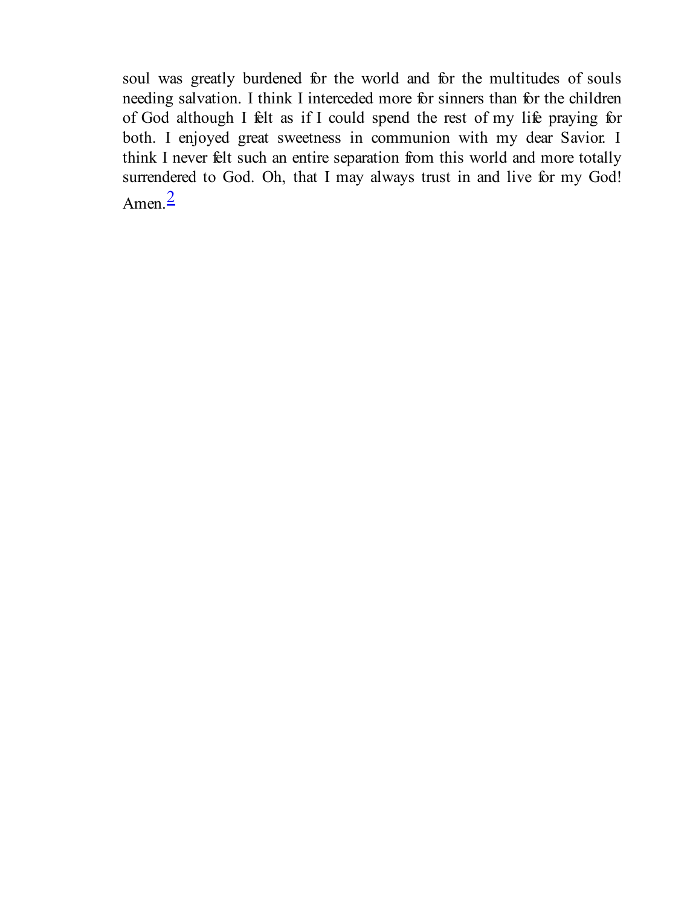soul was greatly burdened for the world and for the multitudes of souls needing salvation. I think I interceded more for sinners than for the children of God although I felt as if I could spend the rest of my life praying for both. I enjoyed great sweetness in communion with my dear Savior. I think I never felt such an entire separation from this world and more totally surrendered to God. Oh, that I may always trust in and live for my God! Amen.[2]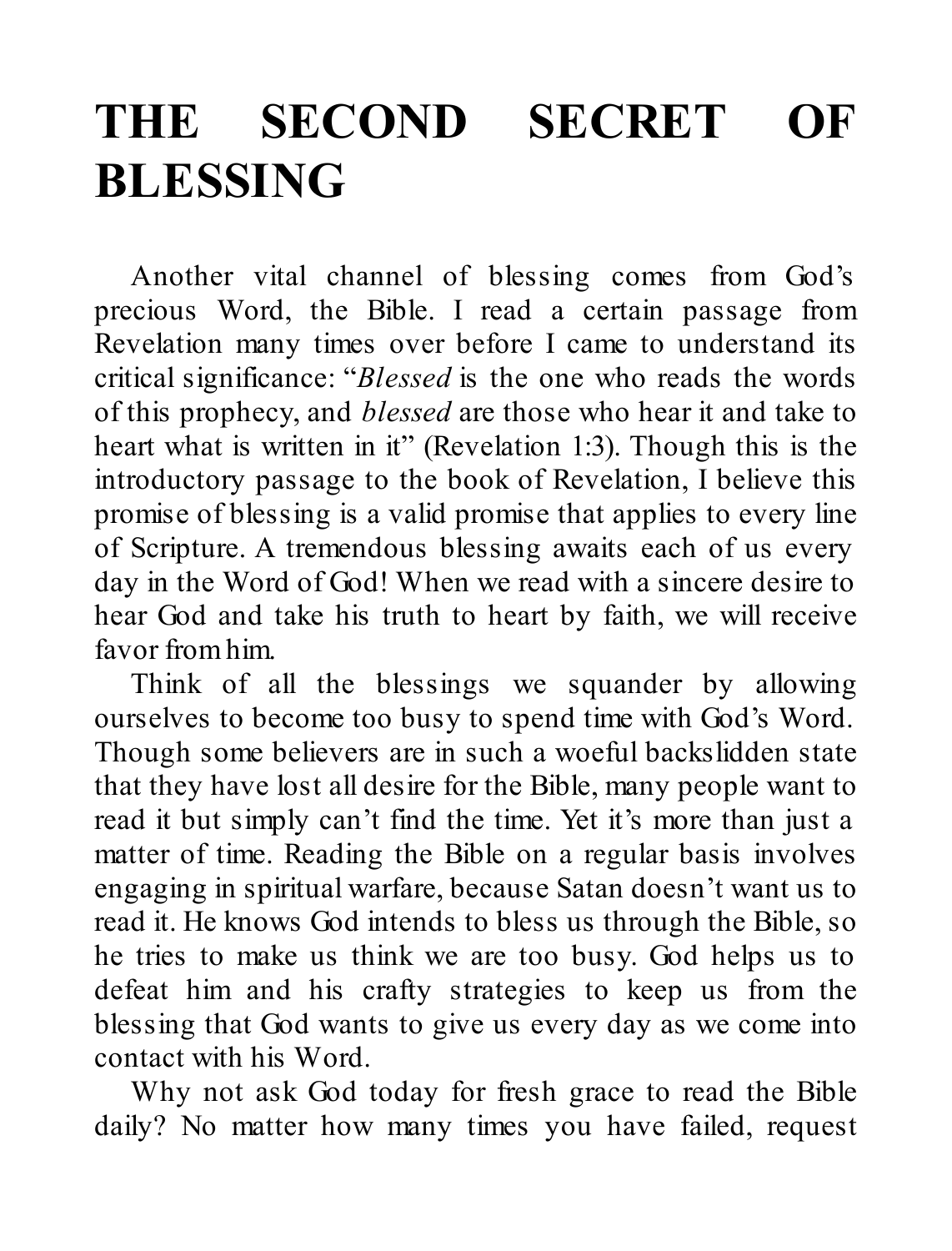# THE SECOND SECRET OF BLESSING

Another vital channel of blessing comes from God's precious Word, the Bible. I read a certain passage from Revelation many times over before I came to understand its critical significance: "*Blessed* is the one who reads the words of this prophecy, and *blessed* are those who hear it and take to heart what is written in it" (Revelation 1:3). Though this is the introductory passage to the book of Revelation, I believe this promise of blessing is a valid promise that applies to every line of Scripture. A tremendous blessing awaits each of us every day in the Word of God! When we read with a sincere desire to hear God and take his truth to heart by faith, we will receive favor from him.

Think of all the blessings we squander by allowing ourselves to become too busy to spend time with God's Word. Though some believers are in such a woeful backslidden state that they have lost all desire for the Bible, many people want to read it but simply can't find the time. Yet it's more than just a matter of time. Reading the Bible on a regular basis involves engaging in spiritual warfare, because Satan doesn't want us to read it. He knows God intends to bless us through the Bible, so he tries to make us think we are too busy. God helps us to defeat him and his crafty strategies to keep us from the blessing that God wants to give us every day as we come into contact with his Word.

Why not ask God today for fresh grace to read the Bible daily? No matter how many times you have failed, request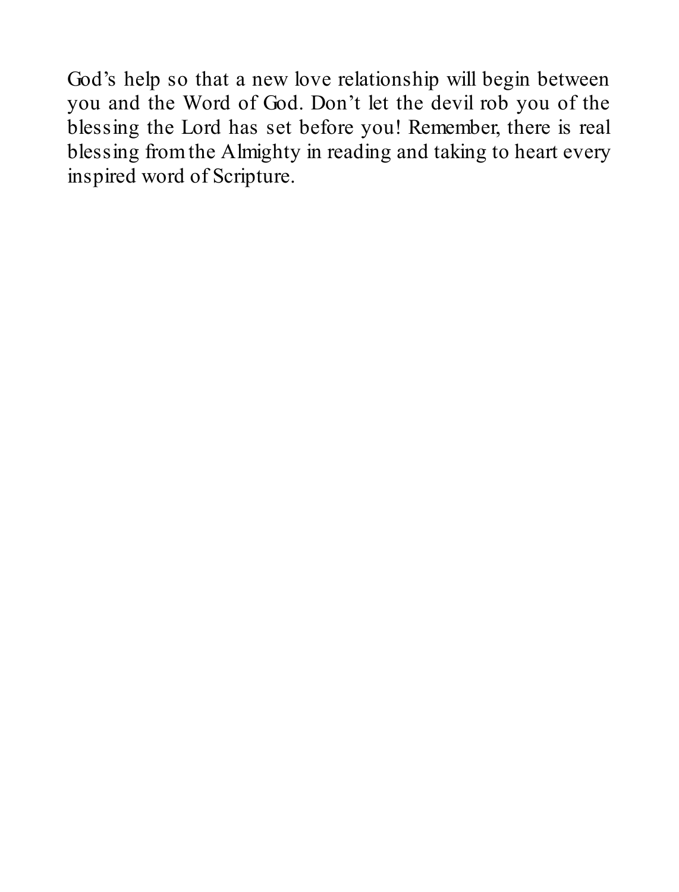God's help so that a new love relationship will begin between you and the Word of God. Don't let the devil rob you of the blessing the Lord has set before you! Remember, there is real blessing from the Almighty in reading and taking to heart every inspired word of Scripture.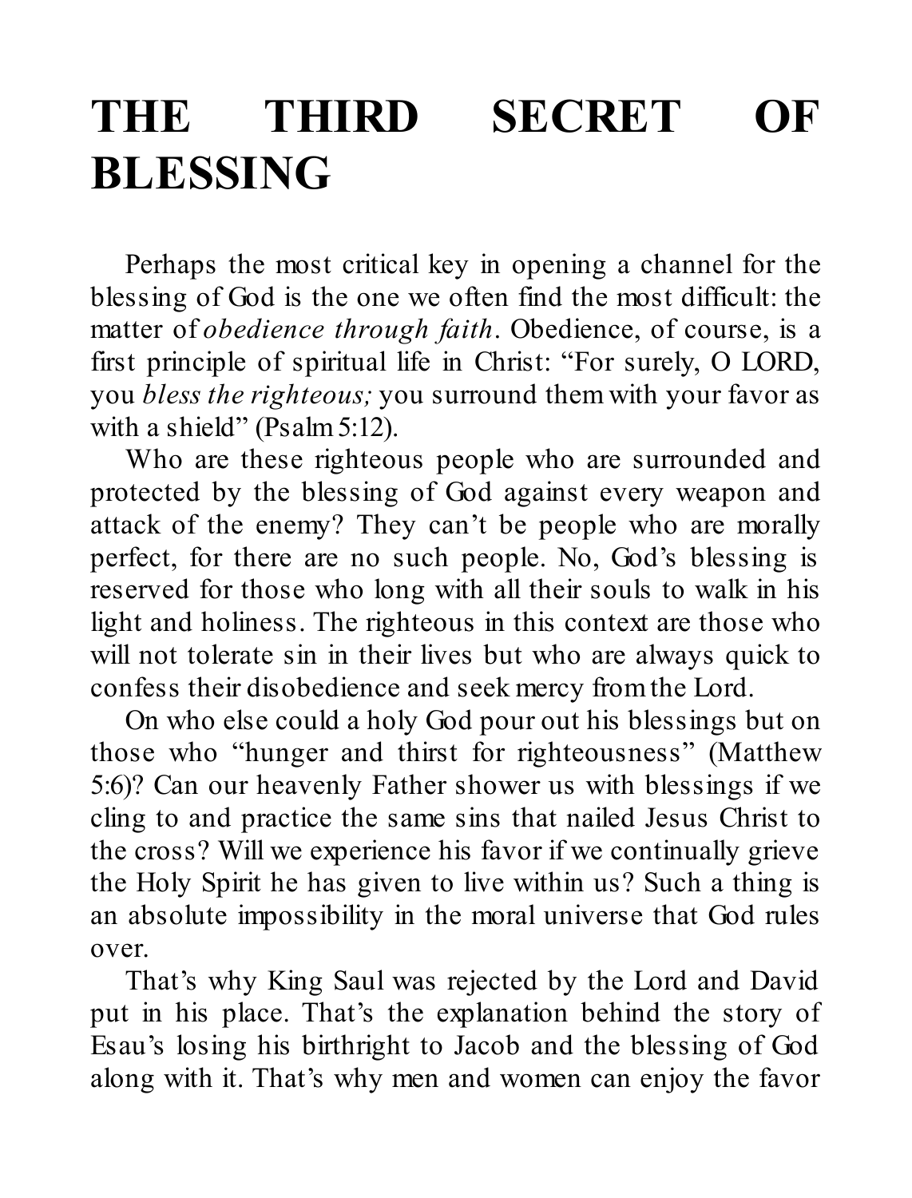# THE THIRD SECRET OF BLESSING

Perhaps the most critical key in opening a channel for the blessing of God is the one we often find the most difficult: the matter of *obedience through faith*. Obedience, of course, is a first principle of spiritual life in Christ: "For surely, O LORD, you *bless the righteous;* you surround them with your favor as with a shield" (Psalm 5:12).

Who are these righteous people who are surrounded and protected by the blessing of God against every weapon and attack of the enemy? They can't be people who are morally perfect, for there are no such people. No, God's blessing is reserved for those who long with all their souls to walk in his light and holiness. The righteous in this context are those who will not tolerate sin in their lives but who are always quick to confess their disobedience and seek mercy from the Lord.

On who else could a holy God pour out his blessings but on those who "hunger and thirst for righteousness" (Matthew 5:6)? Can our heavenly Father shower us with blessings if we cling to and practice the same sins that nailed Jesus Christ to the cross? Will we experience his favor if we continually grieve the Holy Spirit he has given to live within us? Such a thing is an absolute impossibility in the moral universe that God rules over.

That's why King Saul was rejected by the Lord and David put in his place. That's the explanation behind the story of Esau's losing his birthright to Jacob and the blessing of God along with it. That's why men and women can enjoy the favor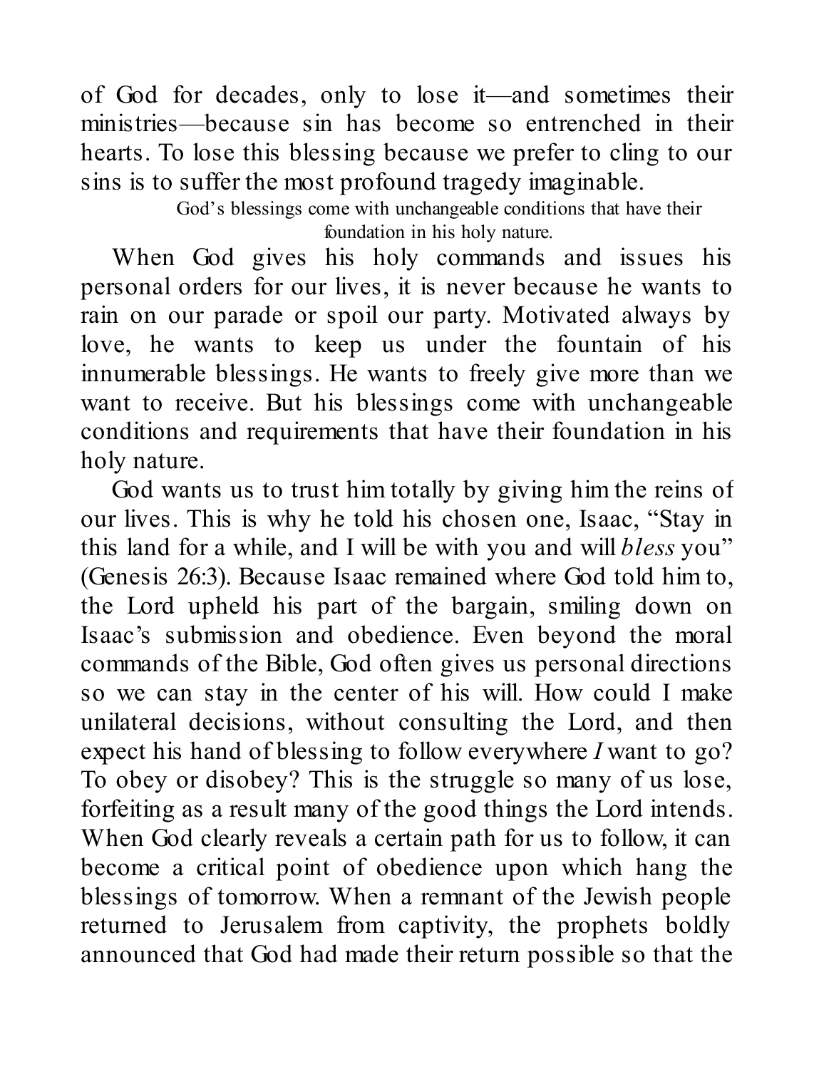of God for decades, only to lose it—and sometimes their ministries—because sin has become so entrenched in their hearts. To lose this blessing because we prefer to cling to our sins is to suffer the most profound tragedy imaginable.

God's blessings come with unchangeable conditions that have their foundation in his holy nature.

When God gives his holy commands and issues his personal orders for our lives, it is never because he wants to rain on our parade or spoil our party. Motivated always by love, he wants to keep us under the fountain of his innumerable blessings. He wants to freely give more than we want to receive. But his blessings come with unchangeable conditions and requirements that have their foundation in his holy nature.

God wants us to trust him totally by giving him the reins of our lives. This is why he told his chosen one, Isaac, "Stay in this land for a while, and I will be with you and will *bless* you" (Genesis 26:3). Because Isaac remained where God told him to, the Lord upheld his part of the bargain, smiling down on Isaac's submission and obedience. Even beyond the moral commands of the Bible, God often gives us personal directions so we can stay in the center of his will. How could I make unilateral decisions, without consulting the Lord, and then expect his hand of blessing to follow everywhere *I* want to go? To obey or disobey? This is the struggle so many of us lose, forfeiting as a result many of the good things the Lord intends. When God clearly reveals a certain path for us to follow, it can become a critical point of obedience upon which hang the blessings of tomorrow. When a remnant of the Jewish people returned to Jerusalem from captivity, the prophets boldly announced that God had made their return possible so that the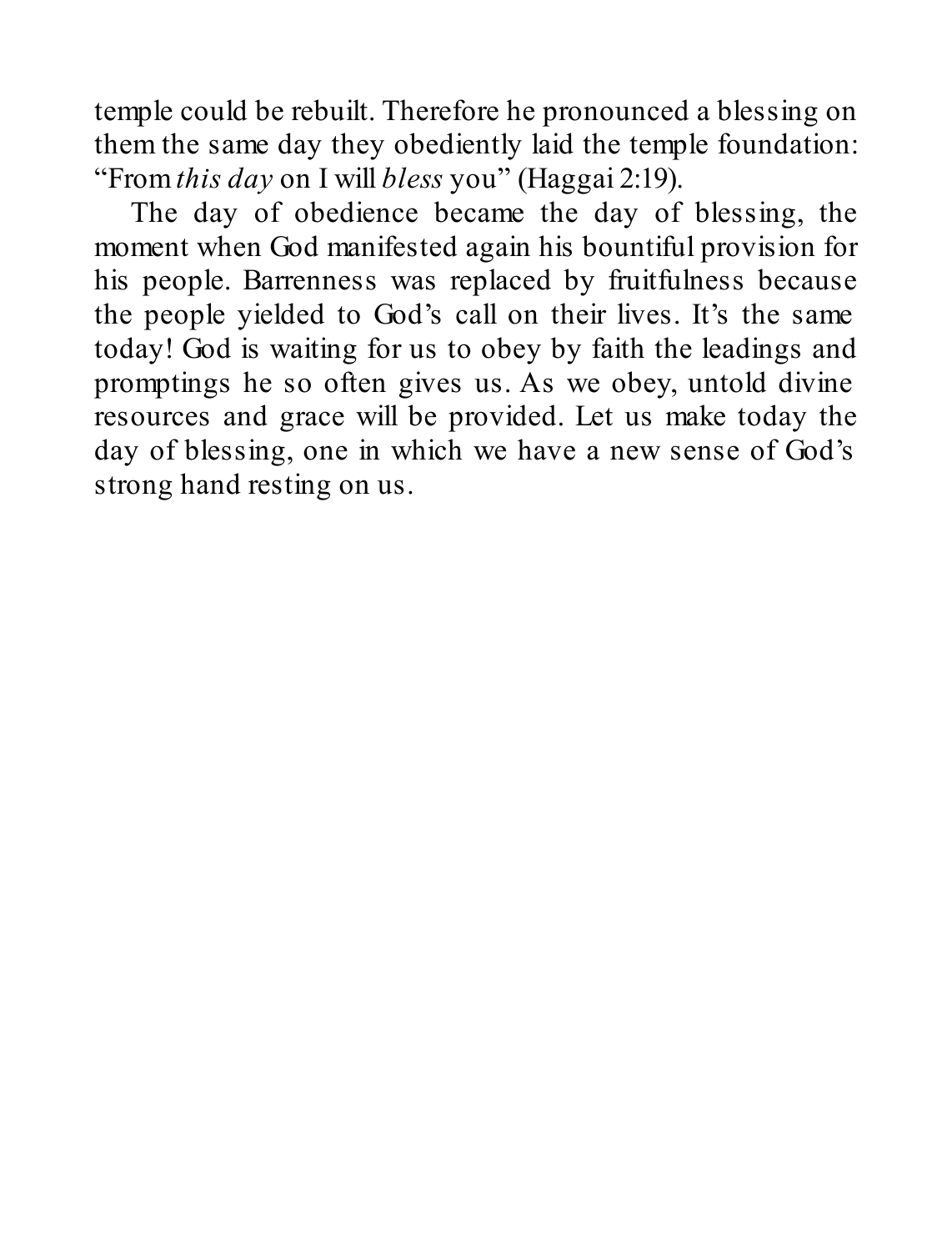temple could be rebuilt. Therefore he pronounced a blessing on them the same day they obediently laid the temple foundation: "From *this day* on I will *bless* you" (Haggai 2:19).

The day of obedience became the day of blessing, the moment when God manifested again his bountiful provision for his people. Barrenness was replaced by fruitfulness because the people yielded to God's call on their lives. It's the same today! God is waiting for us to obey by faith the leadings and promptings he so often gives us. As we obey, untold divine resources and grace will be provided. Let us make today the day of blessing, one in which we have a new sense of God's strong hand resting on us.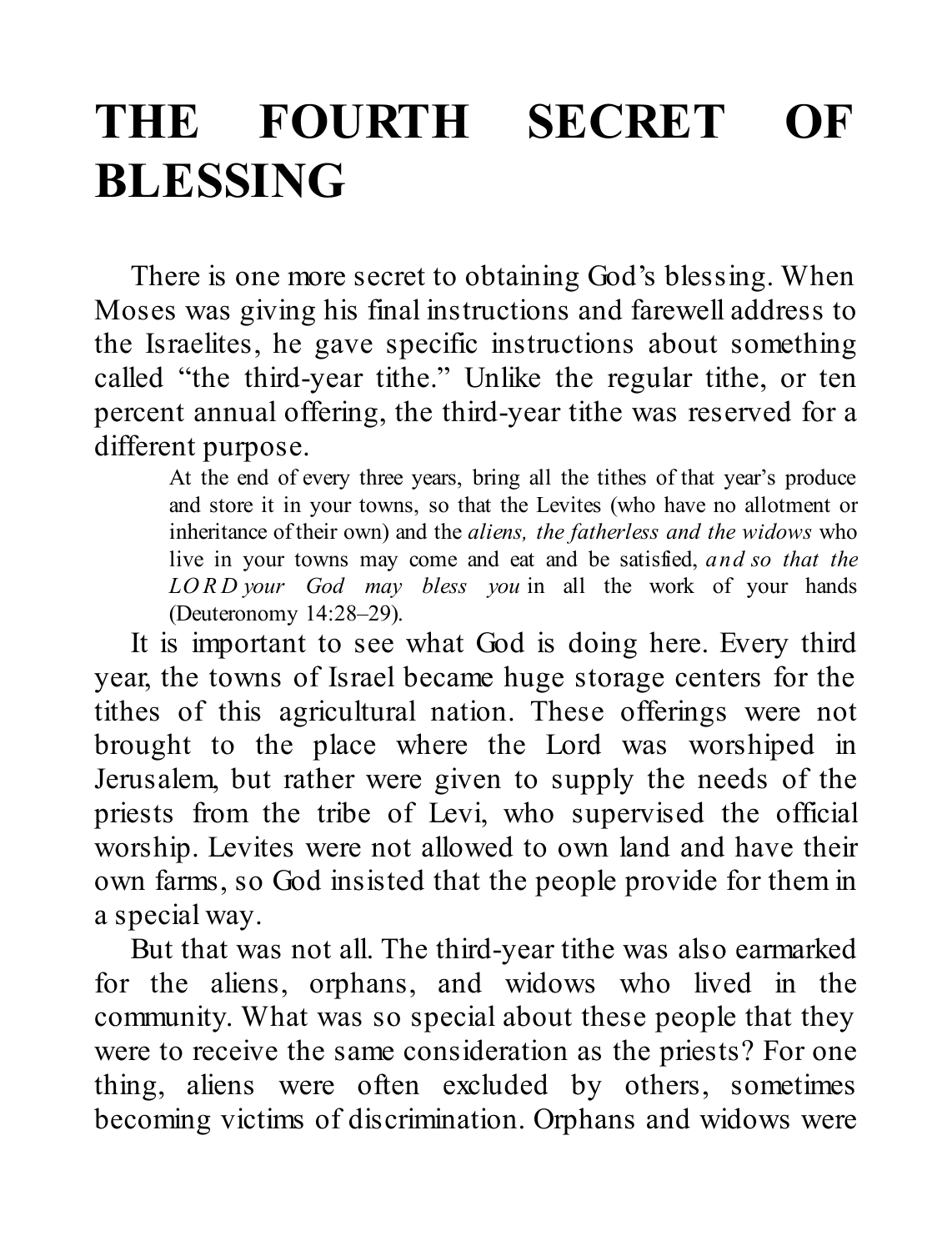# THE FOURTH SECRET OF BLESSING

There is one more secret to obtaining God's blessing. When Moses was giving his final instructions and farewell address to the Israelites, he gave specific instructions about something called "the third-year tithe." Unlike the regular tithe, or ten percent annual offering, the third-year tithe was reserved for a different purpose.

> At the end of every three years, bring all the tithes of that year's produce and store it in your towns, so that the Levites (who have no allotment or inheritance of their own) and the *aliens, the fatherless and the widows* who live in your towns may come and eat and be satisfied, *and so that the LORD your God may bless you* in all the work of your hands (Deuteronomy 14:28–29).

It is important to see what God is doing here. Every third year, the towns of Israel became huge storage centers for the tithes of this agricultural nation. These offerings were not brought to the place where the Lord was worshiped in Jerusalem, but rather were given to supply the needs of the priests from the tribe of Levi, who supervised the official worship. Levites were not allowed to own land and have their own farms, so God insisted that the people provide for them in a special way.

But that was not all. The third-year tithe was also earmarked for the aliens, orphans, and widows who lived in the community. What was so special about these people that they were to receive the same consideration as the priests? For one thing, aliens were often excluded by others, sometimes becoming victims of discrimination. Orphans and widows were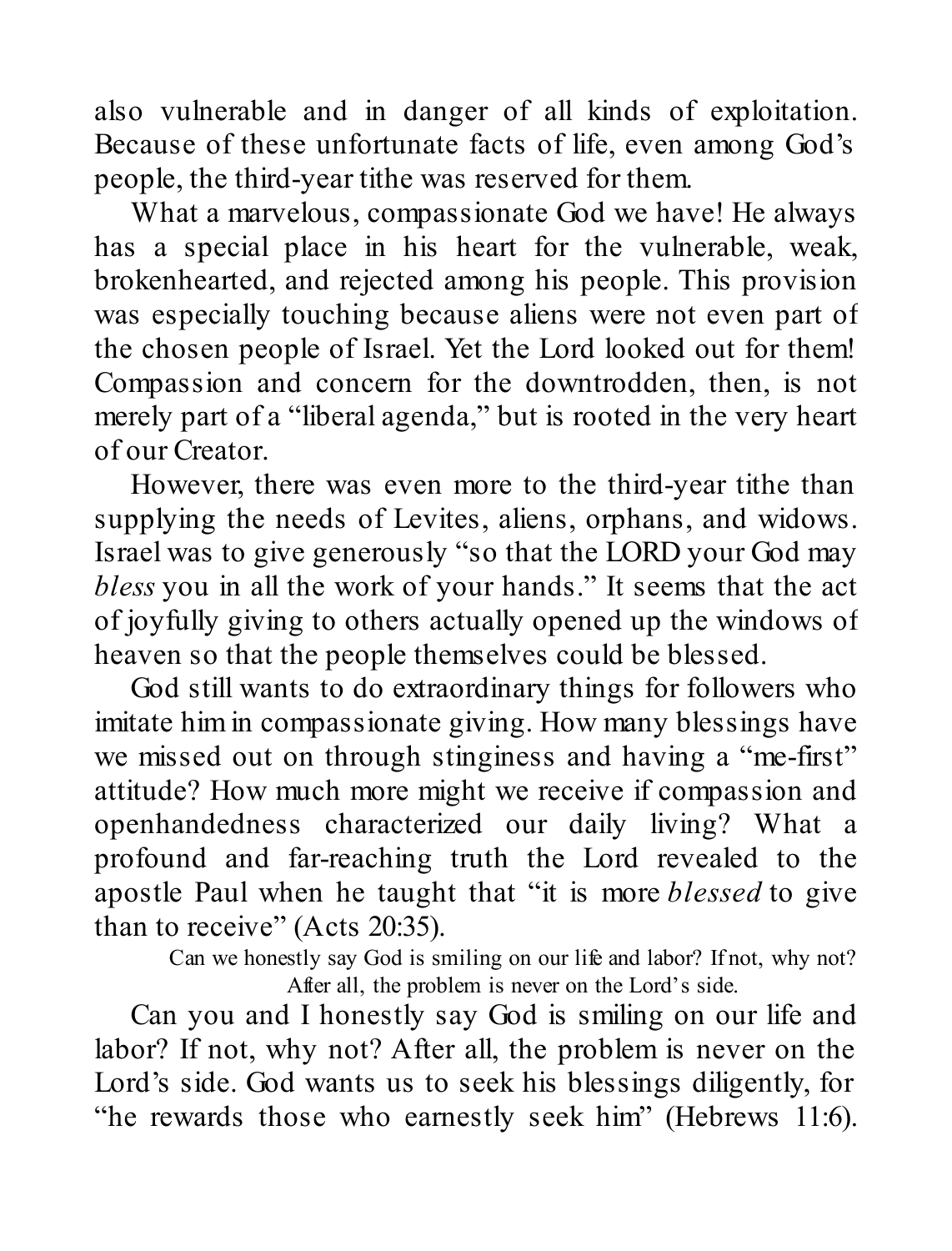also vulnerable and in danger of all kinds of exploitation. Because of these unfortunate facts of life, even among God's people, the third-year tithe was reserved for them.

What a marvelous, compassionate God we have! He always has a special place in his heart for the vulnerable, weak, brokenhearted, and rejected among his people. This provision was especially touching because aliens were not even part of the chosen people of Israel. Yet the Lord looked out for them! Compassion and concern for the downtrodden, then, is not merely part of a "liberal agenda," but is rooted in the very heart of our Creator.

However, there was even more to the third-year tithe than supplying the needs of Levites, aliens, orphans, and widows. Israel was to give generously "so that the LORD your God may *bless* you in all the work of your hands." It seems that the act of joyfully giving to others actually opened up the windows of heaven so that the people themselves could be blessed.

God still wants to do extraordinary things for followers who imitate him in compassionate giving. How many blessings have we missed out on through stinginess and having a "me-first" attitude? How much more might we receive if compassion and openhandedness characterized our daily living? What a profound and far-reaching truth the Lord revealed to the apostle Paul when he taught that "it is more *blessed* to give than to receive" (Acts 20:35).

> Can we honestly say God is smiling on our life and labor? If not, why not? After all, the problem is never on the Lord's side.

Can you and I honestly say God is smiling on our life and labor? If not, why not? After all, the problem is never on the Lord's side. God wants us to seek his blessings diligently, for "he rewards those who earnestly seek him" (Hebrews 11:6).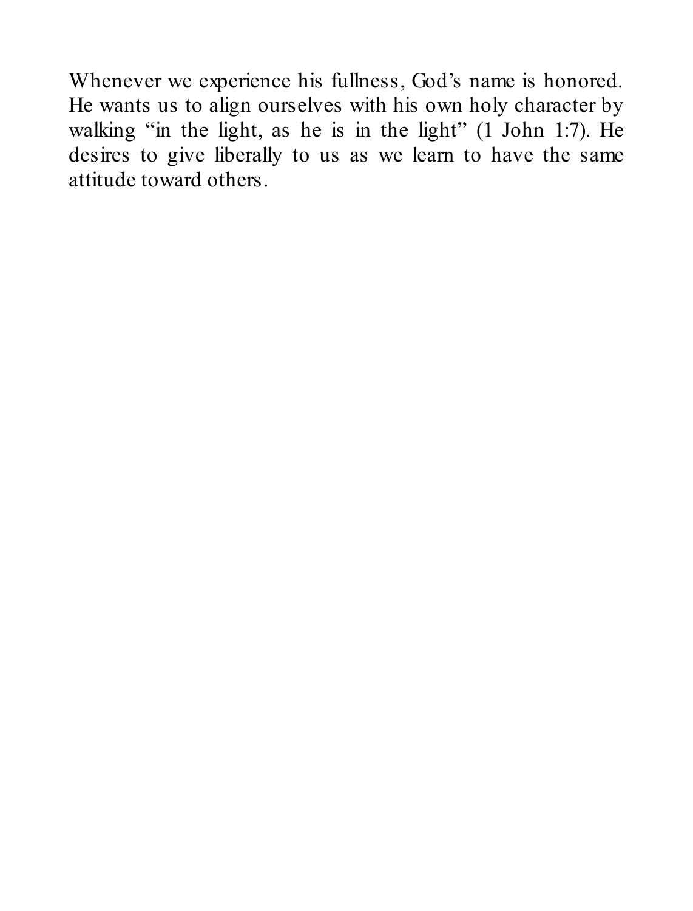Whenever we experience his fullness, God's name is honored. He wants us to align ourselves with his own holy character by walking "in the light, as he is in the light" (1 John 1:7). He desires to give liberally to us as we learn to have the same attitude toward others.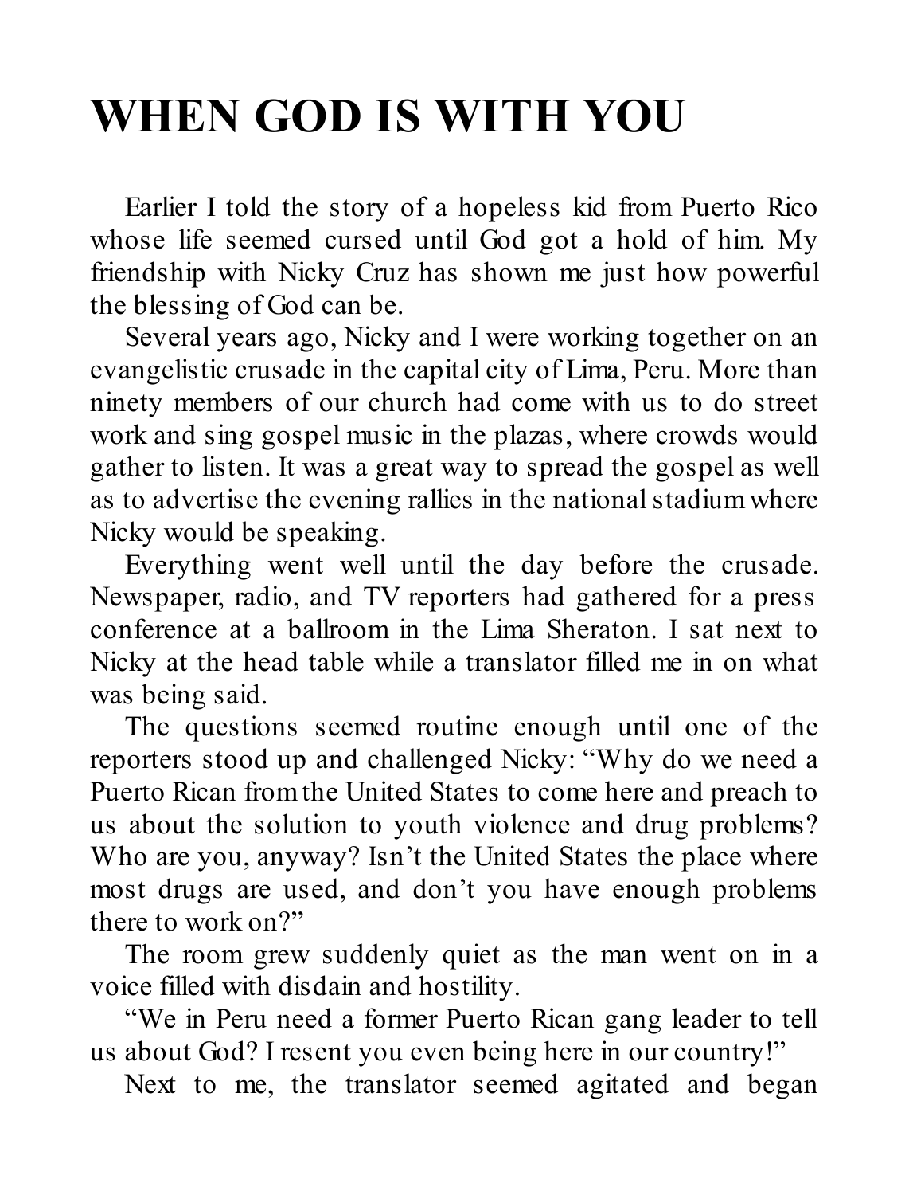# WHEN GOD IS WITH YOU

Earlier I told the story of a hopeless kid from Puerto Rico whose life seemed cursed until God got a hold of him. My friendship with Nicky Cruz has shown me just how powerful the blessing of God can be.

Several years ago, Nicky and I were working together on an evangelistic crusade in the capital city of Lima, Peru. More than ninety members of our church had come with us to do street work and sing gospel music in the plazas, where crowds would gather to listen. It was a great way to spread the gospel as well as to advertise the evening rallies in the national stadium where Nicky would be speaking.

Everything went well until the day before the crusade. Newspaper, radio, and TV reporters had gathered for a press conference at a ballroom in the Lima Sheraton. I sat next to Nicky at the head table while a translator filled me in on what was being said.

The questions seemed routine enough until one of the reporters stood up and challenged Nicky: "Why do we need a Puerto Rican from the United States to come here and preach to us about the solution to youth violence and drug problems? Who are you, anyway? Isn't the United States the place where most drugs are used, and don't you have enough problems there to work on?"

The room grew suddenly quiet as the man went on in a voice filled with disdain and hostility.

"We in Peru need a former Puerto Rican gang leader to tell us about God? I resent you even being here in our country!"

Next to me, the translator seemed agitated and began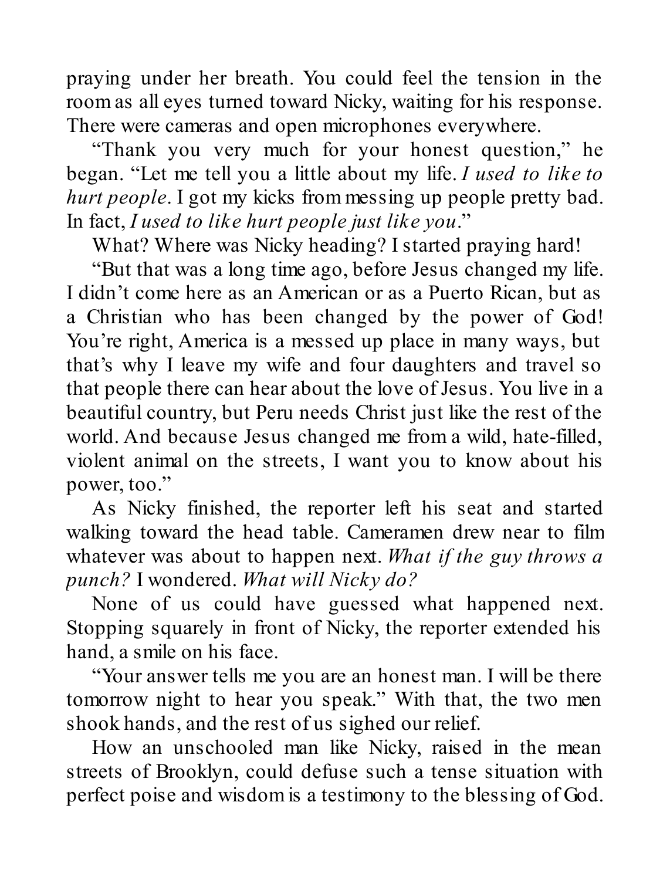praying under her breath. You could feel the tension in the room as all eyes turned toward Nicky, waiting for his response. There were cameras and open microphones everywhere.

"Thank you very much for your honest question," he began. "Let me tell you a little about my life. *I used to like to hurt people*. I got my kicks from messing up people pretty bad. In fact, *I used to like hurt people just like you*."

What? Where was Nicky heading? I started praying hard!

"But that was a long time ago, before Jesus changed my life. I didn't come here as an American or as a Puerto Rican, but as a Christian who has been changed by the power of God! You're right, America is a messed up place in many ways, but that's why I leave my wife and four daughters and travel so that people there can hear about the love of Jesus. You live in a beautiful country, but Peru needs Christ just like the rest of the world. And because Jesus changed me from a wild, hate-filled, violent animal on the streets, I want you to know about his power, too."

As Nicky finished, the reporter left his seat and started walking toward the head table. Cameramen drew near to film whatever was about to happen next. *What if the guy throws a punch?* I wondered. *What will Nicky do?*

None of us could have guessed what happened next. Stopping squarely in front of Nicky, the reporter extended his hand, a smile on his face.

"Your answer tells me you are an honest man. I will be there tomorrow night to hear you speak." With that, the two men shook hands, and the rest of us sighed our relief.

How an unschooled man like Nicky, raised in the mean streets of Brooklyn, could defuse such a tense situation with perfect poise and wisdom is a testimony to the blessing of God.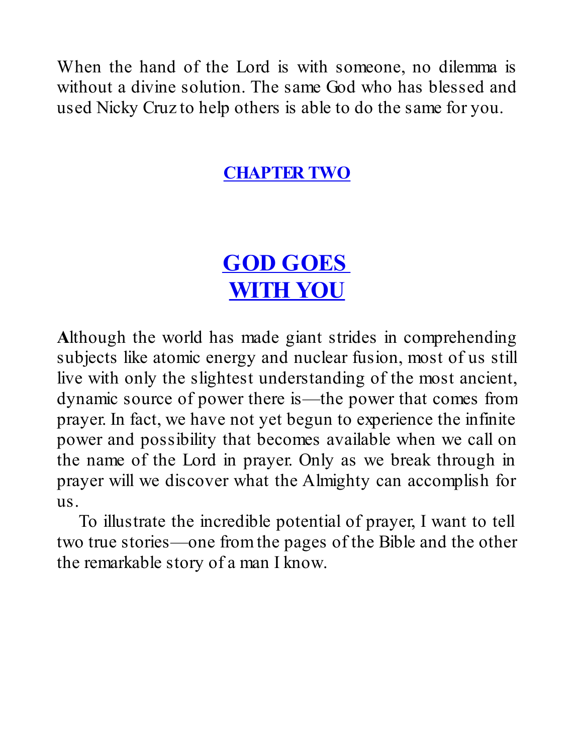When the hand of the Lord is with someone, no dilemma is without a divine solution. The same God who has blessed and used Nicky Cruz to help others is able to do the same for you.

## CHAPTER TWO

# GOD GOES WITH YOU

**A**lthough the world has made giant strides in comprehending subjects like atomic energy and nuclear fusion, most of us still live with only the slightest understanding of the most ancient, dynamic source of power there is—the power that comes from prayer. In fact, we have not yet begun to experience the infinite power and possibility that becomes available when we call on the name of the Lord in prayer. Only as we break through in prayer will we discover what the Almighty can accomplish for us.

To illustrate the incredible potential of prayer, I want to tell two true stories—one from the pages of the Bible and the other the remarkable story of a man I know.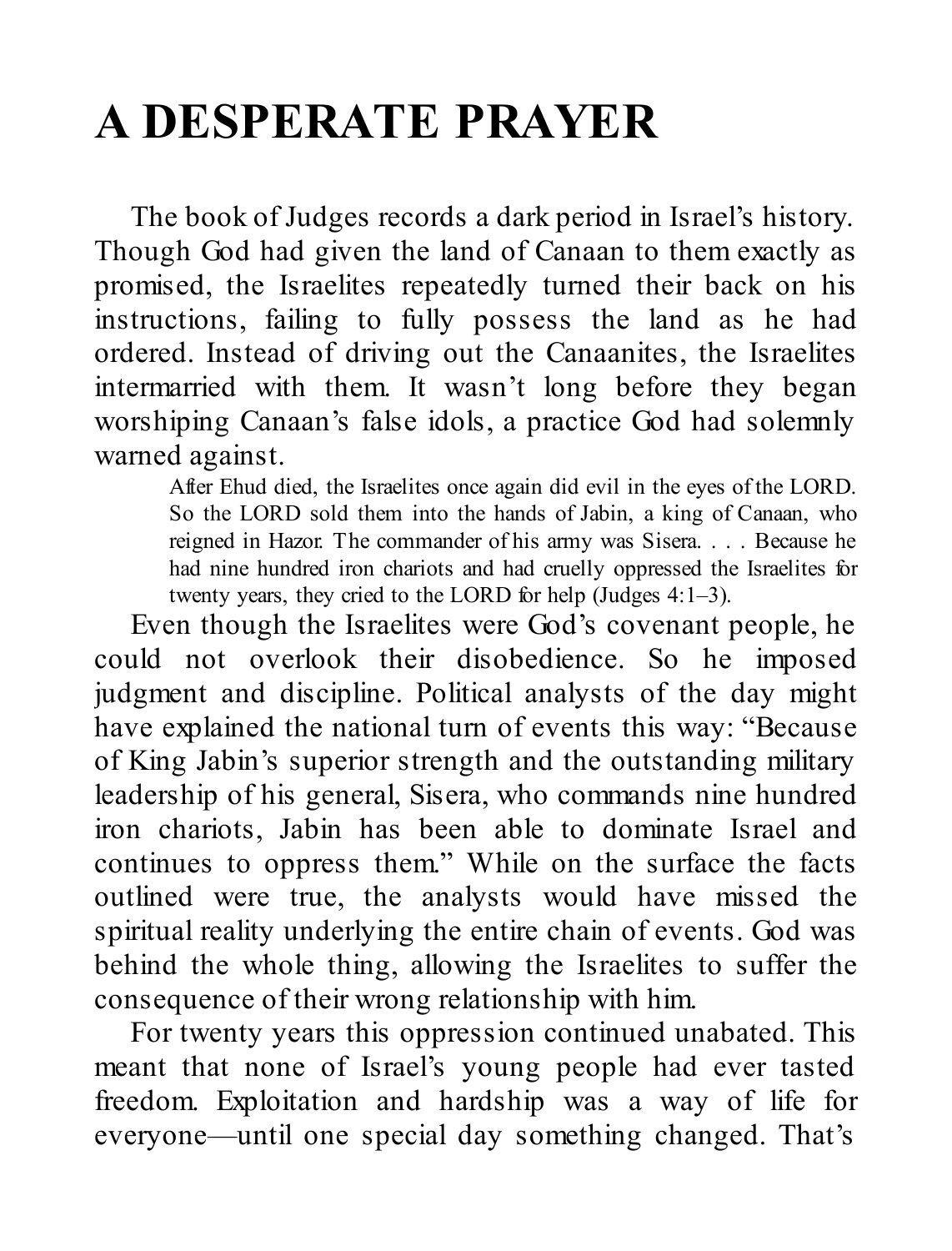# A DESPERATE PRAYER

The book of Judges records a dark period in Israel's history. Though God had given the land of Canaan to them exactly as promised, the Israelites repeatedly turned their back on his instructions, failing to fully possess the land as he had ordered. Instead of driving out the Canaanites, the Israelites intermarried with them. It wasn't long before they began worshiping Canaan's false idols, a practice God had solemnly warned against.

> After Ehud died, the Israelites once again did evil in the eyes of the LORD. So the LORD sold them into the hands of Jabin, a king of Canaan, who reigned in Hazor. The commander of his army was Sisera. . . . Because he had nine hundred iron chariots and had cruelly oppressed the Israelites for twenty years, they cried to the LORD for help (Judges 4:1–3).

Even though the Israelites were God's covenant people, he could not overlook their disobedience. So he imposed judgment and discipline. Political analysts of the day might have explained the national turn of events this way: "Because of King Jabin's superior strength and the outstanding military leadership of his general, Sisera, who commands nine hundred iron chariots, Jabin has been able to dominate Israel and continues to oppress them." While on the surface the facts outlined were true, the analysts would have missed the spiritual reality underlying the entire chain of events. God was behind the whole thing, allowing the Israelites to suffer the consequence of their wrong relationship with him.

For twenty years this oppression continued unabated. This meant that none of Israel's young people had ever tasted freedom. Exploitation and hardship was a way of life for everyone—until one special day something changed. That's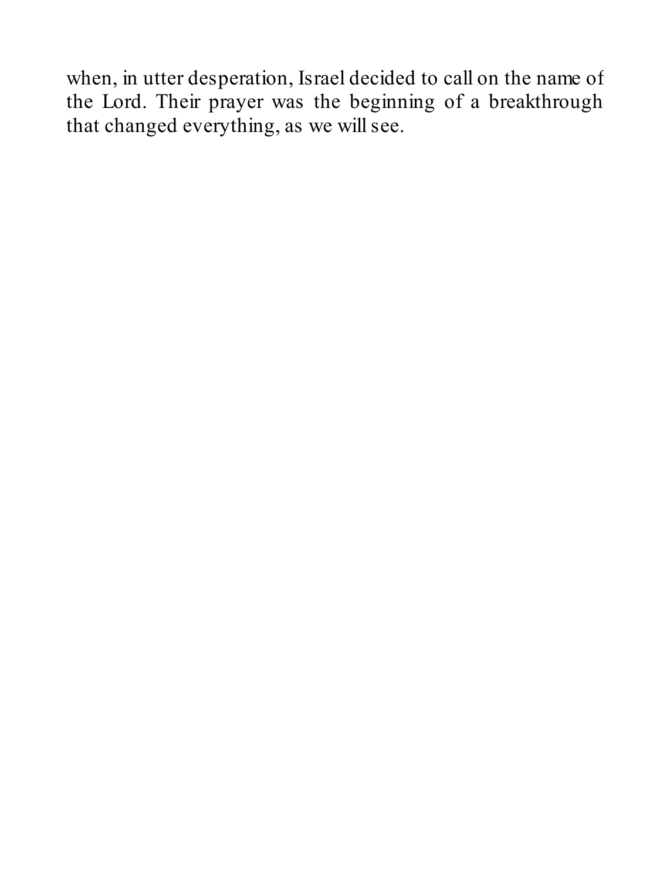when, in utter desperation, Israel decided to call on the name of the Lord. Their prayer was the beginning of a breakthrough that changed everything, as we will see.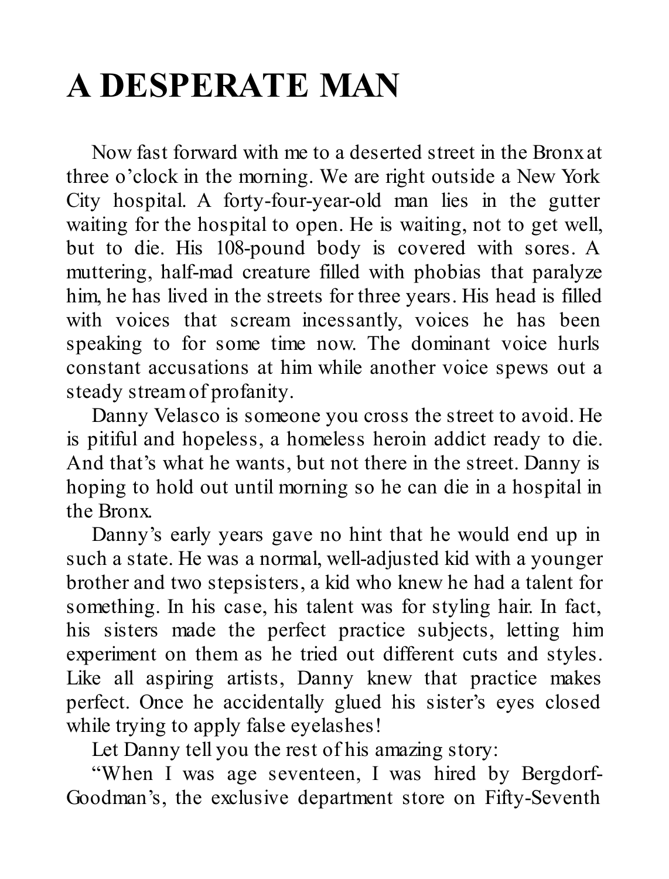# A DESPERATE MAN

Now fast forward with me to a deserted street in the Bronx at three o'clock in the morning. We are right outside a New York City hospital. A forty-four-year-old man lies in the gutter waiting for the hospital to open. He is waiting, not to get well, but to die. His 108-pound body is covered with sores. A muttering, half-mad creature filled with phobias that paralyze him, he has lived in the streets for three years. His head is filled with voices that scream incessantly, voices he has been speaking to for some time now. The dominant voice hurls constant accusations at him while another voice spews out a steady stream of profanity.

Danny Velasco is someone you cross the street to avoid. He is pitiful and hopeless, a homeless heroin addict ready to die. And that's what he wants, but not there in the street. Danny is hoping to hold out until morning so he can die in a hospital in the Bronx.

Danny's early years gave no hint that he would end up in such a state. He was a normal, well-adjusted kid with a younger brother and two stepsisters, a kid who knew he had a talent for something. In his case, his talent was for styling hair. In fact, his sisters made the perfect practice subjects, letting him experiment on them as he tried out different cuts and styles. Like all aspiring artists, Danny knew that practice makes perfect. Once he accidentally glued his sister's eyes closed while trying to apply false eyelashes!

Let Danny tell you the rest of his amazing story:

"When I was age seventeen, I was hired by Bergdorf-Goodman's, the exclusive department store on Fifty-Seventh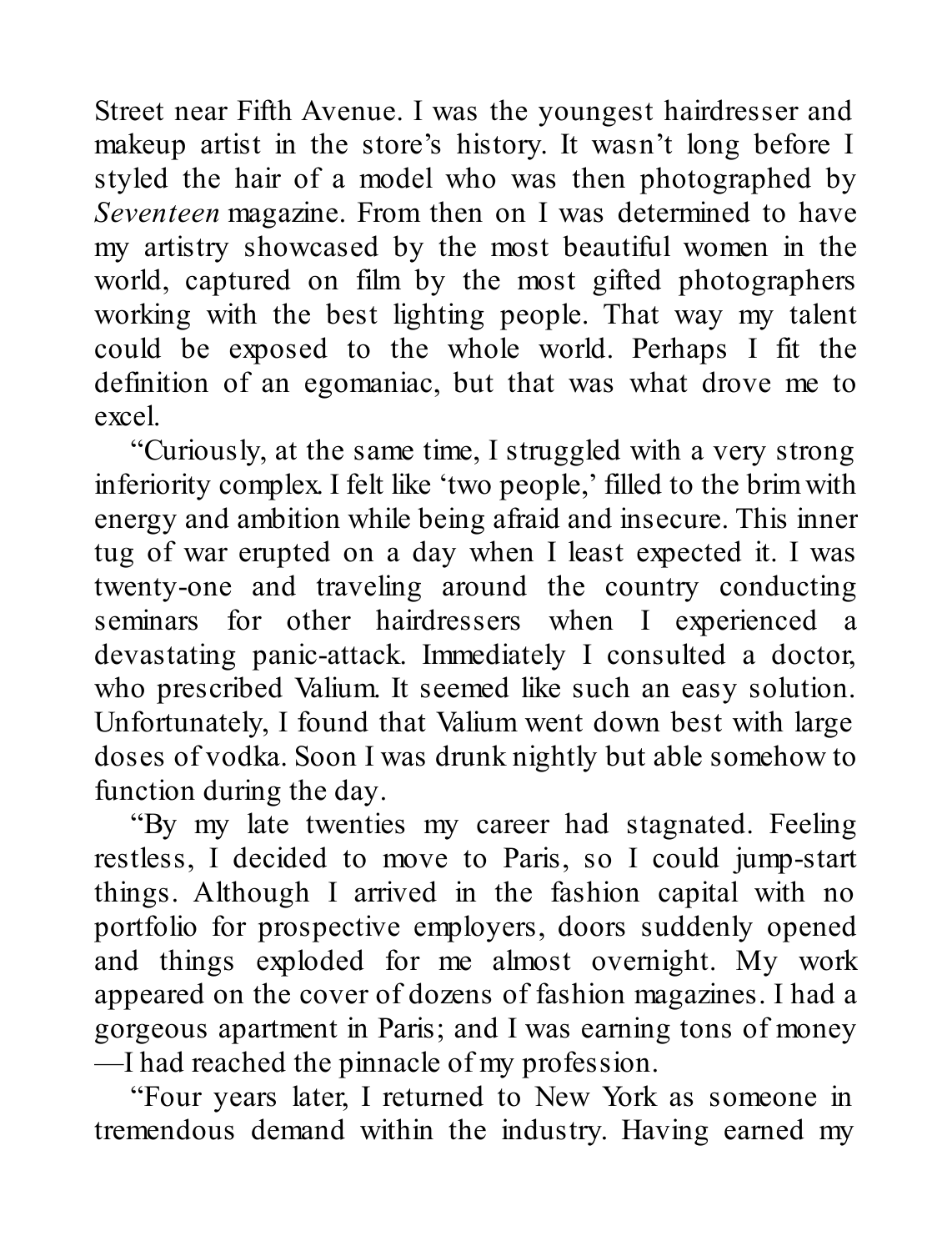Street near Fifth Avenue. I was the youngest hairdresser and makeup artist in the store's history. It wasn't long before I styled the hair of a model who was then photographed by *Seventeen* magazine. From then on I was determined to have my artistry showcased by the most beautiful women in the world, captured on film by the most gifted photographers working with the best lighting people. That way my talent could be exposed to the whole world. Perhaps I fit the definition of an egomaniac, but that was what drove me to excel.

"Curiously, at the same time, I struggled with a very strong inferiority complex. I felt like 'two people,' filled to the brim with energy and ambition while being afraid and insecure. This inner tug of war erupted on a day when I least expected it. I was twenty-one and traveling around the country conducting seminars for other hairdressers when I experienced a devastating panic-attack. Immediately I consulted a doctor, who prescribed Valium. It seemed like such an easy solution. Unfortunately, I found that Valium went down best with large doses of vodka. Soon I was drunk nightly but able somehow to function during the day.

"By my late twenties my career had stagnated. Feeling restless, I decided to move to Paris, so I could jump-start things. Although I arrived in the fashion capital with no portfolio for prospective employers, doors suddenly opened and things exploded for me almost overnight. My work appeared on the cover of dozens of fashion magazines. I had a gorgeous apartment in Paris; and I was earning tons of money —I had reached the pinnacle of my profession.

"Four years later, I returned to New York as someone in tremendous demand within the industry. Having earned my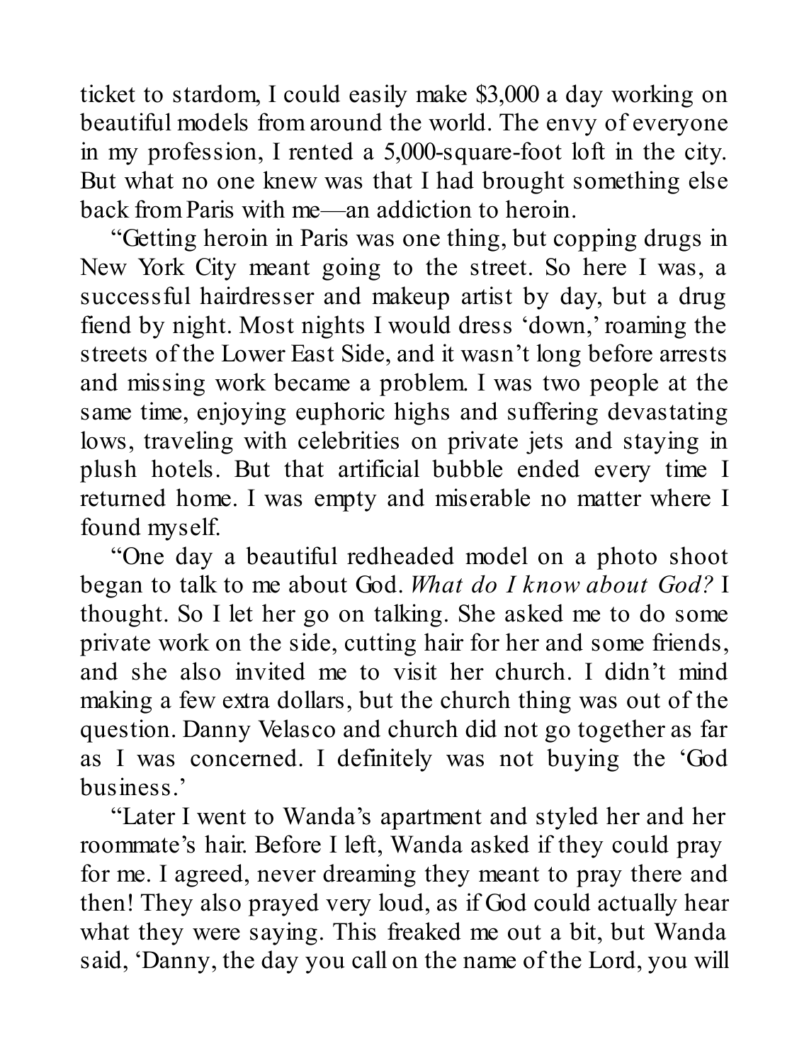ticket to stardom, I could easily make $3,000 a day working on beautiful models from around the world. The envy of everyone in my profession, I rented a 5,000-square-foot loft in the city. But what no one knew was that I had brought something else back from Paris with me—an addiction to heroin.

"Getting heroin in Paris was one thing, but copping drugs in New York City meant going to the street. So here I was, a successful hairdresser and makeup artist by day, but a drug fiend by night. Most nights I would dress 'down,' roaming the streets of the Lower East Side, and it wasn't long before arrests and missing work became a problem. I was two people at the same time, enjoying euphoric highs and suffering devastating lows, traveling with celebrities on private jets and staying in plush hotels. But that artificial bubble ended every time I returned home. I was empty and miserable no matter where I found myself.

"One day a beautiful redheaded model on a photo shoot began to talk to me about God. *What do I know about God?* I thought. So I let her go on talking. She asked me to do some private work on the side, cutting hair for her and some friends, and she also invited me to visit her church. I didn't mind making a few extra dollars, but the church thing was out of the question. Danny Velasco and church did not go together as far as I was concerned. I definitely was not buying the 'God business.'

"Later I went to Wanda's apartment and styled her and her roommate's hair. Before I left, Wanda asked if they could pray for me. I agreed, never dreaming they meant to pray there and then! They also prayed very loud, as if God could actually hear what they were saying. This freaked me out a bit, but Wanda said, 'Danny, the day you call on the name of the Lord, you will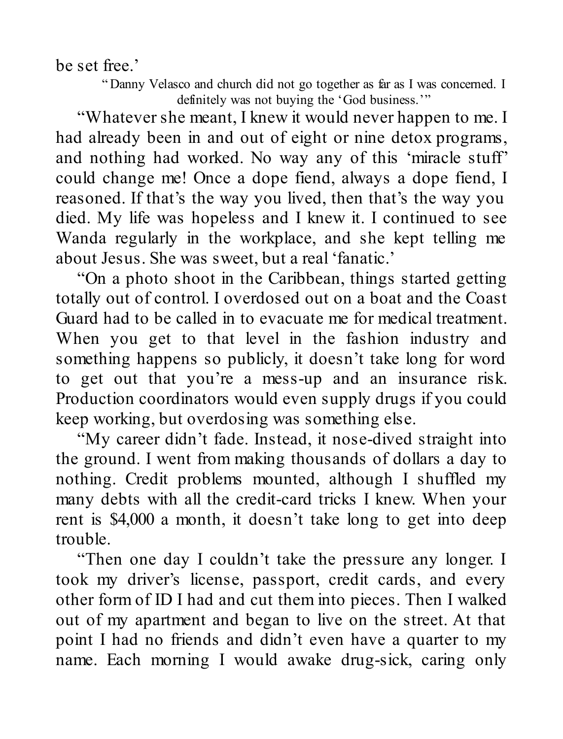be set free.'

> "Danny Velasco and church did not go together as far as I was concerned. I definitely was not buying the 'God business.'"

"Whatever she meant, I knew it would never happen to me. I had already been in and out of eight or nine detox programs, and nothing had worked. No way any of this 'miracle stuff' could change me! Once a dope fiend, always a dope fiend, I reasoned. If that's the way you lived, then that's the way you died. My life was hopeless and I knew it. I continued to see Wanda regularly in the workplace, and she kept telling me about Jesus. She was sweet, but a real 'fanatic.'

"On a photo shoot in the Caribbean, things started getting totally out of control. I overdosed out on a boat and the Coast Guard had to be called in to evacuate me for medical treatment. When you get to that level in the fashion industry and something happens so publicly, it doesn't take long for word to get out that you're a mess-up and an insurance risk. Production coordinators would even supply drugs if you could keep working, but overdosing was something else.

"My career didn't fade. Instead, it nose-dived straight into the ground. I went from making thousands of dollars a day to nothing. Credit problems mounted, although I shuffled my many debts with all the credit-card tricks I knew. When your rent is $4,000 a month, it doesn't take long to get into deep trouble.

"Then one day I couldn't take the pressure any longer. I took my driver's license, passport, credit cards, and every other form of ID I had and cut them into pieces. Then I walked out of my apartment and began to live on the street. At that point I had no friends and didn't even have a quarter to my name. Each morning I would awake drug-sick, caring only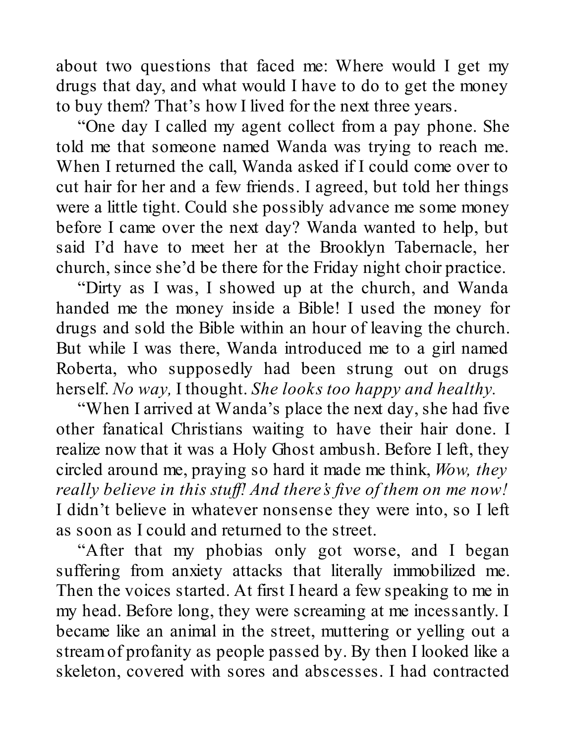about two questions that faced me: Where would I get my drugs that day, and what would I have to do to get the money to buy them? That's how I lived for the next three years.

"One day I called my agent collect from a pay phone. She told me that someone named Wanda was trying to reach me. When I returned the call, Wanda asked if I could come over to cut hair for her and a few friends. I agreed, but told her things were a little tight. Could she possibly advance me some money before I came over the next day? Wanda wanted to help, but said I'd have to meet her at the Brooklyn Tabernacle, her church, since she'd be there for the Friday night choir practice.

"Dirty as I was, I showed up at the church, and Wanda handed me the money inside a Bible! I used the money for drugs and sold the Bible within an hour of leaving the church. But while I was there, Wanda introduced me to a girl named Roberta, who supposedly had been strung out on drugs herself. *No way,* I thought. *She looks too happy and healthy.*

"When I arrived at Wanda's place the next day, she had five other fanatical Christians waiting to have their hair done. I realize now that it was a Holy Ghost ambush. Before I left, they circled around me, praying so hard it made me think, *Wow, they really believe in this stuff! And there's five of them on me now!* I didn't believe in whatever nonsense they were into, so I left as soon as I could and returned to the street.

"After that my phobias only got worse, and I began suffering from anxiety attacks that literally immobilized me. Then the voices started. At first I heard a few speaking to me in my head. Before long, they were screaming at me incessantly. I became like an animal in the street, muttering or yelling out a stream of profanity as people passed by. By then I looked like a skeleton, covered with sores and abscesses. I had contracted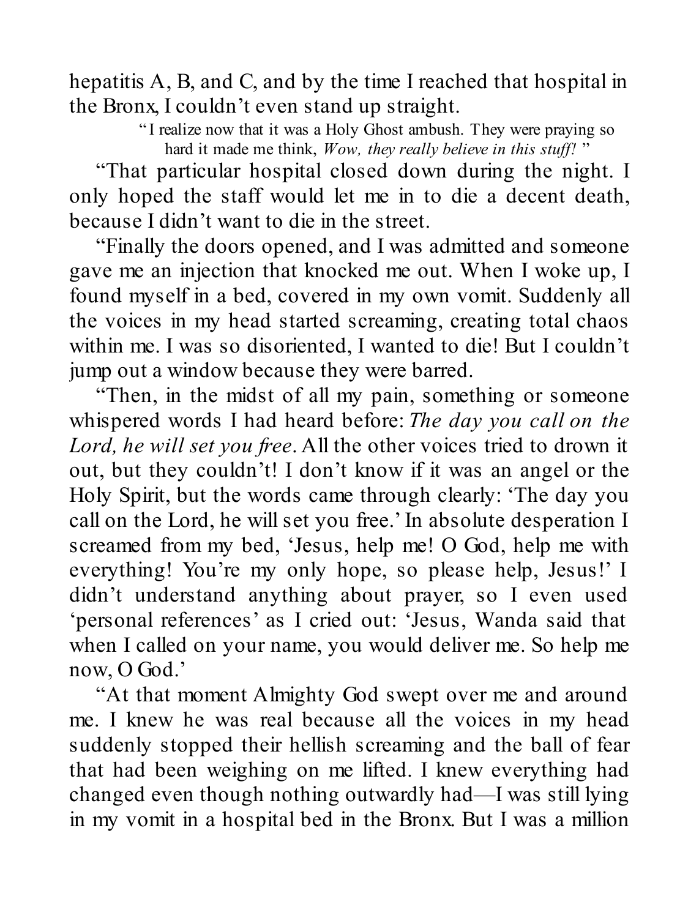hepatitis A, B, and C, and by the time I reached that hospital in the Bronx, I couldn't even stand up straight.

> "I realize now that it was a Holy Ghost ambush. They were praying so hard it made me think, *Wow, they really believe in this stuff!*"

"That particular hospital closed down during the night. I only hoped the staff would let me in to die a decent death, because I didn't want to die in the street.

"Finally the doors opened, and I was admitted and someone gave me an injection that knocked me out. When I woke up, I found myself in a bed, covered in my own vomit. Suddenly all the voices in my head started screaming, creating total chaos within me. I was so disoriented, I wanted to die! But I couldn't jump out a window because they were barred.

"Then, in the midst of all my pain, something or someone whispered words I had heard before: *The day you call on the Lord, he will set you free*. All the other voices tried to drown it out, but they couldn't! I don't know if it was an angel or the Holy Spirit, but the words came through clearly: 'The day you call on the Lord, he will set you free.' In absolute desperation I screamed from my bed, 'Jesus, help me! O God, help me with everything! You're my only hope, so please help, Jesus!' I didn't understand anything about prayer, so I even used 'personal references' as I cried out: 'Jesus, Wanda said that when I called on your name, you would deliver me. So help me now, O God.'

"At that moment Almighty God swept over me and around me. I knew he was real because all the voices in my head suddenly stopped their hellish screaming and the ball of fear that had been weighing on me lifted. I knew everything had changed even though nothing outwardly had—I was still lying in my vomit in a hospital bed in the Bronx. But I was a million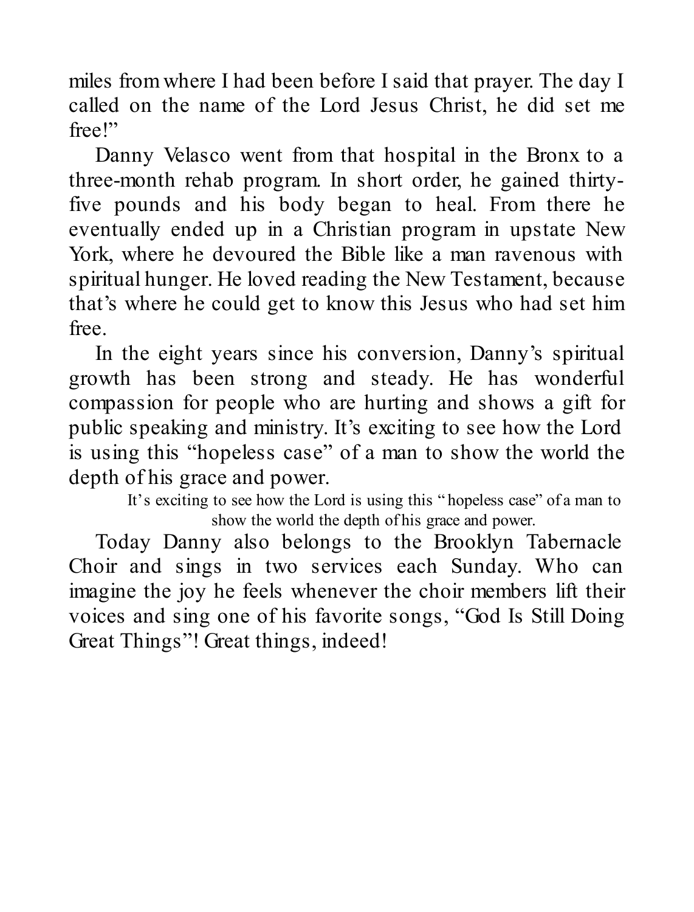miles from where I had been before I said that prayer. The day I called on the name of the Lord Jesus Christ, he did set me free!"

Danny Velasco went from that hospital in the Bronx to a three-month rehab program. In short order, he gained thirty-five pounds and his body began to heal. From there he eventually ended up in a Christian program in upstate New York, where he devoured the Bible like a man ravenous with spiritual hunger. He loved reading the New Testament, because that's where he could get to know this Jesus who had set him free.

In the eight years since his conversion, Danny's spiritual growth has been strong and steady. He has wonderful compassion for people who are hurting and shows a gift for public speaking and ministry. It's exciting to see how the Lord is using this "hopeless case" of a man to show the world the depth of his grace and power.

> It's exciting to see how the Lord is using this "hopeless case" of a man to show the world the depth of his grace and power.

Today Danny also belongs to the Brooklyn Tabernacle Choir and sings in two services each Sunday. Who can imagine the joy he feels whenever the choir members lift their voices and sing one of his favorite songs, "God Is Still Doing Great Things"! Great things, indeed!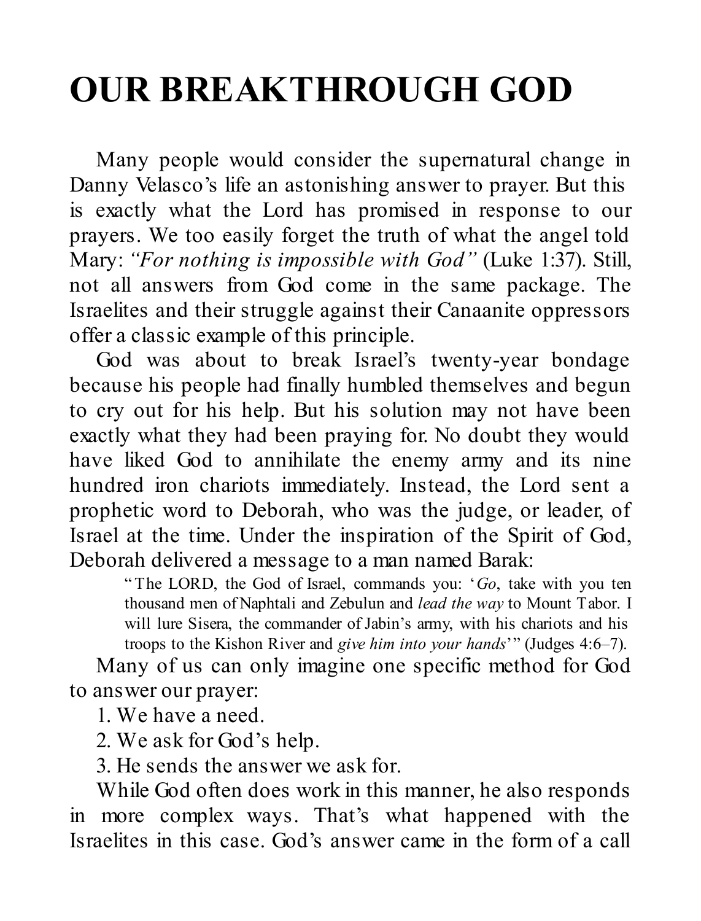# OUR BREAKTHROUGH GOD

Many people would consider the supernatural change in Danny Velasco's life an astonishing answer to prayer. But this is exactly what the Lord has promised in response to our prayers. We too easily forget the truth of what the angel told Mary: *"For nothing is impossible with God"* (Luke 1:37). Still, not all answers from God come in the same package. The Israelites and their struggle against their Canaanite oppressors offer a classic example of this principle.

God was about to break Israel's twenty-year bondage because his people had finally humbled themselves and begun to cry out for his help. But his solution may not have been exactly what they had been praying for. No doubt they would have liked God to annihilate the enemy army and its nine hundred iron chariots immediately. Instead, the Lord sent a prophetic word to Deborah, who was the judge, or leader, of Israel at the time. Under the inspiration of the Spirit of God, Deborah delivered a message to a man named Barak:

> "The LORD, the God of Israel, commands you: '*Go*, take with you ten thousand men of Naphtali and Zebulun and *lead the way* to Mount Tabor. I will lure Sisera, the commander of Jabin's army, with his chariots and his troops to the Kishon River and *give him into your hands*'" (Judges 4:6–7).

Many of us can only imagine one specific method for God to answer our prayer:

1. We have a need.
2. We ask for God's help.
3. He sends the answer we ask for.

While God often does work in this manner, he also responds in more complex ways. That's what happened with the Israelites in this case. God's answer came in the form of a call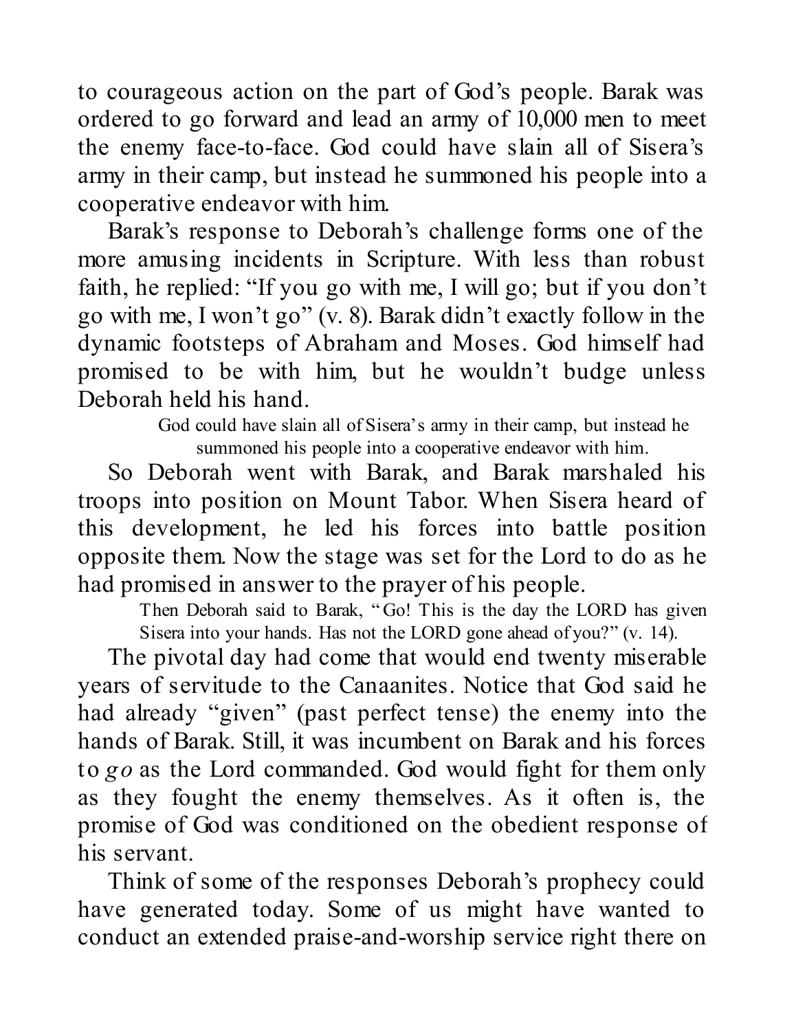to courageous action on the part of God's people. Barak was ordered to go forward and lead an army of 10,000 men to meet the enemy face-to-face. God could have slain all of Sisera's army in their camp, but instead he summoned his people into a cooperative endeavor with him.

Barak's response to Deborah's challenge forms one of the more amusing incidents in Scripture. With less than robust faith, he replied: "If you go with me, I will go; but if you don't go with me, I won't go" (v. 8). Barak didn't exactly follow in the dynamic footsteps of Abraham and Moses. God himself had promised to be with him, but he wouldn't budge unless Deborah held his hand.

> God could have slain all of Sisera's army in their camp, but instead he summoned his people into a cooperative endeavor with him.

So Deborah went with Barak, and Barak marshaled his troops into position on Mount Tabor. When Sisera heard of this development, he led his forces into battle position opposite them. Now the stage was set for the Lord to do as he had promised in answer to the prayer of his people.

> Then Deborah said to Barak, "Go! This is the day the LORD has given Sisera into your hands. Has not the LORD gone ahead of you?" (v. 14).

The pivotal day had come that would end twenty miserable years of servitude to the Canaanites. Notice that God said he had already "given" (past perfect tense) the enemy into the hands of Barak. Still, it was incumbent on Barak and his forces to *go* as the Lord commanded. God would fight for them only as they fought the enemy themselves. As it often is, the promise of God was conditioned on the obedient response of his servant.

Think of some of the responses Deborah's prophecy could have generated today. Some of us might have wanted to conduct an extended praise-and-worship service right there on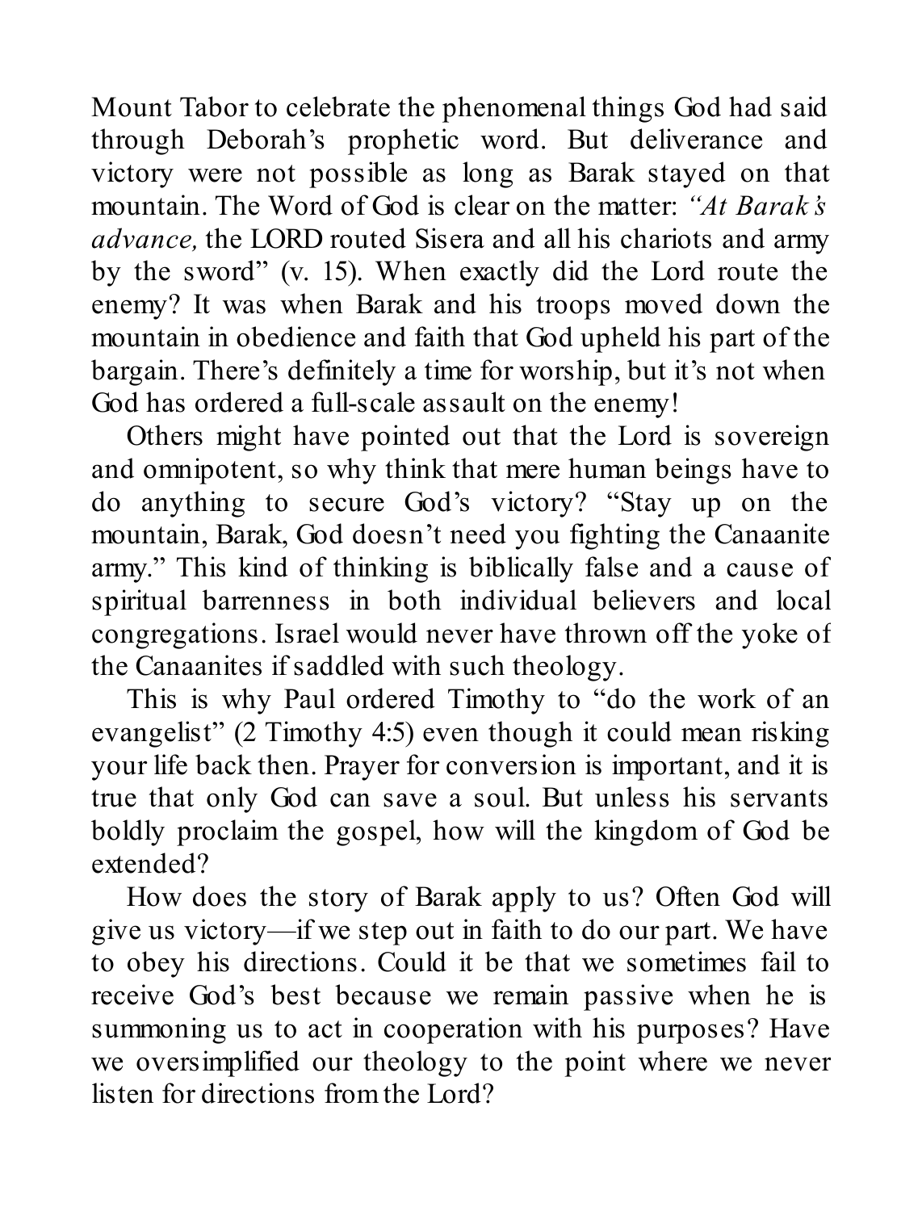Mount Tabor to celebrate the phenomenal things God had said through Deborah's prophetic word. But deliverance and victory were not possible as long as Barak stayed on that mountain. The Word of God is clear on the matter: *"At Barak's advance,* the LORD routed Sisera and all his chariots and army by the sword" (v. 15). When exactly did the Lord route the enemy? It was when Barak and his troops moved down the mountain in obedience and faith that God upheld his part of the bargain. There's definitely a time for worship, but it's not when God has ordered a full-scale assault on the enemy!

Others might have pointed out that the Lord is sovereign and omnipotent, so why think that mere human beings have to do anything to secure God's victory? "Stay up on the mountain, Barak, God doesn't need you fighting the Canaanite army." This kind of thinking is biblically false and a cause of spiritual barrenness in both individual believers and local congregations. Israel would never have thrown off the yoke of the Canaanites if saddled with such theology.

This is why Paul ordered Timothy to "do the work of an evangelist" (2 Timothy 4:5) even though it could mean risking your life back then. Prayer for conversion is important, and it is true that only God can save a soul. But unless his servants boldly proclaim the gospel, how will the kingdom of God be extended?

How does the story of Barak apply to us? Often God will give us victory—if we step out in faith to do our part. We have to obey his directions. Could it be that we sometimes fail to receive God's best because we remain passive when he is summoning us to act in cooperation with his purposes? Have we oversimplified our theology to the point where we never listen for directions from the Lord?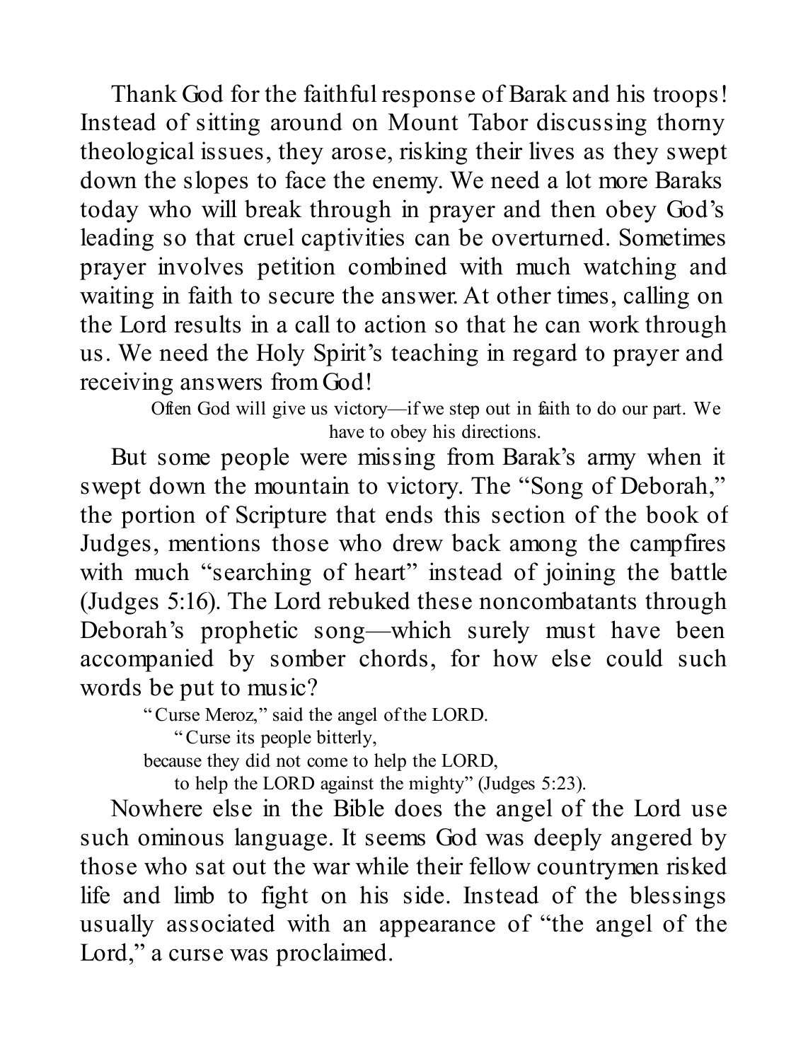Thank God for the faithful response of Barak and his troops! Instead of sitting around on Mount Tabor discussing thorny theological issues, they arose, risking their lives as they swept down the slopes to face the enemy. We need a lot more Baraks today who will break through in prayer and then obey God's leading so that cruel captivities can be overturned. Sometimes prayer involves petition combined with much watching and waiting in faith to secure the answer. At other times, calling on the Lord results in a call to action so that he can work through us. We need the Holy Spirit's teaching in regard to prayer and receiving answers from God!

> Often God will give us victory—if we step out in faith to do our part. We have to obey his directions.

But some people were missing from Barak's army when it swept down the mountain to victory. The "Song of Deborah," the portion of Scripture that ends this section of the book of Judges, mentions those who drew back among the campfires with much "searching of heart" instead of joining the battle (Judges 5:16). The Lord rebuked these noncombatants through Deborah's prophetic song—which surely must have been accompanied by somber chords, for how else could such words be put to music?

> "Curse Meroz," said the angel of the LORD.
> "Curse its people bitterly,
> because they did not come to help the LORD,
> to help the LORD against the mighty" (Judges 5:23).

Nowhere else in the Bible does the angel of the Lord use such ominous language. It seems God was deeply angered by those who sat out the war while their fellow countrymen risked life and limb to fight on his side. Instead of the blessings usually associated with an appearance of "the angel of the Lord," a curse was proclaimed.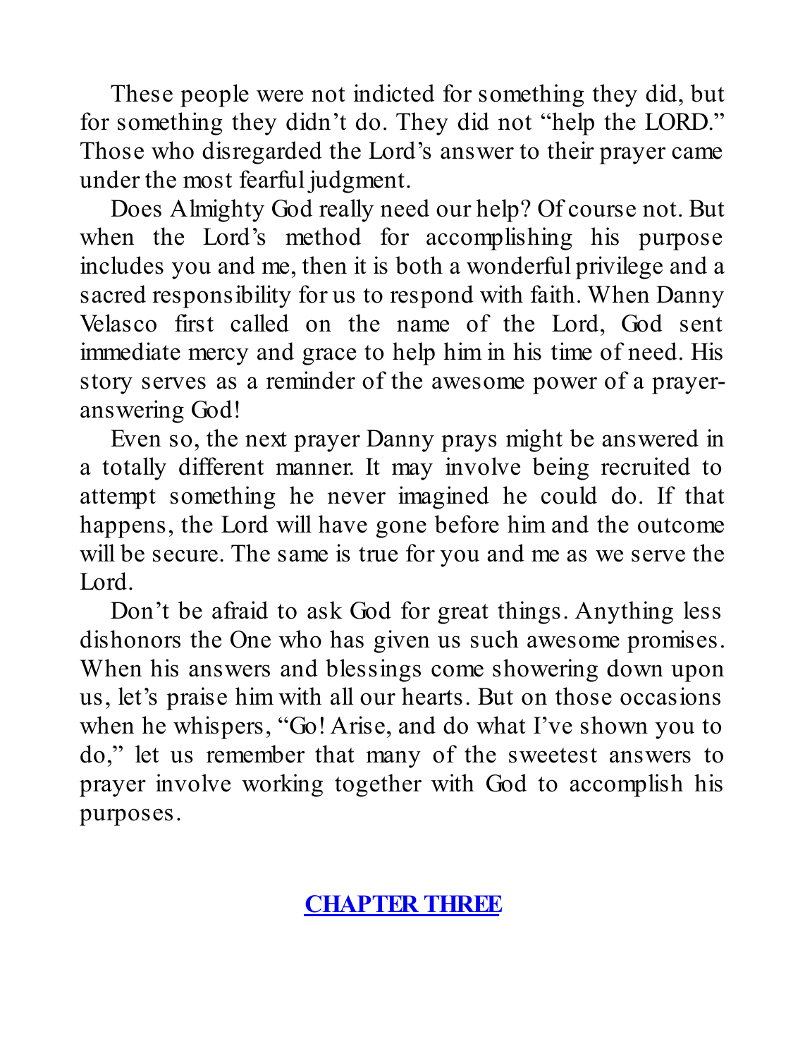These people were not indicted for something they did, but for something they didn't do. They did not "help the LORD." Those who disregarded the Lord's answer to their prayer came under the most fearful judgment.

Does Almighty God really need our help? Of course not. But when the Lord's method for accomplishing his purpose includes you and me, then it is both a wonderful privilege and a sacred responsibility for us to respond with faith. When Danny Velasco first called on the name of the Lord, God sent immediate mercy and grace to help him in his time of need. His story serves as a reminder of the awesome power of a prayer-answering God!

Even so, the next prayer Danny prays might be answered in a totally different manner. It may involve being recruited to attempt something he never imagined he could do. If that happens, the Lord will have gone before him and the outcome will be secure. The same is true for you and me as we serve the Lord.

Don't be afraid to ask God for great things. Anything less dishonors the One who has given us such awesome promises. When his answers and blessings come showering down upon us, let's praise him with all our hearts. But on those occasions when he whispers, "Go! Arise, and do what I've shown you to do," let us remember that many of the sweetest answers to prayer involve working together with God to accomplish his purposes.

## CHAPTER THREE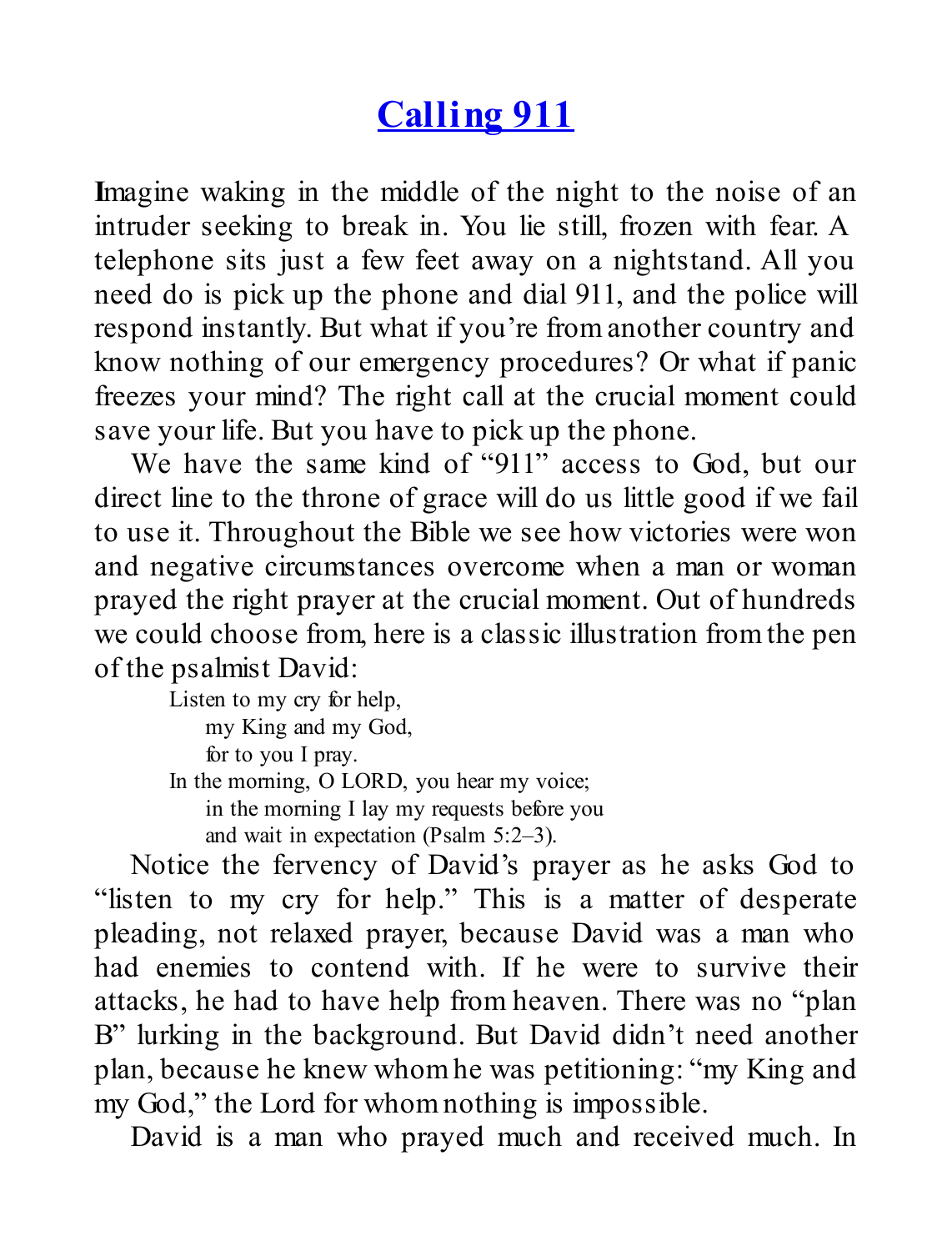# Calling 911

**I**magine waking in the middle of the night to the noise of an intruder seeking to break in. You lie still, frozen with fear. A telephone sits just a few feet away on a nightstand. All you need do is pick up the phone and dial 911, and the police will respond instantly. But what if you're from another country and know nothing of our emergency procedures? Or what if panic freezes your mind? The right call at the crucial moment could save your life. But you have to pick up the phone.

We have the same kind of "911" access to God, but our direct line to the throne of grace will do us little good if we fail to use it. Throughout the Bible we see how victories were won and negative circumstances overcome when a man or woman prayed the right prayer at the crucial moment. Out of hundreds we could choose from, here is a classic illustration from the pen of the psalmist David:

> Listen to my cry for help,
>     my King and my God,
>     for to you I pray.
> In the morning, O LORD, you hear my voice;
>     in the morning I lay my requests before you
>     and wait in expectation (Psalm 5:2–3).

Notice the fervency of David's prayer as he asks God to "listen to my cry for help." This is a matter of desperate pleading, not relaxed prayer, because David was a man who had enemies to contend with. If he were to survive their attacks, he had to have help from heaven. There was no "plan B" lurking in the background. But David didn't need another plan, because he knew whom he was petitioning: "my King and my God," the Lord for whom nothing is impossible.

David is a man who prayed much and received much. In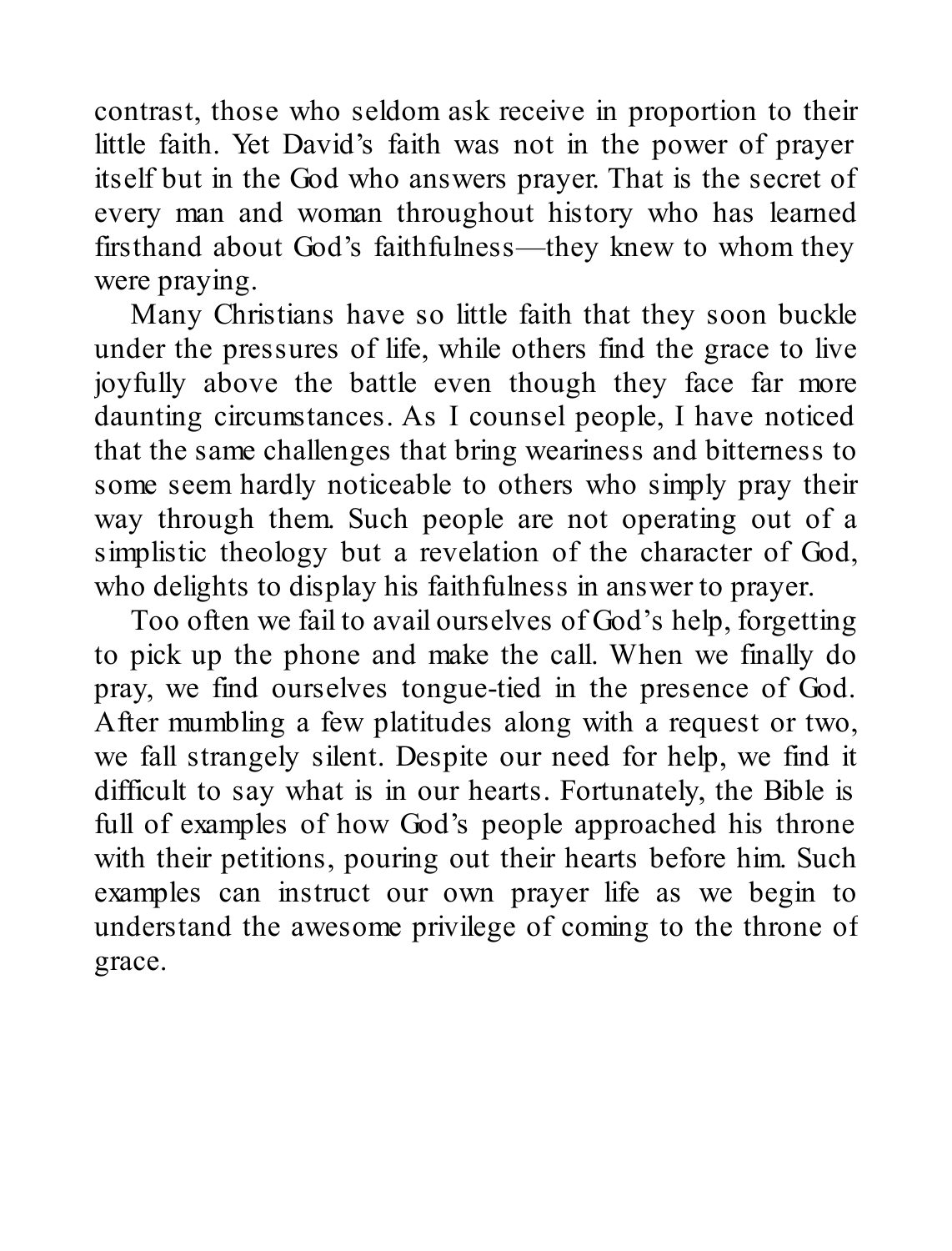contrast, those who seldom ask receive in proportion to their little faith. Yet David's faith was not in the power of prayer itself but in the God who answers prayer. That is the secret of every man and woman throughout history who has learned firsthand about God's faithfulness—they knew to whom they were praying.

Many Christians have so little faith that they soon buckle under the pressures of life, while others find the grace to live joyfully above the battle even though they face far more daunting circumstances. As I counsel people, I have noticed that the same challenges that bring weariness and bitterness to some seem hardly noticeable to others who simply pray their way through them. Such people are not operating out of a simplistic theology but a revelation of the character of God, who delights to display his faithfulness in answer to prayer.

Too often we fail to avail ourselves of God's help, forgetting to pick up the phone and make the call. When we finally do pray, we find ourselves tongue-tied in the presence of God. After mumbling a few platitudes along with a request or two, we fall strangely silent. Despite our need for help, we find it difficult to say what is in our hearts. Fortunately, the Bible is full of examples of how God's people approached his throne with their petitions, pouring out their hearts before him. Such examples can instruct our own prayer life as we begin to understand the awesome privilege of coming to the throne of grace.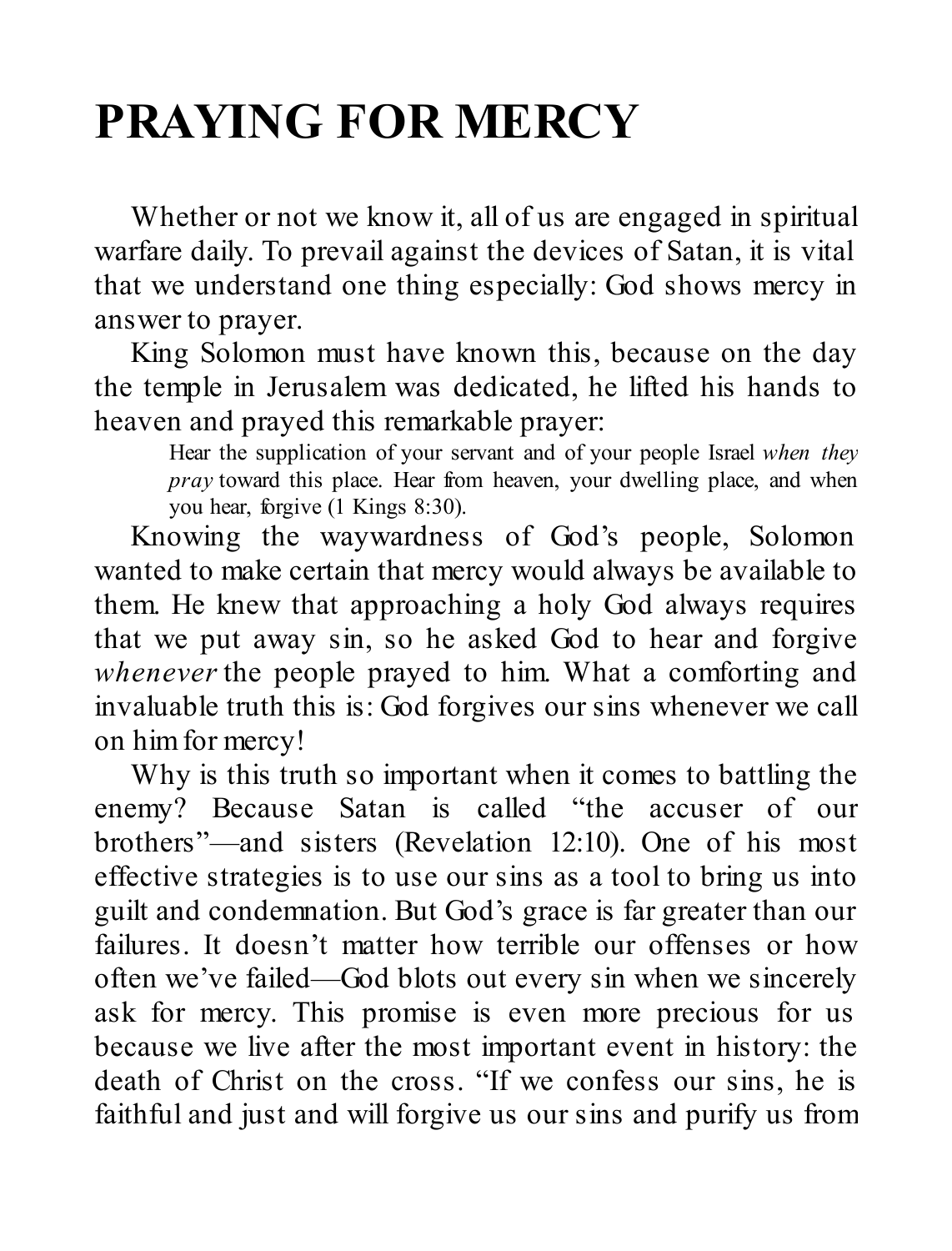# PRAYING FOR MERCY

Whether or not we know it, all of us are engaged in spiritual warfare daily. To prevail against the devices of Satan, it is vital that we understand one thing especially: God shows mercy in answer to prayer.

King Solomon must have known this, because on the day the temple in Jerusalem was dedicated, he lifted his hands to heaven and prayed this remarkable prayer:

> Hear the supplication of your servant and of your people Israel *when they pray* toward this place. Hear from heaven, your dwelling place, and when you hear, forgive (1 Kings 8:30).

Knowing the waywardness of God's people, Solomon wanted to make certain that mercy would always be available to them. He knew that approaching a holy God always requires that we put away sin, so he asked God to hear and forgive *whenever* the people prayed to him. What a comforting and invaluable truth this is: God forgives our sins whenever we call on him for mercy!

Why is this truth so important when it comes to battling the enemy? Because Satan is called "the accuser of our brothers"—and sisters (Revelation 12:10). One of his most effective strategies is to use our sins as a tool to bring us into guilt and condemnation. But God's grace is far greater than our failures. It doesn't matter how terrible our offenses or how often we've failed—God blots out every sin when we sincerely ask for mercy. This promise is even more precious for us because we live after the most important event in history: the death of Christ on the cross. "If we confess our sins, he is faithful and just and will forgive us our sins and purify us from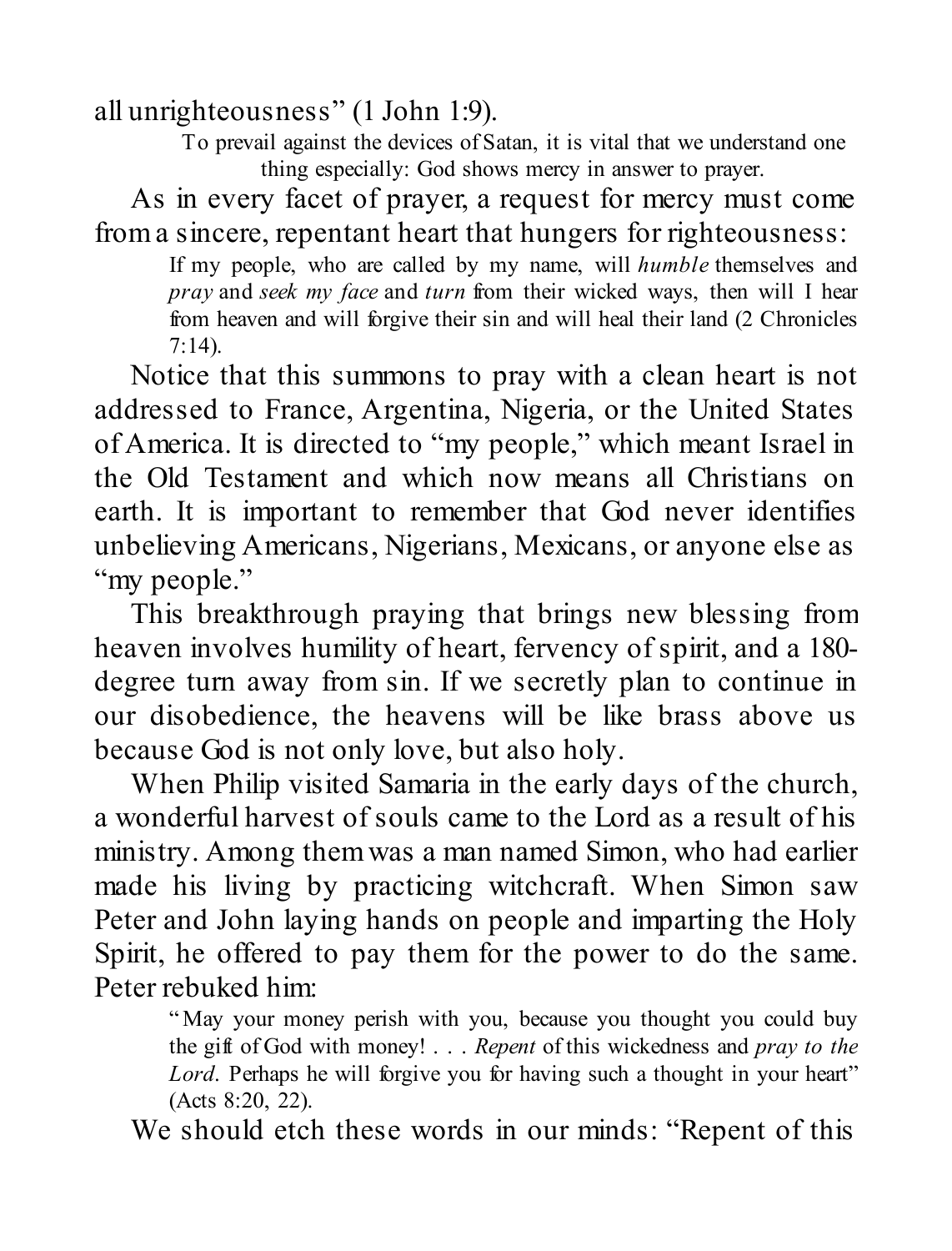all unrighteousness" (1 John 1:9).

To prevail against the devices of Satan, it is vital that we understand one thing especially: God shows mercy in answer to prayer.

As in every facet of prayer, a request for mercy must come from a sincere, repentant heart that hungers for righteousness:

> If my people, who are called by my name, will *humble* themselves and *pray* and *seek my face* and *turn* from their wicked ways, then will I hear from heaven and will forgive their sin and will heal their land (2 Chronicles 7:14).

Notice that this summons to pray with a clean heart is not addressed to France, Argentina, Nigeria, or the United States of America. It is directed to "my people," which meant Israel in the Old Testament and which now means all Christians on earth. It is important to remember that God never identifies unbelieving Americans, Nigerians, Mexicans, or anyone else as "my people."

This breakthrough praying that brings new blessing from heaven involves humility of heart, fervency of spirit, and a 180-degree turn away from sin. If we secretly plan to continue in our disobedience, the heavens will be like brass above us because God is not only love, but also holy.

When Philip visited Samaria in the early days of the church, a wonderful harvest of souls came to the Lord as a result of his ministry. Among them was a man named Simon, who had earlier made his living by practicing witchcraft. When Simon saw Peter and John laying hands on people and imparting the Holy Spirit, he offered to pay them for the power to do the same. Peter rebuked him:

> "May your money perish with you, because you thought you could buy the gift of God with money! . . . *Repent* of this wickedness and *pray to the Lord*. Perhaps he will forgive you for having such a thought in your heart" (Acts 8:20, 22).

We should etch these words in our minds: "Repent of this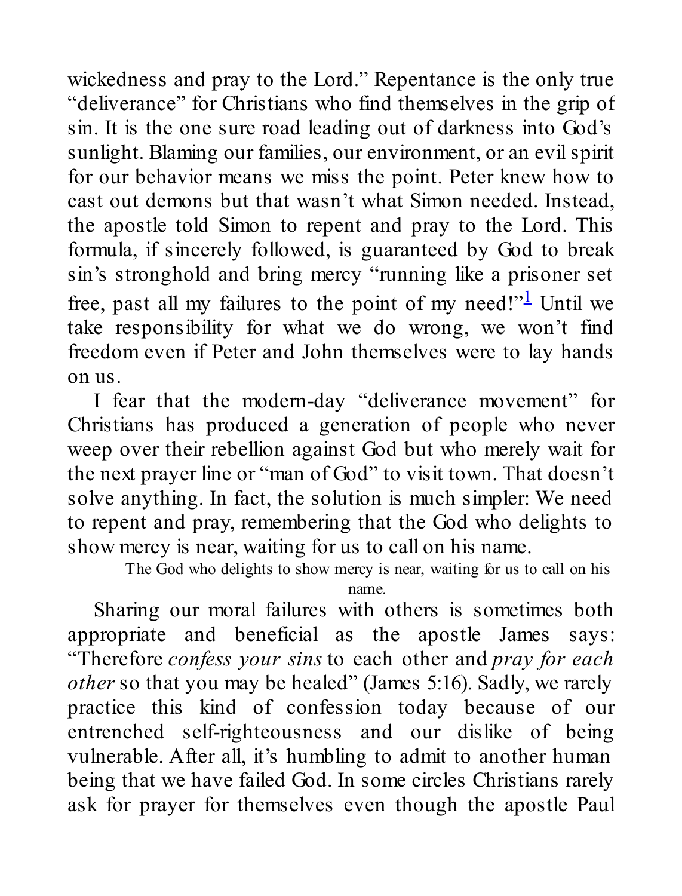wickedness and pray to the Lord." Repentance is the only true "deliverance" for Christians who find themselves in the grip of sin. It is the one sure road leading out of darkness into God's sunlight. Blaming our families, our environment, or an evil spirit for our behavior means we miss the point. Peter knew how to cast out demons but that wasn't what Simon needed. Instead, the apostle told Simon to repent and pray to the Lord. This formula, if sincerely followed, is guaranteed by God to break sin's stronghold and bring mercy "running like a prisoner set free, past all my failures to the point of my need!"[1] Until we take responsibility for what we do wrong, we won't find freedom even if Peter and John themselves were to lay hands on us.

I fear that the modern-day "deliverance movement" for Christians has produced a generation of people who never weep over their rebellion against God but who merely wait for the next prayer line or "man of God" to visit town. That doesn't solve anything. In fact, the solution is much simpler: We need to repent and pray, remembering that the God who delights to show mercy is near, waiting for us to call on his name.

The God who delights to show mercy is near, waiting for us to call on his name.

Sharing our moral failures with others is sometimes both appropriate and beneficial as the apostle James says: "Therefore *confess your sins* to each other and *pray for each other* so that you may be healed" (James 5:16). Sadly, we rarely practice this kind of confession today because of our entrenched self-righteousness and our dislike of being vulnerable. After all, it's humbling to admit to another human being that we have failed God. In some circles Christians rarely ask for prayer for themselves even though the apostle Paul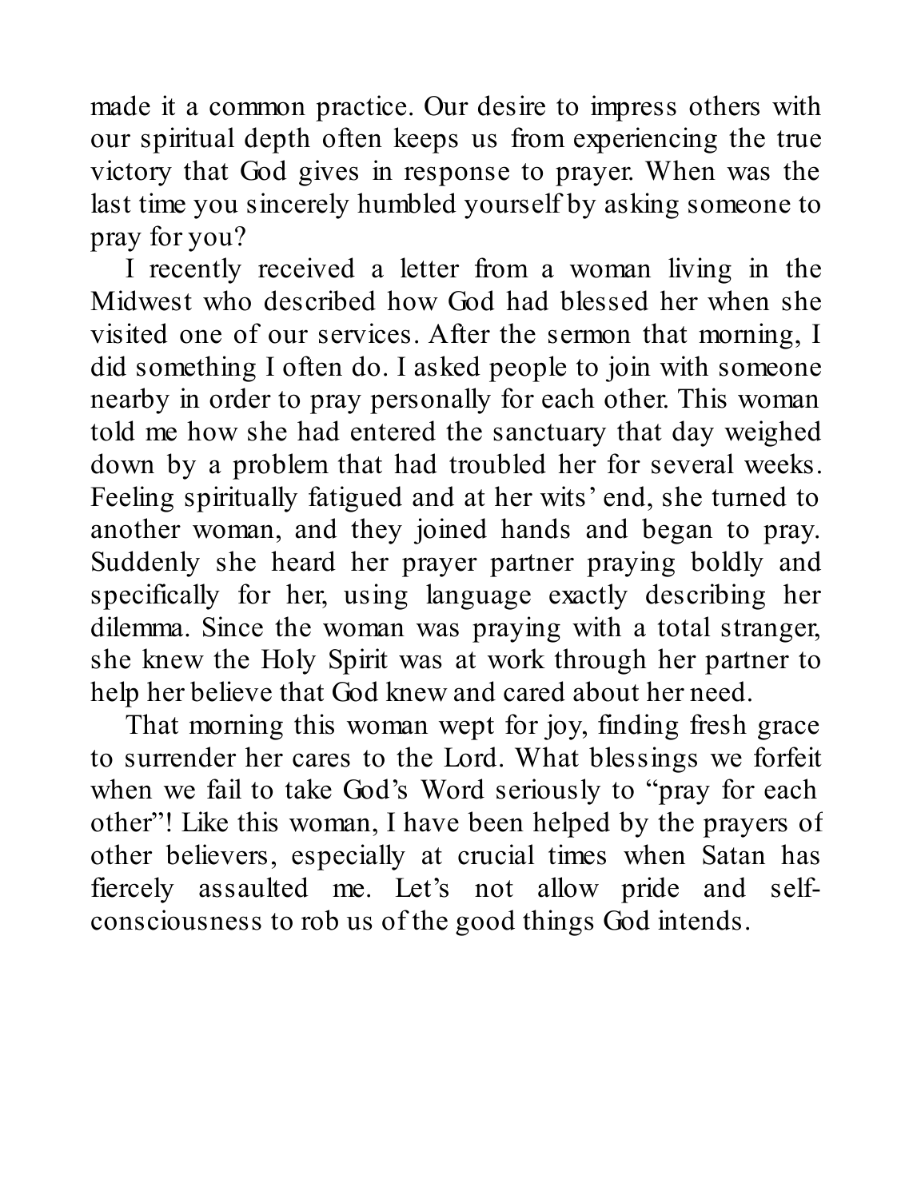made it a common practice. Our desire to impress others with our spiritual depth often keeps us from experiencing the true victory that God gives in response to prayer. When was the last time you sincerely humbled yourself by asking someone to pray for you?

I recently received a letter from a woman living in the Midwest who described how God had blessed her when she visited one of our services. After the sermon that morning, I did something I often do. I asked people to join with someone nearby in order to pray personally for each other. This woman told me how she had entered the sanctuary that day weighed down by a problem that had troubled her for several weeks. Feeling spiritually fatigued and at her wits' end, she turned to another woman, and they joined hands and began to pray. Suddenly she heard her prayer partner praying boldly and specifically for her, using language exactly describing her dilemma. Since the woman was praying with a total stranger, she knew the Holy Spirit was at work through her partner to help her believe that God knew and cared about her need.

That morning this woman wept for joy, finding fresh grace to surrender her cares to the Lord. What blessings we forfeit when we fail to take God's Word seriously to "pray for each other"! Like this woman, I have been helped by the prayers of other believers, especially at crucial times when Satan has fiercely assaulted me. Let's not allow pride and self-consciousness to rob us of the good things God intends.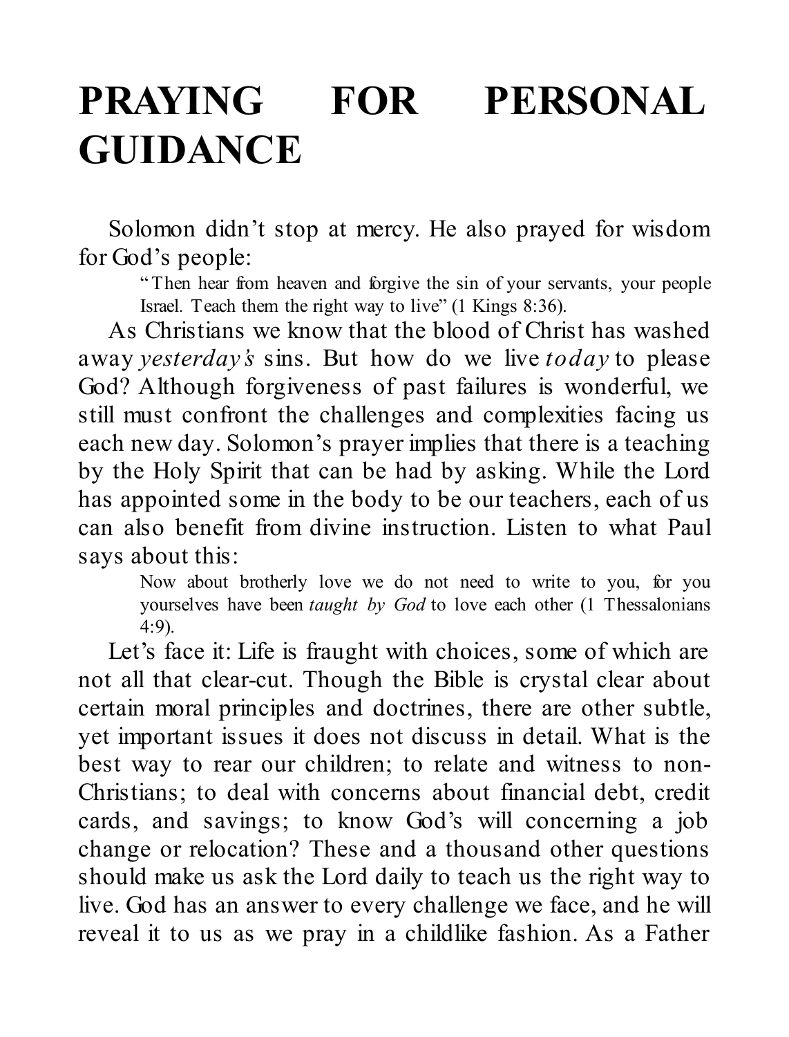# PRAYING FOR PERSONAL GUIDANCE

Solomon didn't stop at mercy. He also prayed for wisdom for God's people:

> "Then hear from heaven and forgive the sin of your servants, your people Israel. Teach them the right way to live" (1 Kings 8:36).

As Christians we know that the blood of Christ has washed away *yesterday's* sins. But how do we live *today* to please God? Although forgiveness of past failures is wonderful, we still must confront the challenges and complexities facing us each new day. Solomon's prayer implies that there is a teaching by the Holy Spirit that can be had by asking. While the Lord has appointed some in the body to be our teachers, each of us can also benefit from divine instruction. Listen to what Paul says about this:

> Now about brotherly love we do not need to write to you, for you yourselves have been *taught by God* to love each other (1 Thessalonians 4:9).

Let's face it: Life is fraught with choices, some of which are not all that clear-cut. Though the Bible is crystal clear about certain moral principles and doctrines, there are other subtle, yet important issues it does not discuss in detail. What is the best way to rear our children; to relate and witness to non-Christians; to deal with concerns about financial debt, credit cards, and savings; to know God's will concerning a job change or relocation? These and a thousand other questions should make us ask the Lord daily to teach us the right way to live. God has an answer to every challenge we face, and he will reveal it to us as we pray in a childlike fashion. As a Father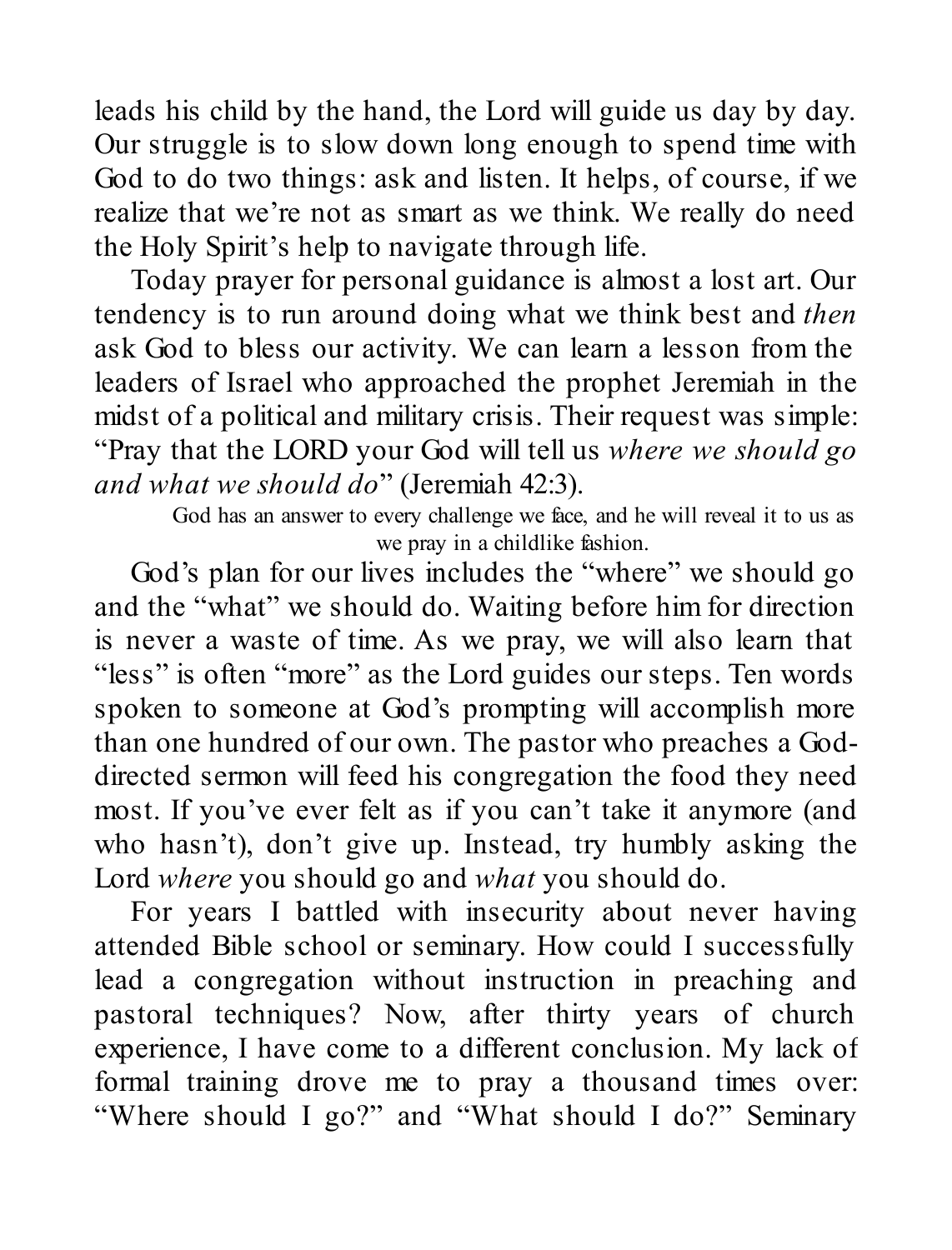leads his child by the hand, the Lord will guide us day by day. Our struggle is to slow down long enough to spend time with God to do two things: ask and listen. It helps, of course, if we realize that we're not as smart as we think. We really do need the Holy Spirit's help to navigate through life.

Today prayer for personal guidance is almost a lost art. Our tendency is to run around doing what we think best and *then* ask God to bless our activity. We can learn a lesson from the leaders of Israel who approached the prophet Jeremiah in the midst of a political and military crisis. Their request was simple: "Pray that the LORD your God will tell us *where we should go and what we should do*" (Jeremiah 42:3).

God has an answer to every challenge we face, and he will reveal it to us as we pray in a childlike fashion.

God's plan for our lives includes the "where" we should go and the "what" we should do. Waiting before him for direction is never a waste of time. As we pray, we will also learn that "less" is often "more" as the Lord guides our steps. Ten words spoken to someone at God's prompting will accomplish more than one hundred of our own. The pastor who preaches a God-directed sermon will feed his congregation the food they need most. If you've ever felt as if you can't take it anymore (and who hasn't), don't give up. Instead, try humbly asking the Lord *where* you should go and *what* you should do.

For years I battled with insecurity about never having attended Bible school or seminary. How could I successfully lead a congregation without instruction in preaching and pastoral techniques? Now, after thirty years of church experience, I have come to a different conclusion. My lack of formal training drove me to pray a thousand times over: "Where should I go?" and "What should I do?" Seminary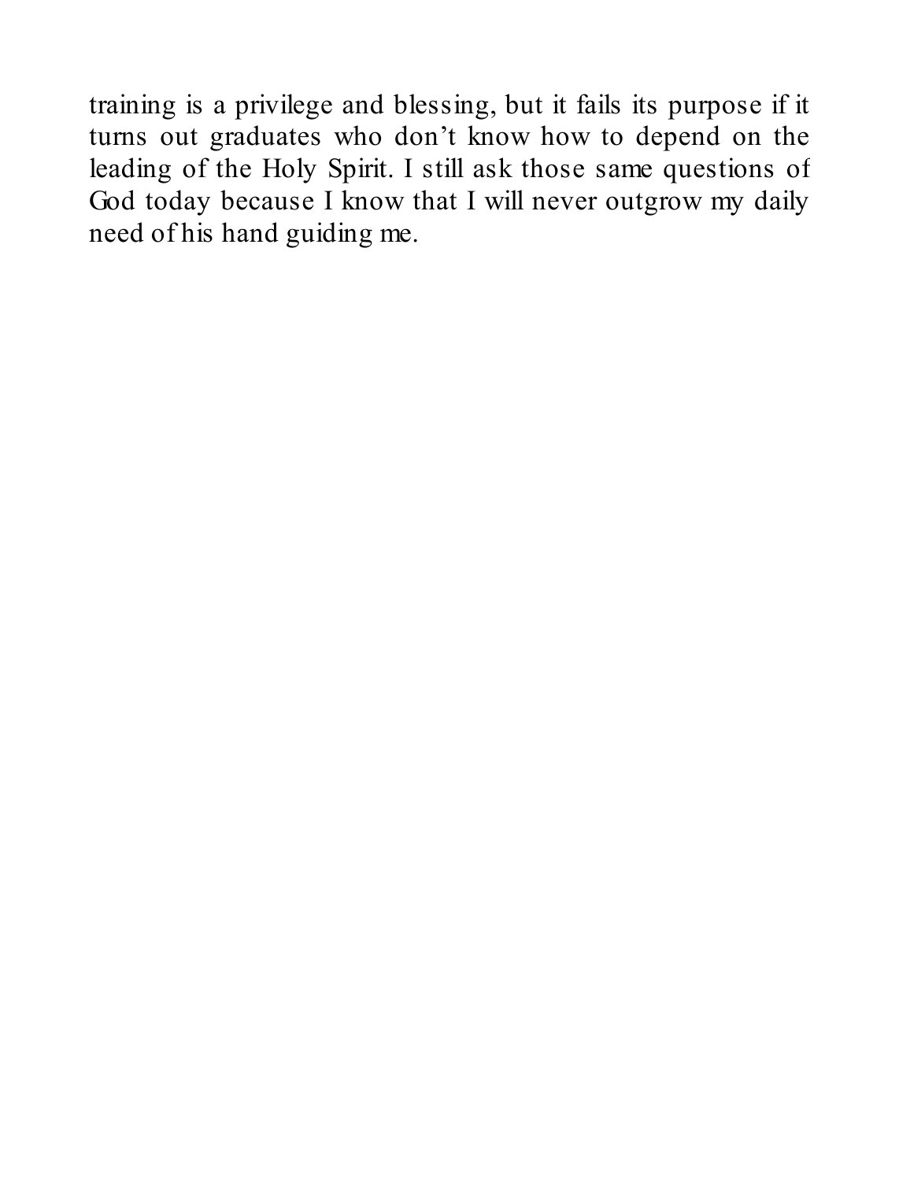training is a privilege and blessing, but it fails its purpose if it turns out graduates who don't know how to depend on the leading of the Holy Spirit. I still ask those same questions of God today because I know that I will never outgrow my daily need of his hand guiding me.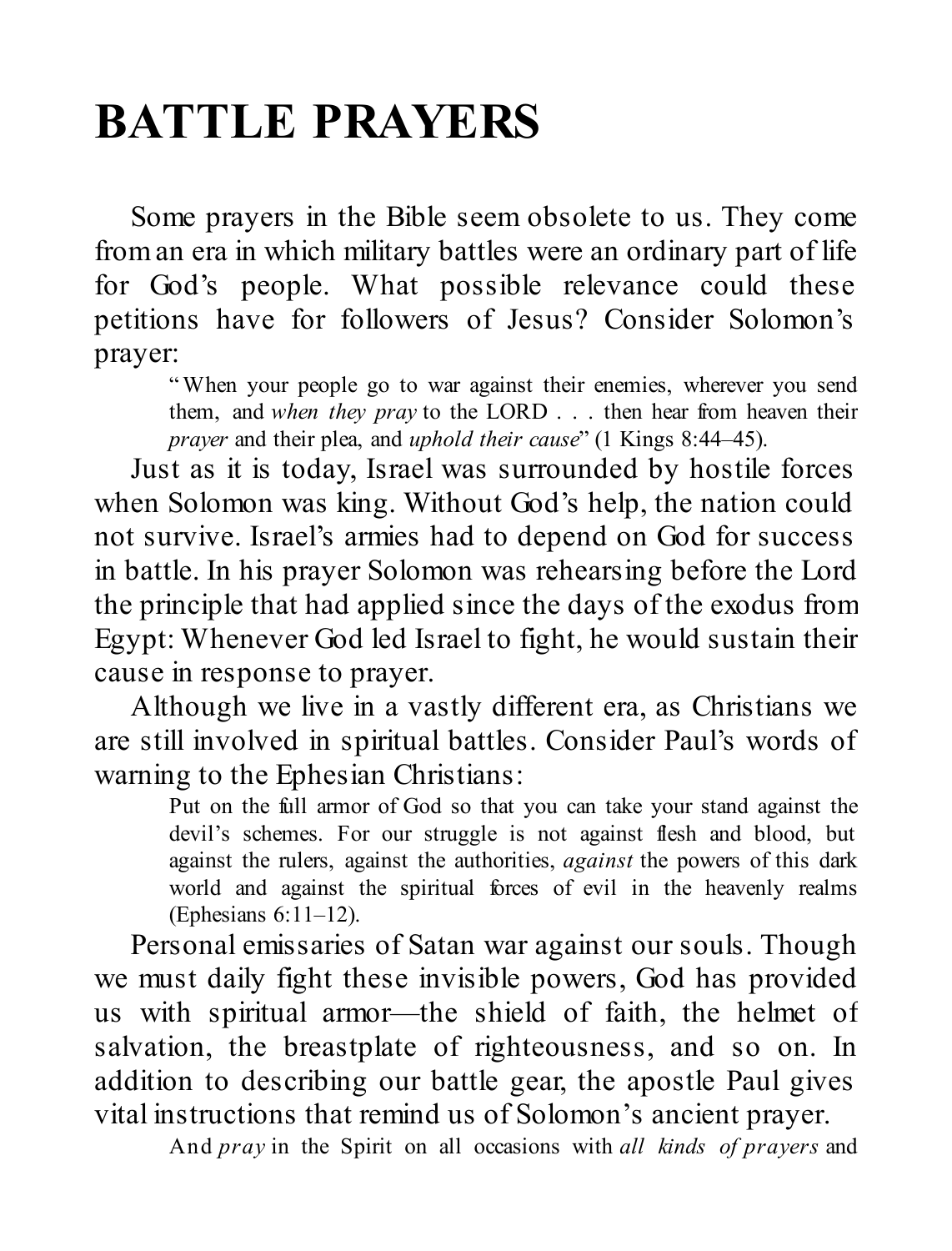# BATTLE PRAYERS

Some prayers in the Bible seem obsolete to us. They come from an era in which military battles were an ordinary part of life for God's people. What possible relevance could these petitions have for followers of Jesus? Consider Solomon's prayer:

> "When your people go to war against their enemies, wherever you send them, and *when they pray* to the LORD . . . then hear from heaven their *prayer* and their plea, and *uphold their cause*" (1 Kings 8:44–45).

Just as it is today, Israel was surrounded by hostile forces when Solomon was king. Without God's help, the nation could not survive. Israel's armies had to depend on God for success in battle. In his prayer Solomon was rehearsing before the Lord the principle that had applied since the days of the exodus from Egypt: Whenever God led Israel to fight, he would sustain their cause in response to prayer.

Although we live in a vastly different era, as Christians we are still involved in spiritual battles. Consider Paul's words of warning to the Ephesian Christians:

> Put on the full armor of God so that you can take your stand against the devil's schemes. For our struggle is not against flesh and blood, but against the rulers, against the authorities, *against* the powers of this dark world and against the spiritual forces of evil in the heavenly realms (Ephesians 6:11–12).

Personal emissaries of Satan war against our souls. Though we must daily fight these invisible powers, God has provided us with spiritual armor—the shield of faith, the helmet of salvation, the breastplate of righteousness, and so on. In addition to describing our battle gear, the apostle Paul gives vital instructions that remind us of Solomon's ancient prayer.

> And *pray* in the Spirit on all occasions with *all kinds of prayers* and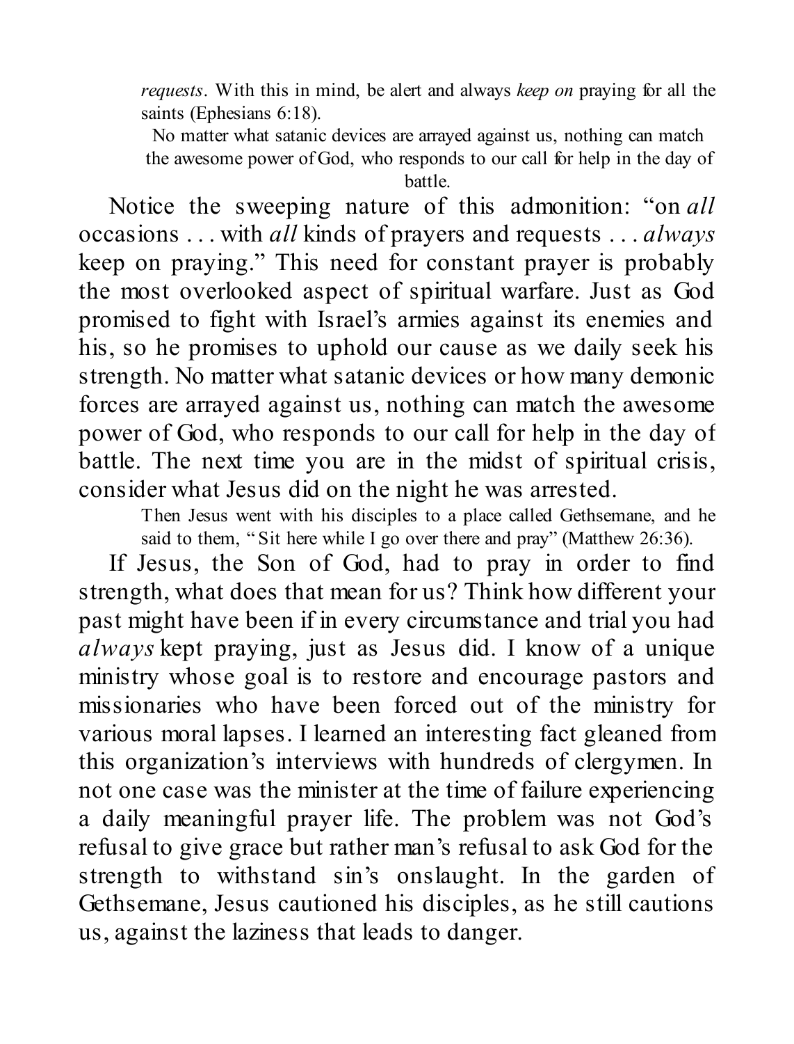*requests*. With this in mind, be alert and always *keep on* praying for all the saints (Ephesians 6:18).

> No matter what satanic devices are arrayed against us, nothing can match the awesome power of God, who responds to our call for help in the day of battle.

Notice the sweeping nature of this admonition: "on *all* occasions . . . with *all* kinds of prayers and requests . . . *always* keep on praying." This need for constant prayer is probably the most overlooked aspect of spiritual warfare. Just as God promised to fight with Israel's armies against its enemies and his, so he promises to uphold our cause as we daily seek his strength. No matter what satanic devices or how many demonic forces are arrayed against us, nothing can match the awesome power of God, who responds to our call for help in the day of battle. The next time you are in the midst of spiritual crisis, consider what Jesus did on the night he was arrested.

> Then Jesus went with his disciples to a place called Gethsemane, and he said to them, "Sit here while I go over there and pray" (Matthew 26:36).

If Jesus, the Son of God, had to pray in order to find strength, what does that mean for us? Think how different your past might have been if in every circumstance and trial you had *always* kept praying, just as Jesus did. I know of a unique ministry whose goal is to restore and encourage pastors and missionaries who have been forced out of the ministry for various moral lapses. I learned an interesting fact gleaned from this organization's interviews with hundreds of clergymen. In not one case was the minister at the time of failure experiencing a daily meaningful prayer life. The problem was not God's refusal to give grace but rather man's refusal to ask God for the strength to withstand sin's onslaught. In the garden of Gethsemane, Jesus cautioned his disciples, as he still cautions us, against the laziness that leads to danger.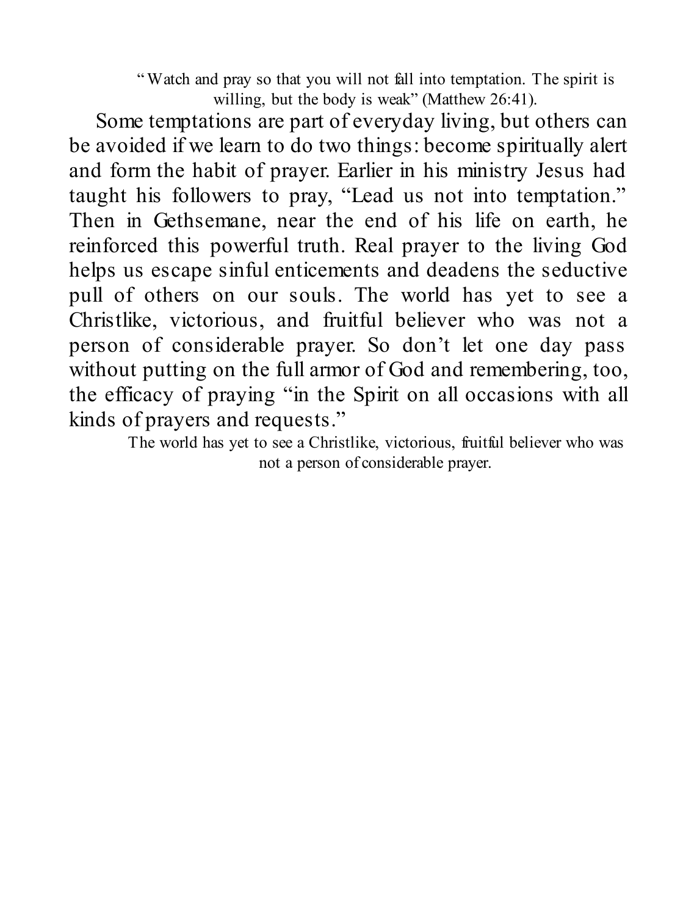"Watch and pray so that you will not fall into temptation. The spirit is willing, but the body is weak" (Matthew 26:41).

Some temptations are part of everyday living, but others can be avoided if we learn to do two things: become spiritually alert and form the habit of prayer. Earlier in his ministry Jesus had taught his followers to pray, "Lead us not into temptation." Then in Gethsemane, near the end of his life on earth, he reinforced this powerful truth. Real prayer to the living God helps us escape sinful enticements and deadens the seductive pull of others on our souls. The world has yet to see a Christlike, victorious, and fruitful believer who was not a person of considerable prayer. So don't let one day pass without putting on the full armor of God and remembering, too, the efficacy of praying "in the Spirit on all occasions with all kinds of prayers and requests."

The world has yet to see a Christlike, victorious, fruitful believer who was not a person of considerable prayer.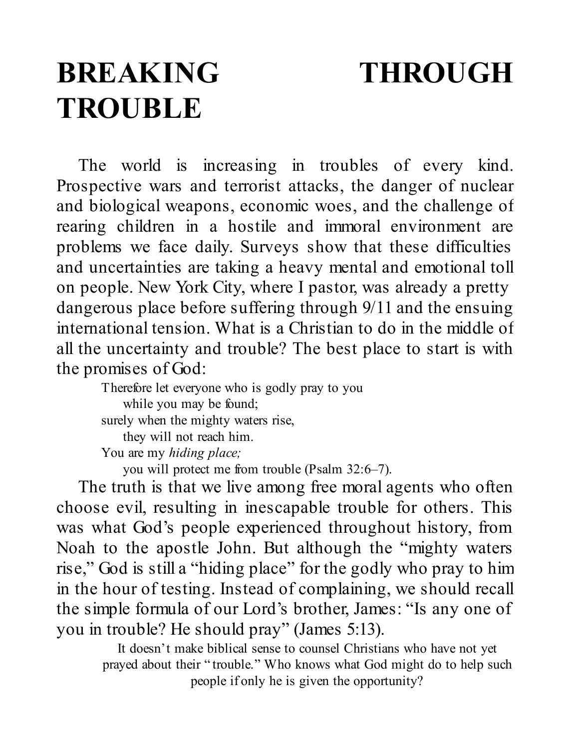# BREAKING THROUGH TROUBLE

The world is increasing in troubles of every kind. Prospective wars and terrorist attacks, the danger of nuclear and biological weapons, economic woes, and the challenge of rearing children in a hostile and immoral environment are problems we face daily. Surveys show that these difficulties and uncertainties are taking a heavy mental and emotional toll on people. New York City, where I pastor, was already a pretty dangerous place before suffering through 9/11 and the ensuing international tension. What is a Christian to do in the middle of all the uncertainty and trouble? The best place to start is with the promises of God:

> Therefore let everyone who is godly pray to you
> while you may be found;
> surely when the mighty waters rise,
> they will not reach him.
> You are my *hiding place;*
> you will protect me from trouble (Psalm 32:6–7).

The truth is that we live among free moral agents who often choose evil, resulting in inescapable trouble for others. This was what God's people experienced throughout history, from Noah to the apostle John. But although the "mighty waters rise," God is still a "hiding place" for the godly who pray to him in the hour of testing. Instead of complaining, we should recall the simple formula of our Lord's brother, James: "Is any one of you in trouble? He should pray" (James 5:13).

> It doesn't make biblical sense to counsel Christians who have not yet prayed about their "trouble." Who knows what God might do to help such people if only he is given the opportunity?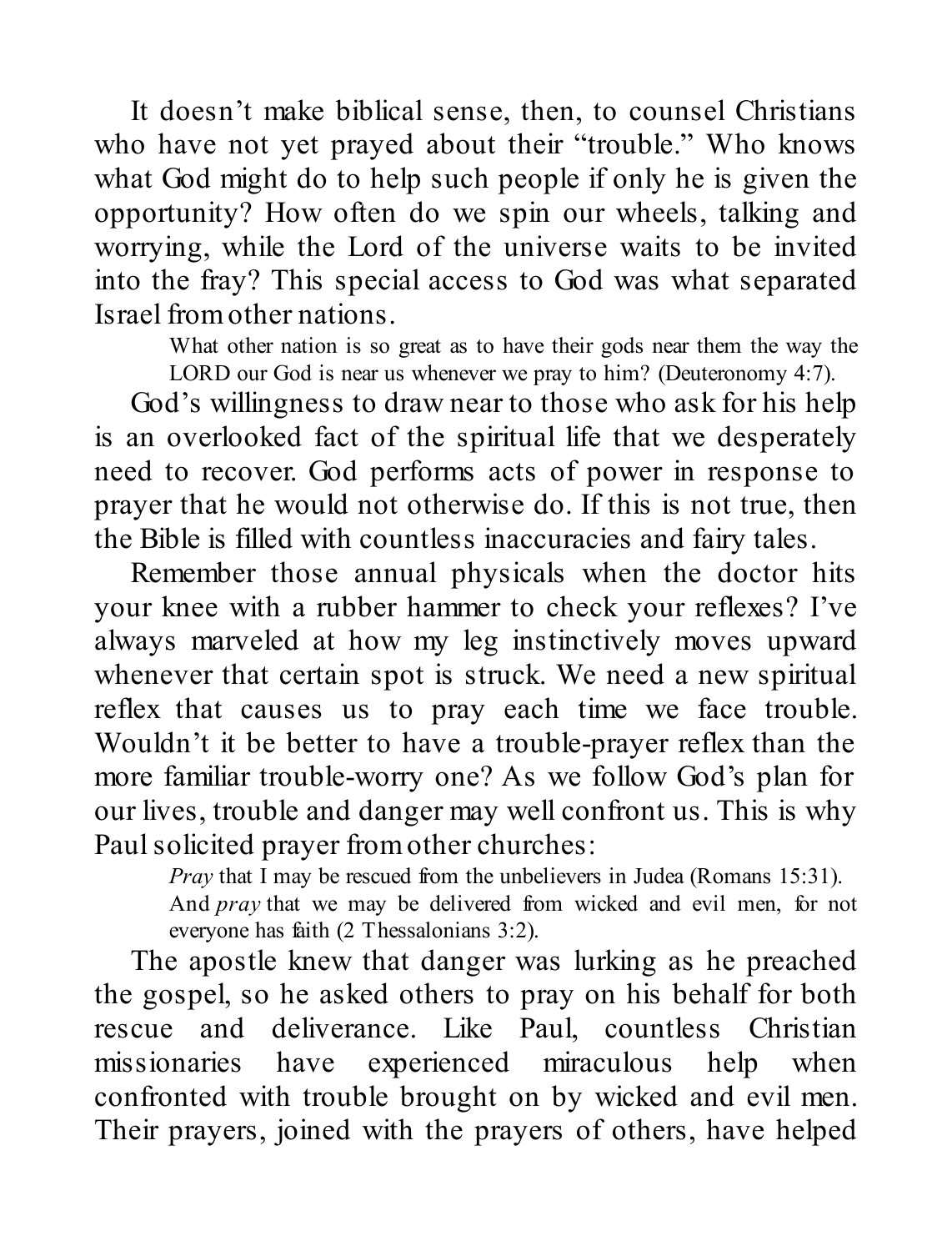It doesn't make biblical sense, then, to counsel Christians who have not yet prayed about their "trouble." Who knows what God might do to help such people if only he is given the opportunity? How often do we spin our wheels, talking and worrying, while the Lord of the universe waits to be invited into the fray? This special access to God was what separated Israel from other nations.

> What other nation is so great as to have their gods near them the way the LORD our God is near us whenever we pray to him? (Deuteronomy 4:7).

God's willingness to draw near to those who ask for his help is an overlooked fact of the spiritual life that we desperately need to recover. God performs acts of power in response to prayer that he would not otherwise do. If this is not true, then the Bible is filled with countless inaccuracies and fairy tales.

Remember those annual physicals when the doctor hits your knee with a rubber hammer to check your reflexes? I've always marveled at how my leg instinctively moves upward whenever that certain spot is struck. We need a new spiritual reflex that causes us to pray each time we face trouble. Wouldn't it be better to have a trouble-prayer reflex than the more familiar trouble-worry one? As we follow God's plan for our lives, trouble and danger may well confront us. This is why Paul solicited prayer from other churches:

> *Pray* that I may be rescued from the unbelievers in Judea (Romans 15:31).
>
> And *pray* that we may be delivered from wicked and evil men, for not everyone has faith (2 Thessalonians 3:2).

The apostle knew that danger was lurking as he preached the gospel, so he asked others to pray on his behalf for both rescue and deliverance. Like Paul, countless Christian missionaries have experienced miraculous help when confronted with trouble brought on by wicked and evil men. Their prayers, joined with the prayers of others, have helped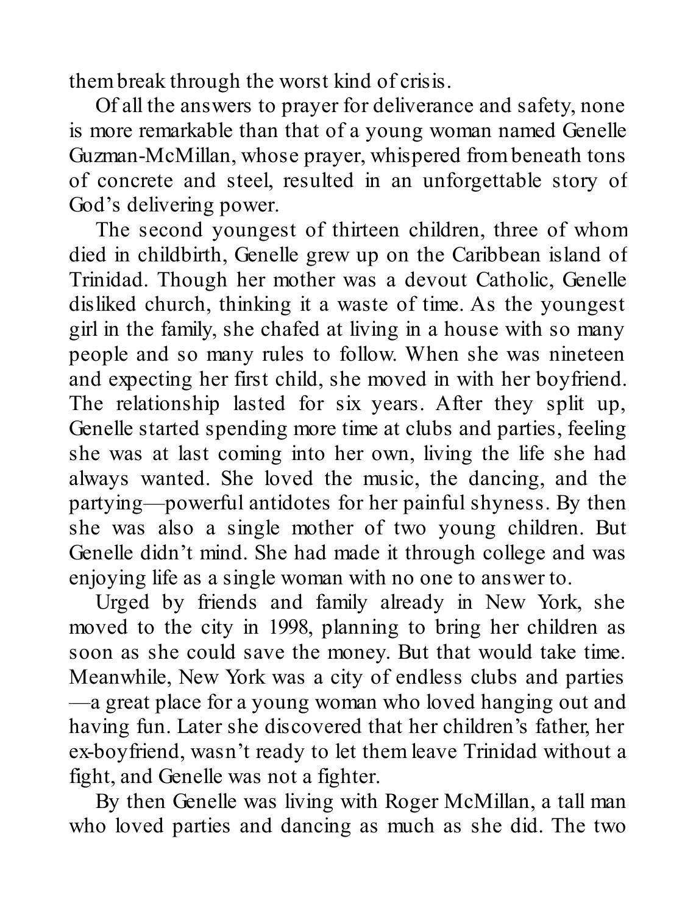them break through the worst kind of crisis.

Of all the answers to prayer for deliverance and safety, none is more remarkable than that of a young woman named Genelle Guzman-McMillan, whose prayer, whispered from beneath tons of concrete and steel, resulted in an unforgettable story of God's delivering power.

The second youngest of thirteen children, three of whom died in childbirth, Genelle grew up on the Caribbean island of Trinidad. Though her mother was a devout Catholic, Genelle disliked church, thinking it a waste of time. As the youngest girl in the family, she chafed at living in a house with so many people and so many rules to follow. When she was nineteen and expecting her first child, she moved in with her boyfriend. The relationship lasted for six years. After they split up, Genelle started spending more time at clubs and parties, feeling she was at last coming into her own, living the life she had always wanted. She loved the music, the dancing, and the partying—powerful antidotes for her painful shyness. By then she was also a single mother of two young children. But Genelle didn't mind. She had made it through college and was enjoying life as a single woman with no one to answer to.

Urged by friends and family already in New York, she moved to the city in 1998, planning to bring her children as soon as she could save the money. But that would take time. Meanwhile, New York was a city of endless clubs and parties—a great place for a young woman who loved hanging out and having fun. Later she discovered that her children's father, her ex-boyfriend, wasn't ready to let them leave Trinidad without a fight, and Genelle was not a fighter.

By then Genelle was living with Roger McMillan, a tall man who loved parties and dancing as much as she did. The two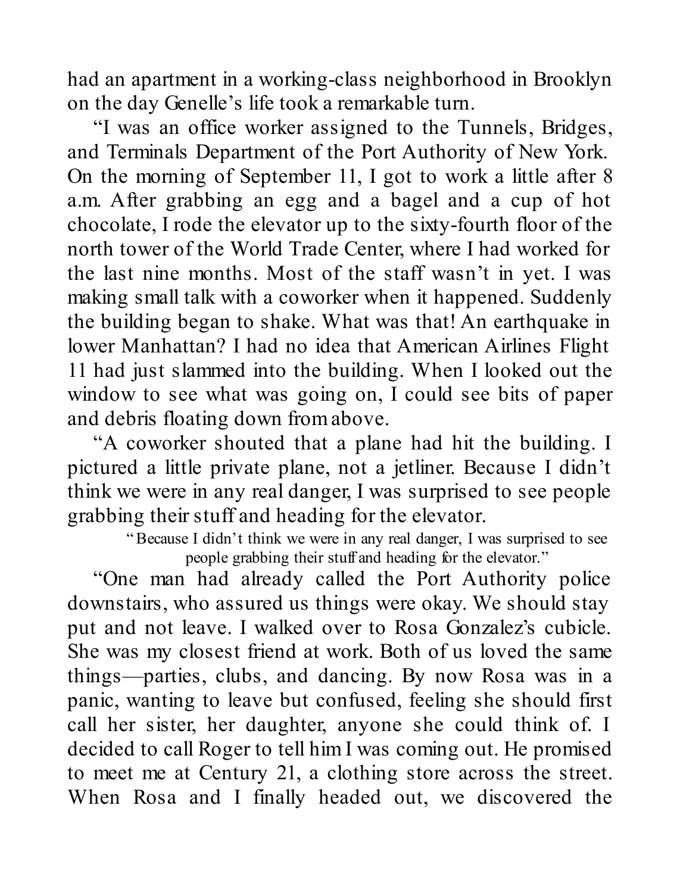had an apartment in a working-class neighborhood in Brooklyn on the day Genelle's life took a remarkable turn.

"I was an office worker assigned to the Tunnels, Bridges, and Terminals Department of the Port Authority of New York. On the morning of September 11, I got to work a little after 8 a.m. After grabbing an egg and a bagel and a cup of hot chocolate, I rode the elevator up to the sixty-fourth floor of the north tower of the World Trade Center, where I had worked for the last nine months. Most of the staff wasn't in yet. I was making small talk with a coworker when it happened. Suddenly the building began to shake. What was that! An earthquake in lower Manhattan? I had no idea that American Airlines Flight 11 had just slammed into the building. When I looked out the window to see what was going on, I could see bits of paper and debris floating down from above.

"A coworker shouted that a plane had hit the building. I pictured a little private plane, not a jetliner. Because I didn't think we were in any real danger, I was surprised to see people grabbing their stuff and heading for the elevator.

"Because I didn't think we were in any real danger, I was surprised to see people grabbing their stuff and heading for the elevator."

"One man had already called the Port Authority police downstairs, who assured us things were okay. We should stay put and not leave. I walked over to Rosa Gonzalez's cubicle. She was my closest friend at work. Both of us loved the same things—parties, clubs, and dancing. By now Rosa was in a panic, wanting to leave but confused, feeling she should first call her sister, her daughter, anyone she could think of. I decided to call Roger to tell him I was coming out. He promised to meet me at Century 21, a clothing store across the street. When Rosa and I finally headed out, we discovered the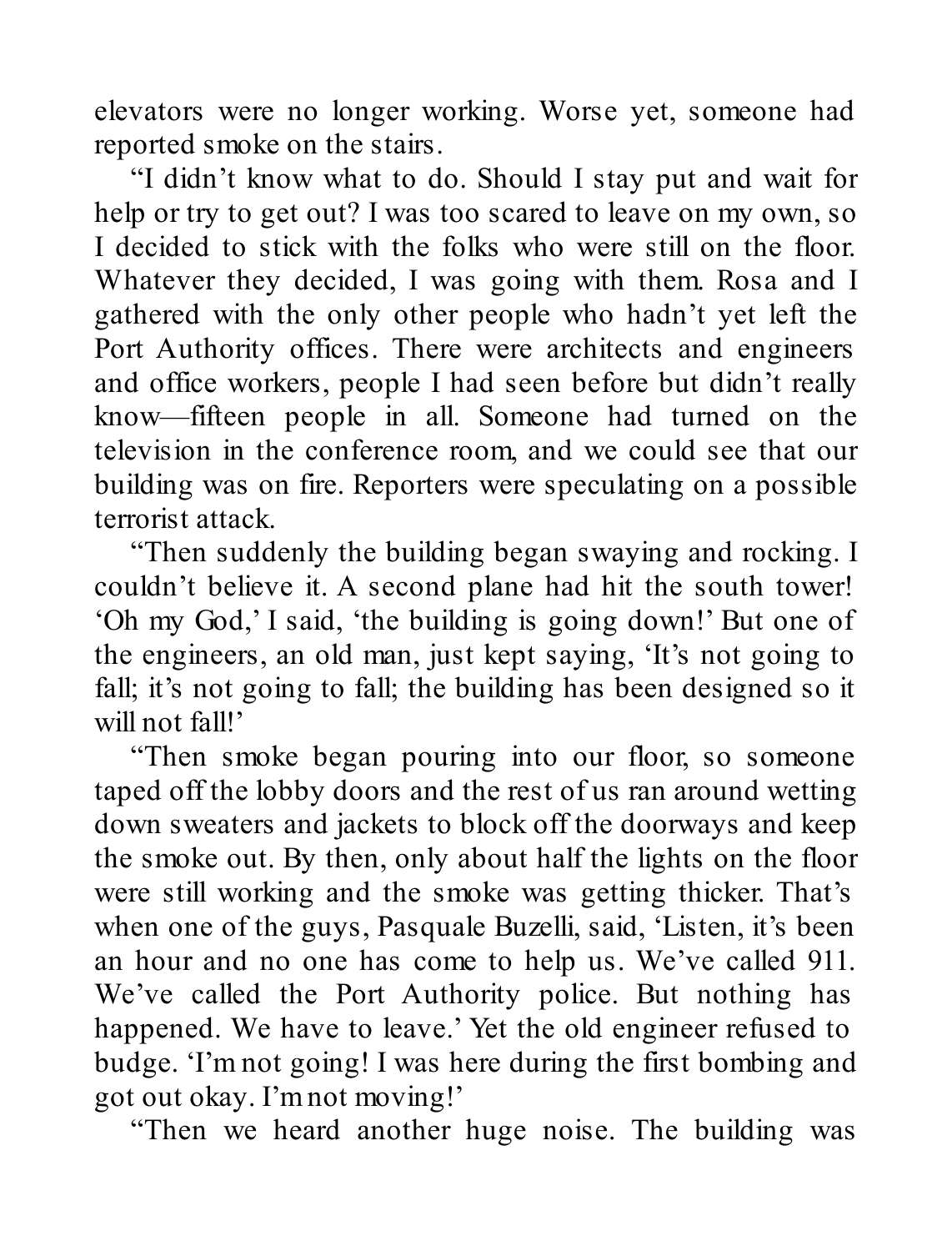elevators were no longer working. Worse yet, someone had reported smoke on the stairs.

"I didn't know what to do. Should I stay put and wait for help or try to get out? I was too scared to leave on my own, so I decided to stick with the folks who were still on the floor. Whatever they decided, I was going with them. Rosa and I gathered with the only other people who hadn't yet left the Port Authority offices. There were architects and engineers and office workers, people I had seen before but didn't really know—fifteen people in all. Someone had turned on the television in the conference room, and we could see that our building was on fire. Reporters were speculating on a possible terrorist attack.

"Then suddenly the building began swaying and rocking. I couldn't believe it. A second plane had hit the south tower! 'Oh my God,' I said, 'the building is going down!' But one of the engineers, an old man, just kept saying, 'It's not going to fall; it's not going to fall; the building has been designed so it will not fall!'

"Then smoke began pouring into our floor, so someone taped off the lobby doors and the rest of us ran around wetting down sweaters and jackets to block off the doorways and keep the smoke out. By then, only about half the lights on the floor were still working and the smoke was getting thicker. That's when one of the guys, Pasquale Buzelli, said, 'Listen, it's been an hour and no one has come to help us. We've called 911. We've called the Port Authority police. But nothing has happened. We have to leave.' Yet the old engineer refused to budge. 'I'm not going! I was here during the first bombing and got out okay. I'm not moving!'

"Then we heard another huge noise. The building was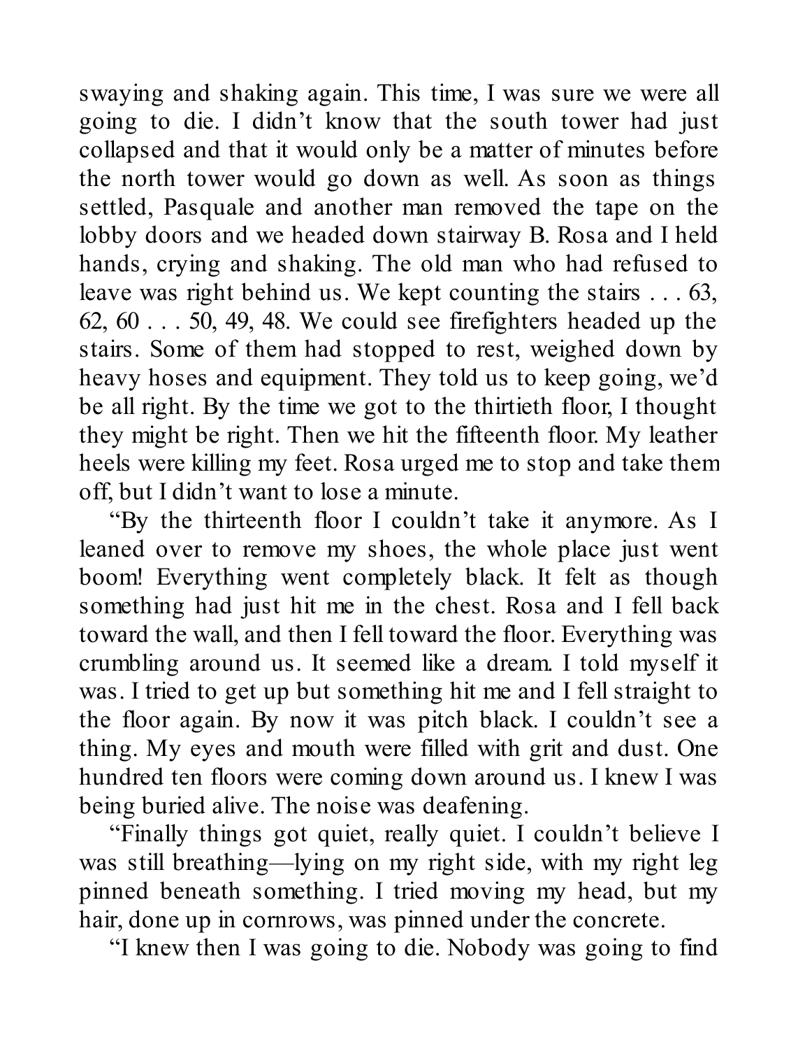swaying and shaking again. This time, I was sure we were all going to die. I didn't know that the south tower had just collapsed and that it would only be a matter of minutes before the north tower would go down as well. As soon as things settled, Pasquale and another man removed the tape on the lobby doors and we headed down stairway B. Rosa and I held hands, crying and shaking. The old man who had refused to leave was right behind us. We kept counting the stairs . . . 63, 62, 60 . . . 50, 49, 48. We could see firefighters headed up the stairs. Some of them had stopped to rest, weighed down by heavy hoses and equipment. They told us to keep going, we'd be all right. By the time we got to the thirtieth floor, I thought they might be right. Then we hit the fifteenth floor. My leather heels were killing my feet. Rosa urged me to stop and take them off, but I didn't want to lose a minute.

"By the thirteenth floor I couldn't take it anymore. As I leaned over to remove my shoes, the whole place just went boom! Everything went completely black. It felt as though something had just hit me in the chest. Rosa and I fell back toward the wall, and then I fell toward the floor. Everything was crumbling around us. It seemed like a dream. I told myself it was. I tried to get up but something hit me and I fell straight to the floor again. By now it was pitch black. I couldn't see a thing. My eyes and mouth were filled with grit and dust. One hundred ten floors were coming down around us. I knew I was being buried alive. The noise was deafening.

"Finally things got quiet, really quiet. I couldn't believe I was still breathing—lying on my right side, with my right leg pinned beneath something. I tried moving my head, but my hair, done up in cornrows, was pinned under the concrete.

"I knew then I was going to die. Nobody was going to find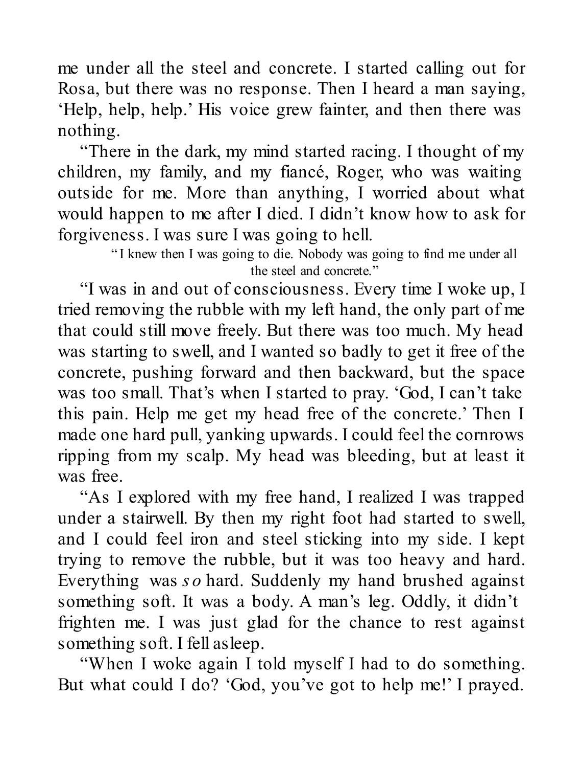me under all the steel and concrete. I started calling out for Rosa, but there was no response. Then I heard a man saying, 'Help, help, help.' His voice grew fainter, and then there was nothing.

"There in the dark, my mind started racing. I thought of my children, my family, and my fiancé, Roger, who was waiting outside for me. More than anything, I worried about what would happen to me after I died. I didn't know how to ask for forgiveness. I was sure I was going to hell.

> "I knew then I was going to die. Nobody was going to find me under all the steel and concrete."

"I was in and out of consciousness. Every time I woke up, I tried removing the rubble with my left hand, the only part of me that could still move freely. But there was too much. My head was starting to swell, and I wanted so badly to get it free of the concrete, pushing forward and then backward, but the space was too small. That's when I started to pray. 'God, I can't take this pain. Help me get my head free of the concrete.' Then I made one hard pull, yanking upwards. I could feel the cornrows ripping from my scalp. My head was bleeding, but at least it was free.

"As I explored with my free hand, I realized I was trapped under a stairwell. By then my right foot had started to swell, and I could feel iron and steel sticking into my side. I kept trying to remove the rubble, but it was too heavy and hard. Everything was *so* hard. Suddenly my hand brushed against something soft. It was a body. A man's leg. Oddly, it didn't frighten me. I was just glad for the chance to rest against something soft. I fell asleep.

"When I woke again I told myself I had to do something. But what could I do? 'God, you've got to help me!' I prayed.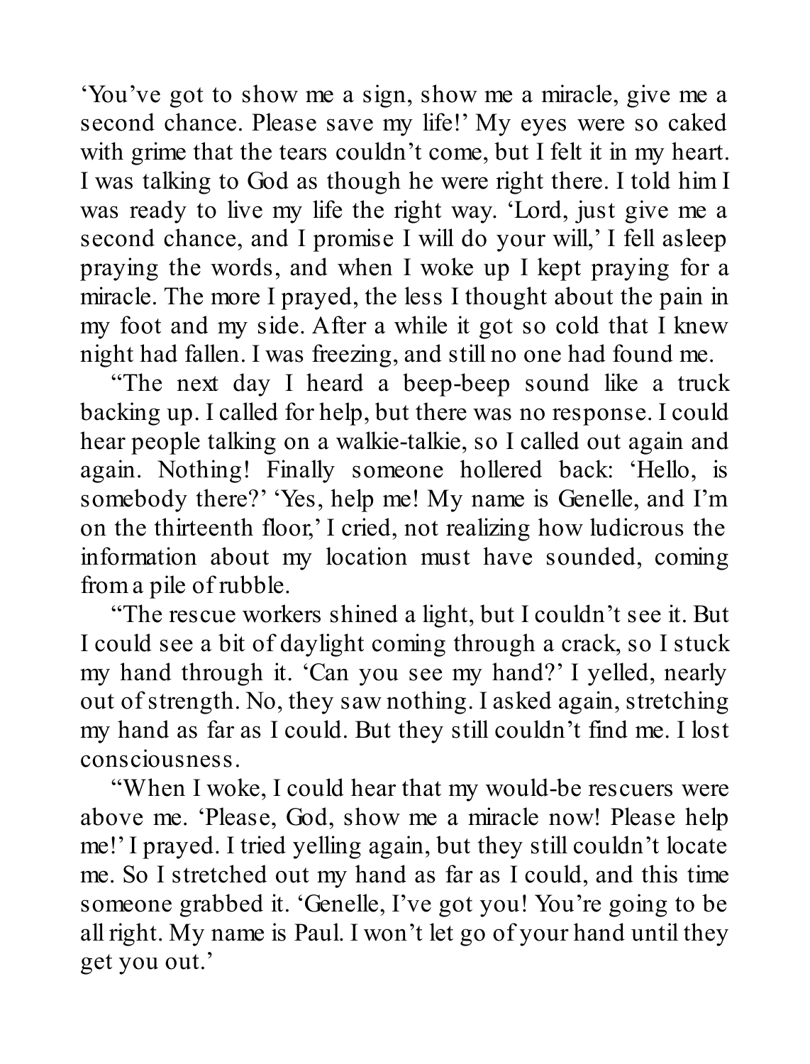'You've got to show me a sign, show me a miracle, give me a second chance. Please save my life!' My eyes were so caked with grime that the tears couldn't come, but I felt it in my heart. I was talking to God as though he were right there. I told him I was ready to live my life the right way. 'Lord, just give me a second chance, and I promise I will do your will,' I fell asleep praying the words, and when I woke up I kept praying for a miracle. The more I prayed, the less I thought about the pain in my foot and my side. After a while it got so cold that I knew night had fallen. I was freezing, and still no one had found me.

"The next day I heard a beep-beep sound like a truck backing up. I called for help, but there was no response. I could hear people talking on a walkie-talkie, so I called out again and again. Nothing! Finally someone hollered back: 'Hello, is somebody there?' 'Yes, help me! My name is Genelle, and I'm on the thirteenth floor,' I cried, not realizing how ludicrous the information about my location must have sounded, coming from a pile of rubble.

"The rescue workers shined a light, but I couldn't see it. But I could see a bit of daylight coming through a crack, so I stuck my hand through it. 'Can you see my hand?' I yelled, nearly out of strength. No, they saw nothing. I asked again, stretching my hand as far as I could. But they still couldn't find me. I lost consciousness.

"When I woke, I could hear that my would-be rescuers were above me. 'Please, God, show me a miracle now! Please help me!' I prayed. I tried yelling again, but they still couldn't locate me. So I stretched out my hand as far as I could, and this time someone grabbed it. 'Genelle, I've got you! You're going to be all right. My name is Paul. I won't let go of your hand until they get you out.'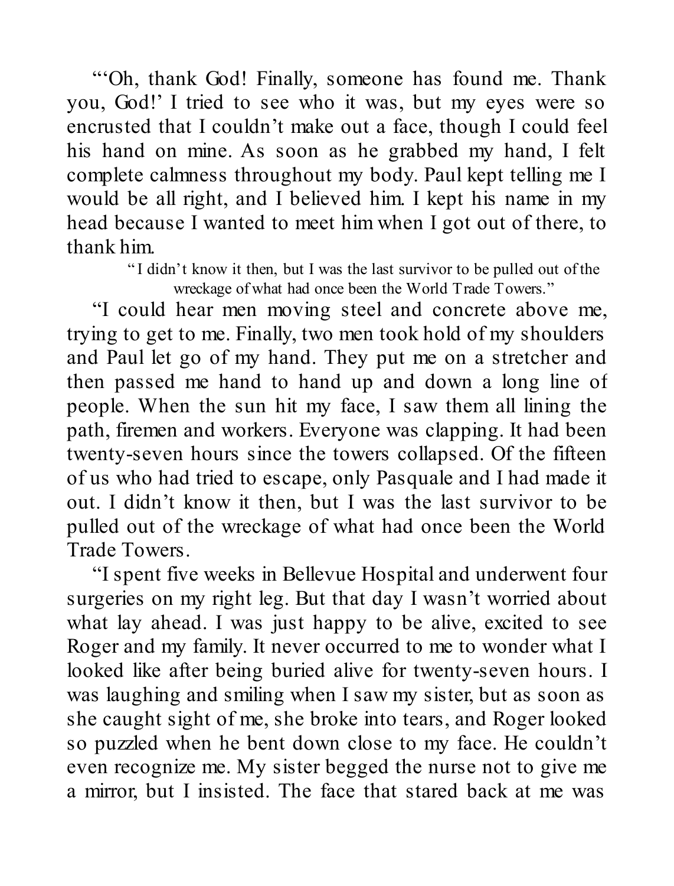"'Oh, thank God! Finally, someone has found me. Thank you, God!' I tried to see who it was, but my eyes were so encrusted that I couldn't make out a face, though I could feel his hand on mine. As soon as he grabbed my hand, I felt complete calmness throughout my body. Paul kept telling me I would be all right, and I believed him. I kept his name in my head because I wanted to meet him when I got out of there, to thank him.

> "I didn't know it then, but I was the last survivor to be pulled out of the wreckage of what had once been the World Trade Towers."

"I could hear men moving steel and concrete above me, trying to get to me. Finally, two men took hold of my shoulders and Paul let go of my hand. They put me on a stretcher and then passed me hand to hand up and down a long line of people. When the sun hit my face, I saw them all lining the path, firemen and workers. Everyone was clapping. It had been twenty-seven hours since the towers collapsed. Of the fifteen of us who had tried to escape, only Pasquale and I had made it out. I didn't know it then, but I was the last survivor to be pulled out of the wreckage of what had once been the World Trade Towers.

"I spent five weeks in Bellevue Hospital and underwent four surgeries on my right leg. But that day I wasn't worried about what lay ahead. I was just happy to be alive, excited to see Roger and my family. It never occurred to me to wonder what I looked like after being buried alive for twenty-seven hours. I was laughing and smiling when I saw my sister, but as soon as she caught sight of me, she broke into tears, and Roger looked so puzzled when he bent down close to my face. He couldn't even recognize me. My sister begged the nurse not to give me a mirror, but I insisted. The face that stared back at me was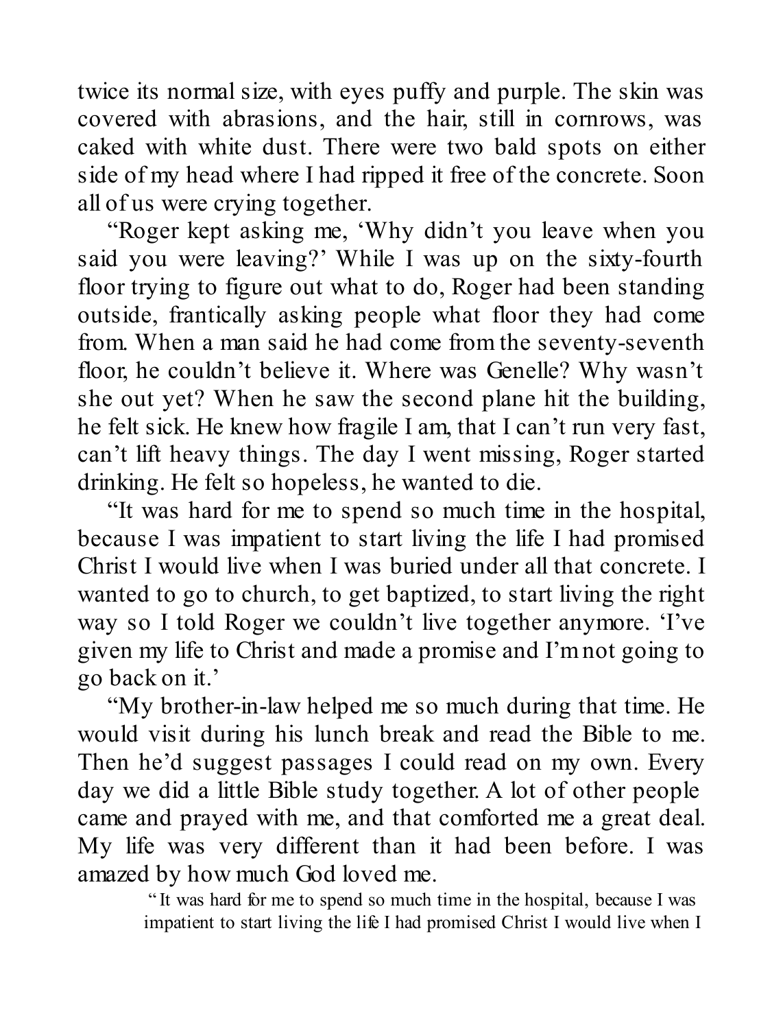twice its normal size, with eyes puffy and purple. The skin was covered with abrasions, and the hair, still in cornrows, was caked with white dust. There were two bald spots on either side of my head where I had ripped it free of the concrete. Soon all of us were crying together.

"Roger kept asking me, 'Why didn't you leave when you said you were leaving?' While I was up on the sixty-fourth floor trying to figure out what to do, Roger had been standing outside, frantically asking people what floor they had come from. When a man said he had come from the seventy-seventh floor, he couldn't believe it. Where was Genelle? Why wasn't she out yet? When he saw the second plane hit the building, he felt sick. He knew how fragile I am, that I can't run very fast, can't lift heavy things. The day I went missing, Roger started drinking. He felt so hopeless, he wanted to die.

"It was hard for me to spend so much time in the hospital, because I was impatient to start living the life I had promised Christ I would live when I was buried under all that concrete. I wanted to go to church, to get baptized, to start living the right way so I told Roger we couldn't live together anymore. 'I've given my life to Christ and made a promise and I'm not going to go back on it.'

"My brother-in-law helped me so much during that time. He would visit during his lunch break and read the Bible to me. Then he'd suggest passages I could read on my own. Every day we did a little Bible study together. A lot of other people came and prayed with me, and that comforted me a great deal. My life was very different than it had been before. I was amazed by how much God loved me.

> "It was hard for me to spend so much time in the hospital, because I was impatient to start living the life I had promised Christ I would live when I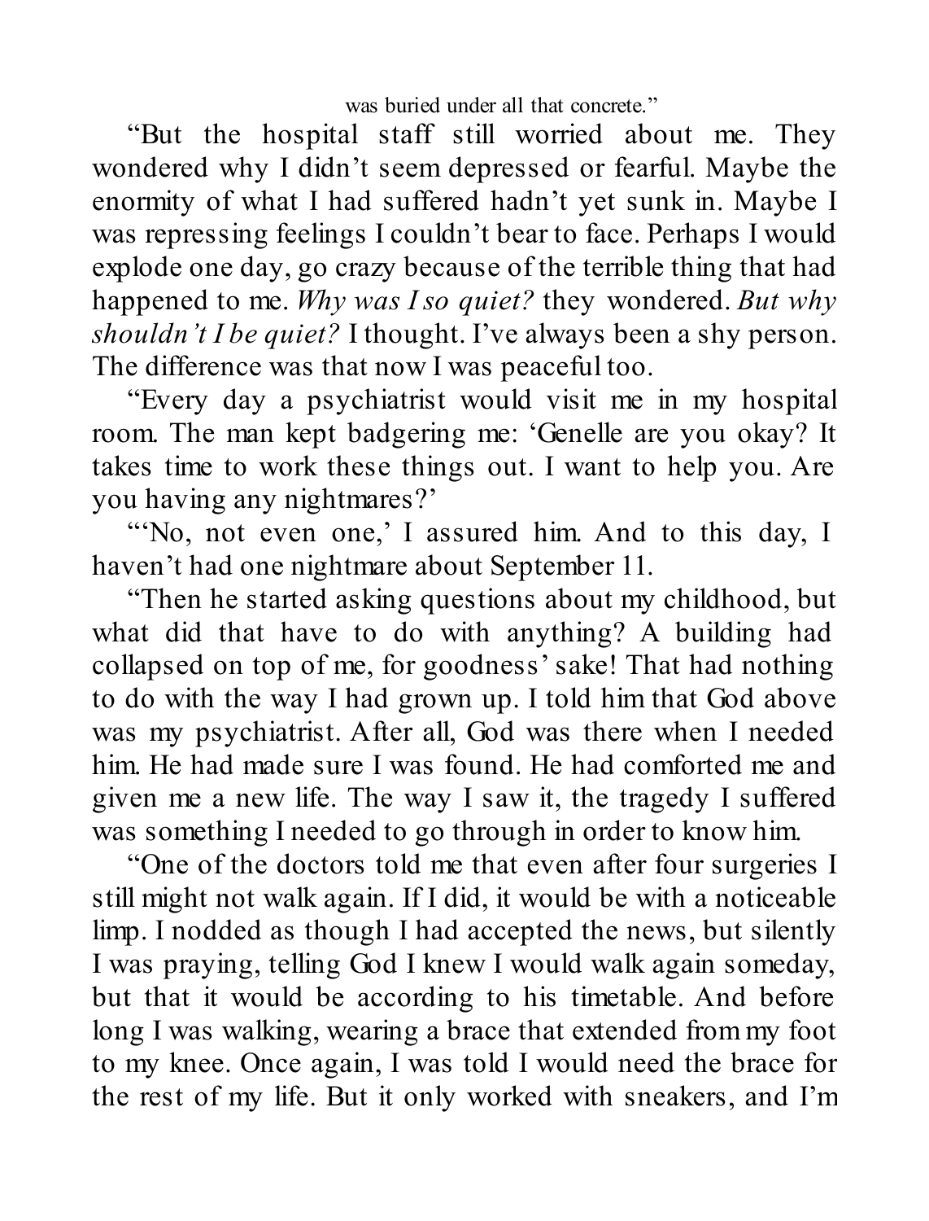was buried under all that concrete."

"But the hospital staff still worried about me. They wondered why I didn't seem depressed or fearful. Maybe the enormity of what I had suffered hadn't yet sunk in. Maybe I was repressing feelings I couldn't bear to face. Perhaps I would explode one day, go crazy because of the terrible thing that had happened to me. *Why was I so quiet?* they wondered. *But why shouldn't I be quiet?* I thought. I've always been a shy person. The difference was that now I was peaceful too.

"Every day a psychiatrist would visit me in my hospital room. The man kept badgering me: 'Genelle are you okay? It takes time to work these things out. I want to help you. Are you having any nightmares?'

"'No, not even one,' I assured him. And to this day, I haven't had one nightmare about September 11.

"Then he started asking questions about my childhood, but what did that have to do with anything? A building had collapsed on top of me, for goodness' sake! That had nothing to do with the way I had grown up. I told him that God above was my psychiatrist. After all, God was there when I needed him. He had made sure I was found. He had comforted me and given me a new life. The way I saw it, the tragedy I suffered was something I needed to go through in order to know him.

"One of the doctors told me that even after four surgeries I still might not walk again. If I did, it would be with a noticeable limp. I nodded as though I had accepted the news, but silently I was praying, telling God I knew I would walk again someday, but that it would be according to his timetable. And before long I was walking, wearing a brace that extended from my foot to my knee. Once again, I was told I would need the brace for the rest of my life. But it only worked with sneakers, and I'm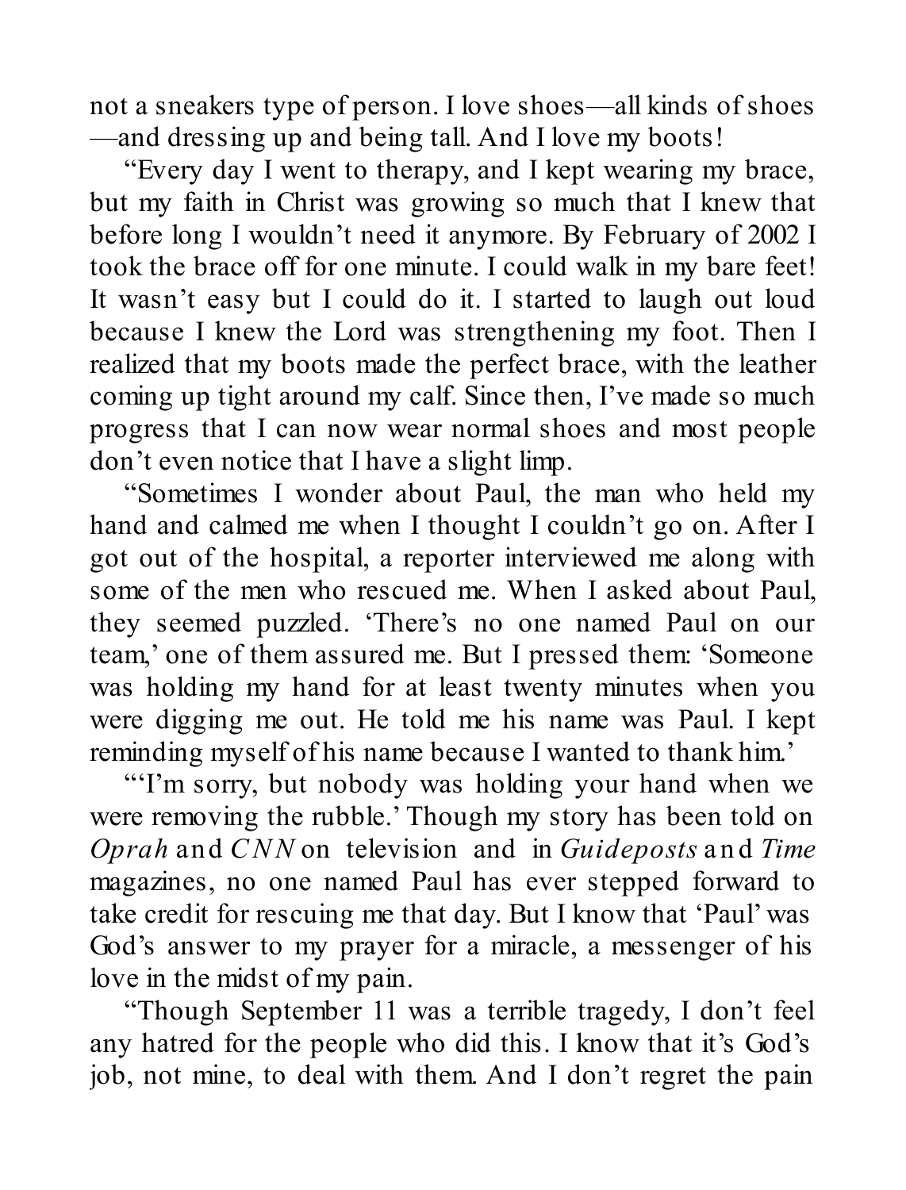not a sneakers type of person. I love shoes—all kinds of shoes—and dressing up and being tall. And I love my boots!

"Every day I went to therapy, and I kept wearing my brace, but my faith in Christ was growing so much that I knew that before long I wouldn't need it anymore. By February of 2002 I took the brace off for one minute. I could walk in my bare feet! It wasn't easy but I could do it. I started to laugh out loud because I knew the Lord was strengthening my foot. Then I realized that my boots made the perfect brace, with the leather coming up tight around my calf. Since then, I've made so much progress that I can now wear normal shoes and most people don't even notice that I have a slight limp.

"Sometimes I wonder about Paul, the man who held my hand and calmed me when I thought I couldn't go on. After I got out of the hospital, a reporter interviewed me along with some of the men who rescued me. When I asked about Paul, they seemed puzzled. 'There's no one named Paul on our team,' one of them assured me. But I pressed them: 'Someone was holding my hand for at least twenty minutes when you were digging me out. He told me his name was Paul. I kept reminding myself of his name because I wanted to thank him.'

"'I'm sorry, but nobody was holding your hand when we were removing the rubble.' Though my story has been told on *Oprah* and *CNN* on television and in *Guideposts* and *Time* magazines, no one named Paul has ever stepped forward to take credit for rescuing me that day. But I know that 'Paul' was God's answer to my prayer for a miracle, a messenger of his love in the midst of my pain.

"Though September 11 was a terrible tragedy, I don't feel any hatred for the people who did this. I know that it's God's job, not mine, to deal with them. And I don't regret the pain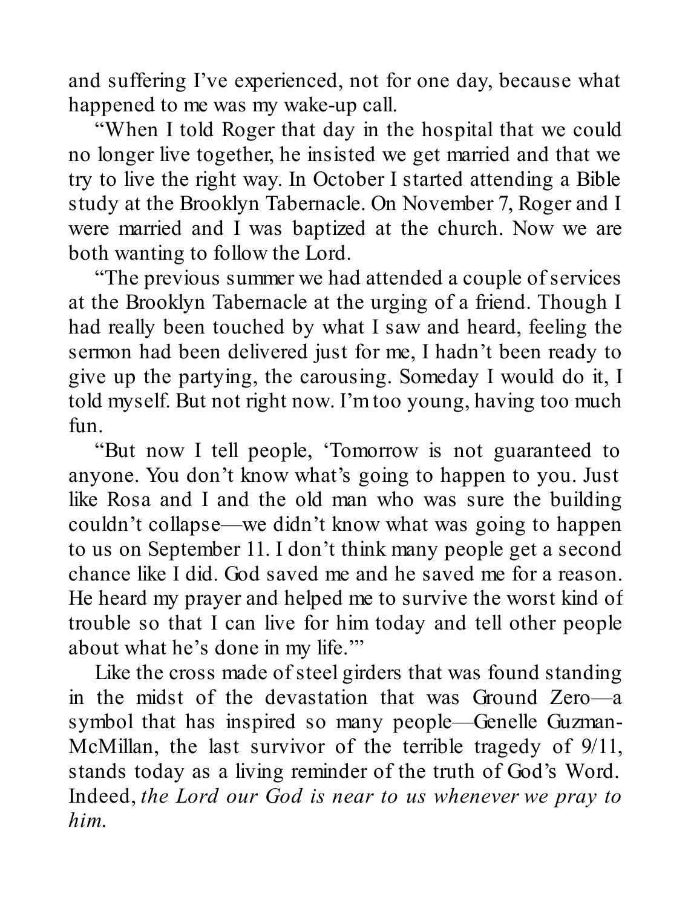and suffering I've experienced, not for one day, because what happened to me was my wake-up call.

"When I told Roger that day in the hospital that we could no longer live together, he insisted we get married and that we try to live the right way. In October I started attending a Bible study at the Brooklyn Tabernacle. On November 7, Roger and I were married and I was baptized at the church. Now we are both wanting to follow the Lord.

"The previous summer we had attended a couple of services at the Brooklyn Tabernacle at the urging of a friend. Though I had really been touched by what I saw and heard, feeling the sermon had been delivered just for me, I hadn't been ready to give up the partying, the carousing. Someday I would do it, I told myself. But not right now. I'm too young, having too much fun.

"But now I tell people, 'Tomorrow is not guaranteed to anyone. You don't know what's going to happen to you. Just like Rosa and I and the old man who was sure the building couldn't collapse—we didn't know what was going to happen to us on September 11. I don't think many people get a second chance like I did. God saved me and he saved me for a reason. He heard my prayer and helped me to survive the worst kind of trouble so that I can live for him today and tell other people about what he's done in my life.'"

Like the cross made of steel girders that was found standing in the midst of the devastation that was Ground Zero—a symbol that has inspired so many people—Genelle Guzman-McMillan, the last survivor of the terrible tragedy of 9/11, stands today as a living reminder of the truth of God's Word. Indeed, *the Lord our God is near to us whenever we pray to him.*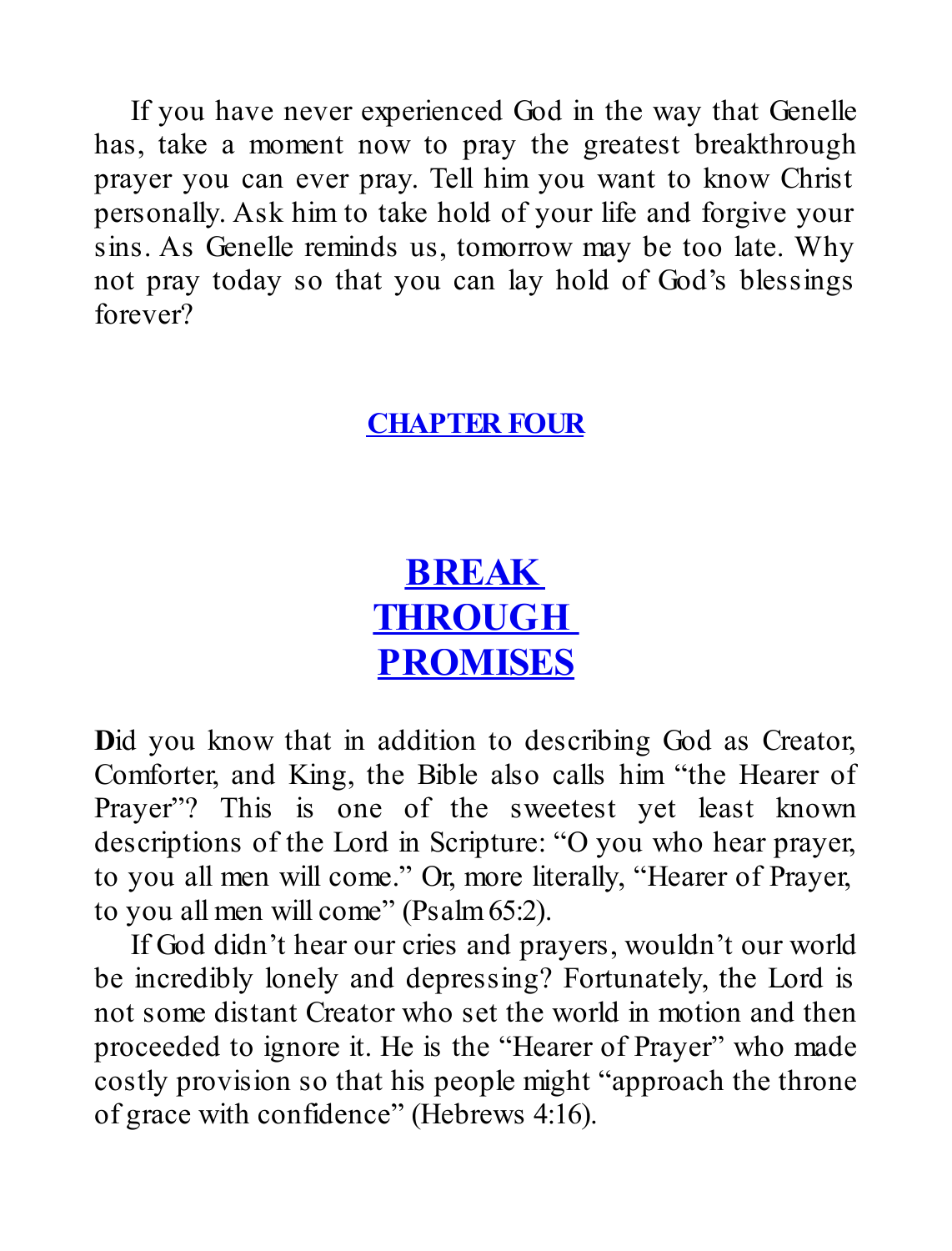If you have never experienced God in the way that Genelle has, take a moment now to pray the greatest breakthrough prayer you can ever pray. Tell him you want to know Christ personally. Ask him to take hold of your life and forgive your sins. As Genelle reminds us, tomorrow may be too late. Why not pray today so that you can lay hold of God's blessings forever?

## CHAPTER FOUR

# BREAK THROUGH PROMISES

**D**id you know that in addition to describing God as Creator, Comforter, and King, the Bible also calls him "the Hearer of Prayer"? This is one of the sweetest yet least known descriptions of the Lord in Scripture: "O you who hear prayer, to you all men will come." Or, more literally, "Hearer of Prayer, to you all men will come" (Psalm 65:2).

If God didn't hear our cries and prayers, wouldn't our world be incredibly lonely and depressing? Fortunately, the Lord is not some distant Creator who set the world in motion and then proceeded to ignore it. He is the "Hearer of Prayer" who made costly provision so that his people might "approach the throne of grace with confidence" (Hebrews 4:16).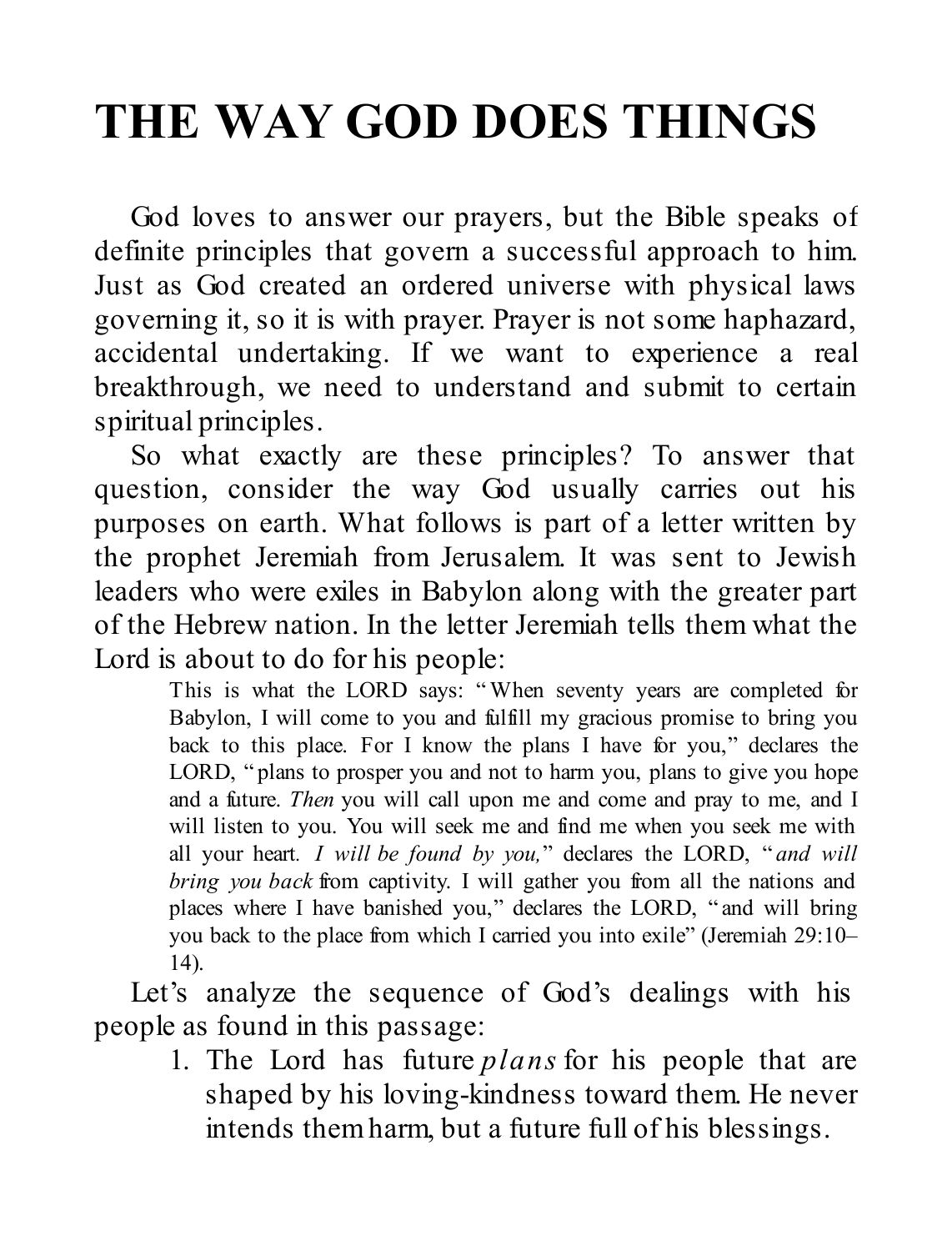# THE WAY GOD DOES THINGS

God loves to answer our prayers, but the Bible speaks of definite principles that govern a successful approach to him. Just as God created an ordered universe with physical laws governing it, so it is with prayer. Prayer is not some haphazard, accidental undertaking. If we want to experience a real breakthrough, we need to understand and submit to certain spiritual principles.

So what exactly are these principles? To answer that question, consider the way God usually carries out his purposes on earth. What follows is part of a letter written by the prophet Jeremiah from Jerusalem. It was sent to Jewish leaders who were exiles in Babylon along with the greater part of the Hebrew nation. In the letter Jeremiah tells them what the Lord is about to do for his people:

> This is what the LORD says: "When seventy years are completed for Babylon, I will come to you and fulfill my gracious promise to bring you back to this place. For I know the plans I have for you," declares the LORD, "plans to prosper you and not to harm you, plans to give you hope and a future. *Then* you will call upon me and come and pray to me, and I will listen to you. You will seek me and find me when you seek me with all your heart. *I will be found by you,*" declares the LORD, "*and will bring you back* from captivity. I will gather you from all the nations and places where I have banished you," declares the LORD, "and will bring you back to the place from which I carried you into exile" (Jeremiah 29:10–14).

Let's analyze the sequence of God's dealings with his people as found in this passage:

1. The Lord has future *plans* for his people that are shaped by his loving-kindness toward them. He never intends them harm, but a future full of his blessings.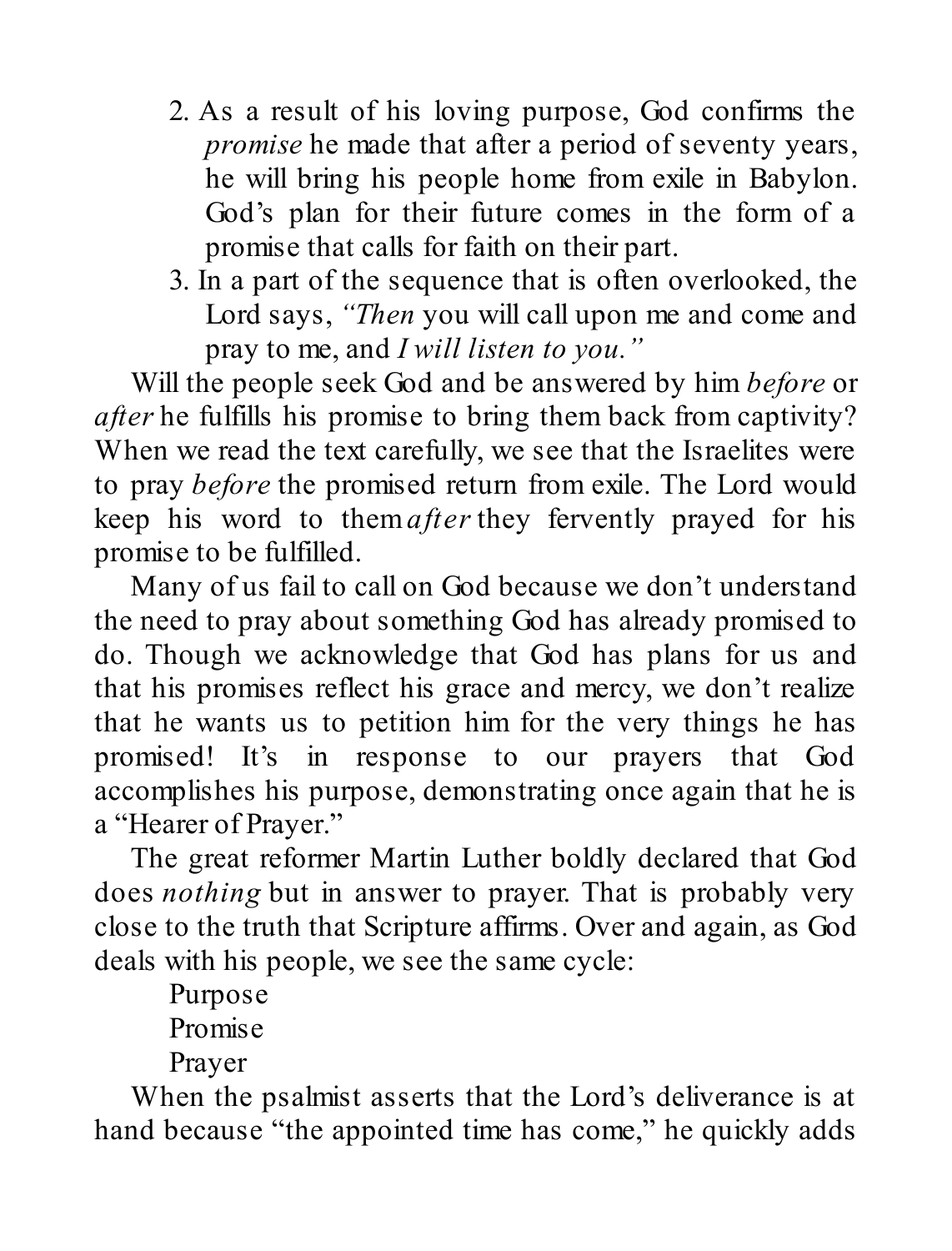2. As a result of his loving purpose, God confirms the *promise* he made that after a period of seventy years, he will bring his people home from exile in Babylon. God's plan for their future comes in the form of a promise that calls for faith on their part.
3. In a part of the sequence that is often overlooked, the Lord says, *"Then* you will call upon me and come and pray to me, and *I will listen to you."*

Will the people seek God and be answered by him *before* or *after* he fulfills his promise to bring them back from captivity? When we read the text carefully, we see that the Israelites were to pray *before* the promised return from exile. The Lord would keep his word to them *after* they fervently prayed for his promise to be fulfilled.

Many of us fail to call on God because we don't understand the need to pray about something God has already promised to do. Though we acknowledge that God has plans for us and that his promises reflect his grace and mercy, we don't realize that he wants us to petition him for the very things he has promised! It's in response to our prayers that God accomplishes his purpose, demonstrating once again that he is a "Hearer of Prayer."

The great reformer Martin Luther boldly declared that God does *nothing* but in answer to prayer. That is probably very close to the truth that Scripture affirms. Over and again, as God deals with his people, we see the same cycle:

Purpose
Promise
Prayer

When the psalmist asserts that the Lord's deliverance is at hand because "the appointed time has come," he quickly adds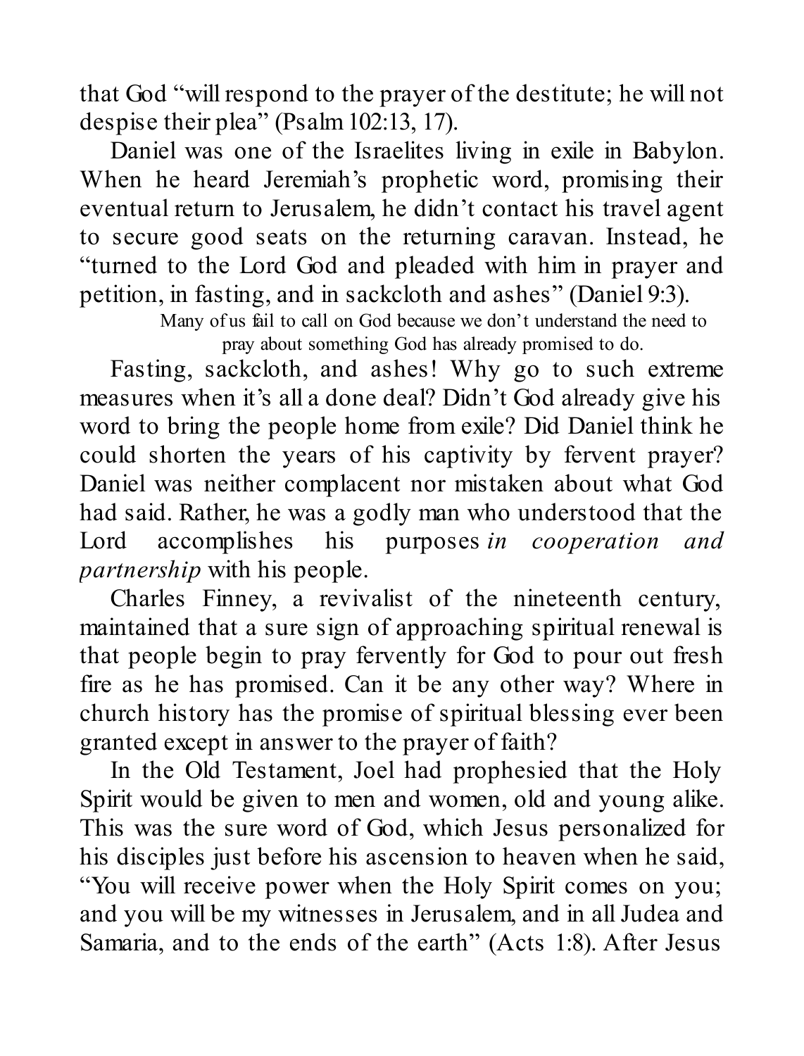that God "will respond to the prayer of the destitute; he will not despise their plea" (Psalm 102:13, 17).

Daniel was one of the Israelites living in exile in Babylon. When he heard Jeremiah's prophetic word, promising their eventual return to Jerusalem, he didn't contact his travel agent to secure good seats on the returning caravan. Instead, he "turned to the Lord God and pleaded with him in prayer and petition, in fasting, and in sackcloth and ashes" (Daniel 9:3).

Many of us fail to call on God because we don't understand the need to pray about something God has already promised to do.

Fasting, sackcloth, and ashes! Why go to such extreme measures when it's all a done deal? Didn't God already give his word to bring the people home from exile? Did Daniel think he could shorten the years of his captivity by fervent prayer? Daniel was neither complacent nor mistaken about what God had said. Rather, he was a godly man who understood that the Lord accomplishes his purposes *in cooperation and partnership* with his people.

Charles Finney, a revivalist of the nineteenth century, maintained that a sure sign of approaching spiritual renewal is that people begin to pray fervently for God to pour out fresh fire as he has promised. Can it be any other way? Where in church history has the promise of spiritual blessing ever been granted except in answer to the prayer of faith?

In the Old Testament, Joel had prophesied that the Holy Spirit would be given to men and women, old and young alike. This was the sure word of God, which Jesus personalized for his disciples just before his ascension to heaven when he said, "You will receive power when the Holy Spirit comes on you; and you will be my witnesses in Jerusalem, and in all Judea and Samaria, and to the ends of the earth" (Acts 1:8). After Jesus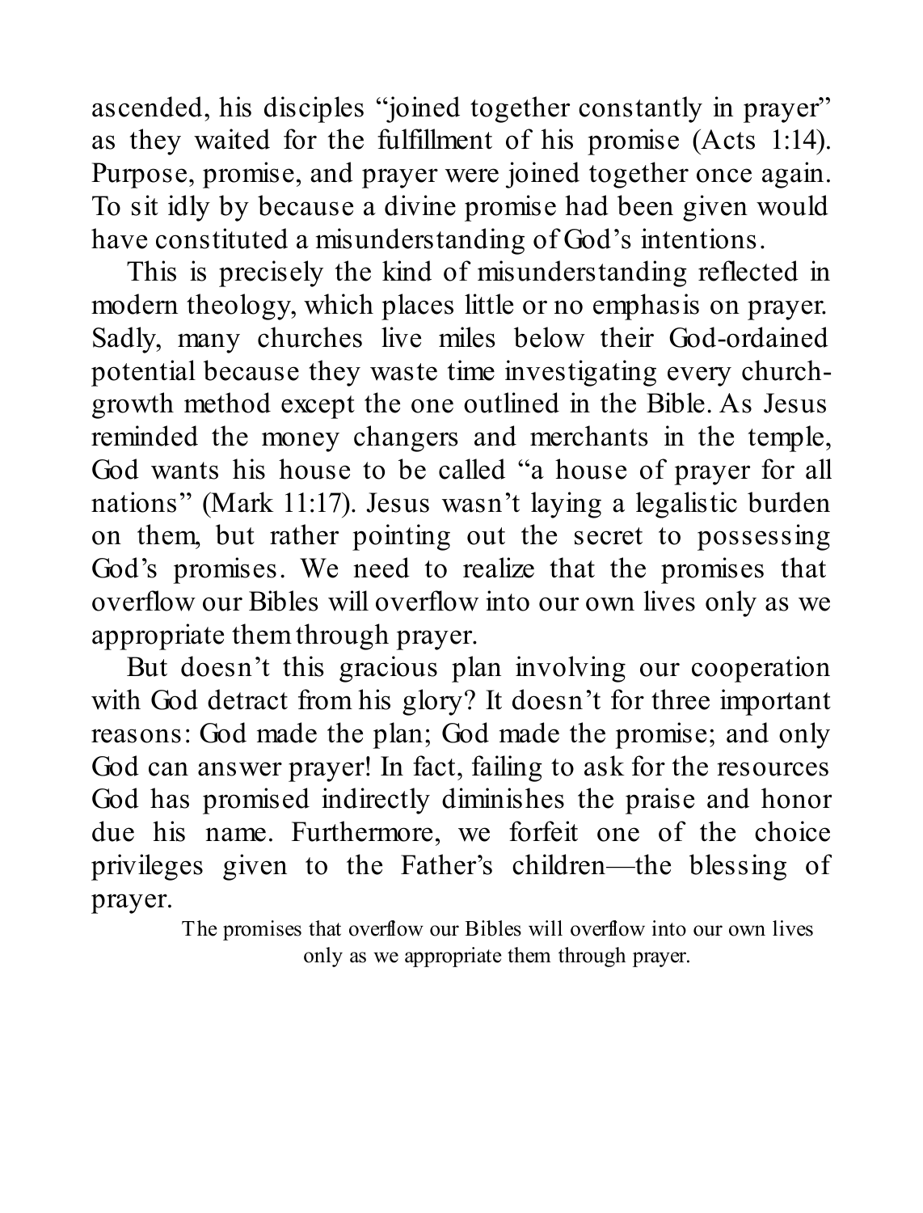ascended, his disciples "joined together constantly in prayer" as they waited for the fulfillment of his promise (Acts 1:14). Purpose, promise, and prayer were joined together once again. To sit idly by because a divine promise had been given would have constituted a misunderstanding of God's intentions.

This is precisely the kind of misunderstanding reflected in modern theology, which places little or no emphasis on prayer. Sadly, many churches live miles below their God-ordained potential because they waste time investigating every church-growth method except the one outlined in the Bible. As Jesus reminded the money changers and merchants in the temple, God wants his house to be called "a house of prayer for all nations" (Mark 11:17). Jesus wasn't laying a legalistic burden on them, but rather pointing out the secret to possessing God's promises. We need to realize that the promises that overflow our Bibles will overflow into our own lives only as we appropriate them through prayer.

But doesn't this gracious plan involving our cooperation with God detract from his glory? It doesn't for three important reasons: God made the plan; God made the promise; and only God can answer prayer! In fact, failing to ask for the resources God has promised indirectly diminishes the praise and honor due his name. Furthermore, we forfeit one of the choice privileges given to the Father's children—the blessing of prayer.

> The promises that overflow our Bibles will overflow into our own lives only as we appropriate them through prayer.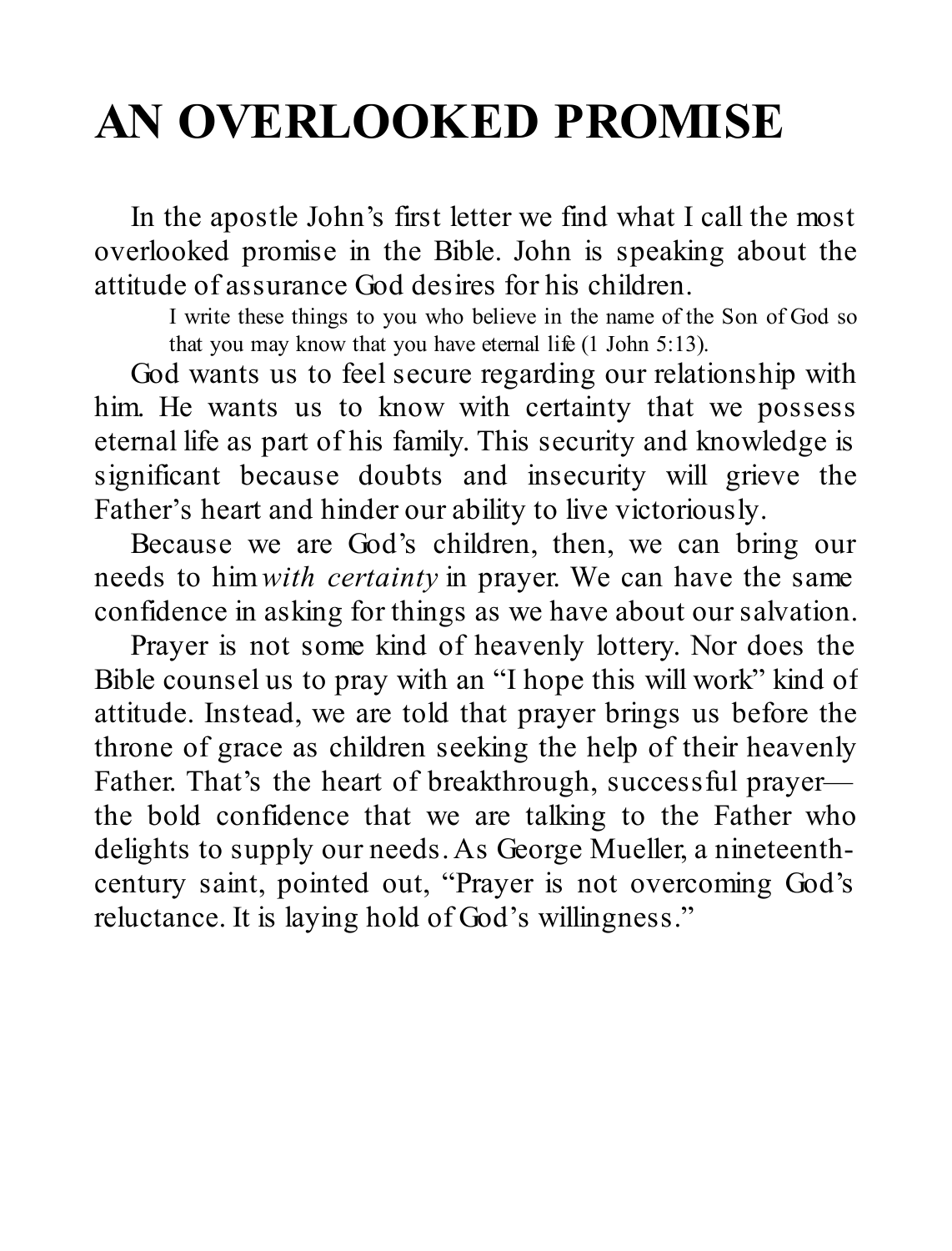# AN OVERLOOKED PROMISE

In the apostle John's first letter we find what I call the most overlooked promise in the Bible. John is speaking about the attitude of assurance God desires for his children.

> I write these things to you who believe in the name of the Son of God so that you may know that you have eternal life (1 John 5:13).

God wants us to feel secure regarding our relationship with him. He wants us to know with certainty that we possess eternal life as part of his family. This security and knowledge is significant because doubts and insecurity will grieve the Father's heart and hinder our ability to live victoriously.

Because we are God's children, then, we can bring our needs to him *with certainty* in prayer. We can have the same confidence in asking for things as we have about our salvation.

Prayer is not some kind of heavenly lottery. Nor does the Bible counsel us to pray with an "I hope this will work" kind of attitude. Instead, we are told that prayer brings us before the throne of grace as children seeking the help of their heavenly Father. That's the heart of breakthrough, successful prayer—the bold confidence that we are talking to the Father who delights to supply our needs. As George Mueller, a nineteenth-century saint, pointed out, "Prayer is not overcoming God's reluctance. It is laying hold of God's willingness."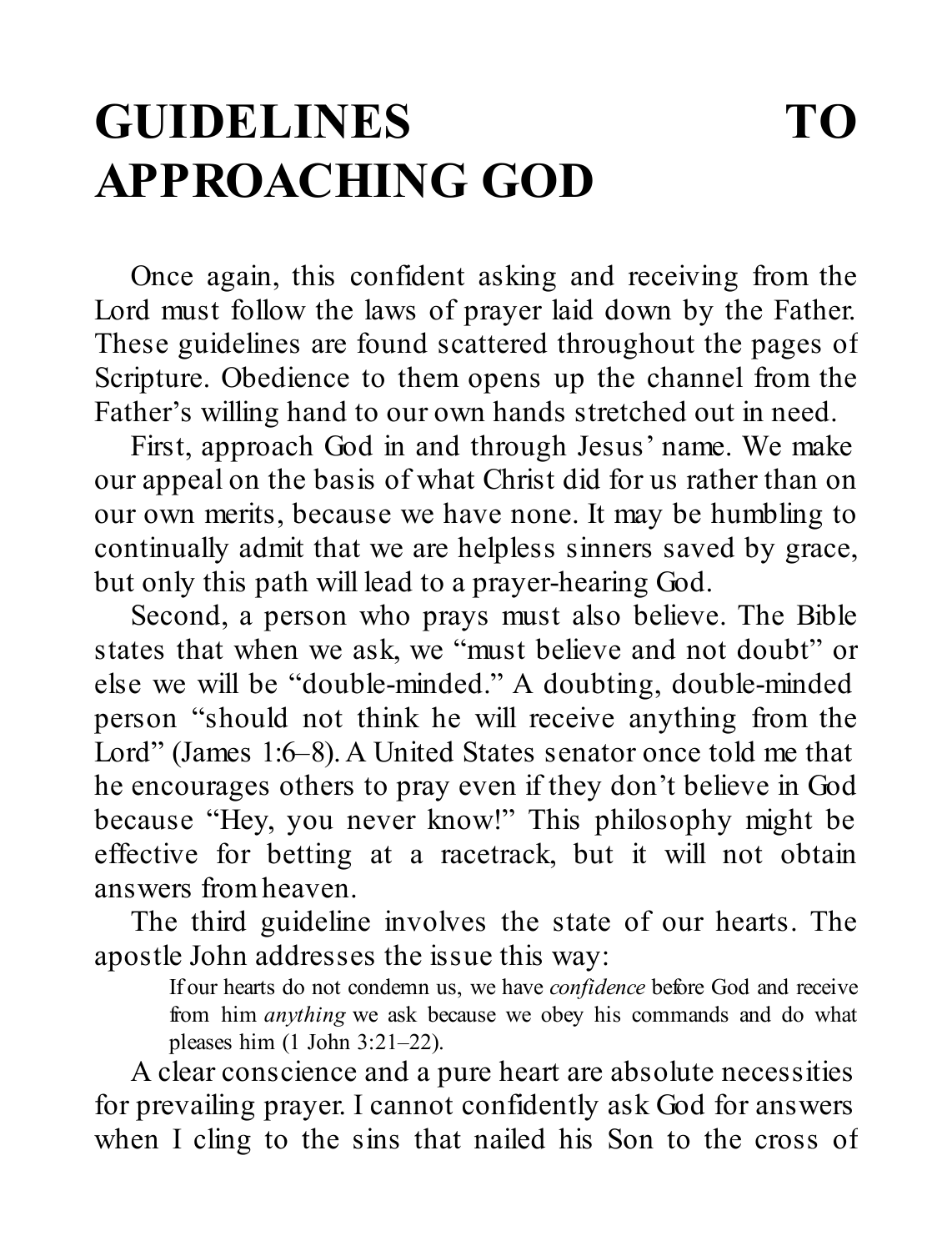# GUIDELINES TO APPROACHING GOD

Once again, this confident asking and receiving from the Lord must follow the laws of prayer laid down by the Father. These guidelines are found scattered throughout the pages of Scripture. Obedience to them opens up the channel from the Father's willing hand to our own hands stretched out in need.

First, approach God in and through Jesus' name. We make our appeal on the basis of what Christ did for us rather than on our own merits, because we have none. It may be humbling to continually admit that we are helpless sinners saved by grace, but only this path will lead to a prayer-hearing God.

Second, a person who prays must also believe. The Bible states that when we ask, we "must believe and not doubt" or else we will be "double-minded." A doubting, double-minded person "should not think he will receive anything from the Lord" (James 1:6–8). A United States senator once told me that he encourages others to pray even if they don't believe in God because "Hey, you never know!" This philosophy might be effective for betting at a racetrack, but it will not obtain answers from heaven.

The third guideline involves the state of our hearts. The apostle John addresses the issue this way:

> If our hearts do not condemn us, we have *confidence* before God and receive from him *anything* we ask because we obey his commands and do what pleases him (1 John 3:21–22).

A clear conscience and a pure heart are absolute necessities for prevailing prayer. I cannot confidently ask God for answers when I cling to the sins that nailed his Son to the cross of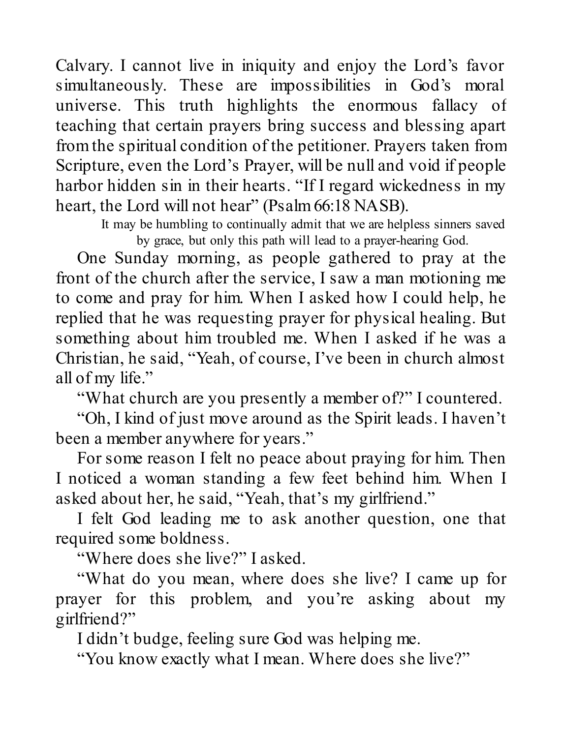Calvary. I cannot live in iniquity and enjoy the Lord's favor simultaneously. These are impossibilities in God's moral universe. This truth highlights the enormous fallacy of teaching that certain prayers bring success and blessing apart from the spiritual condition of the petitioner. Prayers taken from Scripture, even the Lord's Prayer, will be null and void if people harbor hidden sin in their hearts. "If I regard wickedness in my heart, the Lord will not hear" (Psalm 66:18 NASB).

> It may be humbling to continually admit that we are helpless sinners saved by grace, but only this path will lead to a prayer-hearing God.

One Sunday morning, as people gathered to pray at the front of the church after the service, I saw a man motioning me to come and pray for him. When I asked how I could help, he replied that he was requesting prayer for physical healing. But something about him troubled me. When I asked if he was a Christian, he said, "Yeah, of course, I've been in church almost all of my life."

"What church are you presently a member of?" I countered.

"Oh, I kind of just move around as the Spirit leads. I haven't been a member anywhere for years."

For some reason I felt no peace about praying for him. Then I noticed a woman standing a few feet behind him. When I asked about her, he said, "Yeah, that's my girlfriend."

I felt God leading me to ask another question, one that required some boldness.

"Where does she live?" I asked.

"What do you mean, where does she live? I came up for prayer for this problem, and you're asking about my girlfriend?"

I didn't budge, feeling sure God was helping me.

"You know exactly what I mean. Where does she live?"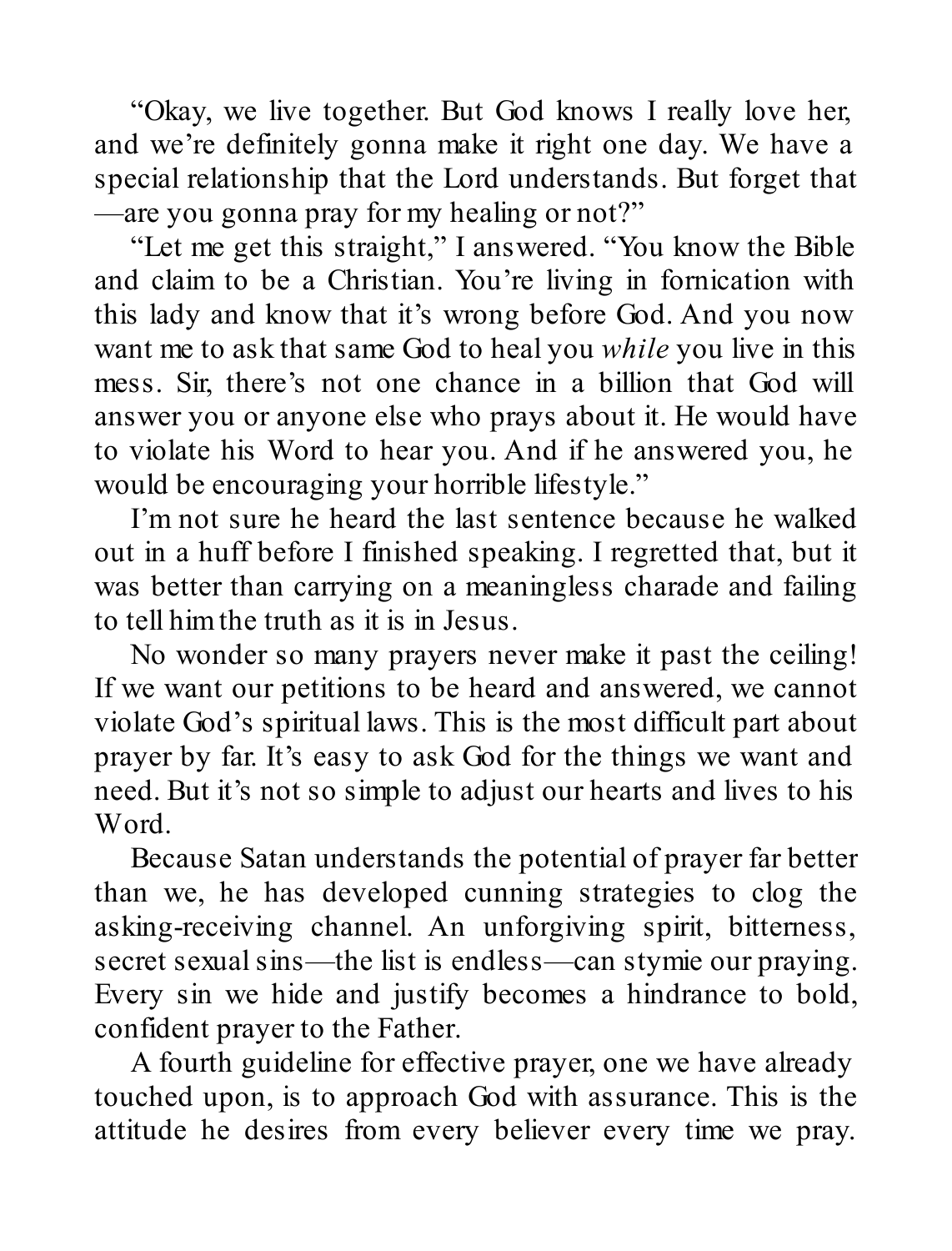"Okay, we live together. But God knows I really love her, and we're definitely gonna make it right one day. We have a special relationship that the Lord understands. But forget that—are you gonna pray for my healing or not?"

"Let me get this straight," I answered. "You know the Bible and claim to be a Christian. You're living in fornication with this lady and know that it's wrong before God. And you now want me to ask that same God to heal you *while* you live in this mess. Sir, there's not one chance in a billion that God will answer you or anyone else who prays about it. He would have to violate his Word to hear you. And if he answered you, he would be encouraging your horrible lifestyle."

I'm not sure he heard the last sentence because he walked out in a huff before I finished speaking. I regretted that, but it was better than carrying on a meaningless charade and failing to tell him the truth as it is in Jesus.

No wonder so many prayers never make it past the ceiling! If we want our petitions to be heard and answered, we cannot violate God's spiritual laws. This is the most difficult part about prayer by far. It's easy to ask God for the things we want and need. But it's not so simple to adjust our hearts and lives to his Word.

Because Satan understands the potential of prayer far better than we, he has developed cunning strategies to clog the asking-receiving channel. An unforgiving spirit, bitterness, secret sexual sins—the list is endless—can stymie our praying. Every sin we hide and justify becomes a hindrance to bold, confident prayer to the Father.

A fourth guideline for effective prayer, one we have already touched upon, is to approach God with assurance. This is the attitude he desires from every believer every time we pray.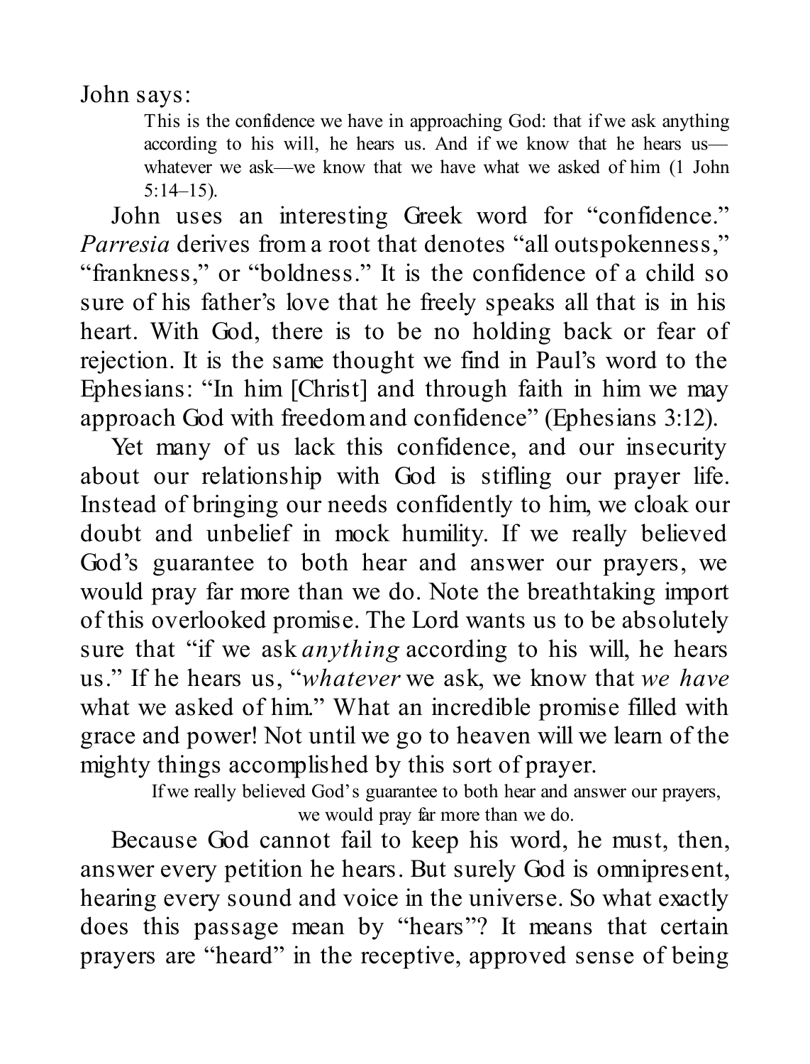John says:

> This is the confidence we have in approaching God: that if we ask anything according to his will, he hears us. And if we know that he hears us—whatever we ask—we know that we have what we asked of him (1 John 5:14–15).

John uses an interesting Greek word for "confidence." *Parresia* derives from a root that denotes "all outspokenness," "frankness," or "boldness." It is the confidence of a child so sure of his father's love that he freely speaks all that is in his heart. With God, there is to be no holding back or fear of rejection. It is the same thought we find in Paul's word to the Ephesians: "In him [Christ] and through faith in him we may approach God with freedom and confidence" (Ephesians 3:12).

Yet many of us lack this confidence, and our insecurity about our relationship with God is stifling our prayer life. Instead of bringing our needs confidently to him, we cloak our doubt and unbelief in mock humility. If we really believed God's guarantee to both hear and answer our prayers, we would pray far more than we do. Note the breathtaking import of this overlooked promise. The Lord wants us to be absolutely sure that "if we ask *anything* according to his will, he hears us." If he hears us, "*whatever* we ask, we know that *we have* what we asked of him." What an incredible promise filled with grace and power! Not until we go to heaven will we learn of the mighty things accomplished by this sort of prayer.

> If we really believed God's guarantee to both hear and answer our prayers, we would pray far more than we do.

Because God cannot fail to keep his word, he must, then, answer every petition he hears. But surely God is omnipresent, hearing every sound and voice in the universe. So what exactly does this passage mean by "hears"? It means that certain prayers are "heard" in the receptive, approved sense of being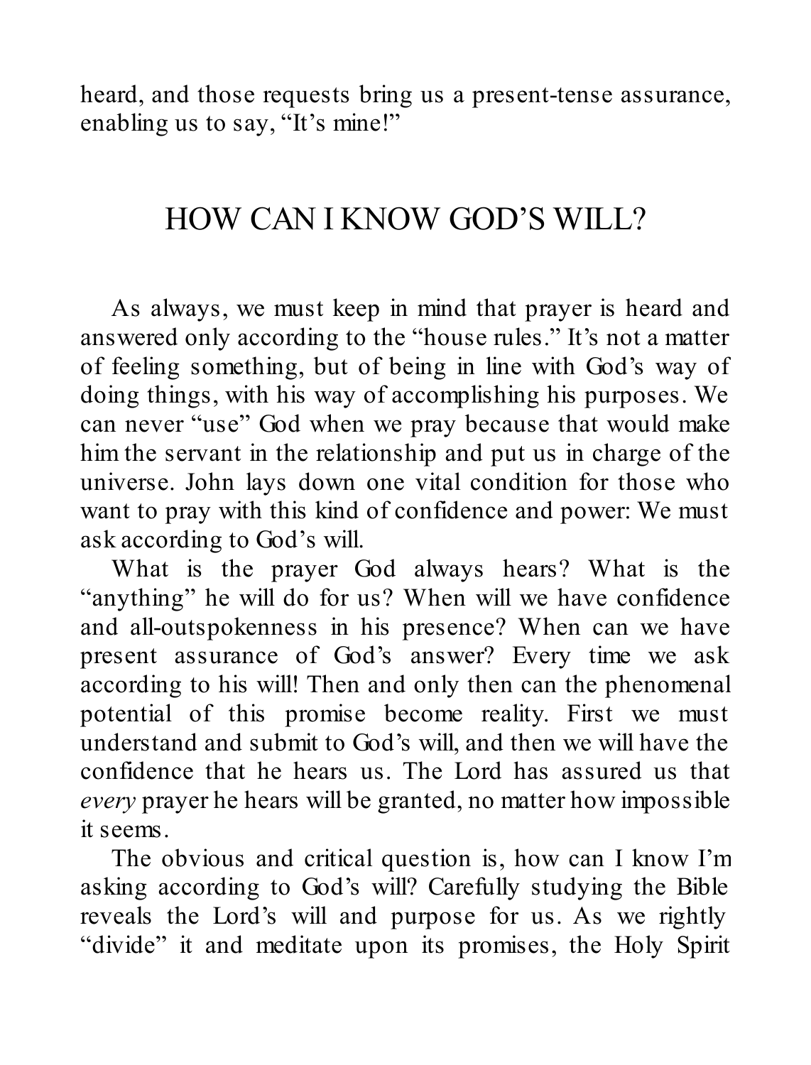heard, and those requests bring us a present-tense assurance, enabling us to say, "It's mine!"

## HOW CAN I KNOW GOD'S WILL?

As always, we must keep in mind that prayer is heard and answered only according to the "house rules." It's not a matter of feeling something, but of being in line with God's way of doing things, with his way of accomplishing his purposes. We can never "use" God when we pray because that would make him the servant in the relationship and put us in charge of the universe. John lays down one vital condition for those who want to pray with this kind of confidence and power: We must ask according to God's will.

What is the prayer God always hears? What is the "anything" he will do for us? When will we have confidence and all-outspokenness in his presence? When can we have present assurance of God's answer? Every time we ask according to his will! Then and only then can the phenomenal potential of this promise become reality. First we must understand and submit to God's will, and then we will have the confidence that he hears us. The Lord has assured us that *every* prayer he hears will be granted, no matter how impossible it seems.

The obvious and critical question is, how can I know I'm asking according to God's will? Carefully studying the Bible reveals the Lord's will and purpose for us. As we rightly "divide" it and meditate upon its promises, the Holy Spirit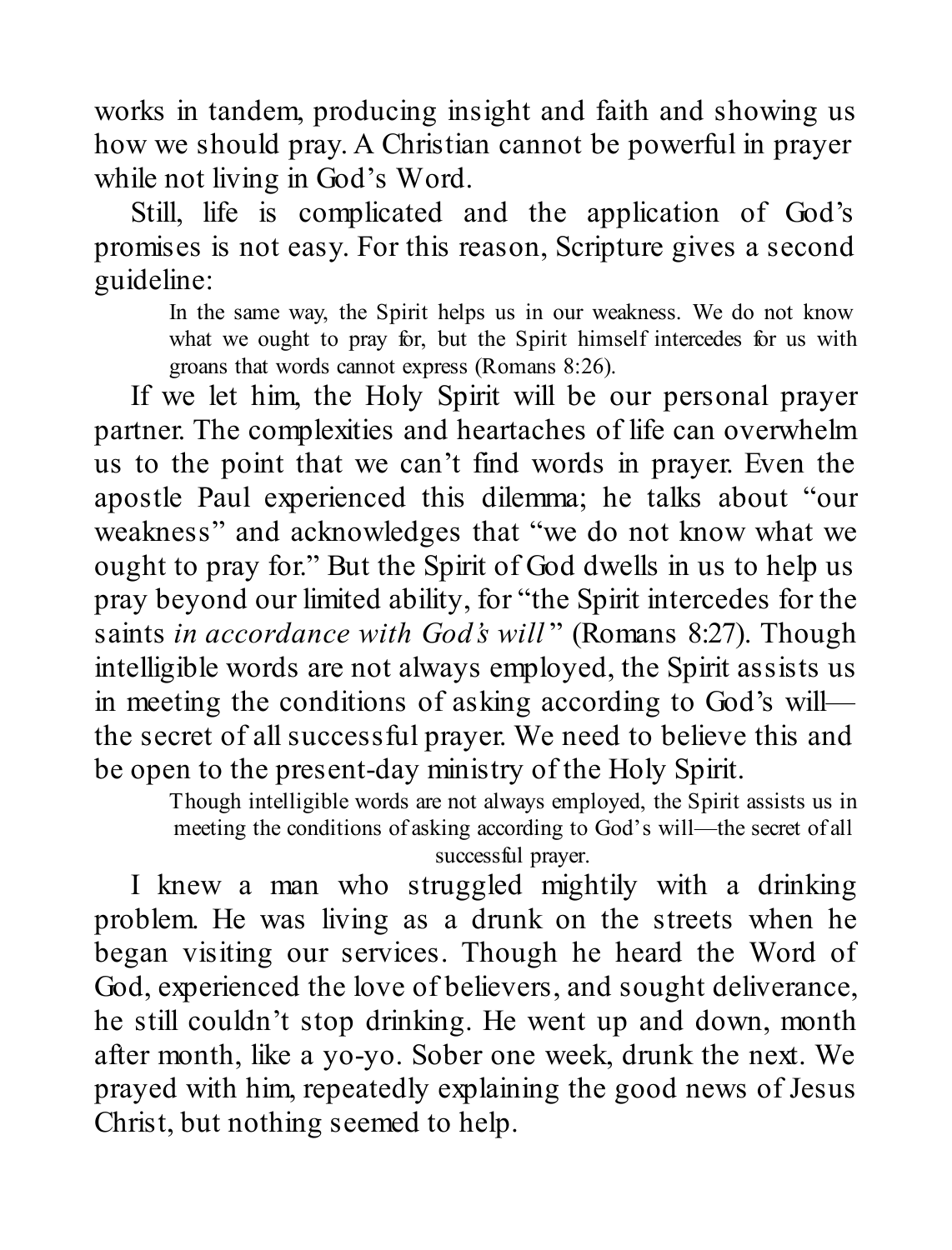works in tandem, producing insight and faith and showing us how we should pray. A Christian cannot be powerful in prayer while not living in God's Word.

Still, life is complicated and the application of God's promises is not easy. For this reason, Scripture gives a second guideline:

> In the same way, the Spirit helps us in our weakness. We do not know what we ought to pray for, but the Spirit himself intercedes for us with groans that words cannot express (Romans 8:26).

If we let him, the Holy Spirit will be our personal prayer partner. The complexities and heartaches of life can overwhelm us to the point that we can't find words in prayer. Even the apostle Paul experienced this dilemma; he talks about "our weakness" and acknowledges that "we do not know what we ought to pray for." But the Spirit of God dwells in us to help us pray beyond our limited ability, for "the Spirit intercedes for the saints *in accordance with God's will*" (Romans 8:27). Though intelligible words are not always employed, the Spirit assists us in meeting the conditions of asking according to God's will—the secret of all successful prayer. We need to believe this and be open to the present-day ministry of the Holy Spirit.

> Though intelligible words are not always employed, the Spirit assists us in meeting the conditions of asking according to God's will—the secret of all successful prayer.

I knew a man who struggled mightily with a drinking problem. He was living as a drunk on the streets when he began visiting our services. Though he heard the Word of God, experienced the love of believers, and sought deliverance, he still couldn't stop drinking. He went up and down, month after month, like a yo-yo. Sober one week, drunk the next. We prayed with him, repeatedly explaining the good news of Jesus Christ, but nothing seemed to help.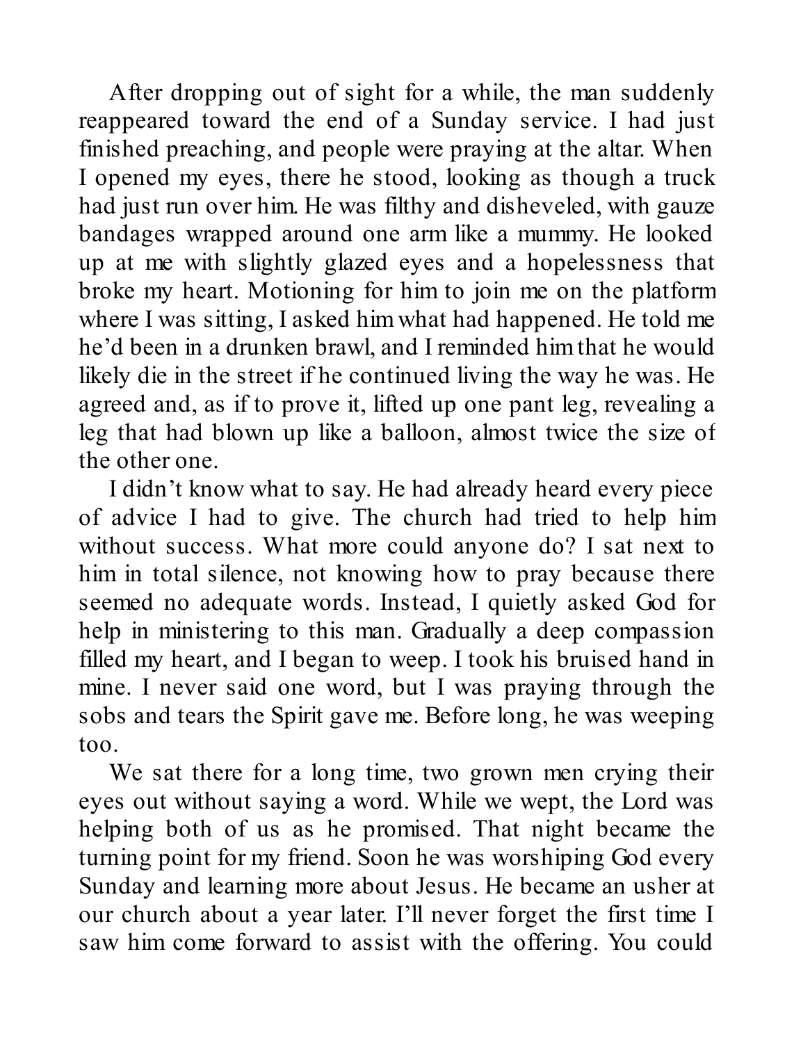After dropping out of sight for a while, the man suddenly reappeared toward the end of a Sunday service. I had just finished preaching, and people were praying at the altar. When I opened my eyes, there he stood, looking as though a truck had just run over him. He was filthy and disheveled, with gauze bandages wrapped around one arm like a mummy. He looked up at me with slightly glazed eyes and a hopelessness that broke my heart. Motioning for him to join me on the platform where I was sitting, I asked him what had happened. He told me he'd been in a drunken brawl, and I reminded him that he would likely die in the street if he continued living the way he was. He agreed and, as if to prove it, lifted up one pant leg, revealing a leg that had blown up like a balloon, almost twice the size of the other one.

I didn't know what to say. He had already heard every piece of advice I had to give. The church had tried to help him without success. What more could anyone do? I sat next to him in total silence, not knowing how to pray because there seemed no adequate words. Instead, I quietly asked God for help in ministering to this man. Gradually a deep compassion filled my heart, and I began to weep. I took his bruised hand in mine. I never said one word, but I was praying through the sobs and tears the Spirit gave me. Before long, he was weeping too.

We sat there for a long time, two grown men crying their eyes out without saying a word. While we wept, the Lord was helping both of us as he promised. That night became the turning point for my friend. Soon he was worshiping God every Sunday and learning more about Jesus. He became an usher at our church about a year later. I'll never forget the first time I saw him come forward to assist with the offering. You could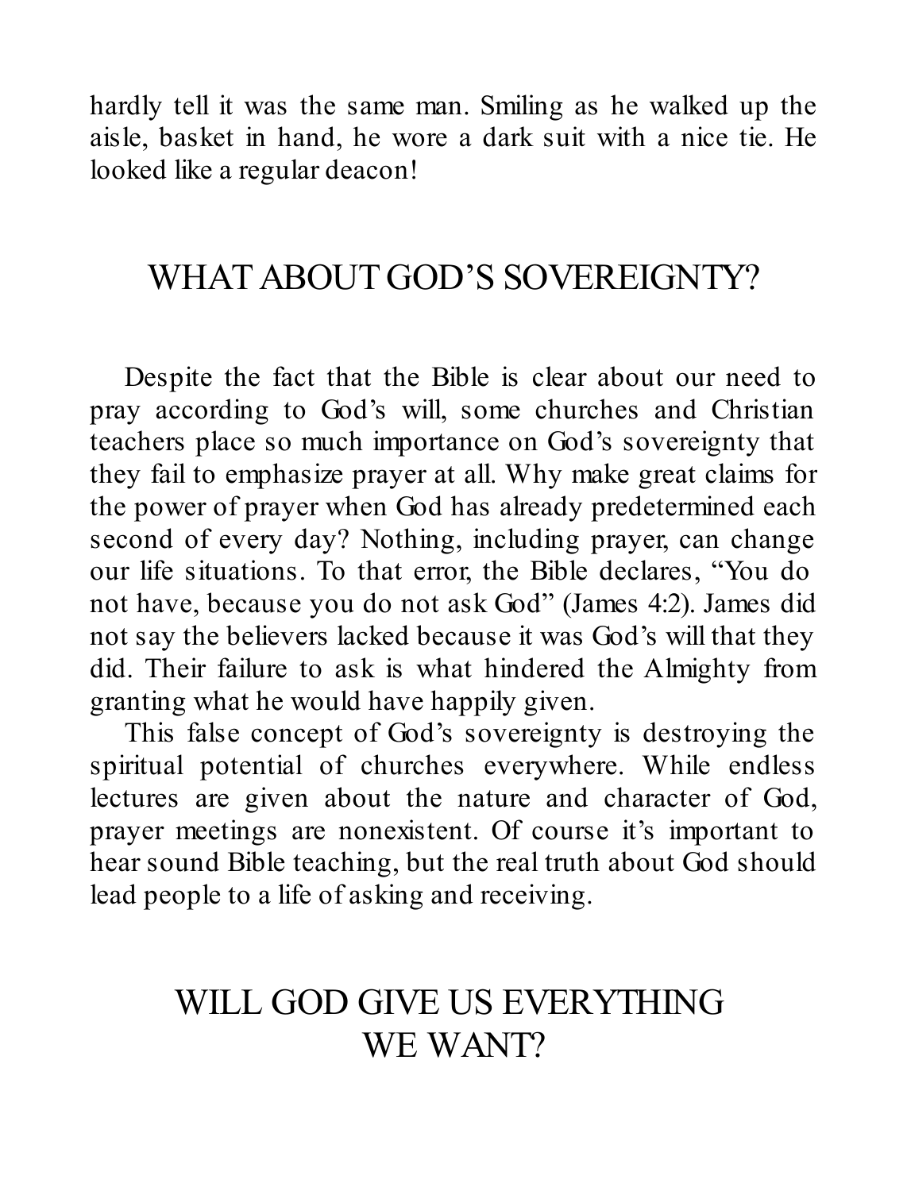hardly tell it was the same man. Smiling as he walked up the aisle, basket in hand, he wore a dark suit with a nice tie. He looked like a regular deacon!

## WHAT ABOUT GOD'S SOVEREIGNTY?

Despite the fact that the Bible is clear about our need to pray according to God's will, some churches and Christian teachers place so much importance on God's sovereignty that they fail to emphasize prayer at all. Why make great claims for the power of prayer when God has already predetermined each second of every day? Nothing, including prayer, can change our life situations. To that error, the Bible declares, "You do not have, because you do not ask God" (James 4:2). James did not say the believers lacked because it was God's will that they did. Their failure to ask is what hindered the Almighty from granting what he would have happily given.

This false concept of God's sovereignty is destroying the spiritual potential of churches everywhere. While endless lectures are given about the nature and character of God, prayer meetings are nonexistent. Of course it's important to hear sound Bible teaching, but the real truth about God should lead people to a life of asking and receiving.

## WILL GOD GIVE US EVERYTHING WE WANT?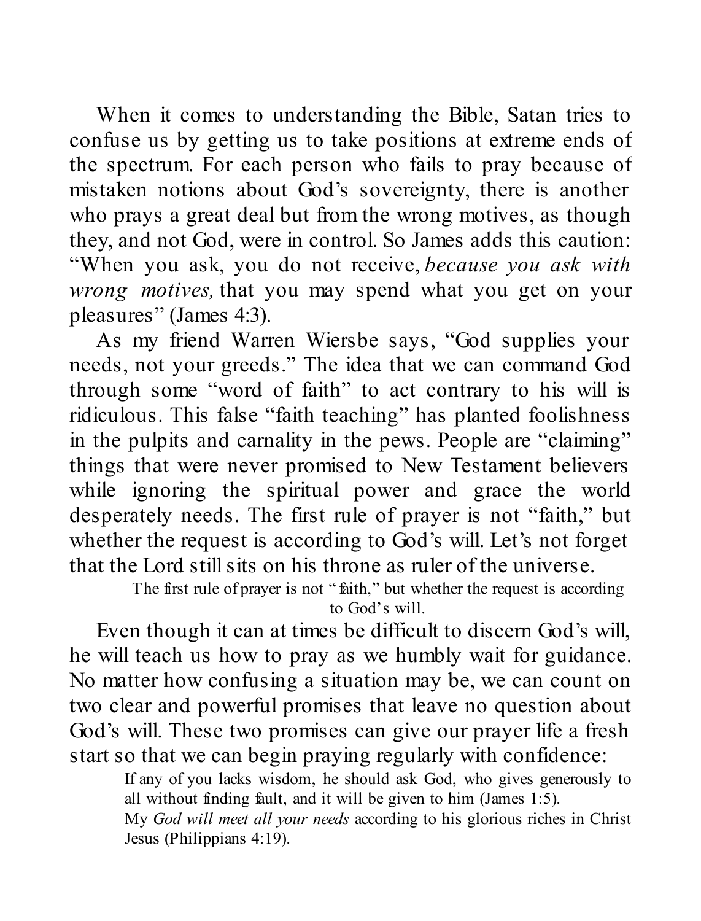When it comes to understanding the Bible, Satan tries to confuse us by getting us to take positions at extreme ends of the spectrum. For each person who fails to pray because of mistaken notions about God's sovereignty, there is another who prays a great deal but from the wrong motives, as though they, and not God, were in control. So James adds this caution: "When you ask, you do not receive, *because you ask with wrong motives,* that you may spend what you get on your pleasures" (James 4:3).

As my friend Warren Wiersbe says, "God supplies your needs, not your greeds." The idea that we can command God through some "word of faith" to act contrary to his will is ridiculous. This false "faith teaching" has planted foolishness in the pulpits and carnality in the pews. People are "claiming" things that were never promised to New Testament believers while ignoring the spiritual power and grace the world desperately needs. The first rule of prayer is not "faith," but whether the request is according to God's will. Let's not forget that the Lord still sits on his throne as ruler of the universe.

> The first rule of prayer is not "faith," but whether the request is according to God's will.

Even though it can at times be difficult to discern God's will, he will teach us how to pray as we humbly wait for guidance. No matter how confusing a situation may be, we can count on two clear and powerful promises that leave no question about God's will. These two promises can give our prayer life a fresh start so that we can begin praying regularly with confidence:

> If any of you lacks wisdom, he should ask God, who gives generously to all without finding fault, and it will be given to him (James 1:5).
>
> My *God will meet all your needs* according to his glorious riches in Christ Jesus (Philippians 4:19).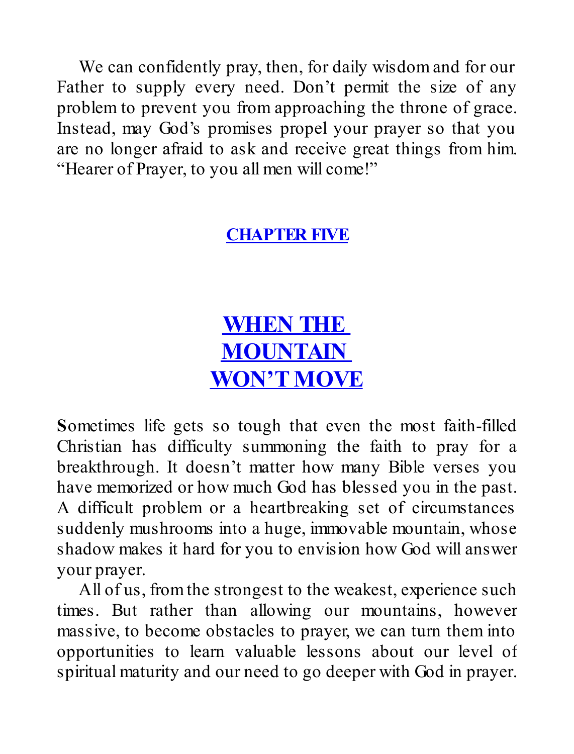We can confidently pray, then, for daily wisdom and for our Father to supply every need. Don't permit the size of any problem to prevent you from approaching the throne of grace. Instead, may God's promises propel your prayer so that you are no longer afraid to ask and receive great things from him. "Hearer of Prayer, to you all men will come!"

## CHAPTER FIVE

# WHEN THE MOUNTAIN WON'T MOVE

**S**ometimes life gets so tough that even the most faith-filled Christian has difficulty summoning the faith to pray for a breakthrough. It doesn't matter how many Bible verses you have memorized or how much God has blessed you in the past. A difficult problem or a heartbreaking set of circumstances suddenly mushrooms into a huge, immovable mountain, whose shadow makes it hard for you to envision how God will answer your prayer.

All of us, from the strongest to the weakest, experience such times. But rather than allowing our mountains, however massive, to become obstacles to prayer, we can turn them into opportunities to learn valuable lessons about our level of spiritual maturity and our need to go deeper with God in prayer.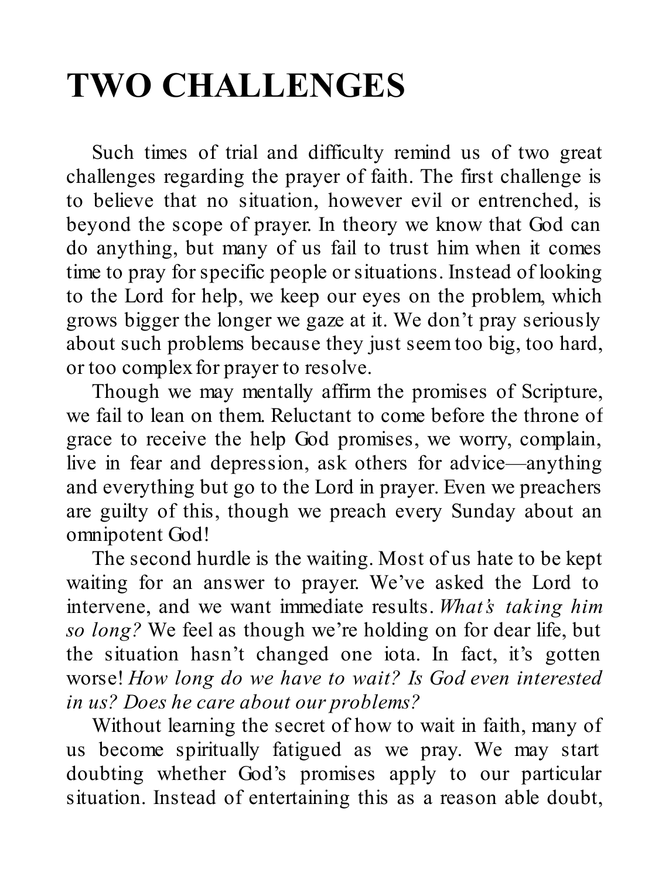# TWO CHALLENGES

Such times of trial and difficulty remind us of two great challenges regarding the prayer of faith. The first challenge is to believe that no situation, however evil or entrenched, is beyond the scope of prayer. In theory we know that God can do anything, but many of us fail to trust him when it comes time to pray for specific people or situations. Instead of looking to the Lord for help, we keep our eyes on the problem, which grows bigger the longer we gaze at it. We don't pray seriously about such problems because they just seem too big, too hard, or too complex for prayer to resolve.

Though we may mentally affirm the promises of Scripture, we fail to lean on them. Reluctant to come before the throne of grace to receive the help God promises, we worry, complain, live in fear and depression, ask others for advice—anything and everything but go to the Lord in prayer. Even we preachers are guilty of this, though we preach every Sunday about an omnipotent God!

The second hurdle is the waiting. Most of us hate to be kept waiting for an answer to prayer. We've asked the Lord to intervene, and we want immediate results. *What's taking him so long?* We feel as though we're holding on for dear life, but the situation hasn't changed one iota. In fact, it's gotten worse! *How long do we have to wait? Is God even interested in us? Does he care about our problems?*

Without learning the secret of how to wait in faith, many of us become spiritually fatigued as we pray. We may start doubting whether God's promises apply to our particular situation. Instead of entertaining this as a reason able doubt,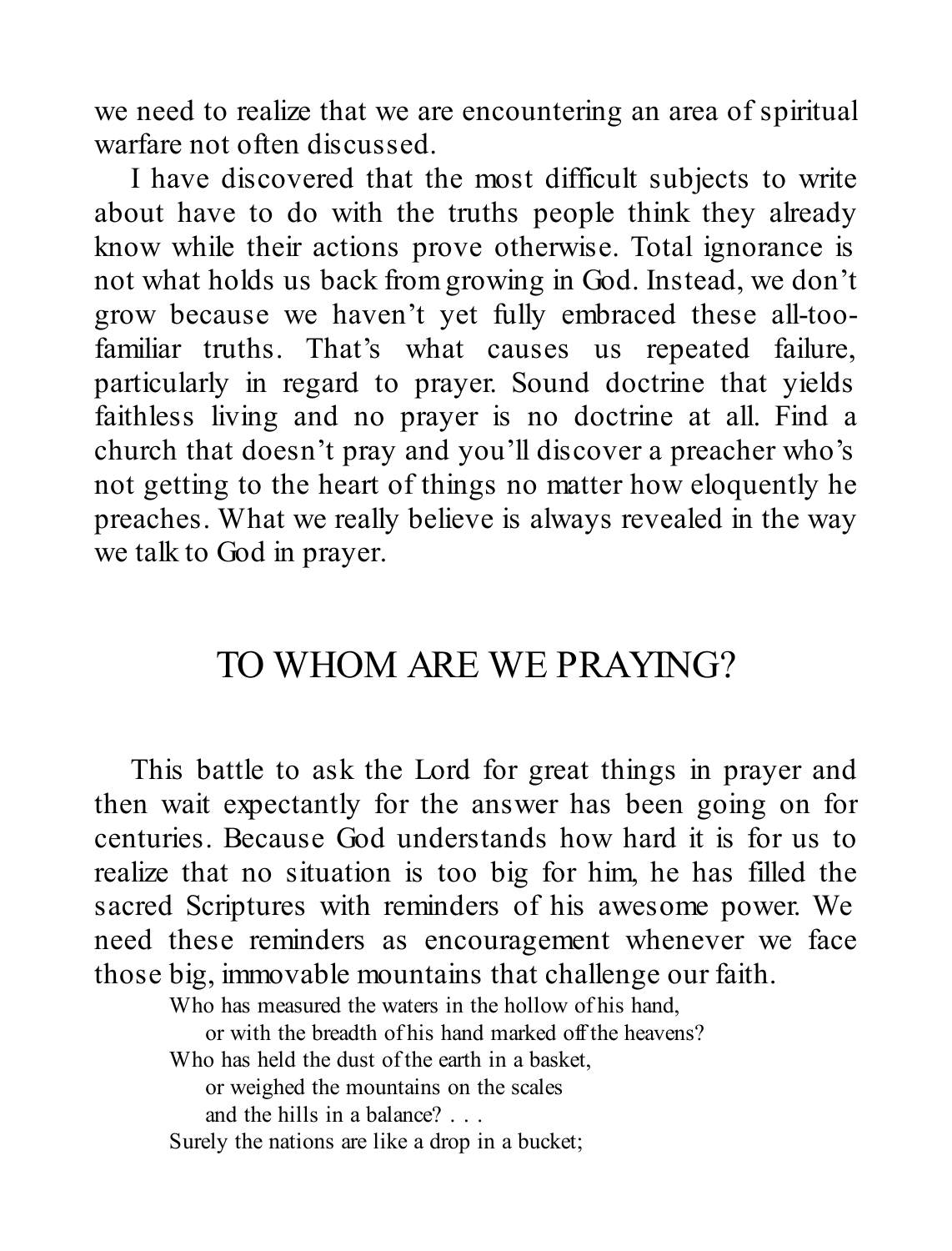we need to realize that we are encountering an area of spiritual warfare not often discussed.

I have discovered that the most difficult subjects to write about have to do with the truths people think they already know while their actions prove otherwise. Total ignorance is not what holds us back from growing in God. Instead, we don't grow because we haven't yet fully embraced these all-too-familiar truths. That's what causes us repeated failure, particularly in regard to prayer. Sound doctrine that yields faithless living and no prayer is no doctrine at all. Find a church that doesn't pray and you'll discover a preacher who's not getting to the heart of things no matter how eloquently he preaches. What we really believe is always revealed in the way we talk to God in prayer.

## TO WHOM ARE WE PRAYING?

This battle to ask the Lord for great things in prayer and then wait expectantly for the answer has been going on for centuries. Because God understands how hard it is for us to realize that no situation is too big for him, he has filled the sacred Scriptures with reminders of his awesome power. We need these reminders as encouragement whenever we face those big, immovable mountains that challenge our faith.

> Who has measured the waters in the hollow of his hand,
> &nbsp;&nbsp;&nbsp;&nbsp;or with the breadth of his hand marked off the heavens?
> Who has held the dust of the earth in a basket,
> &nbsp;&nbsp;&nbsp;&nbsp;or weighed the mountains on the scales
> &nbsp;&nbsp;&nbsp;&nbsp;and the hills in a balance? . . .
> Surely the nations are like a drop in a bucket;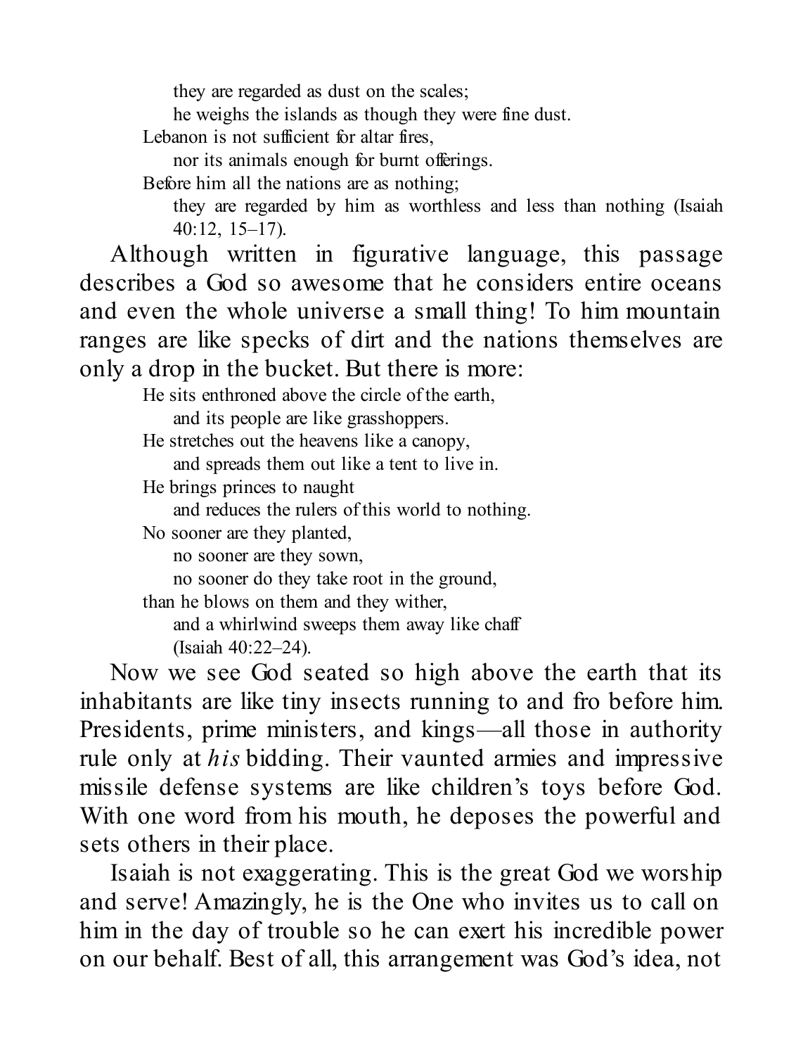> they are regarded as dust on the scales;
> he weighs the islands as though they were fine dust.
> Lebanon is not sufficient for altar fires,
> nor its animals enough for burnt offerings.
> Before him all the nations are as nothing;
> they are regarded by him as worthless and less than nothing (Isaiah 40:12, 15–17).

Although written in figurative language, this passage describes a God so awesome that he considers entire oceans and even the whole universe a small thing! To him mountain ranges are like specks of dirt and the nations themselves are only a drop in the bucket. But there is more:

> He sits enthroned above the circle of the earth,
> and its people are like grasshoppers.
> He stretches out the heavens like a canopy,
> and spreads them out like a tent to live in.
> He brings princes to naught
> and reduces the rulers of this world to nothing.
> No sooner are they planted,
> no sooner are they sown,
> no sooner do they take root in the ground,
> than he blows on them and they wither,
> and a whirlwind sweeps them away like chaff
> (Isaiah 40:22–24).

Now we see God seated so high above the earth that its inhabitants are like tiny insects running to and fro before him. Presidents, prime ministers, and kings—all those in authority rule only at *his* bidding. Their vaunted armies and impressive missile defense systems are like children's toys before God. With one word from his mouth, he deposes the powerful and sets others in their place.

Isaiah is not exaggerating. This is the great God we worship and serve! Amazingly, he is the One who invites us to call on him in the day of trouble so he can exert his incredible power on our behalf. Best of all, this arrangement was God's idea, not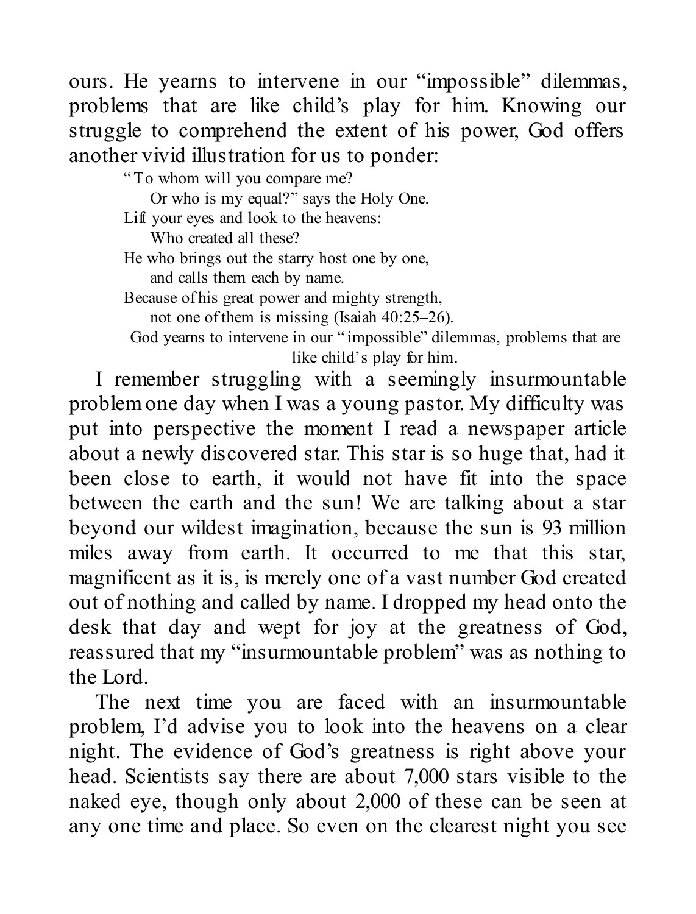ours. He yearns to intervene in our "impossible" dilemmas, problems that are like child's play for him. Knowing our struggle to comprehend the extent of his power, God offers another vivid illustration for us to ponder:

> "To whom will you compare me?
> Or who is my equal?" says the Holy One.
> Lift your eyes and look to the heavens:
> Who created all these?
> He who brings out the starry host one by one,
> and calls them each by name.
> Because of his great power and mighty strength,
> not one of them is missing (Isaiah 40:25–26).

God yearns to intervene in our "impossible" dilemmas, problems that are like child's play for him.

I remember struggling with a seemingly insurmountable problem one day when I was a young pastor. My difficulty was put into perspective the moment I read a newspaper article about a newly discovered star. This star is so huge that, had it been close to earth, it would not have fit into the space between the earth and the sun! We are talking about a star beyond our wildest imagination, because the sun is 93 million miles away from earth. It occurred to me that this star, magnificent as it is, is merely one of a vast number God created out of nothing and called by name. I dropped my head onto the desk that day and wept for joy at the greatness of God, reassured that my "insurmountable problem" was as nothing to the Lord.

The next time you are faced with an insurmountable problem, I'd advise you to look into the heavens on a clear night. The evidence of God's greatness is right above your head. Scientists say there are about 7,000 stars visible to the naked eye, though only about 2,000 of these can be seen at any one time and place. So even on the clearest night you see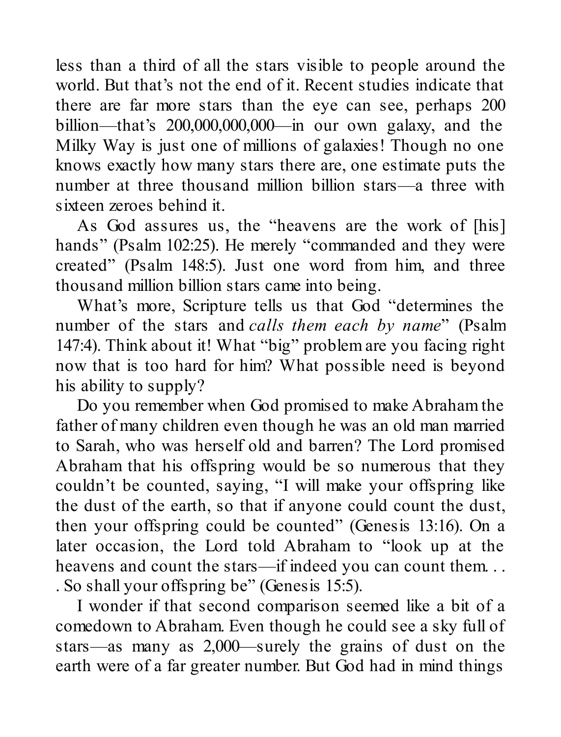less than a third of all the stars visible to people around the world. But that's not the end of it. Recent studies indicate that there are far more stars than the eye can see, perhaps 200 billion—that's 200,000,000,000—in our own galaxy, and the Milky Way is just one of millions of galaxies! Though no one knows exactly how many stars there are, one estimate puts the number at three thousand million billion stars—a three with sixteen zeroes behind it.

As God assures us, the "heavens are the work of [his] hands" (Psalm 102:25). He merely "commanded and they were created" (Psalm 148:5). Just one word from him, and three thousand million billion stars came into being.

What's more, Scripture tells us that God "determines the number of the stars and *calls them each by name*" (Psalm 147:4). Think about it! What "big" problem are you facing right now that is too hard for him? What possible need is beyond his ability to supply?

Do you remember when God promised to make Abraham the father of many children even though he was an old man married to Sarah, who was herself old and barren? The Lord promised Abraham that his offspring would be so numerous that they couldn't be counted, saying, "I will make your offspring like the dust of the earth, so that if anyone could count the dust, then your offspring could be counted" (Genesis 13:16). On a later occasion, the Lord told Abraham to "look up at the heavens and count the stars—if indeed you can count them. . . . So shall your offspring be" (Genesis 15:5).

I wonder if that second comparison seemed like a bit of a comedown to Abraham. Even though he could see a sky full of stars—as many as 2,000—surely the grains of dust on the earth were of a far greater number. But God had in mind things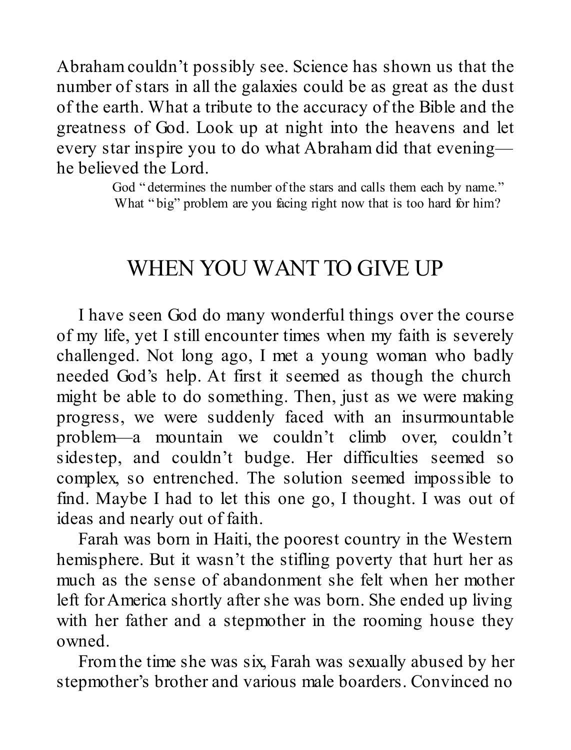Abraham couldn't possibly see. Science has shown us that the number of stars in all the galaxies could be as great as the dust of the earth. What a tribute to the accuracy of the Bible and the greatness of God. Look up at night into the heavens and let every star inspire you to do what Abraham did that evening—he believed the Lord.

> God "determines the number of the stars and calls them each by name." What "big" problem are you facing right now that is too hard for him?

## WHEN YOU WANT TO GIVE UP

I have seen God do many wonderful things over the course of my life, yet I still encounter times when my faith is severely challenged. Not long ago, I met a young woman who badly needed God's help. At first it seemed as though the church might be able to do something. Then, just as we were making progress, we were suddenly faced with an insurmountable problem—a mountain we couldn't climb over, couldn't sidestep, and couldn't budge. Her difficulties seemed so complex, so entrenched. The solution seemed impossible to find. Maybe I had to let this one go, I thought. I was out of ideas and nearly out of faith.

Farah was born in Haiti, the poorest country in the Western hemisphere. But it wasn't the stifling poverty that hurt her as much as the sense of abandonment she felt when her mother left for America shortly after she was born. She ended up living with her father and a stepmother in the rooming house they owned.

From the time she was six, Farah was sexually abused by her stepmother's brother and various male boarders. Convinced no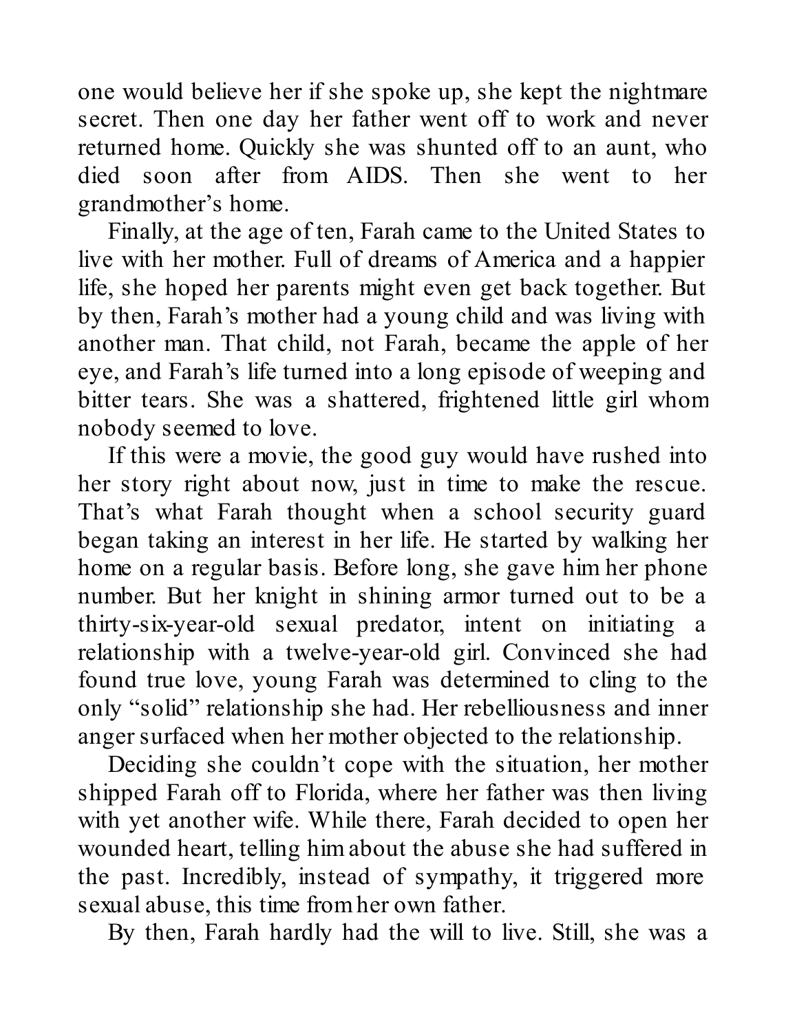one would believe her if she spoke up, she kept the nightmare secret. Then one day her father went off to work and never returned home. Quickly she was shunted off to an aunt, who died soon after from AIDS. Then she went to her grandmother's home.

Finally, at the age of ten, Farah came to the United States to live with her mother. Full of dreams of America and a happier life, she hoped her parents might even get back together. But by then, Farah's mother had a young child and was living with another man. That child, not Farah, became the apple of her eye, and Farah's life turned into a long episode of weeping and bitter tears. She was a shattered, frightened little girl whom nobody seemed to love.

If this were a movie, the good guy would have rushed into her story right about now, just in time to make the rescue. That's what Farah thought when a school security guard began taking an interest in her life. He started by walking her home on a regular basis. Before long, she gave him her phone number. But her knight in shining armor turned out to be a thirty-six-year-old sexual predator, intent on initiating a relationship with a twelve-year-old girl. Convinced she had found true love, young Farah was determined to cling to the only "solid" relationship she had. Her rebelliousness and inner anger surfaced when her mother objected to the relationship.

Deciding she couldn't cope with the situation, her mother shipped Farah off to Florida, where her father was then living with yet another wife. While there, Farah decided to open her wounded heart, telling him about the abuse she had suffered in the past. Incredibly, instead of sympathy, it triggered more sexual abuse, this time from her own father.

By then, Farah hardly had the will to live. Still, she was a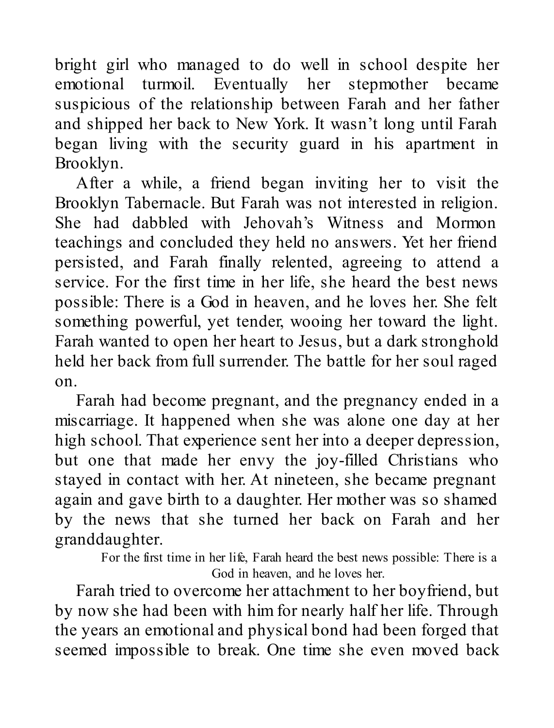bright girl who managed to do well in school despite her emotional turmoil. Eventually her stepmother became suspicious of the relationship between Farah and her father and shipped her back to New York. It wasn't long until Farah began living with the security guard in his apartment in Brooklyn.

After a while, a friend began inviting her to visit the Brooklyn Tabernacle. But Farah was not interested in religion. She had dabbled with Jehovah's Witness and Mormon teachings and concluded they held no answers. Yet her friend persisted, and Farah finally relented, agreeing to attend a service. For the first time in her life, she heard the best news possible: There is a God in heaven, and he loves her. She felt something powerful, yet tender, wooing her toward the light. Farah wanted to open her heart to Jesus, but a dark stronghold held her back from full surrender. The battle for her soul raged on.

Farah had become pregnant, and the pregnancy ended in a miscarriage. It happened when she was alone one day at her high school. That experience sent her into a deeper depression, but one that made her envy the joy-filled Christians who stayed in contact with her. At nineteen, she became pregnant again and gave birth to a daughter. Her mother was so shamed by the news that she turned her back on Farah and her granddaughter.

> For the first time in her life, Farah heard the best news possible: There is a God in heaven, and he loves her.

Farah tried to overcome her attachment to her boyfriend, but by now she had been with him for nearly half her life. Through the years an emotional and physical bond had been forged that seemed impossible to break. One time she even moved back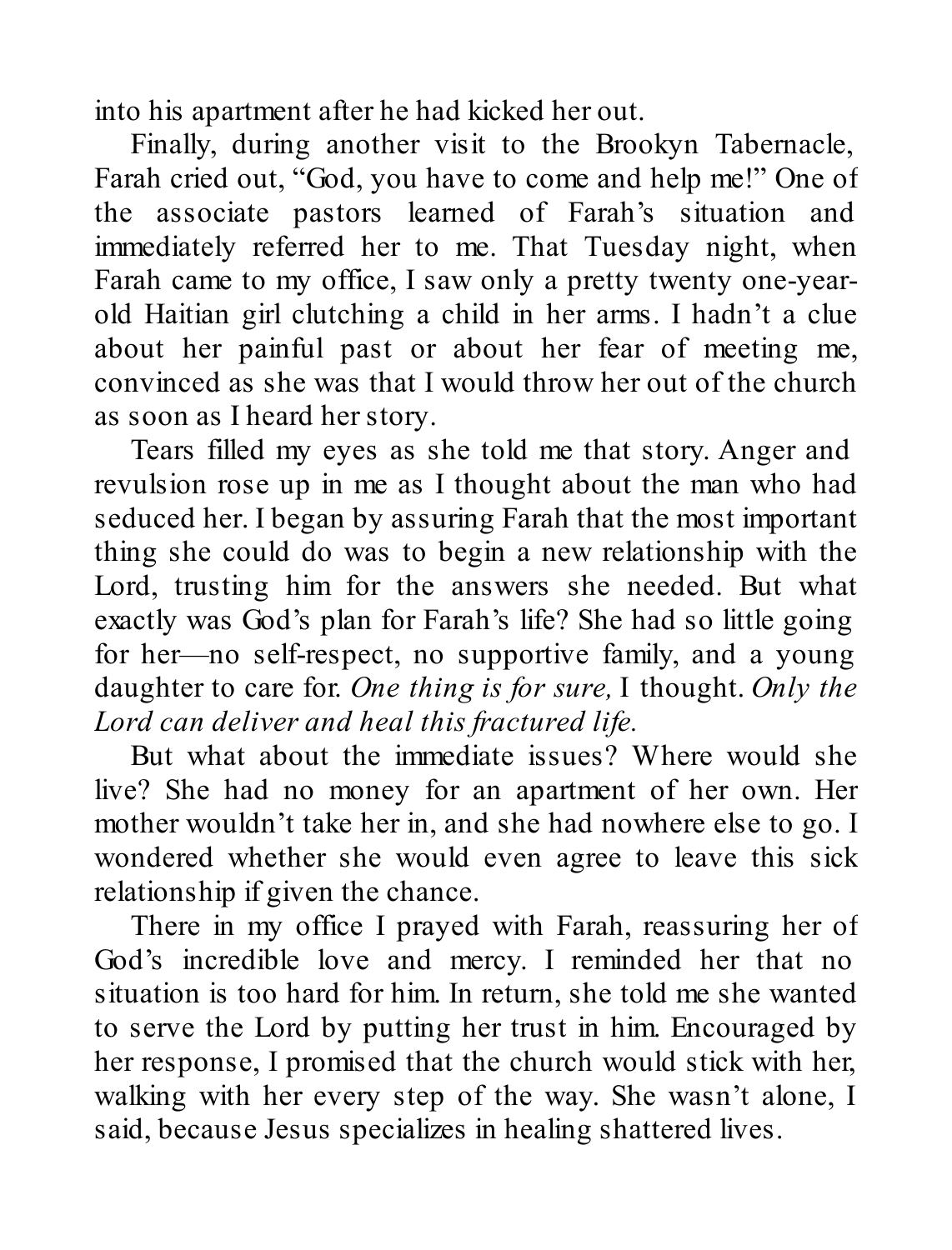into his apartment after he had kicked her out.

Finally, during another visit to the Brookyn Tabernacle, Farah cried out, "God, you have to come and help me!" One of the associate pastors learned of Farah's situation and immediately referred her to me. That Tuesday night, when Farah came to my office, I saw only a pretty twenty one-year-old Haitian girl clutching a child in her arms. I hadn't a clue about her painful past or about her fear of meeting me, convinced as she was that I would throw her out of the church as soon as I heard her story.

Tears filled my eyes as she told me that story. Anger and revulsion rose up in me as I thought about the man who had seduced her. I began by assuring Farah that the most important thing she could do was to begin a new relationship with the Lord, trusting him for the answers she needed. But what exactly was God's plan for Farah's life? She had so little going for her—no self-respect, no supportive family, and a young daughter to care for. *One thing is for sure,* I thought. *Only the Lord can deliver and heal this fractured life.*

But what about the immediate issues? Where would she live? She had no money for an apartment of her own. Her mother wouldn't take her in, and she had nowhere else to go. I wondered whether she would even agree to leave this sick relationship if given the chance.

There in my office I prayed with Farah, reassuring her of God's incredible love and mercy. I reminded her that no situation is too hard for him. In return, she told me she wanted to serve the Lord by putting her trust in him. Encouraged by her response, I promised that the church would stick with her, walking with her every step of the way. She wasn't alone, I said, because Jesus specializes in healing shattered lives.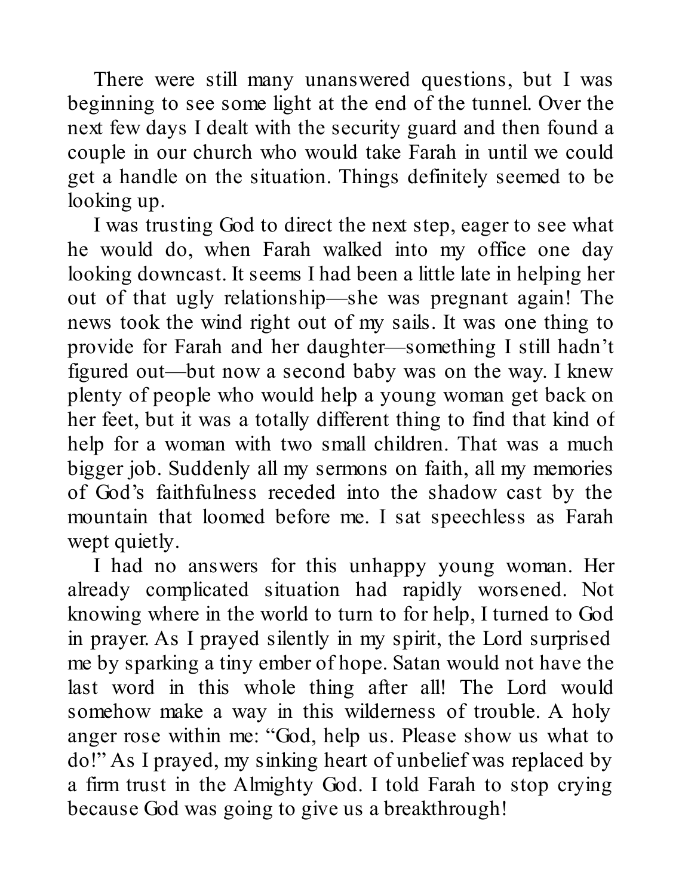There were still many unanswered questions, but I was beginning to see some light at the end of the tunnel. Over the next few days I dealt with the security guard and then found a couple in our church who would take Farah in until we could get a handle on the situation. Things definitely seemed to be looking up.

I was trusting God to direct the next step, eager to see what he would do, when Farah walked into my office one day looking downcast. It seems I had been a little late in helping her out of that ugly relationship—she was pregnant again! The news took the wind right out of my sails. It was one thing to provide for Farah and her daughter—something I still hadn't figured out—but now a second baby was on the way. I knew plenty of people who would help a young woman get back on her feet, but it was a totally different thing to find that kind of help for a woman with two small children. That was a much bigger job. Suddenly all my sermons on faith, all my memories of God's faithfulness receded into the shadow cast by the mountain that loomed before me. I sat speechless as Farah wept quietly.

I had no answers for this unhappy young woman. Her already complicated situation had rapidly worsened. Not knowing where in the world to turn to for help, I turned to God in prayer. As I prayed silently in my spirit, the Lord surprised me by sparking a tiny ember of hope. Satan would not have the last word in this whole thing after all! The Lord would somehow make a way in this wilderness of trouble. A holy anger rose within me: "God, help us. Please show us what to do!" As I prayed, my sinking heart of unbelief was replaced by a firm trust in the Almighty God. I told Farah to stop crying because God was going to give us a breakthrough!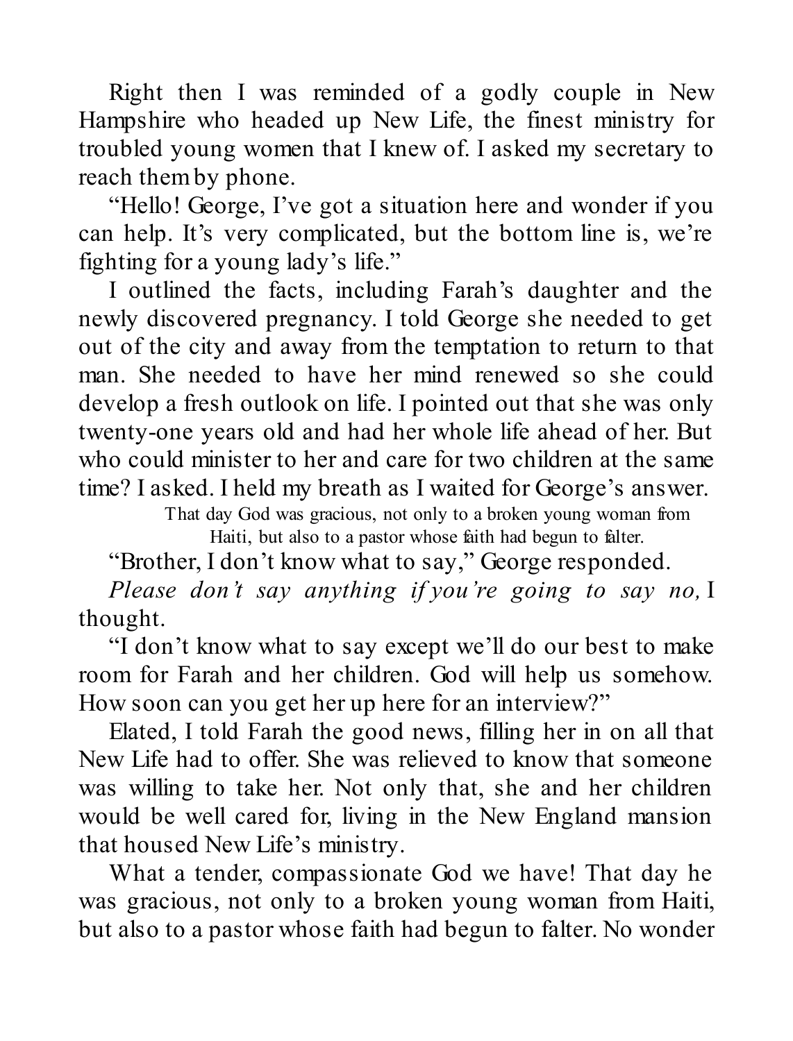Right then I was reminded of a godly couple in New Hampshire who headed up New Life, the finest ministry for troubled young women that I knew of. I asked my secretary to reach them by phone.

"Hello! George, I've got a situation here and wonder if you can help. It's very complicated, but the bottom line is, we're fighting for a young lady's life."

I outlined the facts, including Farah's daughter and the newly discovered pregnancy. I told George she needed to get out of the city and away from the temptation to return to that man. She needed to have her mind renewed so she could develop a fresh outlook on life. I pointed out that she was only twenty-one years old and had her whole life ahead of her. But who could minister to her and care for two children at the same time? I asked. I held my breath as I waited for George's answer.

> That day God was gracious, not only to a broken young woman from Haiti, but also to a pastor whose faith had begun to falter.

"Brother, I don't know what to say," George responded.

*Please don't say anything if you're going to say no,* I thought.

"I don't know what to say except we'll do our best to make room for Farah and her children. God will help us somehow. How soon can you get her up here for an interview?"

Elated, I told Farah the good news, filling her in on all that New Life had to offer. She was relieved to know that someone was willing to take her. Not only that, she and her children would be well cared for, living in the New England mansion that housed New Life's ministry.

What a tender, compassionate God we have! That day he was gracious, not only to a broken young woman from Haiti, but also to a pastor whose faith had begun to falter. No wonder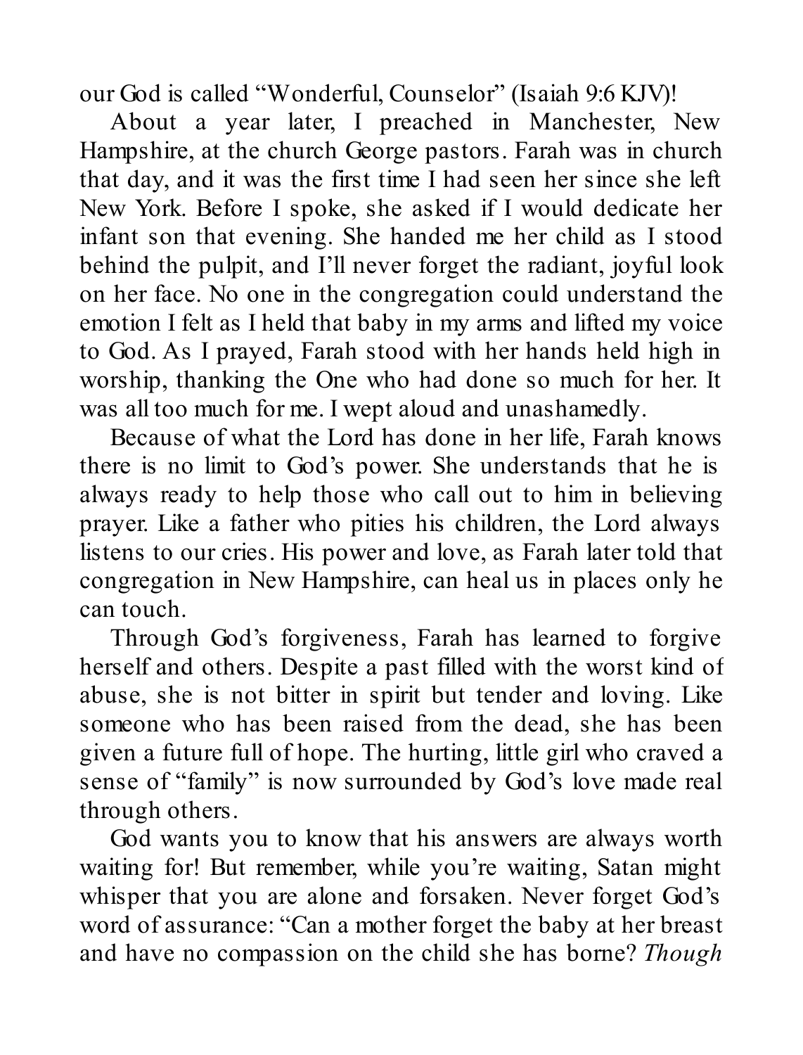our God is called "Wonderful, Counselor" (Isaiah 9:6 KJV)!

About a year later, I preached in Manchester, New Hampshire, at the church George pastors. Farah was in church that day, and it was the first time I had seen her since she left New York. Before I spoke, she asked if I would dedicate her infant son that evening. She handed me her child as I stood behind the pulpit, and I'll never forget the radiant, joyful look on her face. No one in the congregation could understand the emotion I felt as I held that baby in my arms and lifted my voice to God. As I prayed, Farah stood with her hands held high in worship, thanking the One who had done so much for her. It was all too much for me. I wept aloud and unashamedly.

Because of what the Lord has done in her life, Farah knows there is no limit to God's power. She understands that he is always ready to help those who call out to him in believing prayer. Like a father who pities his children, the Lord always listens to our cries. His power and love, as Farah later told that congregation in New Hampshire, can heal us in places only he can touch.

Through God's forgiveness, Farah has learned to forgive herself and others. Despite a past filled with the worst kind of abuse, she is not bitter in spirit but tender and loving. Like someone who has been raised from the dead, she has been given a future full of hope. The hurting, little girl who craved a sense of "family" is now surrounded by God's love made real through others.

God wants you to know that his answers are always worth waiting for! But remember, while you're waiting, Satan might whisper that you are alone and forsaken. Never forget God's word of assurance: "Can a mother forget the baby at her breast and have no compassion on the child she has borne? *Though*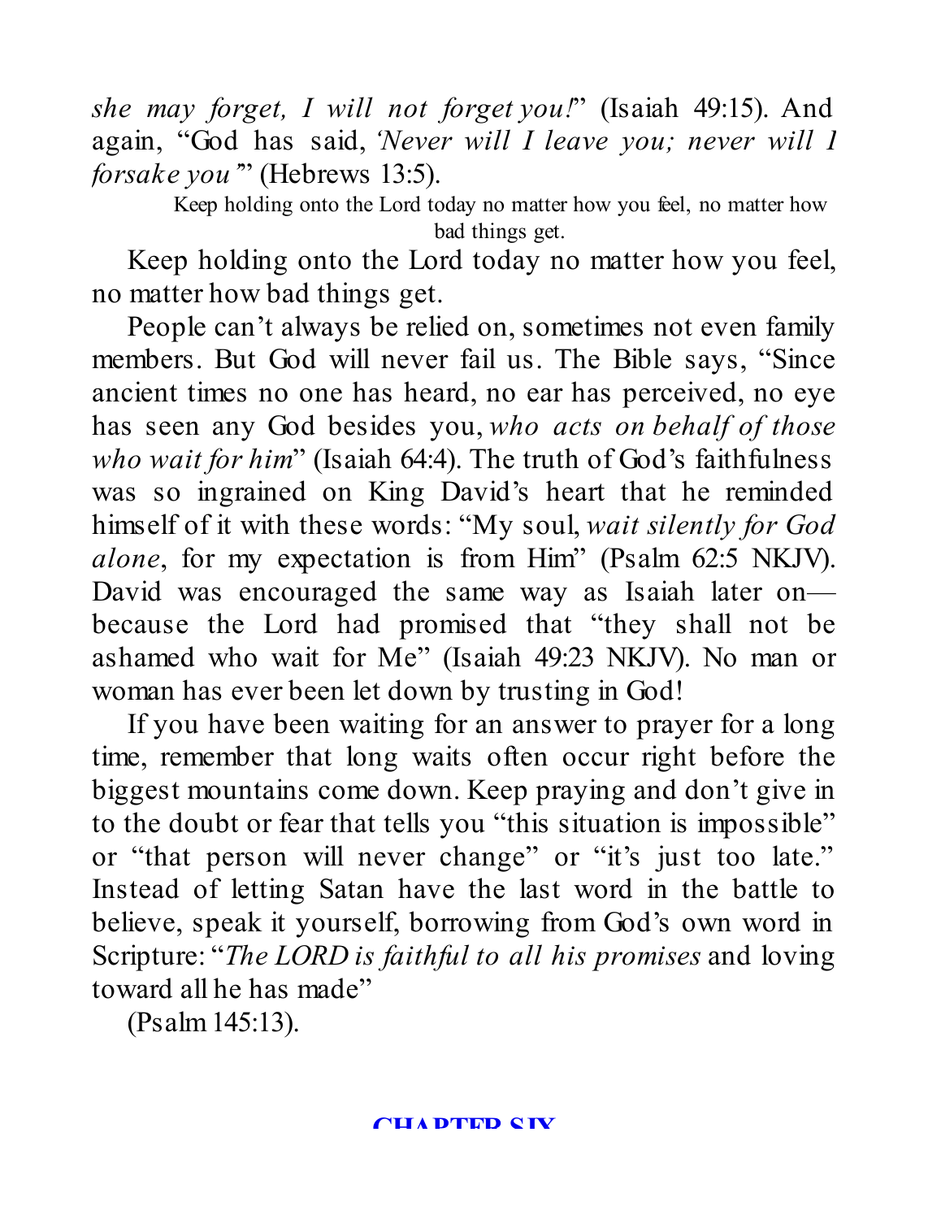*she may forget, I will not forget you!*" (Isaiah 49:15). And again, "God has said, *'Never will I leave you; never will I forsake you'*" (Hebrews 13:5).

Keep holding onto the Lord today no matter how you feel, no matter how bad things get.

Keep holding onto the Lord today no matter how you feel, no matter how bad things get.

People can't always be relied on, sometimes not even family members. But God will never fail us. The Bible says, "Since ancient times no one has heard, no ear has perceived, no eye has seen any God besides you, *who acts on behalf of those who wait for him*" (Isaiah 64:4). The truth of God's faithfulness was so ingrained on King David's heart that he reminded himself of it with these words: "My soul, *wait silently for God alone*, for my expectation is from Him" (Psalm 62:5 NKJV). David was encouraged the same way as Isaiah later on—because the Lord had promised that "they shall not be ashamed who wait for Me" (Isaiah 49:23 NKJV). No man or woman has ever been let down by trusting in God!

If you have been waiting for an answer to prayer for a long time, remember that long waits often occur right before the biggest mountains come down. Keep praying and don't give in to the doubt or fear that tells you "this situation is impossible" or "that person will never change" or "it's just too late." Instead of letting Satan have the last word in the battle to believe, speak it yourself, borrowing from God's own word in Scripture: "*The LORD is faithful to all his promises* and loving toward all he has made"

(Psalm 145:13).

## CHAPTER SIX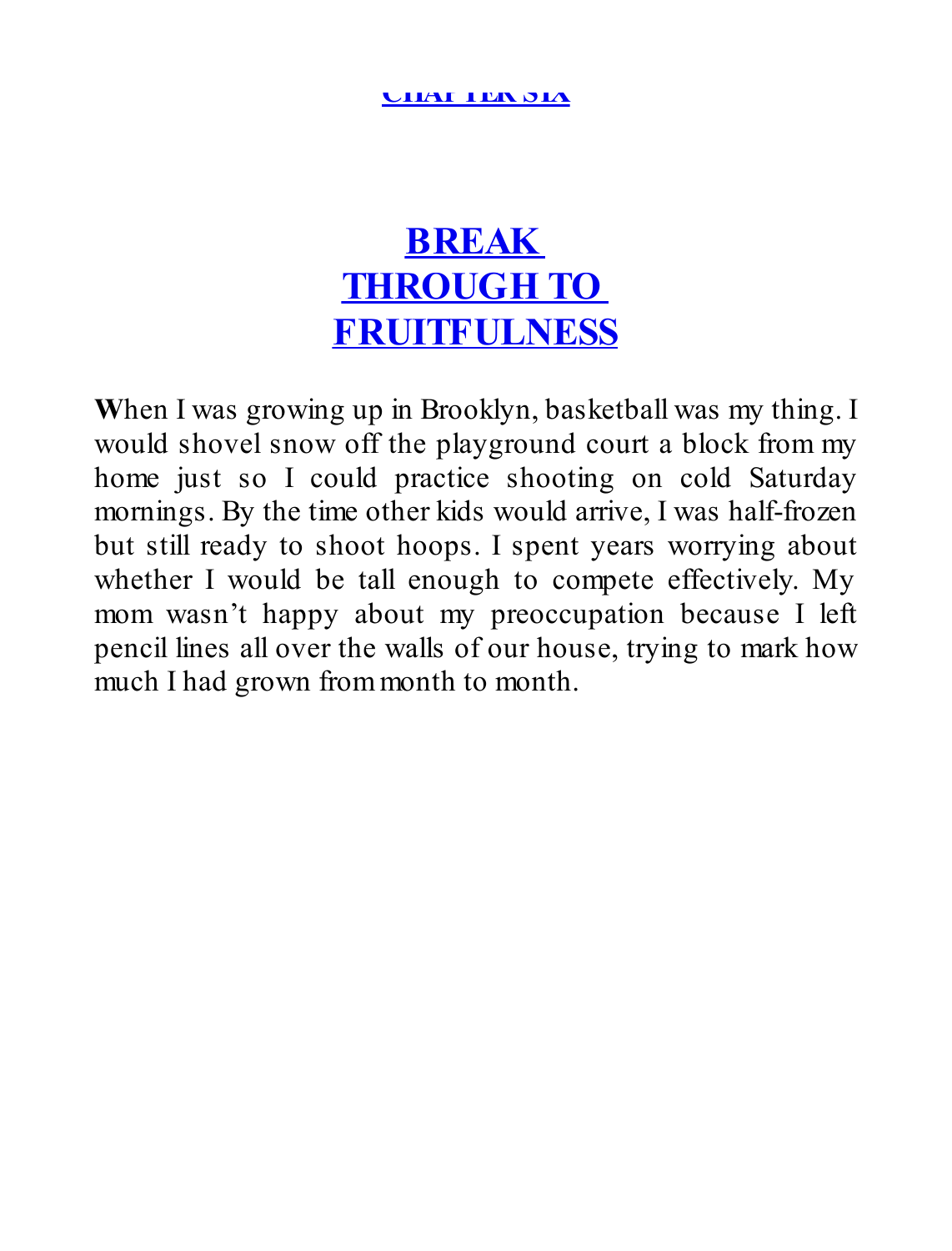# CHAPTER SIX

# BREAK THROUGH TO FRUITFULNESS

**W**hen I was growing up in Brooklyn, basketball was my thing. I would shovel snow off the playground court a block from my home just so I could practice shooting on cold Saturday mornings. By the time other kids would arrive, I was half-frozen but still ready to shoot hoops. I spent years worrying about whether I would be tall enough to compete effectively. My mom wasn't happy about my preoccupation because I left pencil lines all over the walls of our house, trying to mark how much I had grown from month to month.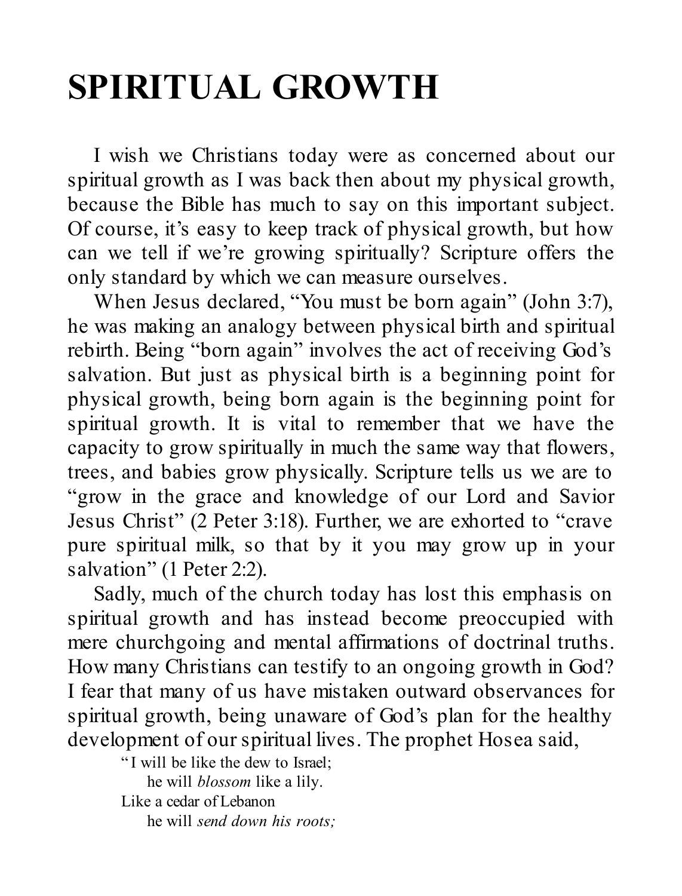# SPIRITUAL GROWTH

I wish we Christians today were as concerned about our spiritual growth as I was back then about my physical growth, because the Bible has much to say on this important subject. Of course, it's easy to keep track of physical growth, but how can we tell if we're growing spiritually? Scripture offers the only standard by which we can measure ourselves.

When Jesus declared, "You must be born again" (John 3:7), he was making an analogy between physical birth and spiritual rebirth. Being "born again" involves the act of receiving God's salvation. But just as physical birth is a beginning point for physical growth, being born again is the beginning point for spiritual growth. It is vital to remember that we have the capacity to grow spiritually in much the same way that flowers, trees, and babies grow physically. Scripture tells us we are to "grow in the grace and knowledge of our Lord and Savior Jesus Christ" (2 Peter 3:18). Further, we are exhorted to "crave pure spiritual milk, so that by it you may grow up in your salvation" (1 Peter 2:2).

Sadly, much of the church today has lost this emphasis on spiritual growth and has instead become preoccupied with mere churchgoing and mental affirmations of doctrinal truths. How many Christians can testify to an ongoing growth in God? I fear that many of us have mistaken outward observances for spiritual growth, being unaware of God's plan for the healthy development of our spiritual lives. The prophet Hosea said,

> "I will be like the dew to Israel;
>     he will *blossom* like a lily.
> Like a cedar of Lebanon
>     he will *send down his roots;*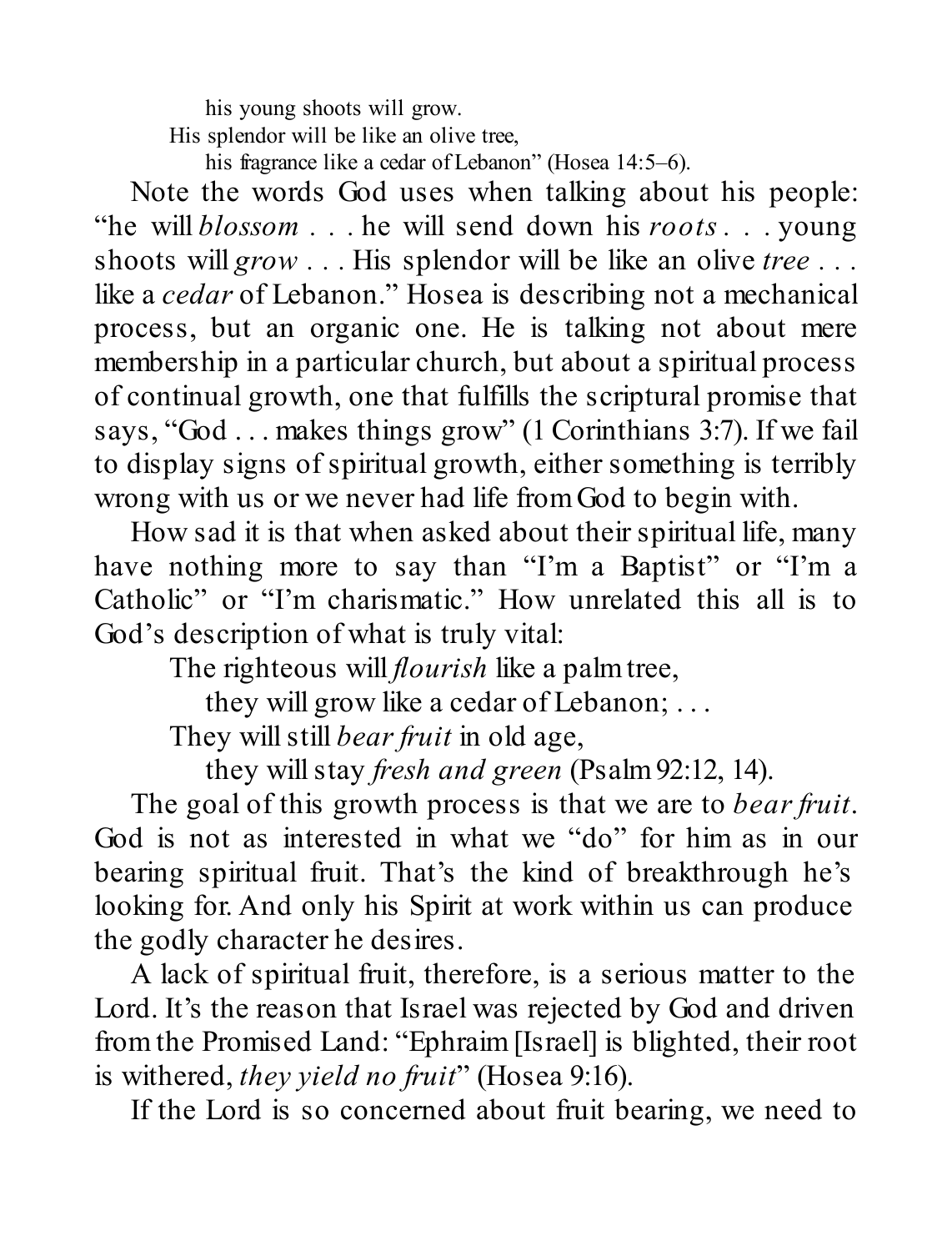his young shoots will grow.  
His splendor will be like an olive tree,  
his fragrance like a cedar of Lebanon" (Hosea 14:5–6).

Note the words God uses when talking about his people: "he will *blossom* . . . he will send down his *roots* . . . young shoots will *grow* . . . His splendor will be like an olive *tree* . . . like a *cedar* of Lebanon." Hosea is describing not a mechanical process, but an organic one. He is talking not about mere membership in a particular church, but about a spiritual process of continual growth, one that fulfills the scriptural promise that says, "God . . . makes things grow" (1 Corinthians 3:7). If we fail to display signs of spiritual growth, either something is terribly wrong with us or we never had life from God to begin with.

How sad it is that when asked about their spiritual life, many have nothing more to say than "I'm a Baptist" or "I'm a Catholic" or "I'm charismatic." How unrelated this all is to God's description of what is truly vital:

> The righteous will *flourish* like a palm tree,  
> they will grow like a cedar of Lebanon; . . .  
> They will still *bear fruit* in old age,  
> they will stay *fresh and green* (Psalm 92:12, 14).

The goal of this growth process is that we are to *bear fruit*. God is not as interested in what we "do" for him as in our bearing spiritual fruit. That's the kind of breakthrough he's looking for. And only his Spirit at work within us can produce the godly character he desires.

A lack of spiritual fruit, therefore, is a serious matter to the Lord. It's the reason that Israel was rejected by God and driven from the Promised Land: "Ephraim [Israel] is blighted, their root is withered, *they yield no fruit*" (Hosea 9:16).

If the Lord is so concerned about fruit bearing, we need to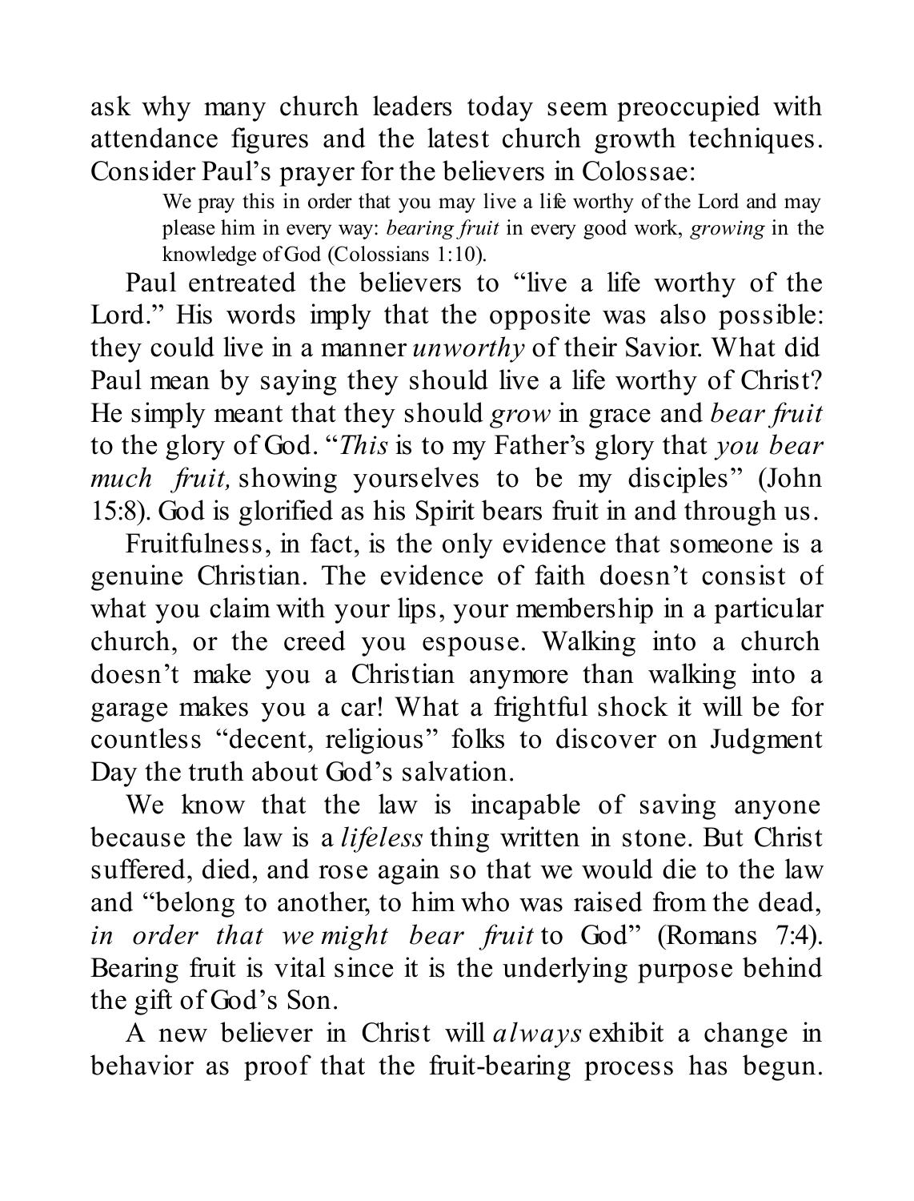ask why many church leaders today seem preoccupied with attendance figures and the latest church growth techniques. Consider Paul's prayer for the believers in Colossae:

> We pray this in order that you may live a life worthy of the Lord and may please him in every way: *bearing fruit* in every good work, *growing* in the knowledge of God (Colossians 1:10).

Paul entreated the believers to "live a life worthy of the Lord." His words imply that the opposite was also possible: they could live in a manner *unworthy* of their Savior. What did Paul mean by saying they should live a life worthy of Christ? He simply meant that they should *grow* in grace and *bear fruit* to the glory of God. "*This* is to my Father's glory that *you bear much fruit,* showing yourselves to be my disciples" (John 15:8). God is glorified as his Spirit bears fruit in and through us.

Fruitfulness, in fact, is the only evidence that someone is a genuine Christian. The evidence of faith doesn't consist of what you claim with your lips, your membership in a particular church, or the creed you espouse. Walking into a church doesn't make you a Christian anymore than walking into a garage makes you a car! What a frightful shock it will be for countless "decent, religious" folks to discover on Judgment Day the truth about God's salvation.

We know that the law is incapable of saving anyone because the law is a *lifeless* thing written in stone. But Christ suffered, died, and rose again so that we would die to the law and "belong to another, to him who was raised from the dead, *in order that we might bear fruit* to God" (Romans 7:4). Bearing fruit is vital since it is the underlying purpose behind the gift of God's Son.

A new believer in Christ will *always* exhibit a change in behavior as proof that the fruit-bearing process has begun.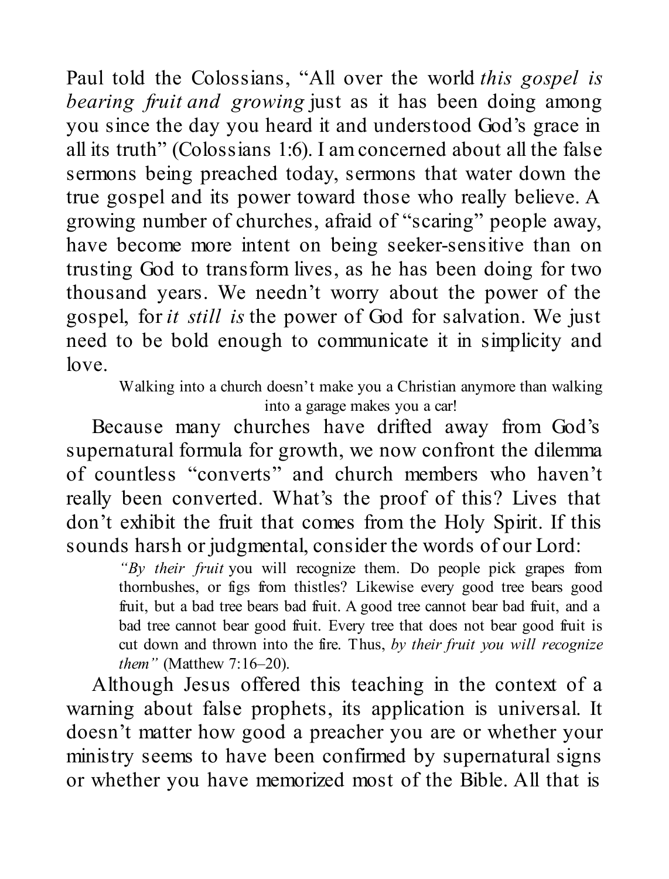Paul told the Colossians, "All over the world *this gospel is bearing fruit and growing* just as it has been doing among you since the day you heard it and understood God's grace in all its truth" (Colossians 1:6). I am concerned about all the false sermons being preached today, sermons that water down the true gospel and its power toward those who really believe. A growing number of churches, afraid of "scaring" people away, have become more intent on being seeker-sensitive than on trusting God to transform lives, as he has been doing for two thousand years. We needn't worry about the power of the gospel, for *it still is* the power of God for salvation. We just need to be bold enough to communicate it in simplicity and love.

> Walking into a church doesn't make you a Christian anymore than walking into a garage makes you a car!

Because many churches have drifted away from God's supernatural formula for growth, we now confront the dilemma of countless "converts" and church members who haven't really been converted. What's the proof of this? Lives that don't exhibit the fruit that comes from the Holy Spirit. If this sounds harsh or judgmental, consider the words of our Lord:

> *"By their fruit* you will recognize them. Do people pick grapes from thornbushes, or figs from thistles? Likewise every good tree bears good fruit, but a bad tree bears bad fruit. A good tree cannot bear bad fruit, and a bad tree cannot bear good fruit. Every tree that does not bear good fruit is cut down and thrown into the fire. Thus, *by their fruit you will recognize them"* (Matthew 7:16–20).

Although Jesus offered this teaching in the context of a warning about false prophets, its application is universal. It doesn't matter how good a preacher you are or whether your ministry seems to have been confirmed by supernatural signs or whether you have memorized most of the Bible. All that is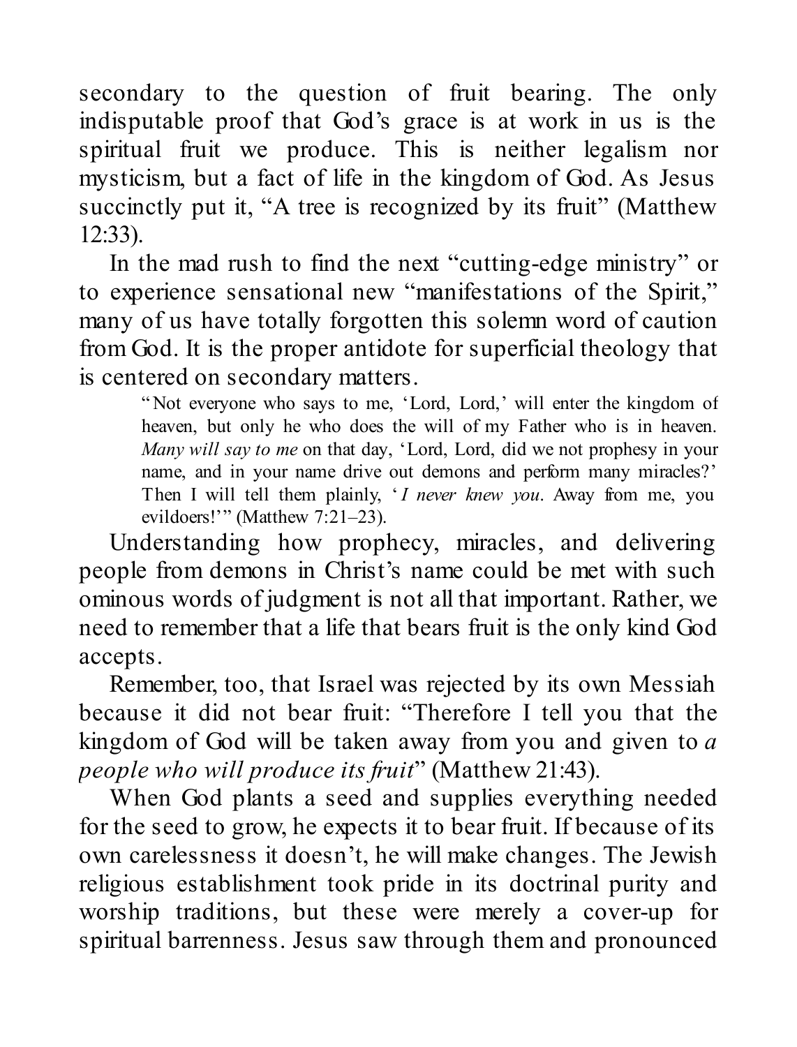secondary to the question of fruit bearing. The only indisputable proof that God's grace is at work in us is the spiritual fruit we produce. This is neither legalism nor mysticism, but a fact of life in the kingdom of God. As Jesus succinctly put it, "A tree is recognized by its fruit" (Matthew 12:33).

In the mad rush to find the next "cutting-edge ministry" or to experience sensational new "manifestations of the Spirit," many of us have totally forgotten this solemn word of caution from God. It is the proper antidote for superficial theology that is centered on secondary matters.

> "Not everyone who says to me, 'Lord, Lord,' will enter the kingdom of heaven, but only he who does the will of my Father who is in heaven. *Many will say to me* on that day, 'Lord, Lord, did we not prophesy in your name, and in your name drive out demons and perform many miracles?' Then I will tell them plainly, '*I never knew you*. Away from me, you evildoers!'" (Matthew 7:21–23).

Understanding how prophecy, miracles, and delivering people from demons in Christ's name could be met with such ominous words of judgment is not all that important. Rather, we need to remember that a life that bears fruit is the only kind God accepts.

Remember, too, that Israel was rejected by its own Messiah because it did not bear fruit: "Therefore I tell you that the kingdom of God will be taken away from you and given to *a people who will produce its fruit*" (Matthew 21:43).

When God plants a seed and supplies everything needed for the seed to grow, he expects it to bear fruit. If because of its own carelessness it doesn't, he will make changes. The Jewish religious establishment took pride in its doctrinal purity and worship traditions, but these were merely a cover-up for spiritual barrenness. Jesus saw through them and pronounced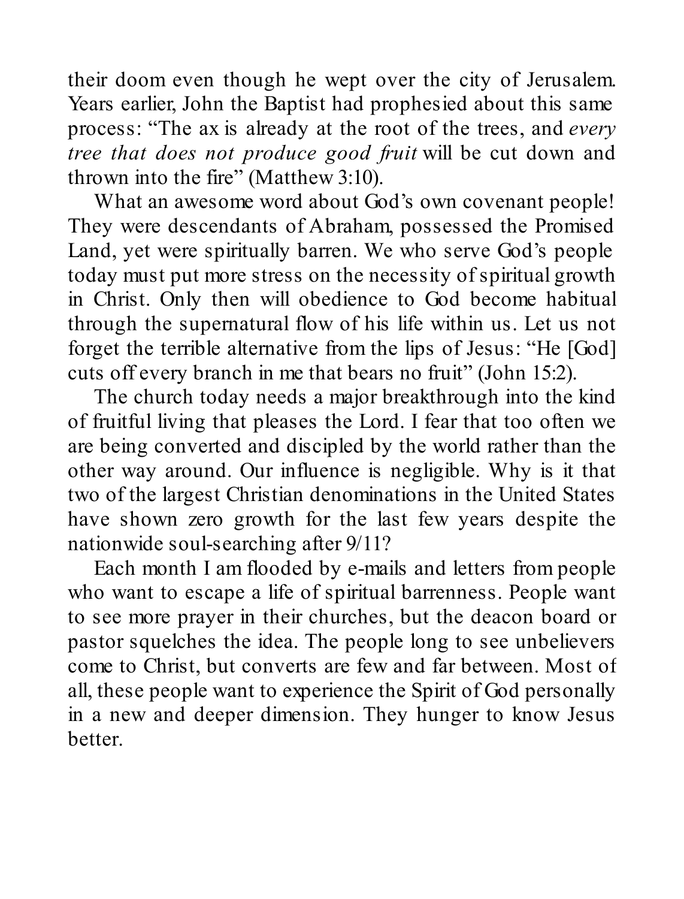their doom even though he wept over the city of Jerusalem. Years earlier, John the Baptist had prophesied about this same process: "The ax is already at the root of the trees, and *every tree that does not produce good fruit* will be cut down and thrown into the fire" (Matthew 3:10).

What an awesome word about God's own covenant people! They were descendants of Abraham, possessed the Promised Land, yet were spiritually barren. We who serve God's people today must put more stress on the necessity of spiritual growth in Christ. Only then will obedience to God become habitual through the supernatural flow of his life within us. Let us not forget the terrible alternative from the lips of Jesus: "He [God] cuts off every branch in me that bears no fruit" (John 15:2).

The church today needs a major breakthrough into the kind of fruitful living that pleases the Lord. I fear that too often we are being converted and discipled by the world rather than the other way around. Our influence is negligible. Why is it that two of the largest Christian denominations in the United States have shown zero growth for the last few years despite the nationwide soul-searching after 9/11?

Each month I am flooded by e-mails and letters from people who want to escape a life of spiritual barrenness. People want to see more prayer in their churches, but the deacon board or pastor squelches the idea. The people long to see unbelievers come to Christ, but converts are few and far between. Most of all, these people want to experience the Spirit of God personally in a new and deeper dimension. They hunger to know Jesus better.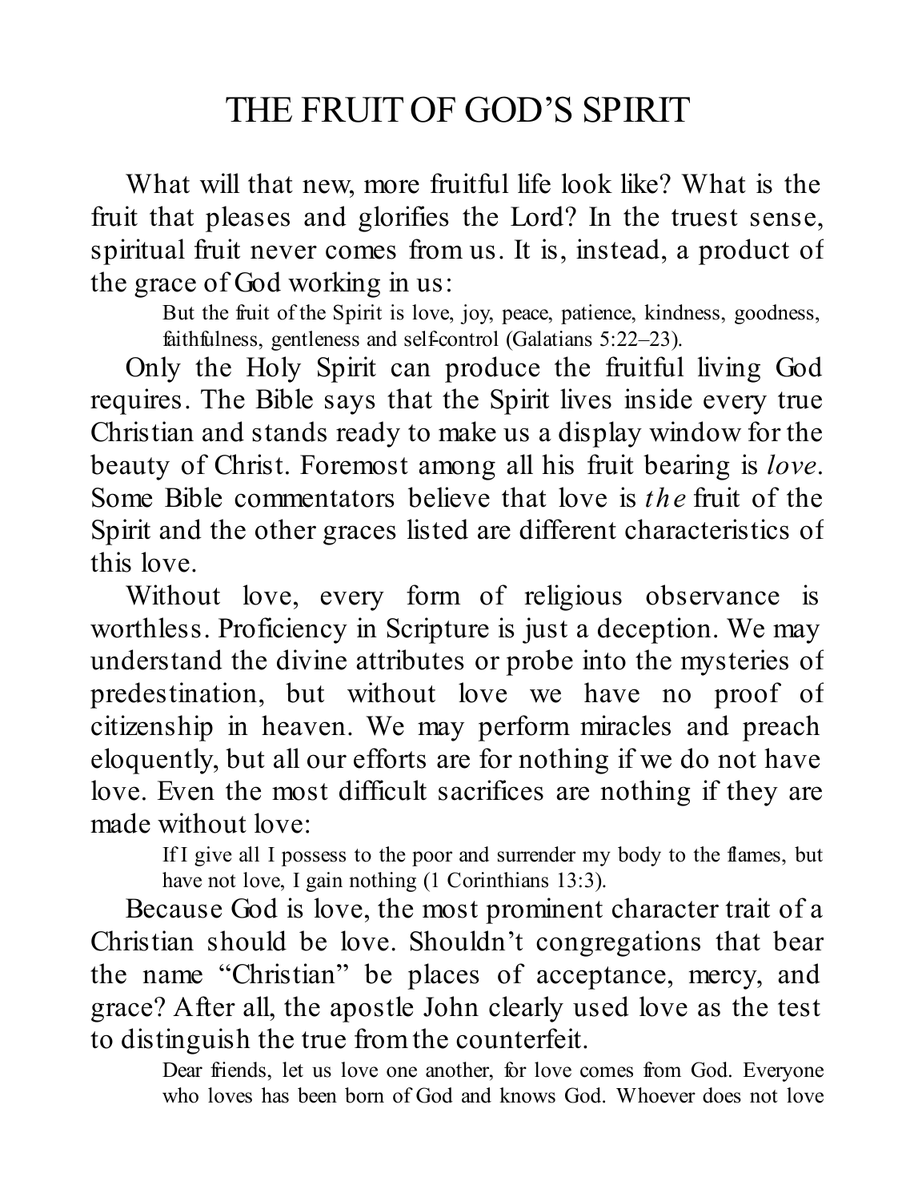# THE FRUIT OF GOD'S SPIRIT

What will that new, more fruitful life look like? What is the fruit that pleases and glorifies the Lord? In the truest sense, spiritual fruit never comes from us. It is, instead, a product of the grace of God working in us:

> But the fruit of the Spirit is love, joy, peace, patience, kindness, goodness, faithfulness, gentleness and self-control (Galatians 5:22–23).

Only the Holy Spirit can produce the fruitful living God requires. The Bible says that the Spirit lives inside every true Christian and stands ready to make us a display window for the beauty of Christ. Foremost among all his fruit bearing is *love*. Some Bible commentators believe that love is *the* fruit of the Spirit and the other graces listed are different characteristics of this love.

Without love, every form of religious observance is worthless. Proficiency in Scripture is just a deception. We may understand the divine attributes or probe into the mysteries of predestination, but without love we have no proof of citizenship in heaven. We may perform miracles and preach eloquently, but all our efforts are for nothing if we do not have love. Even the most difficult sacrifices are nothing if they are made without love:

> If I give all I possess to the poor and surrender my body to the flames, but have not love, I gain nothing (1 Corinthians 13:3).

Because God is love, the most prominent character trait of a Christian should be love. Shouldn't congregations that bear the name "Christian" be places of acceptance, mercy, and grace? After all, the apostle John clearly used love as the test to distinguish the true from the counterfeit.

> Dear friends, let us love one another, for love comes from God. Everyone who loves has been born of God and knows God. Whoever does not love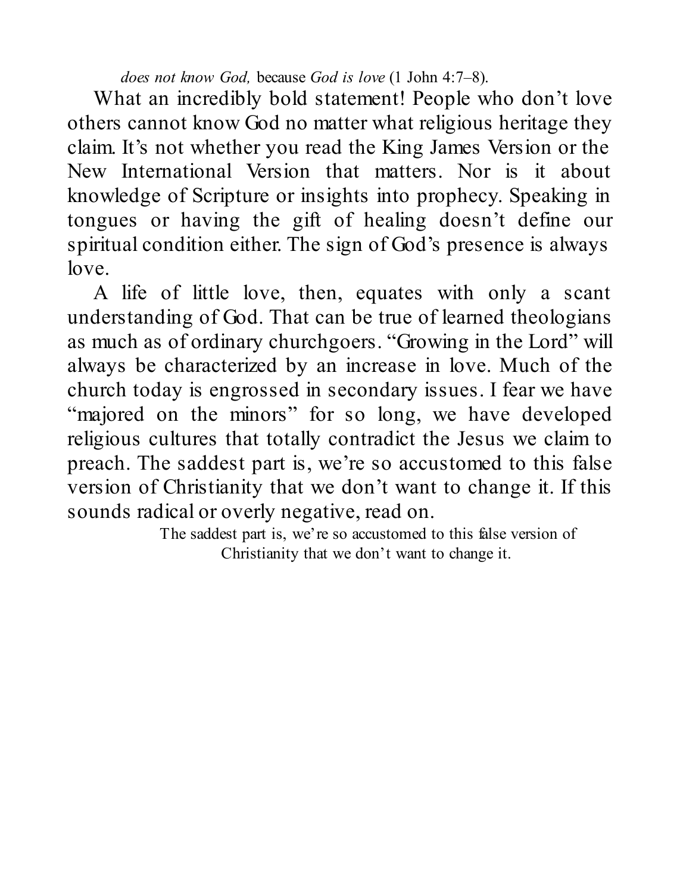*does not know God,* because *God is love* (1 John 4:7–8).

What an incredibly bold statement! People who don't love others cannot know God no matter what religious heritage they claim. It's not whether you read the King James Version or the New International Version that matters. Nor is it about knowledge of Scripture or insights into prophecy. Speaking in tongues or having the gift of healing doesn't define our spiritual condition either. The sign of God's presence is always love.

A life of little love, then, equates with only a scant understanding of God. That can be true of learned theologians as much as of ordinary churchgoers. "Growing in the Lord" will always be characterized by an increase in love. Much of the church today is engrossed in secondary issues. I fear we have "majored on the minors" for so long, we have developed religious cultures that totally contradict the Jesus we claim to preach. The saddest part is, we're so accustomed to this false version of Christianity that we don't want to change it. If this sounds radical or overly negative, read on.

The saddest part is, we're so accustomed to this false version of Christianity that we don't want to change it.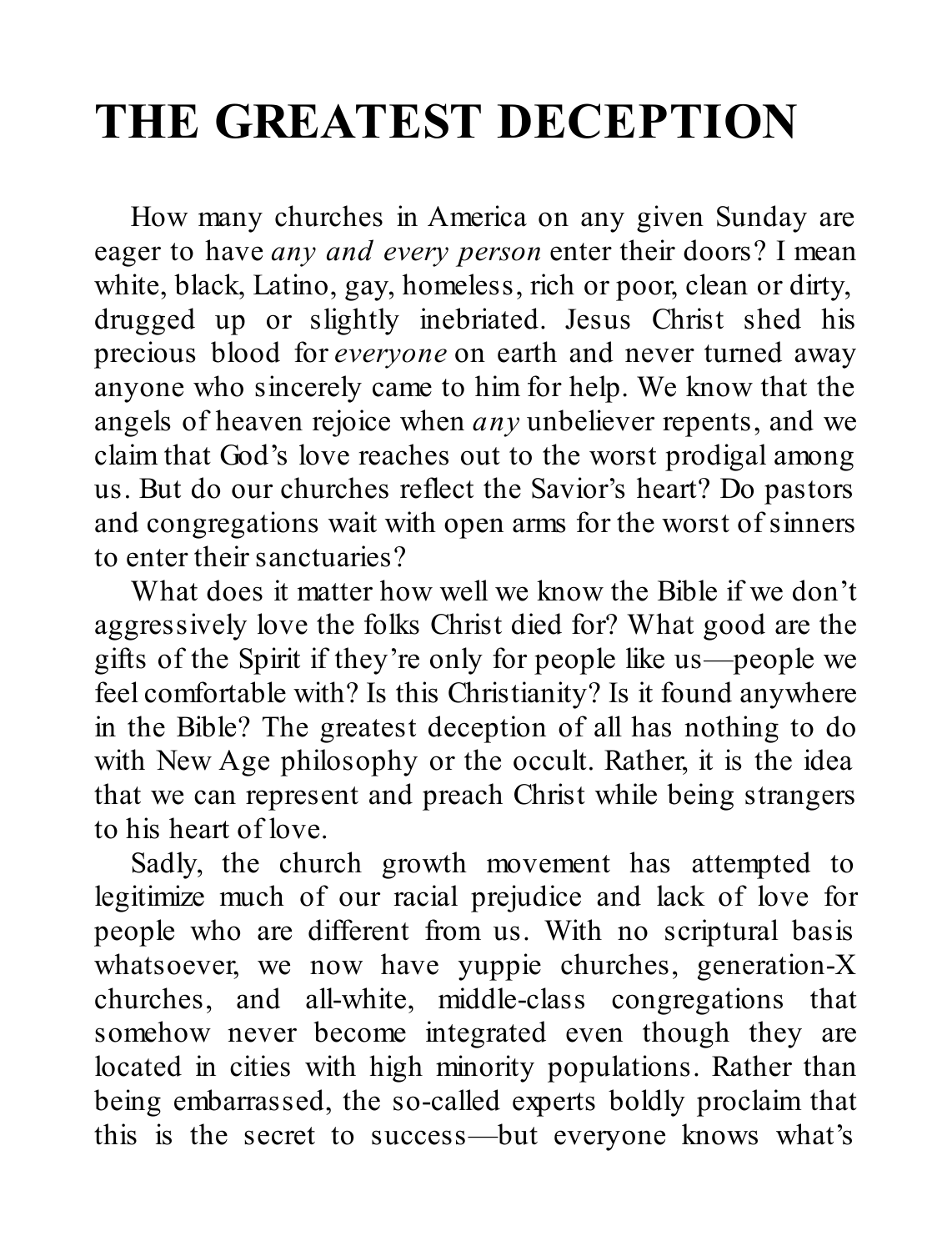# THE GREATEST DECEPTION

How many churches in America on any given Sunday are eager to have *any and every person* enter their doors? I mean white, black, Latino, gay, homeless, rich or poor, clean or dirty, drugged up or slightly inebriated. Jesus Christ shed his precious blood for *everyone* on earth and never turned away anyone who sincerely came to him for help. We know that the angels of heaven rejoice when *any* unbeliever repents, and we claim that God's love reaches out to the worst prodigal among us. But do our churches reflect the Savior's heart? Do pastors and congregations wait with open arms for the worst of sinners to enter their sanctuaries?

What does it matter how well we know the Bible if we don't aggressively love the folks Christ died for? What good are the gifts of the Spirit if they're only for people like us—people we feel comfortable with? Is this Christianity? Is it found anywhere in the Bible? The greatest deception of all has nothing to do with New Age philosophy or the occult. Rather, it is the idea that we can represent and preach Christ while being strangers to his heart of love.

Sadly, the church growth movement has attempted to legitimize much of our racial prejudice and lack of love for people who are different from us. With no scriptural basis whatsoever, we now have yuppie churches, generation-X churches, and all-white, middle-class congregations that somehow never become integrated even though they are located in cities with high minority populations. Rather than being embarrassed, the so-called experts boldly proclaim that this is the secret to success—but everyone knows what's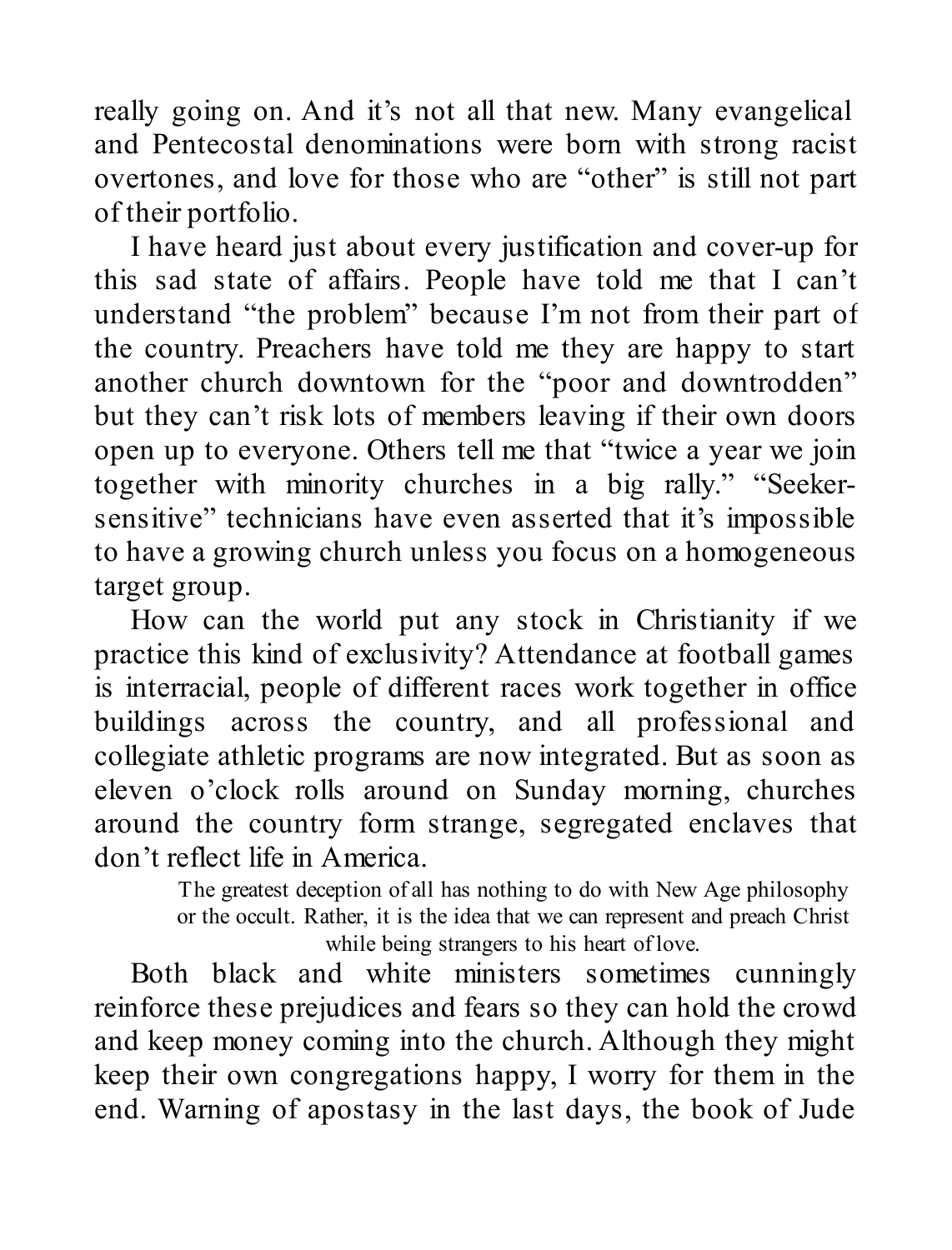really going on. And it's not all that new. Many evangelical and Pentecostal denominations were born with strong racist overtones, and love for those who are "other" is still not part of their portfolio.

I have heard just about every justification and cover-up for this sad state of affairs. People have told me that I can't understand "the problem" because I'm not from their part of the country. Preachers have told me they are happy to start another church downtown for the "poor and downtrodden" but they can't risk lots of members leaving if their own doors open up to everyone. Others tell me that "twice a year we join together with minority churches in a big rally." "Seeker-sensitive" technicians have even asserted that it's impossible to have a growing church unless you focus on a homogeneous target group.

How can the world put any stock in Christianity if we practice this kind of exclusivity? Attendance at football games is interracial, people of different races work together in office buildings across the country, and all professional and collegiate athletic programs are now integrated. But as soon as eleven o'clock rolls around on Sunday morning, churches around the country form strange, segregated enclaves that don't reflect life in America.

> The greatest deception of all has nothing to do with New Age philosophy or the occult. Rather, it is the idea that we can represent and preach Christ while being strangers to his heart of love.

Both black and white ministers sometimes cunningly reinforce these prejudices and fears so they can hold the crowd and keep money coming into the church. Although they might keep their own congregations happy, I worry for them in the end. Warning of apostasy in the last days, the book of Jude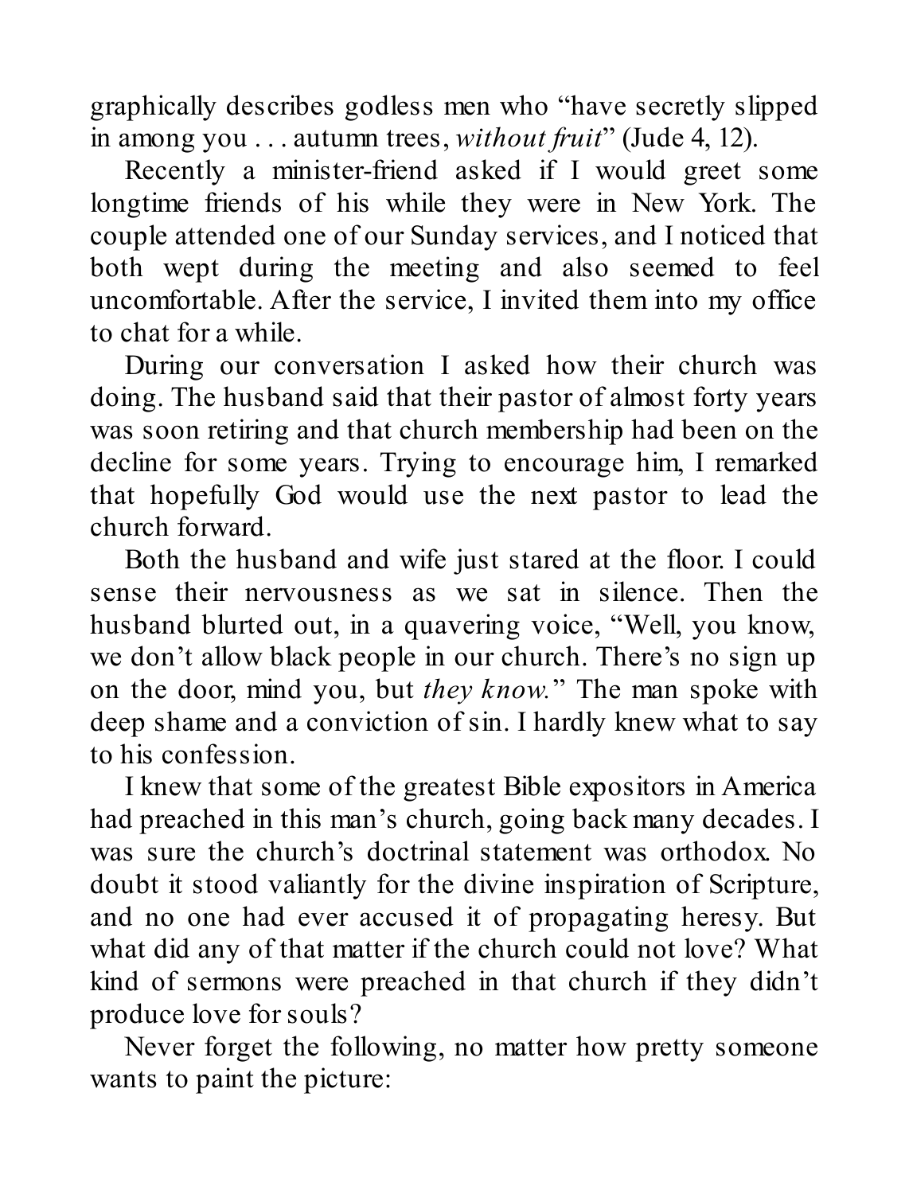graphically describes godless men who "have secretly slipped in among you . . . autumn trees, *without fruit*" (Jude 4, 12).

Recently a minister-friend asked if I would greet some longtime friends of his while they were in New York. The couple attended one of our Sunday services, and I noticed that both wept during the meeting and also seemed to feel uncomfortable. After the service, I invited them into my office to chat for a while.

During our conversation I asked how their church was doing. The husband said that their pastor of almost forty years was soon retiring and that church membership had been on the decline for some years. Trying to encourage him, I remarked that hopefully God would use the next pastor to lead the church forward.

Both the husband and wife just stared at the floor. I could sense their nervousness as we sat in silence. Then the husband blurted out, in a quavering voice, "Well, you know, we don't allow black people in our church. There's no sign up on the door, mind you, but *they know.*" The man spoke with deep shame and a conviction of sin. I hardly knew what to say to his confession.

I knew that some of the greatest Bible expositors in America had preached in this man's church, going back many decades. I was sure the church's doctrinal statement was orthodox. No doubt it stood valiantly for the divine inspiration of Scripture, and no one had ever accused it of propagating heresy. But what did any of that matter if the church could not love? What kind of sermons were preached in that church if they didn't produce love for souls?

Never forget the following, no matter how pretty someone wants to paint the picture: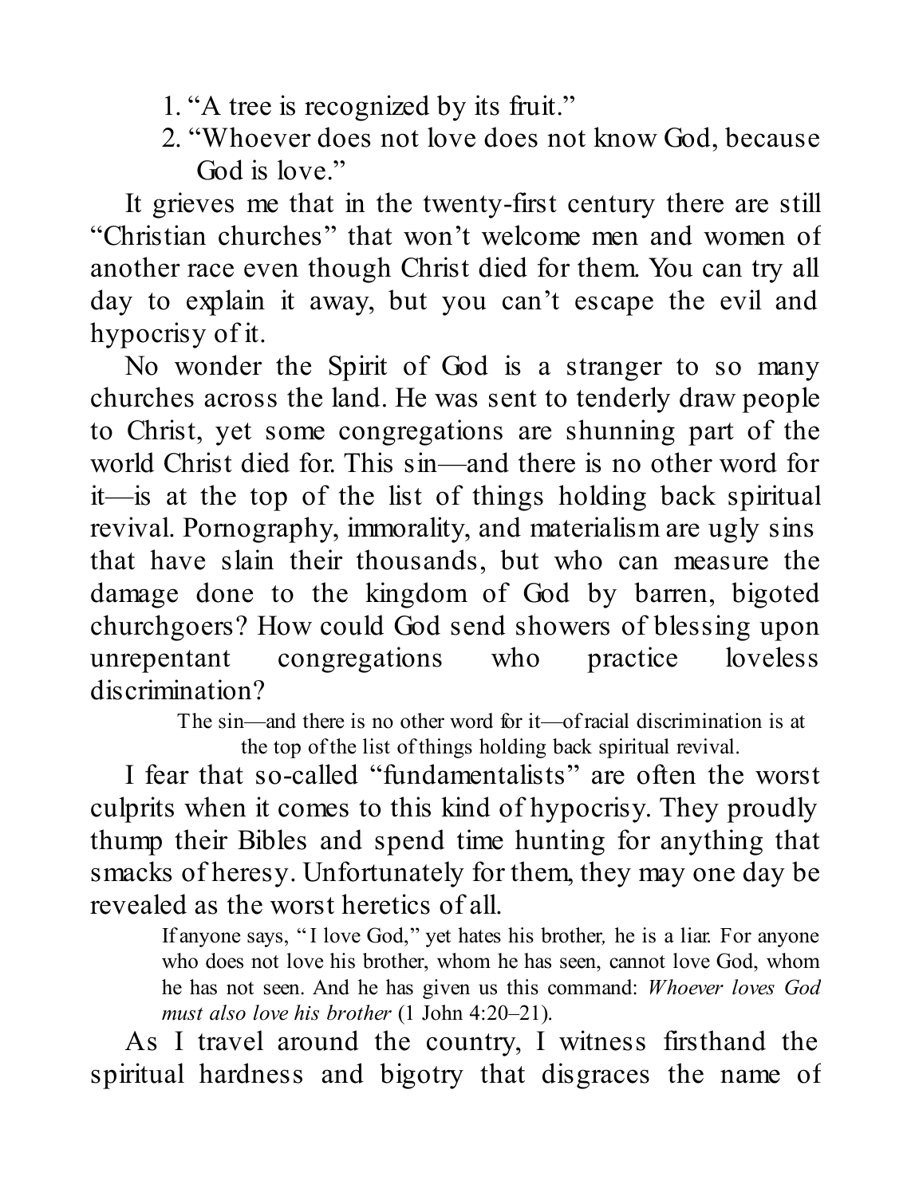1. "A tree is recognized by its fruit."
2. "Whoever does not love does not know God, because God is love."

It grieves me that in the twenty-first century there are still "Christian churches" that won't welcome men and women of another race even though Christ died for them. You can try all day to explain it away, but you can't escape the evil and hypocrisy of it.

No wonder the Spirit of God is a stranger to so many churches across the land. He was sent to tenderly draw people to Christ, yet some congregations are shunning part of the world Christ died for. This sin—and there is no other word for it—is at the top of the list of things holding back spiritual revival. Pornography, immorality, and materialism are ugly sins that have slain their thousands, but who can measure the damage done to the kingdom of God by barren, bigoted churchgoers? How could God send showers of blessing upon unrepentant congregations who practice loveless discrimination?

> The sin—and there is no other word for it—of racial discrimination is at the top of the list of things holding back spiritual revival.

I fear that so-called "fundamentalists" are often the worst culprits when it comes to this kind of hypocrisy. They proudly thump their Bibles and spend time hunting for anything that smacks of heresy. Unfortunately for them, they may one day be revealed as the worst heretics of all.

> If anyone says, "I love God," yet hates his brother, he is a liar. For anyone who does not love his brother, whom he has seen, cannot love God, whom he has not seen. And he has given us this command: *Whoever loves God must also love his brother* (1 John 4:20–21).

As I travel around the country, I witness firsthand the spiritual hardness and bigotry that disgraces the name of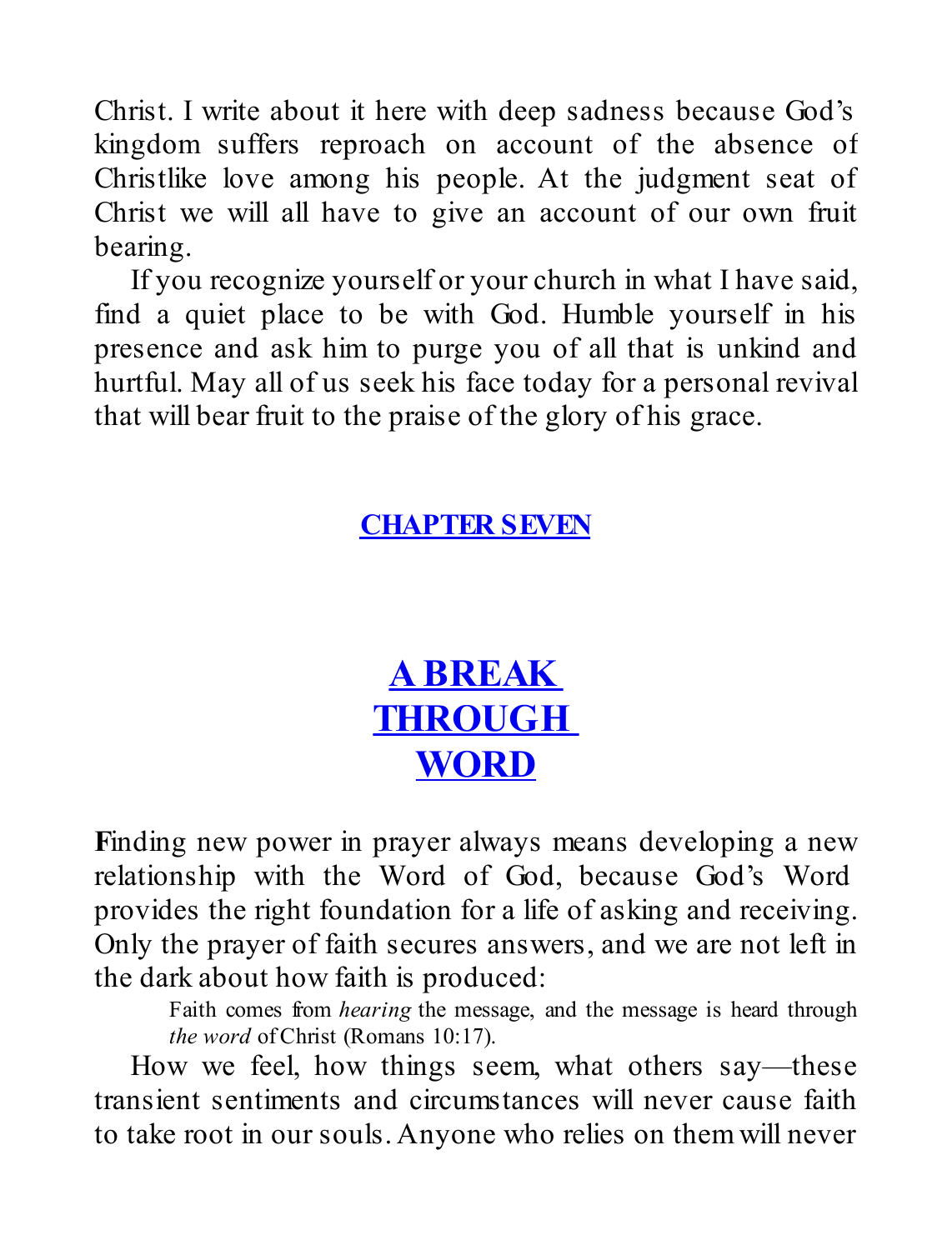Christ. I write about it here with deep sadness because God's kingdom suffers reproach on account of the absence of Christlike love among his people. At the judgment seat of Christ we will all have to give an account of our own fruit bearing.

If you recognize yourself or your church in what I have said, find a quiet place to be with God. Humble yourself in his presence and ask him to purge you of all that is unkind and hurtful. May all of us seek his face today for a personal revival that will bear fruit to the praise of the glory of his grace.

## CHAPTER SEVEN

# A BREAK THROUGH WORD

**F**inding new power in prayer always means developing a new relationship with the Word of God, because God's Word provides the right foundation for a life of asking and receiving. Only the prayer of faith secures answers, and we are not left in the dark about how faith is produced:

> Faith comes from *hearing* the message, and the message is heard through *the word* of Christ (Romans 10:17).

How we feel, how things seem, what others say—these transient sentiments and circumstances will never cause faith to take root in our souls. Anyone who relies on them will never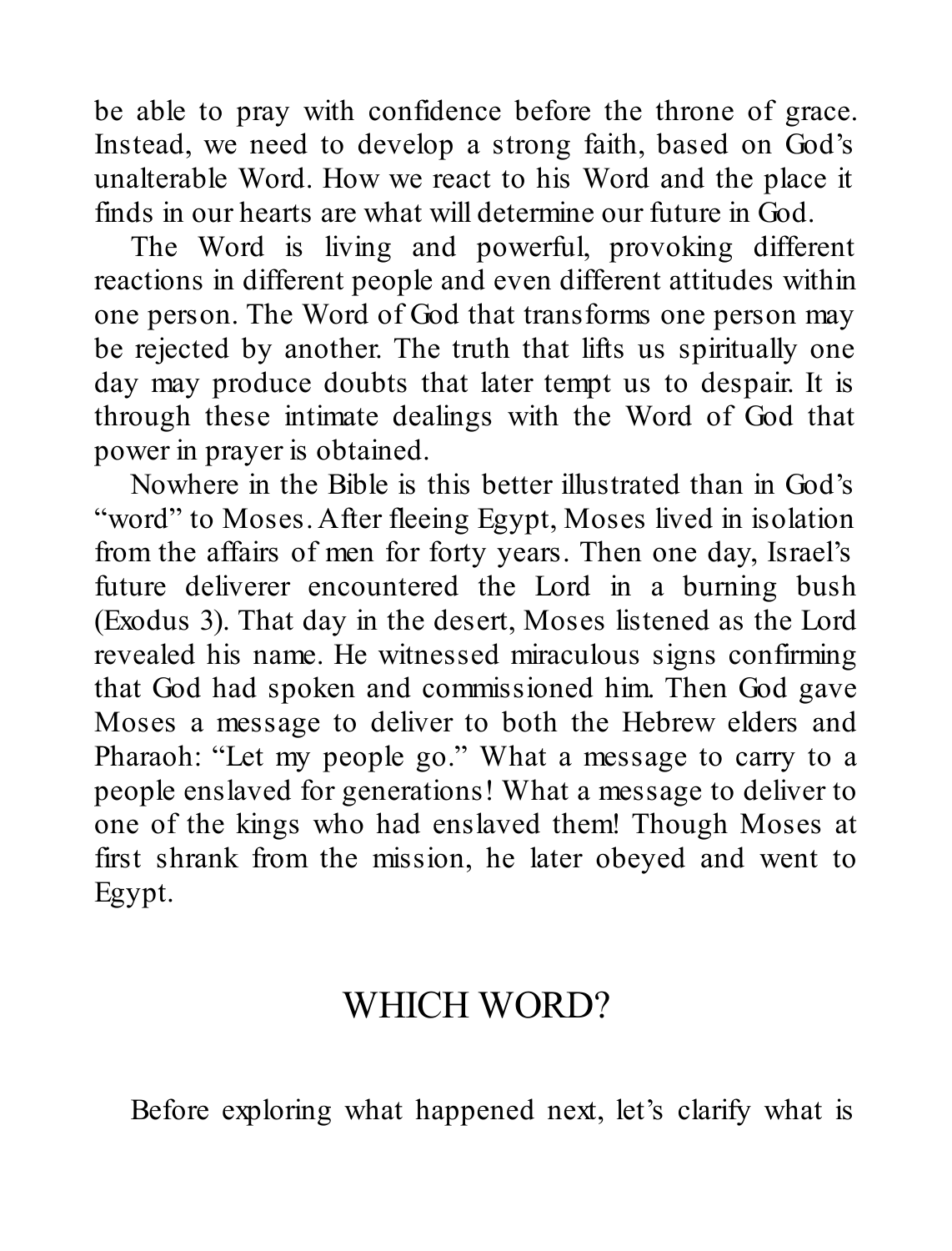be able to pray with confidence before the throne of grace. Instead, we need to develop a strong faith, based on God's unalterable Word. How we react to his Word and the place it finds in our hearts are what will determine our future in God.

The Word is living and powerful, provoking different reactions in different people and even different attitudes within one person. The Word of God that transforms one person may be rejected by another. The truth that lifts us spiritually one day may produce doubts that later tempt us to despair. It is through these intimate dealings with the Word of God that power in prayer is obtained.

Nowhere in the Bible is this better illustrated than in God's "word" to Moses. After fleeing Egypt, Moses lived in isolation from the affairs of men for forty years. Then one day, Israel's future deliverer encountered the Lord in a burning bush (Exodus 3). That day in the desert, Moses listened as the Lord revealed his name. He witnessed miraculous signs confirming that God had spoken and commissioned him. Then God gave Moses a message to deliver to both the Hebrew elders and Pharaoh: "Let my people go." What a message to carry to a people enslaved for generations! What a message to deliver to one of the kings who had enslaved them! Though Moses at first shrank from the mission, he later obeyed and went to Egypt.

## WHICH WORD?

Before exploring what happened next, let's clarify what is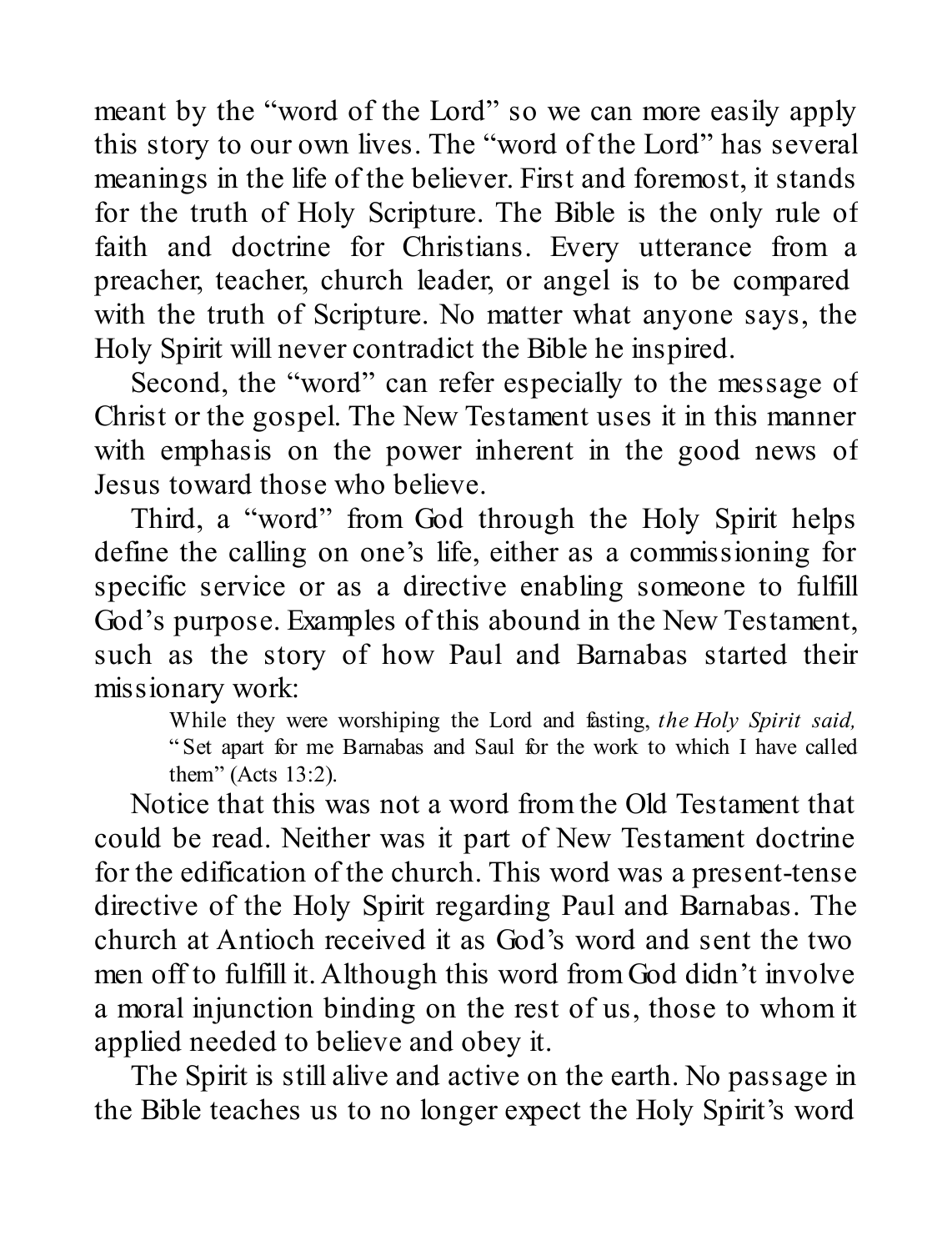meant by the "word of the Lord" so we can more easily apply this story to our own lives. The "word of the Lord" has several meanings in the life of the believer. First and foremost, it stands for the truth of Holy Scripture. The Bible is the only rule of faith and doctrine for Christians. Every utterance from a preacher, teacher, church leader, or angel is to be compared with the truth of Scripture. No matter what anyone says, the Holy Spirit will never contradict the Bible he inspired.

Second, the "word" can refer especially to the message of Christ or the gospel. The New Testament uses it in this manner with emphasis on the power inherent in the good news of Jesus toward those who believe.

Third, a "word" from God through the Holy Spirit helps define the calling on one's life, either as a commissioning for specific service or as a directive enabling someone to fulfill God's purpose. Examples of this abound in the New Testament, such as the story of how Paul and Barnabas started their missionary work:

> While they were worshiping the Lord and fasting, *the Holy Spirit said,* "Set apart for me Barnabas and Saul for the work to which I have called them" (Acts 13:2).

Notice that this was not a word from the Old Testament that could be read. Neither was it part of New Testament doctrine for the edification of the church. This word was a present-tense directive of the Holy Spirit regarding Paul and Barnabas. The church at Antioch received it as God's word and sent the two men off to fulfill it. Although this word from God didn't involve a moral injunction binding on the rest of us, those to whom it applied needed to believe and obey it.

The Spirit is still alive and active on the earth. No passage in the Bible teaches us to no longer expect the Holy Spirit's word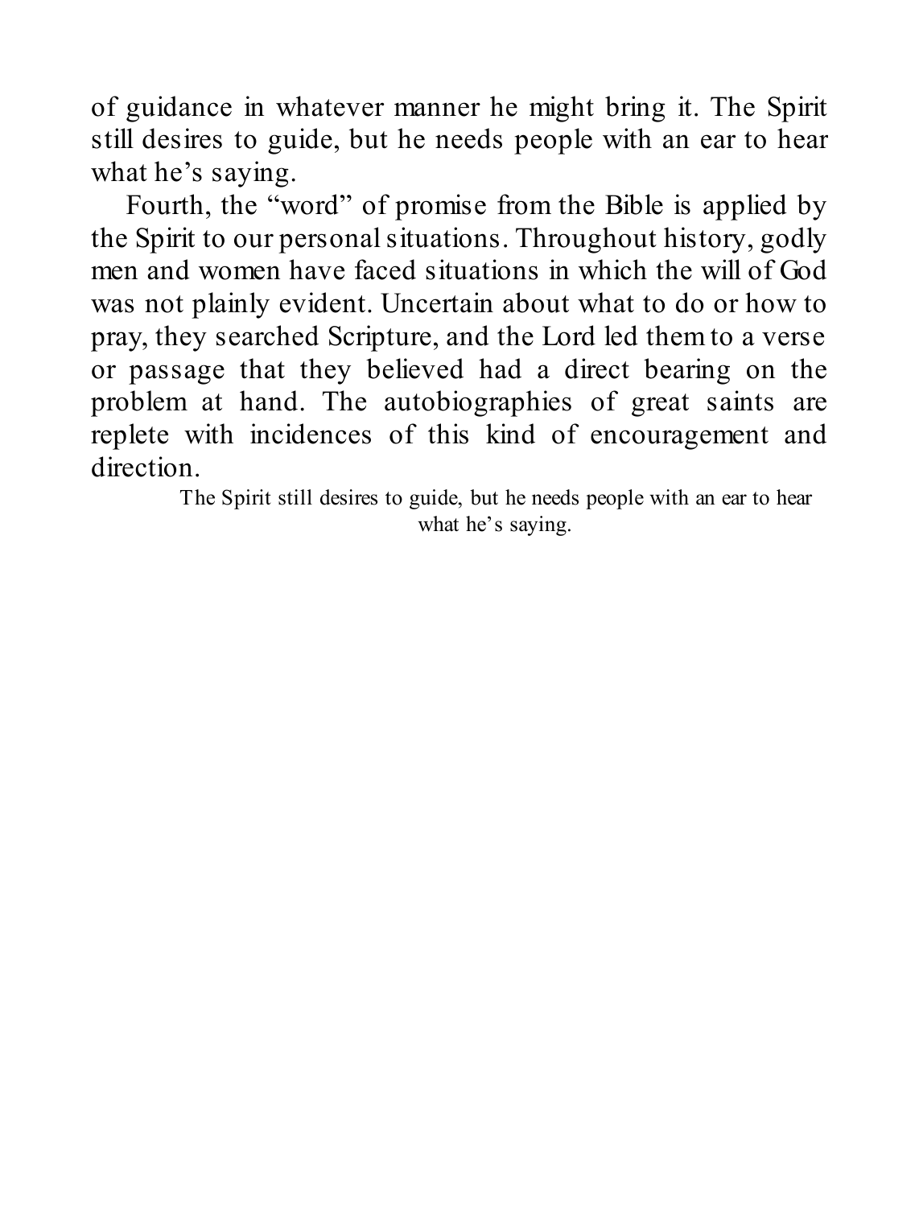of guidance in whatever manner he might bring it. The Spirit still desires to guide, but he needs people with an ear to hear what he's saying.

Fourth, the "word" of promise from the Bible is applied by the Spirit to our personal situations. Throughout history, godly men and women have faced situations in which the will of God was not plainly evident. Uncertain about what to do or how to pray, they searched Scripture, and the Lord led them to a verse or passage that they believed had a direct bearing on the problem at hand. The autobiographies of great saints are replete with incidences of this kind of encouragement and direction.

The Spirit still desires to guide, but he needs people with an ear to hear what he's saying.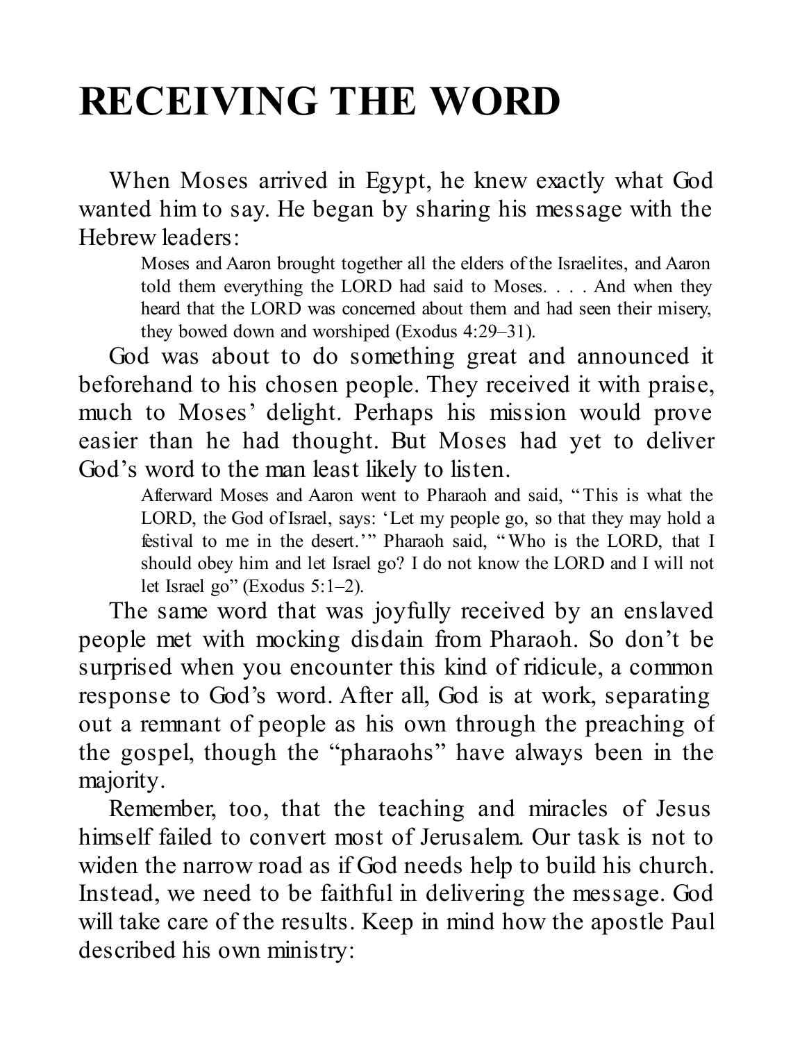# RECEIVING THE WORD

When Moses arrived in Egypt, he knew exactly what God wanted him to say. He began by sharing his message with the Hebrew leaders:

> Moses and Aaron brought together all the elders of the Israelites, and Aaron told them everything the LORD had said to Moses. . . . And when they heard that the LORD was concerned about them and had seen their misery, they bowed down and worshiped (Exodus 4:29–31).

God was about to do something great and announced it beforehand to his chosen people. They received it with praise, much to Moses' delight. Perhaps his mission would prove easier than he had thought. But Moses had yet to deliver God's word to the man least likely to listen.

> Afterward Moses and Aaron went to Pharaoh and said, "This is what the LORD, the God of Israel, says: 'Let my people go, so that they may hold a festival to me in the desert.'" Pharaoh said, "Who is the LORD, that I should obey him and let Israel go? I do not know the LORD and I will not let Israel go" (Exodus 5:1–2).

The same word that was joyfully received by an enslaved people met with mocking disdain from Pharaoh. So don't be surprised when you encounter this kind of ridicule, a common response to God's word. After all, God is at work, separating out a remnant of people as his own through the preaching of the gospel, though the "pharaohs" have always been in the majority.

Remember, too, that the teaching and miracles of Jesus himself failed to convert most of Jerusalem. Our task is not to widen the narrow road as if God needs help to build his church. Instead, we need to be faithful in delivering the message. God will take care of the results. Keep in mind how the apostle Paul described his own ministry: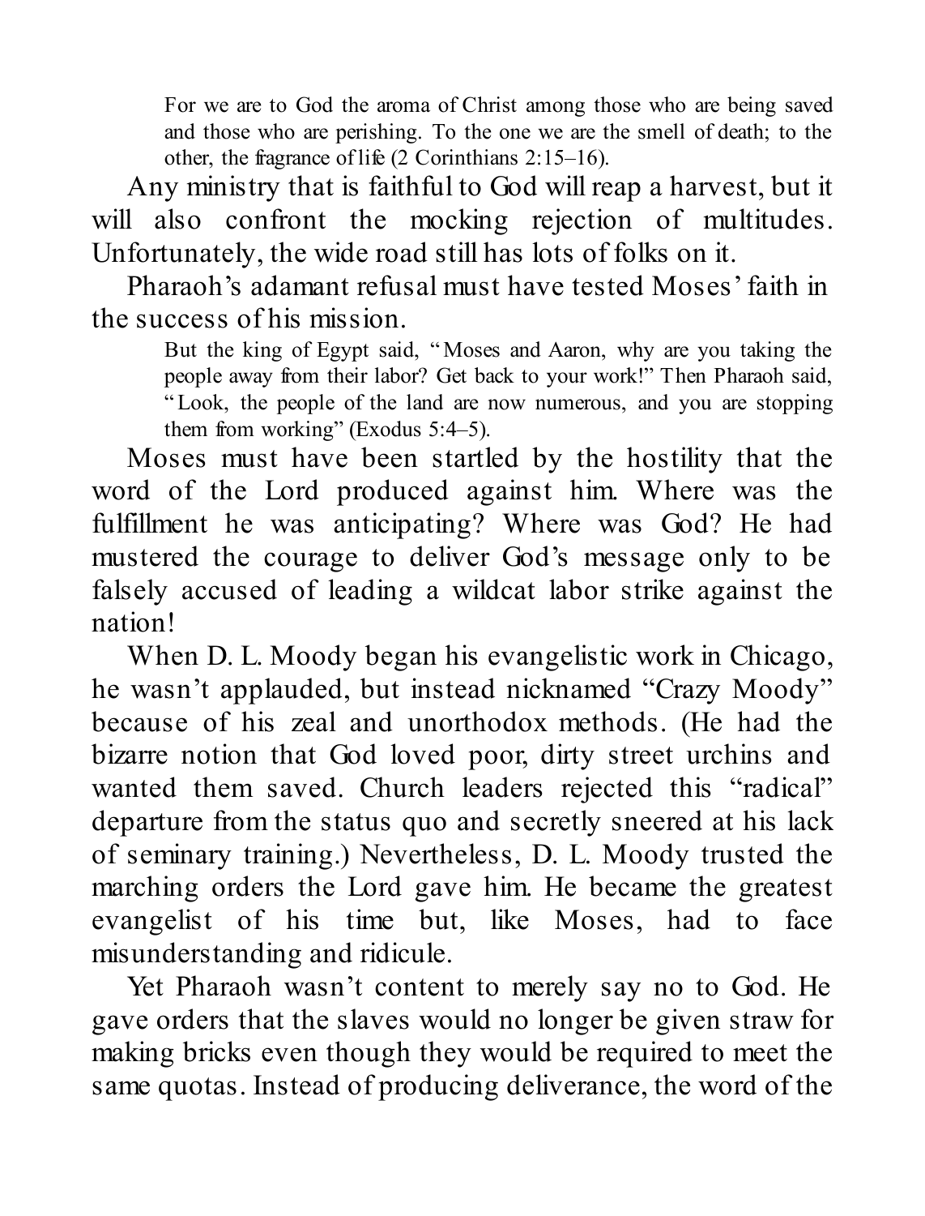> For we are to God the aroma of Christ among those who are being saved and those who are perishing. To the one we are the smell of death; to the other, the fragrance of life (2 Corinthians 2:15–16).

Any ministry that is faithful to God will reap a harvest, but it will also confront the mocking rejection of multitudes. Unfortunately, the wide road still has lots of folks on it.

Pharaoh's adamant refusal must have tested Moses' faith in the success of his mission.

> But the king of Egypt said, "Moses and Aaron, why are you taking the people away from their labor? Get back to your work!" Then Pharaoh said, "Look, the people of the land are now numerous, and you are stopping them from working" (Exodus 5:4–5).

Moses must have been startled by the hostility that the word of the Lord produced against him. Where was the fulfillment he was anticipating? Where was God? He had mustered the courage to deliver God's message only to be falsely accused of leading a wildcat labor strike against the nation!

When D. L. Moody began his evangelistic work in Chicago, he wasn't applauded, but instead nicknamed "Crazy Moody" because of his zeal and unorthodox methods. (He had the bizarre notion that God loved poor, dirty street urchins and wanted them saved. Church leaders rejected this "radical" departure from the status quo and secretly sneered at his lack of seminary training.) Nevertheless, D. L. Moody trusted the marching orders the Lord gave him. He became the greatest evangelist of his time but, like Moses, had to face misunderstanding and ridicule.

Yet Pharaoh wasn't content to merely say no to God. He gave orders that the slaves would no longer be given straw for making bricks even though they would be required to meet the same quotas. Instead of producing deliverance, the word of the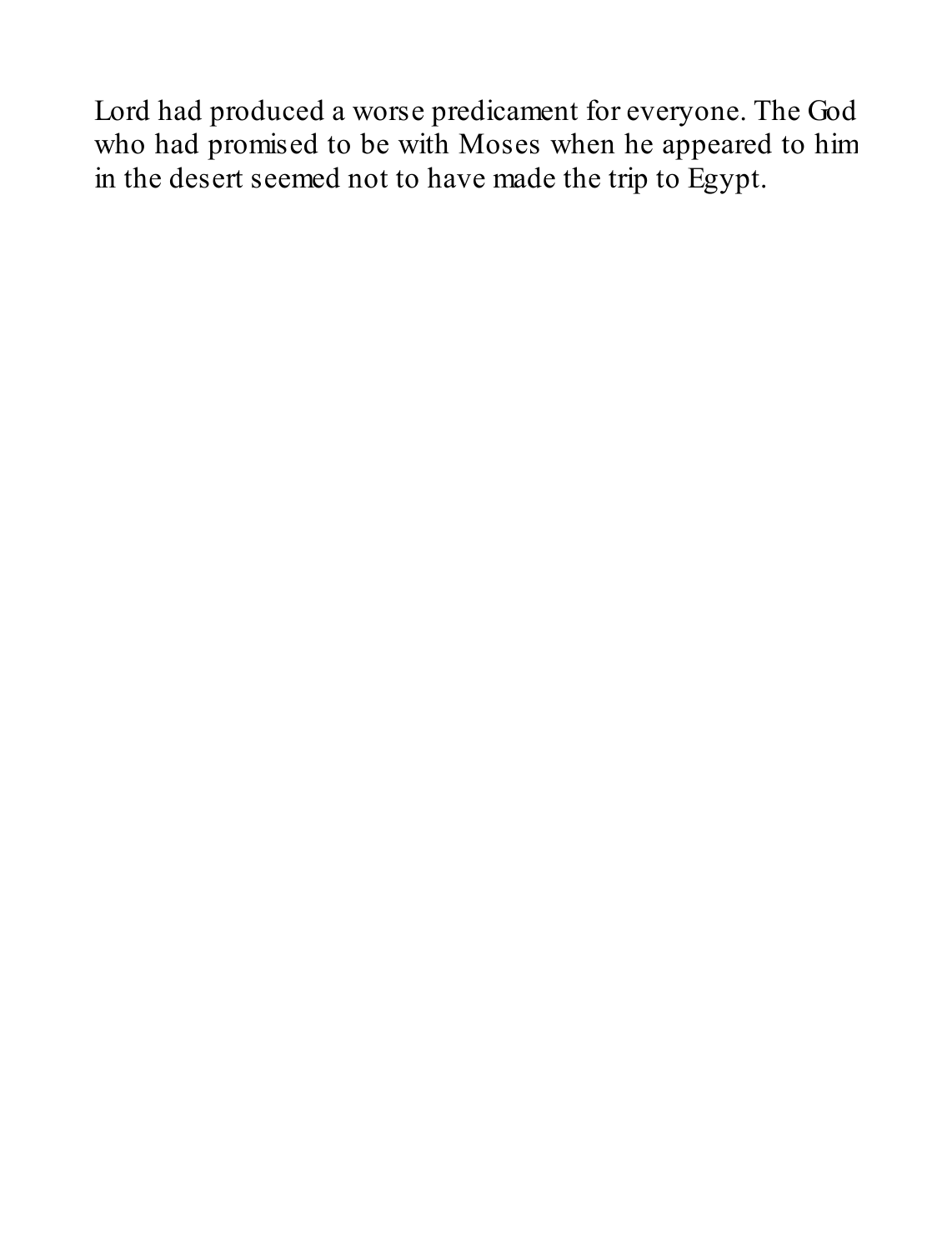Lord had produced a worse predicament for everyone. The God who had promised to be with Moses when he appeared to him in the desert seemed not to have made the trip to Egypt.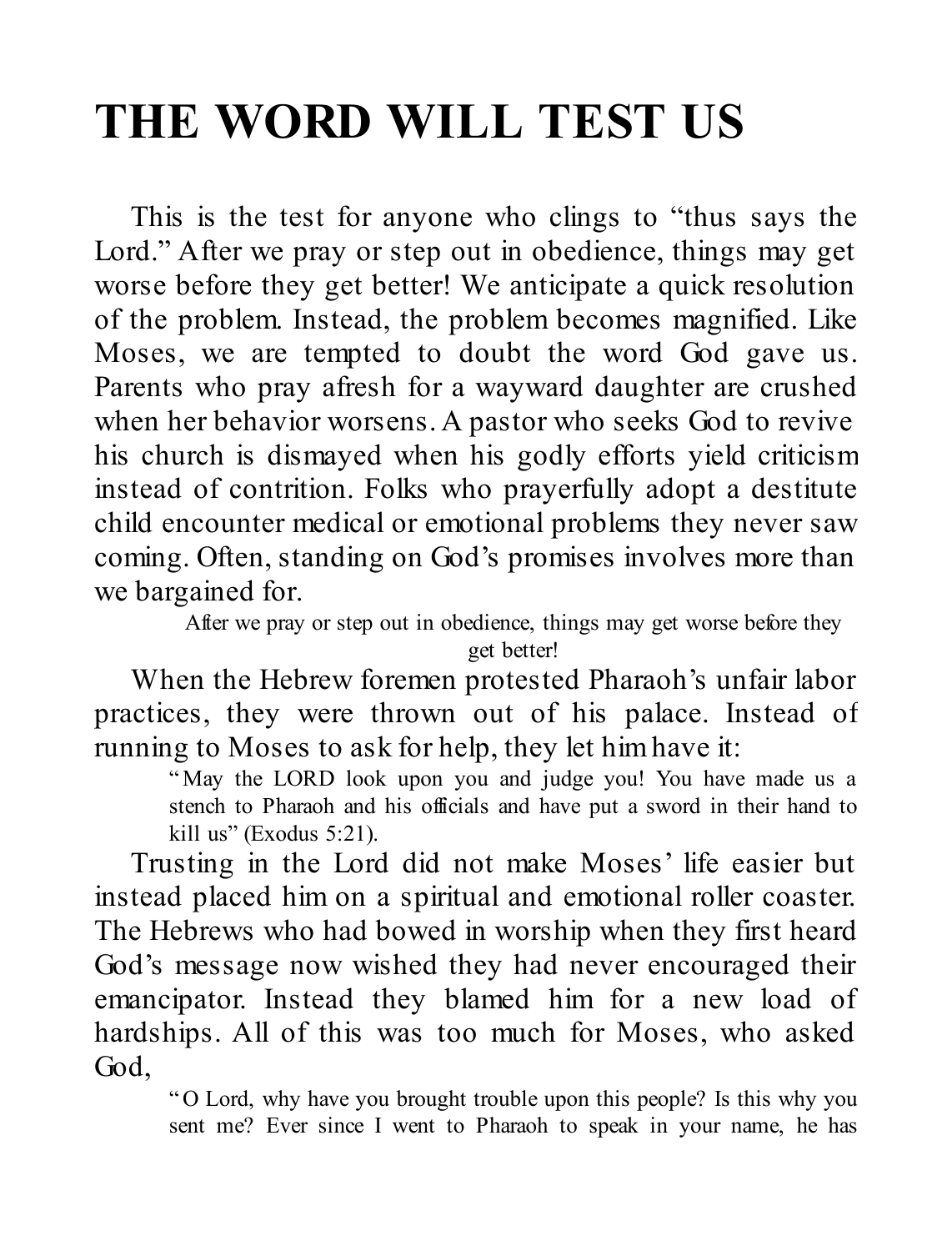# THE WORD WILL TEST US

This is the test for anyone who clings to “thus says the Lord.” After we pray or step out in obedience, things may get worse before they get better! We anticipate a quick resolution of the problem. Instead, the problem becomes magnified. Like Moses, we are tempted to doubt the word God gave us. Parents who pray afresh for a wayward daughter are crushed when her behavior worsens. A pastor who seeks God to revive his church is dismayed when his godly efforts yield criticism instead of contrition. Folks who prayerfully adopt a destitute child encounter medical or emotional problems they never saw coming. Often, standing on God’s promises involves more than we bargained for.

> After we pray or step out in obedience, things may get worse before they get better!

When the Hebrew foremen protested Pharaoh’s unfair labor practices, they were thrown out of his palace. Instead of running to Moses to ask for help, they let him have it:

> “May the LORD look upon you and judge you! You have made us a stench to Pharaoh and his officials and have put a sword in their hand to kill us” (Exodus 5:21).

Trusting in the Lord did not make Moses’ life easier but instead placed him on a spiritual and emotional roller coaster. The Hebrews who had bowed in worship when they first heard God’s message now wished they had never encouraged their emancipator. Instead they blamed him for a new load of hardships. All of this was too much for Moses, who asked God,

> “O Lord, why have you brought trouble upon this people? Is this why you sent me? Ever since I went to Pharaoh to speak in your name, he has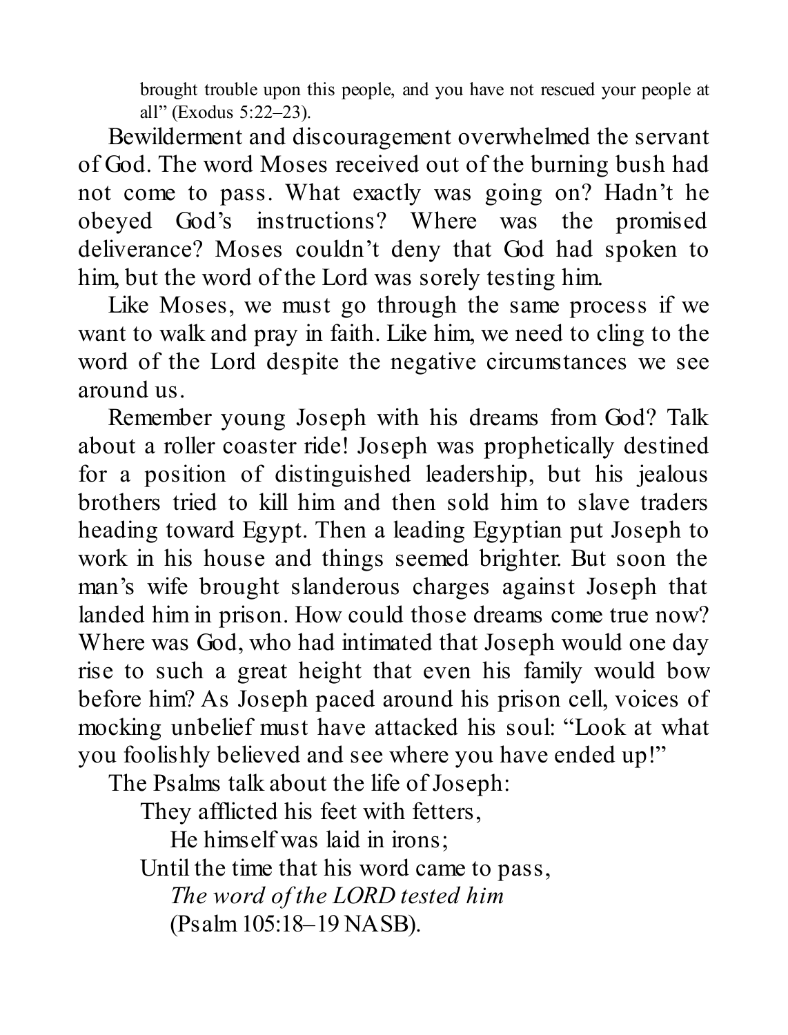> brought trouble upon this people, and you have not rescued your people at all" (Exodus 5:22–23).

Bewilderment and discouragement overwhelmed the servant of God. The word Moses received out of the burning bush had not come to pass. What exactly was going on? Hadn't he obeyed God's instructions? Where was the promised deliverance? Moses couldn't deny that God had spoken to him, but the word of the Lord was sorely testing him.

Like Moses, we must go through the same process if we want to walk and pray in faith. Like him, we need to cling to the word of the Lord despite the negative circumstances we see around us.

Remember young Joseph with his dreams from God? Talk about a roller coaster ride! Joseph was prophetically destined for a position of distinguished leadership, but his jealous brothers tried to kill him and then sold him to slave traders heading toward Egypt. Then a leading Egyptian put Joseph to work in his house and things seemed brighter. But soon the man's wife brought slanderous charges against Joseph that landed him in prison. How could those dreams come true now? Where was God, who had intimated that Joseph would one day rise to such a great height that even his family would bow before him? As Joseph paced around his prison cell, voices of mocking unbelief must have attacked his soul: "Look at what you foolishly believed and see where you have ended up!"

The Psalms talk about the life of Joseph:

> They afflicted his feet with fetters,
> He himself was laid in irons;
> Until the time that his word came to pass,
> *The word of the LORD tested him*
> (Psalm 105:18–19 NASB).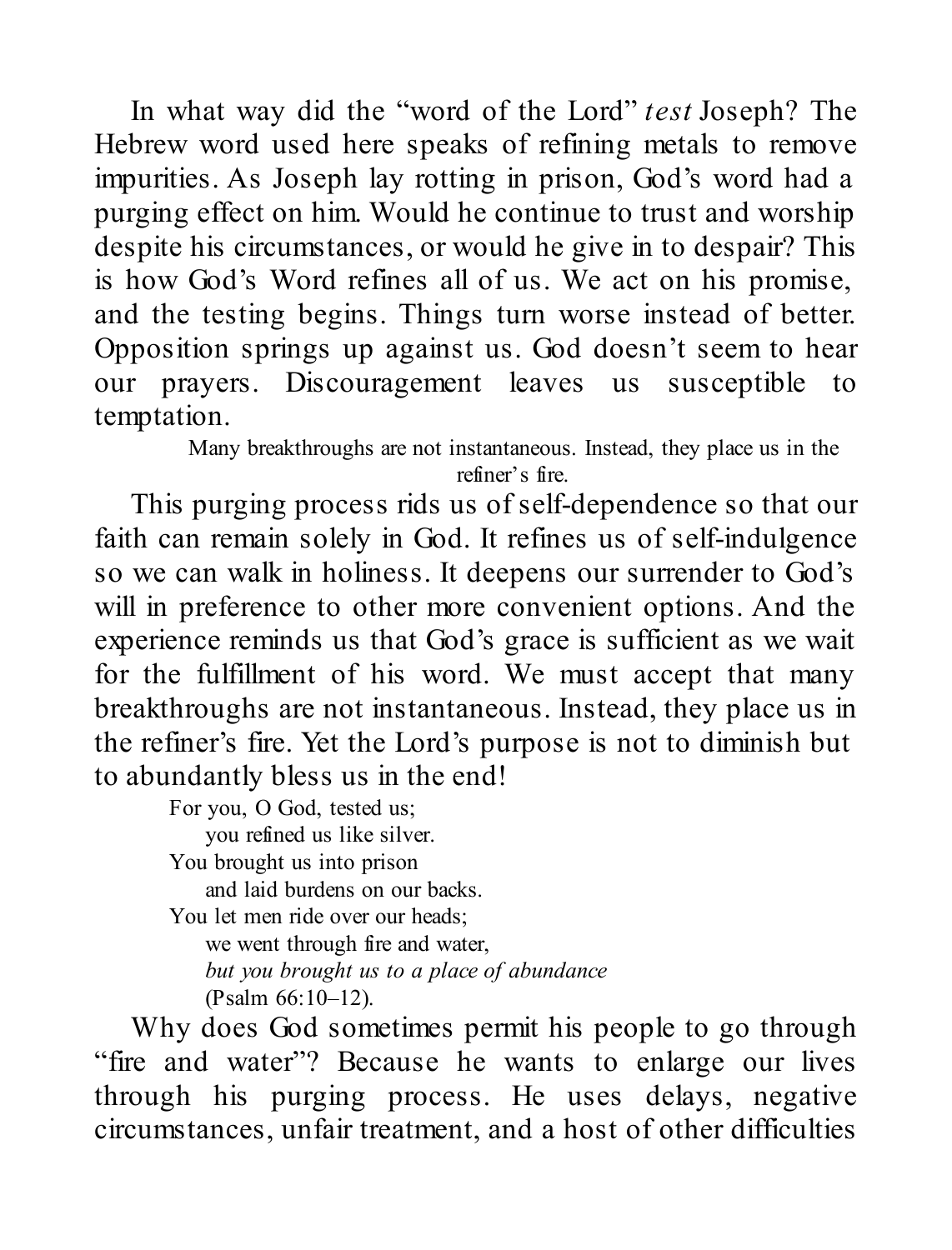In what way did the "word of the Lord" *test* Joseph? The Hebrew word used here speaks of refining metals to remove impurities. As Joseph lay rotting in prison, God's word had a purging effect on him. Would he continue to trust and worship despite his circumstances, or would he give in to despair? This is how God's Word refines all of us. We act on his promise, and the testing begins. Things turn worse instead of better. Opposition springs up against us. God doesn't seem to hear our prayers. Discouragement leaves us susceptible to temptation.

> Many breakthroughs are not instantaneous. Instead, they place us in the refiner's fire.

This purging process rids us of self-dependence so that our faith can remain solely in God. It refines us of self-indulgence so we can walk in holiness. It deepens our surrender to God's will in preference to other more convenient options. And the experience reminds us that God's grace is sufficient as we wait for the fulfillment of his word. We must accept that many breakthroughs are not instantaneous. Instead, they place us in the refiner's fire. Yet the Lord's purpose is not to diminish but to abundantly bless us in the end!

> For you, O God, tested us;
> &nbsp;&nbsp;&nbsp;&nbsp;you refined us like silver.
> You brought us into prison
> &nbsp;&nbsp;&nbsp;&nbsp;and laid burdens on our backs.
> You let men ride over our heads;
> &nbsp;&nbsp;&nbsp;&nbsp;we went through fire and water,
> &nbsp;&nbsp;&nbsp;&nbsp;*but you brought us to a place of abundance*
> &nbsp;&nbsp;&nbsp;&nbsp;(Psalm 66:10–12).

Why does God sometimes permit his people to go through "fire and water"? Because he wants to enlarge our lives through his purging process. He uses delays, negative circumstances, unfair treatment, and a host of other difficulties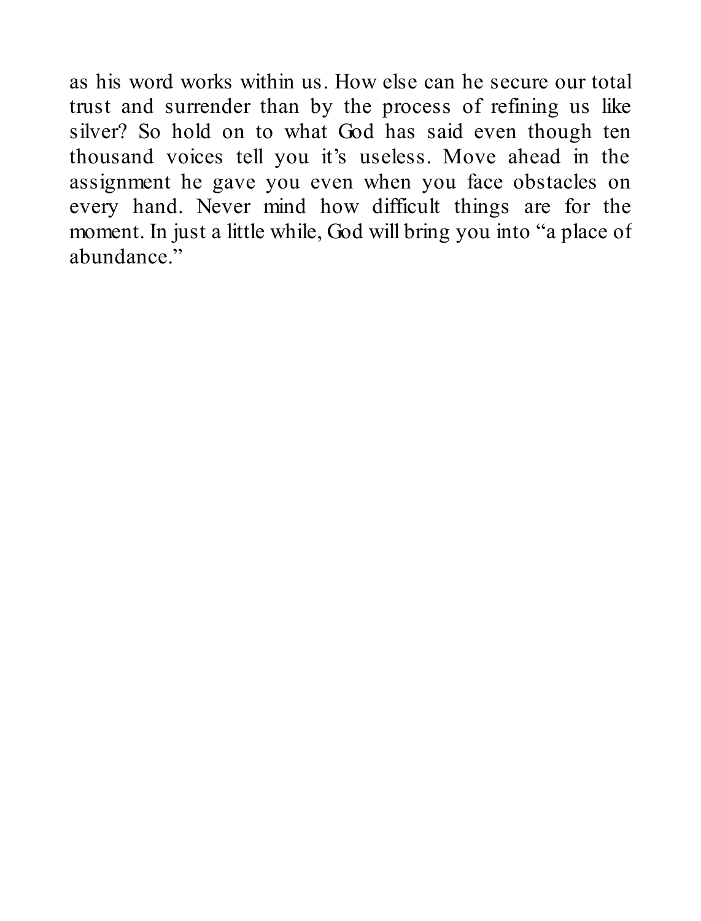as his word works within us. How else can he secure our total trust and surrender than by the process of refining us like silver? So hold on to what God has said even though ten thousand voices tell you it's useless. Move ahead in the assignment he gave you even when you face obstacles on every hand. Never mind how difficult things are for the moment. In just a little while, God will bring you into "a place of abundance."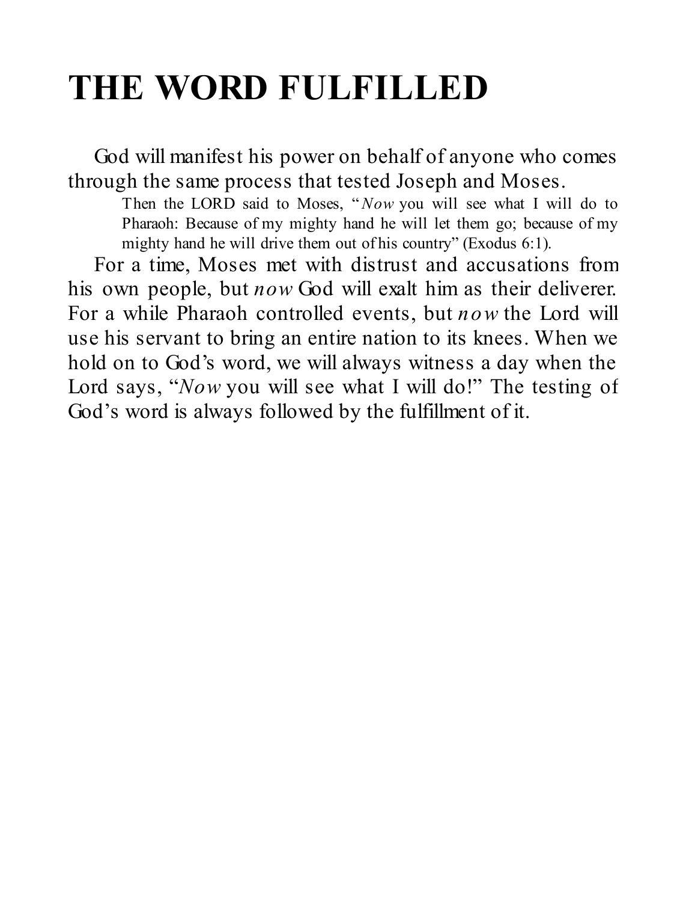# THE WORD FULFILLED

God will manifest his power on behalf of anyone who comes through the same process that tested Joseph and Moses.

> Then the LORD said to Moses, "*Now* you will see what I will do to Pharaoh: Because of my mighty hand he will let them go; because of my mighty hand he will drive them out of his country" (Exodus 6:1).

For a time, Moses met with distrust and accusations from his own people, but *now* God will exalt him as their deliverer. For a while Pharaoh controlled events, but *now* the Lord will use his servant to bring an entire nation to its knees. When we hold on to God's word, we will always witness a day when the Lord says, "*Now* you will see what I will do!" The testing of God's word is always followed by the fulfillment of it.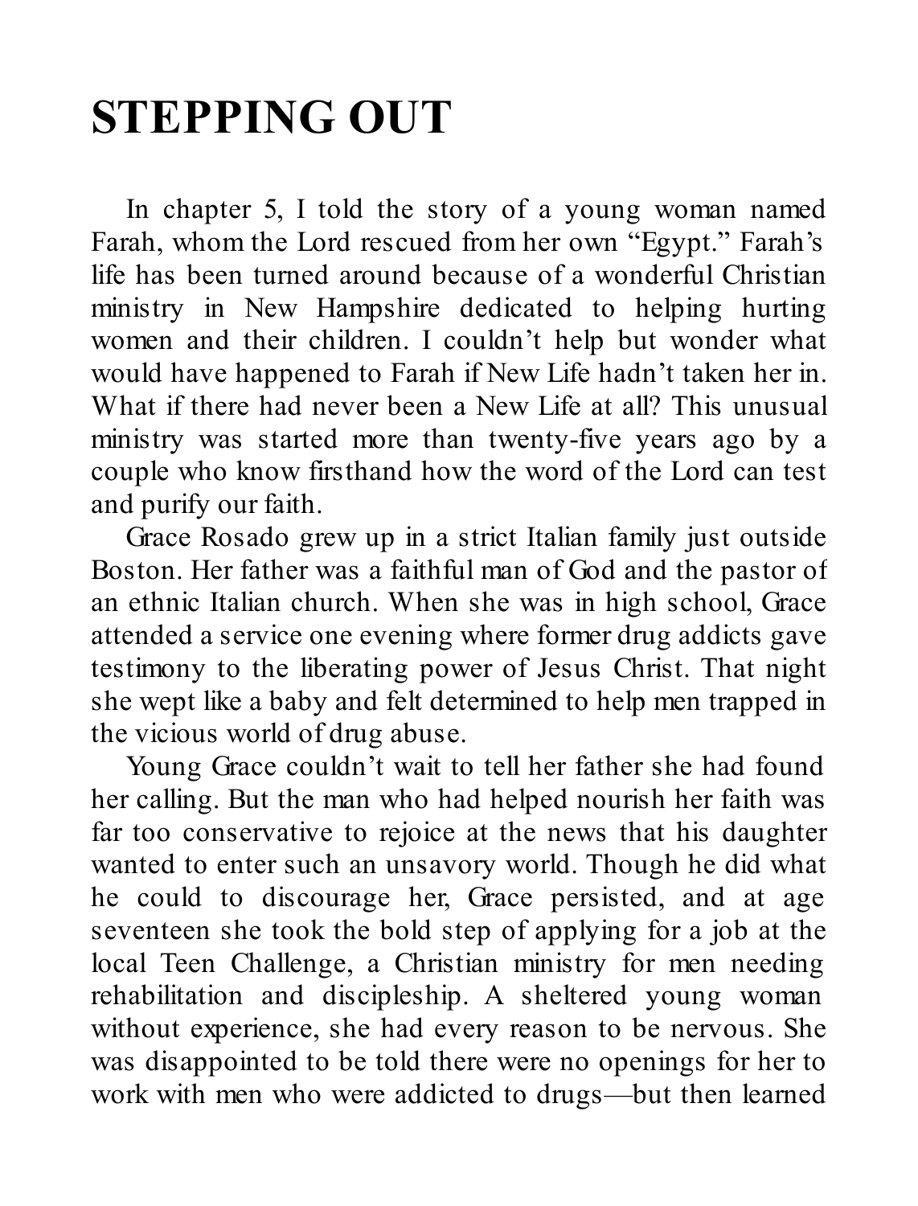# STEPPING OUT

In chapter 5, I told the story of a young woman named Farah, whom the Lord rescued from her own “Egypt.” Farah’s life has been turned around because of a wonderful Christian ministry in New Hampshire dedicated to helping hurting women and their children. I couldn’t help but wonder what would have happened to Farah if New Life hadn’t taken her in. What if there had never been a New Life at all? This unusual ministry was started more than twenty-five years ago by a couple who know firsthand how the word of the Lord can test and purify our faith.

Grace Rosado grew up in a strict Italian family just outside Boston. Her father was a faithful man of God and the pastor of an ethnic Italian church. When she was in high school, Grace attended a service one evening where former drug addicts gave testimony to the liberating power of Jesus Christ. That night she wept like a baby and felt determined to help men trapped in the vicious world of drug abuse.

Young Grace couldn’t wait to tell her father she had found her calling. But the man who had helped nourish her faith was far too conservative to rejoice at the news that his daughter wanted to enter such an unsavory world. Though he did what he could to discourage her, Grace persisted, and at age seventeen she took the bold step of applying for a job at the local Teen Challenge, a Christian ministry for men needing rehabilitation and discipleship. A sheltered young woman without experience, she had every reason to be nervous. She was disappointed to be told there were no openings for her to work with men who were addicted to drugs—but then learned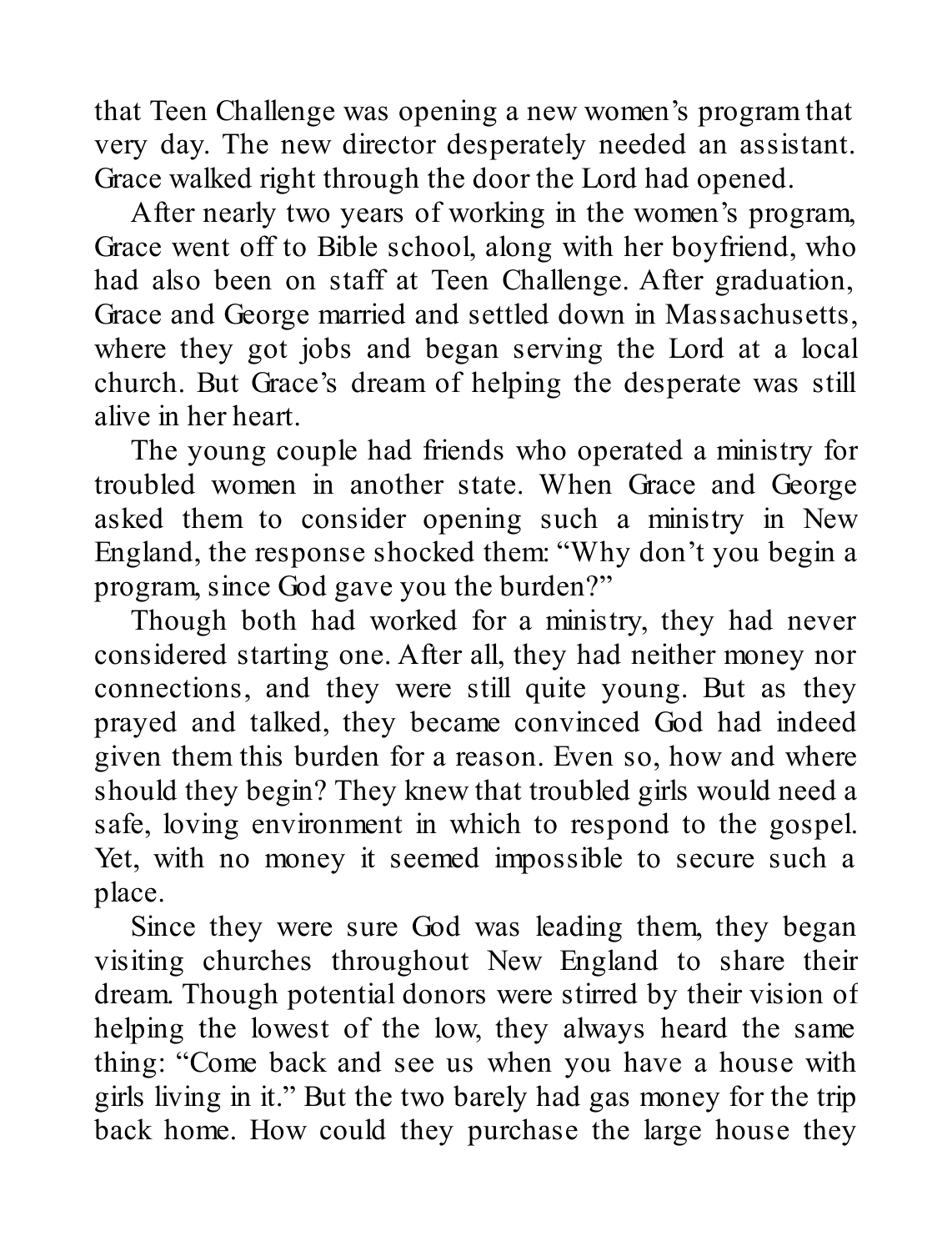that Teen Challenge was opening a new women's program that very day. The new director desperately needed an assistant. Grace walked right through the door the Lord had opened.

After nearly two years of working in the women's program, Grace went off to Bible school, along with her boyfriend, who had also been on staff at Teen Challenge. After graduation, Grace and George married and settled down in Massachusetts, where they got jobs and began serving the Lord at a local church. But Grace's dream of helping the desperate was still alive in her heart.

The young couple had friends who operated a ministry for troubled women in another state. When Grace and George asked them to consider opening such a ministry in New England, the response shocked them: "Why don't you begin a program, since God gave you the burden?"

Though both had worked for a ministry, they had never considered starting one. After all, they had neither money nor connections, and they were still quite young. But as they prayed and talked, they became convinced God had indeed given them this burden for a reason. Even so, how and where should they begin? They knew that troubled girls would need a safe, loving environment in which to respond to the gospel. Yet, with no money it seemed impossible to secure such a place.

Since they were sure God was leading them, they began visiting churches throughout New England to share their dream. Though potential donors were stirred by their vision of helping the lowest of the low, they always heard the same thing: "Come back and see us when you have a house with girls living in it." But the two barely had gas money for the trip back home. How could they purchase the large house they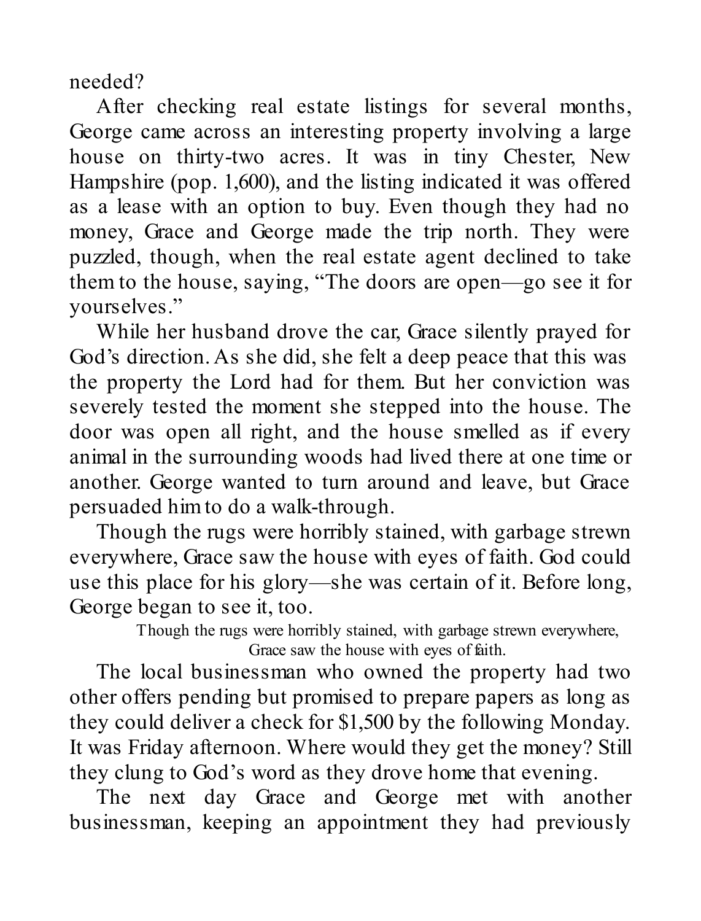needed?

After checking real estate listings for several months, George came across an interesting property involving a large house on thirty-two acres. It was in tiny Chester, New Hampshire (pop. 1,600), and the listing indicated it was offered as a lease with an option to buy. Even though they had no money, Grace and George made the trip north. They were puzzled, though, when the real estate agent declined to take them to the house, saying, "The doors are open—go see it for yourselves."

While her husband drove the car, Grace silently prayed for God's direction. As she did, she felt a deep peace that this was the property the Lord had for them. But her conviction was severely tested the moment she stepped into the house. The door was open all right, and the house smelled as if every animal in the surrounding woods had lived there at one time or another. George wanted to turn around and leave, but Grace persuaded him to do a walk-through.

Though the rugs were horribly stained, with garbage strewn everywhere, Grace saw the house with eyes of faith. God could use this place for his glory—she was certain of it. Before long, George began to see it, too.

> Though the rugs were horribly stained, with garbage strewn everywhere, Grace saw the house with eyes of faith.

The local businessman who owned the property had two other offers pending but promised to prepare papers as long as they could deliver a check for $1,500 by the following Monday. It was Friday afternoon. Where would they get the money? Still they clung to God's word as they drove home that evening.

The next day Grace and George met with another businessman, keeping an appointment they had previously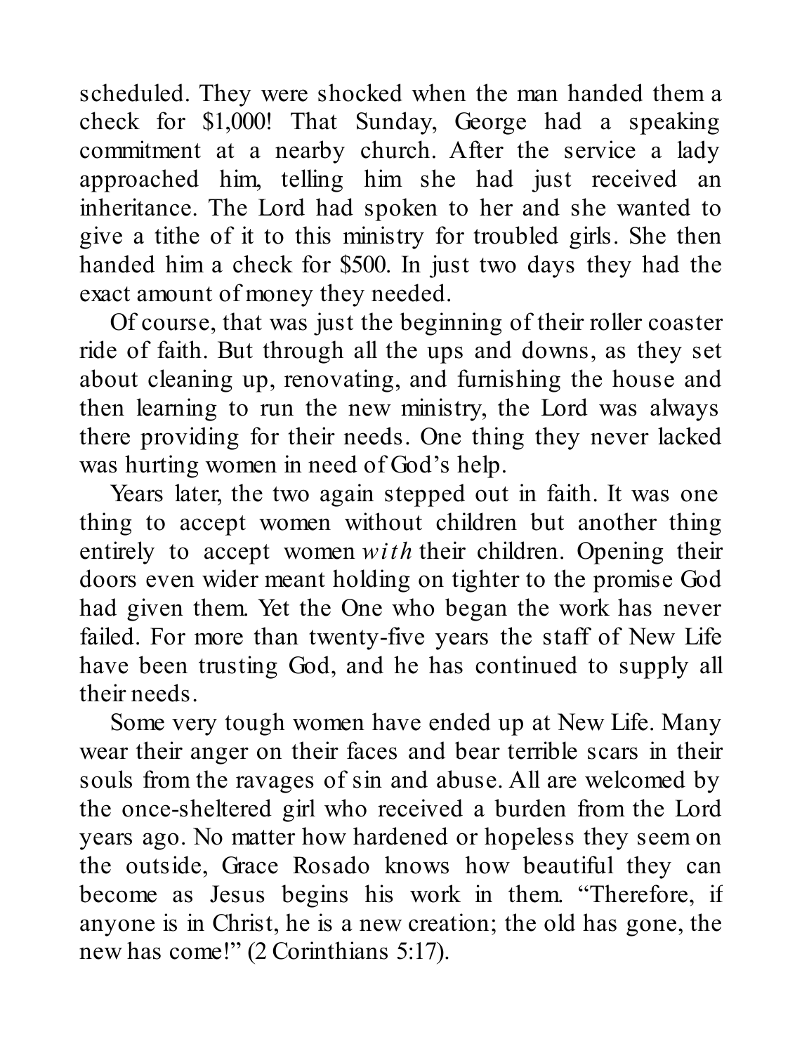scheduled. They were shocked when the man handed them a check for $1,000! That Sunday, George had a speaking commitment at a nearby church. After the service a lady approached him, telling him she had just received an inheritance. The Lord had spoken to her and she wanted to give a tithe of it to this ministry for troubled girls. She then handed him a check for $500. In just two days they had the exact amount of money they needed.

Of course, that was just the beginning of their roller coaster ride of faith. But through all the ups and downs, as they set about cleaning up, renovating, and furnishing the house and then learning to run the new ministry, the Lord was always there providing for their needs. One thing they never lacked was hurting women in need of God's help.

Years later, the two again stepped out in faith. It was one thing to accept women without children but another thing entirely to accept women *with* their children. Opening their doors even wider meant holding on tighter to the promise God had given them. Yet the One who began the work has never failed. For more than twenty-five years the staff of New Life have been trusting God, and he has continued to supply all their needs.

Some very tough women have ended up at New Life. Many wear their anger on their faces and bear terrible scars in their souls from the ravages of sin and abuse. All are welcomed by the once-sheltered girl who received a burden from the Lord years ago. No matter how hardened or hopeless they seem on the outside, Grace Rosado knows how beautiful they can become as Jesus begins his work in them. "Therefore, if anyone is in Christ, he is a new creation; the old has gone, the new has come!" (2 Corinthians 5:17).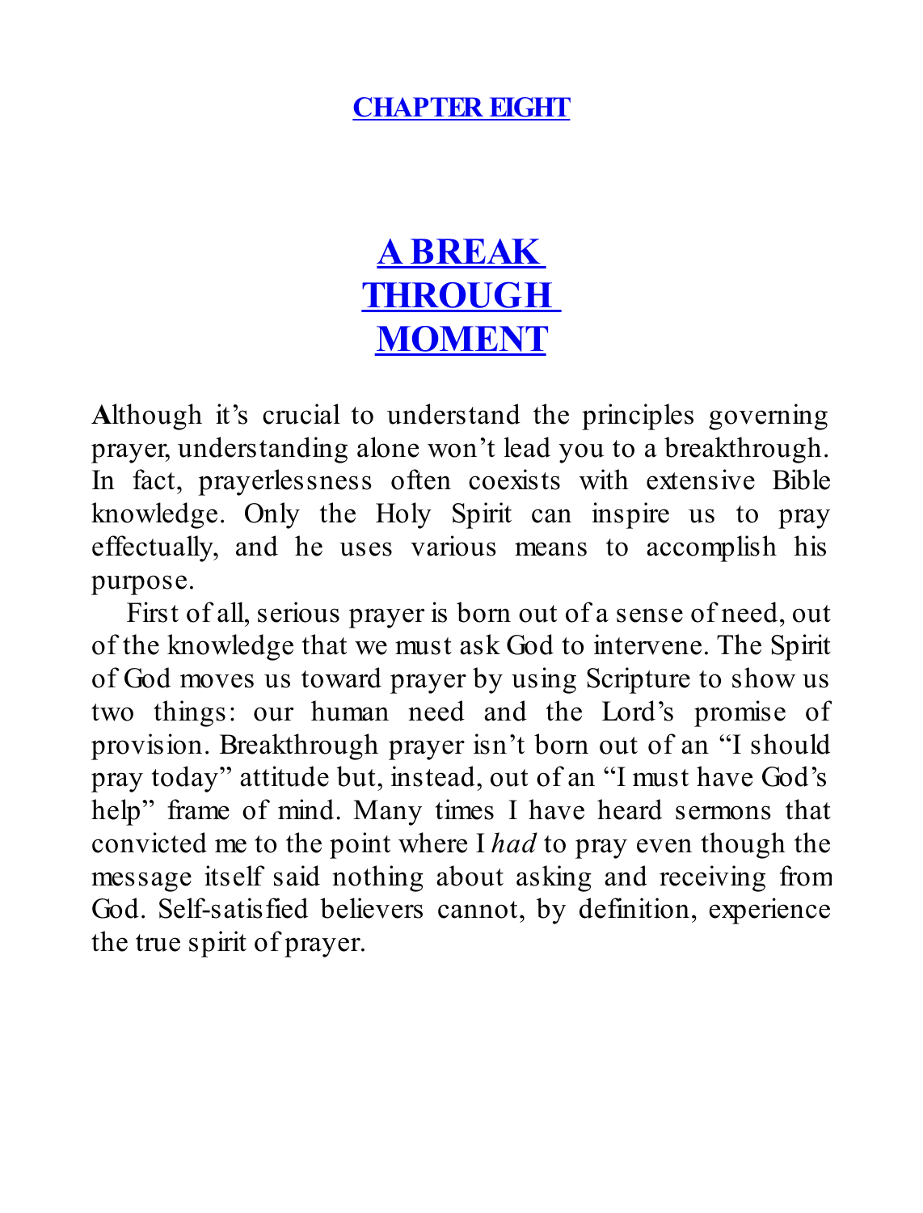## CHAPTER EIGHT

# A BREAK THROUGH MOMENT

**A**lthough it's crucial to understand the principles governing prayer, understanding alone won't lead you to a breakthrough. In fact, prayerlessness often coexists with extensive Bible knowledge. Only the Holy Spirit can inspire us to pray effectually, and he uses various means to accomplish his purpose.

First of all, serious prayer is born out of a sense of need, out of the knowledge that we must ask God to intervene. The Spirit of God moves us toward prayer by using Scripture to show us two things: our human need and the Lord's promise of provision. Breakthrough prayer isn't born out of an "I should pray today" attitude but, instead, out of an "I must have God's help" frame of mind. Many times I have heard sermons that convicted me to the point where I *had* to pray even though the message itself said nothing about asking and receiving from God. Self-satisfied believers cannot, by definition, experience the true spirit of prayer.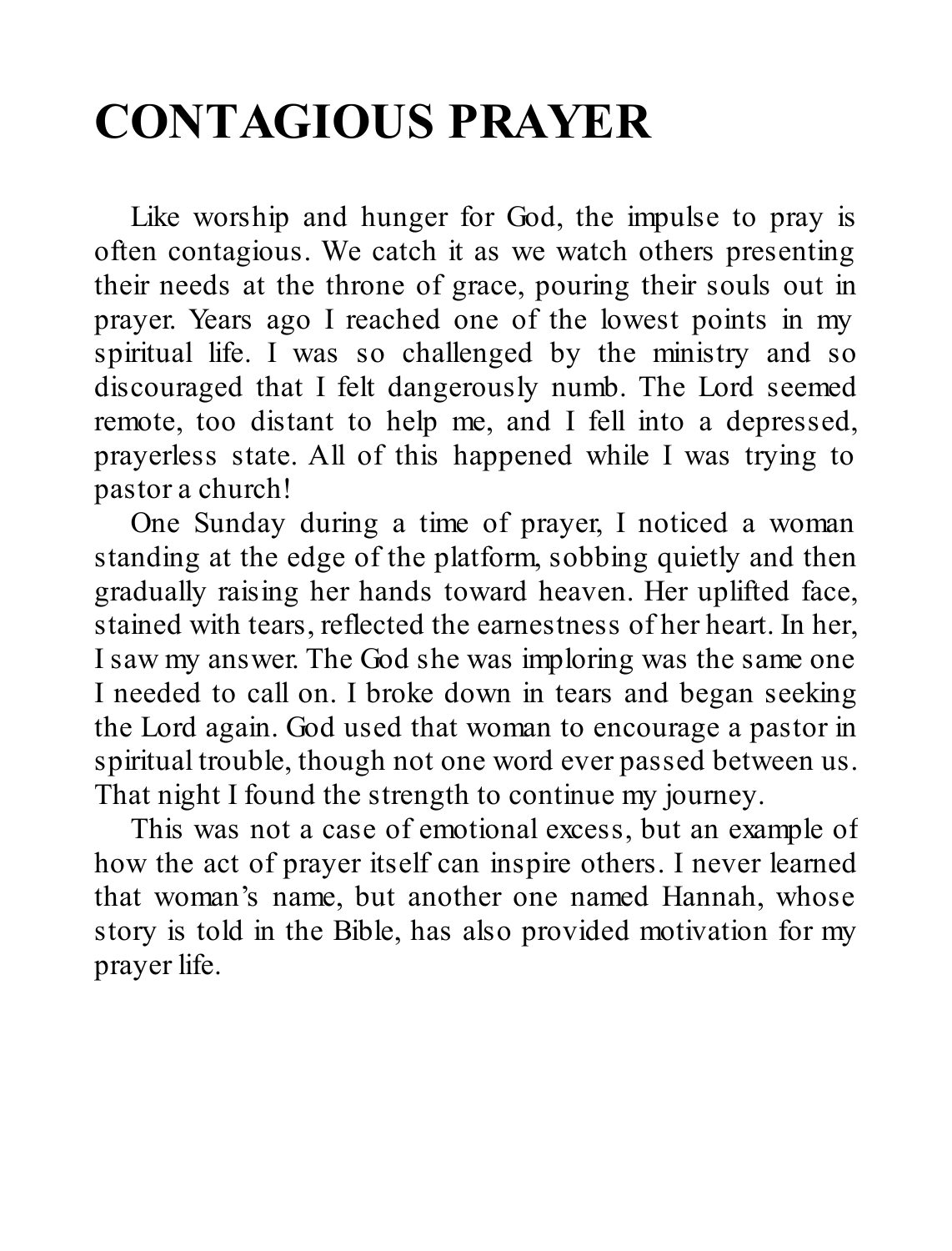# CONTAGIOUS PRAYER

Like worship and hunger for God, the impulse to pray is often contagious. We catch it as we watch others presenting their needs at the throne of grace, pouring their souls out in prayer. Years ago I reached one of the lowest points in my spiritual life. I was so challenged by the ministry and so discouraged that I felt dangerously numb. The Lord seemed remote, too distant to help me, and I fell into a depressed, prayerless state. All of this happened while I was trying to pastor a church!

One Sunday during a time of prayer, I noticed a woman standing at the edge of the platform, sobbing quietly and then gradually raising her hands toward heaven. Her uplifted face, stained with tears, reflected the earnestness of her heart. In her, I saw my answer. The God she was imploring was the same one I needed to call on. I broke down in tears and began seeking the Lord again. God used that woman to encourage a pastor in spiritual trouble, though not one word ever passed between us. That night I found the strength to continue my journey.

This was not a case of emotional excess, but an example of how the act of prayer itself can inspire others. I never learned that woman's name, but another one named Hannah, whose story is told in the Bible, has also provided motivation for my prayer life.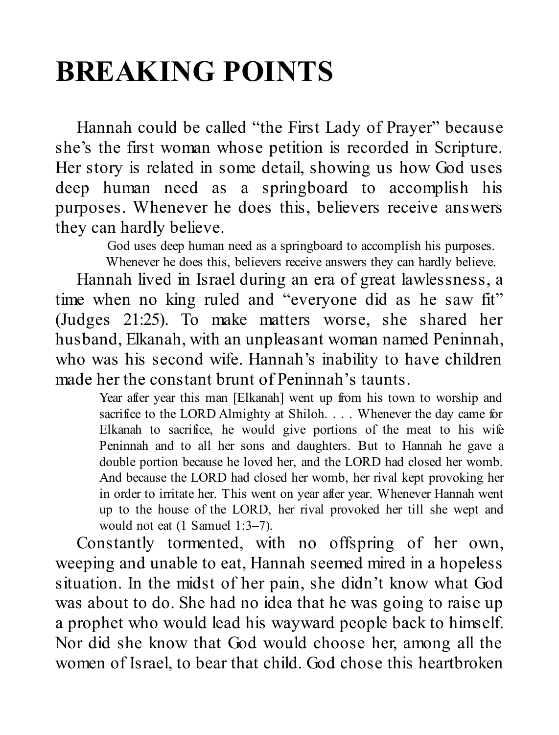# BREAKING POINTS

Hannah could be called "the First Lady of Prayer" because she's the first woman whose petition is recorded in Scripture. Her story is related in some detail, showing us how God uses deep human need as a springboard to accomplish his purposes. Whenever he does this, believers receive answers they can hardly believe.

> God uses deep human need as a springboard to accomplish his purposes. Whenever he does this, believers receive answers they can hardly believe.

Hannah lived in Israel during an era of great lawlessness, a time when no king ruled and "everyone did as he saw fit" (Judges 21:25). To make matters worse, she shared her husband, Elkanah, with an unpleasant woman named Peninnah, who was his second wife. Hannah's inability to have children made her the constant brunt of Peninnah's taunts.

> Year after year this man [Elkanah] went up from his town to worship and sacrifice to the LORD Almighty at Shiloh. . . . Whenever the day came for Elkanah to sacrifice, he would give portions of the meat to his wife Peninnah and to all her sons and daughters. But to Hannah he gave a double portion because he loved her, and the LORD had closed her womb. And because the LORD had closed her womb, her rival kept provoking her in order to irritate her. This went on year after year. Whenever Hannah went up to the house of the LORD, her rival provoked her till she wept and would not eat (1 Samuel 1:3–7).

Constantly tormented, with no offspring of her own, weeping and unable to eat, Hannah seemed mired in a hopeless situation. In the midst of her pain, she didn't know what God was about to do. She had no idea that he was going to raise up a prophet who would lead his wayward people back to himself. Nor did she know that God would choose her, among all the women of Israel, to bear that child. God chose this heartbroken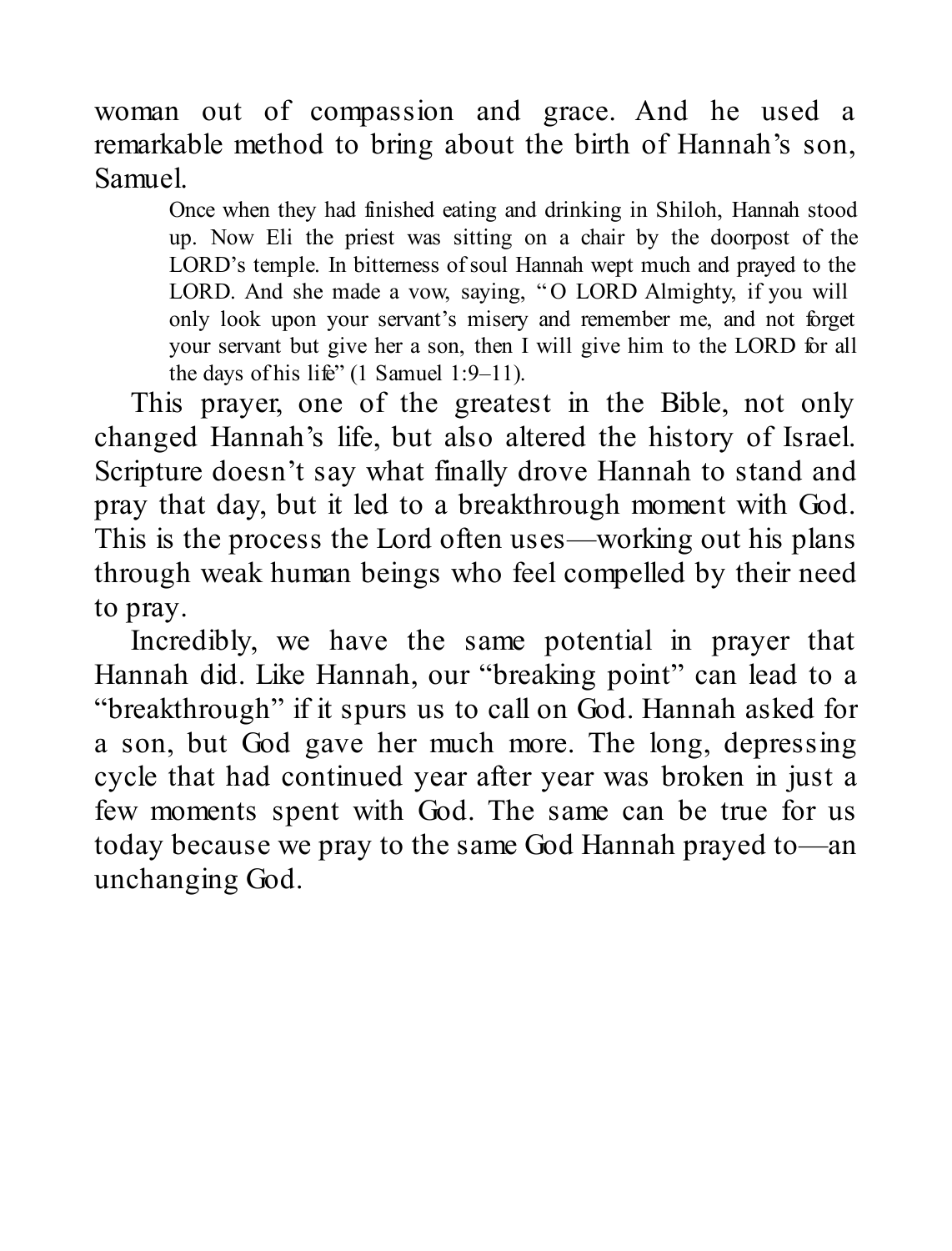woman out of compassion and grace. And he used a remarkable method to bring about the birth of Hannah's son, Samuel.

> Once when they had finished eating and drinking in Shiloh, Hannah stood up. Now Eli the priest was sitting on a chair by the doorpost of the LORD's temple. In bitterness of soul Hannah wept much and prayed to the LORD. And she made a vow, saying, "O LORD Almighty, if you will only look upon your servant's misery and remember me, and not forget your servant but give her a son, then I will give him to the LORD for all the days of his life" (1 Samuel 1:9–11).

This prayer, one of the greatest in the Bible, not only changed Hannah's life, but also altered the history of Israel. Scripture doesn't say what finally drove Hannah to stand and pray that day, but it led to a breakthrough moment with God. This is the process the Lord often uses—working out his plans through weak human beings who feel compelled by their need to pray.

Incredibly, we have the same potential in prayer that Hannah did. Like Hannah, our "breaking point" can lead to a "breakthrough" if it spurs us to call on God. Hannah asked for a son, but God gave her much more. The long, depressing cycle that had continued year after year was broken in just a few moments spent with God. The same can be true for us today because we pray to the same God Hannah prayed to—an unchanging God.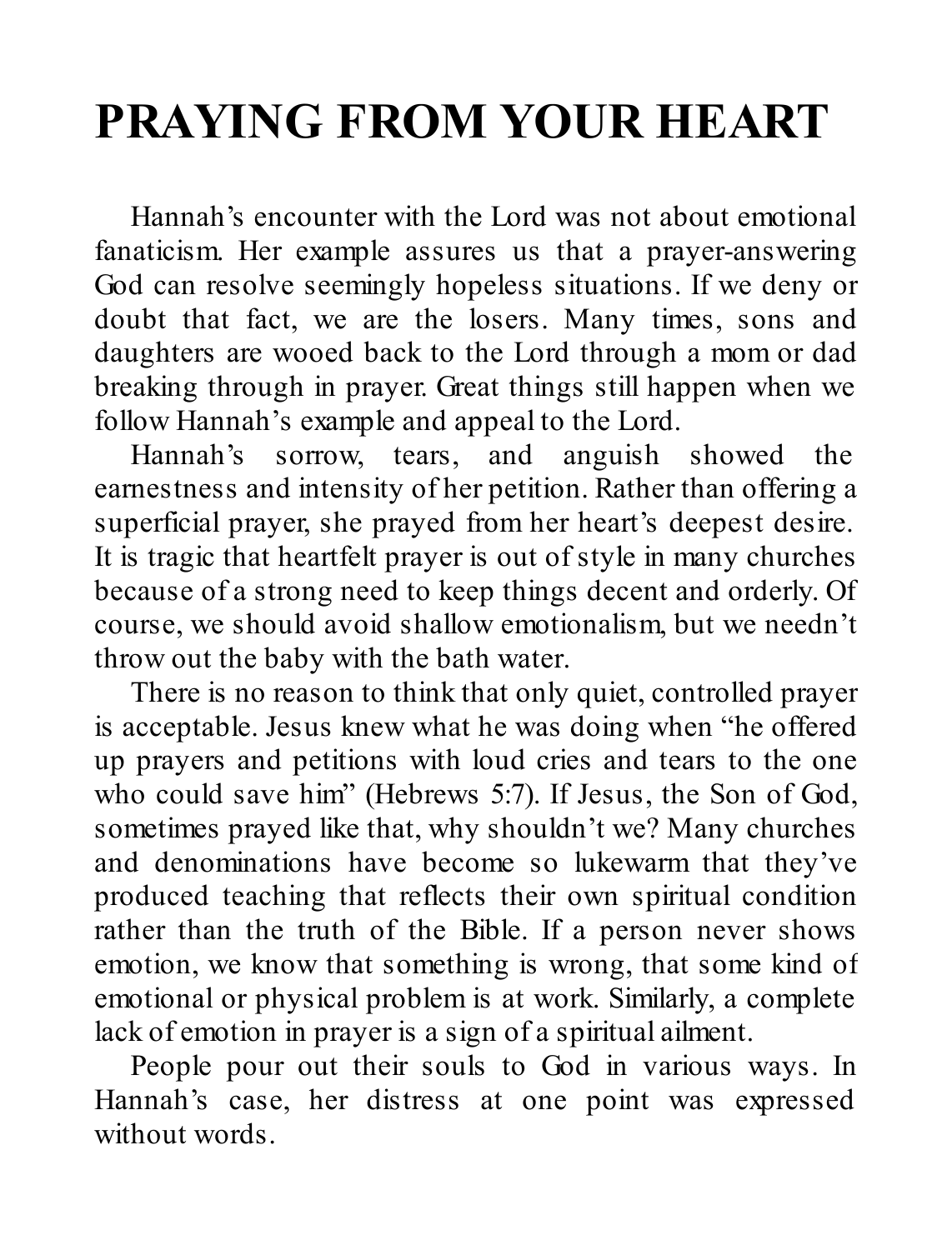# PRAYING FROM YOUR HEART

Hannah's encounter with the Lord was not about emotional fanaticism. Her example assures us that a prayer-answering God can resolve seemingly hopeless situations. If we deny or doubt that fact, we are the losers. Many times, sons and daughters are wooed back to the Lord through a mom or dad breaking through in prayer. Great things still happen when we follow Hannah's example and appeal to the Lord.

Hannah's sorrow, tears, and anguish showed the earnestness and intensity of her petition. Rather than offering a superficial prayer, she prayed from her heart's deepest desire. It is tragic that heartfelt prayer is out of style in many churches because of a strong need to keep things decent and orderly. Of course, we should avoid shallow emotionalism, but we needn't throw out the baby with the bath water.

There is no reason to think that only quiet, controlled prayer is acceptable. Jesus knew what he was doing when "he offered up prayers and petitions with loud cries and tears to the one who could save him" (Hebrews 5:7). If Jesus, the Son of God, sometimes prayed like that, why shouldn't we? Many churches and denominations have become so lukewarm that they've produced teaching that reflects their own spiritual condition rather than the truth of the Bible. If a person never shows emotion, we know that something is wrong, that some kind of emotional or physical problem is at work. Similarly, a complete lack of emotion in prayer is a sign of a spiritual ailment.

People pour out their souls to God in various ways. In Hannah's case, her distress at one point was expressed without words.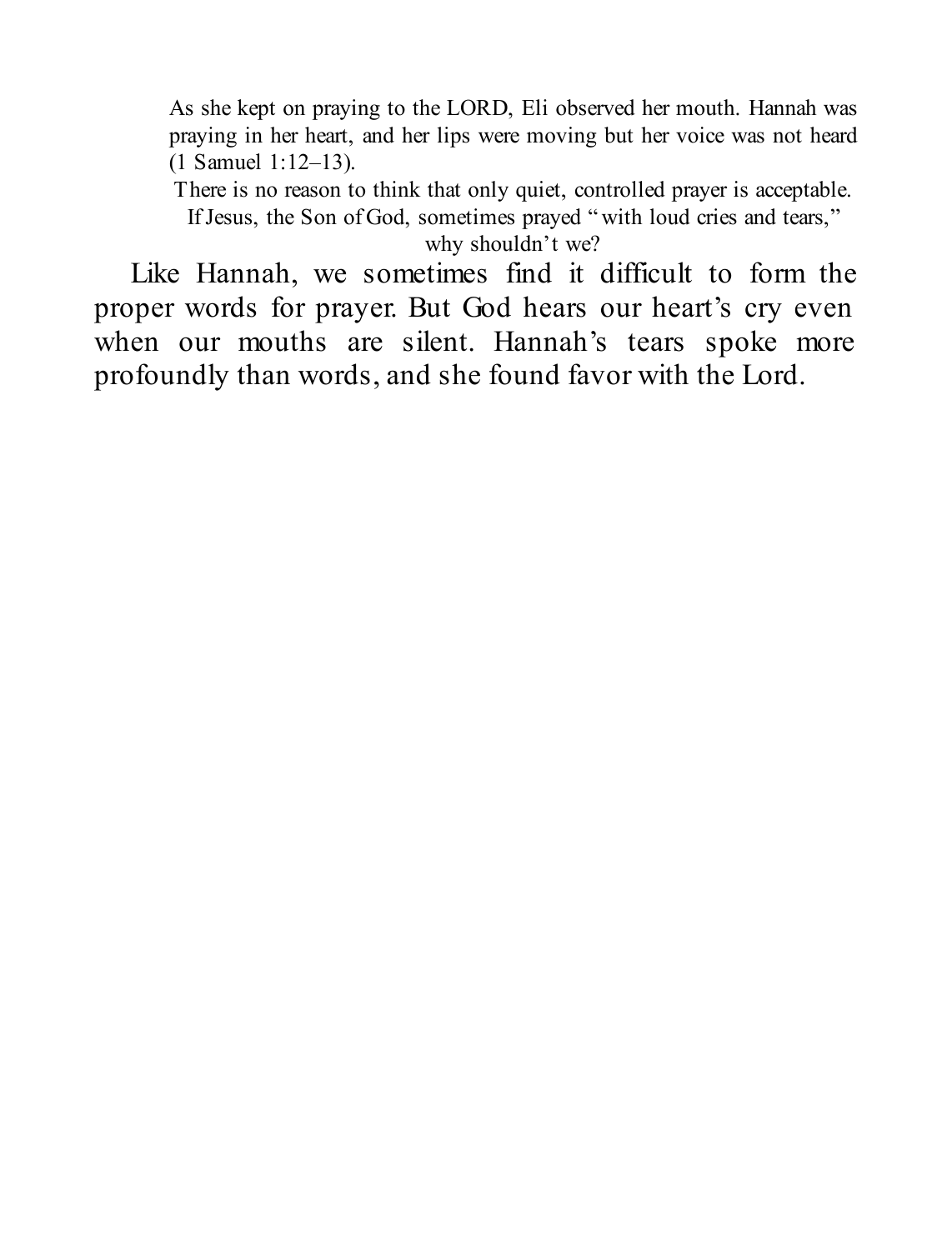> As she kept on praying to the LORD, Eli observed her mouth. Hannah was praying in her heart, and her lips were moving but her voice was not heard (1 Samuel 1:12–13).

There is no reason to think that only quiet, controlled prayer is acceptable. If Jesus, the Son of God, sometimes prayed "with loud cries and tears," why shouldn't we?

Like Hannah, we sometimes find it difficult to form the proper words for prayer. But God hears our heart's cry even when our mouths are silent. Hannah's tears spoke more profoundly than words, and she found favor with the Lord.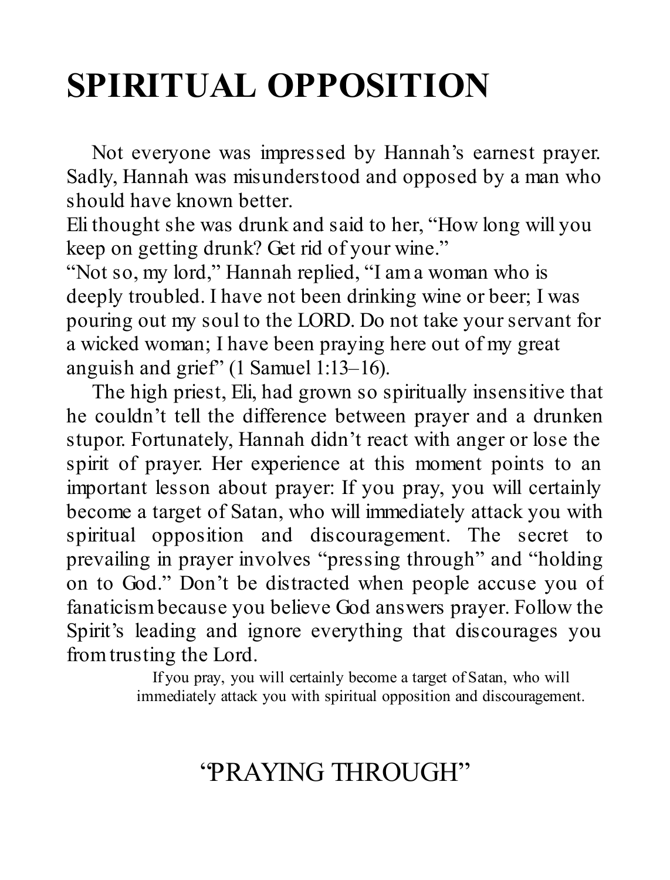# SPIRITUAL OPPOSITION

Not everyone was impressed by Hannah's earnest prayer. Sadly, Hannah was misunderstood and opposed by a man who should have known better.

Eli thought she was drunk and said to her, "How long will you keep on getting drunk? Get rid of your wine."

"Not so, my lord," Hannah replied, "I am a woman who is deeply troubled. I have not been drinking wine or beer; I was pouring out my soul to the LORD. Do not take your servant for a wicked woman; I have been praying here out of my great anguish and grief" (1 Samuel 1:13–16).

The high priest, Eli, had grown so spiritually insensitive that he couldn't tell the difference between prayer and a drunken stupor. Fortunately, Hannah didn't react with anger or lose the spirit of prayer. Her experience at this moment points to an important lesson about prayer: If you pray, you will certainly become a target of Satan, who will immediately attack you with spiritual opposition and discouragement. The secret to prevailing in prayer involves "pressing through" and "holding on to God." Don't be distracted when people accuse you of fanaticism because you believe God answers prayer. Follow the Spirit's leading and ignore everything that discourages you from trusting the Lord.

> If you pray, you will certainly become a target of Satan, who will immediately attack you with spiritual opposition and discouragement.

## "PRAYING THROUGH"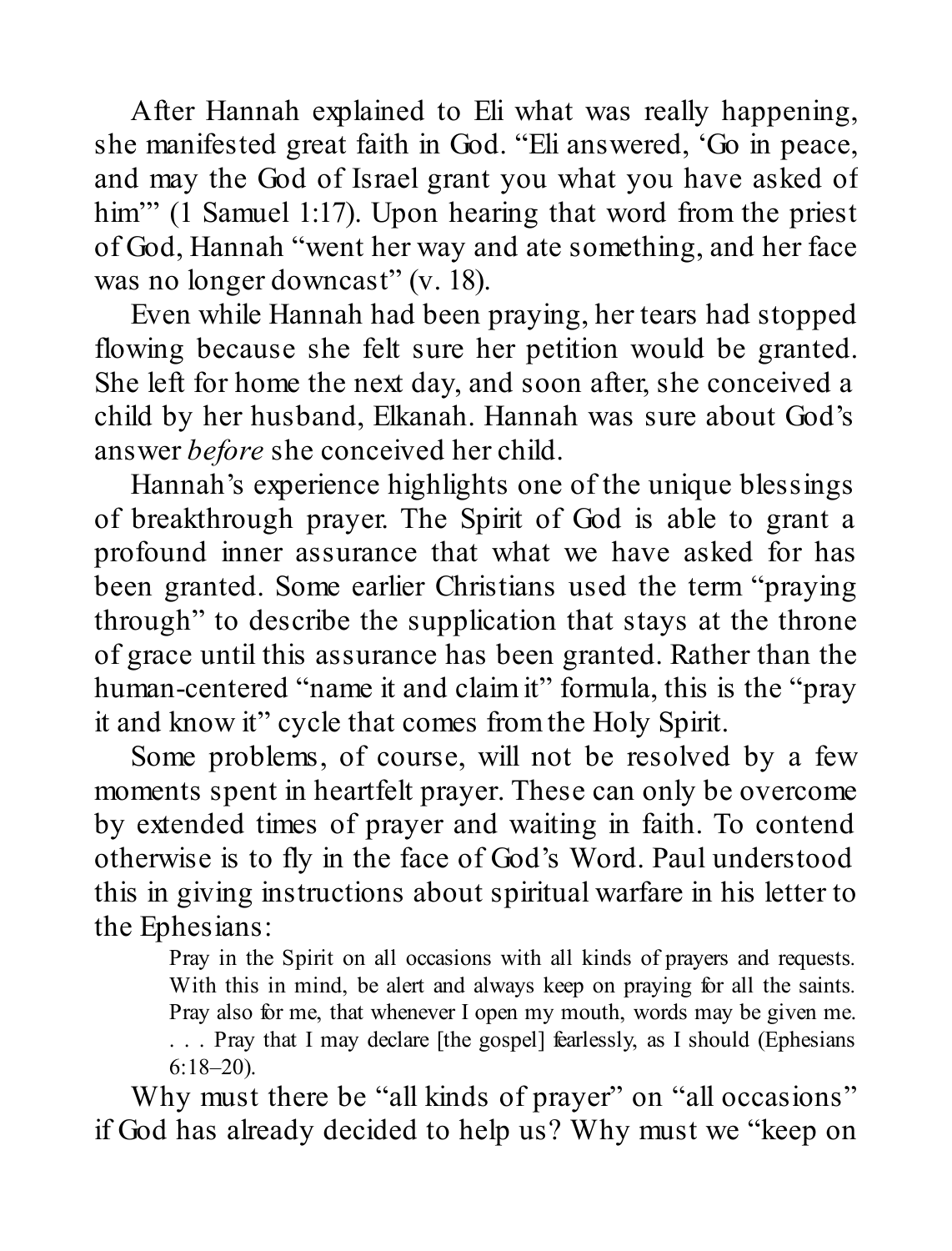After Hannah explained to Eli what was really happening, she manifested great faith in God. "Eli answered, 'Go in peace, and may the God of Israel grant you what you have asked of him'" (1 Samuel 1:17). Upon hearing that word from the priest of God, Hannah "went her way and ate something, and her face was no longer downcast" (v. 18).

Even while Hannah had been praying, her tears had stopped flowing because she felt sure her petition would be granted. She left for home the next day, and soon after, she conceived a child by her husband, Elkanah. Hannah was sure about God's answer *before* she conceived her child.

Hannah's experience highlights one of the unique blessings of breakthrough prayer. The Spirit of God is able to grant a profound inner assurance that what we have asked for has been granted. Some earlier Christians used the term "praying through" to describe the supplication that stays at the throne of grace until this assurance has been granted. Rather than the human-centered "name it and claim it" formula, this is the "pray it and know it" cycle that comes from the Holy Spirit.

Some problems, of course, will not be resolved by a few moments spent in heartfelt prayer. These can only be overcome by extended times of prayer and waiting in faith. To contend otherwise is to fly in the face of God's Word. Paul understood this in giving instructions about spiritual warfare in his letter to the Ephesians:

> Pray in the Spirit on all occasions with all kinds of prayers and requests. With this in mind, be alert and always keep on praying for all the saints. Pray also for me, that whenever I open my mouth, words may be given me. . . . Pray that I may declare [the gospel] fearlessly, as I should (Ephesians 6:18–20).

Why must there be "all kinds of prayer" on "all occasions" if God has already decided to help us? Why must we "keep on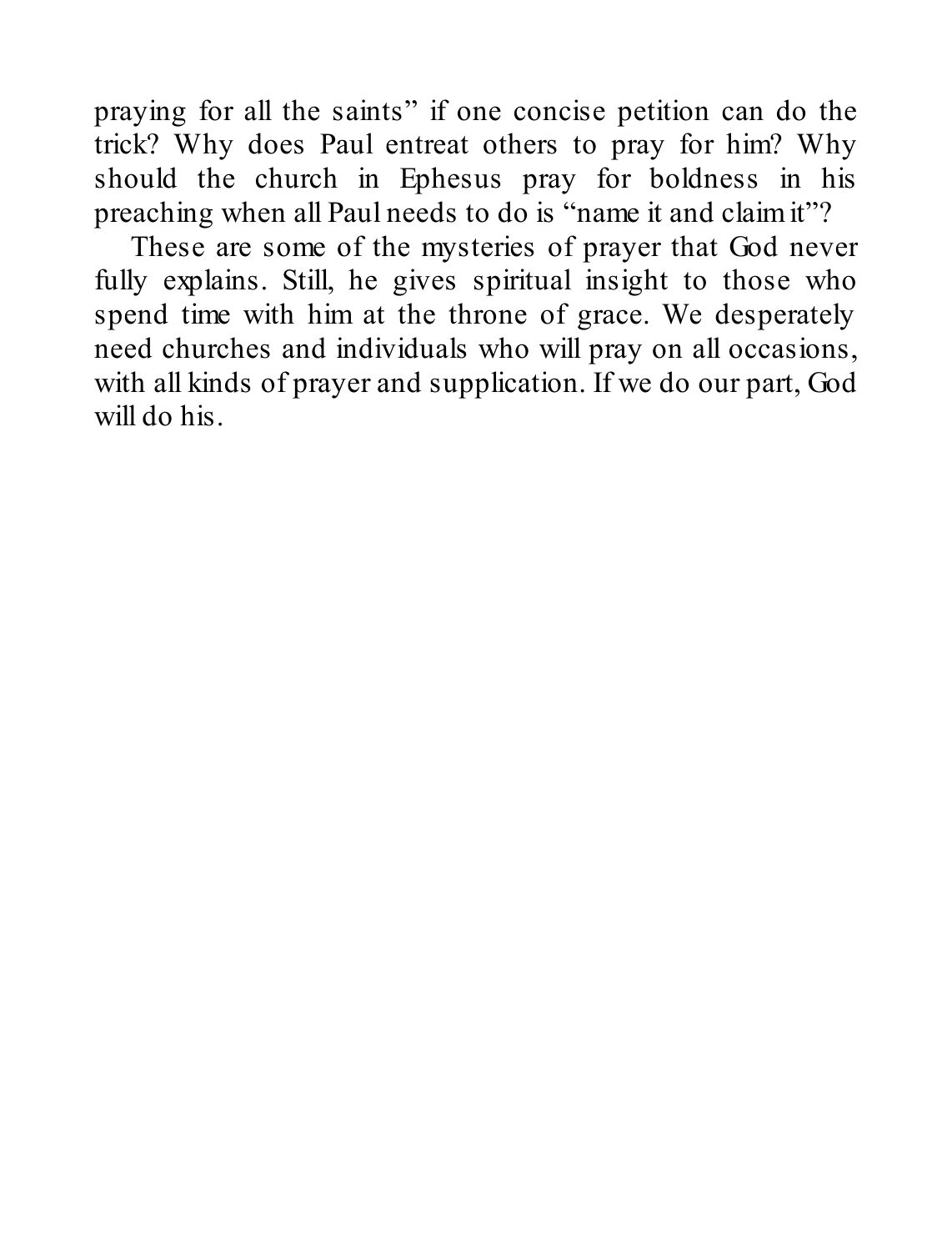praying for all the saints" if one concise petition can do the trick? Why does Paul entreat others to pray for him? Why should the church in Ephesus pray for boldness in his preaching when all Paul needs to do is "name it and claim it"?

These are some of the mysteries of prayer that God never fully explains. Still, he gives spiritual insight to those who spend time with him at the throne of grace. We desperately need churches and individuals who will pray on all occasions, with all kinds of prayer and supplication. If we do our part, God will do his.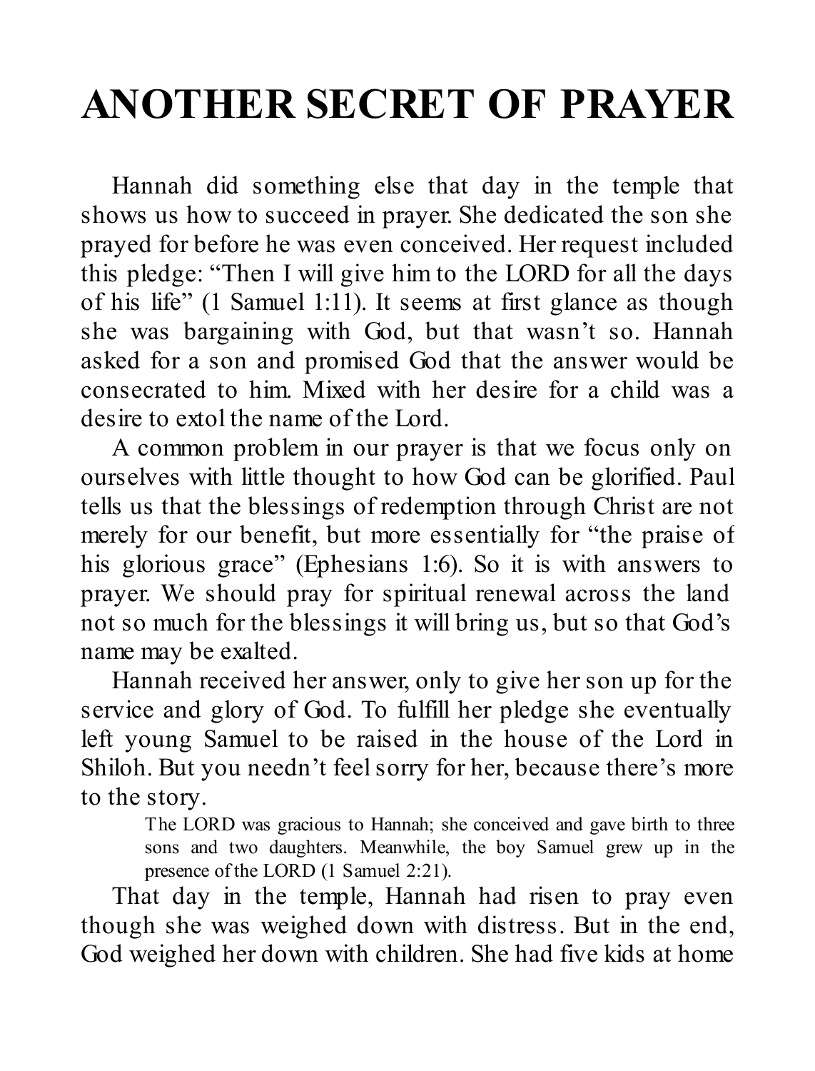# ANOTHER SECRET OF PRAYER

Hannah did something else that day in the temple that shows us how to succeed in prayer. She dedicated the son she prayed for before he was even conceived. Her request included this pledge: “Then I will give him to the LORD for all the days of his life” (1 Samuel 1:11). It seems at first glance as though she was bargaining with God, but that wasn’t so. Hannah asked for a son and promised God that the answer would be consecrated to him. Mixed with her desire for a child was a desire to extol the name of the Lord.

A common problem in our prayer is that we focus only on ourselves with little thought to how God can be glorified. Paul tells us that the blessings of redemption through Christ are not merely for our benefit, but more essentially for “the praise of his glorious grace” (Ephesians 1:6). So it is with answers to prayer. We should pray for spiritual renewal across the land not so much for the blessings it will bring us, but so that God’s name may be exalted.

Hannah received her answer, only to give her son up for the service and glory of God. To fulfill her pledge she eventually left young Samuel to be raised in the house of the Lord in Shiloh. But you needn’t feel sorry for her, because there’s more to the story.

> The LORD was gracious to Hannah; she conceived and gave birth to three sons and two daughters. Meanwhile, the boy Samuel grew up in the presence of the LORD (1 Samuel 2:21).

That day in the temple, Hannah had risen to pray even though she was weighed down with distress. But in the end, God weighed her down with children. She had five kids at home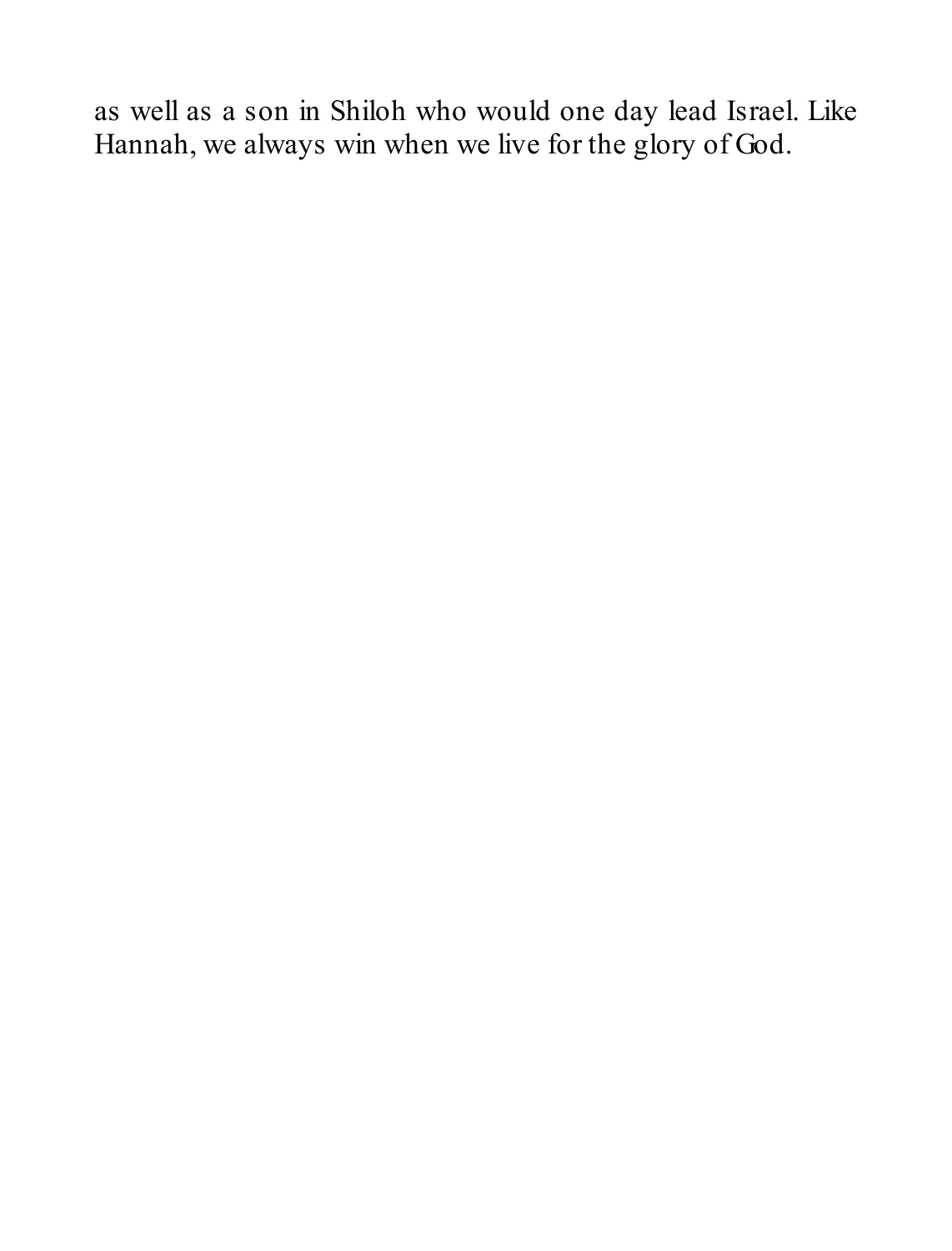as well as a son in Shiloh who would one day lead Israel. Like Hannah, we always win when we live for the glory of God.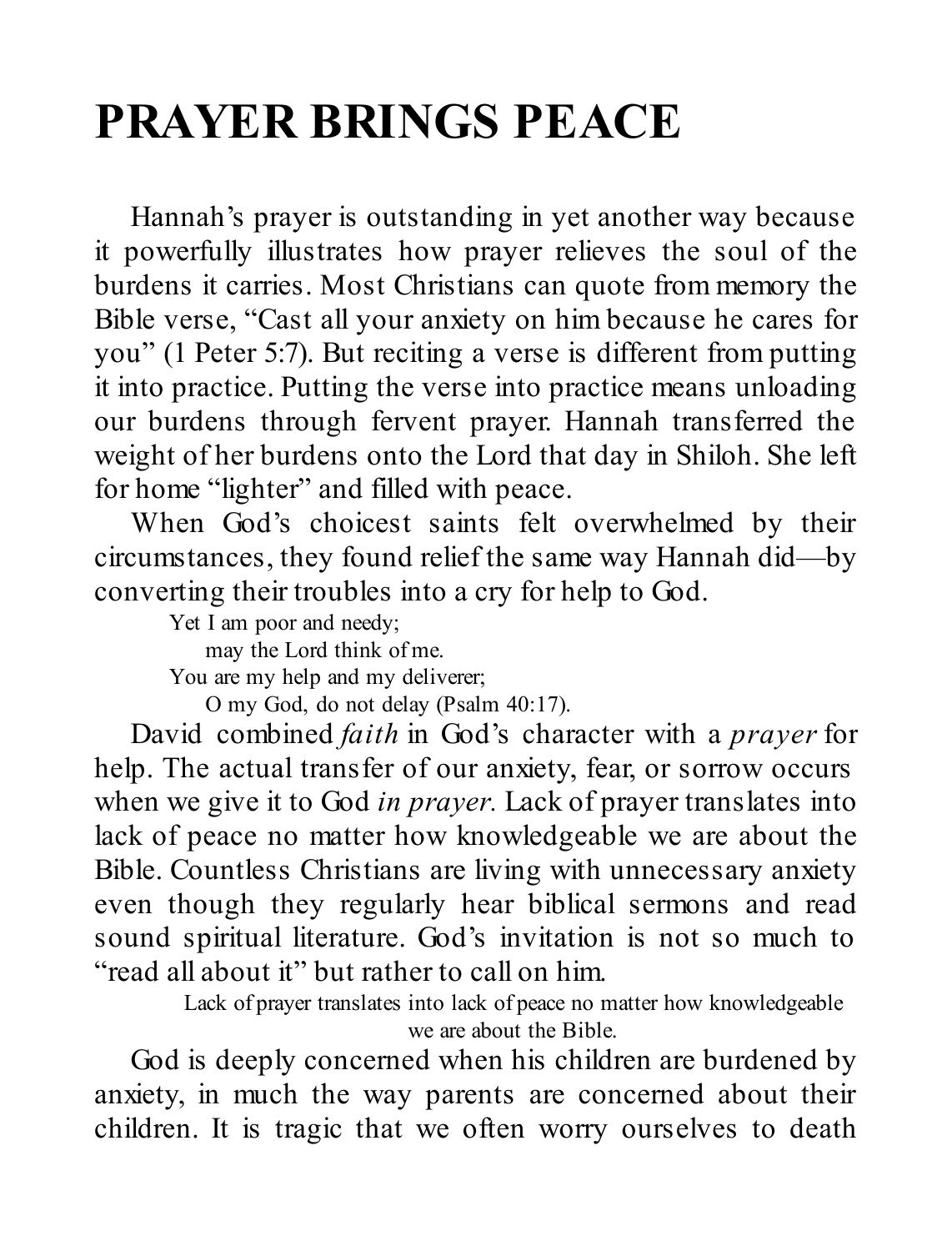# PRAYER BRINGS PEACE

Hannah's prayer is outstanding in yet another way because it powerfully illustrates how prayer relieves the soul of the burdens it carries. Most Christians can quote from memory the Bible verse, "Cast all your anxiety on him because he cares for you" (1 Peter 5:7). But reciting a verse is different from putting it into practice. Putting the verse into practice means unloading our burdens through fervent prayer. Hannah transferred the weight of her burdens onto the Lord that day in Shiloh. She left for home "lighter" and filled with peace.

When God's choicest saints felt overwhelmed by their circumstances, they found relief the same way Hannah did—by converting their troubles into a cry for help to God.

> Yet I am poor and needy;
>     may the Lord think of me.
> You are my help and my deliverer;
>     O my God, do not delay (Psalm 40:17).

David combined *faith* in God's character with a *prayer* for help. The actual transfer of our anxiety, fear, or sorrow occurs when we give it to God *in prayer*. Lack of prayer translates into lack of peace no matter how knowledgeable we are about the Bible. Countless Christians are living with unnecessary anxiety even though they regularly hear biblical sermons and read sound spiritual literature. God's invitation is not so much to "read all about it" but rather to call on him.

> Lack of prayer translates into lack of peace no matter how knowledgeable we are about the Bible.

God is deeply concerned when his children are burdened by anxiety, in much the way parents are concerned about their children. It is tragic that we often worry ourselves to death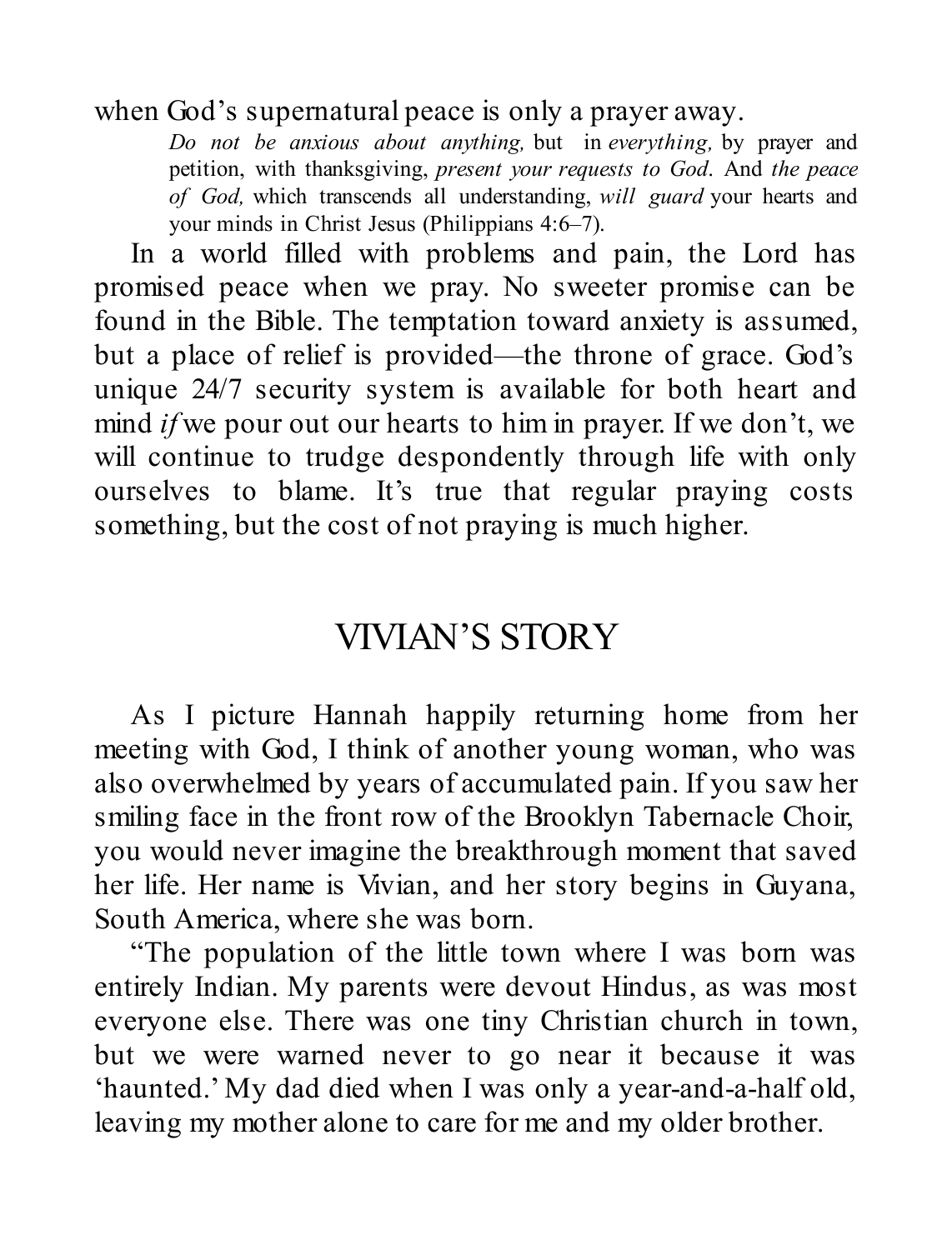when God's supernatural peace is only a prayer away.

> *Do not be anxious about anything,* but in *everything,* by prayer and petition, with thanksgiving, *present your requests to God.* And *the peace of God,* which transcends all understanding, *will guard* your hearts and your minds in Christ Jesus (Philippians 4:6–7).

In a world filled with problems and pain, the Lord has promised peace when we pray. No sweeter promise can be found in the Bible. The temptation toward anxiety is assumed, but a place of relief is provided—the throne of grace. God's unique 24/7 security system is available for both heart and mind *if* we pour out our hearts to him in prayer. If we don't, we will continue to trudge despondently through life with only ourselves to blame. It's true that regular praying costs something, but the cost of not praying is much higher.

## VIVIAN'S STORY

As I picture Hannah happily returning home from her meeting with God, I think of another young woman, who was also overwhelmed by years of accumulated pain. If you saw her smiling face in the front row of the Brooklyn Tabernacle Choir, you would never imagine the breakthrough moment that saved her life. Her name is Vivian, and her story begins in Guyana, South America, where she was born.

"The population of the little town where I was born was entirely Indian. My parents were devout Hindus, as was most everyone else. There was one tiny Christian church in town, but we were warned never to go near it because it was 'haunted.' My dad died when I was only a year-and-a-half old, leaving my mother alone to care for me and my older brother.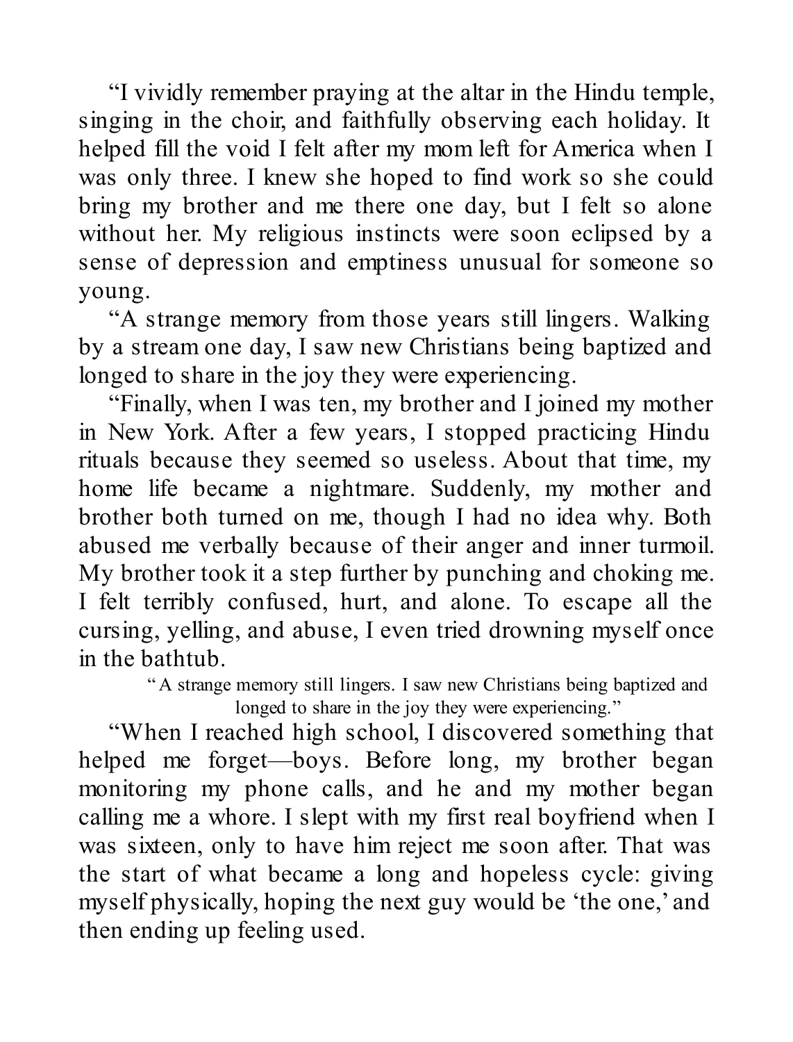"I vividly remember praying at the altar in the Hindu temple, singing in the choir, and faithfully observing each holiday. It helped fill the void I felt after my mom left for America when I was only three. I knew she hoped to find work so she could bring my brother and me there one day, but I felt so alone without her. My religious instincts were soon eclipsed by a sense of depression and emptiness unusual for someone so young.

"A strange memory from those years still lingers. Walking by a stream one day, I saw new Christians being baptized and longed to share in the joy they were experiencing.

"Finally, when I was ten, my brother and I joined my mother in New York. After a few years, I stopped practicing Hindu rituals because they seemed so useless. About that time, my home life became a nightmare. Suddenly, my mother and brother both turned on me, though I had no idea why. Both abused me verbally because of their anger and inner turmoil. My brother took it a step further by punching and choking me. I felt terribly confused, hurt, and alone. To escape all the cursing, yelling, and abuse, I even tried drowning myself once in the bathtub.

> "A strange memory still lingers. I saw new Christians being baptized and longed to share in the joy they were experiencing."

"When I reached high school, I discovered something that helped me forget—boys. Before long, my brother began monitoring my phone calls, and he and my mother began calling me a whore. I slept with my first real boyfriend when I was sixteen, only to have him reject me soon after. That was the start of what became a long and hopeless cycle: giving myself physically, hoping the next guy would be 'the one,' and then ending up feeling used.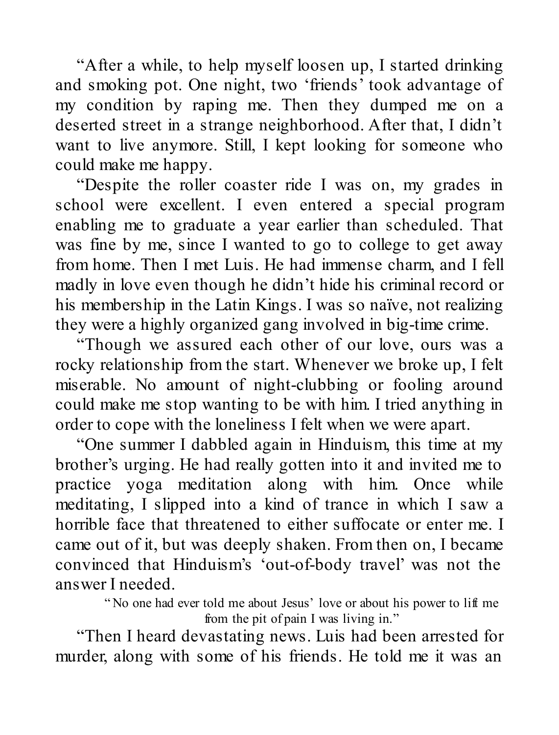"After a while, to help myself loosen up, I started drinking and smoking pot. One night, two 'friends' took advantage of my condition by raping me. Then they dumped me on a deserted street in a strange neighborhood. After that, I didn't want to live anymore. Still, I kept looking for someone who could make me happy.

"Despite the roller coaster ride I was on, my grades in school were excellent. I even entered a special program enabling me to graduate a year earlier than scheduled. That was fine by me, since I wanted to go to college to get away from home. Then I met Luis. He had immense charm, and I fell madly in love even though he didn't hide his criminal record or his membership in the Latin Kings. I was so naïve, not realizing they were a highly organized gang involved in big-time crime.

"Though we assured each other of our love, ours was a rocky relationship from the start. Whenever we broke up, I felt miserable. No amount of night-clubbing or fooling around could make me stop wanting to be with him. I tried anything in order to cope with the loneliness I felt when we were apart.

"One summer I dabbled again in Hinduism, this time at my brother's urging. He had really gotten into it and invited me to practice yoga meditation along with him. Once while meditating, I slipped into a kind of trance in which I saw a horrible face that threatened to either suffocate or enter me. I came out of it, but was deeply shaken. From then on, I became convinced that Hinduism's 'out-of-body travel' was not the answer I needed.

> "No one had ever told me about Jesus' love or about his power to lift me from the pit of pain I was living in."

"Then I heard devastating news. Luis had been arrested for murder, along with some of his friends. He told me it was an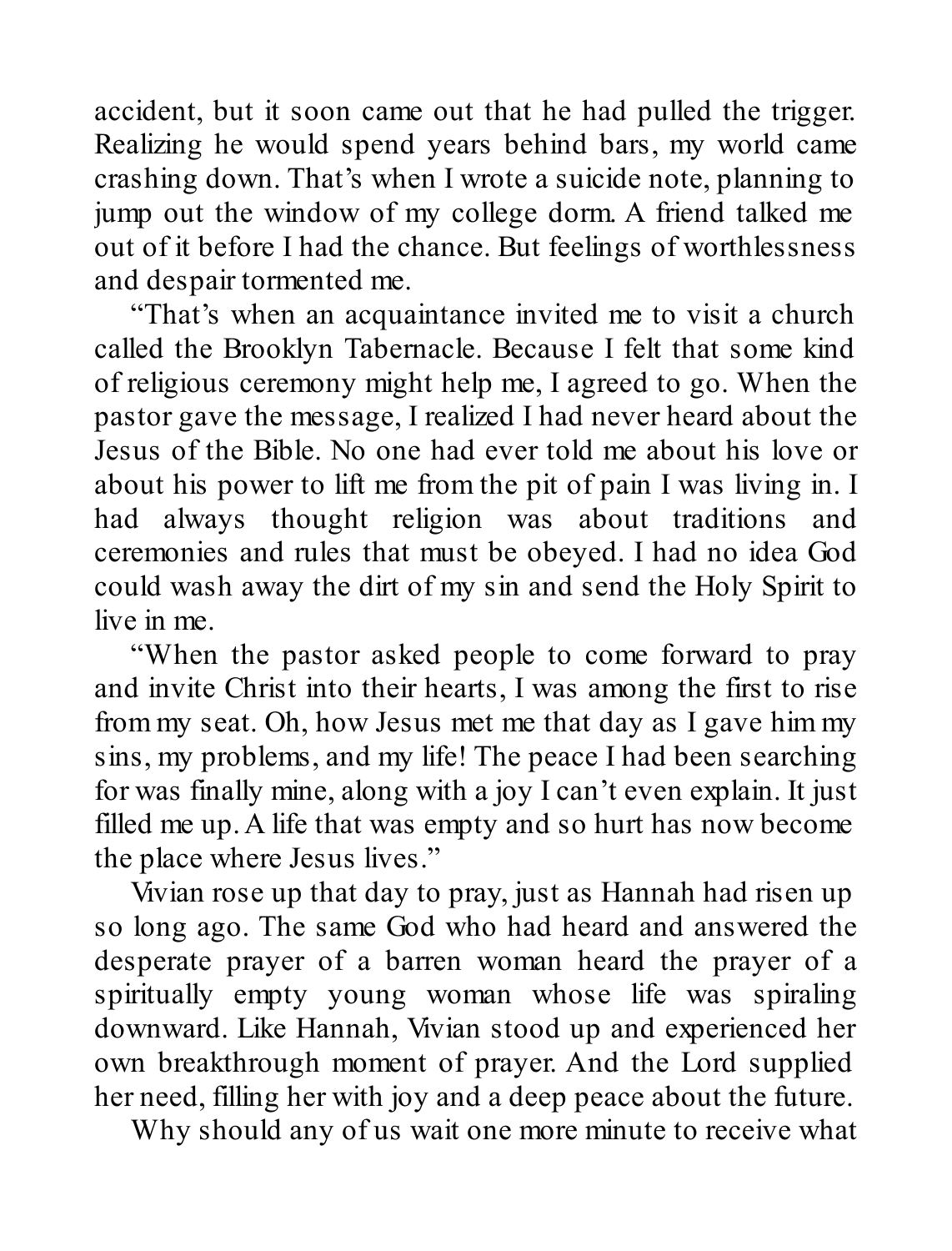accident, but it soon came out that he had pulled the trigger. Realizing he would spend years behind bars, my world came crashing down. That's when I wrote a suicide note, planning to jump out the window of my college dorm. A friend talked me out of it before I had the chance. But feelings of worthlessness and despair tormented me.

"That's when an acquaintance invited me to visit a church called the Brooklyn Tabernacle. Because I felt that some kind of religious ceremony might help me, I agreed to go. When the pastor gave the message, I realized I had never heard about the Jesus of the Bible. No one had ever told me about his love or about his power to lift me from the pit of pain I was living in. I had always thought religion was about traditions and ceremonies and rules that must be obeyed. I had no idea God could wash away the dirt of my sin and send the Holy Spirit to live in me.

"When the pastor asked people to come forward to pray and invite Christ into their hearts, I was among the first to rise from my seat. Oh, how Jesus met me that day as I gave him my sins, my problems, and my life! The peace I had been searching for was finally mine, along with a joy I can't even explain. It just filled me up. A life that was empty and so hurt has now become the place where Jesus lives."

Vivian rose up that day to pray, just as Hannah had risen up so long ago. The same God who had heard and answered the desperate prayer of a barren woman heard the prayer of a spiritually empty young woman whose life was spiraling downward. Like Hannah, Vivian stood up and experienced her own breakthrough moment of prayer. And the Lord supplied her need, filling her with joy and a deep peace about the future.

Why should any of us wait one more minute to receive what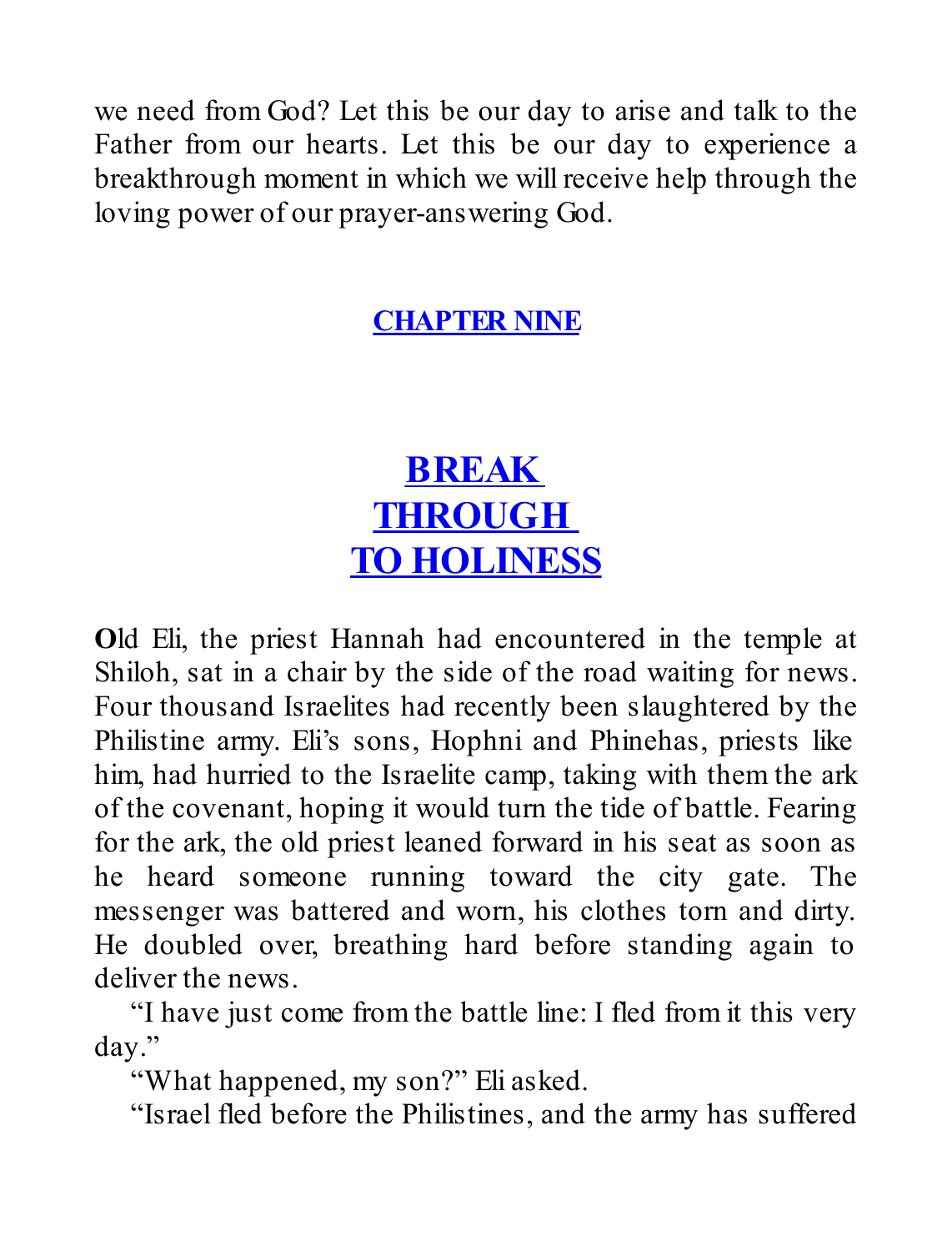we need from God? Let this be our day to arise and talk to the Father from our hearts. Let this be our day to experience a breakthrough moment in which we will receive help through the loving power of our prayer-answering God.

## CHAPTER NINE

# BREAK THROUGH TO HOLINESS

**O**ld Eli, the priest Hannah had encountered in the temple at Shiloh, sat in a chair by the side of the road waiting for news. Four thousand Israelites had recently been slaughtered by the Philistine army. Eli's sons, Hophni and Phinehas, priests like him, had hurried to the Israelite camp, taking with them the ark of the covenant, hoping it would turn the tide of battle. Fearing for the ark, the old priest leaned forward in his seat as soon as he heard someone running toward the city gate. The messenger was battered and worn, his clothes torn and dirty. He doubled over, breathing hard before standing again to deliver the news.

"I have just come from the battle line: I fled from it this very day."

"What happened, my son?" Eli asked.

"Israel fled before the Philistines, and the army has suffered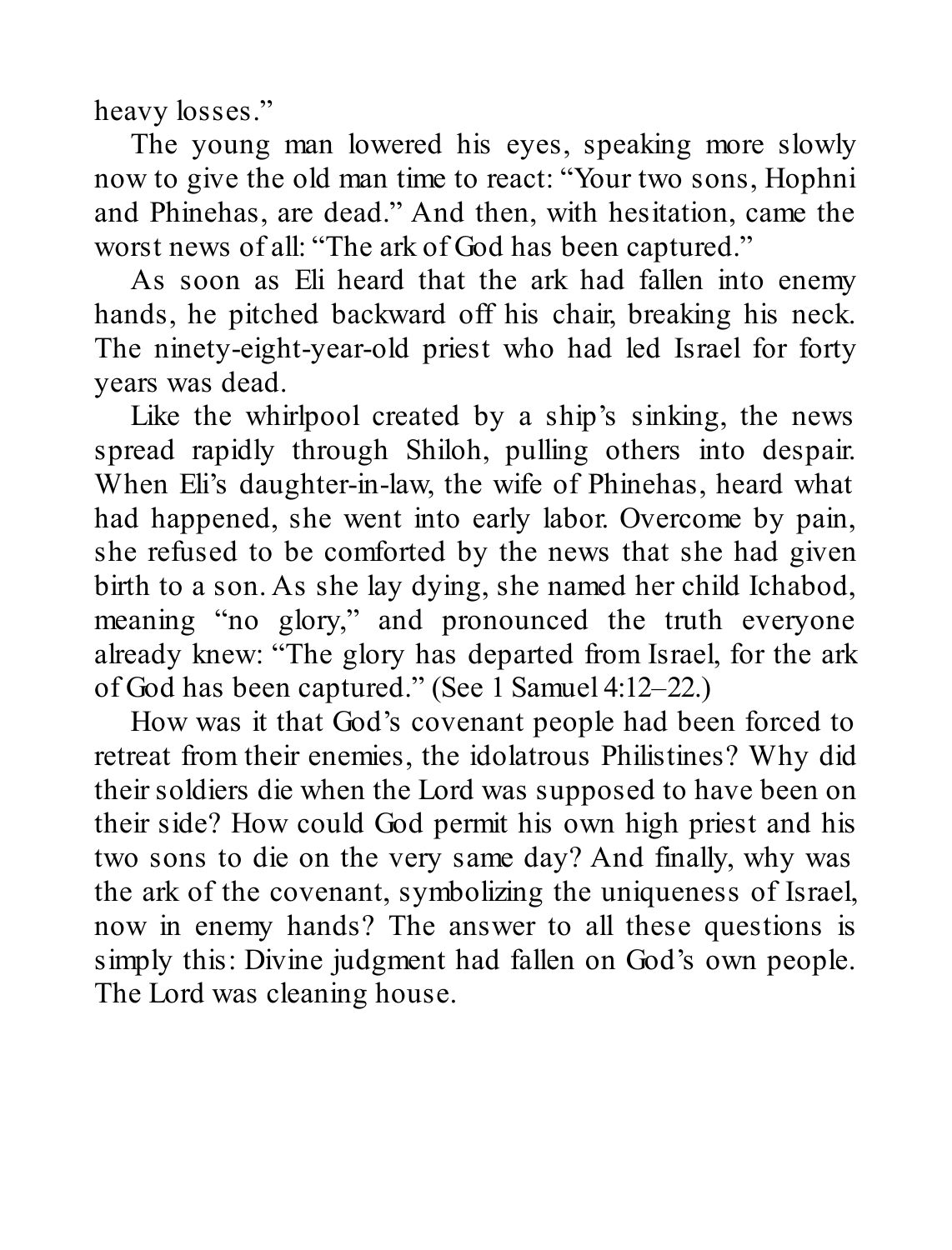heavy losses."

The young man lowered his eyes, speaking more slowly now to give the old man time to react: "Your two sons, Hophni and Phinehas, are dead." And then, with hesitation, came the worst news of all: "The ark of God has been captured."

As soon as Eli heard that the ark had fallen into enemy hands, he pitched backward off his chair, breaking his neck. The ninety-eight-year-old priest who had led Israel for forty years was dead.

Like the whirlpool created by a ship's sinking, the news spread rapidly through Shiloh, pulling others into despair. When Eli's daughter-in-law, the wife of Phinehas, heard what had happened, she went into early labor. Overcome by pain, she refused to be comforted by the news that she had given birth to a son. As she lay dying, she named her child Ichabod, meaning "no glory," and pronounced the truth everyone already knew: "The glory has departed from Israel, for the ark of God has been captured." (See 1 Samuel 4:12–22.)

How was it that God's covenant people had been forced to retreat from their enemies, the idolatrous Philistines? Why did their soldiers die when the Lord was supposed to have been on their side? How could God permit his own high priest and his two sons to die on the very same day? And finally, why was the ark of the covenant, symbolizing the uniqueness of Israel, now in enemy hands? The answer to all these questions is simply this: Divine judgment had fallen on God's own people. The Lord was cleaning house.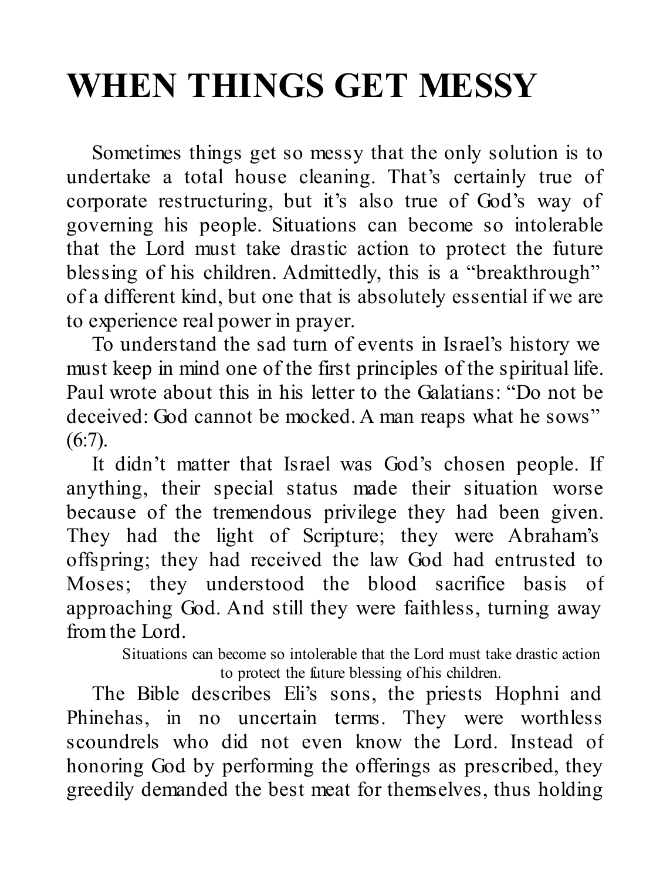# WHEN THINGS GET MESSY

Sometimes things get so messy that the only solution is to undertake a total house cleaning. That's certainly true of corporate restructuring, but it's also true of God's way of governing his people. Situations can become so intolerable that the Lord must take drastic action to protect the future blessing of his children. Admittedly, this is a "breakthrough" of a different kind, but one that is absolutely essential if we are to experience real power in prayer.

To understand the sad turn of events in Israel's history we must keep in mind one of the first principles of the spiritual life. Paul wrote about this in his letter to the Galatians: "Do not be deceived: God cannot be mocked. A man reaps what he sows" (6:7).

It didn't matter that Israel was God's chosen people. If anything, their special status made their situation worse because of the tremendous privilege they had been given. They had the light of Scripture; they were Abraham's offspring; they had received the law God had entrusted to Moses; they understood the blood sacrifice basis of approaching God. And still they were faithless, turning away from the Lord.

> Situations can become so intolerable that the Lord must take drastic action to protect the future blessing of his children.

The Bible describes Eli's sons, the priests Hophni and Phinehas, in no uncertain terms. They were worthless scoundrels who did not even know the Lord. Instead of honoring God by performing the offerings as prescribed, they greedily demanded the best meat for themselves, thus holding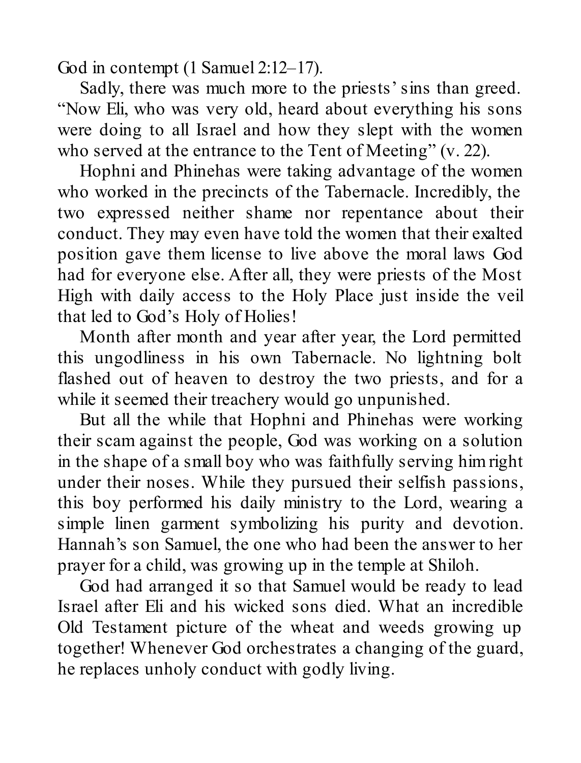God in contempt (1 Samuel 2:12–17).

Sadly, there was much more to the priests' sins than greed. "Now Eli, who was very old, heard about everything his sons were doing to all Israel and how they slept with the women who served at the entrance to the Tent of Meeting" (v. 22).

Hophni and Phinehas were taking advantage of the women who worked in the precincts of the Tabernacle. Incredibly, the two expressed neither shame nor repentance about their conduct. They may even have told the women that their exalted position gave them license to live above the moral laws God had for everyone else. After all, they were priests of the Most High with daily access to the Holy Place just inside the veil that led to God's Holy of Holies!

Month after month and year after year, the Lord permitted this ungodliness in his own Tabernacle. No lightning bolt flashed out of heaven to destroy the two priests, and for a while it seemed their treachery would go unpunished.

But all the while that Hophni and Phinehas were working their scam against the people, God was working on a solution in the shape of a small boy who was faithfully serving him right under their noses. While they pursued their selfish passions, this boy performed his daily ministry to the Lord, wearing a simple linen garment symbolizing his purity and devotion. Hannah's son Samuel, the one who had been the answer to her prayer for a child, was growing up in the temple at Shiloh.

God had arranged it so that Samuel would be ready to lead Israel after Eli and his wicked sons died. What an incredible Old Testament picture of the wheat and weeds growing up together! Whenever God orchestrates a changing of the guard, he replaces unholy conduct with godly living.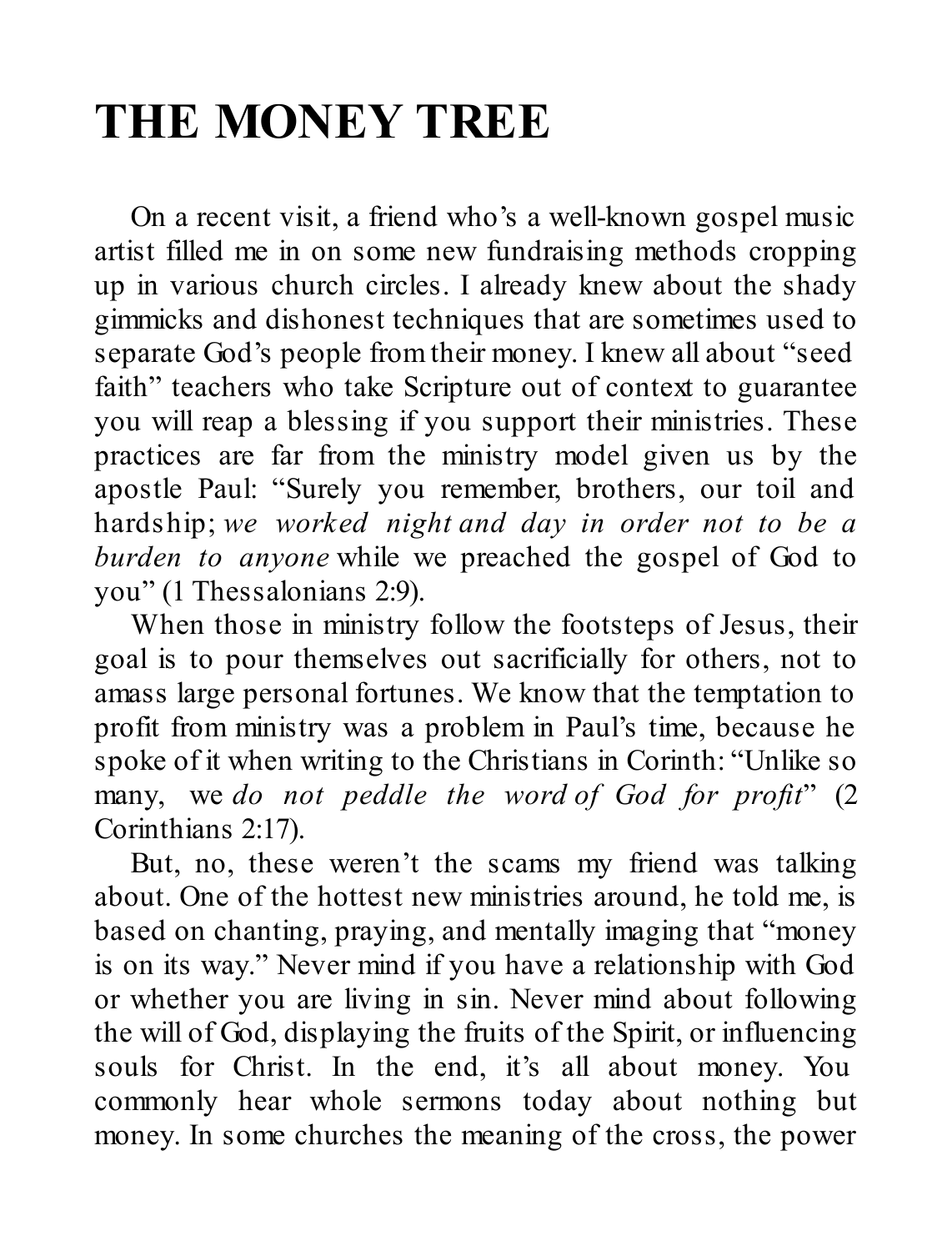# THE MONEY TREE

On a recent visit, a friend who's a well-known gospel music artist filled me in on some new fundraising methods cropping up in various church circles. I already knew about the shady gimmicks and dishonest techniques that are sometimes used to separate God's people from their money. I knew all about "seed faith" teachers who take Scripture out of context to guarantee you will reap a blessing if you support their ministries. These practices are far from the ministry model given us by the apostle Paul: "Surely you remember, brothers, our toil and hardship; *we worked night and day in order not to be a burden to anyone* while we preached the gospel of God to you" (1 Thessalonians 2:9).

When those in ministry follow the footsteps of Jesus, their goal is to pour themselves out sacrificially for others, not to amass large personal fortunes. We know that the temptation to profit from ministry was a problem in Paul's time, because he spoke of it when writing to the Christians in Corinth: "Unlike so many, we *do not peddle the word of God for profit*" (2 Corinthians 2:17).

But, no, these weren't the scams my friend was talking about. One of the hottest new ministries around, he told me, is based on chanting, praying, and mentally imaging that "money is on its way." Never mind if you have a relationship with God or whether you are living in sin. Never mind about following the will of God, displaying the fruits of the Spirit, or influencing souls for Christ. In the end, it's all about money. You commonly hear whole sermons today about nothing but money. In some churches the meaning of the cross, the power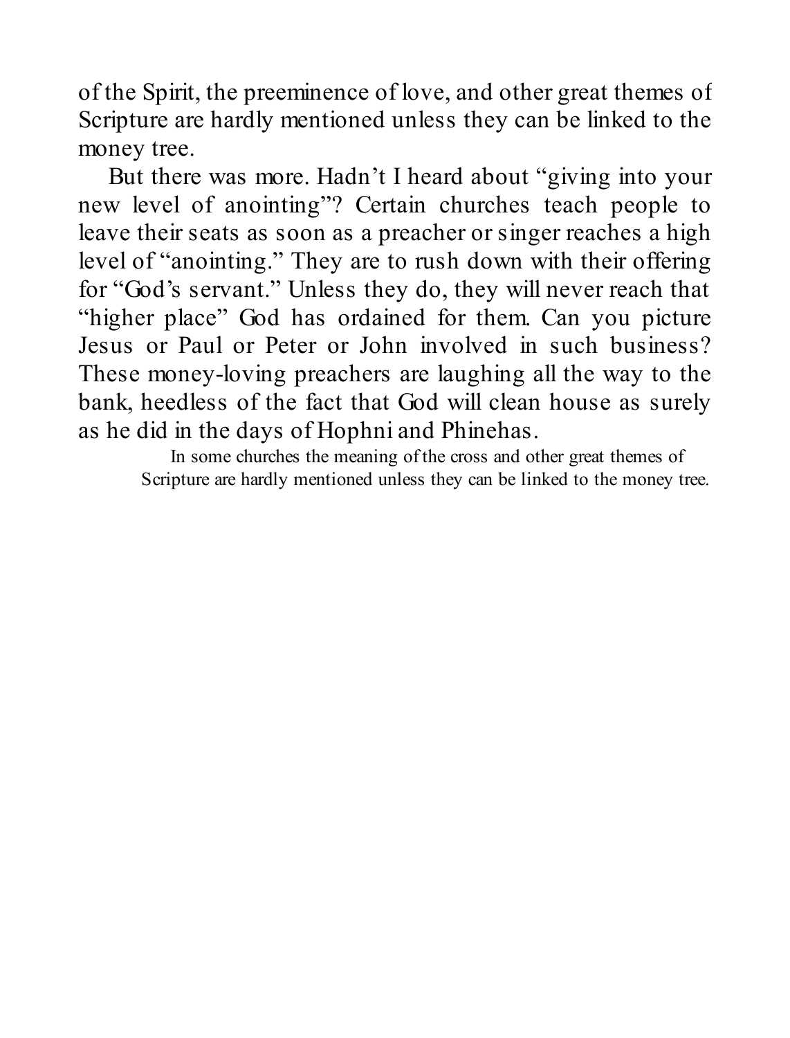of the Spirit, the preeminence of love, and other great themes of Scripture are hardly mentioned unless they can be linked to the money tree.

But there was more. Hadn't I heard about "giving into your new level of anointing"? Certain churches teach people to leave their seats as soon as a preacher or singer reaches a high level of "anointing." They are to rush down with their offering for "God's servant." Unless they do, they will never reach that "higher place" God has ordained for them. Can you picture Jesus or Paul or Peter or John involved in such business? These money-loving preachers are laughing all the way to the bank, heedless of the fact that God will clean house as surely as he did in the days of Hophni and Phinehas.

> In some churches the meaning of the cross and other great themes of Scripture are hardly mentioned unless they can be linked to the money tree.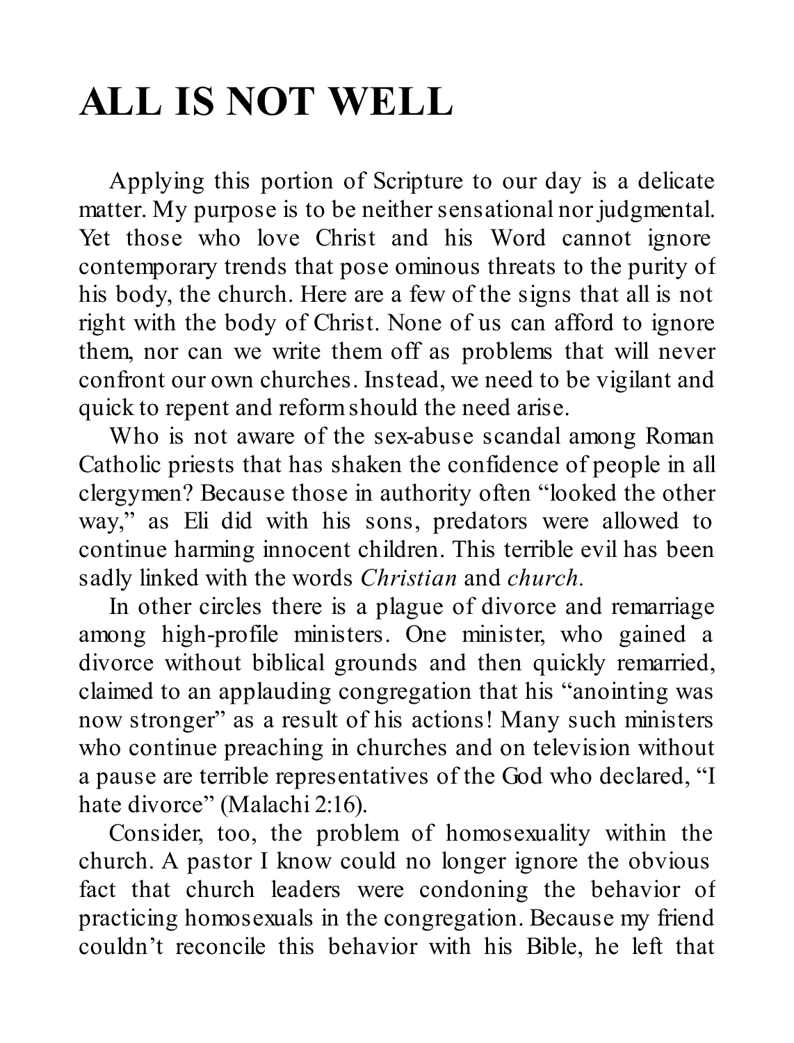# ALL IS NOT WELL

Applying this portion of Scripture to our day is a delicate matter. My purpose is to be neither sensational nor judgmental. Yet those who love Christ and his Word cannot ignore contemporary trends that pose ominous threats to the purity of his body, the church. Here are a few of the signs that all is not right with the body of Christ. None of us can afford to ignore them, nor can we write them off as problems that will never confront our own churches. Instead, we need to be vigilant and quick to repent and reform should the need arise.

Who is not aware of the sex-abuse scandal among Roman Catholic priests that has shaken the confidence of people in all clergymen? Because those in authority often "looked the other way," as Eli did with his sons, predators were allowed to continue harming innocent children. This terrible evil has been sadly linked with the words *Christian* and *church.*

In other circles there is a plague of divorce and remarriage among high-profile ministers. One minister, who gained a divorce without biblical grounds and then quickly remarried, claimed to an applauding congregation that his "anointing was now stronger" as a result of his actions! Many such ministers who continue preaching in churches and on television without a pause are terrible representatives of the God who declared, "I hate divorce" (Malachi 2:16).

Consider, too, the problem of homosexuality within the church. A pastor I know could no longer ignore the obvious fact that church leaders were condoning the behavior of practicing homosexuals in the congregation. Because my friend couldn't reconcile this behavior with his Bible, he left that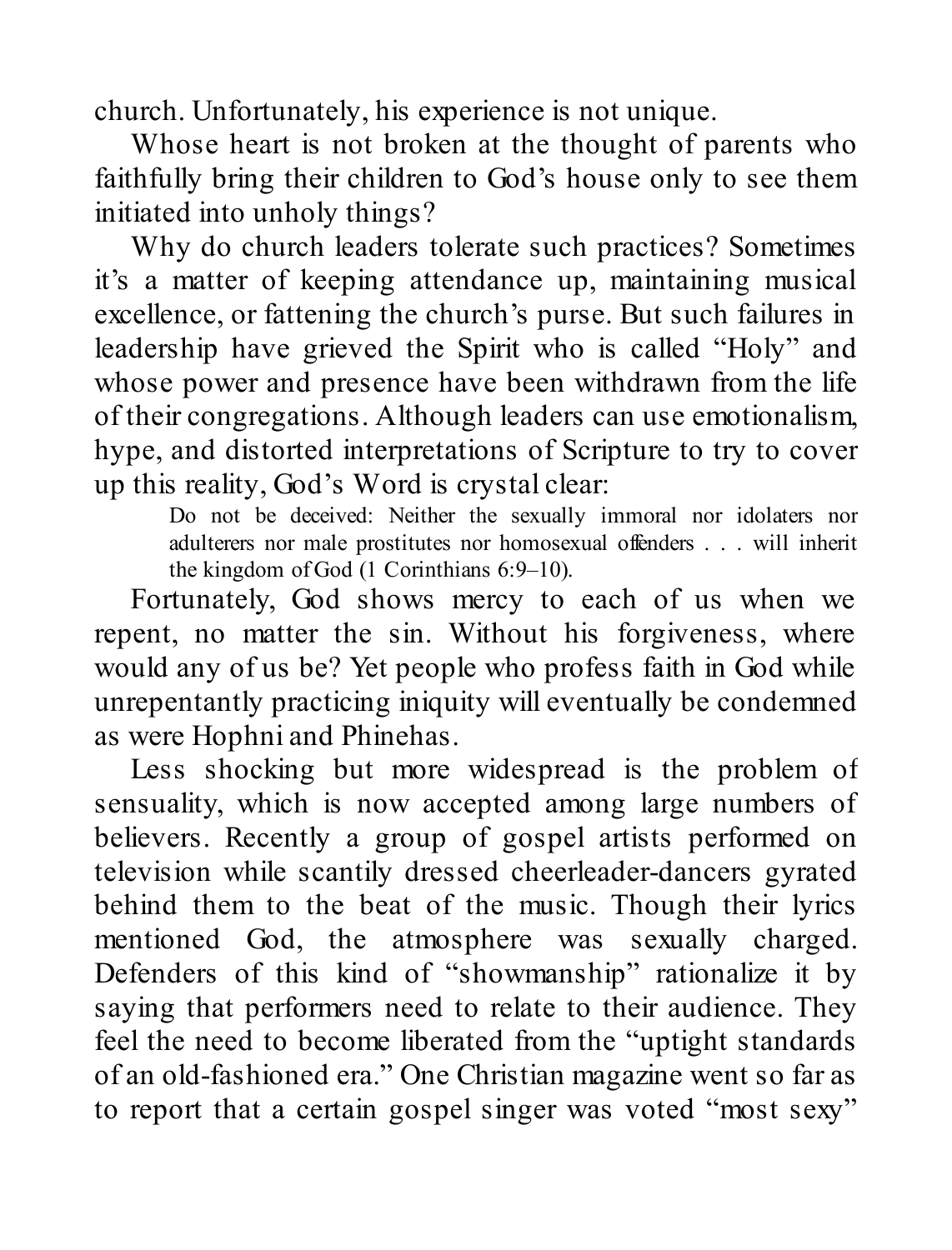church. Unfortunately, his experience is not unique.

Whose heart is not broken at the thought of parents who faithfully bring their children to God's house only to see them initiated into unholy things?

Why do church leaders tolerate such practices? Sometimes it's a matter of keeping attendance up, maintaining musical excellence, or fattening the church's purse. But such failures in leadership have grieved the Spirit who is called "Holy" and whose power and presence have been withdrawn from the life of their congregations. Although leaders can use emotionalism, hype, and distorted interpretations of Scripture to try to cover up this reality, God's Word is crystal clear:

> Do not be deceived: Neither the sexually immoral nor idolaters nor adulterers nor male prostitutes nor homosexual offenders . . . will inherit the kingdom of God (1 Corinthians 6:9–10).

Fortunately, God shows mercy to each of us when we repent, no matter the sin. Without his forgiveness, where would any of us be? Yet people who profess faith in God while unrepentantly practicing iniquity will eventually be condemned as were Hophni and Phinehas.

Less shocking but more widespread is the problem of sensuality, which is now accepted among large numbers of believers. Recently a group of gospel artists performed on television while scantily dressed cheerleader-dancers gyrated behind them to the beat of the music. Though their lyrics mentioned God, the atmosphere was sexually charged. Defenders of this kind of "showmanship" rationalize it by saying that performers need to relate to their audience. They feel the need to become liberated from the "uptight standards of an old-fashioned era." One Christian magazine went so far as to report that a certain gospel singer was voted "most sexy"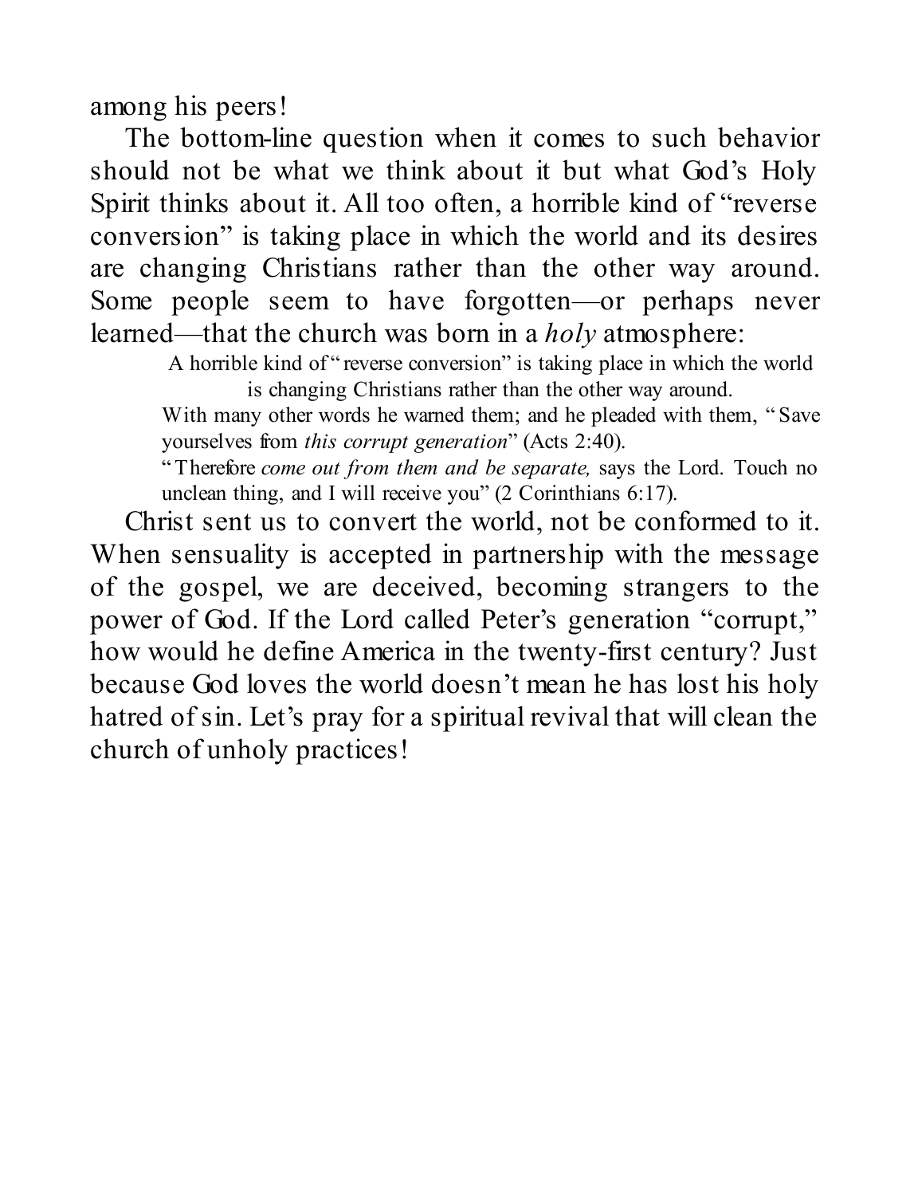among his peers!

The bottom-line question when it comes to such behavior should not be what we think about it but what God's Holy Spirit thinks about it. All too often, a horrible kind of "reverse conversion" is taking place in which the world and its desires are changing Christians rather than the other way around. Some people seem to have forgotten—or perhaps never learned—that the church was born in a *holy* atmosphere:

> A horrible kind of "reverse conversion" is taking place in which the world is changing Christians rather than the other way around.

> With many other words he warned them; and he pleaded with them, "Save yourselves from *this corrupt generation*" (Acts 2:40).

> "Therefore *come out from them and be separate,* says the Lord. Touch no unclean thing, and I will receive you" (2 Corinthians 6:17).

Christ sent us to convert the world, not be conformed to it. When sensuality is accepted in partnership with the message of the gospel, we are deceived, becoming strangers to the power of God. If the Lord called Peter's generation "corrupt," how would he define America in the twenty-first century? Just because God loves the world doesn't mean he has lost his holy hatred of sin. Let's pray for a spiritual revival that will clean the church of unholy practices!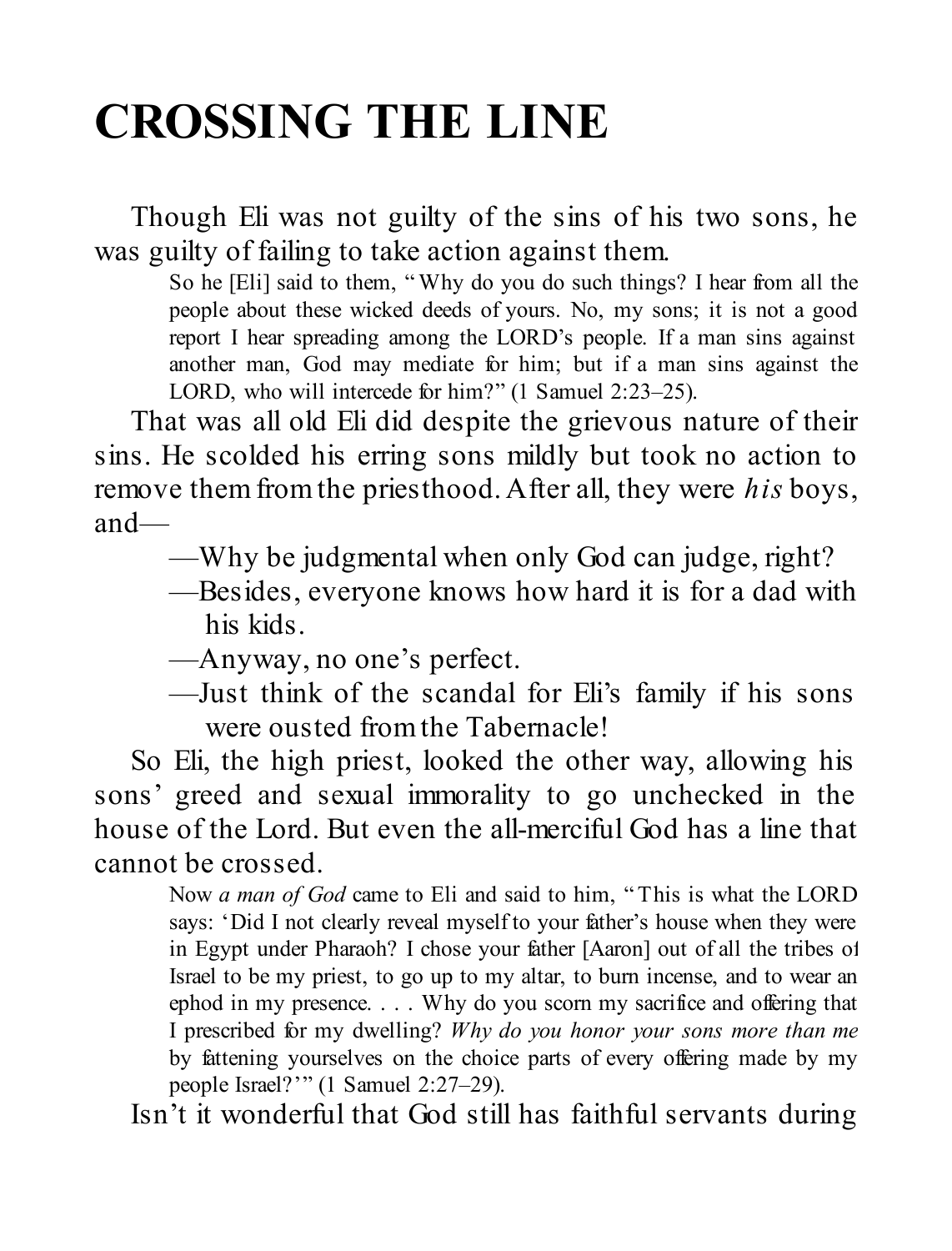# CROSSING THE LINE

Though Eli was not guilty of the sins of his two sons, he was guilty of failing to take action against them.

> So he [Eli] said to them, "Why do you do such things? I hear from all the people about these wicked deeds of yours. No, my sons; it is not a good report I hear spreading among the LORD's people. If a man sins against another man, God may mediate for him; but if a man sins against the LORD, who will intercede for him?" (1 Samuel 2:23–25).

That was all old Eli did despite the grievous nature of their sins. He scolded his erring sons mildly but took no action to remove them from the priesthood. After all, they were *his* boys, and—

> —Why be judgmental when only God can judge, right?
>
> —Besides, everyone knows how hard it is for a dad with his kids.
>
> —Anyway, no one's perfect.
>
> —Just think of the scandal for Eli's family if his sons were ousted from the Tabernacle!

So Eli, the high priest, looked the other way, allowing his sons' greed and sexual immorality to go unchecked in the house of the Lord. But even the all-merciful God has a line that cannot be crossed.

> Now *a man of God* came to Eli and said to him, "This is what the LORD says: 'Did I not clearly reveal myself to your father's house when they were in Egypt under Pharaoh? I chose your father [Aaron] out of all the tribes of Israel to be my priest, to go up to my altar, to burn incense, and to wear an ephod in my presence. . . . Why do you scorn my sacrifice and offering that I prescribed for my dwelling? *Why do you honor your sons more than me* by fattening yourselves on the choice parts of every offering made by my people Israel?'" (1 Samuel 2:27–29).

Isn't it wonderful that God still has faithful servants during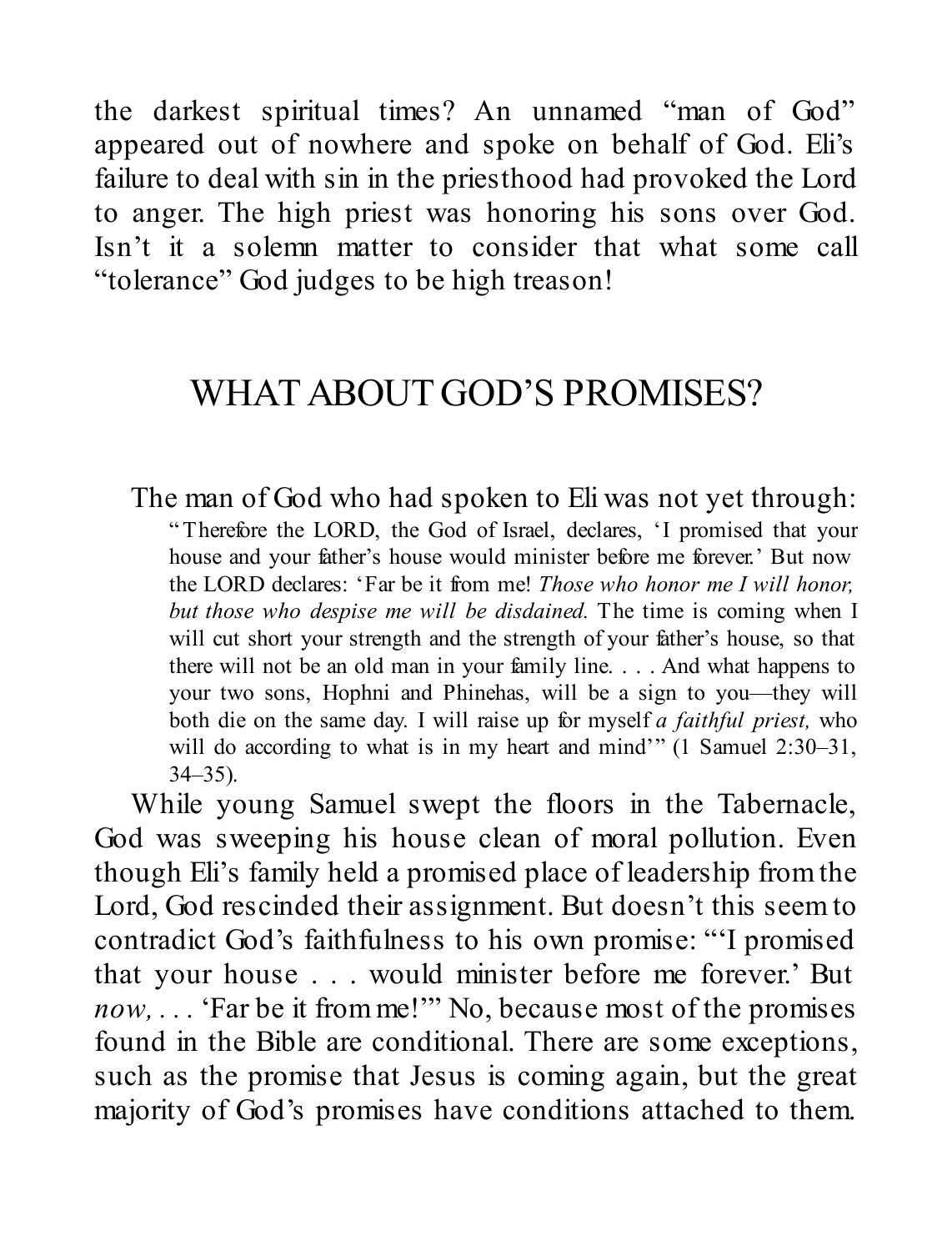the darkest spiritual times? An unnamed "man of God" appeared out of nowhere and spoke on behalf of God. Eli's failure to deal with sin in the priesthood had provoked the Lord to anger. The high priest was honoring his sons over God. Isn't it a solemn matter to consider that what some call "tolerance" God judges to be high treason!

## WHAT ABOUT GOD'S PROMISES?

The man of God who had spoken to Eli was not yet through:

> "Therefore the LORD, the God of Israel, declares, 'I promised that your house and your father's house would minister before me forever.' But now the LORD declares: 'Far be it from me! *Those who honor me I will honor, but those who despise me will be disdained.* The time is coming when I will cut short your strength and the strength of your father's house, so that there will not be an old man in your family line. . . . And what happens to your two sons, Hophni and Phinehas, will be a sign to you—they will both die on the same day. I will raise up for myself *a faithful priest,* who will do according to what is in my heart and mind'" (1 Samuel 2:30–31, 34–35).

While young Samuel swept the floors in the Tabernacle, God was sweeping his house clean of moral pollution. Even though Eli's family held a promised place of leadership from the Lord, God rescinded their assignment. But doesn't this seem to contradict God's faithfulness to his own promise: "'I promised that your house . . . would minister before me forever.' But *now,* . . . 'Far be it from me!'" No, because most of the promises found in the Bible are conditional. There are some exceptions, such as the promise that Jesus is coming again, but the great majority of God's promises have conditions attached to them.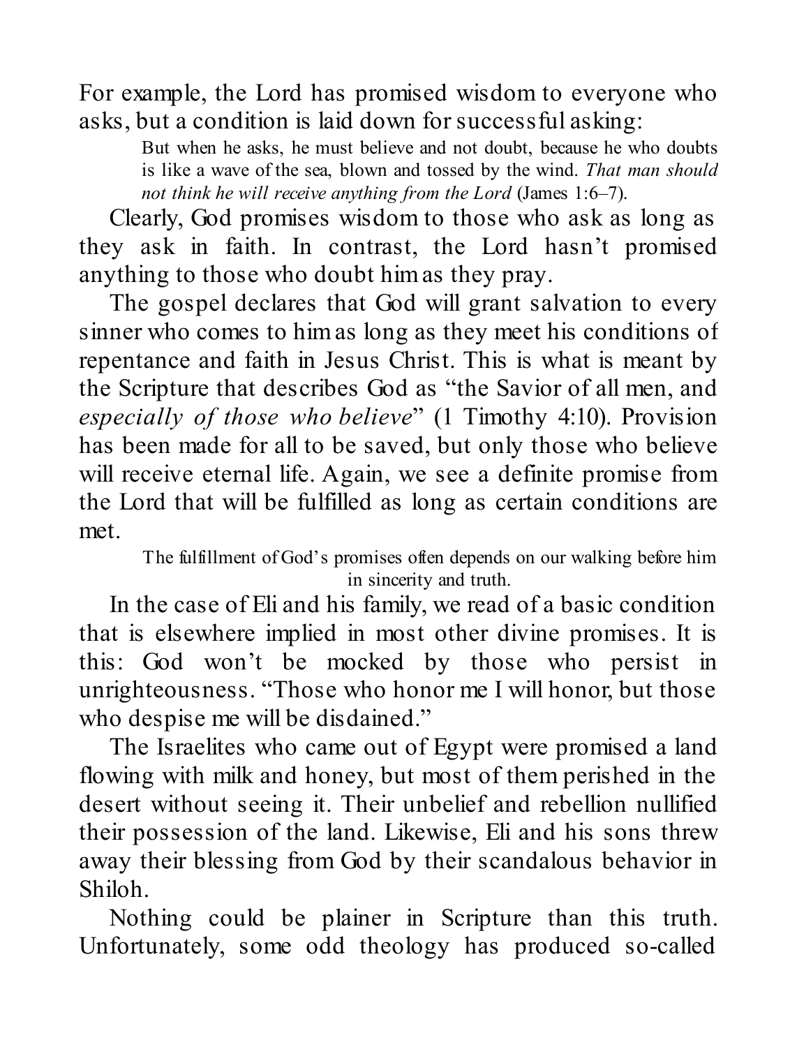For example, the Lord has promised wisdom to everyone who asks, but a condition is laid down for successful asking:

> But when he asks, he must believe and not doubt, because he who doubts is like a wave of the sea, blown and tossed by the wind. *That man should not think he will receive anything from the Lord* (James 1:6–7).

Clearly, God promises wisdom to those who ask as long as they ask in faith. In contrast, the Lord hasn't promised anything to those who doubt him as they pray.

The gospel declares that God will grant salvation to every sinner who comes to him as long as they meet his conditions of repentance and faith in Jesus Christ. This is what is meant by the Scripture that describes God as "the Savior of all men, and *especially of those who believe*" (1 Timothy 4:10). Provision has been made for all to be saved, but only those who believe will receive eternal life. Again, we see a definite promise from the Lord that will be fulfilled as long as certain conditions are met.

The fulfillment of God's promises often depends on our walking before him in sincerity and truth.

In the case of Eli and his family, we read of a basic condition that is elsewhere implied in most other divine promises. It is this: God won't be mocked by those who persist in unrighteousness. "Those who honor me I will honor, but those who despise me will be disdained."

The Israelites who came out of Egypt were promised a land flowing with milk and honey, but most of them perished in the desert without seeing it. Their unbelief and rebellion nullified their possession of the land. Likewise, Eli and his sons threw away their blessing from God by their scandalous behavior in Shiloh.

Nothing could be plainer in Scripture than this truth. Unfortunately, some odd theology has produced so-called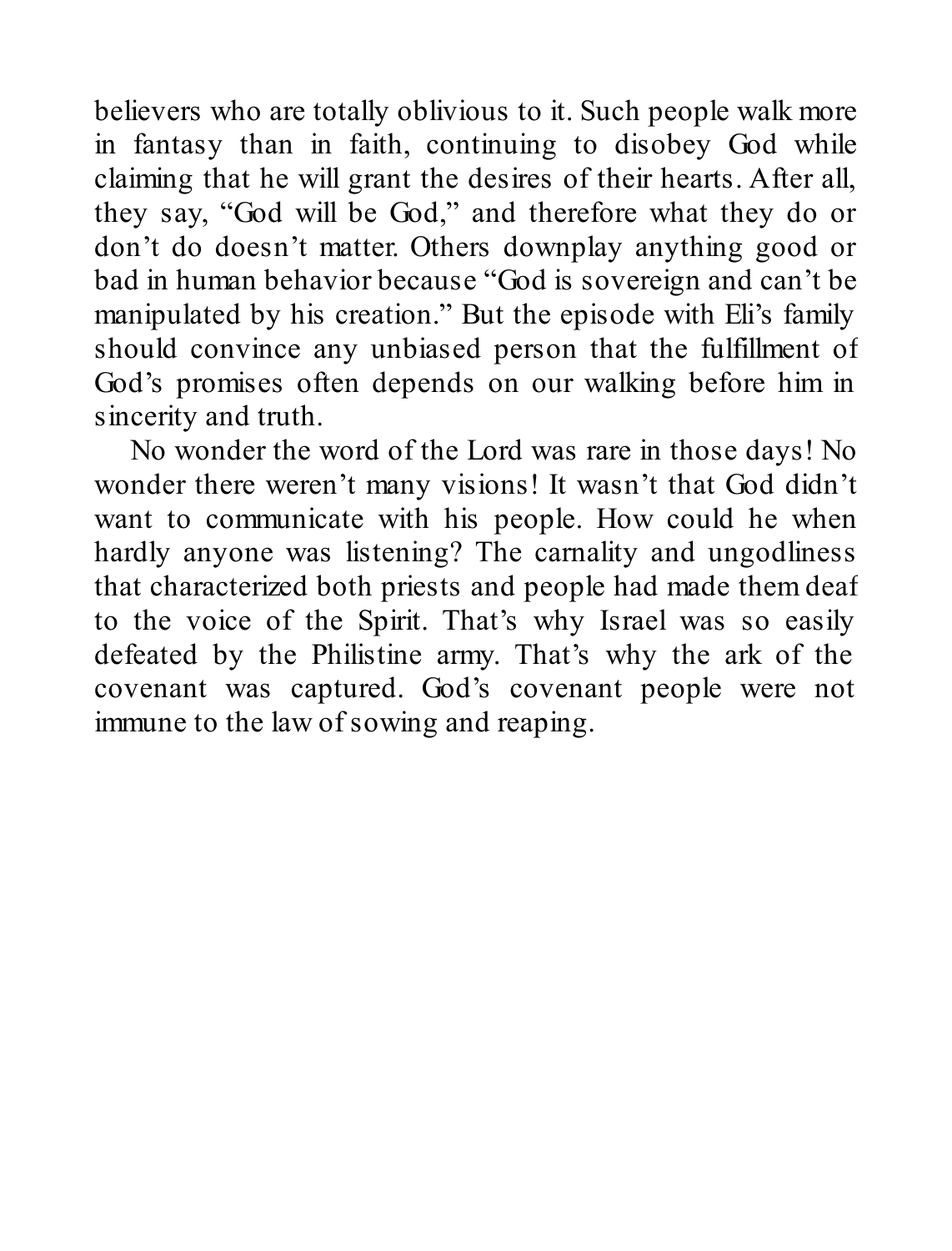believers who are totally oblivious to it. Such people walk more in fantasy than in faith, continuing to disobey God while claiming that he will grant the desires of their hearts. After all, they say, "God will be God," and therefore what they do or don't do doesn't matter. Others downplay anything good or bad in human behavior because "God is sovereign and can't be manipulated by his creation." But the episode with Eli's family should convince any unbiased person that the fulfillment of God's promises often depends on our walking before him in sincerity and truth.

No wonder the word of the Lord was rare in those days! No wonder there weren't many visions! It wasn't that God didn't want to communicate with his people. How could he when hardly anyone was listening? The carnality and ungodliness that characterized both priests and people had made them deaf to the voice of the Spirit. That's why Israel was so easily defeated by the Philistine army. That's why the ark of the covenant was captured. God's covenant people were not immune to the law of sowing and reaping.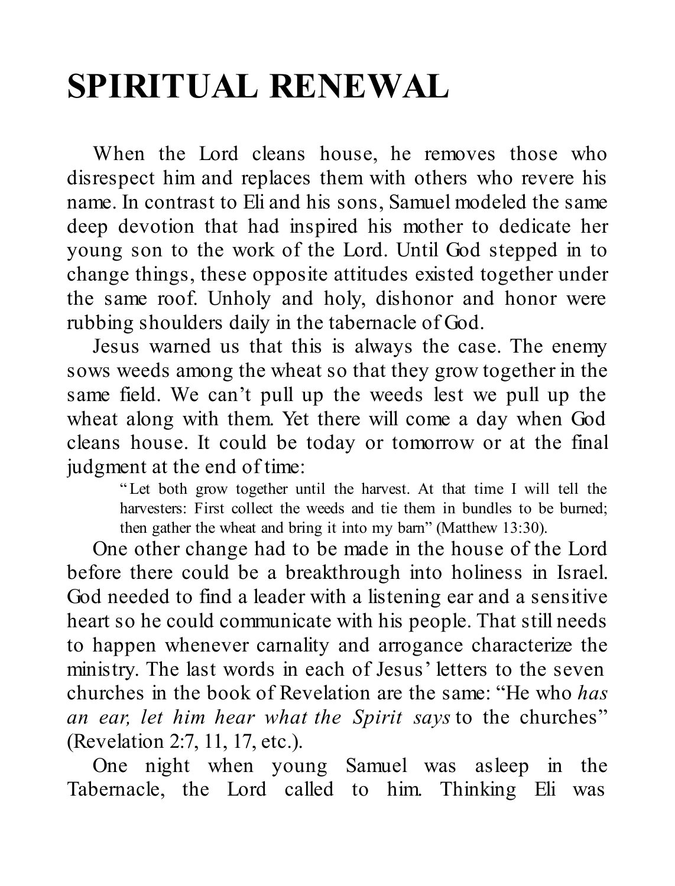# SPIRITUAL RENEWAL

When the Lord cleans house, he removes those who disrespect him and replaces them with others who revere his name. In contrast to Eli and his sons, Samuel modeled the same deep devotion that had inspired his mother to dedicate her young son to the work of the Lord. Until God stepped in to change things, these opposite attitudes existed together under the same roof. Unholy and holy, dishonor and honor were rubbing shoulders daily in the tabernacle of God.

Jesus warned us that this is always the case. The enemy sows weeds among the wheat so that they grow together in the same field. We can't pull up the weeds lest we pull up the wheat along with them. Yet there will come a day when God cleans house. It could be today or tomorrow or at the final judgment at the end of time:

> "Let both grow together until the harvest. At that time I will tell the harvesters: First collect the weeds and tie them in bundles to be burned; then gather the wheat and bring it into my barn" (Matthew 13:30).

One other change had to be made in the house of the Lord before there could be a breakthrough into holiness in Israel. God needed to find a leader with a listening ear and a sensitive heart so he could communicate with his people. That still needs to happen whenever carnality and arrogance characterize the ministry. The last words in each of Jesus' letters to the seven churches in the book of Revelation are the same: "He who *has an ear, let him hear what the Spirit says* to the churches" (Revelation 2:7, 11, 17, etc.).

One night when young Samuel was asleep in the Tabernacle, the Lord called to him. Thinking Eli was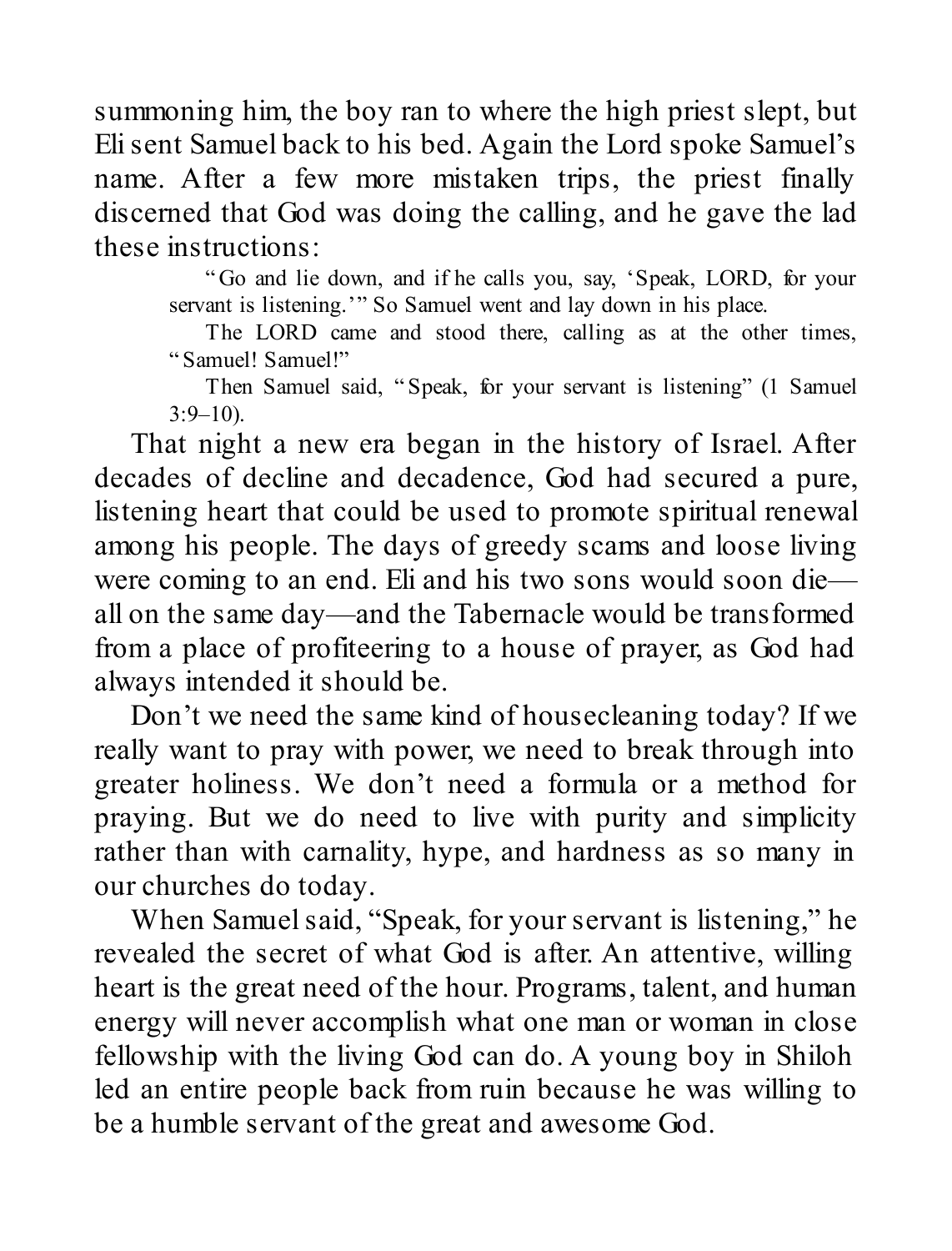summoning him, the boy ran to where the high priest slept, but Eli sent Samuel back to his bed. Again the Lord spoke Samuel's name. After a few more mistaken trips, the priest finally discerned that God was doing the calling, and he gave the lad these instructions:

> "Go and lie down, and if he calls you, say, 'Speak, LORD, for your servant is listening.'" So Samuel went and lay down in his place.
>
> The LORD came and stood there, calling as at the other times, "Samuel! Samuel!"
>
> Then Samuel said, "Speak, for your servant is listening" (1 Samuel 3:9–10).

That night a new era began in the history of Israel. After decades of decline and decadence, God had secured a pure, listening heart that could be used to promote spiritual renewal among his people. The days of greedy scams and loose living were coming to an end. Eli and his two sons would soon die—all on the same day—and the Tabernacle would be transformed from a place of profiteering to a house of prayer, as God had always intended it should be.

Don't we need the same kind of housecleaning today? If we really want to pray with power, we need to break through into greater holiness. We don't need a formula or a method for praying. But we do need to live with purity and simplicity rather than with carnality, hype, and hardness as so many in our churches do today.

When Samuel said, "Speak, for your servant is listening," he revealed the secret of what God is after. An attentive, willing heart is the great need of the hour. Programs, talent, and human energy will never accomplish what one man or woman in close fellowship with the living God can do. A young boy in Shiloh led an entire people back from ruin because he was willing to be a humble servant of the great and awesome God.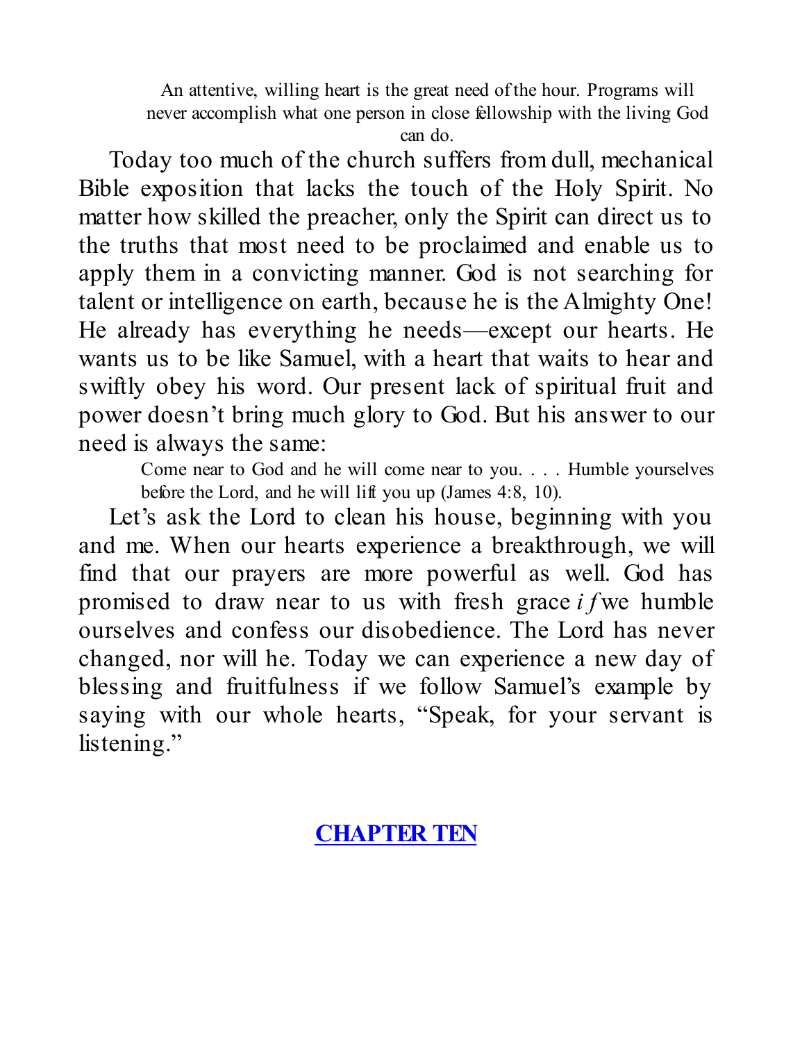> An attentive, willing heart is the great need of the hour. Programs will never accomplish what one person in close fellowship with the living God can do.

Today too much of the church suffers from dull, mechanical Bible exposition that lacks the touch of the Holy Spirit. No matter how skilled the preacher, only the Spirit can direct us to the truths that most need to be proclaimed and enable us to apply them in a convicting manner. God is not searching for talent or intelligence on earth, because he is the Almighty One! He already has everything he needs—except our hearts. He wants us to be like Samuel, with a heart that waits to hear and swiftly obey his word. Our present lack of spiritual fruit and power doesn't bring much glory to God. But his answer to our need is always the same:

> Come near to God and he will come near to you. . . . Humble yourselves before the Lord, and he will lift you up (James 4:8, 10).

Let's ask the Lord to clean his house, beginning with you and me. When our hearts experience a breakthrough, we will find that our prayers are more powerful as well. God has promised to draw near to us with fresh grace *if* we humble ourselves and confess our disobedience. The Lord has never changed, nor will he. Today we can experience a new day of blessing and fruitfulness if we follow Samuel's example by saying with our whole hearts, "Speak, for your servant is listening."

**CHAPTER TEN**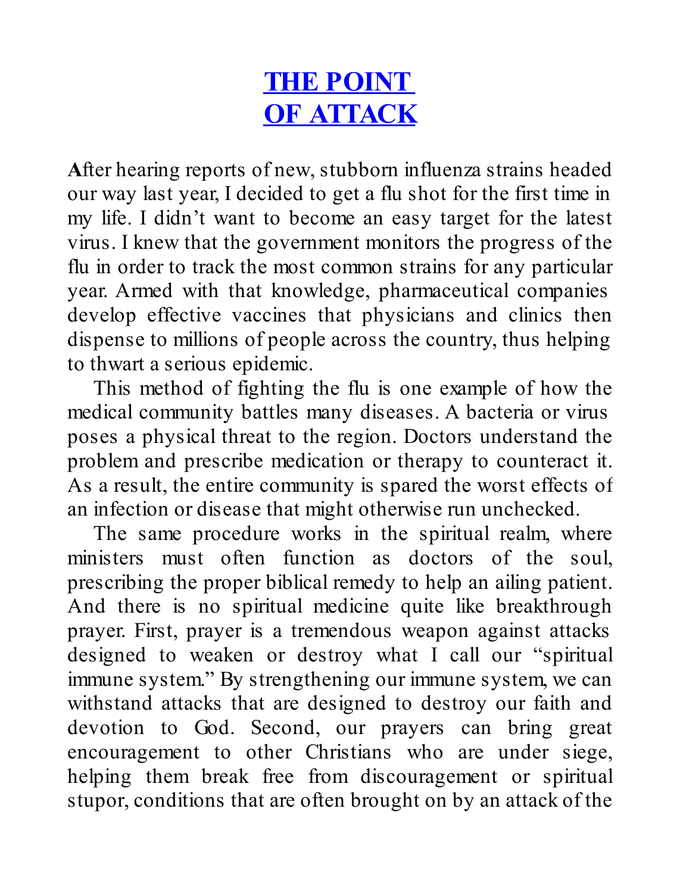# THE POINT OF ATTACK

After hearing reports of new, stubborn influenza strains headed our way last year, I decided to get a flu shot for the first time in my life. I didn't want to become an easy target for the latest virus. I knew that the government monitors the progress of the flu in order to track the most common strains for any particular year. Armed with that knowledge, pharmaceutical companies develop effective vaccines that physicians and clinics then dispense to millions of people across the country, thus helping to thwart a serious epidemic.

This method of fighting the flu is one example of how the medical community battles many diseases. A bacteria or virus poses a physical threat to the region. Doctors understand the problem and prescribe medication or therapy to counteract it. As a result, the entire community is spared the worst effects of an infection or disease that might otherwise run unchecked.

The same procedure works in the spiritual realm, where ministers must often function as doctors of the soul, prescribing the proper biblical remedy to help an ailing patient. And there is no spiritual medicine quite like breakthrough prayer. First, prayer is a tremendous weapon against attacks designed to weaken or destroy what I call our "spiritual immune system." By strengthening our immune system, we can withstand attacks that are designed to destroy our faith and devotion to God. Second, our prayers can bring great encouragement to other Christians who are under siege, helping them break free from discouragement or spiritual stupor, conditions that are often brought on by an attack of the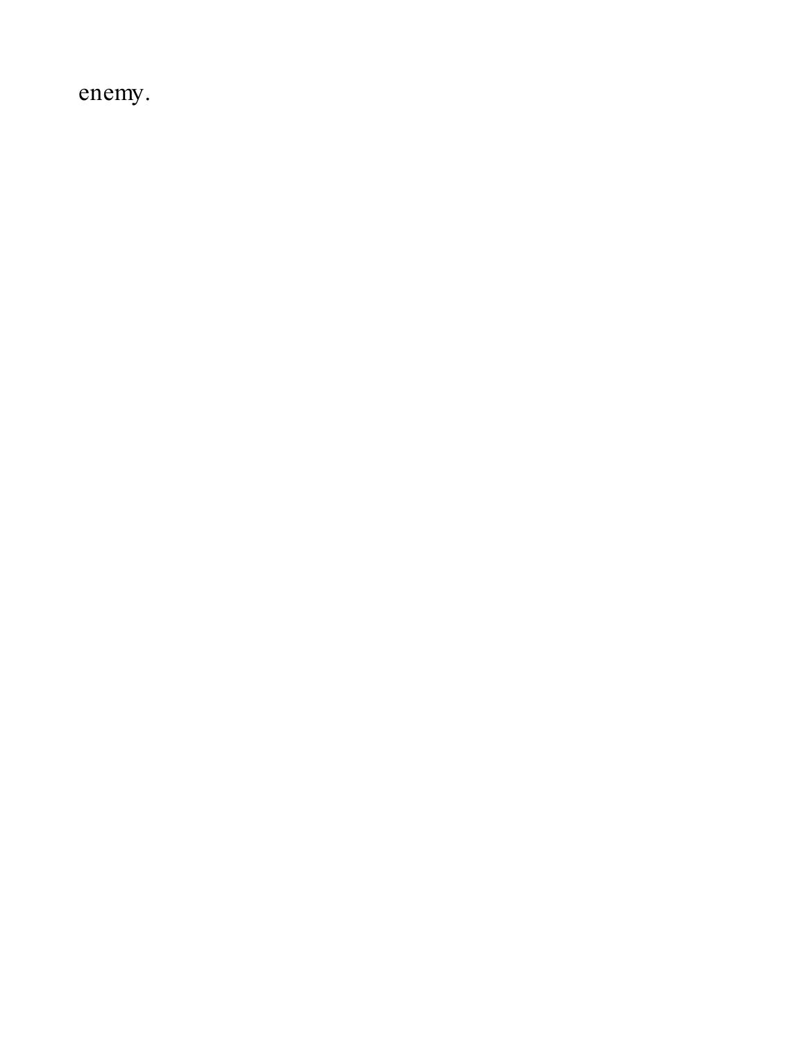enemy.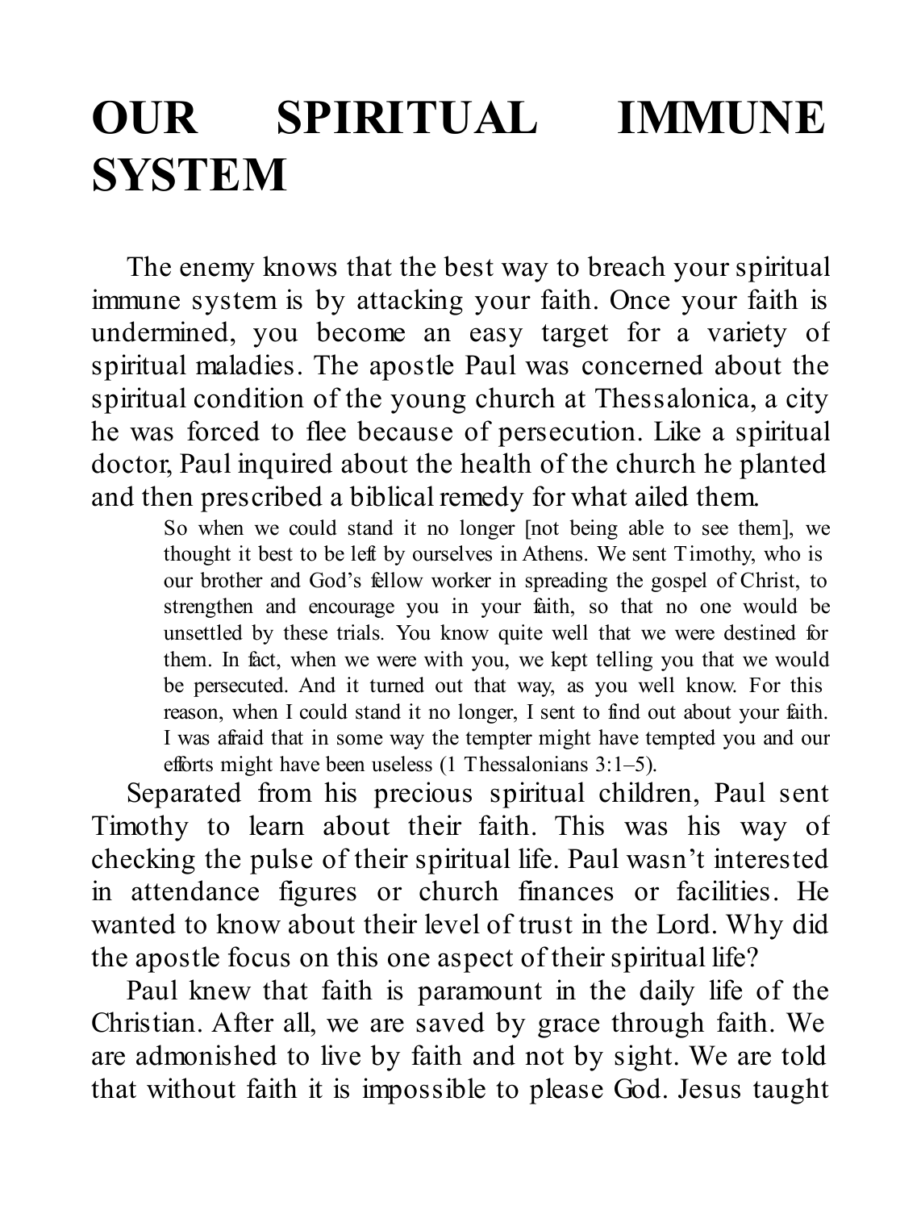# OUR SPIRITUAL IMMUNE SYSTEM

The enemy knows that the best way to breach your spiritual immune system is by attacking your faith. Once your faith is undermined, you become an easy target for a variety of spiritual maladies. The apostle Paul was concerned about the spiritual condition of the young church at Thessalonica, a city he was forced to flee because of persecution. Like a spiritual doctor, Paul inquired about the health of the church he planted and then prescribed a biblical remedy for what ailed them.

> So when we could stand it no longer [not being able to see them], we thought it best to be left by ourselves in Athens. We sent Timothy, who is our brother and God's fellow worker in spreading the gospel of Christ, to strengthen and encourage you in your faith, so that no one would be unsettled by these trials. You know quite well that we were destined for them. In fact, when we were with you, we kept telling you that we would be persecuted. And it turned out that way, as you well know. For this reason, when I could stand it no longer, I sent to find out about your faith. I was afraid that in some way the tempter might have tempted you and our efforts might have been useless (1 Thessalonians 3:1–5).

Separated from his precious spiritual children, Paul sent Timothy to learn about their faith. This was his way of checking the pulse of their spiritual life. Paul wasn't interested in attendance figures or church finances or facilities. He wanted to know about their level of trust in the Lord. Why did the apostle focus on this one aspect of their spiritual life?

Paul knew that faith is paramount in the daily life of the Christian. After all, we are saved by grace through faith. We are admonished to live by faith and not by sight. We are told that without faith it is impossible to please God. Jesus taught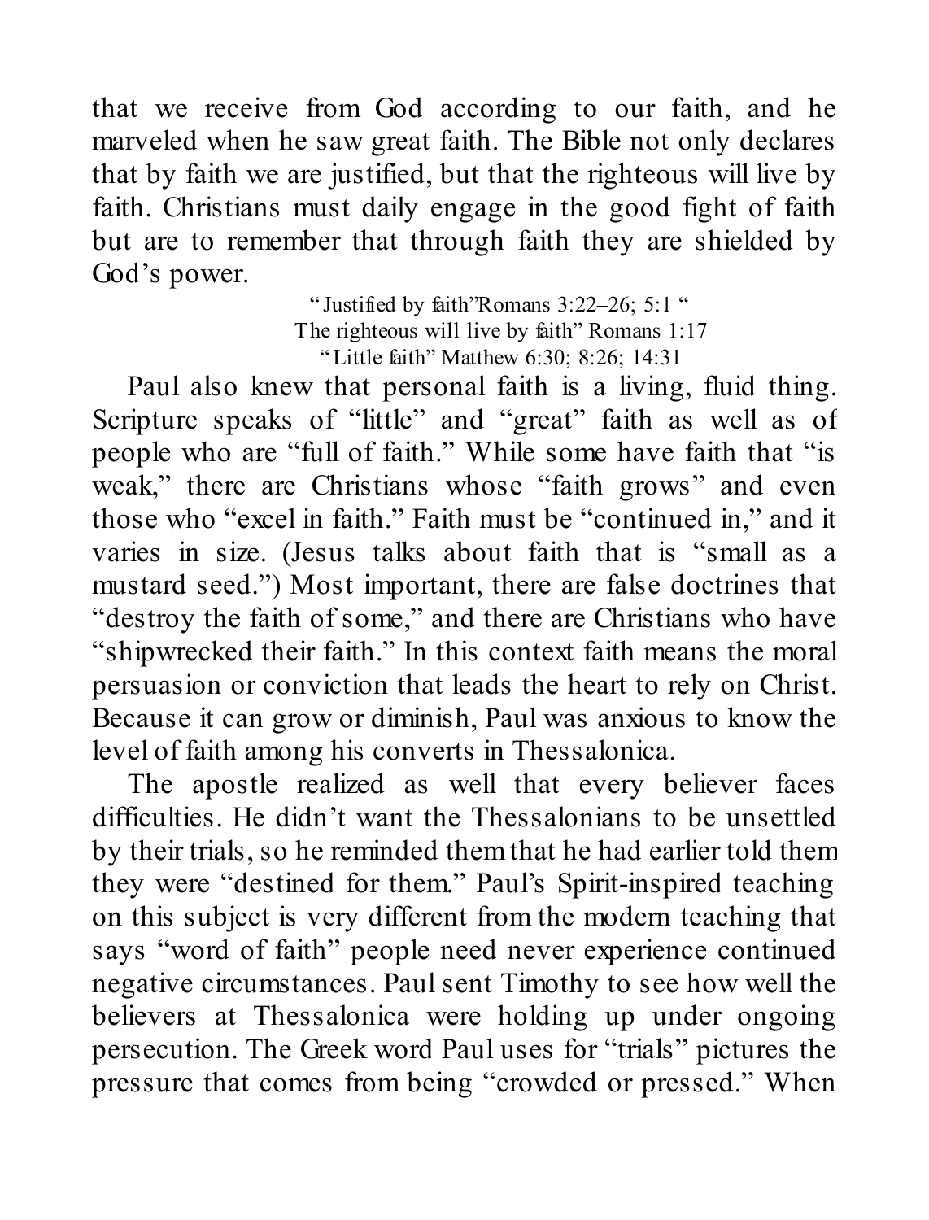that we receive from God according to our faith, and he marveled when he saw great faith. The Bible not only declares that by faith we are justified, but that the righteous will live by faith. Christians must daily engage in the good fight of faith but are to remember that through faith they are shielded by God's power.

"Justified by faith"Romans 3:22–26; 5:1 "
The righteous will live by faith" Romans 1:17
"Little faith" Matthew 6:30; 8:26; 14:31

Paul also knew that personal faith is a living, fluid thing. Scripture speaks of "little" and "great" faith as well as of people who are "full of faith." While some have faith that "is weak," there are Christians whose "faith grows" and even those who "excel in faith." Faith must be "continued in," and it varies in size. (Jesus talks about faith that is "small as a mustard seed.") Most important, there are false doctrines that "destroy the faith of some," and there are Christians who have "shipwrecked their faith." In this context faith means the moral persuasion or conviction that leads the heart to rely on Christ. Because it can grow or diminish, Paul was anxious to know the level of faith among his converts in Thessalonica.

The apostle realized as well that every believer faces difficulties. He didn't want the Thessalonians to be unsettled by their trials, so he reminded them that he had earlier told them they were "destined for them." Paul's Spirit-inspired teaching on this subject is very different from the modern teaching that says "word of faith" people need never experience continued negative circumstances. Paul sent Timothy to see how well the believers at Thessalonica were holding up under ongoing persecution. The Greek word Paul uses for "trials" pictures the pressure that comes from being "crowded or pressed." When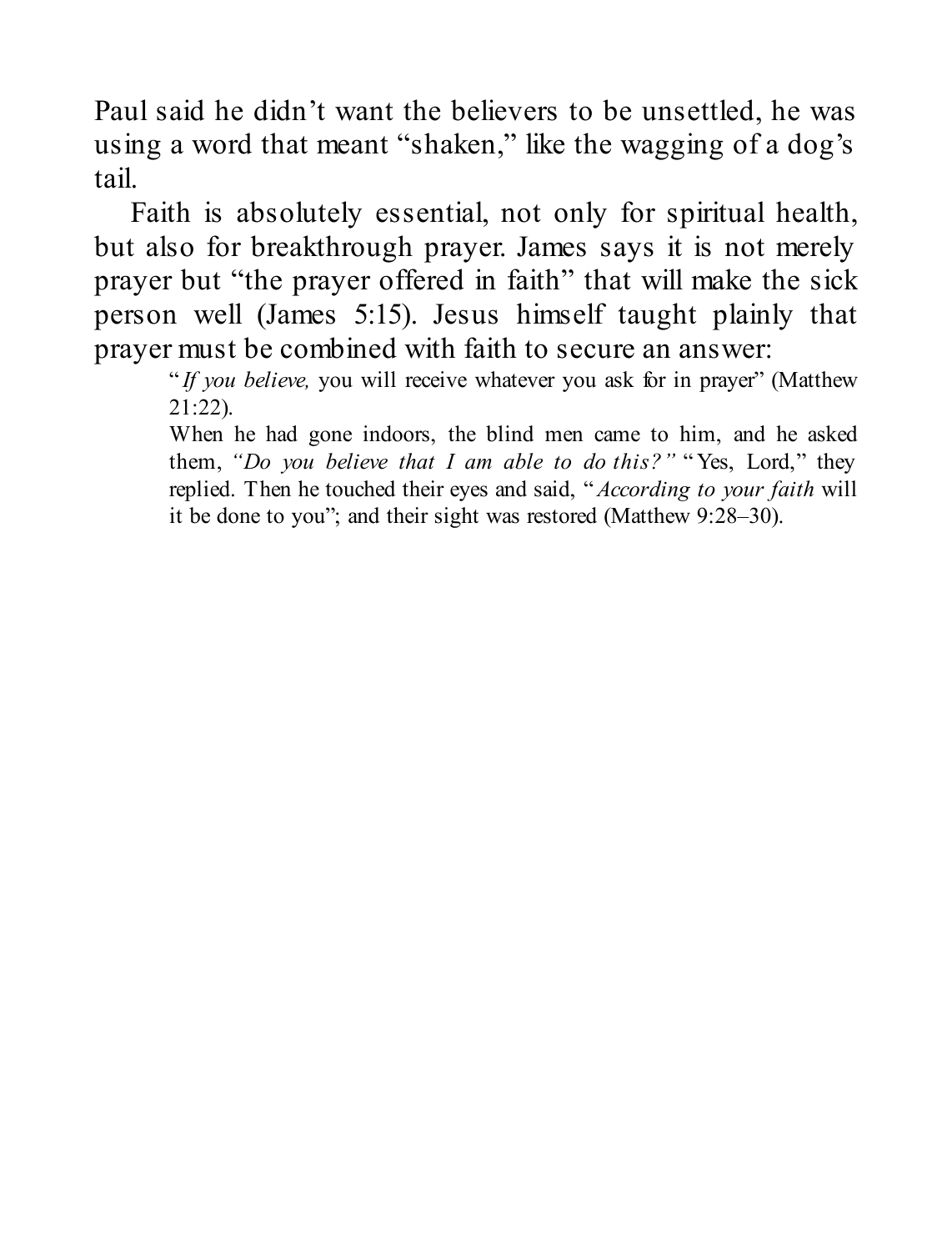Paul said he didn't want the believers to be unsettled, he was using a word that meant "shaken," like the wagging of a dog's tail.

Faith is absolutely essential, not only for spiritual health, but also for breakthrough prayer. James says it is not merely prayer but "the prayer offered in faith" that will make the sick person well (James 5:15). Jesus himself taught plainly that prayer must be combined with faith to secure an answer:

> "*If you believe,* you will receive whatever you ask for in prayer" (Matthew 21:22).
>
> When he had gone indoors, the blind men came to him, and he asked them, *"Do you believe that I am able to do this?"* "Yes, Lord," they replied. Then he touched their eyes and said, "*According to your faith* will it be done to you"; and their sight was restored (Matthew 9:28–30).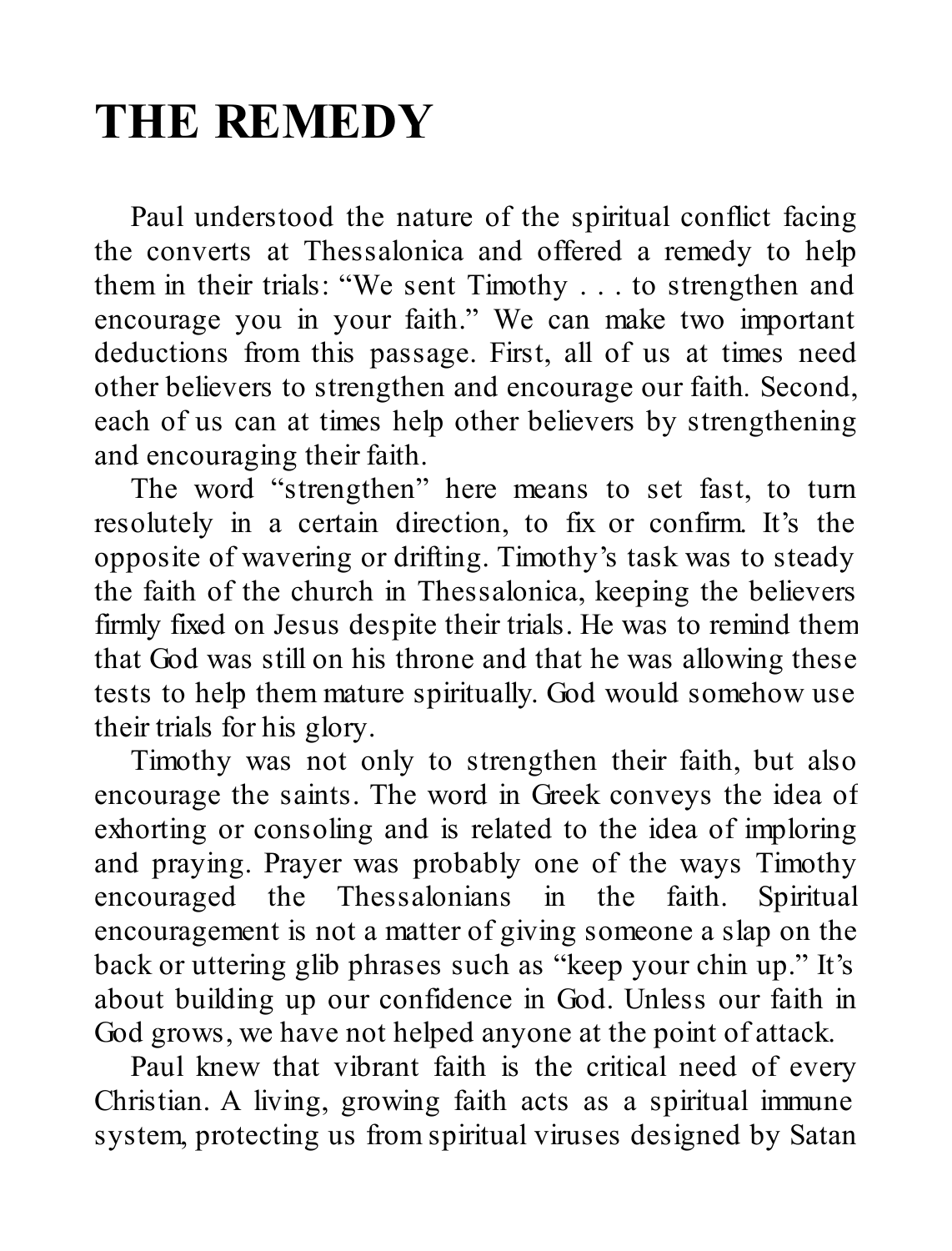# THE REMEDY

Paul understood the nature of the spiritual conflict facing the converts at Thessalonica and offered a remedy to help them in their trials: "We sent Timothy . . . to strengthen and encourage you in your faith." We can make two important deductions from this passage. First, all of us at times need other believers to strengthen and encourage our faith. Second, each of us can at times help other believers by strengthening and encouraging their faith.

The word "strengthen" here means to set fast, to turn resolutely in a certain direction, to fix or confirm. It's the opposite of wavering or drifting. Timothy's task was to steady the faith of the church in Thessalonica, keeping the believers firmly fixed on Jesus despite their trials. He was to remind them that God was still on his throne and that he was allowing these tests to help them mature spiritually. God would somehow use their trials for his glory.

Timothy was not only to strengthen their faith, but also encourage the saints. The word in Greek conveys the idea of exhorting or consoling and is related to the idea of imploring and praying. Prayer was probably one of the ways Timothy encouraged the Thessalonians in the faith. Spiritual encouragement is not a matter of giving someone a slap on the back or uttering glib phrases such as "keep your chin up." It's about building up our confidence in God. Unless our faith in God grows, we have not helped anyone at the point of attack.

Paul knew that vibrant faith is the critical need of every Christian. A living, growing faith acts as a spiritual immune system, protecting us from spiritual viruses designed by Satan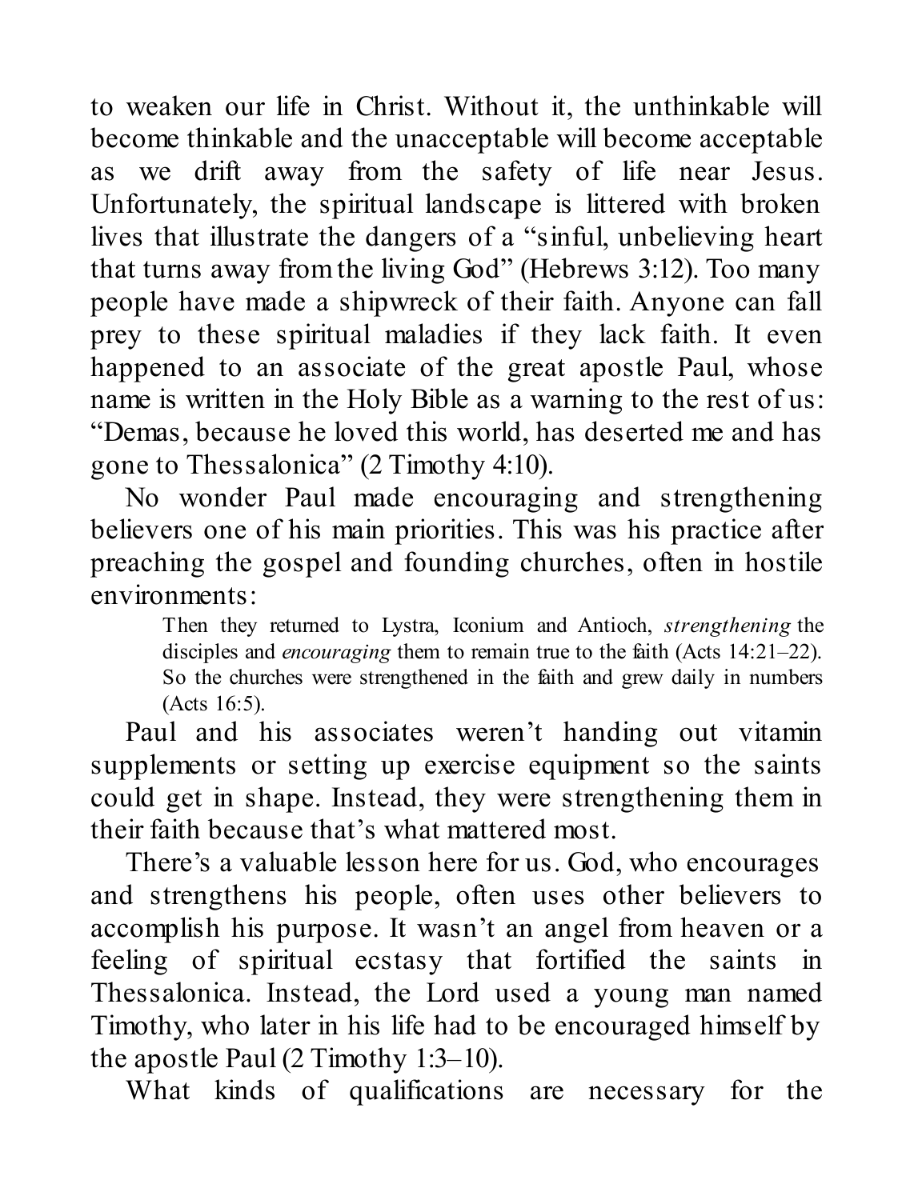to weaken our life in Christ. Without it, the unthinkable will become thinkable and the unacceptable will become acceptable as we drift away from the safety of life near Jesus. Unfortunately, the spiritual landscape is littered with broken lives that illustrate the dangers of a "sinful, unbelieving heart that turns away from the living God" (Hebrews 3:12). Too many people have made a shipwreck of their faith. Anyone can fall prey to these spiritual maladies if they lack faith. It even happened to an associate of the great apostle Paul, whose name is written in the Holy Bible as a warning to the rest of us: "Demas, because he loved this world, has deserted me and has gone to Thessalonica" (2 Timothy 4:10).

No wonder Paul made encouraging and strengthening believers one of his main priorities. This was his practice after preaching the gospel and founding churches, often in hostile environments:

> Then they returned to Lystra, Iconium and Antioch, *strengthening* the disciples and *encouraging* them to remain true to the faith (Acts 14:21–22).
> So the churches were strengthened in the faith and grew daily in numbers (Acts 16:5).

Paul and his associates weren't handing out vitamin supplements or setting up exercise equipment so the saints could get in shape. Instead, they were strengthening them in their faith because that's what mattered most.

There's a valuable lesson here for us. God, who encourages and strengthens his people, often uses other believers to accomplish his purpose. It wasn't an angel from heaven or a feeling of spiritual ecstasy that fortified the saints in Thessalonica. Instead, the Lord used a young man named Timothy, who later in his life had to be encouraged himself by the apostle Paul (2 Timothy 1:3–10).

What kinds of qualifications are necessary for the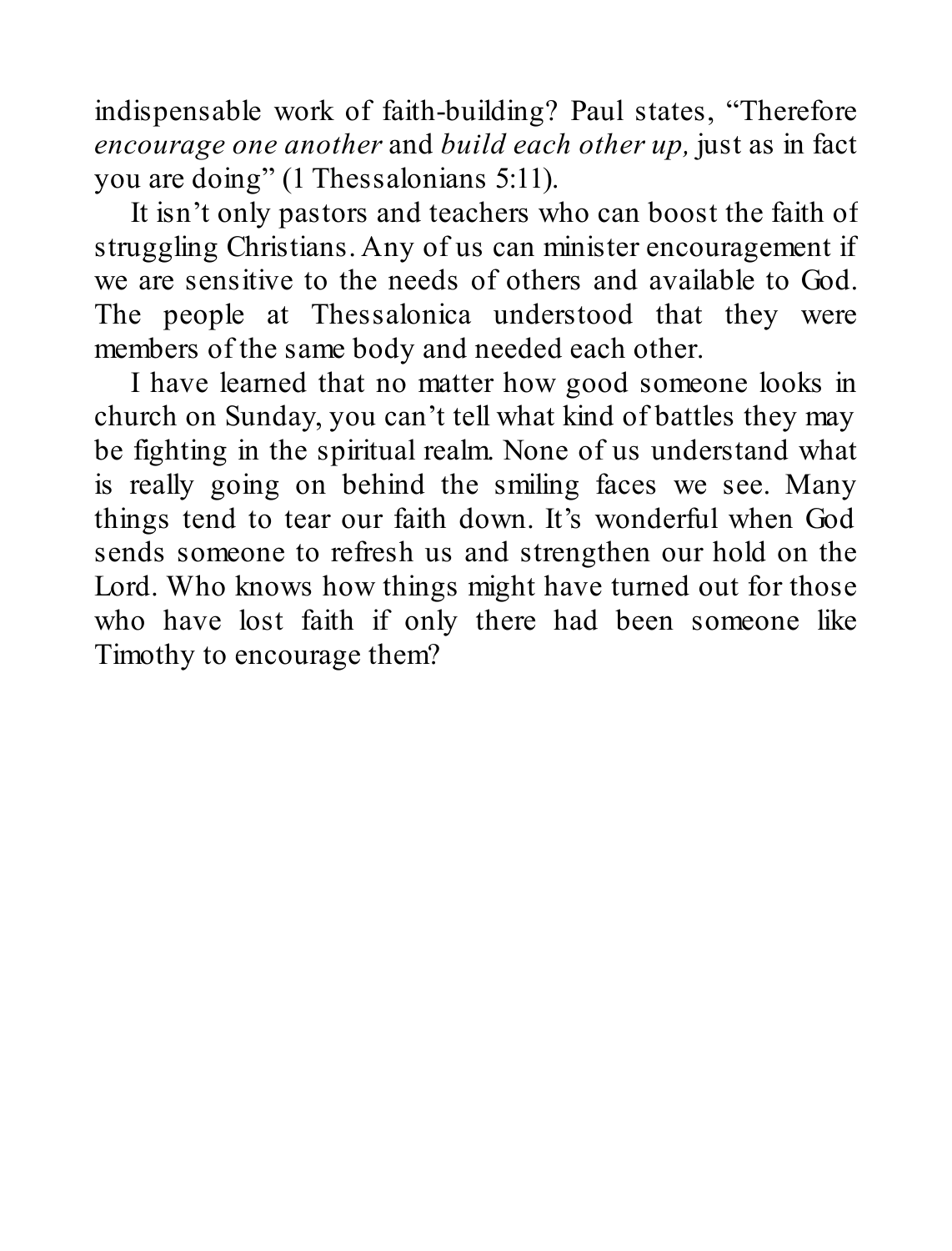indispensable work of faith-building? Paul states, "Therefore *encourage one another* and *build each other up,* just as in fact you are doing" (1 Thessalonians 5:11).

It isn't only pastors and teachers who can boost the faith of struggling Christians. Any of us can minister encouragement if we are sensitive to the needs of others and available to God. The people at Thessalonica understood that they were members of the same body and needed each other.

I have learned that no matter how good someone looks in church on Sunday, you can't tell what kind of battles they may be fighting in the spiritual realm. None of us understand what is really going on behind the smiling faces we see. Many things tend to tear our faith down. It's wonderful when God sends someone to refresh us and strengthen our hold on the Lord. Who knows how things might have turned out for those who have lost faith if only there had been someone like Timothy to encourage them?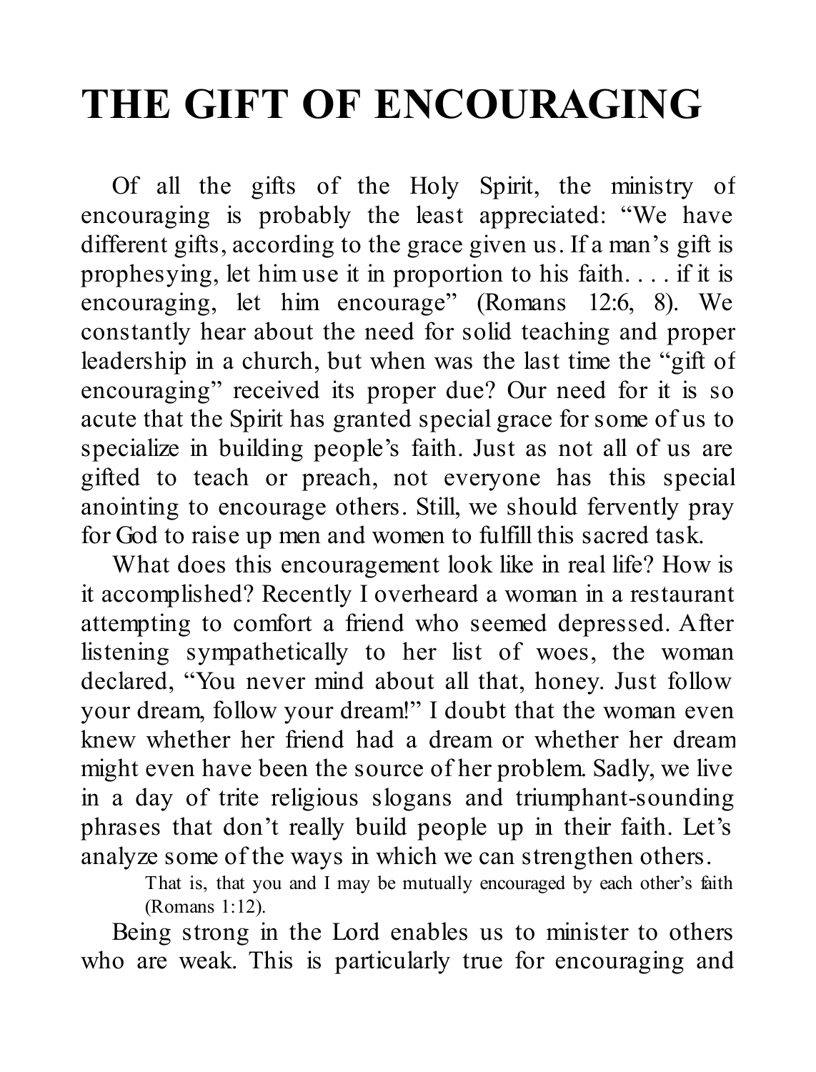# THE GIFT OF ENCOURAGING

Of all the gifts of the Holy Spirit, the ministry of encouraging is probably the least appreciated: "We have different gifts, according to the grace given us. If a man's gift is prophesying, let him use it in proportion to his faith. . . . if it is encouraging, let him encourage" (Romans 12:6, 8). We constantly hear about the need for solid teaching and proper leadership in a church, but when was the last time the "gift of encouraging" received its proper due? Our need for it is so acute that the Spirit has granted special grace for some of us to specialize in building people's faith. Just as not all of us are gifted to teach or preach, not everyone has this special anointing to encourage others. Still, we should fervently pray for God to raise up men and women to fulfill this sacred task.

What does this encouragement look like in real life? How is it accomplished? Recently I overheard a woman in a restaurant attempting to comfort a friend who seemed depressed. After listening sympathetically to her list of woes, the woman declared, "You never mind about all that, honey. Just follow your dream, follow your dream!" I doubt that the woman even knew whether her friend had a dream or whether her dream might even have been the source of her problem. Sadly, we live in a day of trite religious slogans and triumphant-sounding phrases that don't really build people up in their faith. Let's analyze some of the ways in which we can strengthen others.

> That is, that you and I may be mutually encouraged by each other's faith (Romans 1:12).

Being strong in the Lord enables us to minister to others who are weak. This is particularly true for encouraging and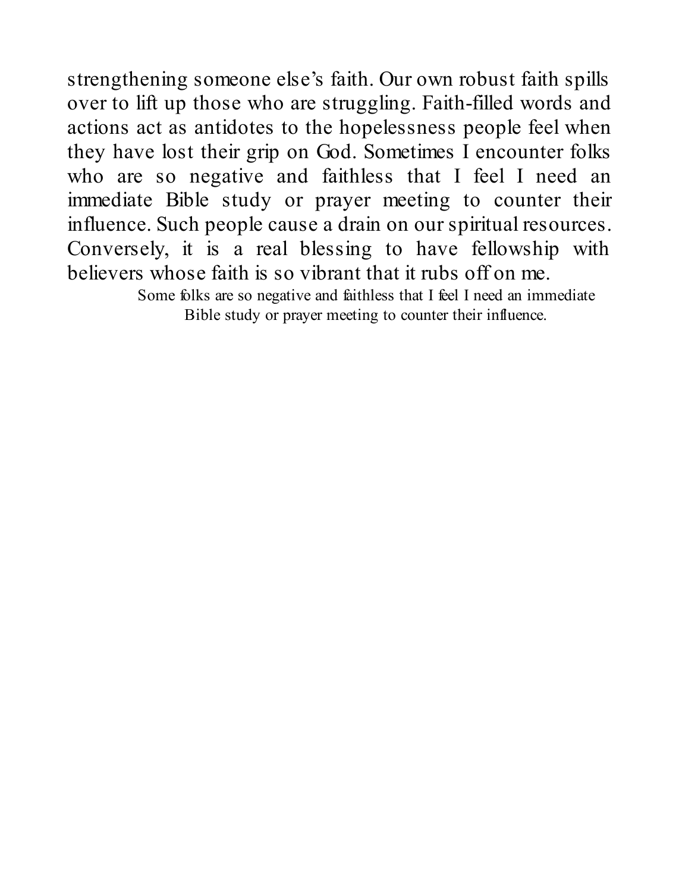strengthening someone else's faith. Our own robust faith spills over to lift up those who are struggling. Faith-filled words and actions act as antidotes to the hopelessness people feel when they have lost their grip on God. Sometimes I encounter folks who are so negative and faithless that I feel I need an immediate Bible study or prayer meeting to counter their influence. Such people cause a drain on our spiritual resources. Conversely, it is a real blessing to have fellowship with believers whose faith is so vibrant that it rubs off on me.

> Some folks are so negative and faithless that I feel I need an immediate Bible study or prayer meeting to counter their influence.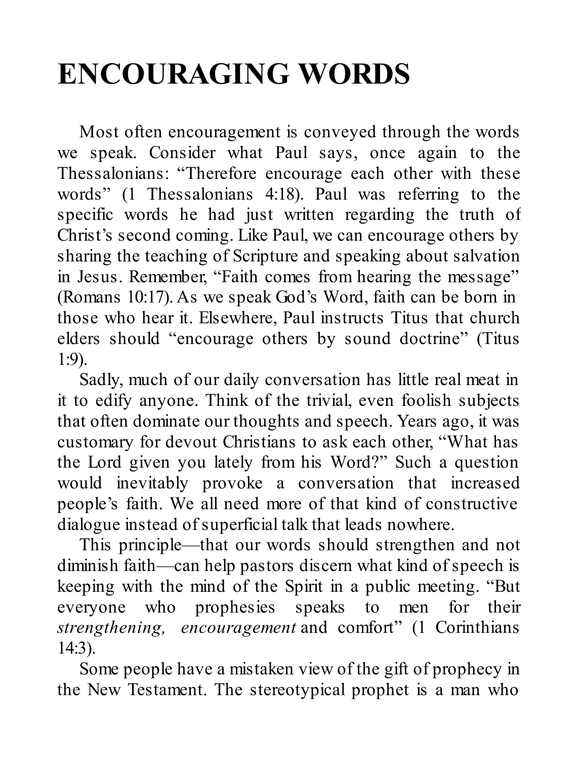# ENCOURAGING WORDS

Most often encouragement is conveyed through the words we speak. Consider what Paul says, once again to the Thessalonians: “Therefore encourage each other with these words” (1 Thessalonians 4:18). Paul was referring to the specific words he had just written regarding the truth of Christ’s second coming. Like Paul, we can encourage others by sharing the teaching of Scripture and speaking about salvation in Jesus. Remember, “Faith comes from hearing the message” (Romans 10:17). As we speak God’s Word, faith can be born in those who hear it. Elsewhere, Paul instructs Titus that church elders should “encourage others by sound doctrine” (Titus 1:9).

Sadly, much of our daily conversation has little real meat in it to edify anyone. Think of the trivial, even foolish subjects that often dominate our thoughts and speech. Years ago, it was customary for devout Christians to ask each other, “What has the Lord given you lately from his Word?” Such a question would inevitably provoke a conversation that increased people’s faith. We all need more of that kind of constructive dialogue instead of superficial talk that leads nowhere.

This principle—that our words should strengthen and not diminish faith—can help pastors discern what kind of speech is keeping with the mind of the Spirit in a public meeting. “But everyone who prophesies speaks to men for their *strengthening, encouragement* and comfort” (1 Corinthians 14:3).

Some people have a mistaken view of the gift of prophecy in the New Testament. The stereotypical prophet is a man who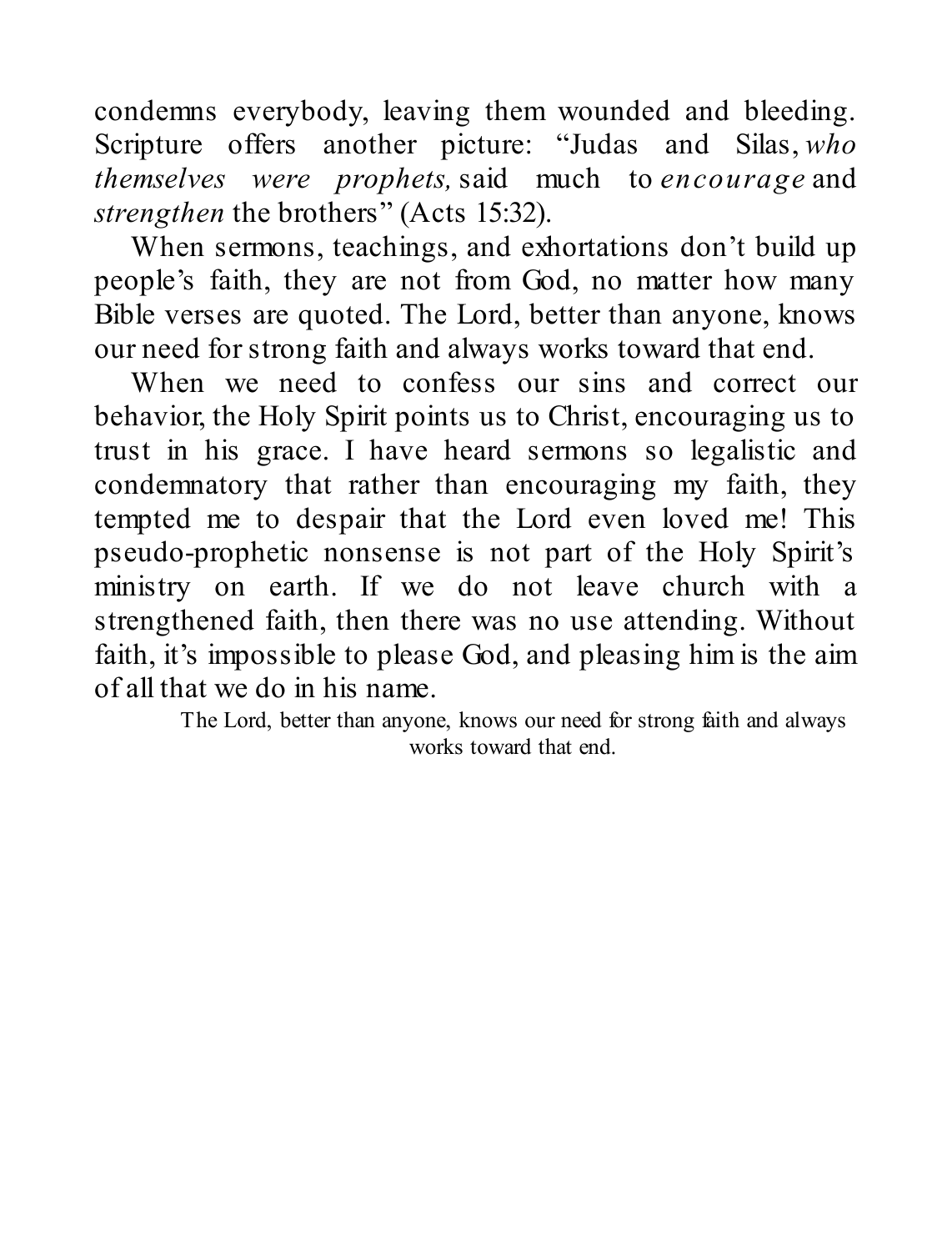condemns everybody, leaving them wounded and bleeding. Scripture offers another picture: “Judas and Silas, *who themselves were prophets,* said much to *encourage* and *strengthen* the brothers” (Acts 15:32).

When sermons, teachings, and exhortations don’t build up people’s faith, they are not from God, no matter how many Bible verses are quoted. The Lord, better than anyone, knows our need for strong faith and always works toward that end.

When we need to confess our sins and correct our behavior, the Holy Spirit points us to Christ, encouraging us to trust in his grace. I have heard sermons so legalistic and condemnatory that rather than encouraging my faith, they tempted me to despair that the Lord even loved me! This pseudo-prophetic nonsense is not part of the Holy Spirit’s ministry on earth. If we do not leave church with a strengthened faith, then there was no use attending. Without faith, it’s impossible to please God, and pleasing him is the aim of all that we do in his name.

> The Lord, better than anyone, knows our need for strong faith and always works toward that end.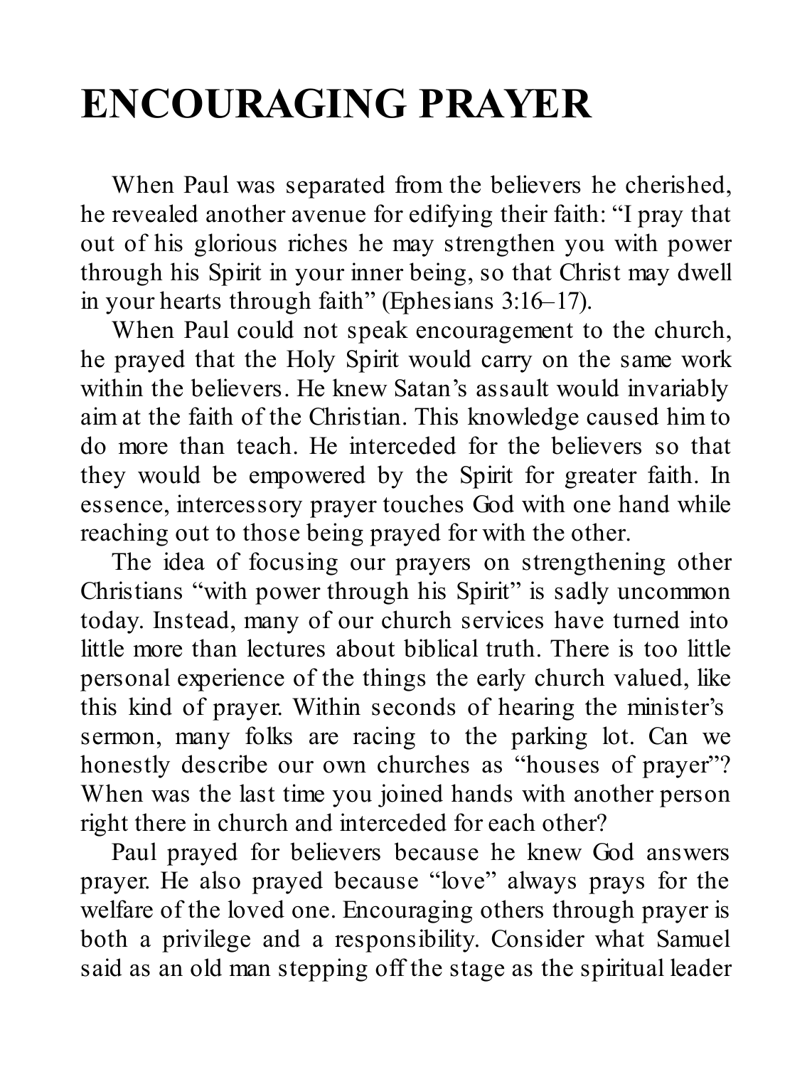# ENCOURAGING PRAYER

When Paul was separated from the believers he cherished, he revealed another avenue for edifying their faith: "I pray that out of his glorious riches he may strengthen you with power through his Spirit in your inner being, so that Christ may dwell in your hearts through faith" (Ephesians 3:16–17).

When Paul could not speak encouragement to the church, he prayed that the Holy Spirit would carry on the same work within the believers. He knew Satan's assault would invariably aim at the faith of the Christian. This knowledge caused him to do more than teach. He interceded for the believers so that they would be empowered by the Spirit for greater faith. In essence, intercessory prayer touches God with one hand while reaching out to those being prayed for with the other.

The idea of focusing our prayers on strengthening other Christians "with power through his Spirit" is sadly uncommon today. Instead, many of our church services have turned into little more than lectures about biblical truth. There is too little personal experience of the things the early church valued, like this kind of prayer. Within seconds of hearing the minister's sermon, many folks are racing to the parking lot. Can we honestly describe our own churches as "houses of prayer"? When was the last time you joined hands with another person right there in church and interceded for each other?

Paul prayed for believers because he knew God answers prayer. He also prayed because "love" always prays for the welfare of the loved one. Encouraging others through prayer is both a privilege and a responsibility. Consider what Samuel said as an old man stepping off the stage as the spiritual leader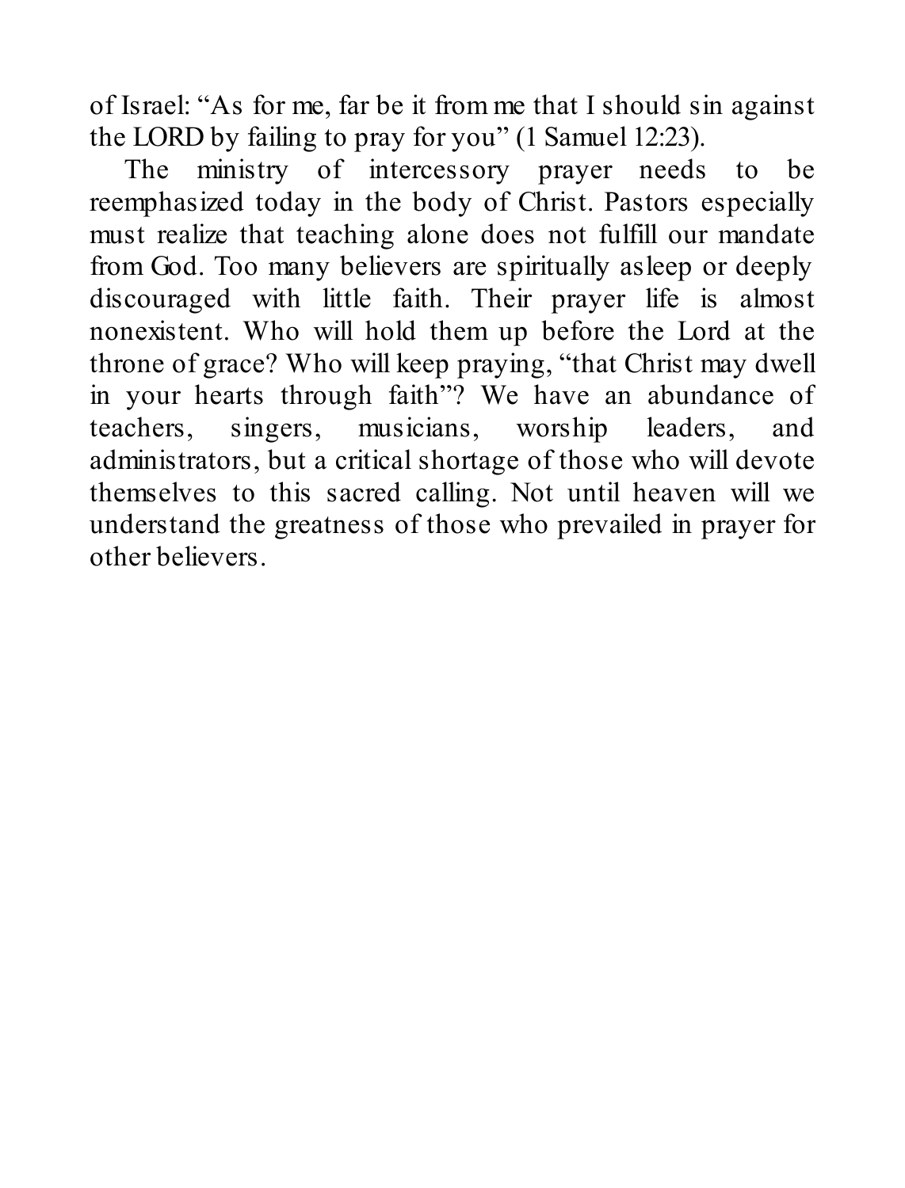of Israel: "As for me, far be it from me that I should sin against the LORD by failing to pray for you" (1 Samuel 12:23).

The ministry of intercessory prayer needs to be reemphasized today in the body of Christ. Pastors especially must realize that teaching alone does not fulfill our mandate from God. Too many believers are spiritually asleep or deeply discouraged with little faith. Their prayer life is almost nonexistent. Who will hold them up before the Lord at the throne of grace? Who will keep praying, "that Christ may dwell in your hearts through faith"? We have an abundance of teachers, singers, musicians, worship leaders, and administrators, but a critical shortage of those who will devote themselves to this sacred calling. Not until heaven will we understand the greatness of those who prevailed in prayer for other believers.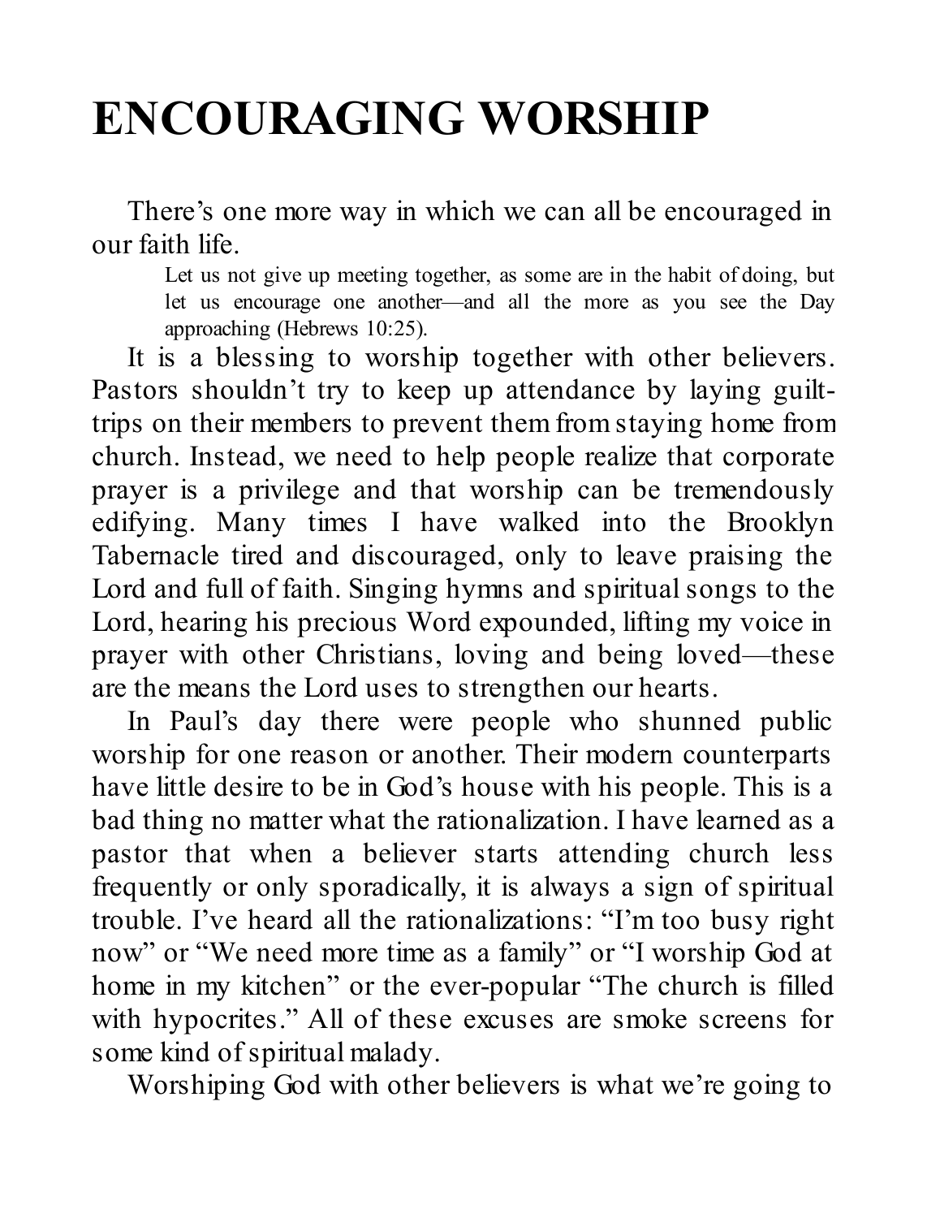# ENCOURAGING WORSHIP

There's one more way in which we can all be encouraged in our faith life.

> Let us not give up meeting together, as some are in the habit of doing, but let us encourage one another—and all the more as you see the Day approaching (Hebrews 10:25).

It is a blessing to worship together with other believers. Pastors shouldn't try to keep up attendance by laying guilt-trips on their members to prevent them from staying home from church. Instead, we need to help people realize that corporate prayer is a privilege and that worship can be tremendously edifying. Many times I have walked into the Brooklyn Tabernacle tired and discouraged, only to leave praising the Lord and full of faith. Singing hymns and spiritual songs to the Lord, hearing his precious Word expounded, lifting my voice in prayer with other Christians, loving and being loved—these are the means the Lord uses to strengthen our hearts.

In Paul's day there were people who shunned public worship for one reason or another. Their modern counterparts have little desire to be in God's house with his people. This is a bad thing no matter what the rationalization. I have learned as a pastor that when a believer starts attending church less frequently or only sporadically, it is always a sign of spiritual trouble. I've heard all the rationalizations: "I'm too busy right now" or "We need more time as a family" or "I worship God at home in my kitchen" or the ever-popular "The church is filled with hypocrites." All of these excuses are smoke screens for some kind of spiritual malady.

Worshiping God with other believers is what we're going to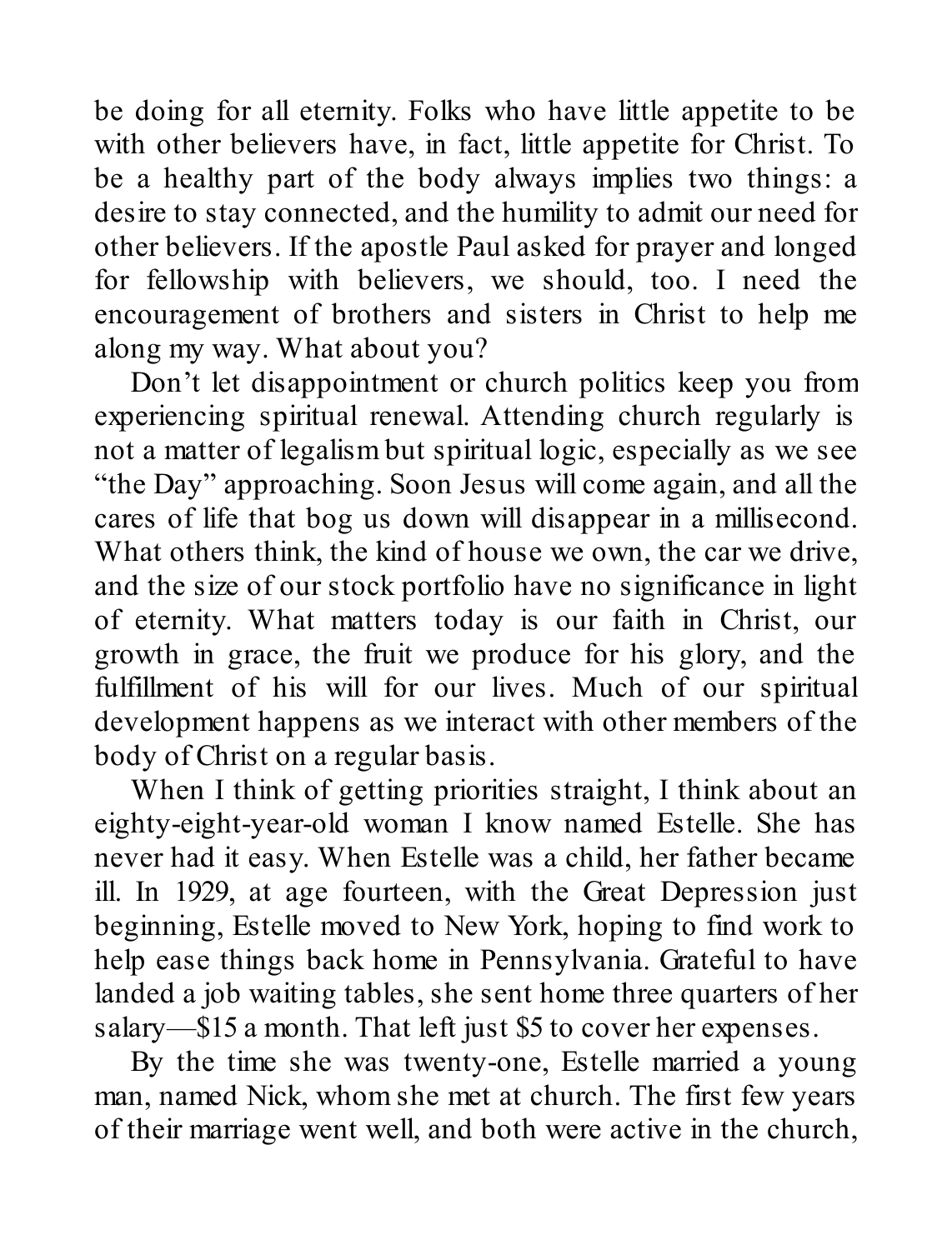be doing for all eternity. Folks who have little appetite to be with other believers have, in fact, little appetite for Christ. To be a healthy part of the body always implies two things: a desire to stay connected, and the humility to admit our need for other believers. If the apostle Paul asked for prayer and longed for fellowship with believers, we should, too. I need the encouragement of brothers and sisters in Christ to help me along my way. What about you?

Don't let disappointment or church politics keep you from experiencing spiritual renewal. Attending church regularly is not a matter of legalism but spiritual logic, especially as we see "the Day" approaching. Soon Jesus will come again, and all the cares of life that bog us down will disappear in a millisecond. What others think, the kind of house we own, the car we drive, and the size of our stock portfolio have no significance in light of eternity. What matters today is our faith in Christ, our growth in grace, the fruit we produce for his glory, and the fulfillment of his will for our lives. Much of our spiritual development happens as we interact with other members of the body of Christ on a regular basis.

When I think of getting priorities straight, I think about an eighty-eight-year-old woman I know named Estelle. She has never had it easy. When Estelle was a child, her father became ill. In 1929, at age fourteen, with the Great Depression just beginning, Estelle moved to New York, hoping to find work to help ease things back home in Pennsylvania. Grateful to have landed a job waiting tables, she sent home three quarters of her salary—$15 a month. That left just $5 to cover her expenses.

By the time she was twenty-one, Estelle married a young man, named Nick, whom she met at church. The first few years of their marriage went well, and both were active in the church,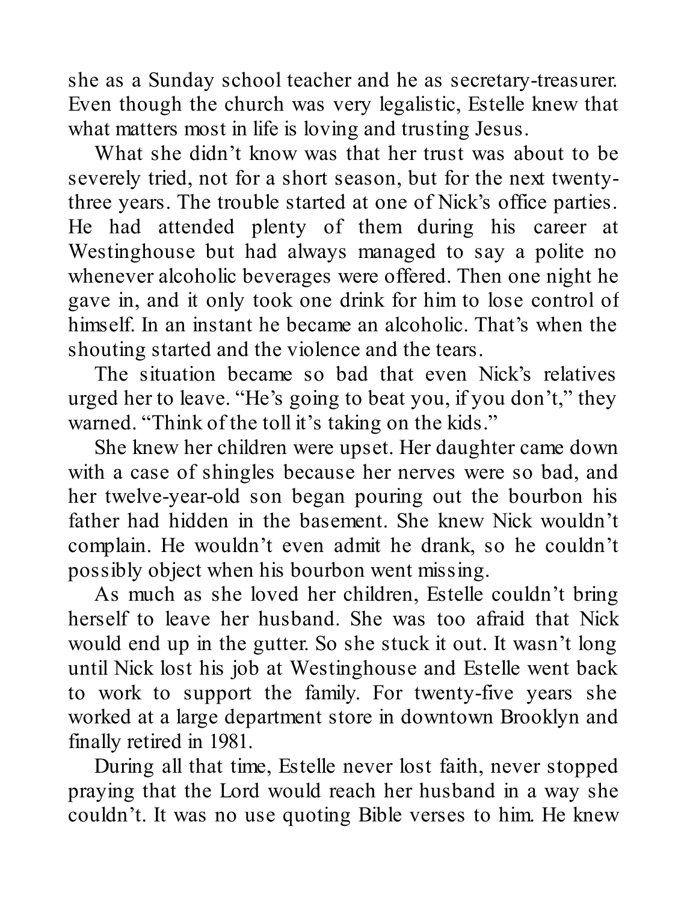she as a Sunday school teacher and he as secretary-treasurer. Even though the church was very legalistic, Estelle knew that what matters most in life is loving and trusting Jesus.

What she didn't know was that her trust was about to be severely tried, not for a short season, but for the next twenty-three years. The trouble started at one of Nick's office parties. He had attended plenty of them during his career at Westinghouse but had always managed to say a polite no whenever alcoholic beverages were offered. Then one night he gave in, and it only took one drink for him to lose control of himself. In an instant he became an alcoholic. That's when the shouting started and the violence and the tears.

The situation became so bad that even Nick's relatives urged her to leave. "He's going to beat you, if you don't," they warned. "Think of the toll it's taking on the kids."

She knew her children were upset. Her daughter came down with a case of shingles because her nerves were so bad, and her twelve-year-old son began pouring out the bourbon his father had hidden in the basement. She knew Nick wouldn't complain. He wouldn't even admit he drank, so he couldn't possibly object when his bourbon went missing.

As much as she loved her children, Estelle couldn't bring herself to leave her husband. She was too afraid that Nick would end up in the gutter. So she stuck it out. It wasn't long until Nick lost his job at Westinghouse and Estelle went back to work to support the family. For twenty-five years she worked at a large department store in downtown Brooklyn and finally retired in 1981.

During all that time, Estelle never lost faith, never stopped praying that the Lord would reach her husband in a way she couldn't. It was no use quoting Bible verses to him. He knew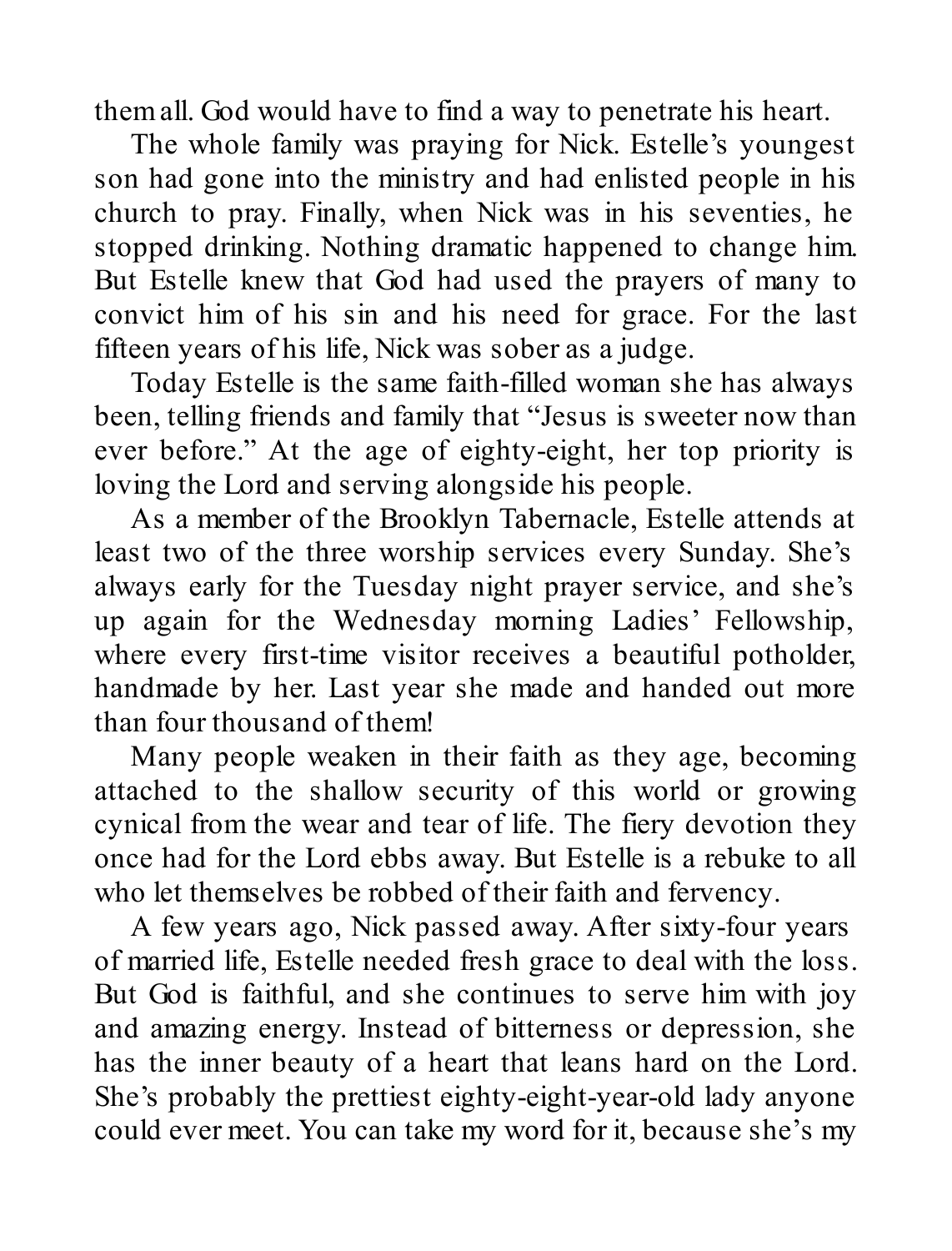them all. God would have to find a way to penetrate his heart.

The whole family was praying for Nick. Estelle's youngest son had gone into the ministry and had enlisted people in his church to pray. Finally, when Nick was in his seventies, he stopped drinking. Nothing dramatic happened to change him. But Estelle knew that God had used the prayers of many to convict him of his sin and his need for grace. For the last fifteen years of his life, Nick was sober as a judge.

Today Estelle is the same faith-filled woman she has always been, telling friends and family that "Jesus is sweeter now than ever before." At the age of eighty-eight, her top priority is loving the Lord and serving alongside his people.

As a member of the Brooklyn Tabernacle, Estelle attends at least two of the three worship services every Sunday. She's always early for the Tuesday night prayer service, and she's up again for the Wednesday morning Ladies' Fellowship, where every first-time visitor receives a beautiful potholder, handmade by her. Last year she made and handed out more than four thousand of them!

Many people weaken in their faith as they age, becoming attached to the shallow security of this world or growing cynical from the wear and tear of life. The fiery devotion they once had for the Lord ebbs away. But Estelle is a rebuke to all who let themselves be robbed of their faith and fervency.

A few years ago, Nick passed away. After sixty-four years of married life, Estelle needed fresh grace to deal with the loss. But God is faithful, and she continues to serve him with joy and amazing energy. Instead of bitterness or depression, she has the inner beauty of a heart that leans hard on the Lord. She's probably the prettiest eighty-eight-year-old lady anyone could ever meet. You can take my word for it, because she's my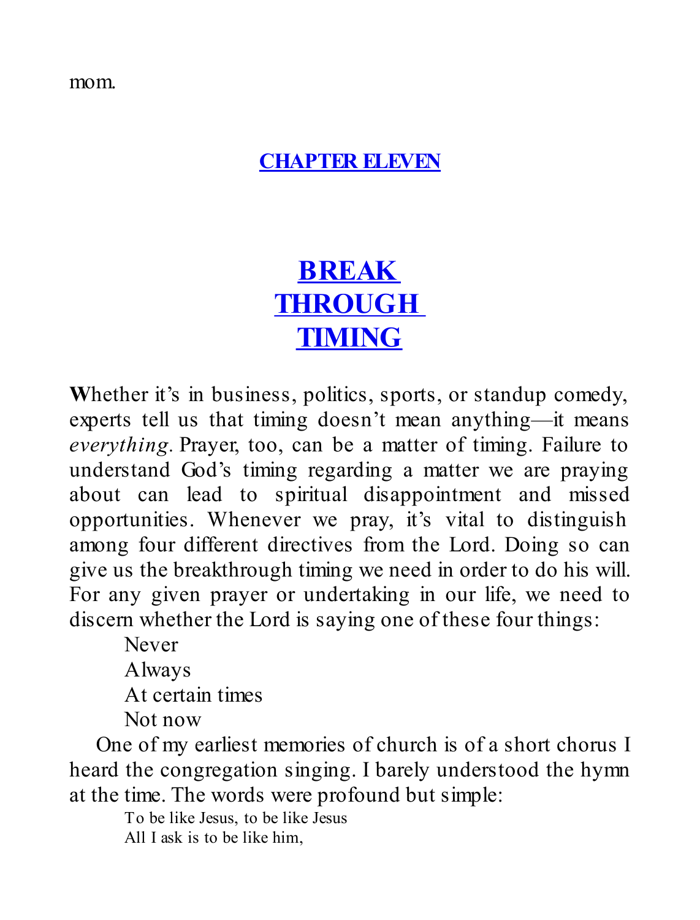mom.

# CHAPTER ELEVEN

# BREAK THROUGH TIMING

Whether it's in business, politics, sports, or standup comedy, experts tell us that timing doesn't mean anything—it means *everything*. Prayer, too, can be a matter of timing. Failure to understand God's timing regarding a matter we are praying about can lead to spiritual disappointment and missed opportunities. Whenever we pray, it's vital to distinguish among four different directives from the Lord. Doing so can give us the breakthrough timing we need in order to do his will. For any given prayer or undertaking in our life, we need to discern whether the Lord is saying one of these four things:

Never
Always
At certain times
Not now

One of my earliest memories of church is of a short chorus I heard the congregation singing. I barely understood the hymn at the time. The words were profound but simple:

To be like Jesus, to be like Jesus
All I ask is to be like him,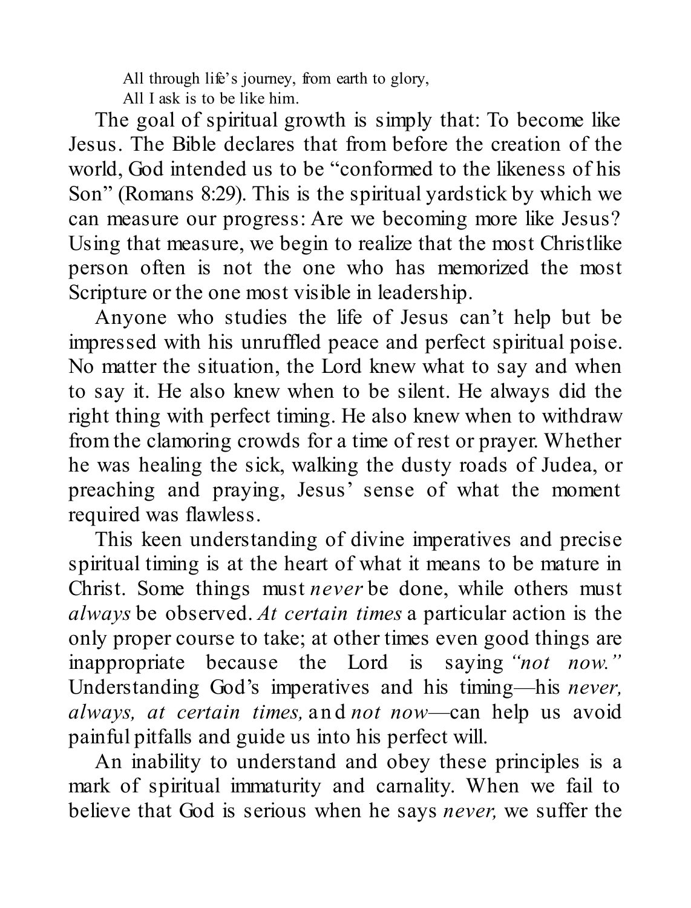All through life's journey, from earth to glory,  
All I ask is to be like him.

The goal of spiritual growth is simply that: To become like Jesus. The Bible declares that from before the creation of the world, God intended us to be "conformed to the likeness of his Son" (Romans 8:29). This is the spiritual yardstick by which we can measure our progress: Are we becoming more like Jesus? Using that measure, we begin to realize that the most Christlike person often is not the one who has memorized the most Scripture or the one most visible in leadership.

Anyone who studies the life of Jesus can't help but be impressed with his unruffled peace and perfect spiritual poise. No matter the situation, the Lord knew what to say and when to say it. He also knew when to be silent. He always did the right thing with perfect timing. He also knew when to withdraw from the clamoring crowds for a time of rest or prayer. Whether he was healing the sick, walking the dusty roads of Judea, or preaching and praying, Jesus' sense of what the moment required was flawless.

This keen understanding of divine imperatives and precise spiritual timing is at the heart of what it means to be mature in Christ. Some things must *never* be done, while others must *always* be observed. *At certain times* a particular action is the only proper course to take; at other times even good things are inappropriate because the Lord is saying *"not now."* Understanding God's imperatives and his timing—his *never, always, at certain times,* and *not now*—can help us avoid painful pitfalls and guide us into his perfect will.

An inability to understand and obey these principles is a mark of spiritual immaturity and carnality. When we fail to believe that God is serious when he says *never,* we suffer the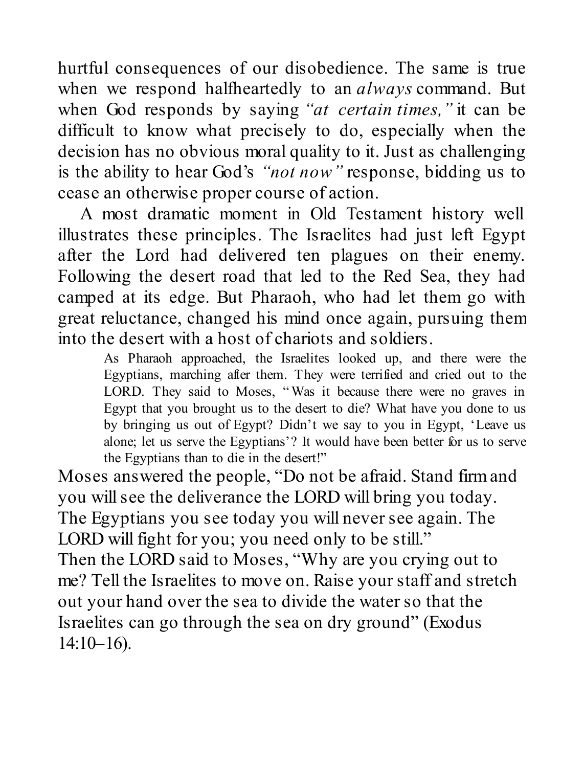hurtful consequences of our disobedience. The same is true when we respond halfheartedly to an *always* command. But when God responds by saying *"at certain times,"* it can be difficult to know what precisely to do, especially when the decision has no obvious moral quality to it. Just as challenging is the ability to hear God's *"not now"* response, bidding us to cease an otherwise proper course of action.

A most dramatic moment in Old Testament history well illustrates these principles. The Israelites had just left Egypt after the Lord had delivered ten plagues on their enemy. Following the desert road that led to the Red Sea, they had camped at its edge. But Pharaoh, who had let them go with great reluctance, changed his mind once again, pursuing them into the desert with a host of chariots and soldiers.

> As Pharaoh approached, the Israelites looked up, and there were the Egyptians, marching after them. They were terrified and cried out to the LORD. They said to Moses, "Was it because there were no graves in Egypt that you brought us to the desert to die? What have you done to us by bringing us out of Egypt? Didn't we say to you in Egypt, 'Leave us alone; let us serve the Egyptians'? It would have been better for us to serve the Egyptians than to die in the desert!"

Moses answered the people, "Do not be afraid. Stand firm and you will see the deliverance the LORD will bring you today. The Egyptians you see today you will never see again. The LORD will fight for you; you need only to be still."

Then the LORD said to Moses, "Why are you crying out to me? Tell the Israelites to move on. Raise your staff and stretch out your hand over the sea to divide the water so that the Israelites can go through the sea on dry ground" (Exodus 14:10–16).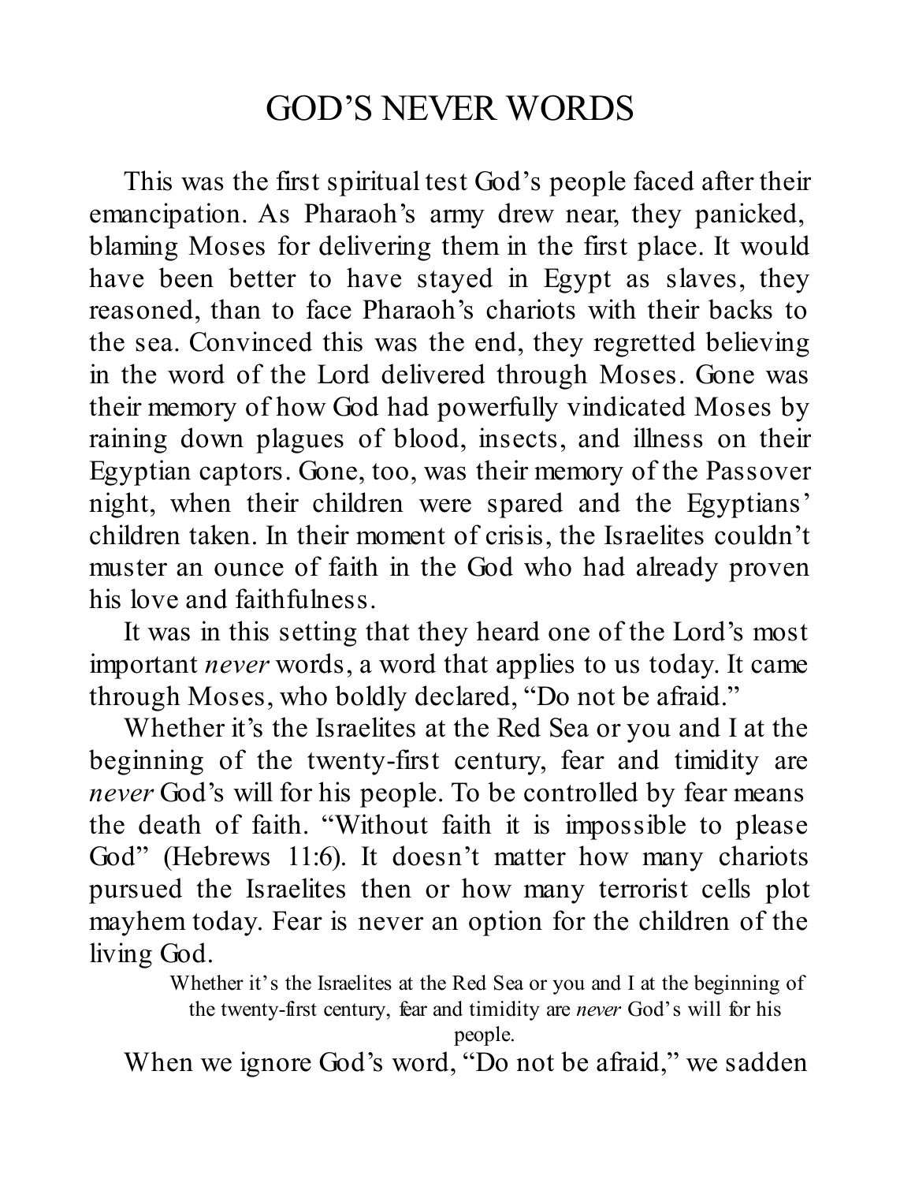# GOD'S NEVER WORDS

This was the first spiritual test God's people faced after their emancipation. As Pharaoh's army drew near, they panicked, blaming Moses for delivering them in the first place. It would have been better to have stayed in Egypt as slaves, they reasoned, than to face Pharaoh's chariots with their backs to the sea. Convinced this was the end, they regretted believing in the word of the Lord delivered through Moses. Gone was their memory of how God had powerfully vindicated Moses by raining down plagues of blood, insects, and illness on their Egyptian captors. Gone, too, was their memory of the Passover night, when their children were spared and the Egyptians' children taken. In their moment of crisis, the Israelites couldn't muster an ounce of faith in the God who had already proven his love and faithfulness.

It was in this setting that they heard one of the Lord's most important *never* words, a word that applies to us today. It came through Moses, who boldly declared, "Do not be afraid."

Whether it's the Israelites at the Red Sea or you and I at the beginning of the twenty-first century, fear and timidity are *never* God's will for his people. To be controlled by fear means the death of faith. "Without faith it is impossible to please God" (Hebrews 11:6). It doesn't matter how many chariots pursued the Israelites then or how many terrorist cells plot mayhem today. Fear is never an option for the children of the living God.

> Whether it's the Israelites at the Red Sea or you and I at the beginning of the twenty-first century, fear and timidity are *never* God's will for his people.

When we ignore God's word, "Do not be afraid," we sadden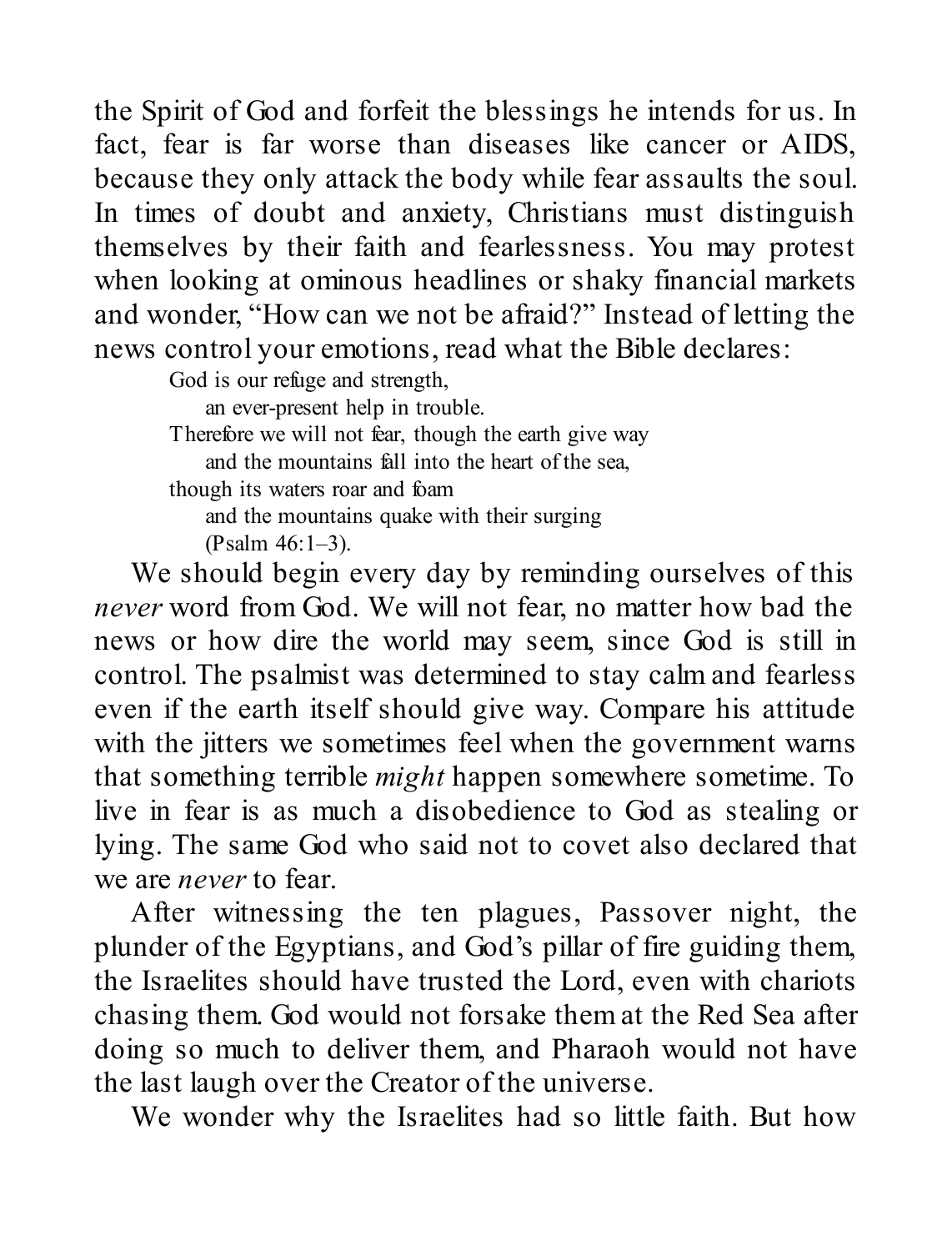the Spirit of God and forfeit the blessings he intends for us. In fact, fear is far worse than diseases like cancer or AIDS, because they only attack the body while fear assaults the soul. In times of doubt and anxiety, Christians must distinguish themselves by their faith and fearlessness. You may protest when looking at ominous headlines or shaky financial markets and wonder, "How can we not be afraid?" Instead of letting the news control your emotions, read what the Bible declares:

> God is our refuge and strength,
> &nbsp;&nbsp;&nbsp;&nbsp;an ever-present help in trouble.
> Therefore we will not fear, though the earth give way
> &nbsp;&nbsp;&nbsp;&nbsp;and the mountains fall into the heart of the sea,
> though its waters roar and foam
> &nbsp;&nbsp;&nbsp;&nbsp;and the mountains quake with their surging
> &nbsp;&nbsp;&nbsp;&nbsp;(Psalm 46:1–3).

We should begin every day by reminding ourselves of this *never* word from God. We will not fear, no matter how bad the news or how dire the world may seem, since God is still in control. The psalmist was determined to stay calm and fearless even if the earth itself should give way. Compare his attitude with the jitters we sometimes feel when the government warns that something terrible *might* happen somewhere sometime. To live in fear is as much a disobedience to God as stealing or lying. The same God who said not to covet also declared that we are *never* to fear.

After witnessing the ten plagues, Passover night, the plunder of the Egyptians, and God's pillar of fire guiding them, the Israelites should have trusted the Lord, even with chariots chasing them. God would not forsake them at the Red Sea after doing so much to deliver them, and Pharaoh would not have the last laugh over the Creator of the universe.

We wonder why the Israelites had so little faith. But how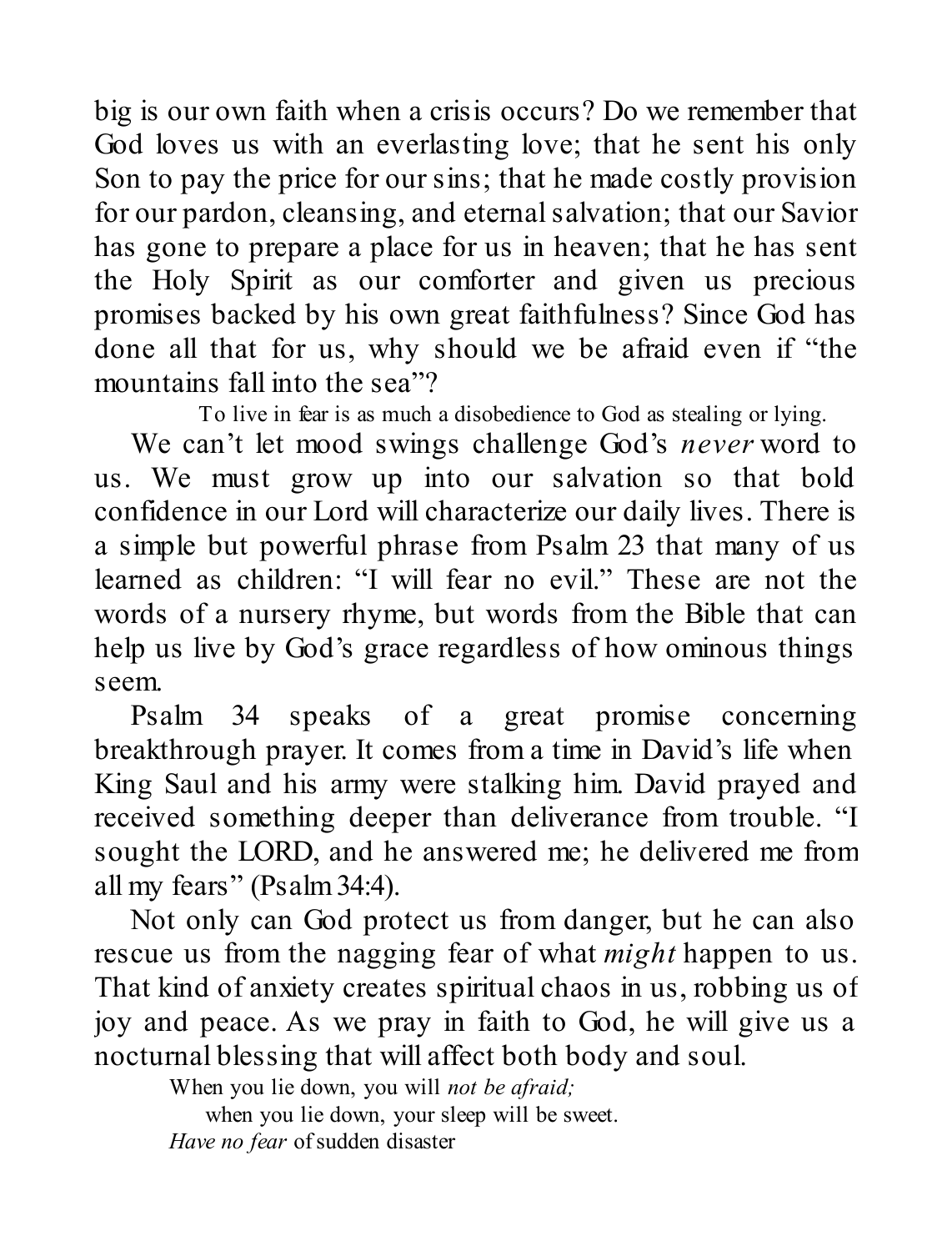big is our own faith when a crisis occurs? Do we remember that God loves us with an everlasting love; that he sent his only Son to pay the price for our sins; that he made costly provision for our pardon, cleansing, and eternal salvation; that our Savior has gone to prepare a place for us in heaven; that he has sent the Holy Spirit as our comforter and given us precious promises backed by his own great faithfulness? Since God has done all that for us, why should we be afraid even if "the mountains fall into the sea"?

To live in fear is as much a disobedience to God as stealing or lying.

We can't let mood swings challenge God's *never* word to us. We must grow up into our salvation so that bold confidence in our Lord will characterize our daily lives. There is a simple but powerful phrase from Psalm 23 that many of us learned as children: "I will fear no evil." These are not the words of a nursery rhyme, but words from the Bible that can help us live by God's grace regardless of how ominous things seem.

Psalm 34 speaks of a great promise concerning breakthrough prayer. It comes from a time in David's life when King Saul and his army were stalking him. David prayed and received something deeper than deliverance from trouble. "I sought the LORD, and he answered me; he delivered me from all my fears" (Psalm 34:4).

Not only can God protect us from danger, but he can also rescue us from the nagging fear of what *might* happen to us. That kind of anxiety creates spiritual chaos in us, robbing us of joy and peace. As we pray in faith to God, he will give us a nocturnal blessing that will affect both body and soul.

> When you lie down, you will *not be afraid;*
> when you lie down, your sleep will be sweet.
> *Have no fear* of sudden disaster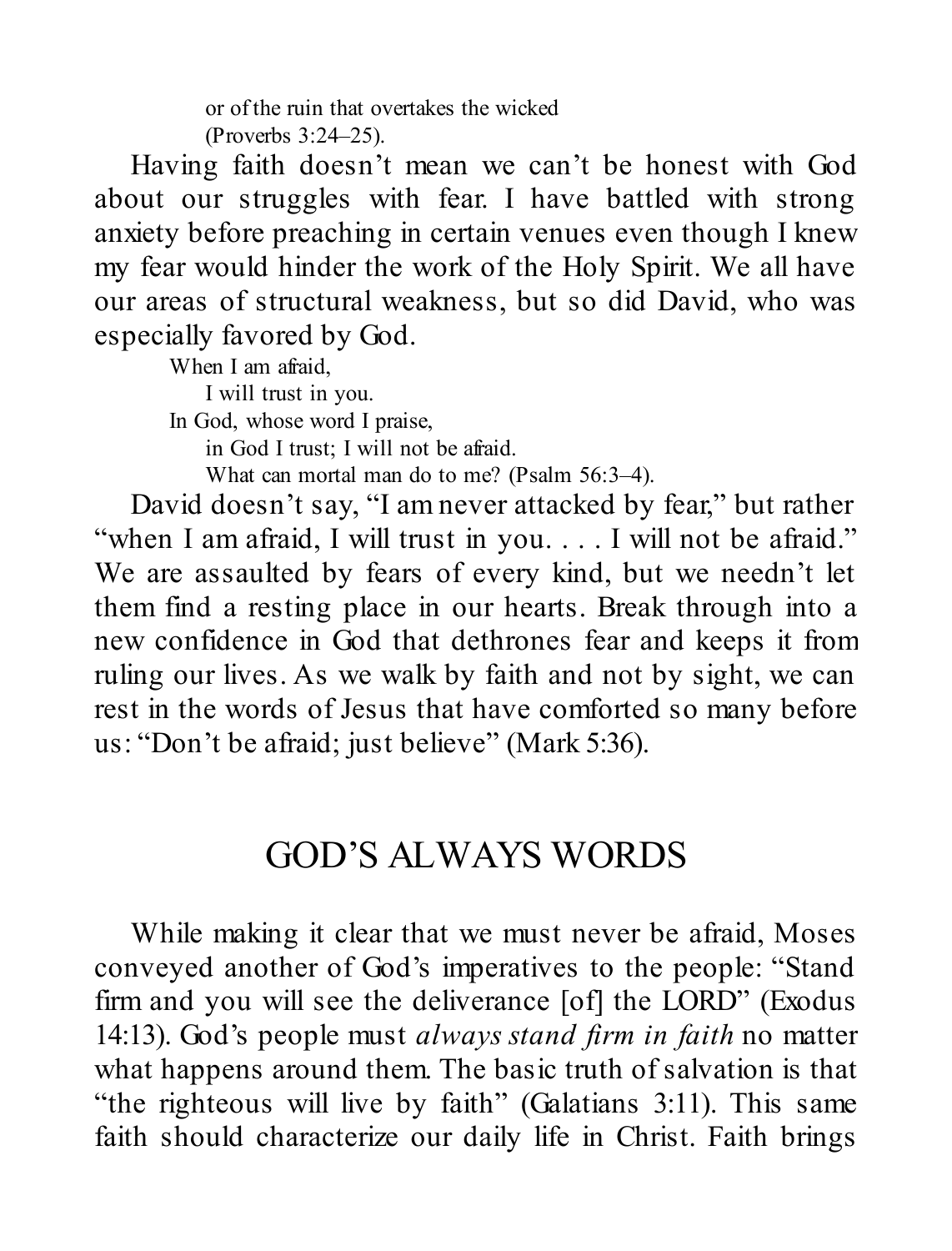or of the ruin that overtakes the wicked  
(Proverbs 3:24–25).

Having faith doesn't mean we can't be honest with God about our struggles with fear. I have battled with strong anxiety before preaching in certain venues even though I knew my fear would hinder the work of the Holy Spirit. We all have our areas of structural weakness, but so did David, who was especially favored by God.

> When I am afraid,  
> I will trust in you.  
> In God, whose word I praise,  
> in God I trust; I will not be afraid.  
> What can mortal man do to me? (Psalm 56:3–4).

David doesn't say, "I am never attacked by fear," but rather "when I am afraid, I will trust in you. . . . I will not be afraid." We are assaulted by fears of every kind, but we needn't let them find a resting place in our hearts. Break through into a new confidence in God that dethrones fear and keeps it from ruling our lives. As we walk by faith and not by sight, we can rest in the words of Jesus that have comforted so many before us: "Don't be afraid; just believe" (Mark 5:36).

## GOD'S ALWAYS WORDS

While making it clear that we must never be afraid, Moses conveyed another of God's imperatives to the people: "Stand firm and you will see the deliverance [of] the LORD" (Exodus 14:13). God's people must *always stand firm in faith* no matter what happens around them. The basic truth of salvation is that "the righteous will live by faith" (Galatians 3:11). This same faith should characterize our daily life in Christ. Faith brings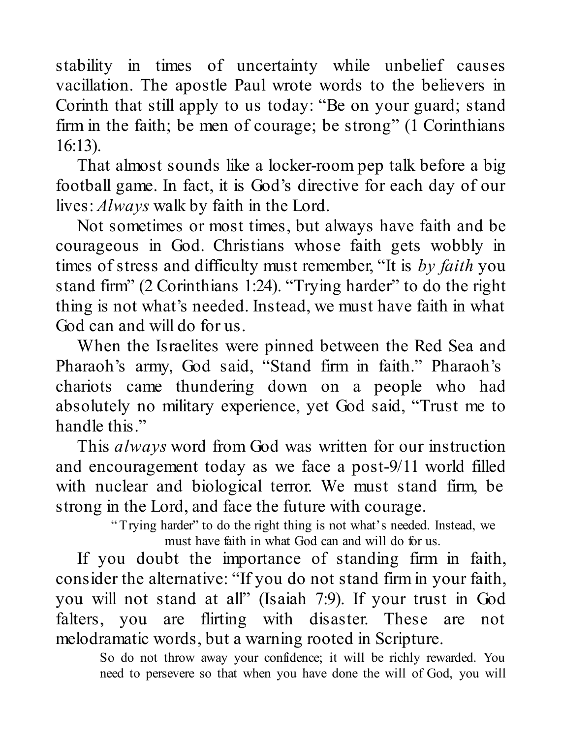stability in times of uncertainty while unbelief causes vacillation. The apostle Paul wrote words to the believers in Corinth that still apply to us today: "Be on your guard; stand firm in the faith; be men of courage; be strong" (1 Corinthians 16:13).

That almost sounds like a locker-room pep talk before a big football game. In fact, it is God's directive for each day of our lives: *Always* walk by faith in the Lord.

Not sometimes or most times, but always have faith and be courageous in God. Christians whose faith gets wobbly in times of stress and difficulty must remember, "It is *by faith* you stand firm" (2 Corinthians 1:24). "Trying harder" to do the right thing is not what's needed. Instead, we must have faith in what God can and will do for us.

When the Israelites were pinned between the Red Sea and Pharaoh's army, God said, "Stand firm in faith." Pharaoh's chariots came thundering down on a people who had absolutely no military experience, yet God said, "Trust me to handle this."

This *always* word from God was written for our instruction and encouragement today as we face a post-9/11 world filled with nuclear and biological terror. We must stand firm, be strong in the Lord, and face the future with courage.

> "Trying harder" to do the right thing is not what's needed. Instead, we must have faith in what God can and will do for us.

If you doubt the importance of standing firm in faith, consider the alternative: "If you do not stand firm in your faith, you will not stand at all" (Isaiah 7:9). If your trust in God falters, you are flirting with disaster. These are not melodramatic words, but a warning rooted in Scripture.

> So do not throw away your confidence; it will be richly rewarded. You need to persevere so that when you have done the will of God, you will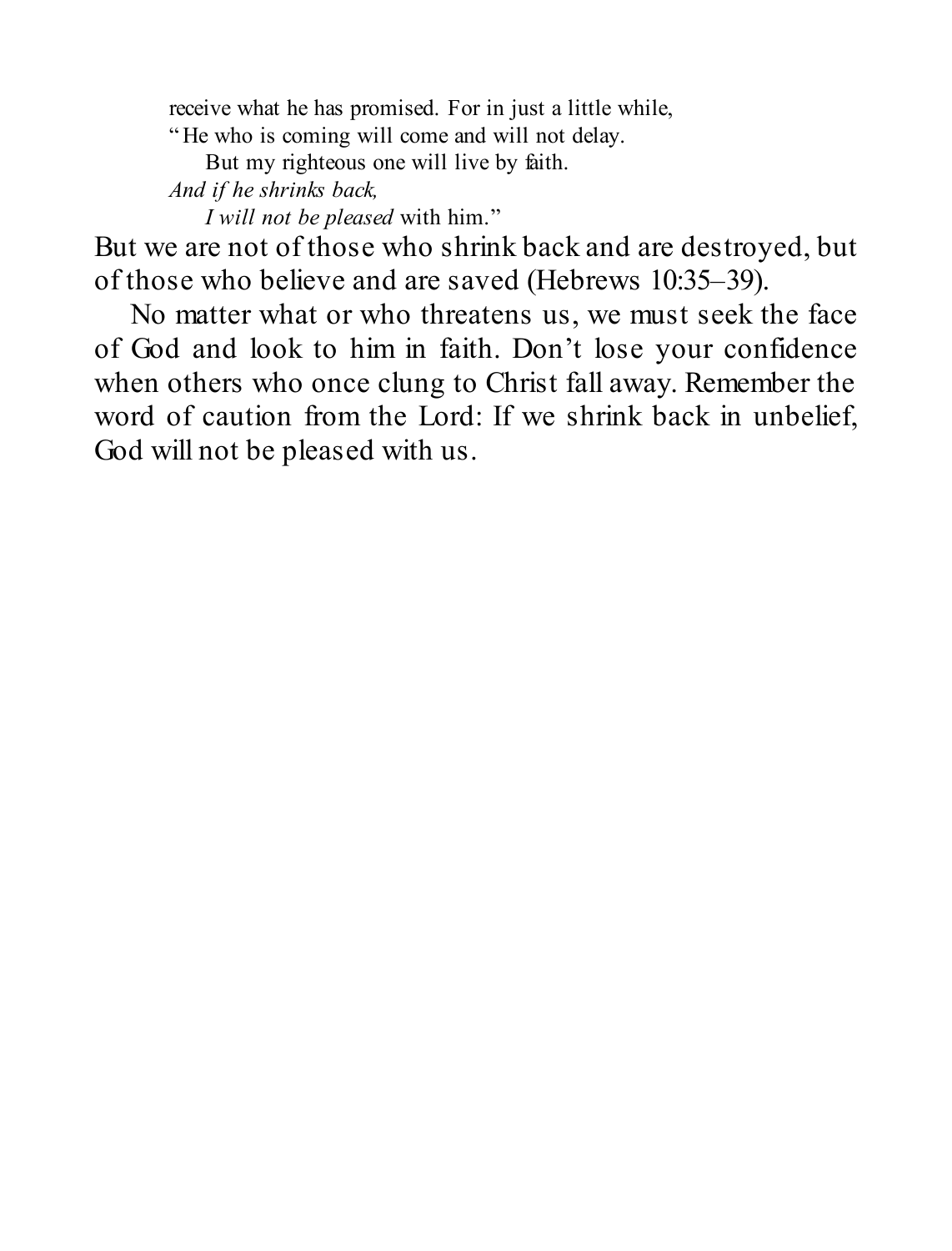> receive what he has promised. For in just a little while,
> "He who is coming will come and will not delay.
> But my righteous one will live by faith.
> *And if he shrinks back,*
> *I will not be pleased* with him."

But we are not of those who shrink back and are destroyed, but of those who believe and are saved (Hebrews 10:35–39).

No matter what or who threatens us, we must seek the face of God and look to him in faith. Don't lose your confidence when others who once clung to Christ fall away. Remember the word of caution from the Lord: If we shrink back in unbelief, God will not be pleased with us.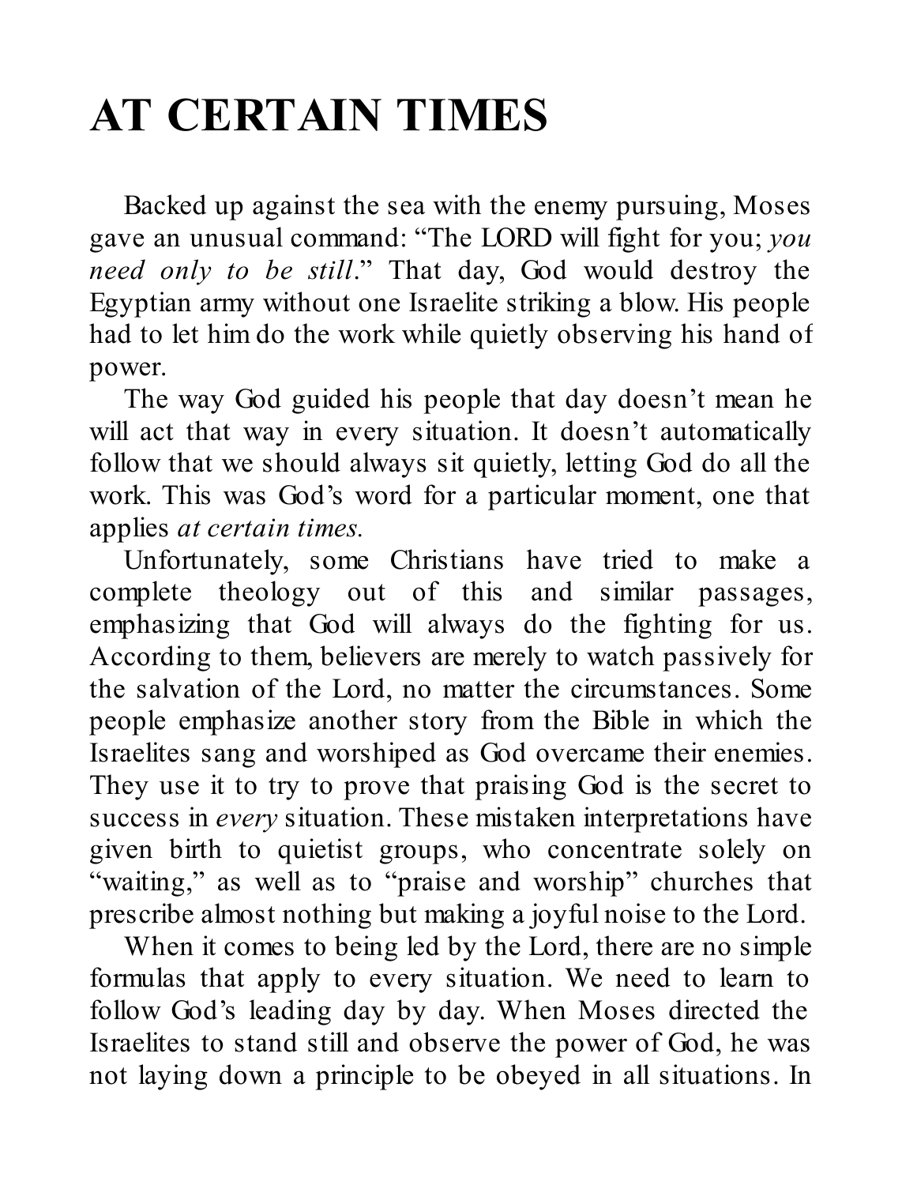# AT CERTAIN TIMES

Backed up against the sea with the enemy pursuing, Moses gave an unusual command: "The LORD will fight for you; *you need only to be still*." That day, God would destroy the Egyptian army without one Israelite striking a blow. His people had to let him do the work while quietly observing his hand of power.

The way God guided his people that day doesn't mean he will act that way in every situation. It doesn't automatically follow that we should always sit quietly, letting God do all the work. This was God's word for a particular moment, one that applies *at certain times.*

Unfortunately, some Christians have tried to make a complete theology out of this and similar passages, emphasizing that God will always do the fighting for us. According to them, believers are merely to watch passively for the salvation of the Lord, no matter the circumstances. Some people emphasize another story from the Bible in which the Israelites sang and worshiped as God overcame their enemies. They use it to try to prove that praising God is the secret to success in *every* situation. These mistaken interpretations have given birth to quietist groups, who concentrate solely on "waiting," as well as to "praise and worship" churches that prescribe almost nothing but making a joyful noise to the Lord.

When it comes to being led by the Lord, there are no simple formulas that apply to every situation. We need to learn to follow God's leading day by day. When Moses directed the Israelites to stand still and observe the power of God, he was not laying down a principle to be obeyed in all situations. In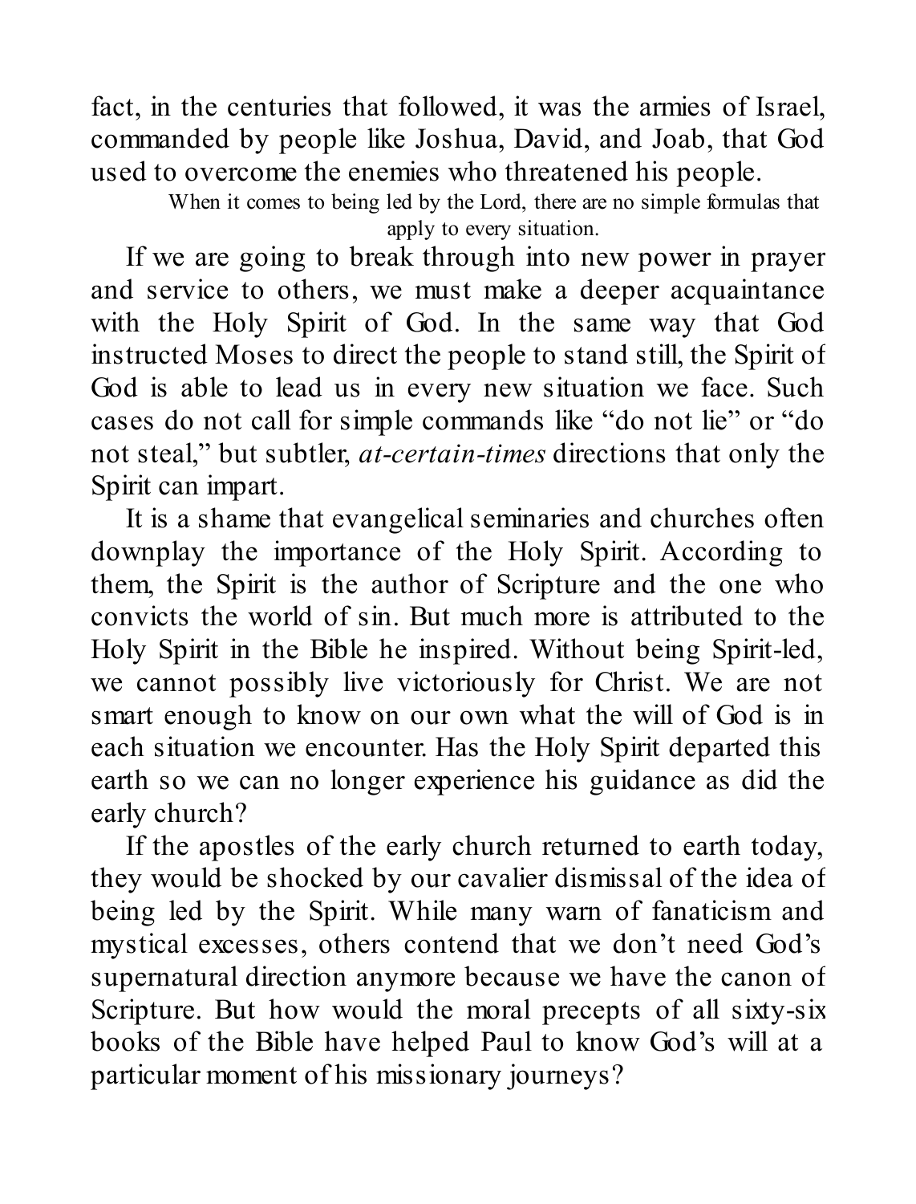fact, in the centuries that followed, it was the armies of Israel, commanded by people like Joshua, David, and Joab, that God used to overcome the enemies who threatened his people.

When it comes to being led by the Lord, there are no simple formulas that apply to every situation.

If we are going to break through into new power in prayer and service to others, we must make a deeper acquaintance with the Holy Spirit of God. In the same way that God instructed Moses to direct the people to stand still, the Spirit of God is able to lead us in every new situation we face. Such cases do not call for simple commands like "do not lie" or "do not steal," but subtler, *at-certain-times* directions that only the Spirit can impart.

It is a shame that evangelical seminaries and churches often downplay the importance of the Holy Spirit. According to them, the Spirit is the author of Scripture and the one who convicts the world of sin. But much more is attributed to the Holy Spirit in the Bible he inspired. Without being Spirit-led, we cannot possibly live victoriously for Christ. We are not smart enough to know on our own what the will of God is in each situation we encounter. Has the Holy Spirit departed this earth so we can no longer experience his guidance as did the early church?

If the apostles of the early church returned to earth today, they would be shocked by our cavalier dismissal of the idea of being led by the Spirit. While many warn of fanaticism and mystical excesses, others contend that we don't need God's supernatural direction anymore because we have the canon of Scripture. But how would the moral precepts of all sixty-six books of the Bible have helped Paul to know God's will at a particular moment of his missionary journeys?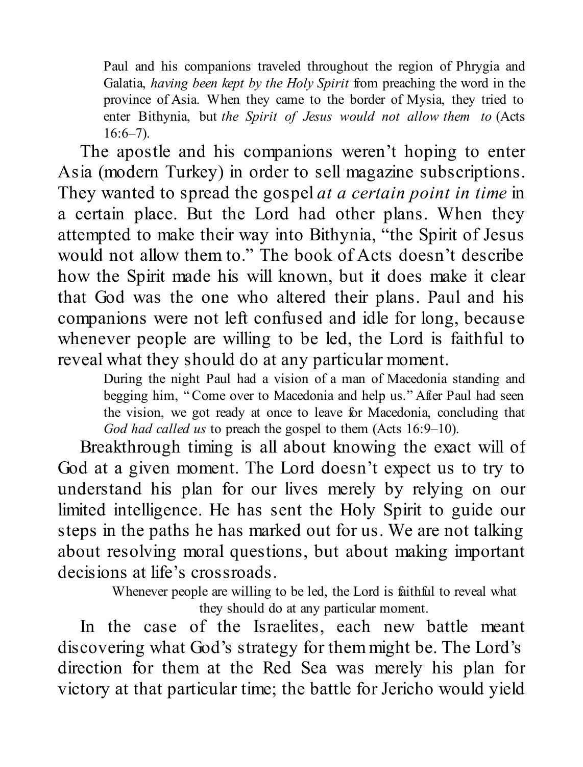> Paul and his companions traveled throughout the region of Phrygia and Galatia, *having been kept by the Holy Spirit* from preaching the word in the province of Asia. When they came to the border of Mysia, they tried to enter Bithynia, but *the Spirit of Jesus would not allow them to* (Acts 16:6–7).

The apostle and his companions weren't hoping to enter Asia (modern Turkey) in order to sell magazine subscriptions. They wanted to spread the gospel *at a certain point in time* in a certain place. But the Lord had other plans. When they attempted to make their way into Bithynia, "the Spirit of Jesus would not allow them to." The book of Acts doesn't describe how the Spirit made his will known, but it does make it clear that God was the one who altered their plans. Paul and his companions were not left confused and idle for long, because whenever people are willing to be led, the Lord is faithful to reveal what they should do at any particular moment.

> During the night Paul had a vision of a man of Macedonia standing and begging him, "Come over to Macedonia and help us." After Paul had seen the vision, we got ready at once to leave for Macedonia, concluding that *God had called us* to preach the gospel to them (Acts 16:9–10).

Breakthrough timing is all about knowing the exact will of God at a given moment. The Lord doesn't expect us to try to understand his plan for our lives merely by relying on our limited intelligence. He has sent the Holy Spirit to guide our steps in the paths he has marked out for us. We are not talking about resolving moral questions, but about making important decisions at life's crossroads.

> Whenever people are willing to be led, the Lord is faithful to reveal what they should do at any particular moment.

In the case of the Israelites, each new battle meant discovering what God's strategy for them might be. The Lord's direction for them at the Red Sea was merely his plan for victory at that particular time; the battle for Jericho would yield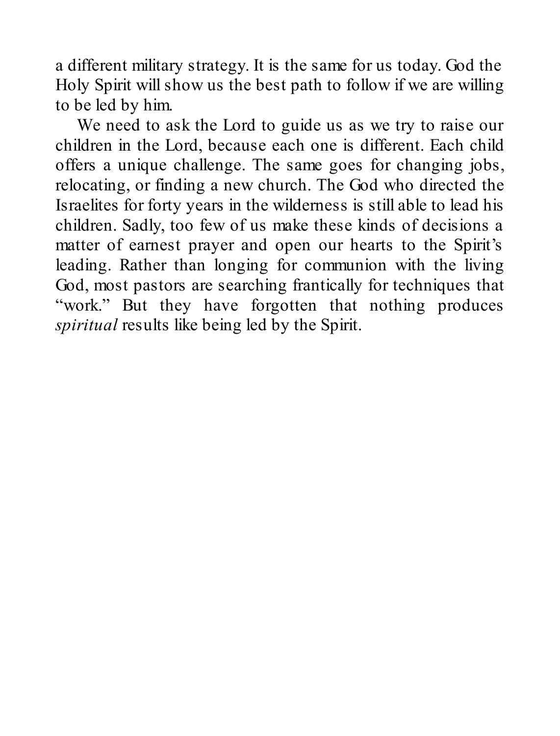a different military strategy. It is the same for us today. God the Holy Spirit will show us the best path to follow if we are willing to be led by him.

We need to ask the Lord to guide us as we try to raise our children in the Lord, because each one is different. Each child offers a unique challenge. The same goes for changing jobs, relocating, or finding a new church. The God who directed the Israelites for forty years in the wilderness is still able to lead his children. Sadly, too few of us make these kinds of decisions a matter of earnest prayer and open our hearts to the Spirit's leading. Rather than longing for communion with the living God, most pastors are searching frantically for techniques that "work." But they have forgotten that nothing produces *spiritual* results like being led by the Spirit.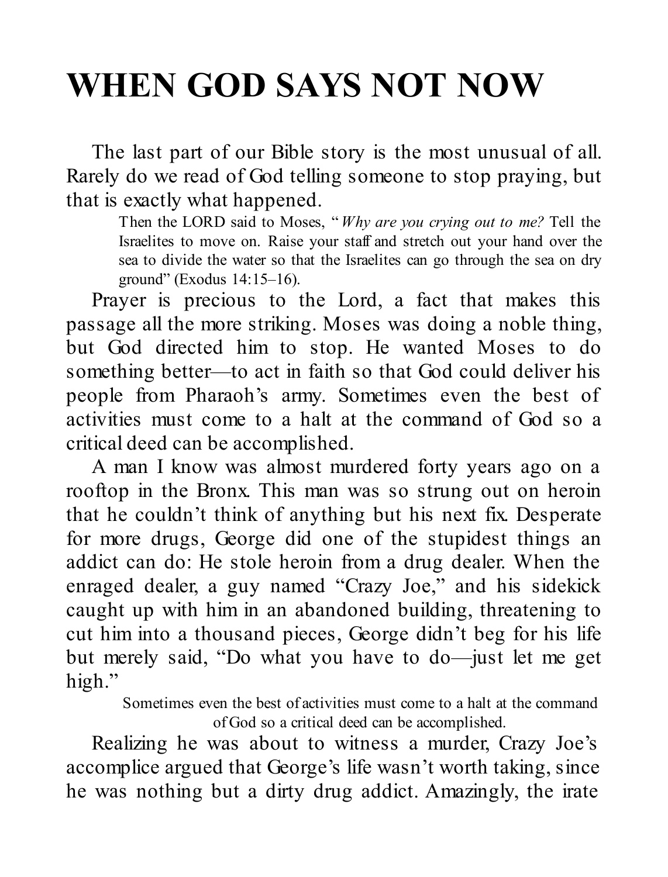# WHEN GOD SAYS NOT NOW

The last part of our Bible story is the most unusual of all. Rarely do we read of God telling someone to stop praying, but that is exactly what happened.

> Then the LORD said to Moses, "*Why are you crying out to me?* Tell the Israelites to move on. Raise your staff and stretch out your hand over the sea to divide the water so that the Israelites can go through the sea on dry ground" (Exodus 14:15–16).

Prayer is precious to the Lord, a fact that makes this passage all the more striking. Moses was doing a noble thing, but God directed him to stop. He wanted Moses to do something better—to act in faith so that God could deliver his people from Pharaoh's army. Sometimes even the best of activities must come to a halt at the command of God so a critical deed can be accomplished.

A man I know was almost murdered forty years ago on a rooftop in the Bronx. This man was so strung out on heroin that he couldn't think of anything but his next fix. Desperate for more drugs, George did one of the stupidest things an addict can do: He stole heroin from a drug dealer. When the enraged dealer, a guy named "Crazy Joe," and his sidekick caught up with him in an abandoned building, threatening to cut him into a thousand pieces, George didn't beg for his life but merely said, "Do what you have to do—just let me get high."

> Sometimes even the best of activities must come to a halt at the command of God so a critical deed can be accomplished.

Realizing he was about to witness a murder, Crazy Joe's accomplice argued that George's life wasn't worth taking, since he was nothing but a dirty drug addict. Amazingly, the irate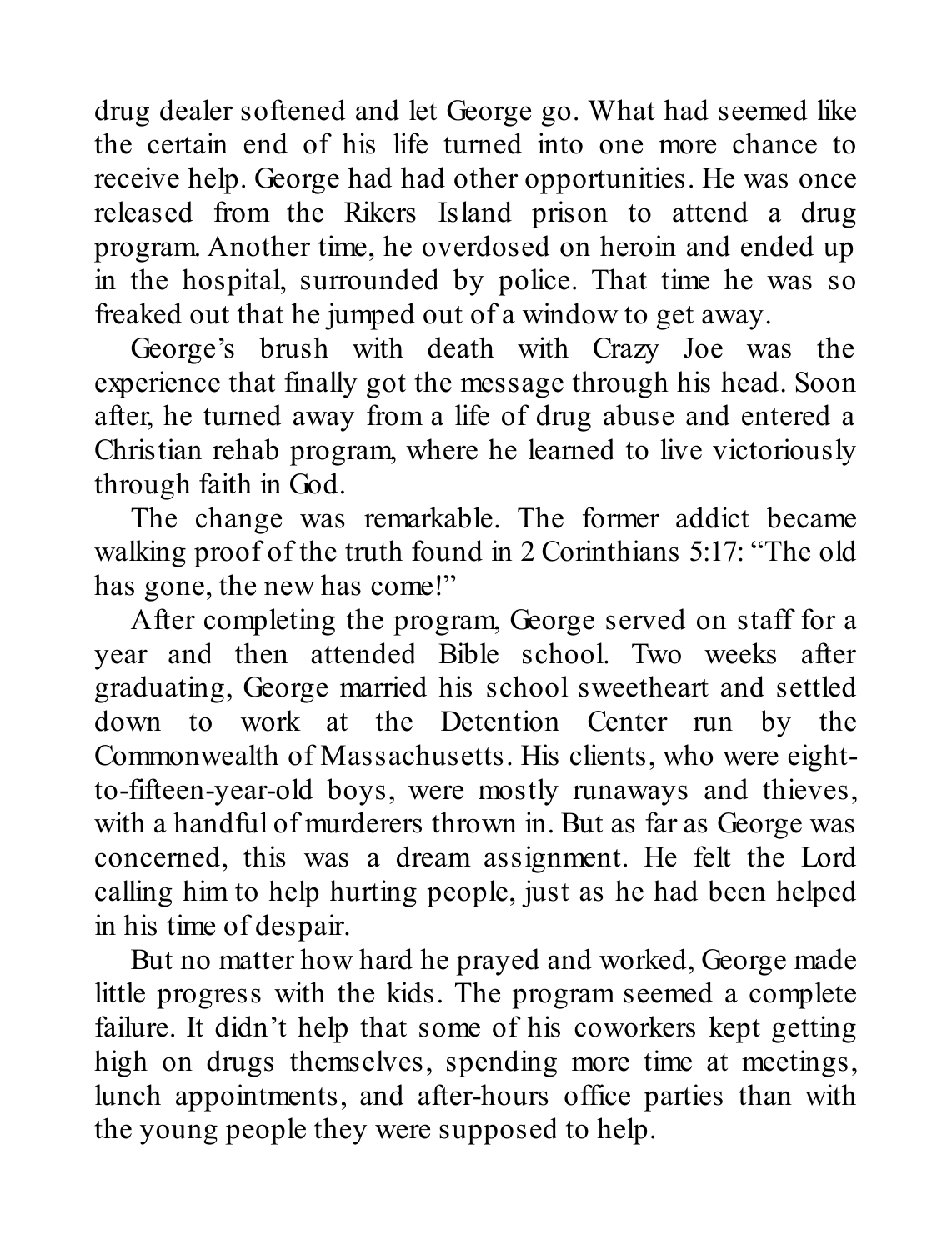drug dealer softened and let George go. What had seemed like the certain end of his life turned into one more chance to receive help. George had had other opportunities. He was once released from the Rikers Island prison to attend a drug program. Another time, he overdosed on heroin and ended up in the hospital, surrounded by police. That time he was so freaked out that he jumped out of a window to get away.

George's brush with death with Crazy Joe was the experience that finally got the message through his head. Soon after, he turned away from a life of drug abuse and entered a Christian rehab program, where he learned to live victoriously through faith in God.

The change was remarkable. The former addict became walking proof of the truth found in 2 Corinthians 5:17: "The old has gone, the new has come!"

After completing the program, George served on staff for a year and then attended Bible school. Two weeks after graduating, George married his school sweetheart and settled down to work at the Detention Center run by the Commonwealth of Massachusetts. His clients, who were eight-to-fifteen-year-old boys, were mostly runaways and thieves, with a handful of murderers thrown in. But as far as George was concerned, this was a dream assignment. He felt the Lord calling him to help hurting people, just as he had been helped in his time of despair.

But no matter how hard he prayed and worked, George made little progress with the kids. The program seemed a complete failure. It didn't help that some of his coworkers kept getting high on drugs themselves, spending more time at meetings, lunch appointments, and after-hours office parties than with the young people they were supposed to help.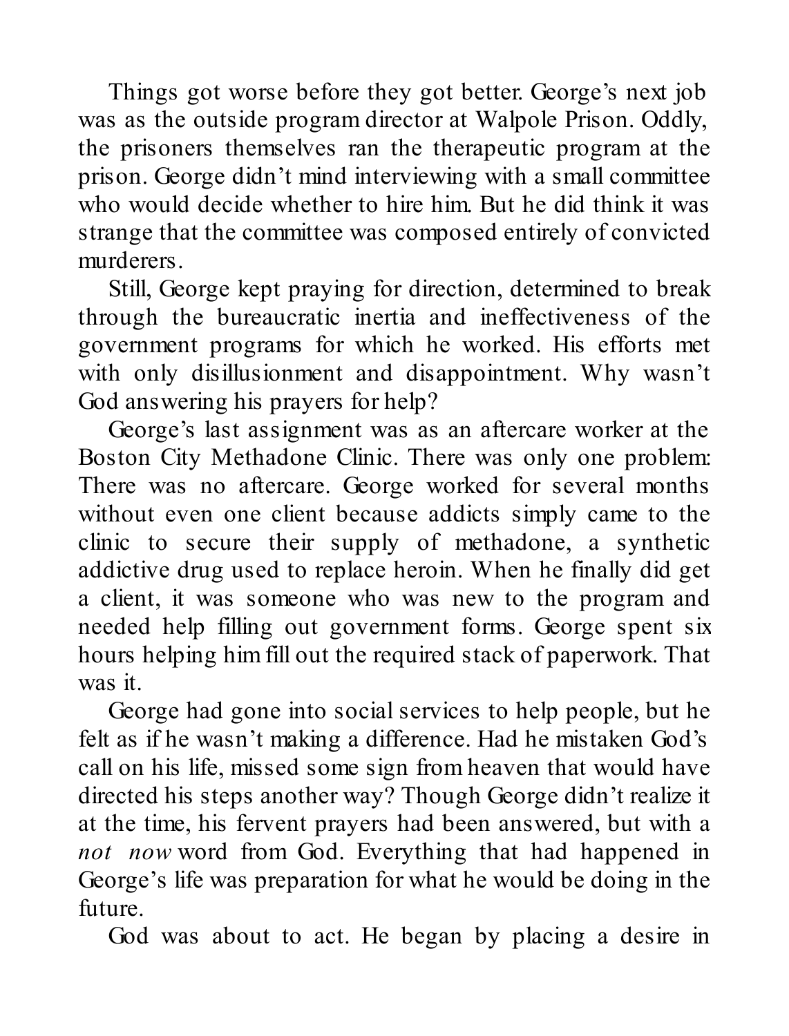Things got worse before they got better. George's next job was as the outside program director at Walpole Prison. Oddly, the prisoners themselves ran the therapeutic program at the prison. George didn't mind interviewing with a small committee who would decide whether to hire him. But he did think it was strange that the committee was composed entirely of convicted murderers.

Still, George kept praying for direction, determined to break through the bureaucratic inertia and ineffectiveness of the government programs for which he worked. His efforts met with only disillusionment and disappointment. Why wasn't God answering his prayers for help?

George's last assignment was as an aftercare worker at the Boston City Methadone Clinic. There was only one problem: There was no aftercare. George worked for several months without even one client because addicts simply came to the clinic to secure their supply of methadone, a synthetic addictive drug used to replace heroin. When he finally did get a client, it was someone who was new to the program and needed help filling out government forms. George spent six hours helping him fill out the required stack of paperwork. That was it.

George had gone into social services to help people, but he felt as if he wasn't making a difference. Had he mistaken God's call on his life, missed some sign from heaven that would have directed his steps another way? Though George didn't realize it at the time, his fervent prayers had been answered, but with a *not now* word from God. Everything that had happened in George's life was preparation for what he would be doing in the future.

God was about to act. He began by placing a desire in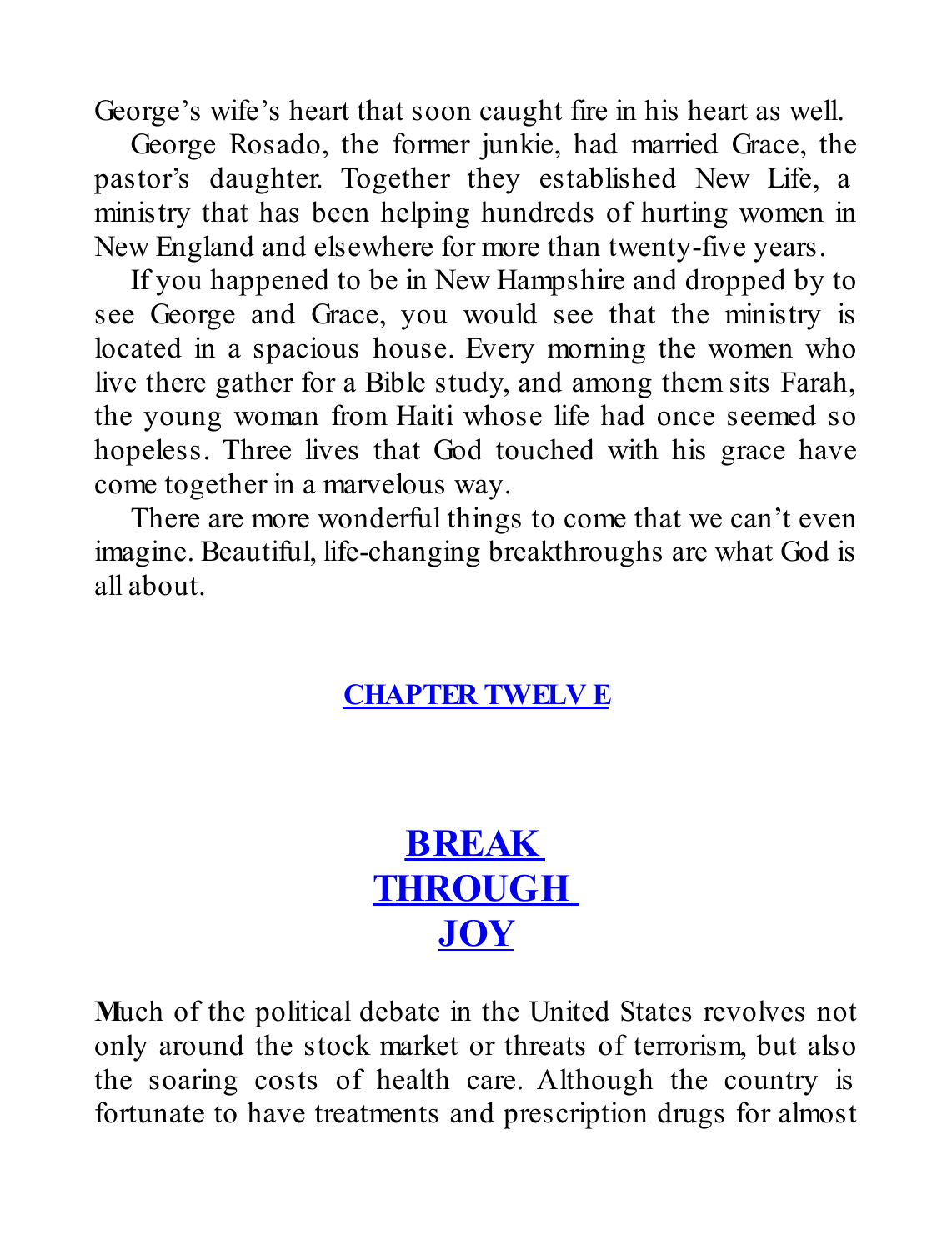George's wife's heart that soon caught fire in his heart as well.

George Rosado, the former junkie, had married Grace, the pastor's daughter. Together they established New Life, a ministry that has been helping hundreds of hurting women in New England and elsewhere for more than twenty-five years.

If you happened to be in New Hampshire and dropped by to see George and Grace, you would see that the ministry is located in a spacious house. Every morning the women who live there gather for a Bible study, and among them sits Farah, the young woman from Haiti whose life had once seemed so hopeless. Three lives that God touched with his grace have come together in a marvelous way.

There are more wonderful things to come that we can't even imagine. Beautiful, life-changing breakthroughs are what God is all about.

## CHAPTER TWELVE

# BREAK THROUGH JOY

Much of the political debate in the United States revolves not only around the stock market or threats of terrorism, but also the soaring costs of health care. Although the country is fortunate to have treatments and prescription drugs for almost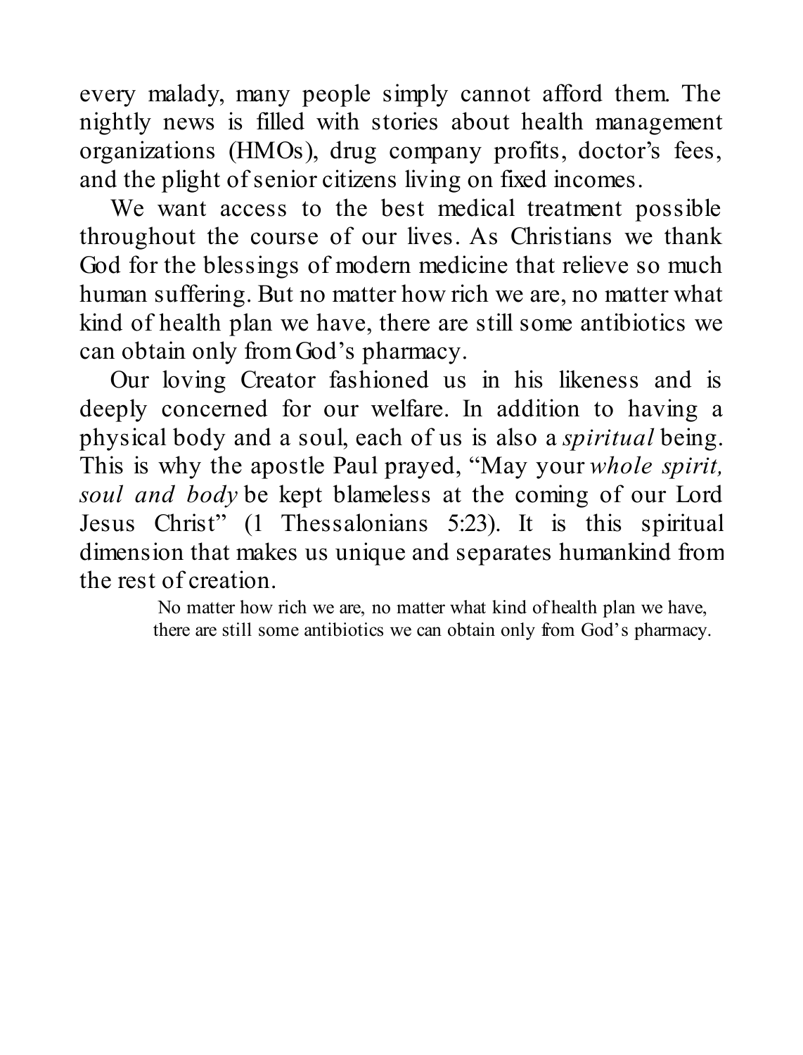every malady, many people simply cannot afford them. The nightly news is filled with stories about health management organizations (HMOs), drug company profits, doctor's fees, and the plight of senior citizens living on fixed incomes.

We want access to the best medical treatment possible throughout the course of our lives. As Christians we thank God for the blessings of modern medicine that relieve so much human suffering. But no matter how rich we are, no matter what kind of health plan we have, there are still some antibiotics we can obtain only from God's pharmacy.

Our loving Creator fashioned us in his likeness and is deeply concerned for our welfare. In addition to having a physical body and a soul, each of us is also a *spiritual* being. This is why the apostle Paul prayed, "May your *whole spirit, soul and body* be kept blameless at the coming of our Lord Jesus Christ" (1 Thessalonians 5:23). It is this spiritual dimension that makes us unique and separates humankind from the rest of creation.

> No matter how rich we are, no matter what kind of health plan we have, there are still some antibiotics we can obtain only from God's pharmacy.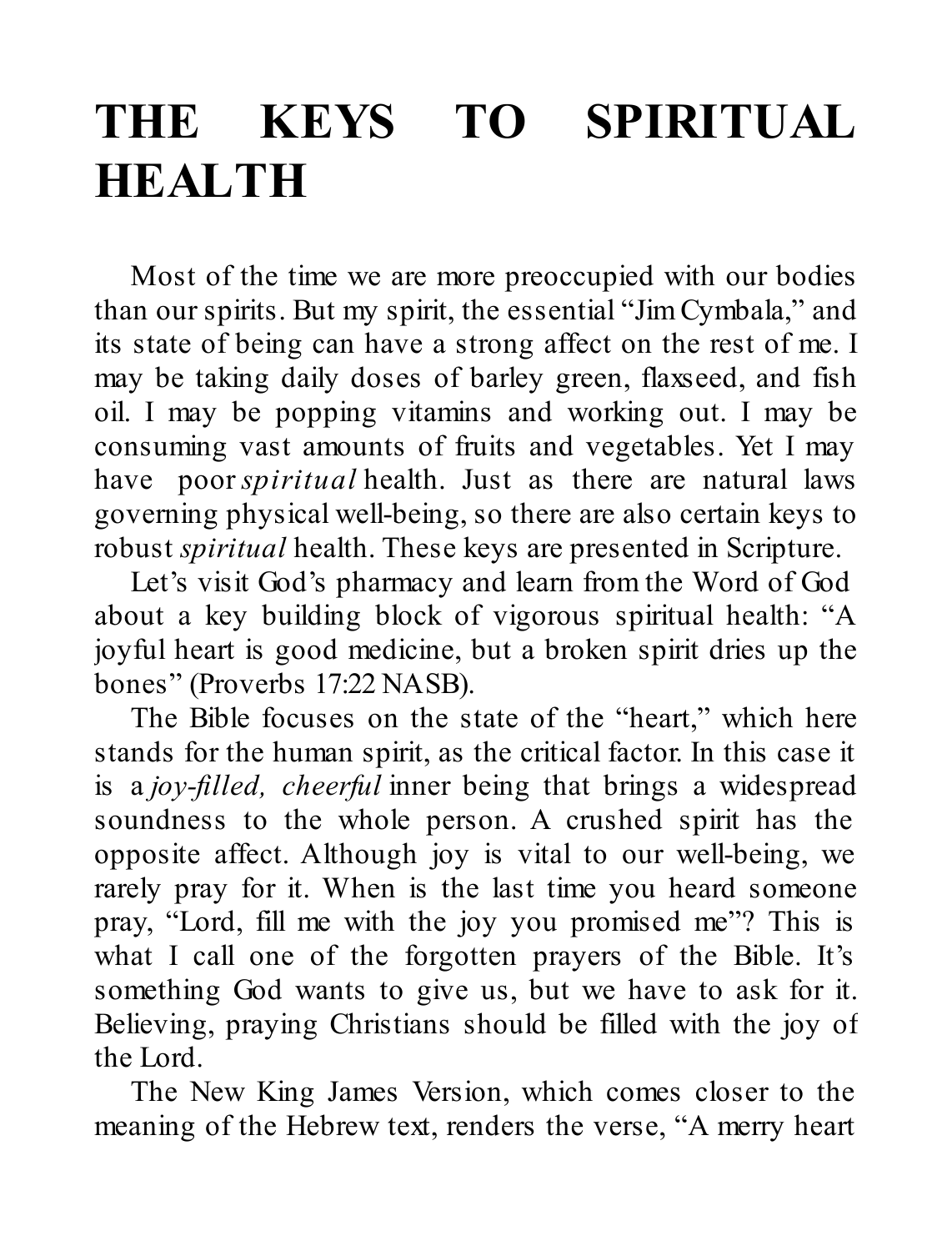# THE KEYS TO SPIRITUAL HEALTH

Most of the time we are more preoccupied with our bodies than our spirits. But my spirit, the essential "Jim Cymbala," and its state of being can have a strong affect on the rest of me. I may be taking daily doses of barley green, flaxseed, and fish oil. I may be popping vitamins and working out. I may be consuming vast amounts of fruits and vegetables. Yet I may have poor *spiritual* health. Just as there are natural laws governing physical well-being, so there are also certain keys to robust *spiritual* health. These keys are presented in Scripture.

Let's visit God's pharmacy and learn from the Word of God about a key building block of vigorous spiritual health: "A joyful heart is good medicine, but a broken spirit dries up the bones" (Proverbs 17:22 NASB).

The Bible focuses on the state of the "heart," which here stands for the human spirit, as the critical factor. In this case it is a *joy-filled, cheerful* inner being that brings a widespread soundness to the whole person. A crushed spirit has the opposite affect. Although joy is vital to our well-being, we rarely pray for it. When is the last time you heard someone pray, "Lord, fill me with the joy you promised me"? This is what I call one of the forgotten prayers of the Bible. It's something God wants to give us, but we have to ask for it. Believing, praying Christians should be filled with the joy of the Lord.

The New King James Version, which comes closer to the meaning of the Hebrew text, renders the verse, "A merry heart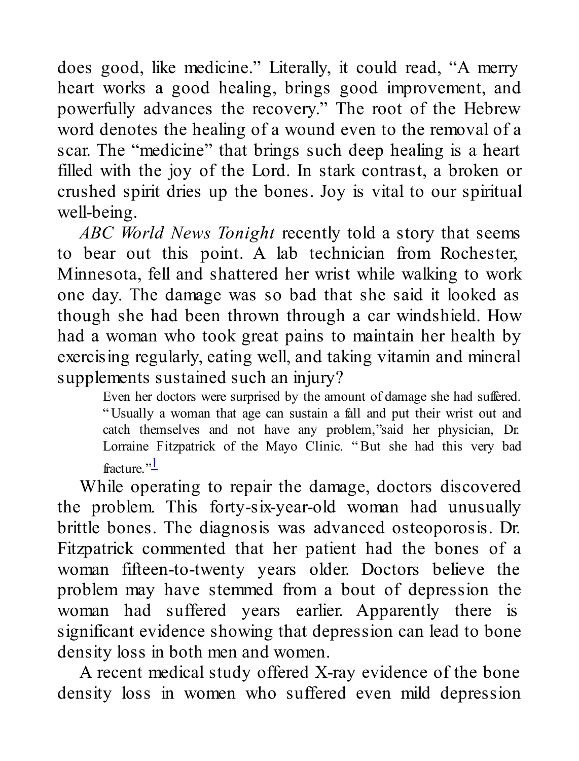does good, like medicine." Literally, it could read, "A merry heart works a good healing, brings good improvement, and powerfully advances the recovery." The root of the Hebrew word denotes the healing of a wound even to the removal of a scar. The "medicine" that brings such deep healing is a heart filled with the joy of the Lord. In stark contrast, a broken or crushed spirit dries up the bones. Joy is vital to our spiritual well-being.

*ABC World News Tonight* recently told a story that seems to bear out this point. A lab technician from Rochester, Minnesota, fell and shattered her wrist while walking to work one day. The damage was so bad that she said it looked as though she had been thrown through a car windshield. How had a woman who took great pains to maintain her health by exercising regularly, eating well, and taking vitamin and mineral supplements sustained such an injury?

> Even her doctors were surprised by the amount of damage she had suffered. "Usually a woman that age can sustain a fall and put their wrist out and catch themselves and not have any problem," said her physician, Dr. Lorraine Fitzpatrick of the Mayo Clinic. "But she had this very bad fracture."[1]

While operating to repair the damage, doctors discovered the problem. This forty-six-year-old woman had unusually brittle bones. The diagnosis was advanced osteoporosis. Dr. Fitzpatrick commented that her patient had the bones of a woman fifteen-to-twenty years older. Doctors believe the problem may have stemmed from a bout of depression the woman had suffered years earlier. Apparently there is significant evidence showing that depression can lead to bone density loss in both men and women.

A recent medical study offered X-ray evidence of the bone density loss in women who suffered even mild depression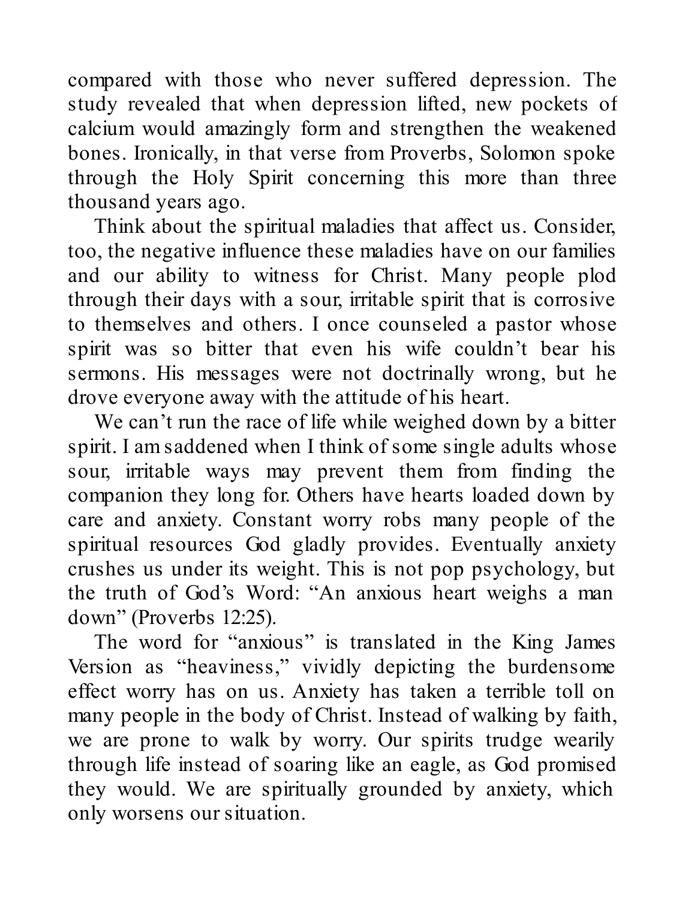compared with those who never suffered depression. The study revealed that when depression lifted, new pockets of calcium would amazingly form and strengthen the weakened bones. Ironically, in that verse from Proverbs, Solomon spoke through the Holy Spirit concerning this more than three thousand years ago.

Think about the spiritual maladies that affect us. Consider, too, the negative influence these maladies have on our families and our ability to witness for Christ. Many people plod through their days with a sour, irritable spirit that is corrosive to themselves and others. I once counseled a pastor whose spirit was so bitter that even his wife couldn't bear his sermons. His messages were not doctrinally wrong, but he drove everyone away with the attitude of his heart.

We can't run the race of life while weighed down by a bitter spirit. I am saddened when I think of some single adults whose sour, irritable ways may prevent them from finding the companion they long for. Others have hearts loaded down by care and anxiety. Constant worry robs many people of the spiritual resources God gladly provides. Eventually anxiety crushes us under its weight. This is not pop psychology, but the truth of God's Word: "An anxious heart weighs a man down" (Proverbs 12:25).

The word for "anxious" is translated in the King James Version as "heaviness," vividly depicting the burdensome effect worry has on us. Anxiety has taken a terrible toll on many people in the body of Christ. Instead of walking by faith, we are prone to walk by worry. Our spirits trudge wearily through life instead of soaring like an eagle, as God promised they would. We are spiritually grounded by anxiety, which only worsens our situation.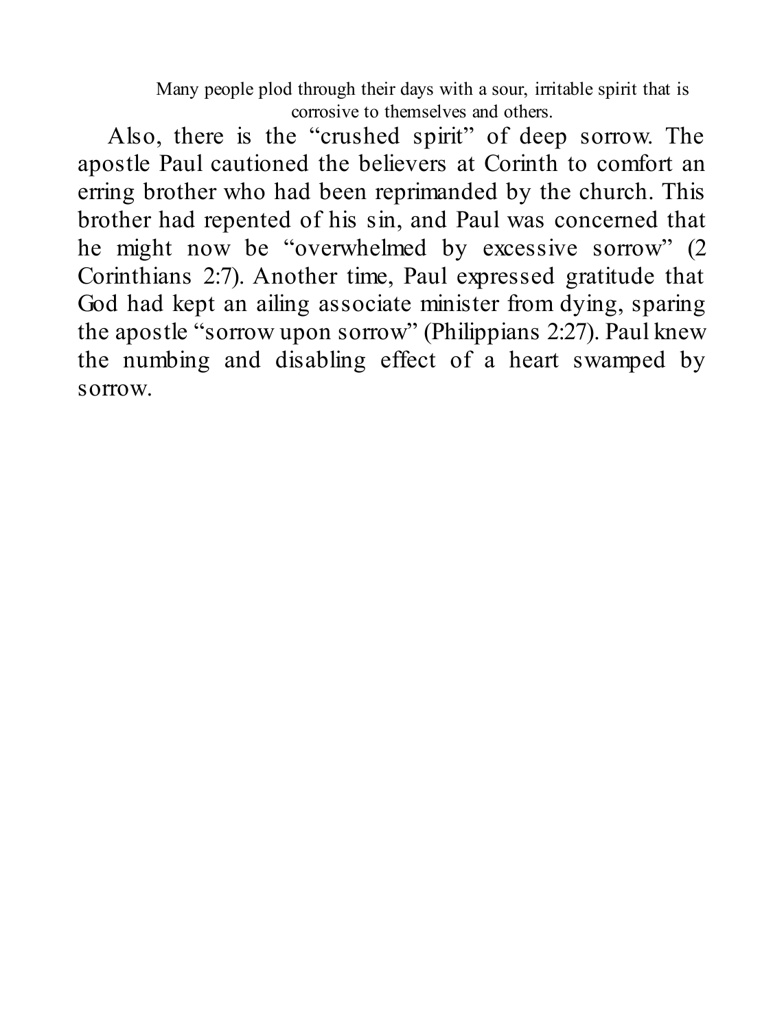Many people plod through their days with a sour, irritable spirit that is corrosive to themselves and others.

Also, there is the "crushed spirit" of deep sorrow. The apostle Paul cautioned the believers at Corinth to comfort an erring brother who had been reprimanded by the church. This brother had repented of his sin, and Paul was concerned that he might now be "overwhelmed by excessive sorrow" (2 Corinthians 2:7). Another time, Paul expressed gratitude that God had kept an ailing associate minister from dying, sparing the apostle "sorrow upon sorrow" (Philippians 2:27). Paul knew the numbing and disabling effect of a heart swamped by sorrow.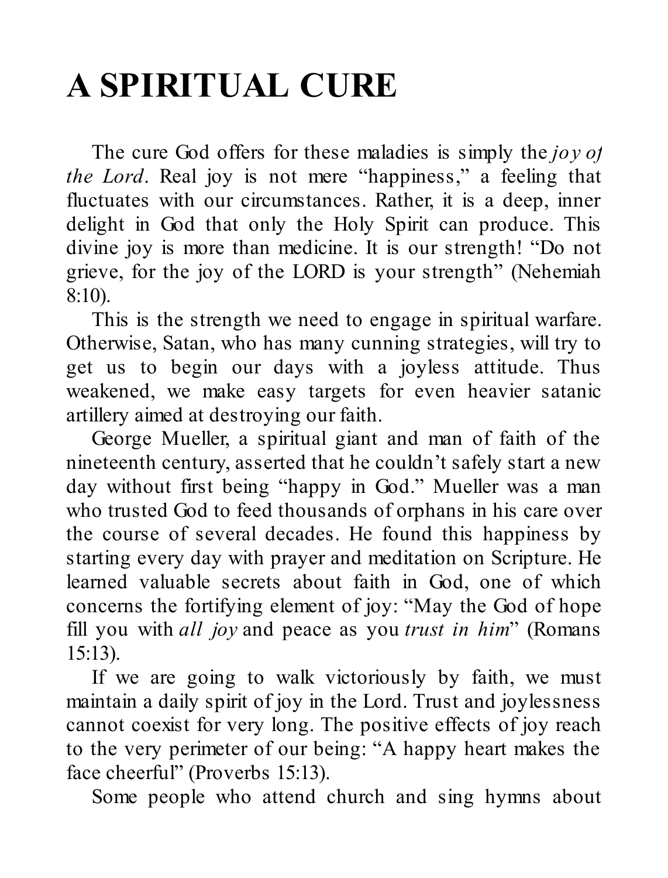# A SPIRITUAL CURE

The cure God offers for these maladies is simply the *joy of the Lord*. Real joy is not mere "happiness," a feeling that fluctuates with our circumstances. Rather, it is a deep, inner delight in God that only the Holy Spirit can produce. This divine joy is more than medicine. It is our strength! "Do not grieve, for the joy of the LORD is your strength" (Nehemiah 8:10).

This is the strength we need to engage in spiritual warfare. Otherwise, Satan, who has many cunning strategies, will try to get us to begin our days with a joyless attitude. Thus weakened, we make easy targets for even heavier satanic artillery aimed at destroying our faith.

George Mueller, a spiritual giant and man of faith of the nineteenth century, asserted that he couldn't safely start a new day without first being "happy in God." Mueller was a man who trusted God to feed thousands of orphans in his care over the course of several decades. He found this happiness by starting every day with prayer and meditation on Scripture. He learned valuable secrets about faith in God, one of which concerns the fortifying element of joy: "May the God of hope fill you with *all joy* and peace as you *trust in him*" (Romans 15:13).

If we are going to walk victoriously by faith, we must maintain a daily spirit of joy in the Lord. Trust and joylessness cannot coexist for very long. The positive effects of joy reach to the very perimeter of our being: "A happy heart makes the face cheerful" (Proverbs 15:13).

Some people who attend church and sing hymns about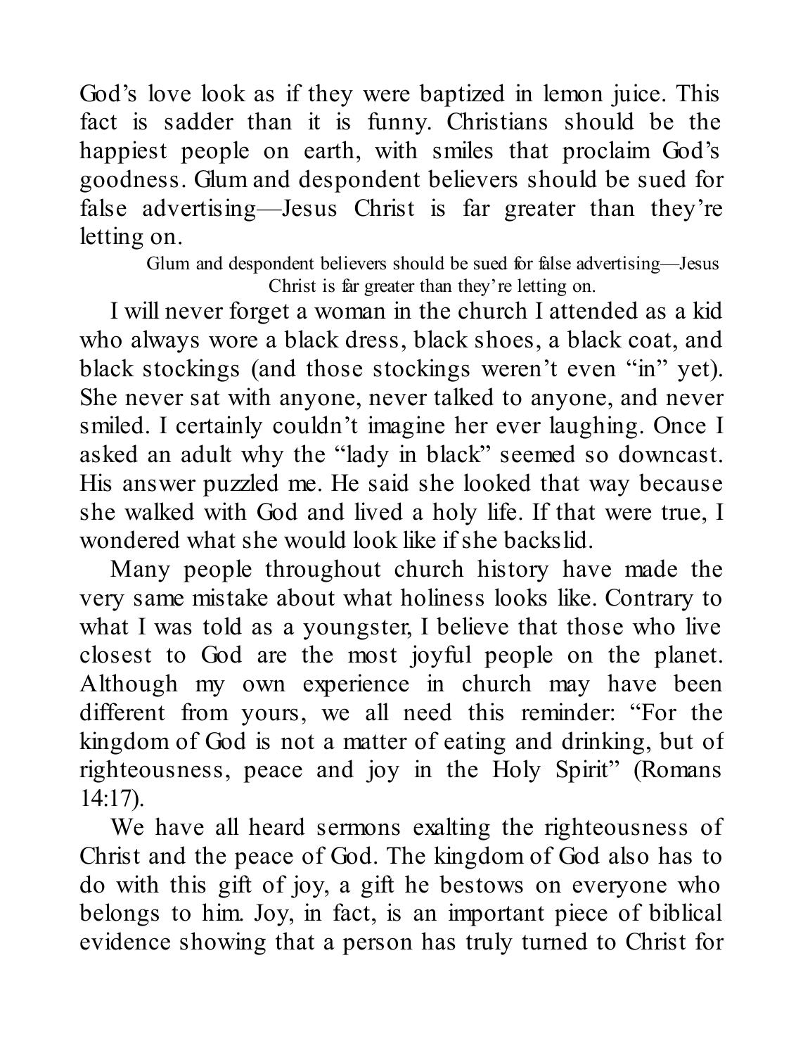God's love look as if they were baptized in lemon juice. This fact is sadder than it is funny. Christians should be the happiest people on earth, with smiles that proclaim God's goodness. Glum and despondent believers should be sued for false advertising—Jesus Christ is far greater than they're letting on.

> Glum and despondent believers should be sued for false advertising—Jesus Christ is far greater than they're letting on.

I will never forget a woman in the church I attended as a kid who always wore a black dress, black shoes, a black coat, and black stockings (and those stockings weren't even "in" yet). She never sat with anyone, never talked to anyone, and never smiled. I certainly couldn't imagine her ever laughing. Once I asked an adult why the "lady in black" seemed so downcast. His answer puzzled me. He said she looked that way because she walked with God and lived a holy life. If that were true, I wondered what she would look like if she backslid.

Many people throughout church history have made the very same mistake about what holiness looks like. Contrary to what I was told as a youngster, I believe that those who live closest to God are the most joyful people on the planet. Although my own experience in church may have been different from yours, we all need this reminder: "For the kingdom of God is not a matter of eating and drinking, but of righteousness, peace and joy in the Holy Spirit" (Romans 14:17).

We have all heard sermons exalting the righteousness of Christ and the peace of God. The kingdom of God also has to do with this gift of joy, a gift he bestows on everyone who belongs to him. Joy, in fact, is an important piece of biblical evidence showing that a person has truly turned to Christ for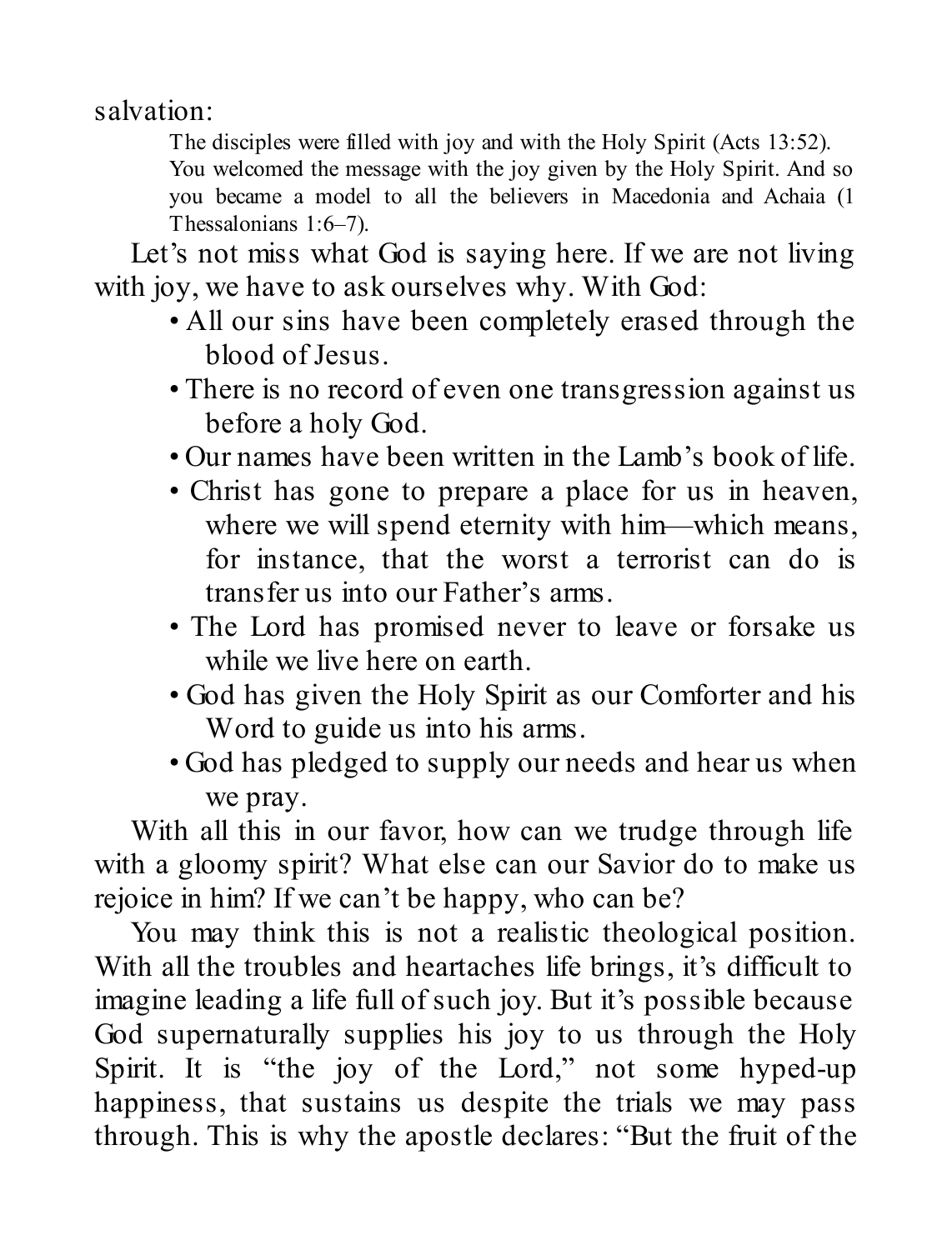salvation:

> The disciples were filled with joy and with the Holy Spirit (Acts 13:52).
> You welcomed the message with the joy given by the Holy Spirit. And so you became a model to all the believers in Macedonia and Achaia (1 Thessalonians 1:6–7).

Let's not miss what God is saying here. If we are not living with joy, we have to ask ourselves why. With God:

- All our sins have been completely erased through the blood of Jesus.
- There is no record of even one transgression against us before a holy God.
- Our names have been written in the Lamb's book of life.
- Christ has gone to prepare a place for us in heaven, where we will spend eternity with him—which means, for instance, that the worst a terrorist can do is transfer us into our Father's arms.
- The Lord has promised never to leave or forsake us while we live here on earth.
- God has given the Holy Spirit as our Comforter and his Word to guide us into his arms.
- God has pledged to supply our needs and hear us when we pray.

With all this in our favor, how can we trudge through life with a gloomy spirit? What else can our Savior do to make us rejoice in him? If we can't be happy, who can be?

You may think this is not a realistic theological position. With all the troubles and heartaches life brings, it's difficult to imagine leading a life full of such joy. But it's possible because God supernaturally supplies his joy to us through the Holy Spirit. It is "the joy of the Lord," not some hyped-up happiness, that sustains us despite the trials we may pass through. This is why the apostle declares: "But the fruit of the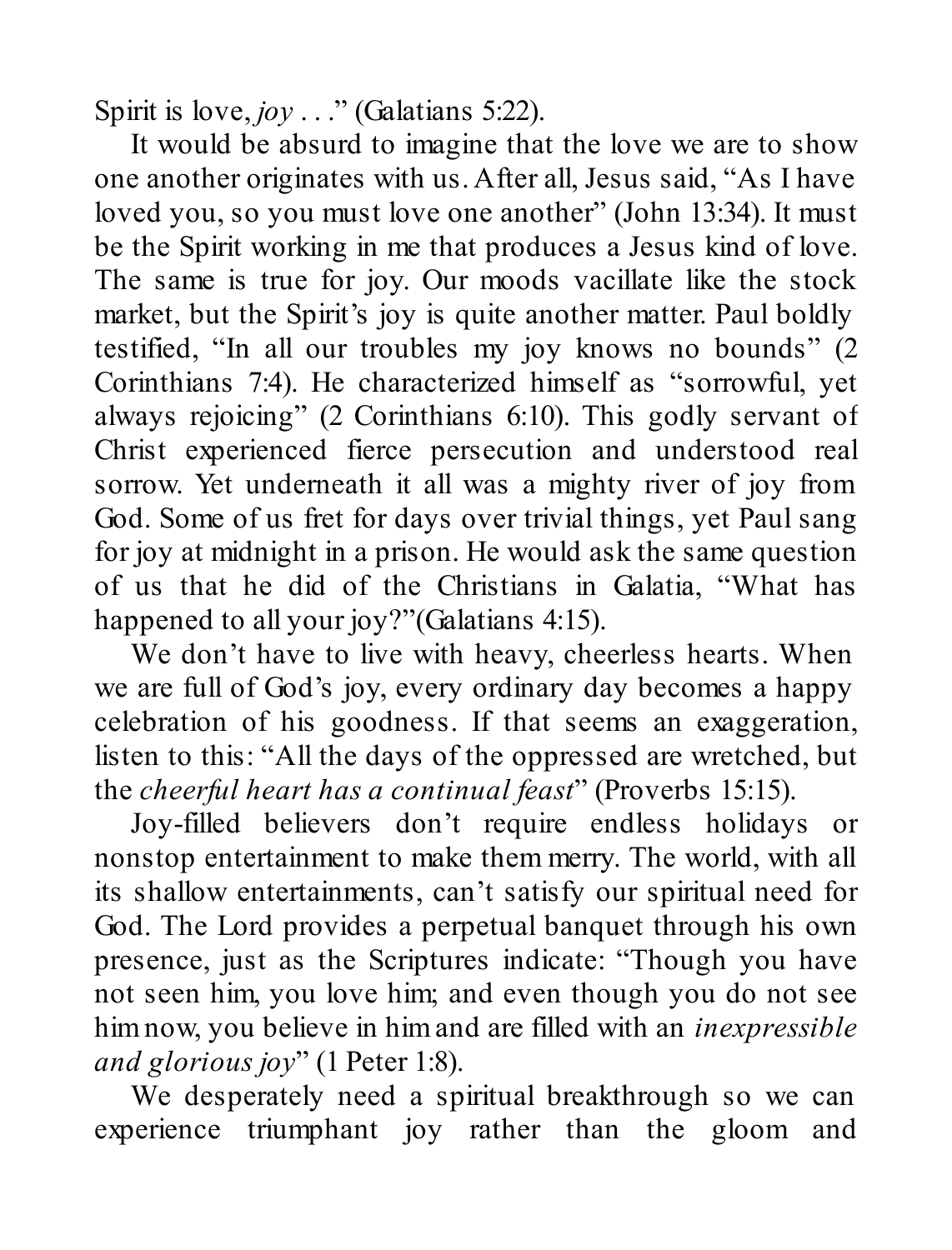Spirit is love, *joy* . . ." (Galatians 5:22).

It would be absurd to imagine that the love we are to show one another originates with us. After all, Jesus said, "As I have loved you, so you must love one another" (John 13:34). It must be the Spirit working in me that produces a Jesus kind of love. The same is true for joy. Our moods vacillate like the stock market, but the Spirit's joy is quite another matter. Paul boldly testified, "In all our troubles my joy knows no bounds" (2 Corinthians 7:4). He characterized himself as "sorrowful, yet always rejoicing" (2 Corinthians 6:10). This godly servant of Christ experienced fierce persecution and understood real sorrow. Yet underneath it all was a mighty river of joy from God. Some of us fret for days over trivial things, yet Paul sang for joy at midnight in a prison. He would ask the same question of us that he did of the Christians in Galatia, "What has happened to all your joy?"(Galatians 4:15).

We don't have to live with heavy, cheerless hearts. When we are full of God's joy, every ordinary day becomes a happy celebration of his goodness. If that seems an exaggeration, listen to this: "All the days of the oppressed are wretched, but the *cheerful heart has a continual feast*" (Proverbs 15:15).

Joy-filled believers don't require endless holidays or nonstop entertainment to make them merry. The world, with all its shallow entertainments, can't satisfy our spiritual need for God. The Lord provides a perpetual banquet through his own presence, just as the Scriptures indicate: "Though you have not seen him, you love him; and even though you do not see him now, you believe in him and are filled with an *inexpressible and glorious joy*" (1 Peter 1:8).

We desperately need a spiritual breakthrough so we can experience triumphant joy rather than the gloom and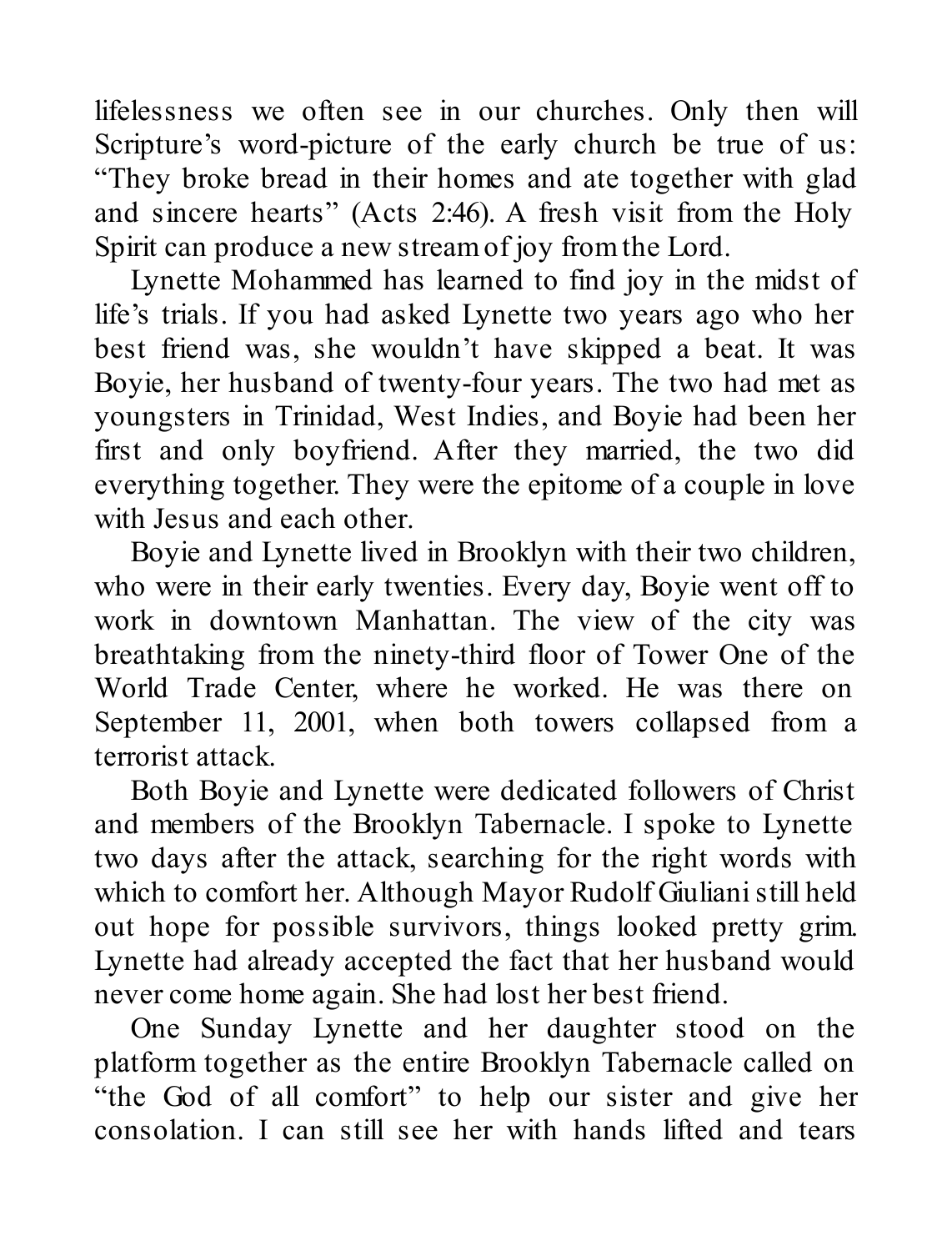lifelessness we often see in our churches. Only then will Scripture's word-picture of the early church be true of us: "They broke bread in their homes and ate together with glad and sincere hearts" (Acts 2:46). A fresh visit from the Holy Spirit can produce a new stream of joy from the Lord.

Lynette Mohammed has learned to find joy in the midst of life's trials. If you had asked Lynette two years ago who her best friend was, she wouldn't have skipped a beat. It was Boyie, her husband of twenty-four years. The two had met as youngsters in Trinidad, West Indies, and Boyie had been her first and only boyfriend. After they married, the two did everything together. They were the epitome of a couple in love with Jesus and each other.

Boyie and Lynette lived in Brooklyn with their two children, who were in their early twenties. Every day, Boyie went off to work in downtown Manhattan. The view of the city was breathtaking from the ninety-third floor of Tower One of the World Trade Center, where he worked. He was there on September 11, 2001, when both towers collapsed from a terrorist attack.

Both Boyie and Lynette were dedicated followers of Christ and members of the Brooklyn Tabernacle. I spoke to Lynette two days after the attack, searching for the right words with which to comfort her. Although Mayor Rudolf Giuliani still held out hope for possible survivors, things looked pretty grim. Lynette had already accepted the fact that her husband would never come home again. She had lost her best friend.

One Sunday Lynette and her daughter stood on the platform together as the entire Brooklyn Tabernacle called on "the God of all comfort" to help our sister and give her consolation. I can still see her with hands lifted and tears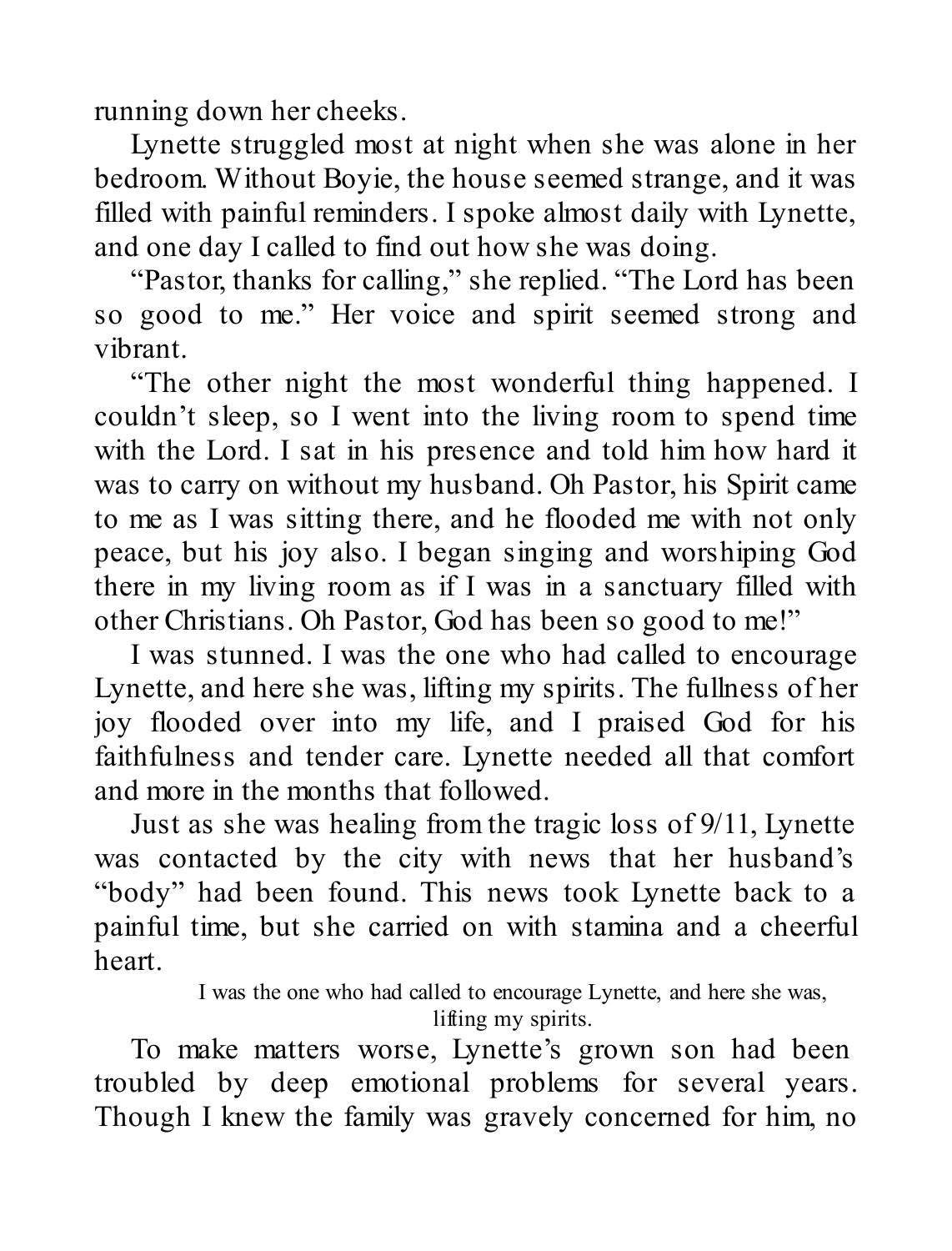running down her cheeks.

Lynette struggled most at night when she was alone in her bedroom. Without Boyie, the house seemed strange, and it was filled with painful reminders. I spoke almost daily with Lynette, and one day I called to find out how she was doing.

"Pastor, thanks for calling," she replied. "The Lord has been so good to me." Her voice and spirit seemed strong and vibrant.

"The other night the most wonderful thing happened. I couldn't sleep, so I went into the living room to spend time with the Lord. I sat in his presence and told him how hard it was to carry on without my husband. Oh Pastor, his Spirit came to me as I was sitting there, and he flooded me with not only peace, but his joy also. I began singing and worshiping God there in my living room as if I was in a sanctuary filled with other Christians. Oh Pastor, God has been so good to me!"

I was stunned. I was the one who had called to encourage Lynette, and here she was, lifting my spirits. The fullness of her joy flooded over into my life, and I praised God for his faithfulness and tender care. Lynette needed all that comfort and more in the months that followed.

Just as she was healing from the tragic loss of 9/11, Lynette was contacted by the city with news that her husband's "body" had been found. This news took Lynette back to a painful time, but she carried on with stamina and a cheerful heart.

> I was the one who had called to encourage Lynette, and here she was, lifting my spirits.

To make matters worse, Lynette's grown son had been troubled by deep emotional problems for several years. Though I knew the family was gravely concerned for him, no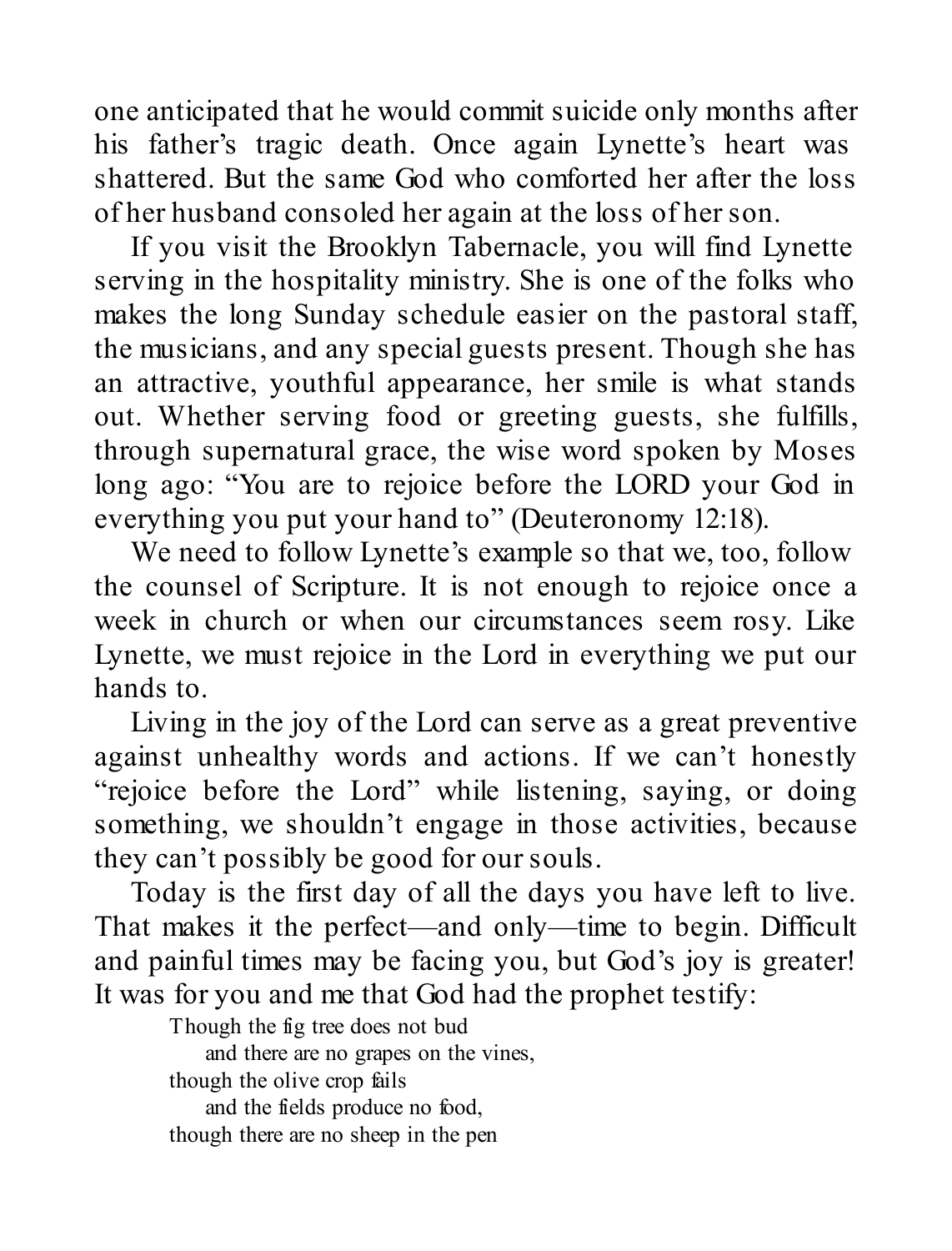one anticipated that he would commit suicide only months after his father's tragic death. Once again Lynette's heart was shattered. But the same God who comforted her after the loss of her husband consoled her again at the loss of her son.

If you visit the Brooklyn Tabernacle, you will find Lynette serving in the hospitality ministry. She is one of the folks who makes the long Sunday schedule easier on the pastoral staff, the musicians, and any special guests present. Though she has an attractive, youthful appearance, her smile is what stands out. Whether serving food or greeting guests, she fulfills, through supernatural grace, the wise word spoken by Moses long ago: "You are to rejoice before the LORD your God in everything you put your hand to" (Deuteronomy 12:18).

We need to follow Lynette's example so that we, too, follow the counsel of Scripture. It is not enough to rejoice once a week in church or when our circumstances seem rosy. Like Lynette, we must rejoice in the Lord in everything we put our hands to.

Living in the joy of the Lord can serve as a great preventive against unhealthy words and actions. If we can't honestly "rejoice before the Lord" while listening, saying, or doing something, we shouldn't engage in those activities, because they can't possibly be good for our souls.

Today is the first day of all the days you have left to live. That makes it the perfect—and only—time to begin. Difficult and painful times may be facing you, but God's joy is greater! It was for you and me that God had the prophet testify:

> Though the fig tree does not bud
> &nbsp;&nbsp;&nbsp;&nbsp;and there are no grapes on the vines,
> though the olive crop fails
> &nbsp;&nbsp;&nbsp;&nbsp;and the fields produce no food,
> though there are no sheep in the pen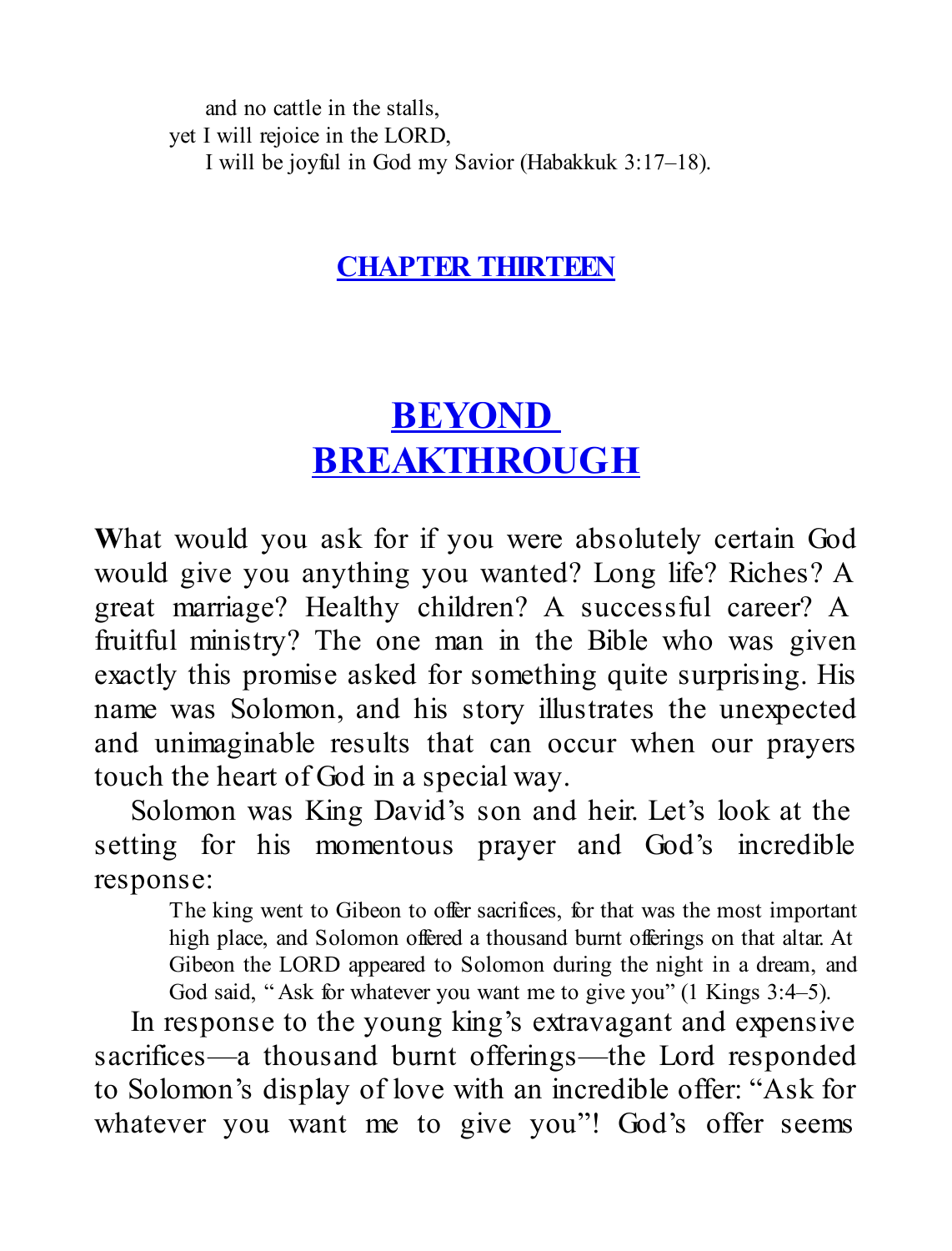and no cattle in the stalls,
yet I will rejoice in the LORD,
I will be joyful in God my Savior (Habakkuk 3:17–18).

## CHAPTER THIRTEEN

# BEYOND BREAKTHROUGH

**W**hat would you ask for if you were absolutely certain God would give you anything you wanted? Long life? Riches? A great marriage? Healthy children? A successful career? A fruitful ministry? The one man in the Bible who was given exactly this promise asked for something quite surprising. His name was Solomon, and his story illustrates the unexpected and unimaginable results that can occur when our prayers touch the heart of God in a special way.

Solomon was King David's son and heir. Let's look at the setting for his momentous prayer and God's incredible response:

> The king went to Gibeon to offer sacrifices, for that was the most important high place, and Solomon offered a thousand burnt offerings on that altar. At Gibeon the LORD appeared to Solomon during the night in a dream, and God said, "Ask for whatever you want me to give you" (1 Kings 3:4–5).

In response to the young king's extravagant and expensive sacrifices—a thousand burnt offerings—the Lord responded to Solomon's display of love with an incredible offer: "Ask for whatever you want me to give you"! God's offer seems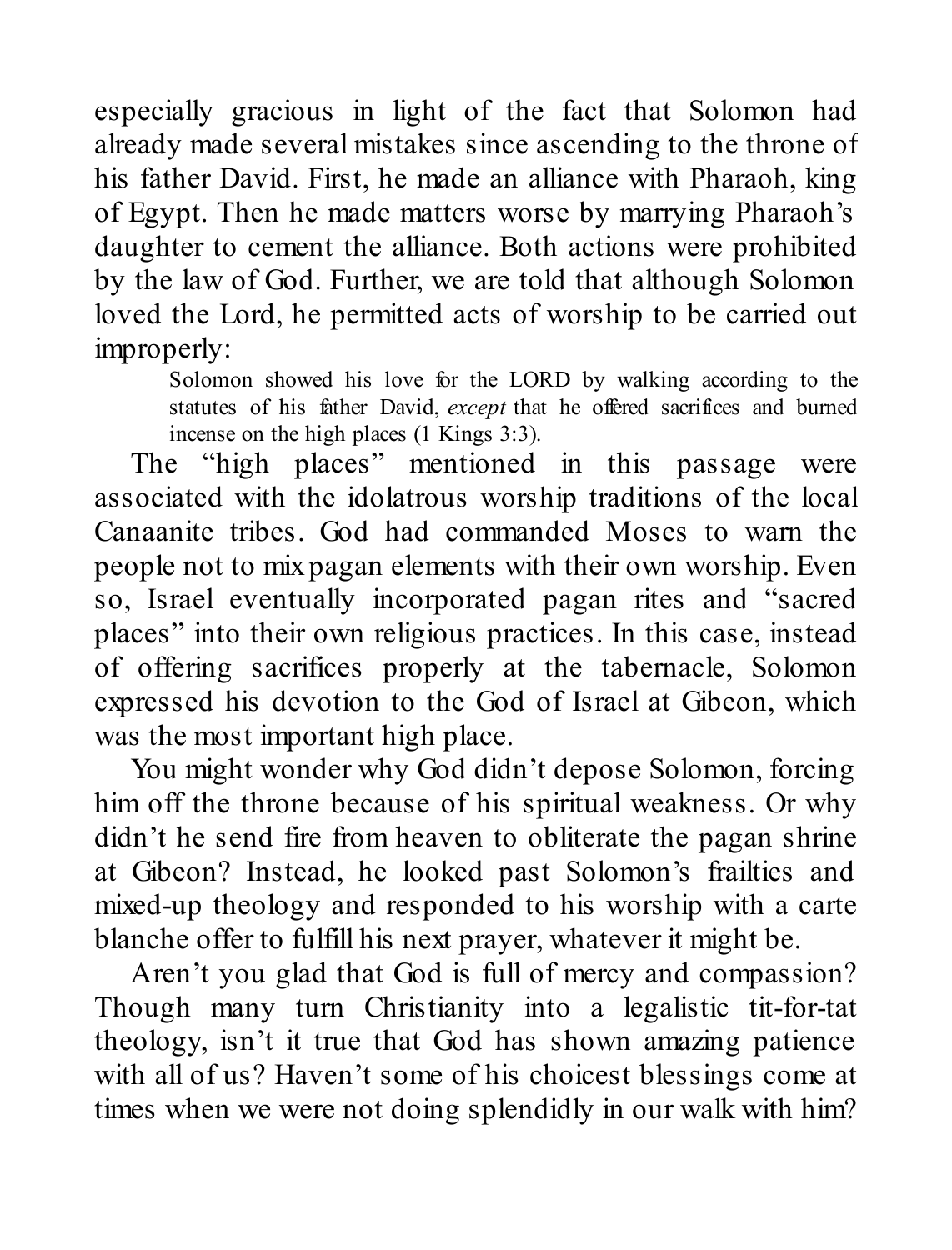especially gracious in light of the fact that Solomon had already made several mistakes since ascending to the throne of his father David. First, he made an alliance with Pharaoh, king of Egypt. Then he made matters worse by marrying Pharaoh's daughter to cement the alliance. Both actions were prohibited by the law of God. Further, we are told that although Solomon loved the Lord, he permitted acts of worship to be carried out improperly:

> Solomon showed his love for the LORD by walking according to the statutes of his father David, *except* that he offered sacrifices and burned incense on the high places (1 Kings 3:3).

The "high places" mentioned in this passage were associated with the idolatrous worship traditions of the local Canaanite tribes. God had commanded Moses to warn the people not to mix pagan elements with their own worship. Even so, Israel eventually incorporated pagan rites and "sacred places" into their own religious practices. In this case, instead of offering sacrifices properly at the tabernacle, Solomon expressed his devotion to the God of Israel at Gibeon, which was the most important high place.

You might wonder why God didn't depose Solomon, forcing him off the throne because of his spiritual weakness. Or why didn't he send fire from heaven to obliterate the pagan shrine at Gibeon? Instead, he looked past Solomon's frailties and mixed-up theology and responded to his worship with a carte blanche offer to fulfill his next prayer, whatever it might be.

Aren't you glad that God is full of mercy and compassion? Though many turn Christianity into a legalistic tit-for-tat theology, isn't it true that God has shown amazing patience with all of us? Haven't some of his choicest blessings come at times when we were not doing splendidly in our walk with him?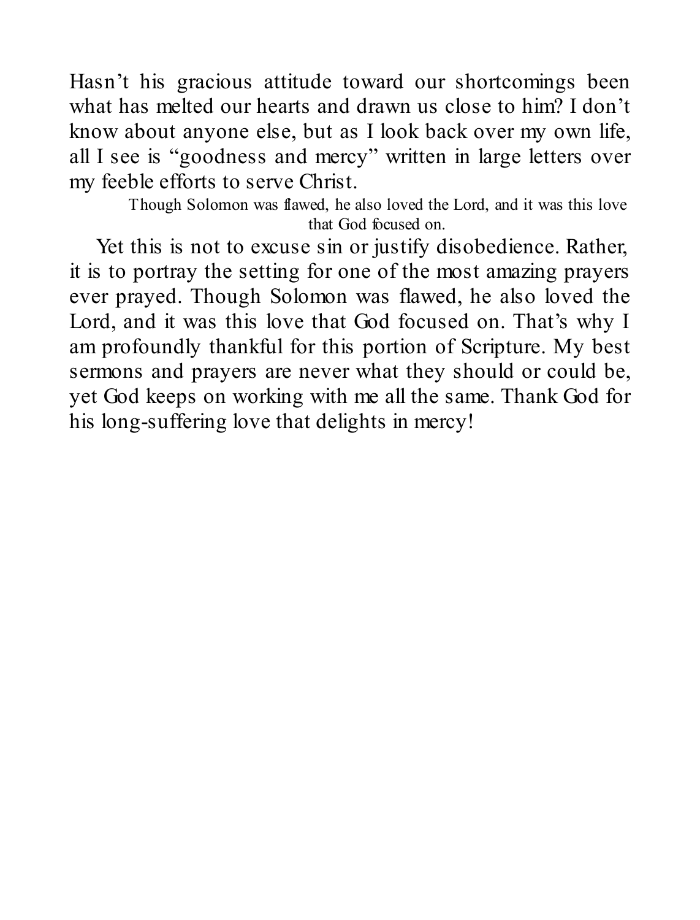Hasn't his gracious attitude toward our shortcomings been what has melted our hearts and drawn us close to him? I don't know about anyone else, but as I look back over my own life, all I see is "goodness and mercy" written in large letters over my feeble efforts to serve Christ.

> Though Solomon was flawed, he also loved the Lord, and it was this love that God focused on.

Yet this is not to excuse sin or justify disobedience. Rather, it is to portray the setting for one of the most amazing prayers ever prayed. Though Solomon was flawed, he also loved the Lord, and it was this love that God focused on. That's why I am profoundly thankful for this portion of Scripture. My best sermons and prayers are never what they should or could be, yet God keeps on working with me all the same. Thank God for his long-suffering love that delights in mercy!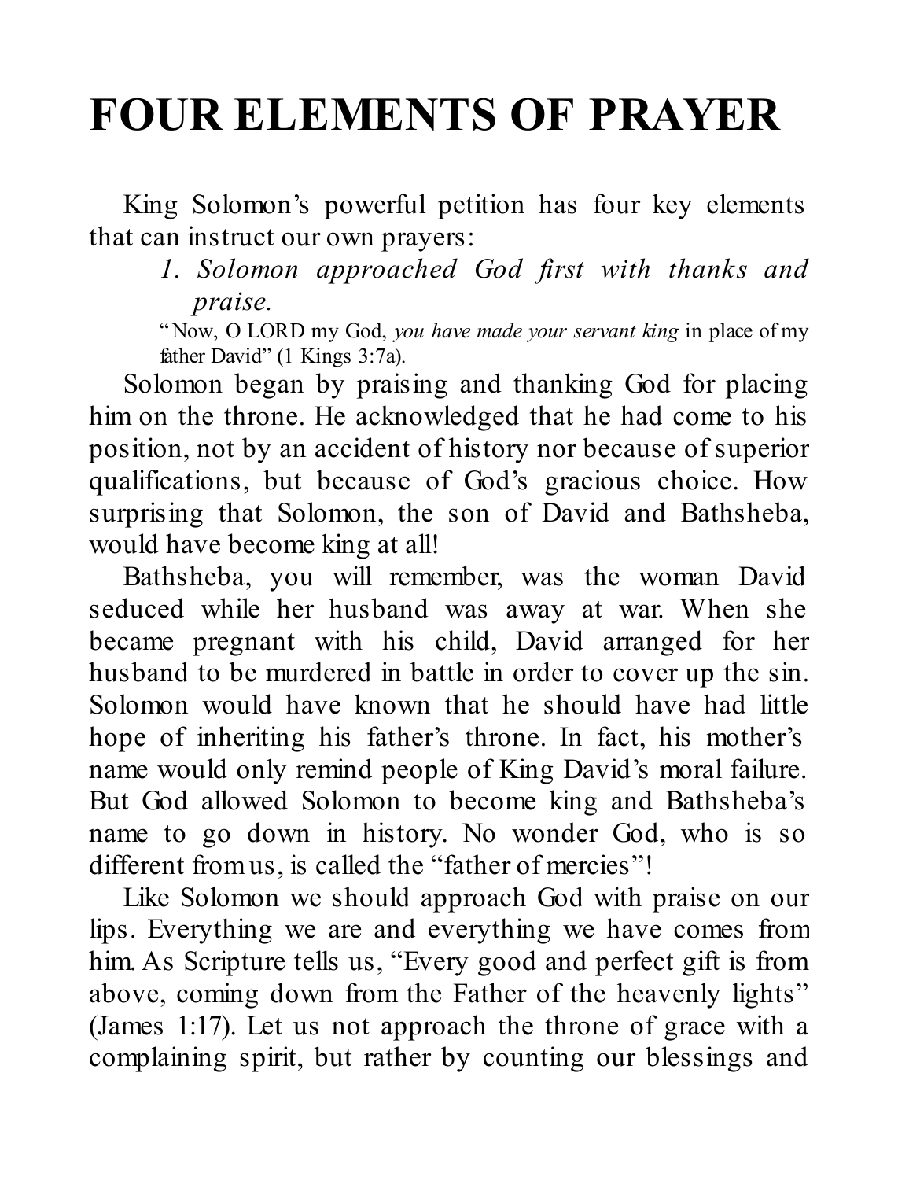# FOUR ELEMENTS OF PRAYER

King Solomon's powerful petition has four key elements that can instruct our own prayers:

> *1. Solomon approached God first with thanks and praise.*

"Now, O LORD my God, *you have made your servant king* in place of my father David" (1 Kings 3:7a).

Solomon began by praising and thanking God for placing him on the throne. He acknowledged that he had come to his position, not by an accident of history nor because of superior qualifications, but because of God's gracious choice. How surprising that Solomon, the son of David and Bathsheba, would have become king at all!

Bathsheba, you will remember, was the woman David seduced while her husband was away at war. When she became pregnant with his child, David arranged for her husband to be murdered in battle in order to cover up the sin. Solomon would have known that he should have had little hope of inheriting his father's throne. In fact, his mother's name would only remind people of King David's moral failure. But God allowed Solomon to become king and Bathsheba's name to go down in history. No wonder God, who is so different from us, is called the "father of mercies"!

Like Solomon we should approach God with praise on our lips. Everything we are and everything we have comes from him. As Scripture tells us, "Every good and perfect gift is from above, coming down from the Father of the heavenly lights" (James 1:17). Let us not approach the throne of grace with a complaining spirit, but rather by counting our blessings and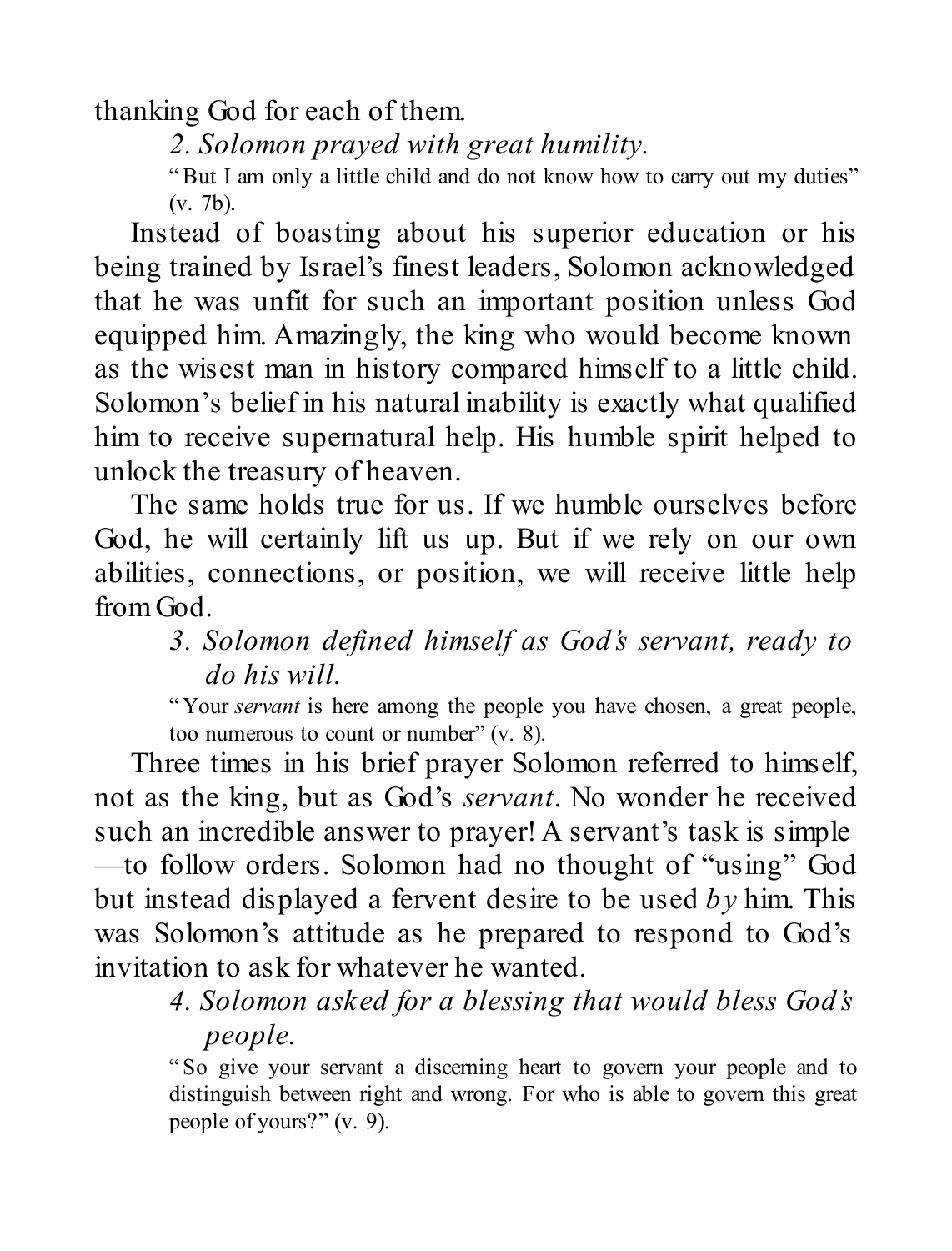thanking God for each of them.

*2. Solomon prayed with great humility.*

> "But I am only a little child and do not know how to carry out my duties" (v. 7b).

Instead of boasting about his superior education or his being trained by Israel's finest leaders, Solomon acknowledged that he was unfit for such an important position unless God equipped him. Amazingly, the king who would become known as the wisest man in history compared himself to a little child. Solomon's belief in his natural inability is exactly what qualified him to receive supernatural help. His humble spirit helped to unlock the treasury of heaven.

The same holds true for us. If we humble ourselves before God, he will certainly lift us up. But if we rely on our own abilities, connections, or position, we will receive little help from God.

*3. Solomon defined himself as God's servant, ready to do his will.*

> "Your *servant* is here among the people you have chosen, a great people, too numerous to count or number" (v. 8).

Three times in his brief prayer Solomon referred to himself, not as the king, but as God's *servant*. No wonder he received such an incredible answer to prayer! A servant's task is simple—to follow orders. Solomon had no thought of "using" God but instead displayed a fervent desire to be used *by* him. This was Solomon's attitude as he prepared to respond to God's invitation to ask for whatever he wanted.

*4. Solomon asked for a blessing that would bless God's people.*

> "So give your servant a discerning heart to govern your people and to distinguish between right and wrong. For who is able to govern this great people of yours?" (v. 9).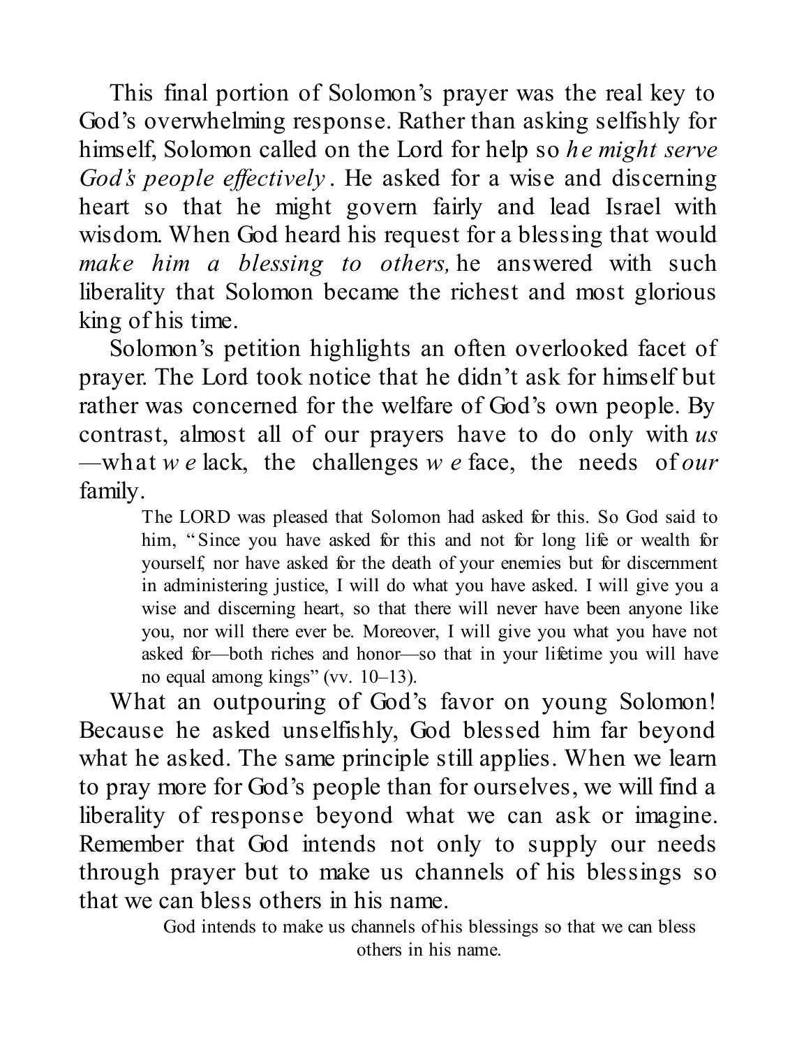This final portion of Solomon's prayer was the real key to God's overwhelming response. Rather than asking selfishly for himself, Solomon called on the Lord for help so *he might serve God's people effectively*. He asked for a wise and discerning heart so that he might govern fairly and lead Israel with wisdom. When God heard his request for a blessing that would *make him a blessing to others,* he answered with such liberality that Solomon became the richest and most glorious king of his time.

Solomon's petition highlights an often overlooked facet of prayer. The Lord took notice that he didn't ask for himself but rather was concerned for the welfare of God's own people. By contrast, almost all of our prayers have to do only with *us*—what *we* lack, the challenges *we* face, the needs of *our* family.

> The LORD was pleased that Solomon had asked for this. So God said to him, "Since you have asked for this and not for long life or wealth for yourself, nor have asked for the death of your enemies but for discernment in administering justice, I will do what you have asked. I will give you a wise and discerning heart, so that there will never have been anyone like you, nor will there ever be. Moreover, I will give you what you have not asked for—both riches and honor—so that in your lifetime you will have no equal among kings" (vv. 10–13).

What an outpouring of God's favor on young Solomon! Because he asked unselfishly, God blessed him far beyond what he asked. The same principle still applies. When we learn to pray more for God's people than for ourselves, we will find a liberality of response beyond what we can ask or imagine. Remember that God intends not only to supply our needs through prayer but to make us channels of his blessings so that we can bless others in his name.

God intends to make us channels of his blessings so that we can bless others in his name.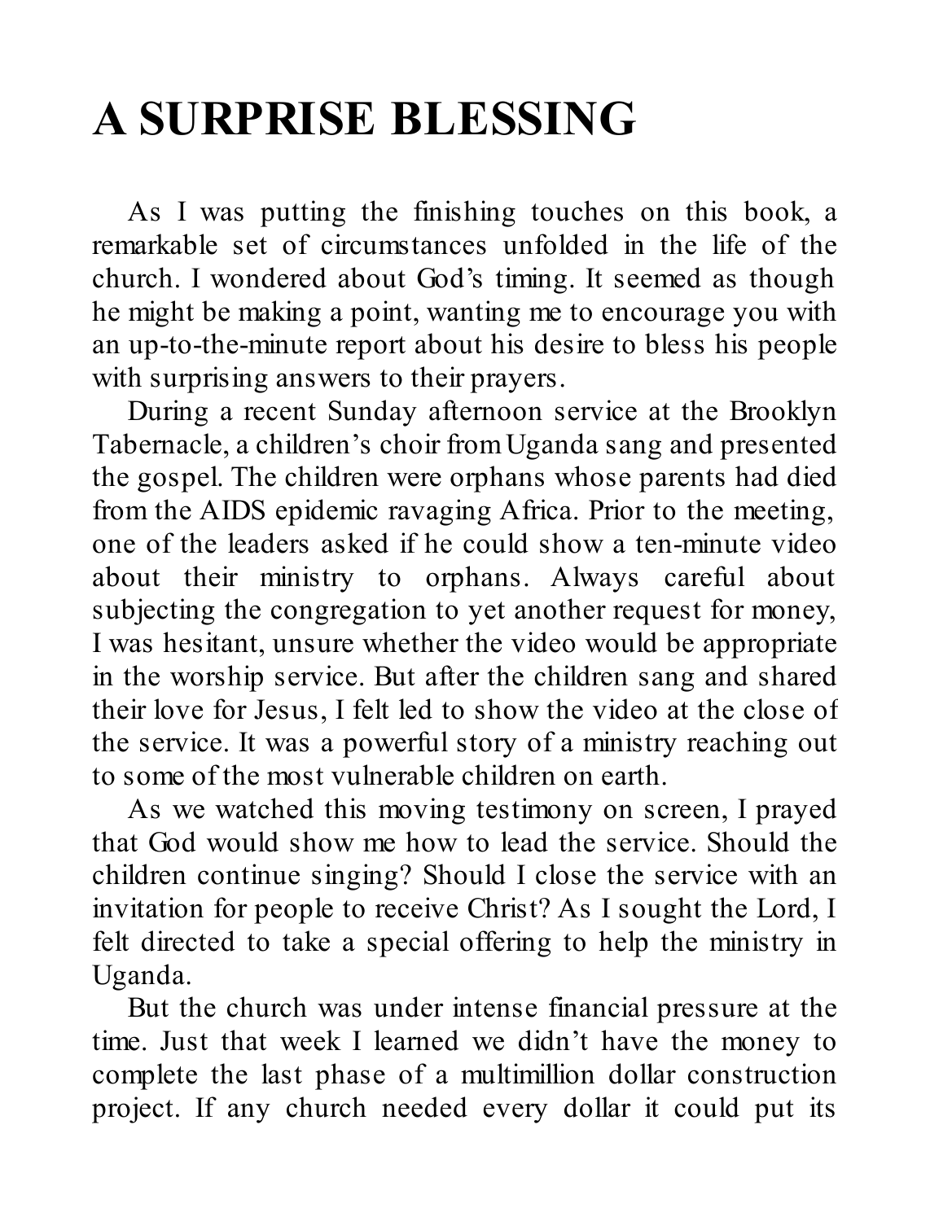# A SURPRISE BLESSING

As I was putting the finishing touches on this book, a remarkable set of circumstances unfolded in the life of the church. I wondered about God's timing. It seemed as though he might be making a point, wanting me to encourage you with an up-to-the-minute report about his desire to bless his people with surprising answers to their prayers.

During a recent Sunday afternoon service at the Brooklyn Tabernacle, a children's choir from Uganda sang and presented the gospel. The children were orphans whose parents had died from the AIDS epidemic ravaging Africa. Prior to the meeting, one of the leaders asked if he could show a ten-minute video about their ministry to orphans. Always careful about subjecting the congregation to yet another request for money, I was hesitant, unsure whether the video would be appropriate in the worship service. But after the children sang and shared their love for Jesus, I felt led to show the video at the close of the service. It was a powerful story of a ministry reaching out to some of the most vulnerable children on earth.

As we watched this moving testimony on screen, I prayed that God would show me how to lead the service. Should the children continue singing? Should I close the service with an invitation for people to receive Christ? As I sought the Lord, I felt directed to take a special offering to help the ministry in Uganda.

But the church was under intense financial pressure at the time. Just that week I learned we didn't have the money to complete the last phase of a multimillion dollar construction project. If any church needed every dollar it could put its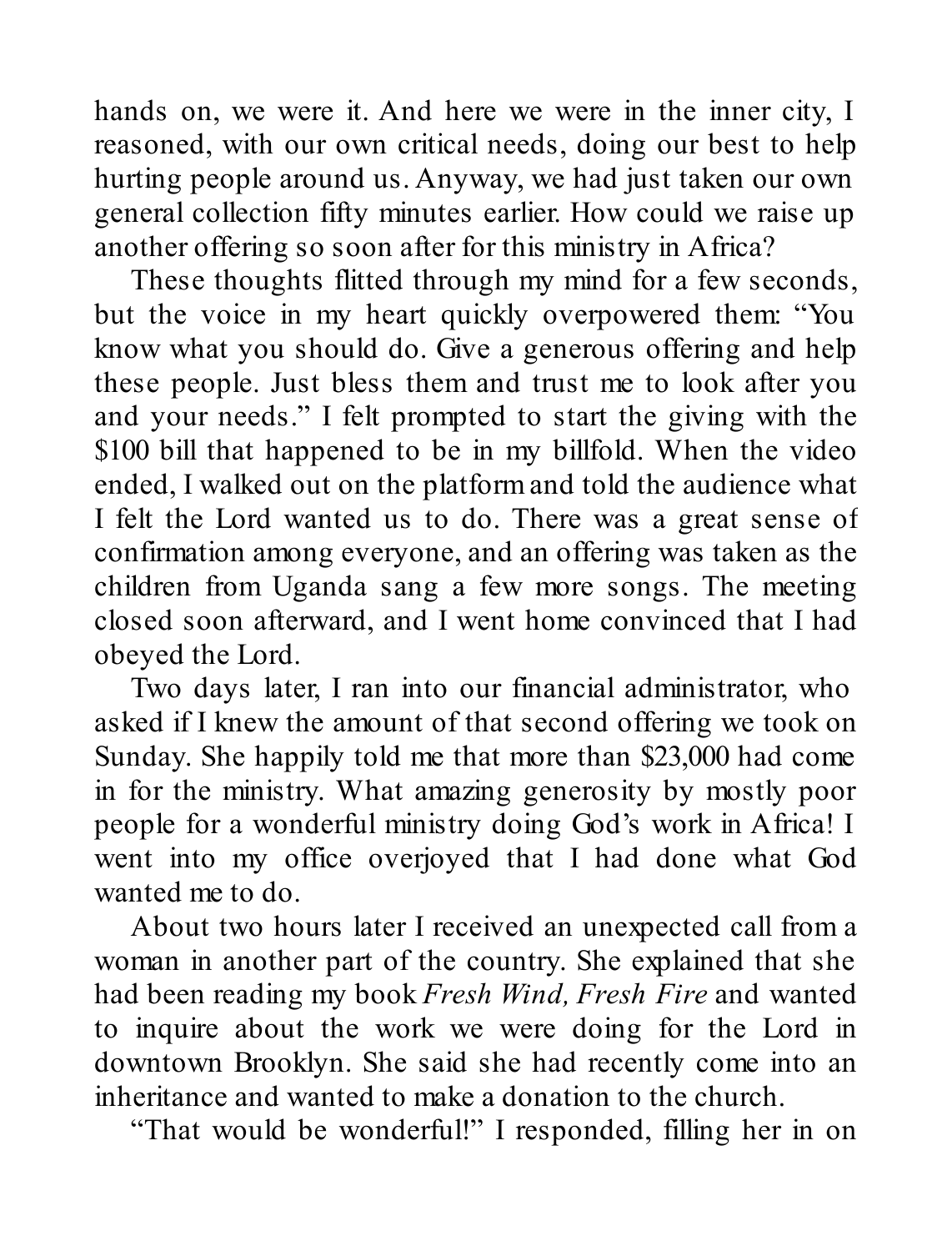hands on, we were it. And here we were in the inner city, I reasoned, with our own critical needs, doing our best to help hurting people around us. Anyway, we had just taken our own general collection fifty minutes earlier. How could we raise up another offering so soon after for this ministry in Africa?

These thoughts flitted through my mind for a few seconds, but the voice in my heart quickly overpowered them: "You know what you should do. Give a generous offering and help these people. Just bless them and trust me to look after you and your needs." I felt prompted to start the giving with the $100 bill that happened to be in my billfold. When the video ended, I walked out on the platform and told the audience what I felt the Lord wanted us to do. There was a great sense of confirmation among everyone, and an offering was taken as the children from Uganda sang a few more songs. The meeting closed soon afterward, and I went home convinced that I had obeyed the Lord.

Two days later, I ran into our financial administrator, who asked if I knew the amount of that second offering we took on Sunday. She happily told me that more than $23,000 had come in for the ministry. What amazing generosity by mostly poor people for a wonderful ministry doing God's work in Africa! I went into my office overjoyed that I had done what God wanted me to do.

About two hours later I received an unexpected call from a woman in another part of the country. She explained that she had been reading my book *Fresh Wind, Fresh Fire* and wanted to inquire about the work we were doing for the Lord in downtown Brooklyn. She said she had recently come into an inheritance and wanted to make a donation to the church.

"That would be wonderful!" I responded, filling her in on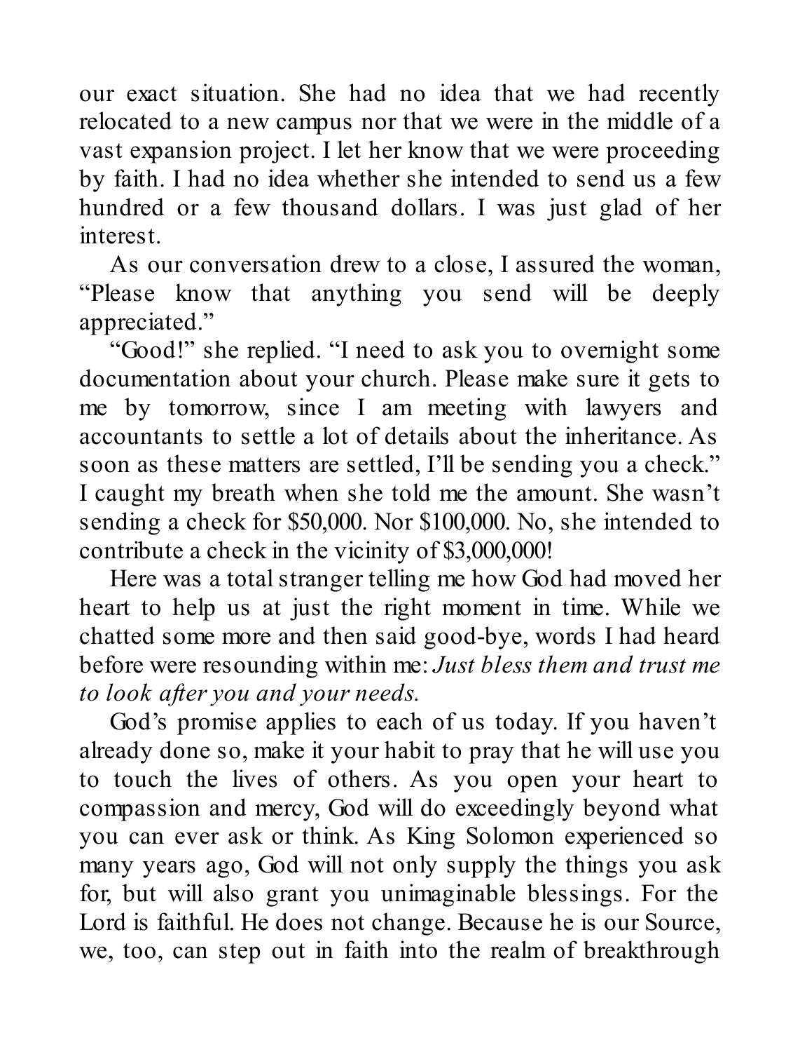our exact situation. She had no idea that we had recently relocated to a new campus nor that we were in the middle of a vast expansion project. I let her know that we were proceeding by faith. I had no idea whether she intended to send us a few hundred or a few thousand dollars. I was just glad of her interest.

As our conversation drew to a close, I assured the woman, "Please know that anything you send will be deeply appreciated."

"Good!" she replied. "I need to ask you to overnight some documentation about your church. Please make sure it gets to me by tomorrow, since I am meeting with lawyers and accountants to settle a lot of details about the inheritance. As soon as these matters are settled, I'll be sending you a check." I caught my breath when she told me the amount. She wasn't sending a check for $50,000. Nor $100,000. No, she intended to contribute a check in the vicinity of $3,000,000!

Here was a total stranger telling me how God had moved her heart to help us at just the right moment in time. While we chatted some more and then said good-bye, words I had heard before were resounding within me: *Just bless them and trust me to look after you and your needs.*

God's promise applies to each of us today. If you haven't already done so, make it your habit to pray that he will use you to touch the lives of others. As you open your heart to compassion and mercy, God will do exceedingly beyond what you can ever ask or think. As King Solomon experienced so many years ago, God will not only supply the things you ask for, but will also grant you unimaginable blessings. For the Lord is faithful. He does not change. Because he is our Source, we, too, can step out in faith into the realm of breakthrough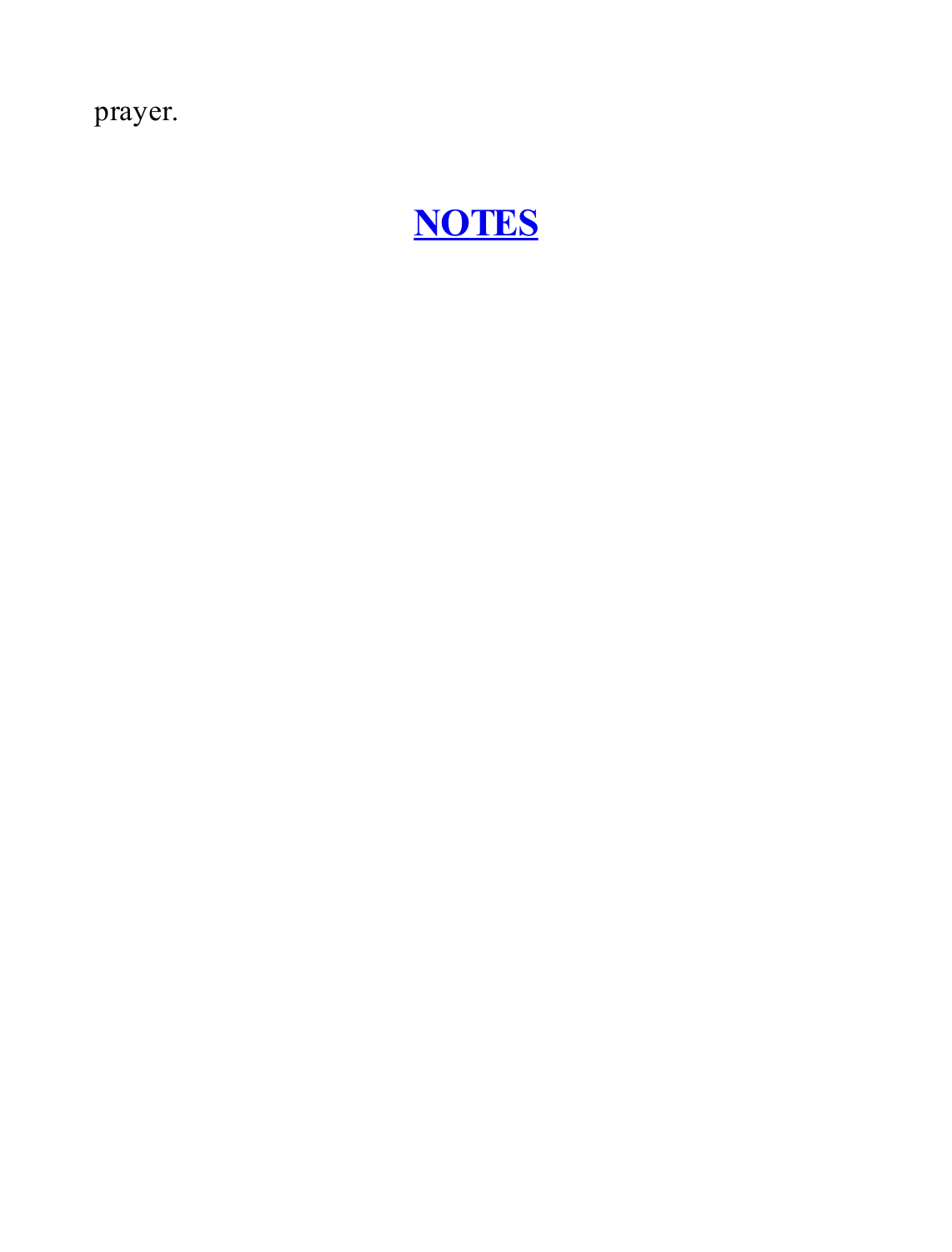prayer.

## NOTES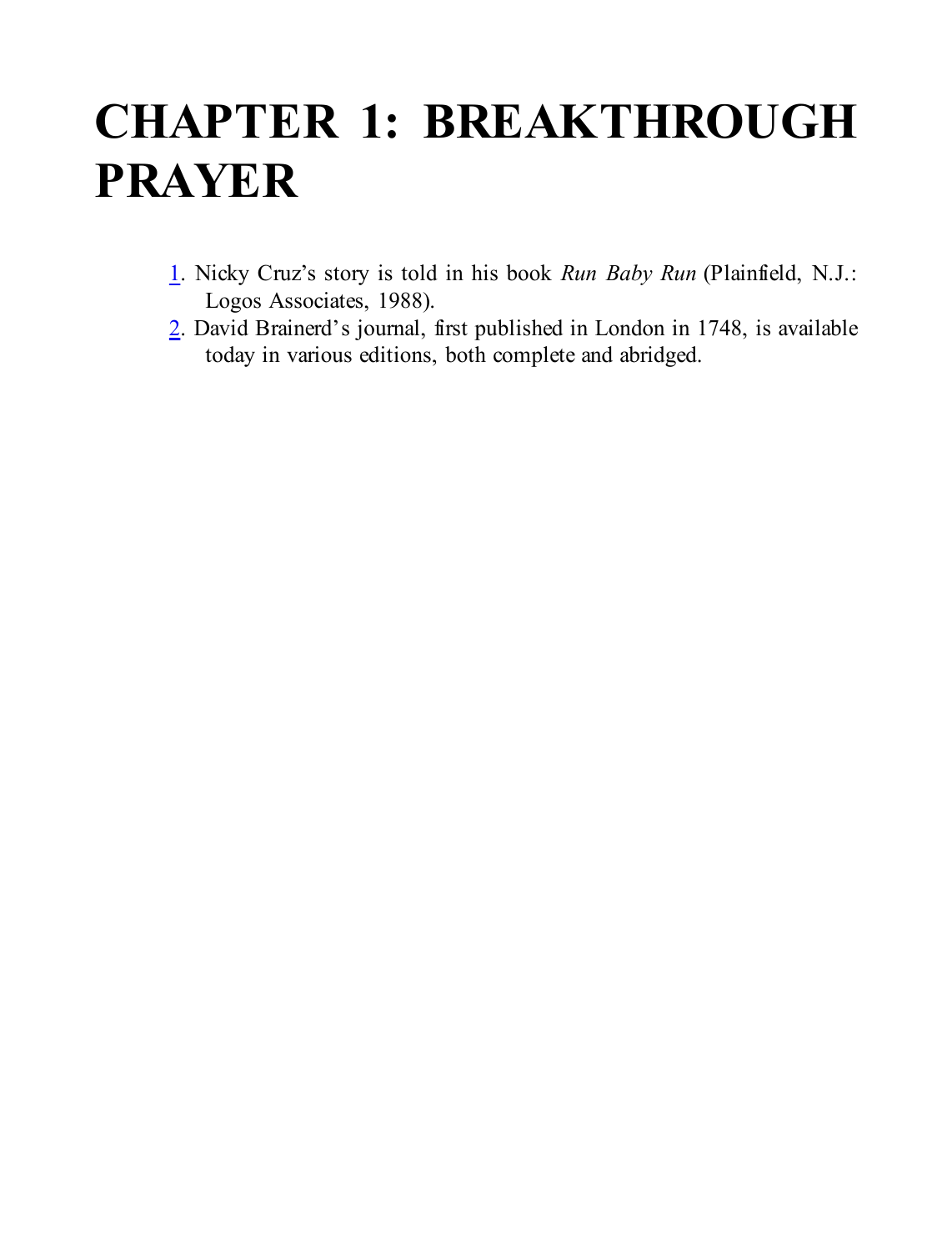# CHAPTER 1: BREAKTHROUGH PRAYER

1. Nicky Cruz's story is told in his book *Run Baby Run* (Plainfield, N.J.: Logos Associates, 1988).
2. David Brainerd's journal, first published in London in 1748, is available today in various editions, both complete and abridged.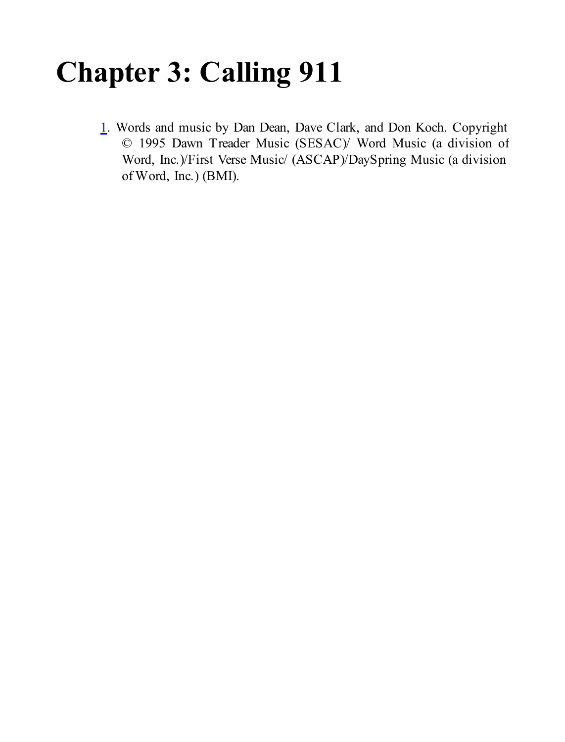# Chapter 3: Calling 911

1. Words and music by Dan Dean, Dave Clark, and Don Koch. Copyright © 1995 Dawn Treader Music (SESAC)/ Word Music (a division of Word, Inc.)/First Verse Music/ (ASCAP)/DaySpring Music (a division of Word, Inc.) (BMI).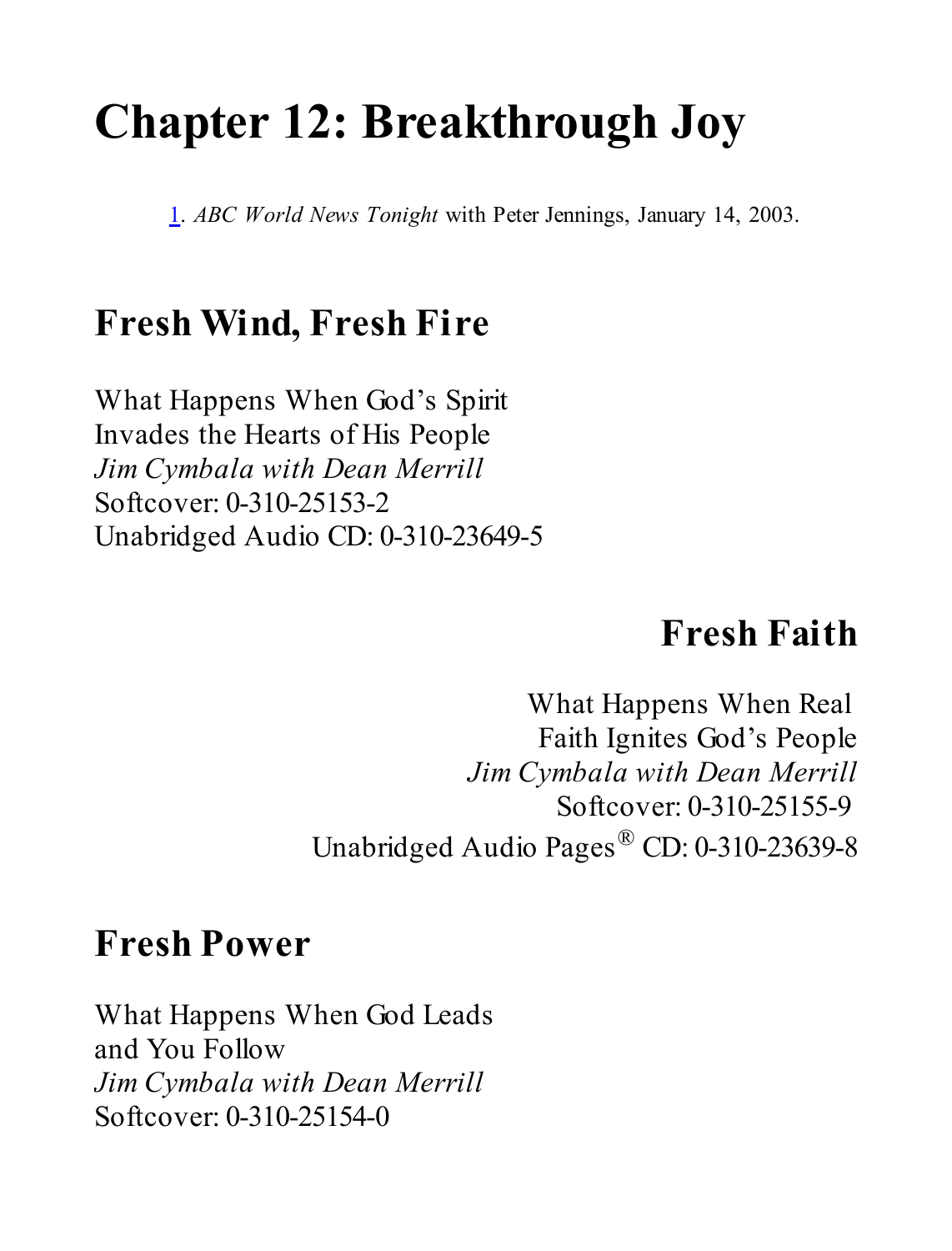# Chapter 12: Breakthrough Joy

1. *ABC World News Tonight* with Peter Jennings, January 14, 2003.

## Fresh Wind, Fresh Fire

What Happens When God's Spirit
Invades the Hearts of His People
*Jim Cymbala with Dean Merrill*
Softcover: 0-310-25153-2
Unabridged Audio CD: 0-310-23649-5

## Fresh Faith

What Happens When Real
Faith Ignites God's People
*Jim Cymbala with Dean Merrill*
Softcover: 0-310-25155-9
Unabridged Audio Pages® CD: 0-310-23639-8

## Fresh Power

What Happens When God Leads
and You Follow
*Jim Cymbala with Dean Merrill*
Softcover: 0-310-25154-0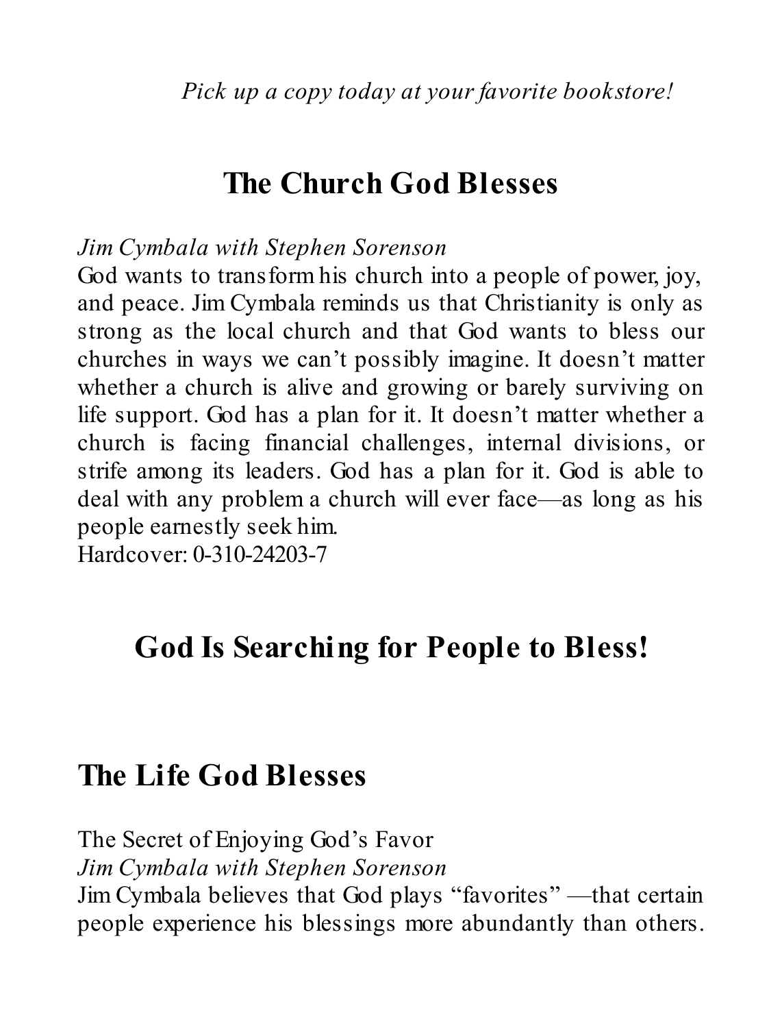*Pick up a copy today at your favorite bookstore!*

## The Church God Blesses

*Jim Cymbala with Stephen Sorenson*

God wants to transform his church into a people of power, joy, and peace. Jim Cymbala reminds us that Christianity is only as strong as the local church and that God wants to bless our churches in ways we can't possibly imagine. It doesn't matter whether a church is alive and growing or barely surviving on life support. God has a plan for it. It doesn't matter whether a church is facing financial challenges, internal divisions, or strife among its leaders. God has a plan for it. God is able to deal with any problem a church will ever face—as long as his people earnestly seek him.

Hardcover: 0-310-24203-7

## God Is Searching for People to Bless!

## The Life God Blesses

The Secret of Enjoying God's Favor

*Jim Cymbala with Stephen Sorenson*

Jim Cymbala believes that God plays "favorites" —that certain people experience his blessings more abundantly than others.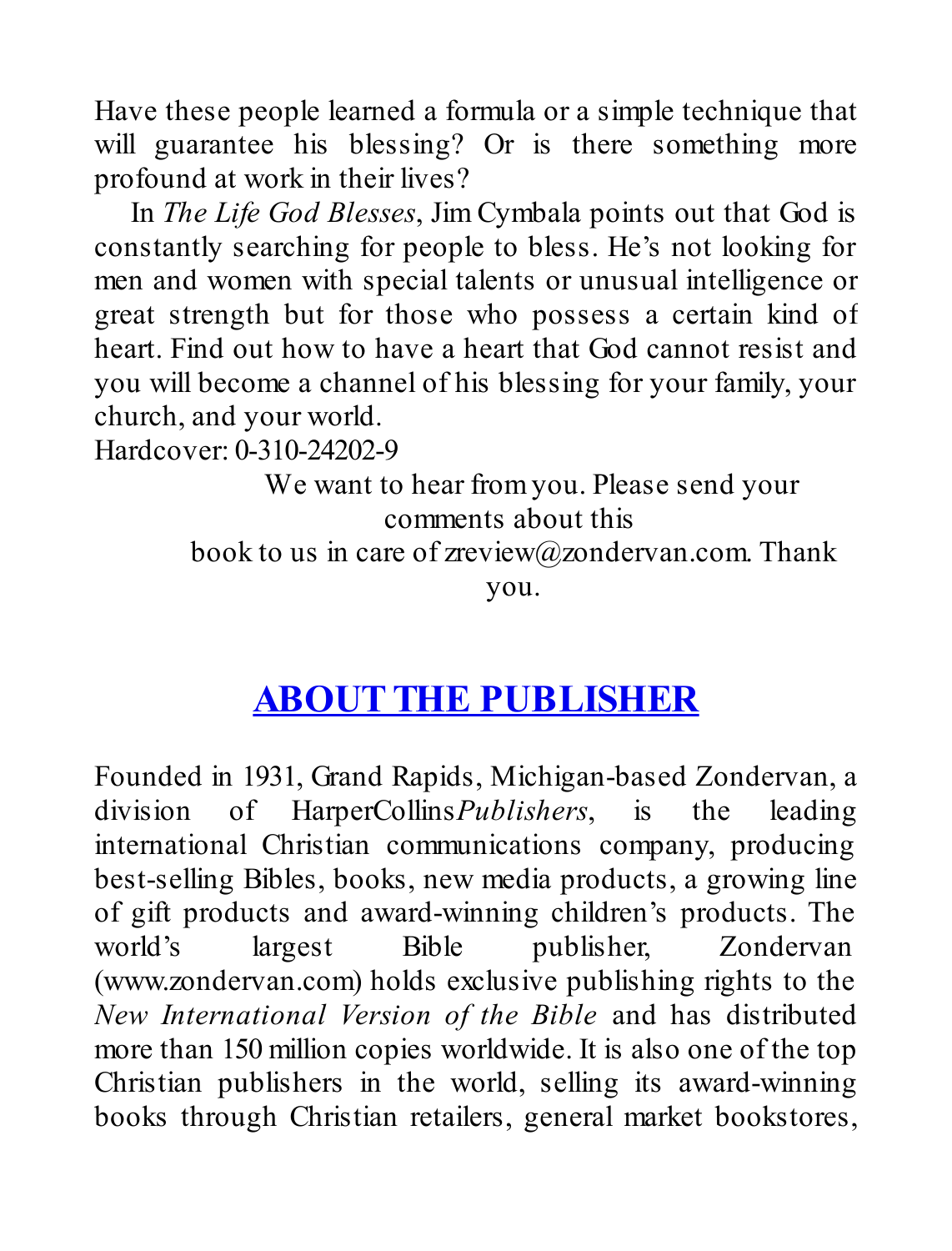Have these people learned a formula or a simple technique that will guarantee his blessing? Or is there something more profound at work in their lives?

In *The Life God Blesses*, Jim Cymbala points out that God is constantly searching for people to bless. He's not looking for men and women with special talents or unusual intelligence or great strength but for those who possess a certain kind of heart. Find out how to have a heart that God cannot resist and you will become a channel of his blessing for your family, your church, and your world.

Hardcover: 0-310-24202-9

We want to hear from you. Please send your comments about this book to us in care of zreview@zondervan.com. Thank you.

## ABOUT THE PUBLISHER

Founded in 1931, Grand Rapids, Michigan-based Zondervan, a division of HarperCollins*Publishers*, is the leading international Christian communications company, producing best-selling Bibles, books, new media products, a growing line of gift products and award-winning children's products. The world's largest Bible publisher, Zondervan (www.zondervan.com) holds exclusive publishing rights to the *New International Version of the Bible* and has distributed more than 150 million copies worldwide. It is also one of the top Christian publishers in the world, selling its award-winning books through Christian retailers, general market bookstores,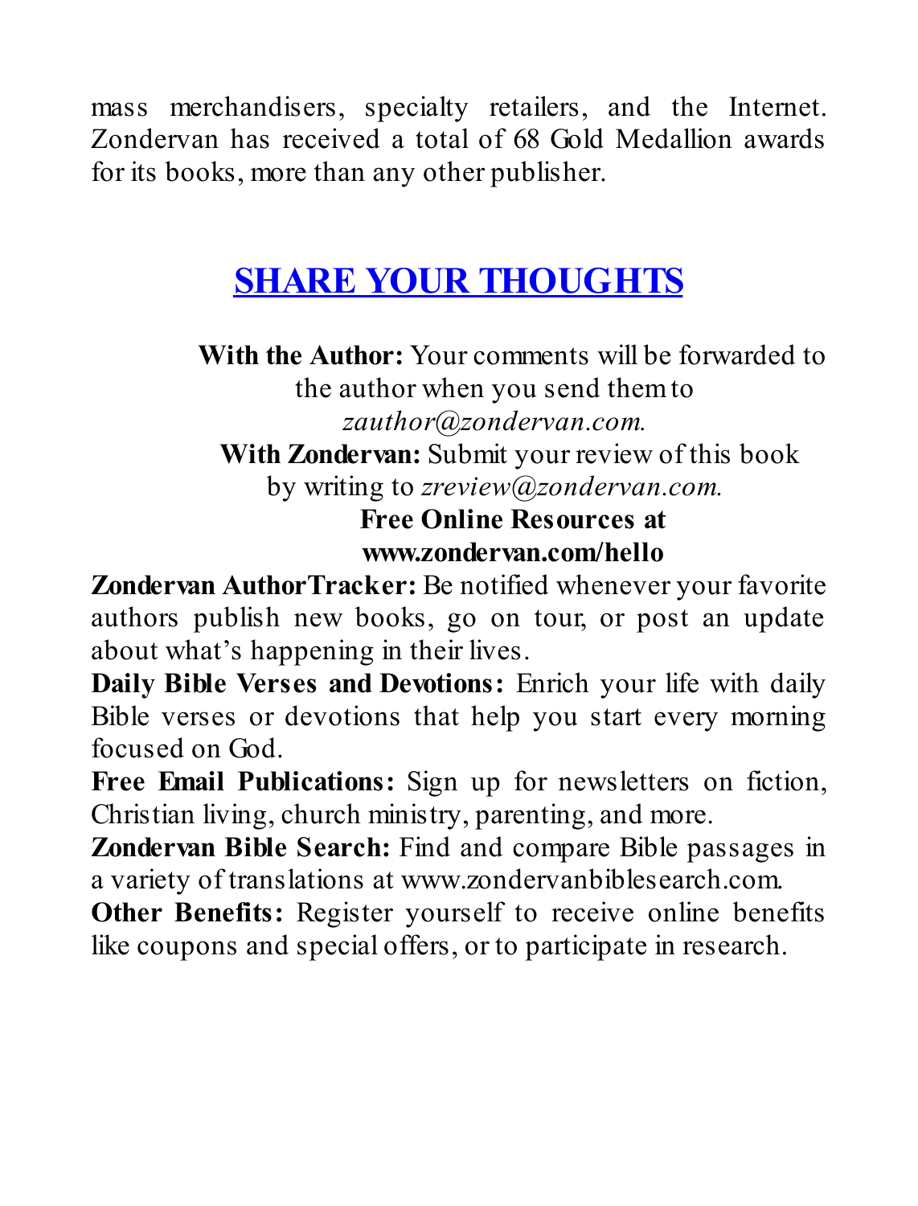mass merchandisers, specialty retailers, and the Internet. Zondervan has received a total of 68 Gold Medallion awards for its books, more than any other publisher.

## SHARE YOUR THOUGHTS

**With the Author:** Your comments will be forwarded to the author when you send them to *zauthor@zondervan.com.*

**With Zondervan:** Submit your review of this book by writing to *zreview@zondervan.com.*

**Free Online Resources at**
**www.zondervan.com/hello**

**Zondervan AuthorTracker:** Be notified whenever your favorite authors publish new books, go on tour, or post an update about what's happening in their lives.

**Daily Bible Verses and Devotions:** Enrich your life with daily Bible verses or devotions that help you start every morning focused on God.

**Free Email Publications:** Sign up for newsletters on fiction, Christian living, church ministry, parenting, and more.

**Zondervan Bible Search:** Find and compare Bible passages in a variety of translations at www.zondervanbiblesearch.com.

**Other Benefits:** Register yourself to receive online benefits like coupons and special offers, or to participate in research.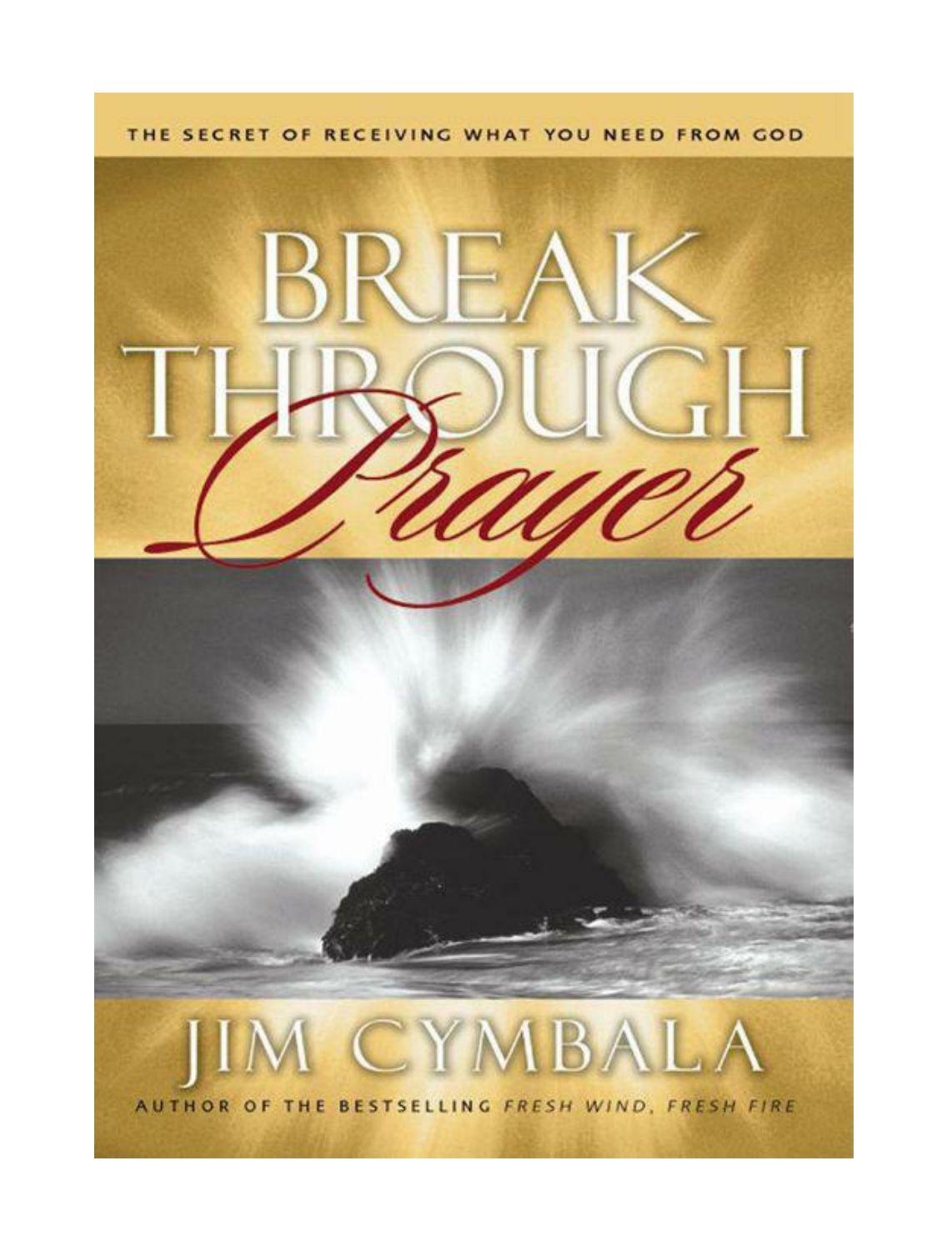THE SECRET OF RECEIVING WHAT YOU NEED FROM GOD

# BREAK THROUGH *Prayer*

# JIM CYMBALA

AUTHOR OF THE BESTSELLING *FRESH WIND, FRESH FIRE*